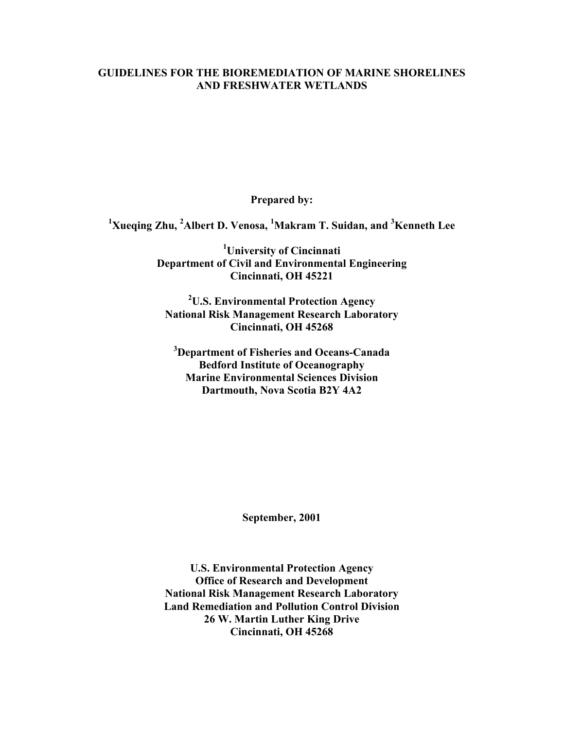# GUIDELINES FOR THE BIOREMEDIATION OF MARINE SHORELINES AND FRESHWATER WETLANDS

**Prepared by:**

**[1]Xueqing Zhu, [2]Albert D. Venosa, [1]Makram T. Suidan, and [3]Kenneth Lee**

**[1]University of Cincinnati**
**Department of Civil and Environmental Engineering**
**Cincinnati, OH 45221**

**[2]U.S. Environmental Protection Agency**
**National Risk Management Research Laboratory**
**Cincinnati, OH 45268**

**[3]Department of Fisheries and Oceans-Canada**
**Bedford Institute of Oceanography**
**Marine Environmental Sciences Division**
**Dartmouth, Nova Scotia B2Y 4A2**

**September, 2001**

**U.S. Environmental Protection Agency**
**Office of Research and Development**
**National Risk Management Research Laboratory**
**Land Remediation and Pollution Control Division**
**26 W. Martin Luther King Drive**
**Cincinnati, OH 45268**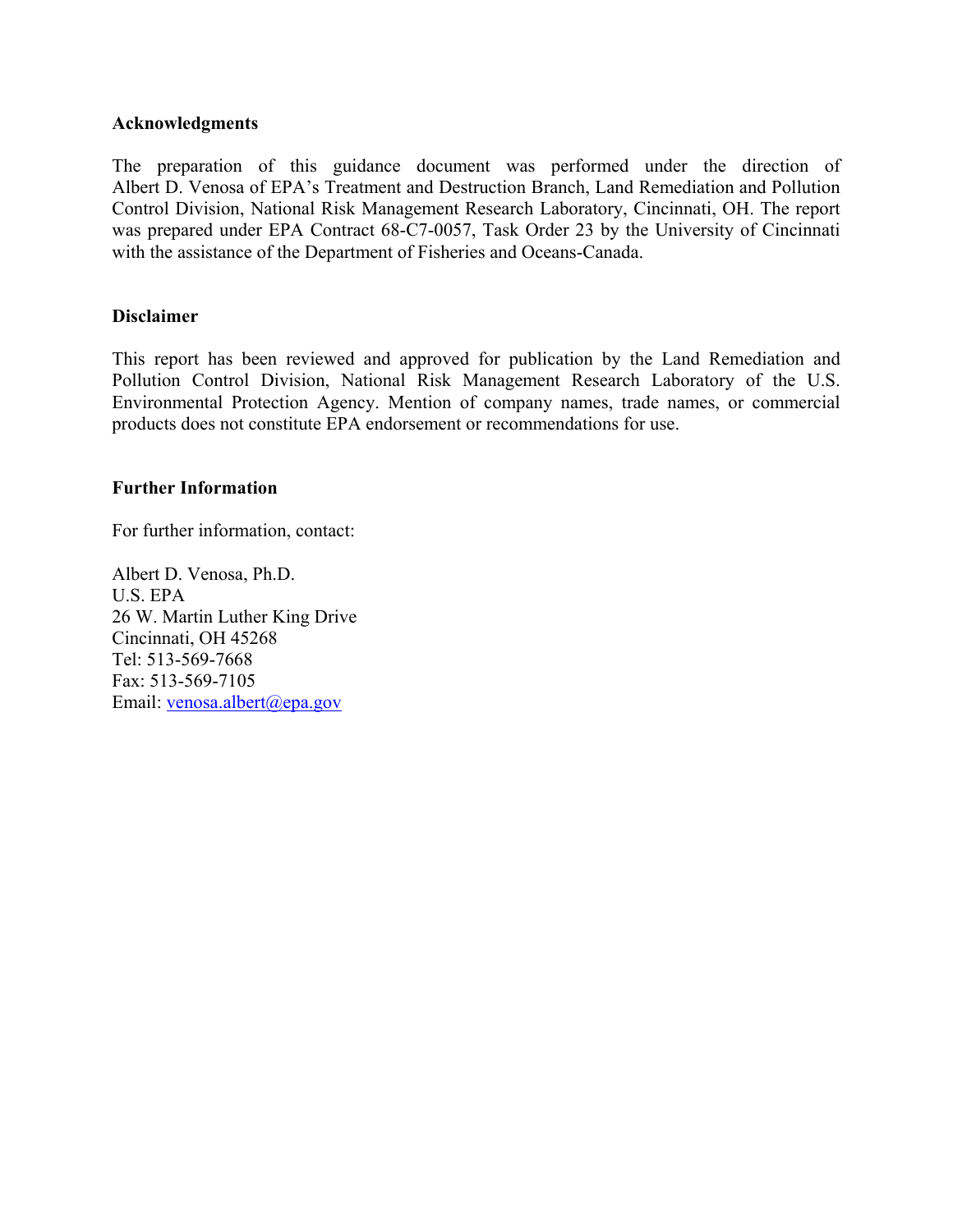## Acknowledgments

The preparation of this guidance document was performed under the direction of Albert D. Venosa of EPA's Treatment and Destruction Branch, Land Remediation and Pollution Control Division, National Risk Management Research Laboratory, Cincinnati, OH. The report was prepared under EPA Contract 68-C7-0057, Task Order 23 by the University of Cincinnati with the assistance of the Department of Fisheries and Oceans-Canada.

## Disclaimer

This report has been reviewed and approved for publication by the Land Remediation and Pollution Control Division, National Risk Management Research Laboratory of the U.S. Environmental Protection Agency. Mention of company names, trade names, or commercial products does not constitute EPA endorsement or recommendations for use.

## Further Information

For further information, contact:

Albert D. Venosa, Ph.D.  
U.S. EPA  
26 W. Martin Luther King Drive  
Cincinnati, OH 45268  
Tel: 513-569-7668  
Fax: 513-569-7105  
Email: venosa.albert@epa.gov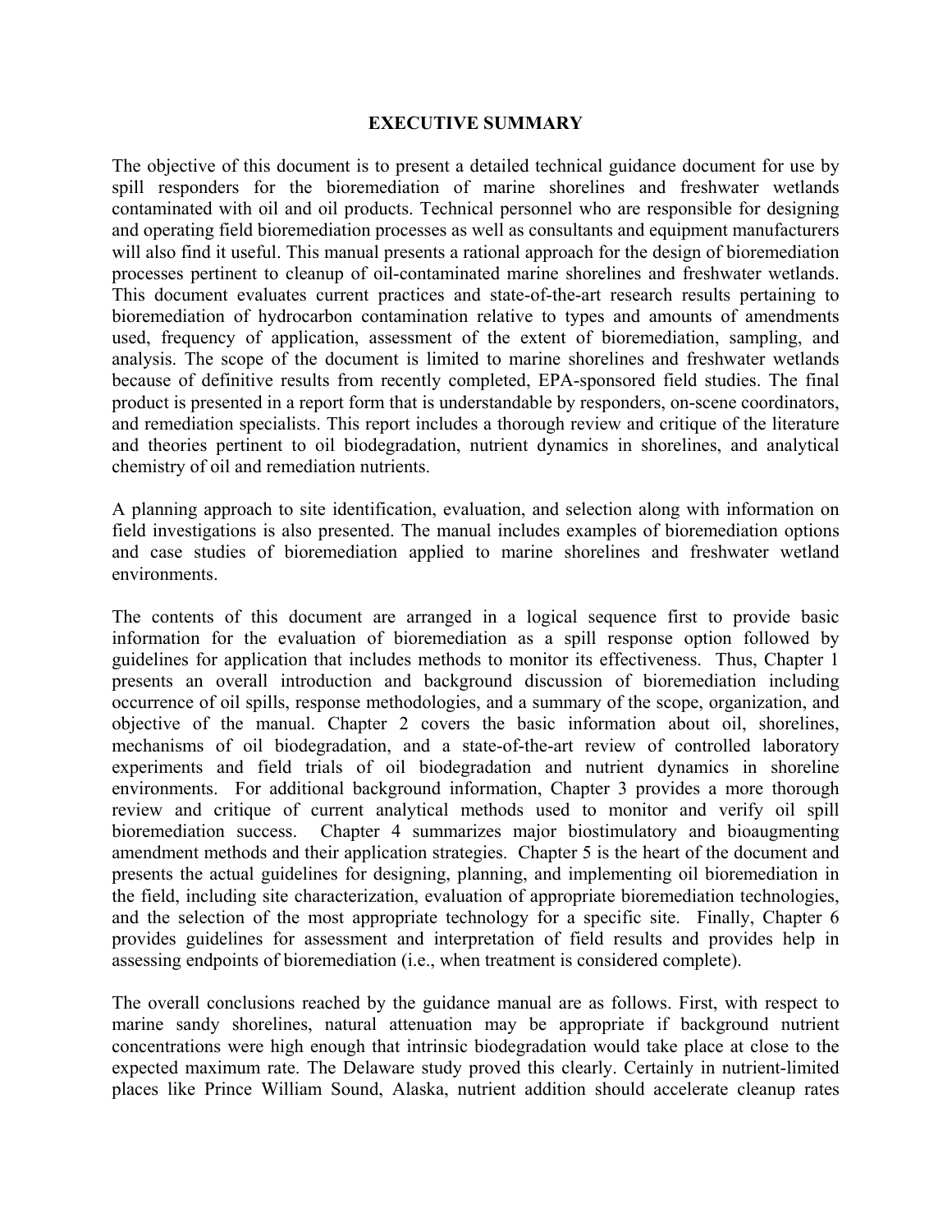## EXECUTIVE SUMMARY

The objective of this document is to present a detailed technical guidance document for use by spill responders for the bioremediation of marine shorelines and freshwater wetlands contaminated with oil and oil products. Technical personnel who are responsible for designing and operating field bioremediation processes as well as consultants and equipment manufacturers will also find it useful. This manual presents a rational approach for the design of bioremediation processes pertinent to cleanup of oil-contaminated marine shorelines and freshwater wetlands. This document evaluates current practices and state-of-the-art research results pertaining to bioremediation of hydrocarbon contamination relative to types and amounts of amendments used, frequency of application, assessment of the extent of bioremediation, sampling, and analysis. The scope of the document is limited to marine shorelines and freshwater wetlands because of definitive results from recently completed, EPA-sponsored field studies. The final product is presented in a report form that is understandable by responders, on-scene coordinators, and remediation specialists. This report includes a thorough review and critique of the literature and theories pertinent to oil biodegradation, nutrient dynamics in shorelines, and analytical chemistry of oil and remediation nutrients.

A planning approach to site identification, evaluation, and selection along with information on field investigations is also presented. The manual includes examples of bioremediation options and case studies of bioremediation applied to marine shorelines and freshwater wetland environments.

The contents of this document are arranged in a logical sequence first to provide basic information for the evaluation of bioremediation as a spill response option followed by guidelines for application that includes methods to monitor its effectiveness. Thus, Chapter 1 presents an overall introduction and background discussion of bioremediation including occurrence of oil spills, response methodologies, and a summary of the scope, organization, and objective of the manual. Chapter 2 covers the basic information about oil, shorelines, mechanisms of oil biodegradation, and a state-of-the-art review of controlled laboratory experiments and field trials of oil biodegradation and nutrient dynamics in shoreline environments. For additional background information, Chapter 3 provides a more thorough review and critique of current analytical methods used to monitor and verify oil spill bioremediation success. Chapter 4 summarizes major biostimulatory and bioaugmenting amendment methods and their application strategies. Chapter 5 is the heart of the document and presents the actual guidelines for designing, planning, and implementing oil bioremediation in the field, including site characterization, evaluation of appropriate bioremediation technologies, and the selection of the most appropriate technology for a specific site. Finally, Chapter 6 provides guidelines for assessment and interpretation of field results and provides help in assessing endpoints of bioremediation (i.e., when treatment is considered complete).

The overall conclusions reached by the guidance manual are as follows. First, with respect to marine sandy shorelines, natural attenuation may be appropriate if background nutrient concentrations were high enough that intrinsic biodegradation would take place at close to the expected maximum rate. The Delaware study proved this clearly. Certainly in nutrient-limited places like Prince William Sound, Alaska, nutrient addition should accelerate cleanup rates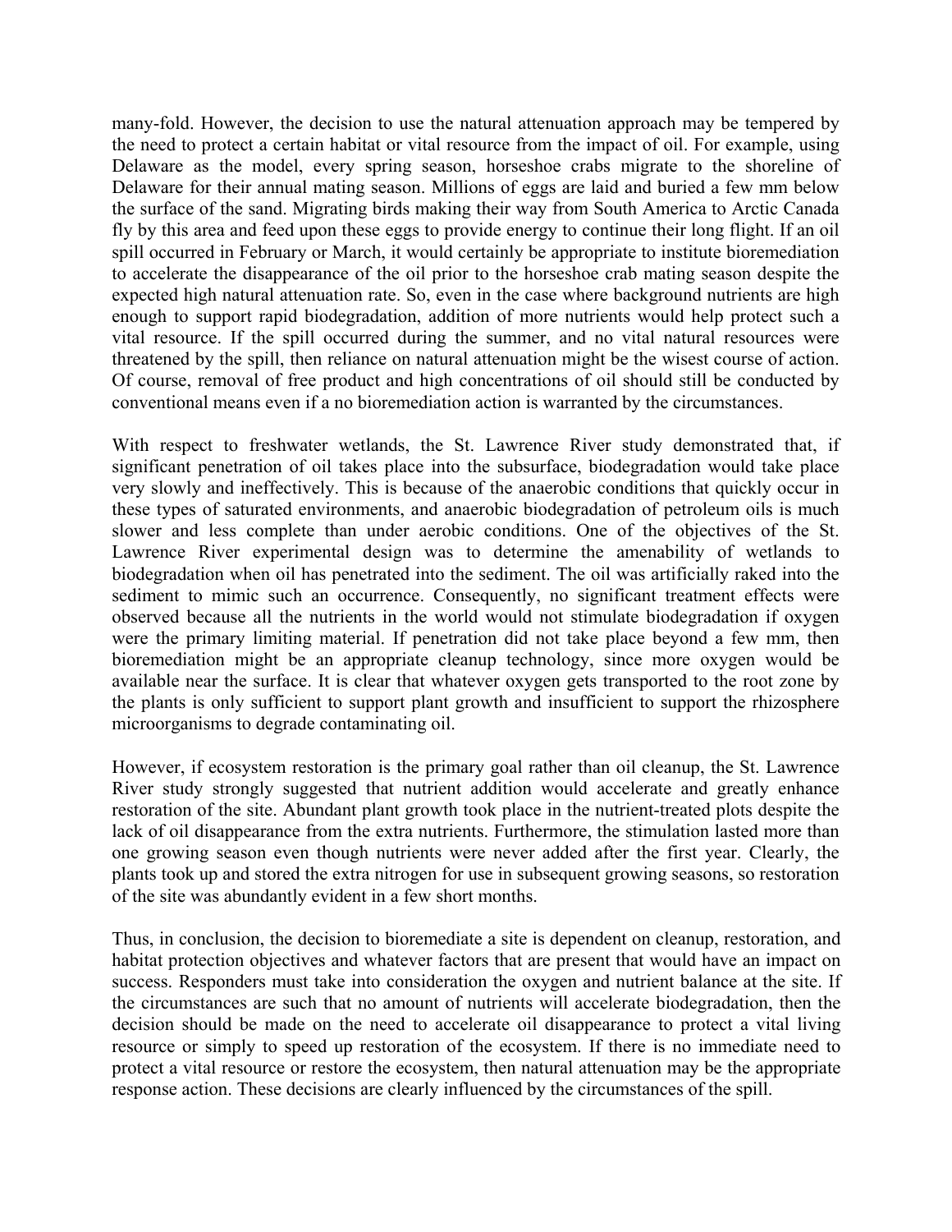many-fold. However, the decision to use the natural attenuation approach may be tempered by the need to protect a certain habitat or vital resource from the impact of oil. For example, using Delaware as the model, every spring season, horseshoe crabs migrate to the shoreline of Delaware for their annual mating season. Millions of eggs are laid and buried a few mm below the surface of the sand. Migrating birds making their way from South America to Arctic Canada fly by this area and feed upon these eggs to provide energy to continue their long flight. If an oil spill occurred in February or March, it would certainly be appropriate to institute bioremediation to accelerate the disappearance of the oil prior to the horseshoe crab mating season despite the expected high natural attenuation rate. So, even in the case where background nutrients are high enough to support rapid biodegradation, addition of more nutrients would help protect such a vital resource. If the spill occurred during the summer, and no vital natural resources were threatened by the spill, then reliance on natural attenuation might be the wisest course of action. Of course, removal of free product and high concentrations of oil should still be conducted by conventional means even if a no bioremediation action is warranted by the circumstances.

With respect to freshwater wetlands, the St. Lawrence River study demonstrated that, if significant penetration of oil takes place into the subsurface, biodegradation would take place very slowly and ineffectively. This is because of the anaerobic conditions that quickly occur in these types of saturated environments, and anaerobic biodegradation of petroleum oils is much slower and less complete than under aerobic conditions. One of the objectives of the St. Lawrence River experimental design was to determine the amenability of wetlands to biodegradation when oil has penetrated into the sediment. The oil was artificially raked into the sediment to mimic such an occurrence. Consequently, no significant treatment effects were observed because all the nutrients in the world would not stimulate biodegradation if oxygen were the primary limiting material. If penetration did not take place beyond a few mm, then bioremediation might be an appropriate cleanup technology, since more oxygen would be available near the surface. It is clear that whatever oxygen gets transported to the root zone by the plants is only sufficient to support plant growth and insufficient to support the rhizosphere microorganisms to degrade contaminating oil.

However, if ecosystem restoration is the primary goal rather than oil cleanup, the St. Lawrence River study strongly suggested that nutrient addition would accelerate and greatly enhance restoration of the site. Abundant plant growth took place in the nutrient-treated plots despite the lack of oil disappearance from the extra nutrients. Furthermore, the stimulation lasted more than one growing season even though nutrients were never added after the first year. Clearly, the plants took up and stored the extra nitrogen for use in subsequent growing seasons, so restoration of the site was abundantly evident in a few short months.

Thus, in conclusion, the decision to bioremediate a site is dependent on cleanup, restoration, and habitat protection objectives and whatever factors that are present that would have an impact on success. Responders must take into consideration the oxygen and nutrient balance at the site. If the circumstances are such that no amount of nutrients will accelerate biodegradation, then the decision should be made on the need to accelerate oil disappearance to protect a vital living resource or simply to speed up restoration of the ecosystem. If there is no immediate need to protect a vital resource or restore the ecosystem, then natural attenuation may be the appropriate response action. These decisions are clearly influenced by the circumstances of the spill.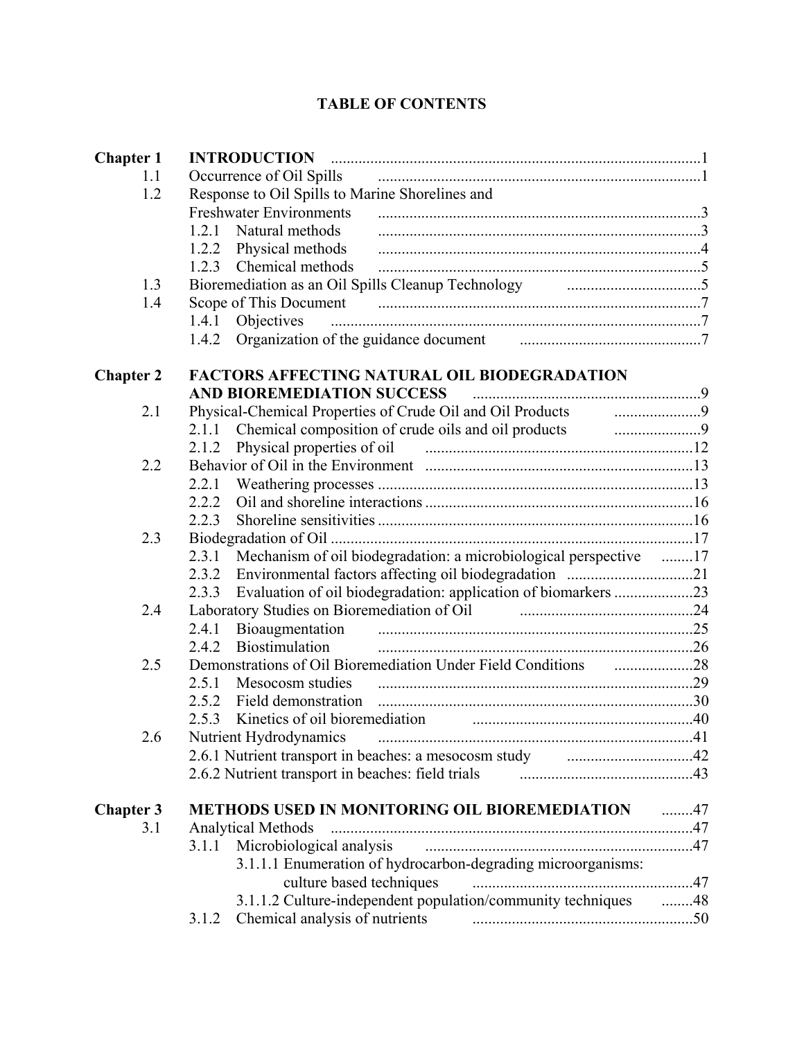# TABLE OF CONTENTS

| | | |
|---|---|---|
| **Chapter 1** | **INTRODUCTION** | 1 |
| 1.1 | Occurrence of Oil Spills | 1 |
| 1.2 | Response to Oil Spills to Marine Shorelines and Freshwater Environments | 3 |
| | 1.2.1 Natural methods | 3 |
| | 1.2.2 Physical methods | 4 |
| | 1.2.3 Chemical methods | 5 |
| 1.3 | Bioremediation as an Oil Spills Cleanup Technology | 5 |
| 1.4 | Scope of This Document | 7 |
| | 1.4.1 Objectives | 7 |
| | 1.4.2 Organization of the guidance document | 7 |
| **Chapter 2** | **FACTORS AFFECTING NATURAL OIL BIODEGRADATION AND BIOREMEDIATION SUCCESS** | 9 |
| 2.1 | Physical-Chemical Properties of Crude Oil and Oil Products | 9 |
| | 2.1.1 Chemical composition of crude oils and oil products | 9 |
| | 2.1.2 Physical properties of oil | 12 |
| 2.2 | Behavior of Oil in the Environment | 13 |
| | 2.2.1 Weathering processes | 13 |
| | 2.2.2 Oil and shoreline interactions | 16 |
| | 2.2.3 Shoreline sensitivities | 16 |
| 2.3 | Biodegradation of Oil | 17 |
| | 2.3.1 Mechanism of oil biodegradation: a microbiological perspective | 17 |
| | 2.3.2 Environmental factors affecting oil biodegradation | 21 |
| | 2.3.3 Evaluation of oil biodegradation: application of biomarkers | 23 |
| 2.4 | Laboratory Studies on Bioremediation of Oil | 24 |
| | 2.4.1 Bioaugmentation | 25 |
| | 2.4.2 Biostimulation | 26 |
| 2.5 | Demonstrations of Oil Bioremediation Under Field Conditions | 28 |
| | 2.5.1 Mesocosm studies | 29 |
| | 2.5.2 Field demonstration | 30 |
| | 2.5.3 Kinetics of oil bioremediation | 40 |
| 2.6 | Nutrient Hydrodynamics | 41 |
| | 2.6.1 Nutrient transport in beaches: a mesocosm study | 42 |
| | 2.6.2 Nutrient transport in beaches: field trials | 43 |
| **Chapter 3** | **METHODS USED IN MONITORING OIL BIOREMEDIATION** | 47 |
| 3.1 | Analytical Methods | 47 |
| | 3.1.1 Microbiological analysis | 47 |
| | 3.1.1.1 Enumeration of hydrocarbon-degrading microorganisms: culture based techniques | 47 |
| | 3.1.1.2 Culture-independent population/community techniques | 48 |
| | 3.1.2 Chemical analysis of nutrients | 50 |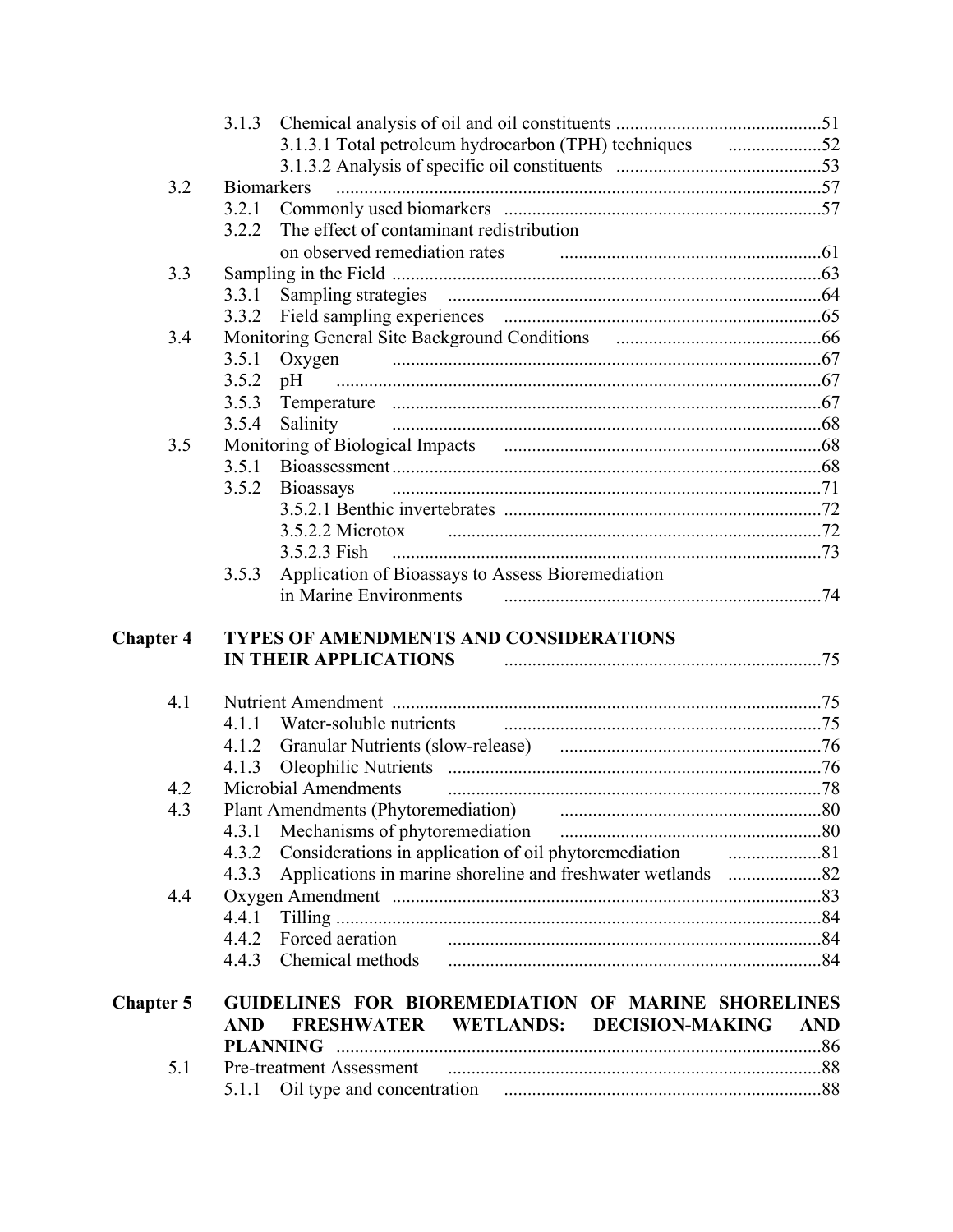| | | | |
|---|---|---|---|
| | 3.1.3 | Chemical analysis of oil and oil constituents | 51 |
| | | 3.1.3.1 Total petroleum hydrocarbon (TPH) techniques | 52 |
| | | 3.1.3.2 Analysis of specific oil constituents | 53 |
| 3.2 | Biomarkers | | 57 |
| | 3.2.1 | Commonly used biomarkers | 57 |
| | 3.2.2 | The effect of contaminant redistribution on observed remediation rates | 61 |
| 3.3 | Sampling in the Field | | 63 |
| | 3.3.1 | Sampling strategies | 64 |
| | 3.3.2 | Field sampling experiences | 65 |
| 3.4 | Monitoring General Site Background Conditions | | 66 |
| | 3.5.1 | Oxygen | 67 |
| | 3.5.2 | pH | 67 |
| | 3.5.3 | Temperature | 67 |
| | 3.5.4 | Salinity | 68 |
| 3.5 | Monitoring of Biological Impacts | | 68 |
| | 3.5.1 | Bioassessment | 68 |
| | 3.5.2 | Bioassays | 71 |
| | | 3.5.2.1 Benthic invertebrates | 72 |
| | | 3.5.2.2 Microtox | 72 |
| | | 3.5.2.3 Fish | 73 |
| | 3.5.3 | Application of Bioassays to Assess Bioremediation in Marine Environments | 74 |
| **Chapter 4** | **TYPES OF AMENDMENTS AND CONSIDERATIONS IN THEIR APPLICATIONS** | | 75 |
| 4.1 | Nutrient Amendment | | 75 |
| | 4.1.1 | Water-soluble nutrients | 75 |
| | 4.1.2 | Granular Nutrients (slow-release) | 76 |
| | 4.1.3 | Oleophilic Nutrients | 76 |
| 4.2 | Microbial Amendments | | 78 |
| 4.3 | Plant Amendments (Phytoremediation) | | 80 |
| | 4.3.1 | Mechanisms of phytoremediation | 80 |
| | 4.3.2 | Considerations in application of oil phytoremediation | 81 |
| | 4.3.3 | Applications in marine shoreline and freshwater wetlands | 82 |
| 4.4 | Oxygen Amendment | | 83 |
| | 4.4.1 | Tilling | 84 |
| | 4.4.2 | Forced aeration | 84 |
| | 4.4.3 | Chemical methods | 84 |
| **Chapter 5** | **GUIDELINES FOR BIOREMEDIATION OF MARINE SHORELINES AND FRESHWATER WETLANDS: DECISION-MAKING AND PLANNING** | | 86 |
| 5.1 | Pre-treatment Assessment | | 88 |
| | 5.1.1 | Oil type and concentration | 88 |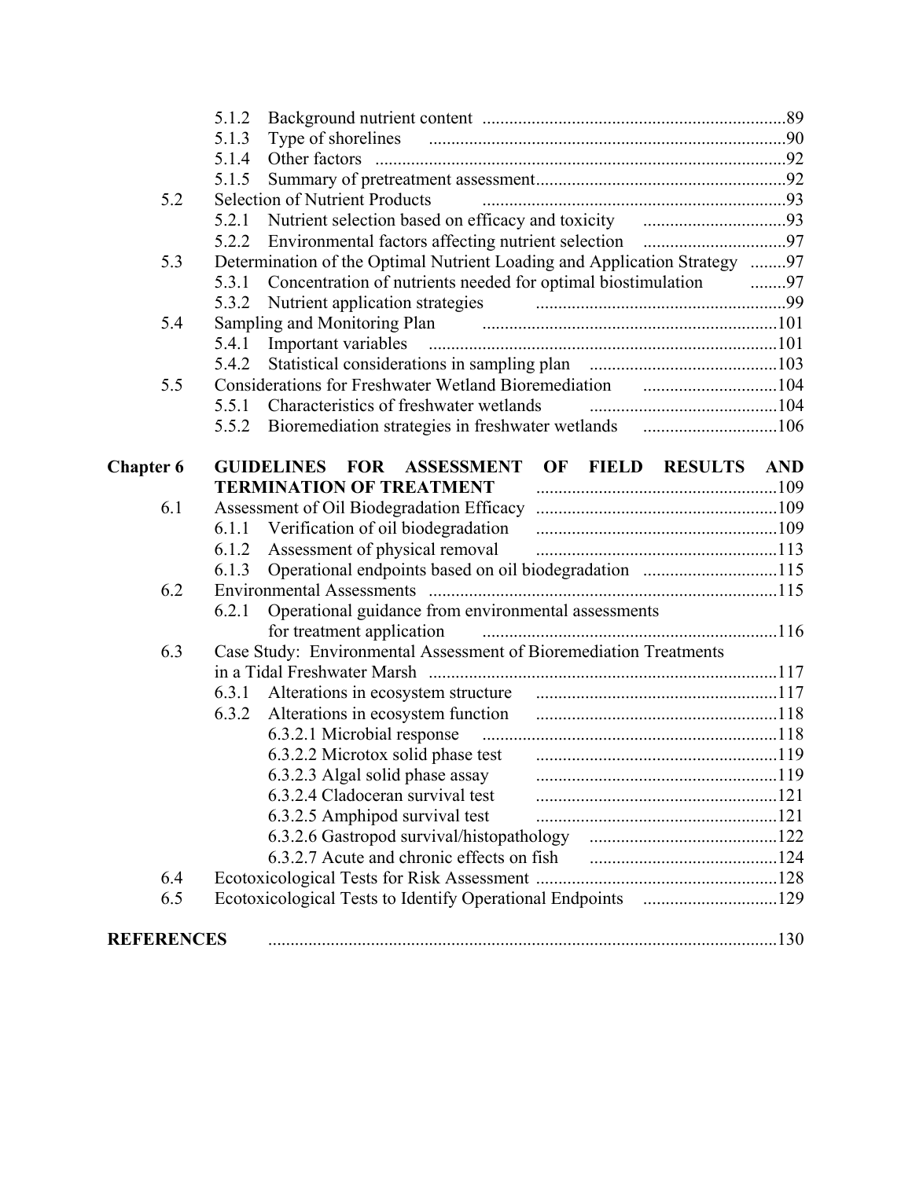| | | | |
|---|---|---|---|
| | 5.1.2 | Background nutrient content | 89 |
| | 5.1.3 | Type of shorelines | 90 |
| | 5.1.4 | Other factors | 92 |
| | 5.1.5 | Summary of pretreatment assessment | 92 |
| 5.2 | | Selection of Nutrient Products | 93 |
| | 5.2.1 | Nutrient selection based on efficacy and toxicity | 93 |
| | 5.2.2 | Environmental factors affecting nutrient selection | 97 |
| 5.3 | | Determination of the Optimal Nutrient Loading and Application Strategy | 97 |
| | 5.3.1 | Concentration of nutrients needed for optimal biostimulation | 97 |
| | 5.3.2 | Nutrient application strategies | 99 |
| 5.4 | | Sampling and Monitoring Plan | 101 |
| | 5.4.1 | Important variables | 101 |
| | 5.4.2 | Statistical considerations in sampling plan | 103 |
| 5.5 | | Considerations for Freshwater Wetland Bioremediation | 104 |
| | 5.5.1 | Characteristics of freshwater wetlands | 104 |
| | 5.5.2 | Bioremediation strategies in freshwater wetlands | 106 |
| **Chapter 6** | | **GUIDELINES FOR ASSESSMENT OF FIELD RESULTS AND TERMINATION OF TREATMENT** | 109 |
| 6.1 | | Assessment of Oil Biodegradation Efficacy | 109 |
| | 6.1.1 | Verification of oil biodegradation | 109 |
| | 6.1.2 | Assessment of physical removal | 113 |
| | 6.1.3 | Operational endpoints based on oil biodegradation | 115 |
| 6.2 | | Environmental Assessments | 115 |
| | 6.2.1 | Operational guidance from environmental assessments for treatment application | 116 |
| 6.3 | | Case Study: Environmental Assessment of Bioremediation Treatments in a Tidal Freshwater Marsh | 117 |
| | 6.3.1 | Alterations in ecosystem structure | 117 |
| | 6.3.2 | Alterations in ecosystem function | 118 |
| | | 6.3.2.1 Microbial response | 118 |
| | | 6.3.2.2 Microtox solid phase test | 119 |
| | | 6.3.2.3 Algal solid phase assay | 119 |
| | | 6.3.2.4 Cladoceran survival test | 121 |
| | | 6.3.2.5 Amphipod survival test | 121 |
| | | 6.3.2.6 Gastropod survival/histopathology | 122 |
| | | 6.3.2.7 Acute and chronic effects on fish | 124 |
| 6.4 | | Ecotoxicological Tests for Risk Assessment | 128 |
| 6.5 | | Ecotoxicological Tests to Identify Operational Endpoints | 129 |
| **REFERENCES** | | | 130 |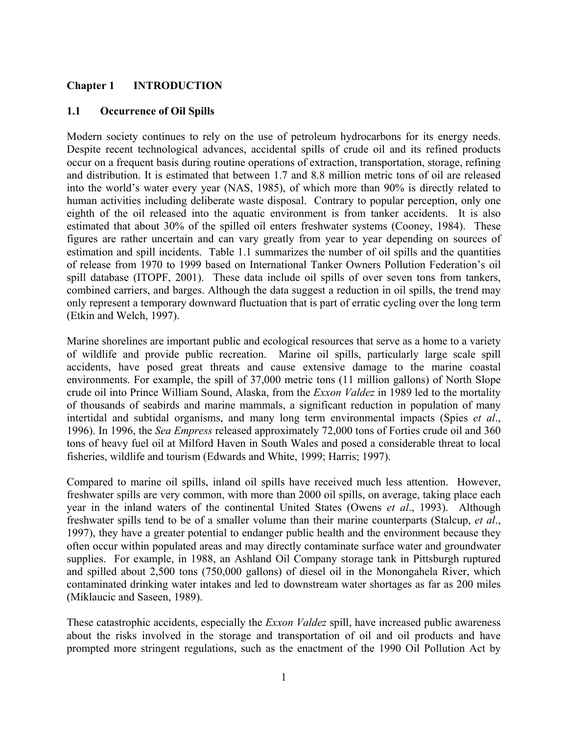# Chapter 1 INTRODUCTION

## 1.1 Occurrence of Oil Spills

Modern society continues to rely on the use of petroleum hydrocarbons for its energy needs. Despite recent technological advances, accidental spills of crude oil and its refined products occur on a frequent basis during routine operations of extraction, transportation, storage, refining and distribution. It is estimated that between 1.7 and 8.8 million metric tons of oil are released into the world's water every year (NAS, 1985), of which more than 90% is directly related to human activities including deliberate waste disposal. Contrary to popular perception, only one eighth of the oil released into the aquatic environment is from tanker accidents. It is also estimated that about 30% of the spilled oil enters freshwater systems (Cooney, 1984). These figures are rather uncertain and can vary greatly from year to year depending on sources of estimation and spill incidents. Table 1.1 summarizes the number of oil spills and the quantities of release from 1970 to 1999 based on International Tanker Owners Pollution Federation's oil spill database (ITOPF, 2001). These data include oil spills of over seven tons from tankers, combined carriers, and barges. Although the data suggest a reduction in oil spills, the trend may only represent a temporary downward fluctuation that is part of erratic cycling over the long term (Etkin and Welch, 1997).

Marine shorelines are important public and ecological resources that serve as a home to a variety of wildlife and provide public recreation. Marine oil spills, particularly large scale spill accidents, have posed great threats and cause extensive damage to the marine coastal environments. For example, the spill of 37,000 metric tons (11 million gallons) of North Slope crude oil into Prince William Sound, Alaska, from the *Exxon Valdez* in 1989 led to the mortality of thousands of seabirds and marine mammals, a significant reduction in population of many intertidal and subtidal organisms, and many long term environmental impacts (Spies *et al*., 1996). In 1996, the *Sea Empress* released approximately 72,000 tons of Forties crude oil and 360 tons of heavy fuel oil at Milford Haven in South Wales and posed a considerable threat to local fisheries, wildlife and tourism (Edwards and White, 1999; Harris; 1997).

Compared to marine oil spills, inland oil spills have received much less attention. However, freshwater spills are very common, with more than 2000 oil spills, on average, taking place each year in the inland waters of the continental United States (Owens *et al*., 1993). Although freshwater spills tend to be of a smaller volume than their marine counterparts (Stalcup, *et al*., 1997), they have a greater potential to endanger public health and the environment because they often occur within populated areas and may directly contaminate surface water and groundwater supplies. For example, in 1988, an Ashland Oil Company storage tank in Pittsburgh ruptured and spilled about 2,500 tons (750,000 gallons) of diesel oil in the Monongahela River, which contaminated drinking water intakes and led to downstream water shortages as far as 200 miles (Miklaucic and Saseen, 1989).

These catastrophic accidents, especially the *Exxon Valdez* spill, have increased public awareness about the risks involved in the storage and transportation of oil and oil products and have prompted more stringent regulations, such as the enactment of the 1990 Oil Pollution Act by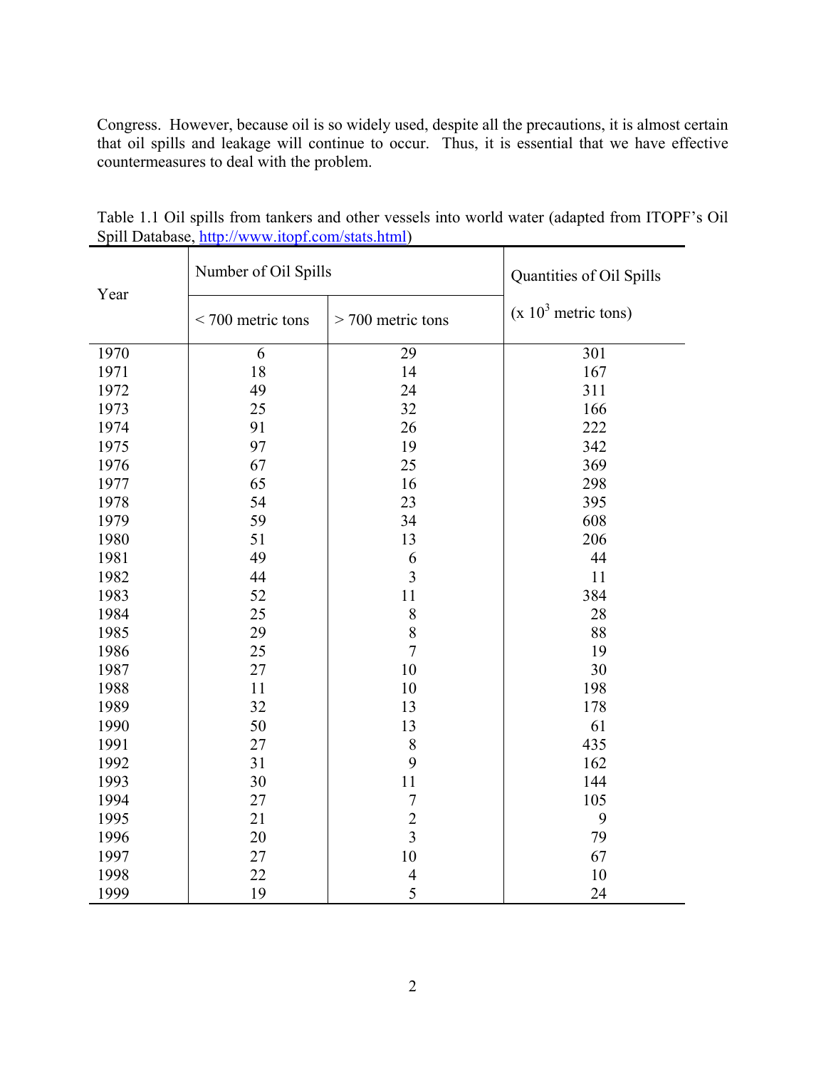Congress. However, because oil is so widely used, despite all the precautions, it is almost certain that oil spills and leakage will continue to occur. Thus, it is essential that we have effective countermeasures to deal with the problem.

Table 1.1 Oil spills from tankers and other vessels into world water (adapted from ITOPF's Oil Spill Database, http://www.itopf.com/stats.html)

| Year | Number of Oil Spills | | Quantities of Oil Spills |
|---|---|---|---|
| | < 700 metric tons | > 700 metric tons | (x $10^3$ metric tons) |
| 1970 | 6 | 29 | 301 |
| 1971 | 18 | 14 | 167 |
| 1972 | 49 | 24 | 311 |
| 1973 | 25 | 32 | 166 |
| 1974 | 91 | 26 | 222 |
| 1975 | 97 | 19 | 342 |
| 1976 | 67 | 25 | 369 |
| 1977 | 65 | 16 | 298 |
| 1978 | 54 | 23 | 395 |
| 1979 | 59 | 34 | 608 |
| 1980 | 51 | 13 | 206 |
| 1981 | 49 | 6 | 44 |
| 1982 | 44 | 3 | 11 |
| 1983 | 52 | 11 | 384 |
| 1984 | 25 | 8 | 28 |
| 1985 | 29 | 8 | 88 |
| 1986 | 25 | 7 | 19 |
| 1987 | 27 | 10 | 30 |
| 1988 | 11 | 10 | 198 |
| 1989 | 32 | 13 | 178 |
| 1990 | 50 | 13 | 61 |
| 1991 | 27 | 8 | 435 |
| 1992 | 31 | 9 | 162 |
| 1993 | 30 | 11 | 144 |
| 1994 | 27 | 7 | 105 |
| 1995 | 21 | 2 | 9 |
| 1996 | 20 | 3 | 79 |
| 1997 | 27 | 10 | 67 |
| 1998 | 22 | 4 | 10 |
| 1999 | 19 | 5 | 24 |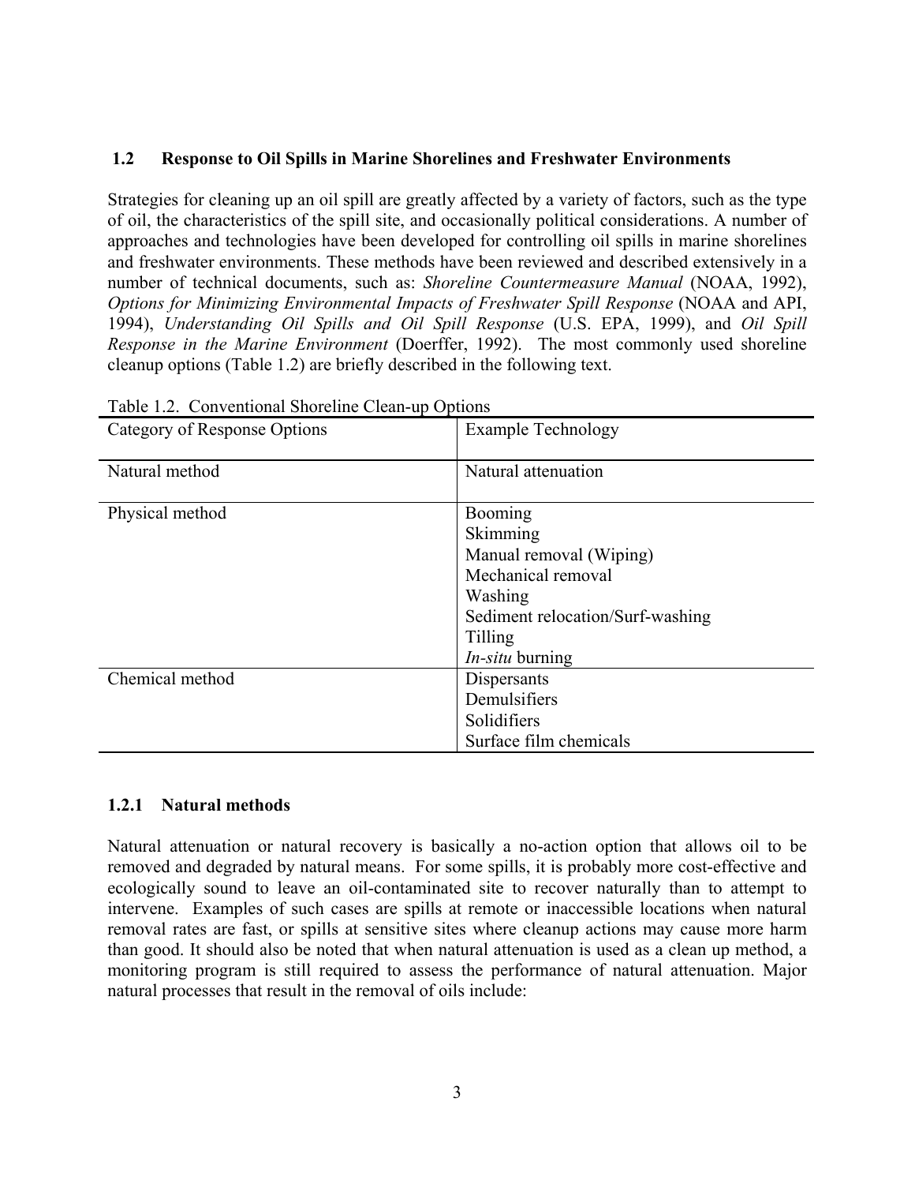## 1.2 Response to Oil Spills in Marine Shorelines and Freshwater Environments

Strategies for cleaning up an oil spill are greatly affected by a variety of factors, such as the type of oil, the characteristics of the spill site, and occasionally political considerations. A number of approaches and technologies have been developed for controlling oil spills in marine shorelines and freshwater environments. These methods have been reviewed and described extensively in a number of technical documents, such as: *Shoreline Countermeasure Manual* (NOAA, 1992), *Options for Minimizing Environmental Impacts of Freshwater Spill Response* (NOAA and API, 1994), *Understanding Oil Spills and Oil Spill Response* (U.S. EPA, 1999), and *Oil Spill Response in the Marine Environment* (Doerffer, 1992). The most commonly used shoreline cleanup options (Table 1.2) are briefly described in the following text.

Table 1.2. Conventional Shoreline Clean-up Options

| Category of Response Options | Example Technology |
|---|---|
| Natural method | Natural attenuation |
| Physical method | Booming<br>Skimming<br>Manual removal (Wiping)<br>Mechanical removal<br>Washing<br>Sediment relocation/Surf-washing<br>Tilling<br>*In-situ* burning |
| Chemical method | Dispersants<br>Demulsifiers<br>Solidifiers<br>Surface film chemicals |

### 1.2.1 Natural methods

Natural attenuation or natural recovery is basically a no-action option that allows oil to be removed and degraded by natural means. For some spills, it is probably more cost-effective and ecologically sound to leave an oil-contaminated site to recover naturally than to attempt to intervene. Examples of such cases are spills at remote or inaccessible locations when natural removal rates are fast, or spills at sensitive sites where cleanup actions may cause more harm than good. It should also be noted that when natural attenuation is used as a clean up method, a monitoring program is still required to assess the performance of natural attenuation. Major natural processes that result in the removal of oils include: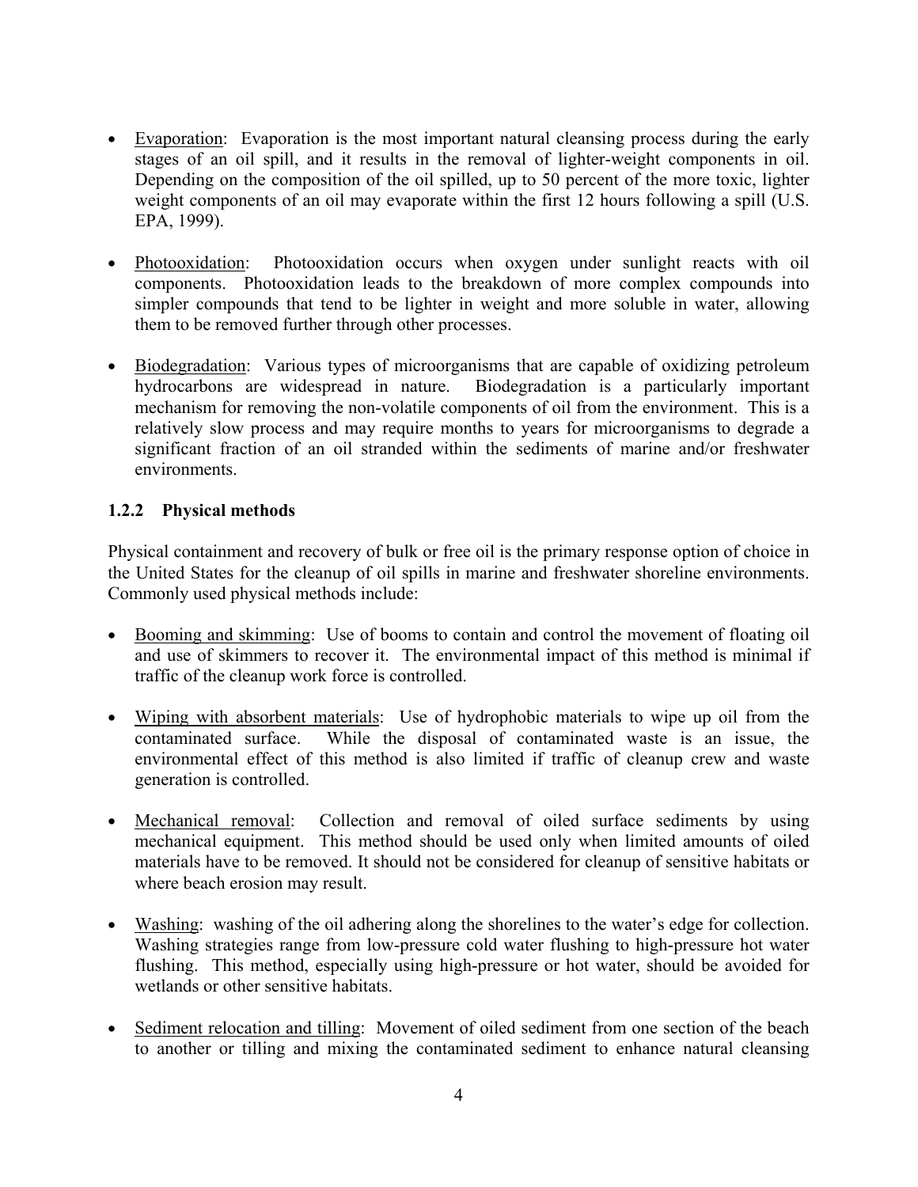- Evaporation: Evaporation is the most important natural cleansing process during the early stages of an oil spill, and it results in the removal of lighter-weight components in oil. Depending on the composition of the oil spilled, up to 50 percent of the more toxic, lighter weight components of an oil may evaporate within the first 12 hours following a spill (U.S. EPA, 1999).

- Photooxidation: Photooxidation occurs when oxygen under sunlight reacts with oil components. Photooxidation leads to the breakdown of more complex compounds into simpler compounds that tend to be lighter in weight and more soluble in water, allowing them to be removed further through other processes.

- Biodegradation: Various types of microorganisms that are capable of oxidizing petroleum hydrocarbons are widespread in nature. Biodegradation is a particularly important mechanism for removing the non-volatile components of oil from the environment. This is a relatively slow process and may require months to years for microorganisms to degrade a significant fraction of an oil stranded within the sediments of marine and/or freshwater environments.

### 1.2.2 Physical methods

Physical containment and recovery of bulk or free oil is the primary response option of choice in the United States for the cleanup of oil spills in marine and freshwater shoreline environments. Commonly used physical methods include:

- Booming and skimming: Use of booms to contain and control the movement of floating oil and use of skimmers to recover it. The environmental impact of this method is minimal if traffic of the cleanup work force is controlled.

- Wiping with absorbent materials: Use of hydrophobic materials to wipe up oil from the contaminated surface. While the disposal of contaminated waste is an issue, the environmental effect of this method is also limited if traffic of cleanup crew and waste generation is controlled.

- Mechanical removal: Collection and removal of oiled surface sediments by using mechanical equipment. This method should be used only when limited amounts of oiled materials have to be removed. It should not be considered for cleanup of sensitive habitats or where beach erosion may result.

- Washing: washing of the oil adhering along the shorelines to the water's edge for collection. Washing strategies range from low-pressure cold water flushing to high-pressure hot water flushing. This method, especially using high-pressure or hot water, should be avoided for wetlands or other sensitive habitats.

- Sediment relocation and tilling: Movement of oiled sediment from one section of the beach to another or tilling and mixing the contaminated sediment to enhance natural cleansing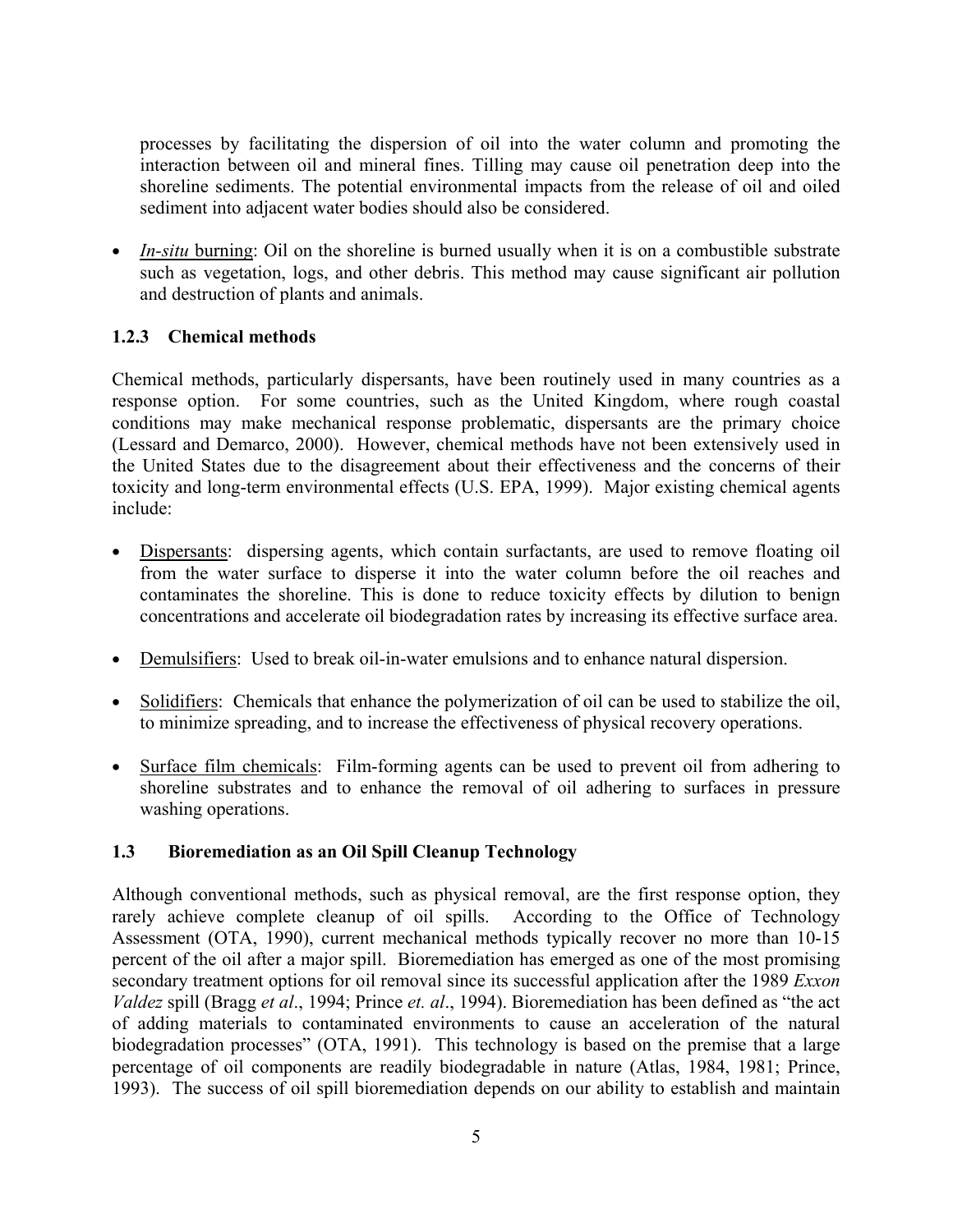processes by facilitating the dispersion of oil into the water column and promoting the interaction between oil and mineral fines. Tilling may cause oil penetration deep into the shoreline sediments. The potential environmental impacts from the release of oil and oiled sediment into adjacent water bodies should also be considered.

- *In-situ* burning: Oil on the shoreline is burned usually when it is on a combustible substrate such as vegetation, logs, and other debris. This method may cause significant air pollution and destruction of plants and animals.

### 1.2.3 Chemical methods

Chemical methods, particularly dispersants, have been routinely used in many countries as a response option. For some countries, such as the United Kingdom, where rough coastal conditions may make mechanical response problematic, dispersants are the primary choice (Lessard and Demarco, 2000). However, chemical methods have not been extensively used in the United States due to the disagreement about their effectiveness and the concerns of their toxicity and long-term environmental effects (U.S. EPA, 1999). Major existing chemical agents include:

- Dispersants: dispersing agents, which contain surfactants, are used to remove floating oil from the water surface to disperse it into the water column before the oil reaches and contaminates the shoreline. This is done to reduce toxicity effects by dilution to benign concentrations and accelerate oil biodegradation rates by increasing its effective surface area.

- Demulsifiers: Used to break oil-in-water emulsions and to enhance natural dispersion.

- Solidifiers: Chemicals that enhance the polymerization of oil can be used to stabilize the oil, to minimize spreading, and to increase the effectiveness of physical recovery operations.

- Surface film chemicals: Film-forming agents can be used to prevent oil from adhering to shoreline substrates and to enhance the removal of oil adhering to surfaces in pressure washing operations.

## 1.3 Bioremediation as an Oil Spill Cleanup Technology

Although conventional methods, such as physical removal, are the first response option, they rarely achieve complete cleanup of oil spills. According to the Office of Technology Assessment (OTA, 1990), current mechanical methods typically recover no more than 10-15 percent of the oil after a major spill. Bioremediation has emerged as one of the most promising secondary treatment options for oil removal since its successful application after the 1989 *Exxon Valdez* spill (Bragg *et al*., 1994; Prince *et. al*., 1994). Bioremediation has been defined as "the act of adding materials to contaminated environments to cause an acceleration of the natural biodegradation processes" (OTA, 1991). This technology is based on the premise that a large percentage of oil components are readily biodegradable in nature (Atlas, 1984, 1981; Prince, 1993). The success of oil spill bioremediation depends on our ability to establish and maintain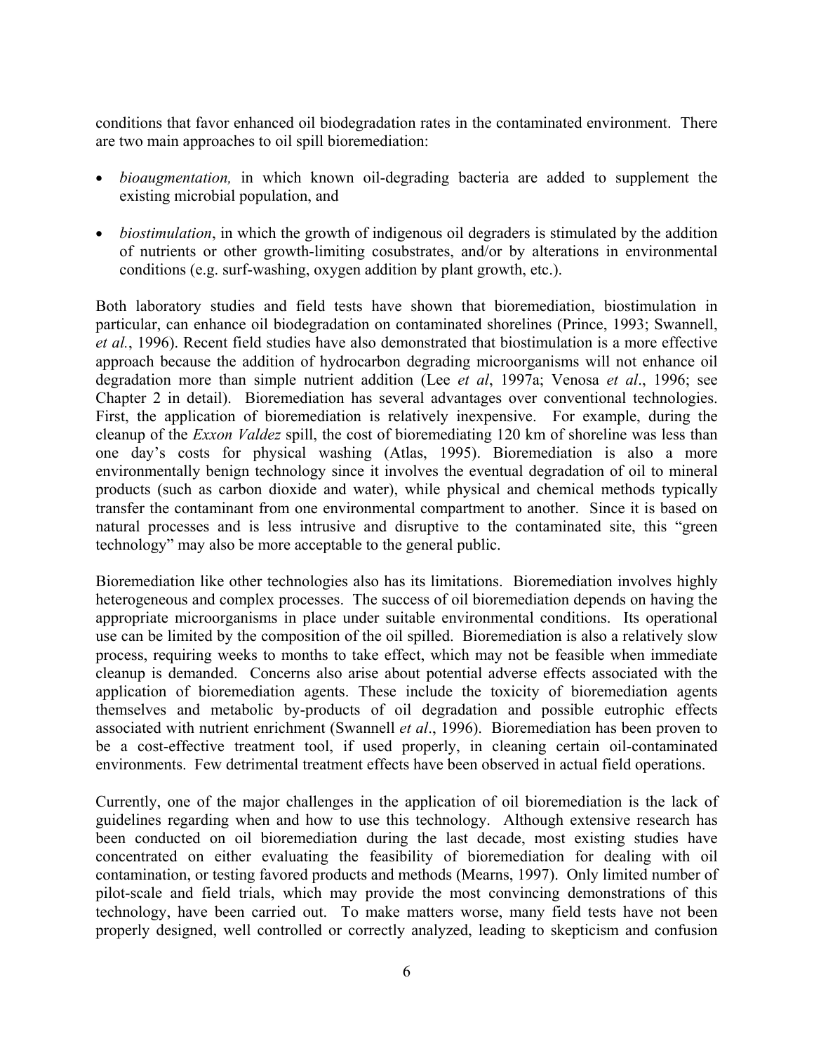conditions that favor enhanced oil biodegradation rates in the contaminated environment. There are two main approaches to oil spill bioremediation:

- *bioaugmentation,* in which known oil-degrading bacteria are added to supplement the existing microbial population, and
- *biostimulation*, in which the growth of indigenous oil degraders is stimulated by the addition of nutrients or other growth-limiting cosubstrates, and/or by alterations in environmental conditions (e.g. surf-washing, oxygen addition by plant growth, etc.).

Both laboratory studies and field tests have shown that bioremediation, biostimulation in particular, can enhance oil biodegradation on contaminated shorelines (Prince, 1993; Swannell, *et al.*, 1996). Recent field studies have also demonstrated that biostimulation is a more effective approach because the addition of hydrocarbon degrading microorganisms will not enhance oil degradation more than simple nutrient addition (Lee *et al*, 1997a; Venosa *et al*., 1996; see Chapter 2 in detail). Bioremediation has several advantages over conventional technologies. First, the application of bioremediation is relatively inexpensive. For example, during the cleanup of the *Exxon Valdez* spill, the cost of bioremediating 120 km of shoreline was less than one day's costs for physical washing (Atlas, 1995). Bioremediation is also a more environmentally benign technology since it involves the eventual degradation of oil to mineral products (such as carbon dioxide and water), while physical and chemical methods typically transfer the contaminant from one environmental compartment to another. Since it is based on natural processes and is less intrusive and disruptive to the contaminated site, this "green technology" may also be more acceptable to the general public.

Bioremediation like other technologies also has its limitations. Bioremediation involves highly heterogeneous and complex processes. The success of oil bioremediation depends on having the appropriate microorganisms in place under suitable environmental conditions. Its operational use can be limited by the composition of the oil spilled. Bioremediation is also a relatively slow process, requiring weeks to months to take effect, which may not be feasible when immediate cleanup is demanded. Concerns also arise about potential adverse effects associated with the application of bioremediation agents. These include the toxicity of bioremediation agents themselves and metabolic by-products of oil degradation and possible eutrophic effects associated with nutrient enrichment (Swannell *et al*., 1996). Bioremediation has been proven to be a cost-effective treatment tool, if used properly, in cleaning certain oil-contaminated environments. Few detrimental treatment effects have been observed in actual field operations.

Currently, one of the major challenges in the application of oil bioremediation is the lack of guidelines regarding when and how to use this technology. Although extensive research has been conducted on oil bioremediation during the last decade, most existing studies have concentrated on either evaluating the feasibility of bioremediation for dealing with oil contamination, or testing favored products and methods (Mearns, 1997). Only limited number of pilot-scale and field trials, which may provide the most convincing demonstrations of this technology, have been carried out. To make matters worse, many field tests have not been properly designed, well controlled or correctly analyzed, leading to skepticism and confusion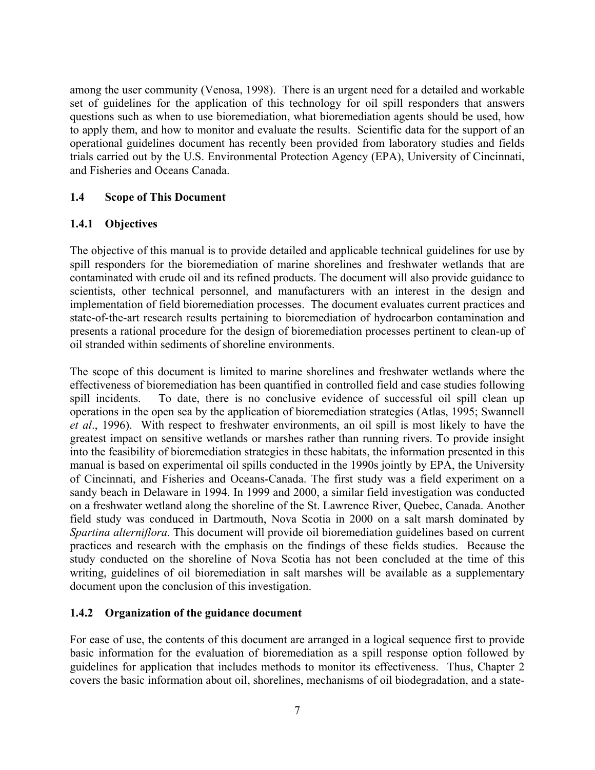among the user community (Venosa, 1998). There is an urgent need for a detailed and workable set of guidelines for the application of this technology for oil spill responders that answers questions such as when to use bioremediation, what bioremediation agents should be used, how to apply them, and how to monitor and evaluate the results. Scientific data for the support of an operational guidelines document has recently been provided from laboratory studies and fields trials carried out by the U.S. Environmental Protection Agency (EPA), University of Cincinnati, and Fisheries and Oceans Canada.

## 1.4 Scope of This Document

### 1.4.1 Objectives

The objective of this manual is to provide detailed and applicable technical guidelines for use by spill responders for the bioremediation of marine shorelines and freshwater wetlands that are contaminated with crude oil and its refined products. The document will also provide guidance to scientists, other technical personnel, and manufacturers with an interest in the design and implementation of field bioremediation processes. The document evaluates current practices and state-of-the-art research results pertaining to bioremediation of hydrocarbon contamination and presents a rational procedure for the design of bioremediation processes pertinent to clean-up of oil stranded within sediments of shoreline environments.

The scope of this document is limited to marine shorelines and freshwater wetlands where the effectiveness of bioremediation has been quantified in controlled field and case studies following spill incidents. To date, there is no conclusive evidence of successful oil spill clean up operations in the open sea by the application of bioremediation strategies (Atlas, 1995; Swannell *et al*., 1996). With respect to freshwater environments, an oil spill is most likely to have the greatest impact on sensitive wetlands or marshes rather than running rivers. To provide insight into the feasibility of bioremediation strategies in these habitats, the information presented in this manual is based on experimental oil spills conducted in the 1990s jointly by EPA, the University of Cincinnati, and Fisheries and Oceans-Canada. The first study was a field experiment on a sandy beach in Delaware in 1994. In 1999 and 2000, a similar field investigation was conducted on a freshwater wetland along the shoreline of the St. Lawrence River, Quebec, Canada. Another field study was conduced in Dartmouth, Nova Scotia in 2000 on a salt marsh dominated by *Spartina alterniflora*. This document will provide oil bioremediation guidelines based on current practices and research with the emphasis on the findings of these fields studies. Because the study conducted on the shoreline of Nova Scotia has not been concluded at the time of this writing, guidelines of oil bioremediation in salt marshes will be available as a supplementary document upon the conclusion of this investigation.

### 1.4.2 Organization of the guidance document

For ease of use, the contents of this document are arranged in a logical sequence first to provide basic information for the evaluation of bioremediation as a spill response option followed by guidelines for application that includes methods to monitor its effectiveness. Thus, Chapter 2 covers the basic information about oil, shorelines, mechanisms of oil biodegradation, and a state-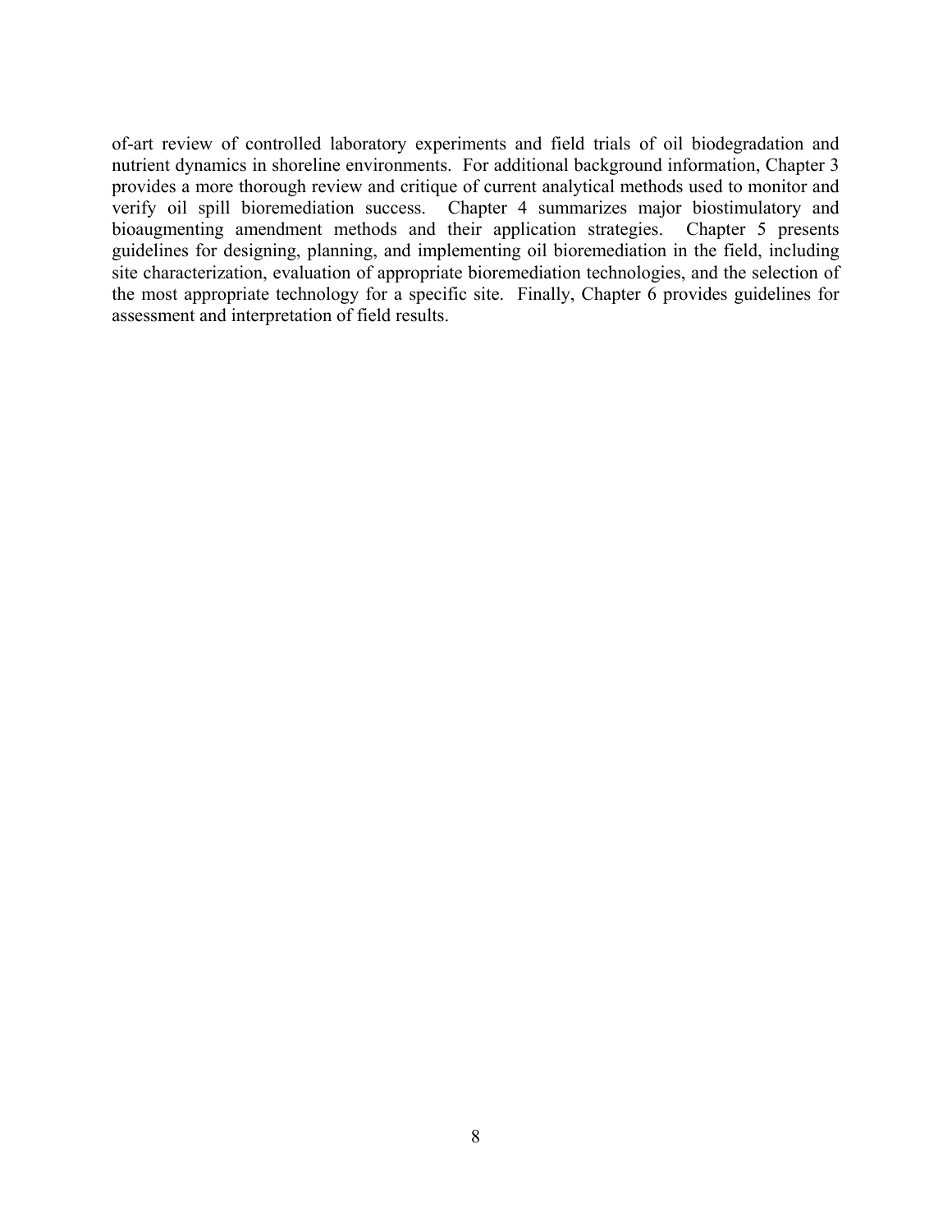of-art review of controlled laboratory experiments and field trials of oil biodegradation and nutrient dynamics in shoreline environments. For additional background information, Chapter 3 provides a more thorough review and critique of current analytical methods used to monitor and verify oil spill bioremediation success. Chapter 4 summarizes major biostimulatory and bioaugmenting amendment methods and their application strategies. Chapter 5 presents guidelines for designing, planning, and implementing oil bioremediation in the field, including site characterization, evaluation of appropriate bioremediation technologies, and the selection of the most appropriate technology for a specific site. Finally, Chapter 6 provides guidelines for assessment and interpretation of field results.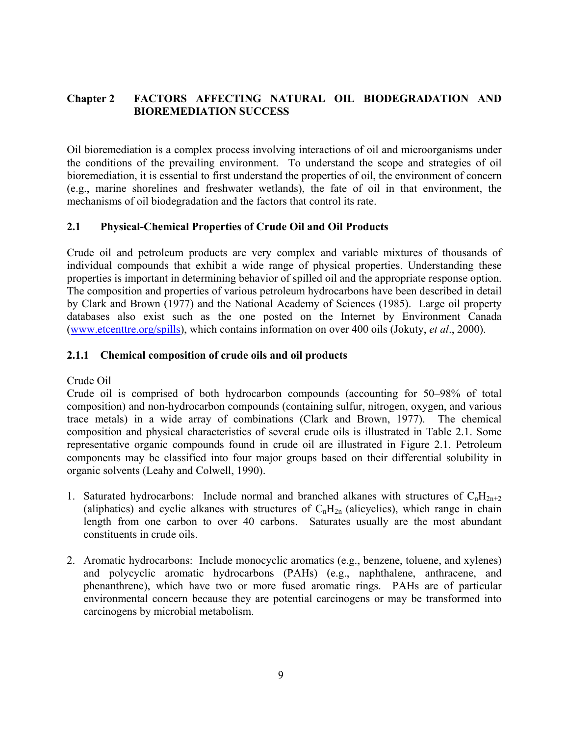# Chapter 2 FACTORS AFFECTING NATURAL OIL BIODEGRADATION AND BIOREMEDIATION SUCCESS

Oil bioremediation is a complex process involving interactions of oil and microorganisms under the conditions of the prevailing environment. To understand the scope and strategies of oil bioremediation, it is essential to first understand the properties of oil, the environment of concern (e.g., marine shorelines and freshwater wetlands), the fate of oil in that environment, the mechanisms of oil biodegradation and the factors that control its rate.

## 2.1 Physical-Chemical Properties of Crude Oil and Oil Products

Crude oil and petroleum products are very complex and variable mixtures of thousands of individual compounds that exhibit a wide range of physical properties. Understanding these properties is important in determining behavior of spilled oil and the appropriate response option. The composition and properties of various petroleum hydrocarbons have been described in detail by Clark and Brown (1977) and the National Academy of Sciences (1985). Large oil property databases also exist such as the one posted on the Internet by Environment Canada (www.etcenttre.org/spills), which contains information on over 400 oils (Jokuty, *et al*., 2000).

### 2.1.1 Chemical composition of crude oils and oil products

Crude Oil

Crude oil is comprised of both hydrocarbon compounds (accounting for 50–98% of total composition) and non-hydrocarbon compounds (containing sulfur, nitrogen, oxygen, and various trace metals) in a wide array of combinations (Clark and Brown, 1977). The chemical composition and physical characteristics of several crude oils is illustrated in Table 2.1. Some representative organic compounds found in crude oil are illustrated in Figure 2.1. Petroleum components may be classified into four major groups based on their differential solubility in organic solvents (Leahy and Colwell, 1990).

1. Saturated hydrocarbons: Include normal and branched alkanes with structures of $C_nH_{2n+2}$ (aliphatics) and cyclic alkanes with structures of $C_nH_{2n}$ (alicyclics), which range in chain length from one carbon to over 40 carbons. Saturates usually are the most abundant constituents in crude oils.

2. Aromatic hydrocarbons: Include monocyclic aromatics (e.g., benzene, toluene, and xylenes) and polycyclic aromatic hydrocarbons (PAHs) (e.g., naphthalene, anthracene, and phenanthrene), which have two or more fused aromatic rings. PAHs are of particular environmental concern because they are potential carcinogens or may be transformed into carcinogens by microbial metabolism.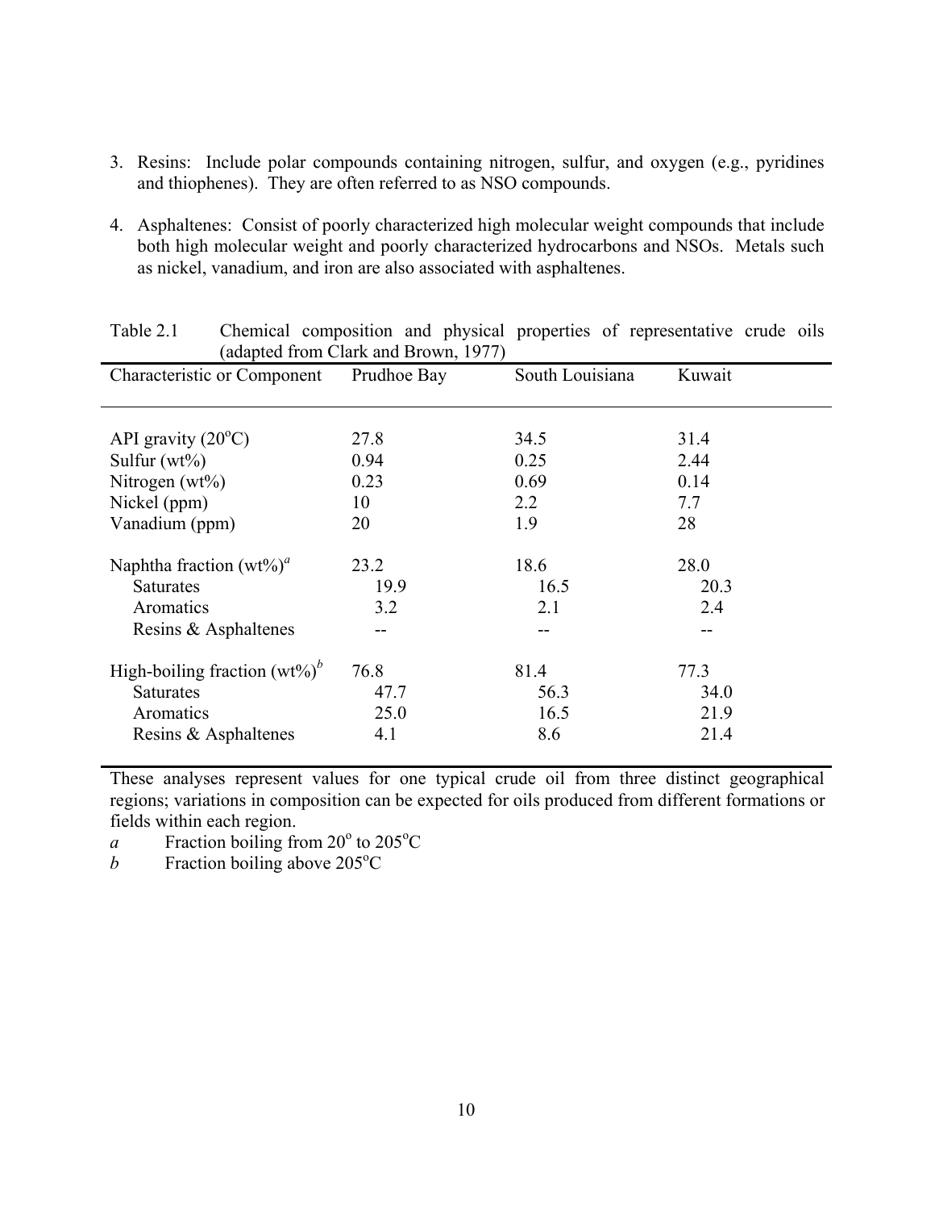3. Resins: Include polar compounds containing nitrogen, sulfur, and oxygen (e.g., pyridines and thiophenes). They are often referred to as NSO compounds.

4. Asphaltenes: Consist of poorly characterized high molecular weight compounds that include both high molecular weight and poorly characterized hydrocarbons and NSOs. Metals such as nickel, vanadium, and iron are also associated with asphaltenes.

Table 2.1 Chemical composition and physical properties of representative crude oils (adapted from Clark and Brown, 1977)

| Characteristic or Component | Prudhoe Bay | South Louisiana | Kuwait |
|---|---|---|---|
| API gravity (20°C) | 27.8 | 34.5 | 31.4 |
| Sulfur (wt%) | 0.94 | 0.25 | 2.44 |
| Nitrogen (wt%) | 0.23 | 0.69 | 0.14 |
| Nickel (ppm) | 10 | 2.2 | 7.7 |
| Vanadium (ppm) | 20 | 1.9 | 28 |
| Naphtha fraction (wt%)[a] | 23.2 | 18.6 | 28.0 |
| Saturates | 19.9 | 16.5 | 20.3 |
| Aromatics | 3.2 | 2.1 | 2.4 |
| Resins & Asphaltenes | -- | -- | -- |
| High-boiling fraction (wt%)[b] | 76.8 | 81.4 | 77.3 |
| Saturates | 47.7 | 56.3 | 34.0 |
| Aromatics | 25.0 | 16.5 | 21.9 |
| Resins & Asphaltenes | 4.1 | 8.6 | 21.4 |

These analyses represent values for one typical crude oil from three distinct geographical regions; variations in composition can be expected for oils produced from different formations or fields within each region.

*a* Fraction boiling from 20° to 205°C

*b* Fraction boiling above 205°C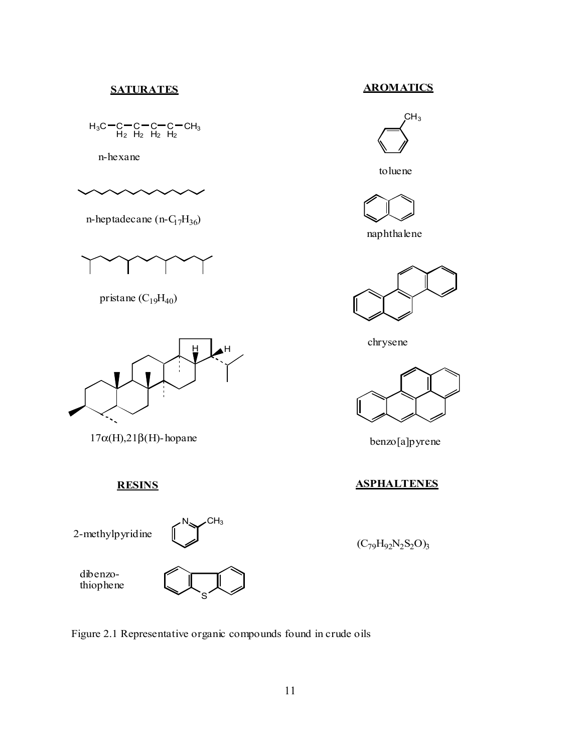**SATURATES**

n-hexane

n-heptadecane (n-$C_{17}H_{36}$)

pristane ($C_{19}H_{40}$)

17α(H),21β(H)-hopane

**AROMATICS**

toluene

naphthalene

chrysene

benzo[a]pyrene

**RESINS**

2-methylpyridine

dibenzo-thiophene

**ASPHALTENES**

$(C_{79}H_{92}N_2S_2O)_3$

Figure 2.1 Representative organic compounds found in crude oils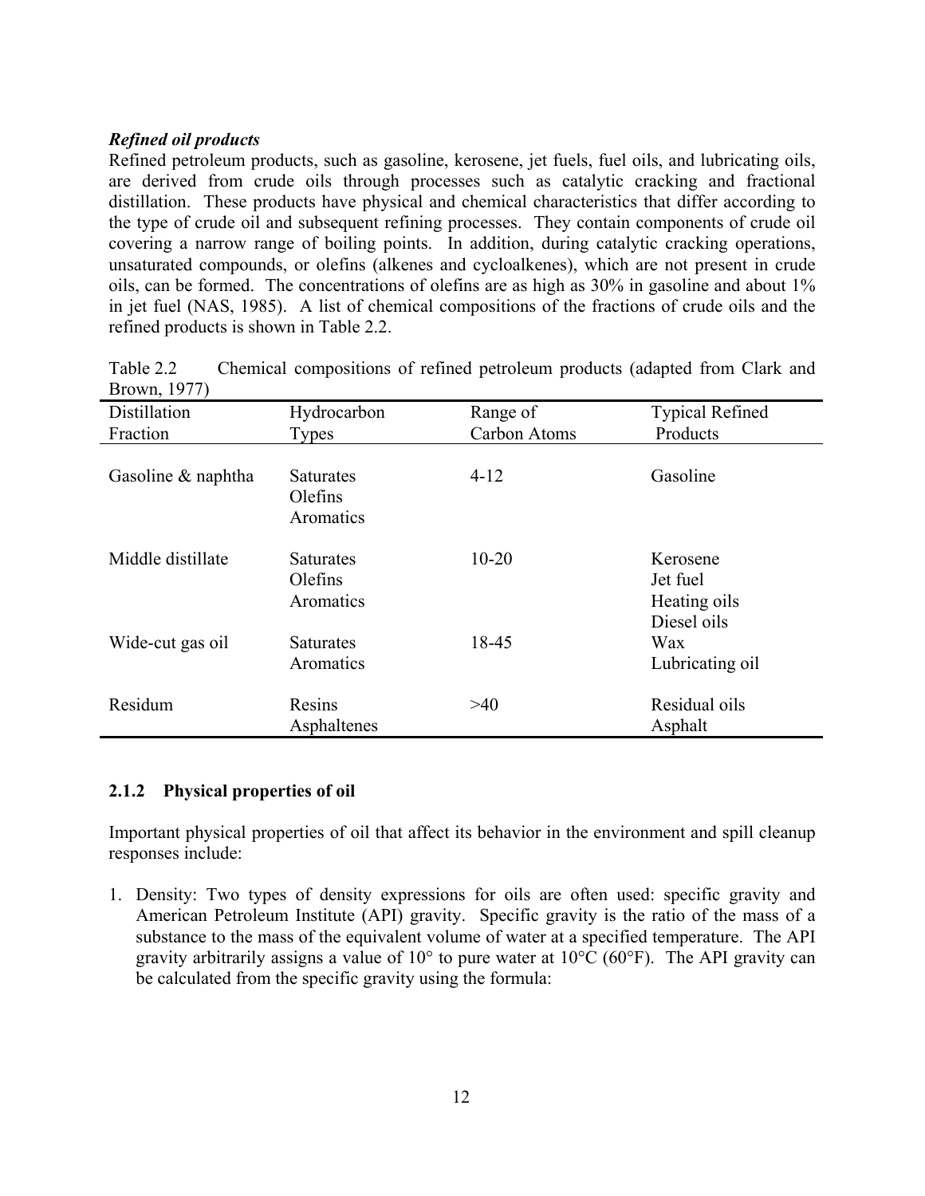*Refined oil products*

Refined petroleum products, such as gasoline, kerosene, jet fuels, fuel oils, and lubricating oils, are derived from crude oils through processes such as catalytic cracking and fractional distillation. These products have physical and chemical characteristics that differ according to the type of crude oil and subsequent refining processes. They contain components of crude oil covering a narrow range of boiling points. In addition, during catalytic cracking operations, unsaturated compounds, or olefins (alkenes and cycloalkenes), which are not present in crude oils, can be formed. The concentrations of olefins are as high as 30% in gasoline and about 1% in jet fuel (NAS, 1985). A list of chemical compositions of the fractions of crude oils and the refined products is shown in Table 2.2.

Table 2.2 Chemical compositions of refined petroleum products (adapted from Clark and Brown, 1977)

| Distillation Fraction | Hydrocarbon Types | Range of Carbon Atoms | Typical Refined Products |
|---|---|---|---|
| Gasoline & naphtha | Saturates<br>Olefins<br>Aromatics | 4-12 | Gasoline |
| Middle distillate | Saturates<br>Olefins<br>Aromatics | 10-20 | Kerosene<br>Jet fuel<br>Heating oils<br>Diesel oils |
| Wide-cut gas oil | Saturates<br>Aromatics | 18-45 | Wax<br>Lubricating oil |
| Residum | Resins<br>Asphaltenes | >40 | Residual oils<br>Asphalt |

### 2.1.2 Physical properties of oil

Important physical properties of oil that affect its behavior in the environment and spill cleanup responses include:

1. Density: Two types of density expressions for oils are often used: specific gravity and American Petroleum Institute (API) gravity. Specific gravity is the ratio of the mass of a substance to the mass of the equivalent volume of water at a specified temperature. The API gravity arbitrarily assigns a value of 10° to pure water at 10°C (60°F). The API gravity can be calculated from the specific gravity using the formula: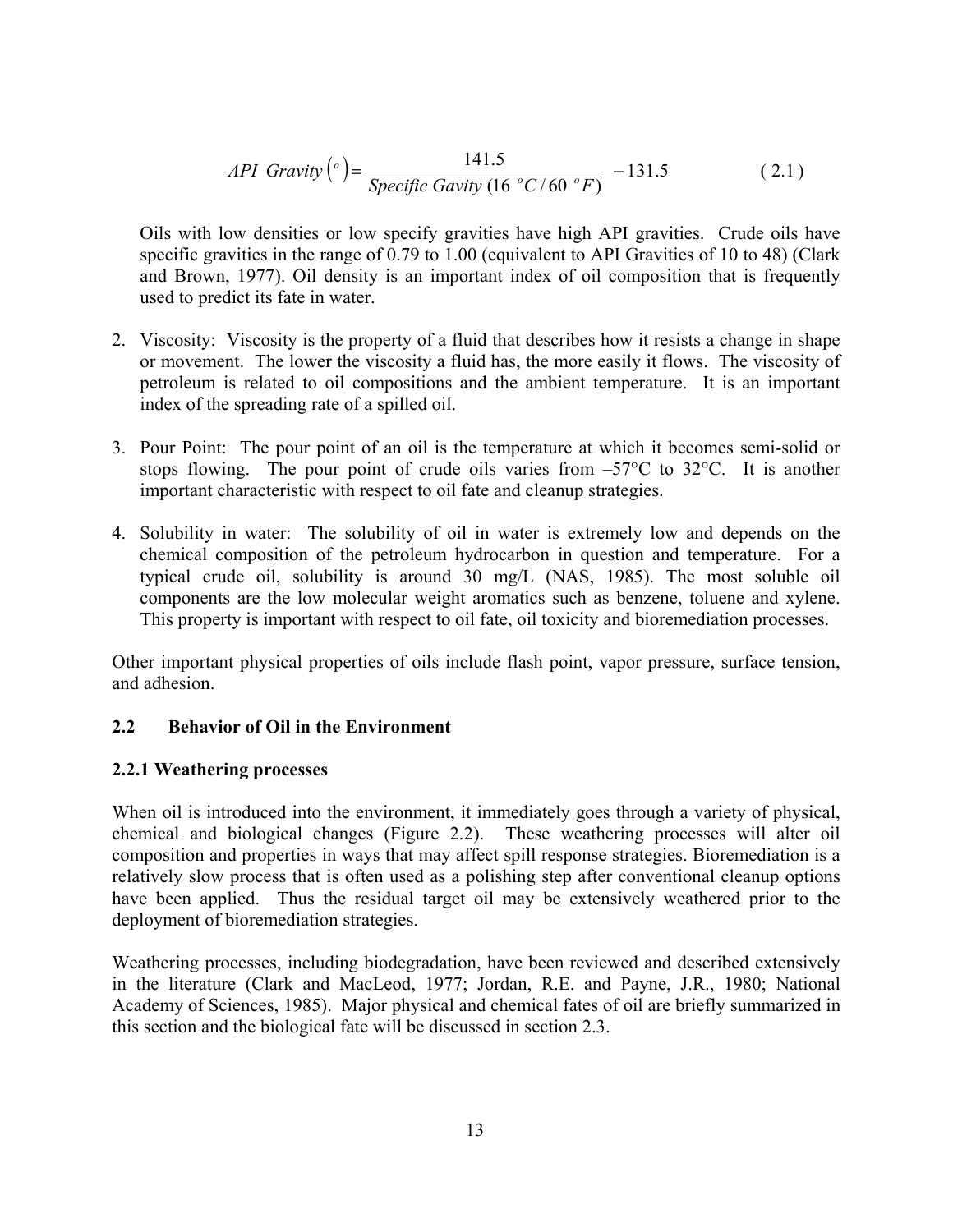$$API\ Gravity\left(^{o}\right) = \frac{141.5}{Specific\ Gavity\ (16\ ^{o}C/60\ ^{o}F)} - 131.5 \qquad (2.1)$$

Oils with low densities or low specify gravities have high API gravities. Crude oils have specific gravities in the range of 0.79 to 1.00 (equivalent to API Gravities of 10 to 48) (Clark and Brown, 1977). Oil density is an important index of oil composition that is frequently used to predict its fate in water.

2. Viscosity: Viscosity is the property of a fluid that describes how it resists a change in shape or movement. The lower the viscosity a fluid has, the more easily it flows. The viscosity of petroleum is related to oil compositions and the ambient temperature. It is an important index of the spreading rate of a spilled oil.

3. Pour Point: The pour point of an oil is the temperature at which it becomes semi-solid or stops flowing. The pour point of crude oils varies from –57°C to 32°C. It is another important characteristic with respect to oil fate and cleanup strategies.

4. Solubility in water: The solubility of oil in water is extremely low and depends on the chemical composition of the petroleum hydrocarbon in question and temperature. For a typical crude oil, solubility is around 30 mg/L (NAS, 1985). The most soluble oil components are the low molecular weight aromatics such as benzene, toluene and xylene. This property is important with respect to oil fate, oil toxicity and bioremediation processes.

Other important physical properties of oils include flash point, vapor pressure, surface tension, and adhesion.

## 2.2 Behavior of Oil in the Environment

### 2.2.1 Weathering processes

When oil is introduced into the environment, it immediately goes through a variety of physical, chemical and biological changes (Figure 2.2). These weathering processes will alter oil composition and properties in ways that may affect spill response strategies. Bioremediation is a relatively slow process that is often used as a polishing step after conventional cleanup options have been applied. Thus the residual target oil may be extensively weathered prior to the deployment of bioremediation strategies.

Weathering processes, including biodegradation, have been reviewed and described extensively in the literature (Clark and MacLeod, 1977; Jordan, R.E. and Payne, J.R., 1980; National Academy of Sciences, 1985). Major physical and chemical fates of oil are briefly summarized in this section and the biological fate will be discussed in section 2.3.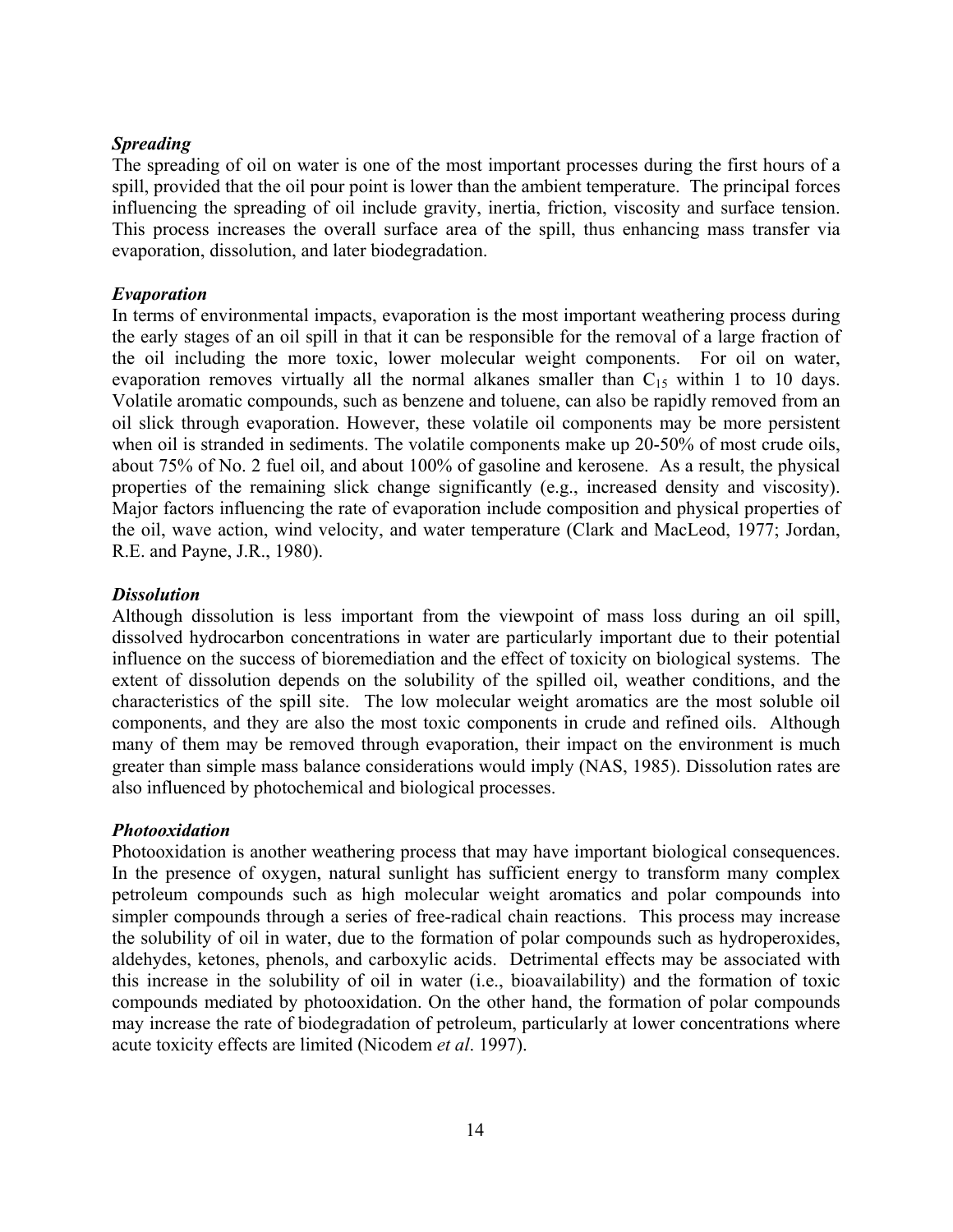***Spreading***

The spreading of oil on water is one of the most important processes during the first hours of a spill, provided that the oil pour point is lower than the ambient temperature. The principal forces influencing the spreading of oil include gravity, inertia, friction, viscosity and surface tension. This process increases the overall surface area of the spill, thus enhancing mass transfer via evaporation, dissolution, and later biodegradation.

***Evaporation***

In terms of environmental impacts, evaporation is the most important weathering process during the early stages of an oil spill in that it can be responsible for the removal of a large fraction of the oil including the more toxic, lower molecular weight components. For oil on water, evaporation removes virtually all the normal alkanes smaller than $C_{15}$ within 1 to 10 days. Volatile aromatic compounds, such as benzene and toluene, can also be rapidly removed from an oil slick through evaporation. However, these volatile oil components may be more persistent when oil is stranded in sediments. The volatile components make up 20-50% of most crude oils, about 75% of No. 2 fuel oil, and about 100% of gasoline and kerosene. As a result, the physical properties of the remaining slick change significantly (e.g., increased density and viscosity). Major factors influencing the rate of evaporation include composition and physical properties of the oil, wave action, wind velocity, and water temperature (Clark and MacLeod, 1977; Jordan, R.E. and Payne, J.R., 1980).

***Dissolution***

Although dissolution is less important from the viewpoint of mass loss during an oil spill, dissolved hydrocarbon concentrations in water are particularly important due to their potential influence on the success of bioremediation and the effect of toxicity on biological systems. The extent of dissolution depends on the solubility of the spilled oil, weather conditions, and the characteristics of the spill site. The low molecular weight aromatics are the most soluble oil components, and they are also the most toxic components in crude and refined oils. Although many of them may be removed through evaporation, their impact on the environment is much greater than simple mass balance considerations would imply (NAS, 1985). Dissolution rates are also influenced by photochemical and biological processes.

***Photooxidation***

Photooxidation is another weathering process that may have important biological consequences. In the presence of oxygen, natural sunlight has sufficient energy to transform many complex petroleum compounds such as high molecular weight aromatics and polar compounds into simpler compounds through a series of free-radical chain reactions. This process may increase the solubility of oil in water, due to the formation of polar compounds such as hydroperoxides, aldehydes, ketones, phenols, and carboxylic acids. Detrimental effects may be associated with this increase in the solubility of oil in water (i.e., bioavailability) and the formation of toxic compounds mediated by photooxidation. On the other hand, the formation of polar compounds may increase the rate of biodegradation of petroleum, particularly at lower concentrations where acute toxicity effects are limited (Nicodem *et al*. 1997).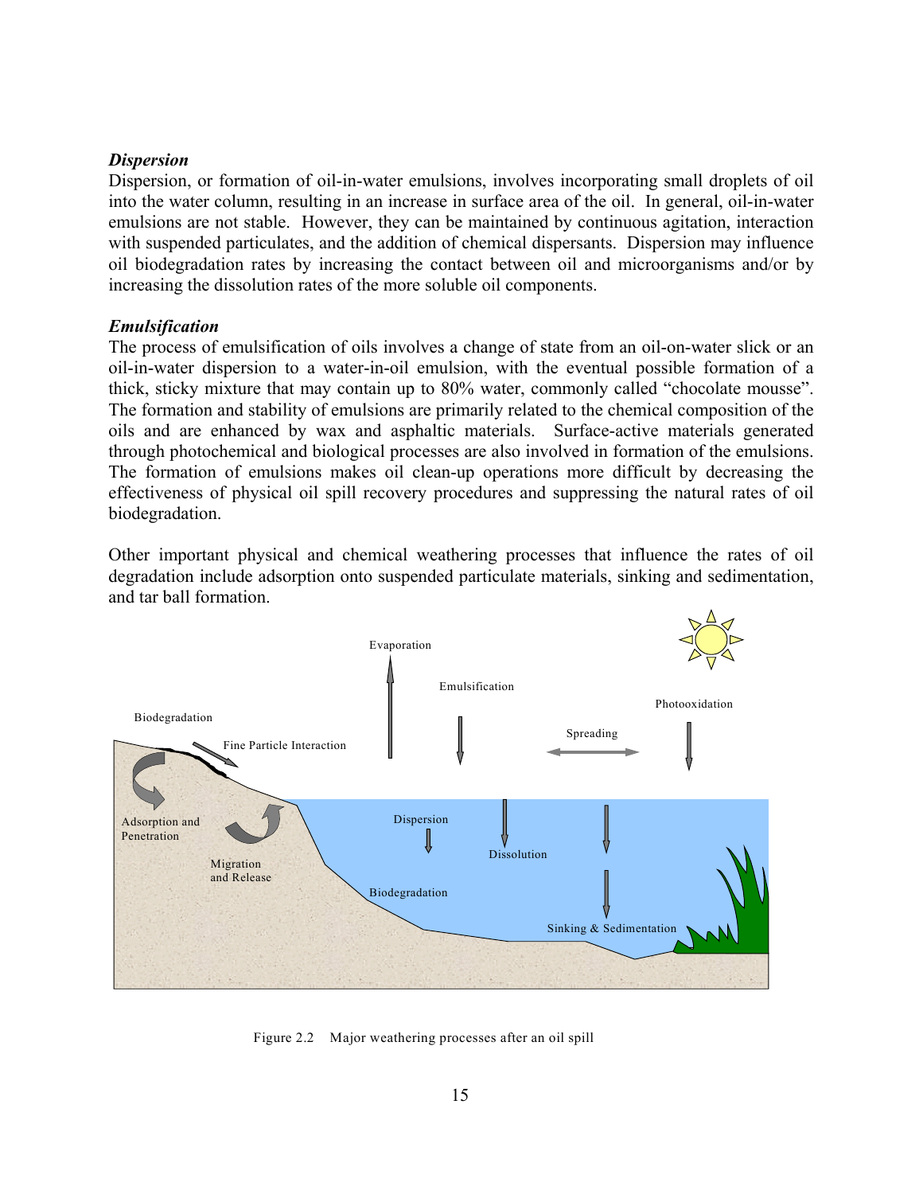***Dispersion***

Dispersion, or formation of oil-in-water emulsions, involves incorporating small droplets of oil into the water column, resulting in an increase in surface area of the oil. In general, oil-in-water emulsions are not stable. However, they can be maintained by continuous agitation, interaction with suspended particulates, and the addition of chemical dispersants. Dispersion may influence oil biodegradation rates by increasing the contact between oil and microorganisms and/or by increasing the dissolution rates of the more soluble oil components.

***Emulsification***

The process of emulsification of oils involves a change of state from an oil-on-water slick or an oil-in-water dispersion to a water-in-oil emulsion, with the eventual possible formation of a thick, sticky mixture that may contain up to 80% water, commonly called "chocolate mousse". The formation and stability of emulsions are primarily related to the chemical composition of the oils and are enhanced by wax and asphaltic materials. Surface-active materials generated through photochemical and biological processes are also involved in formation of the emulsions. The formation of emulsions makes oil clean-up operations more difficult by decreasing the effectiveness of physical oil spill recovery procedures and suppressing the natural rates of oil biodegradation.

Other important physical and chemical weathering processes that influence the rates of oil degradation include adsorption onto suspended particulate materials, sinking and sedimentation, and tar ball formation.

Figure 2.2 Major weathering processes after an oil spill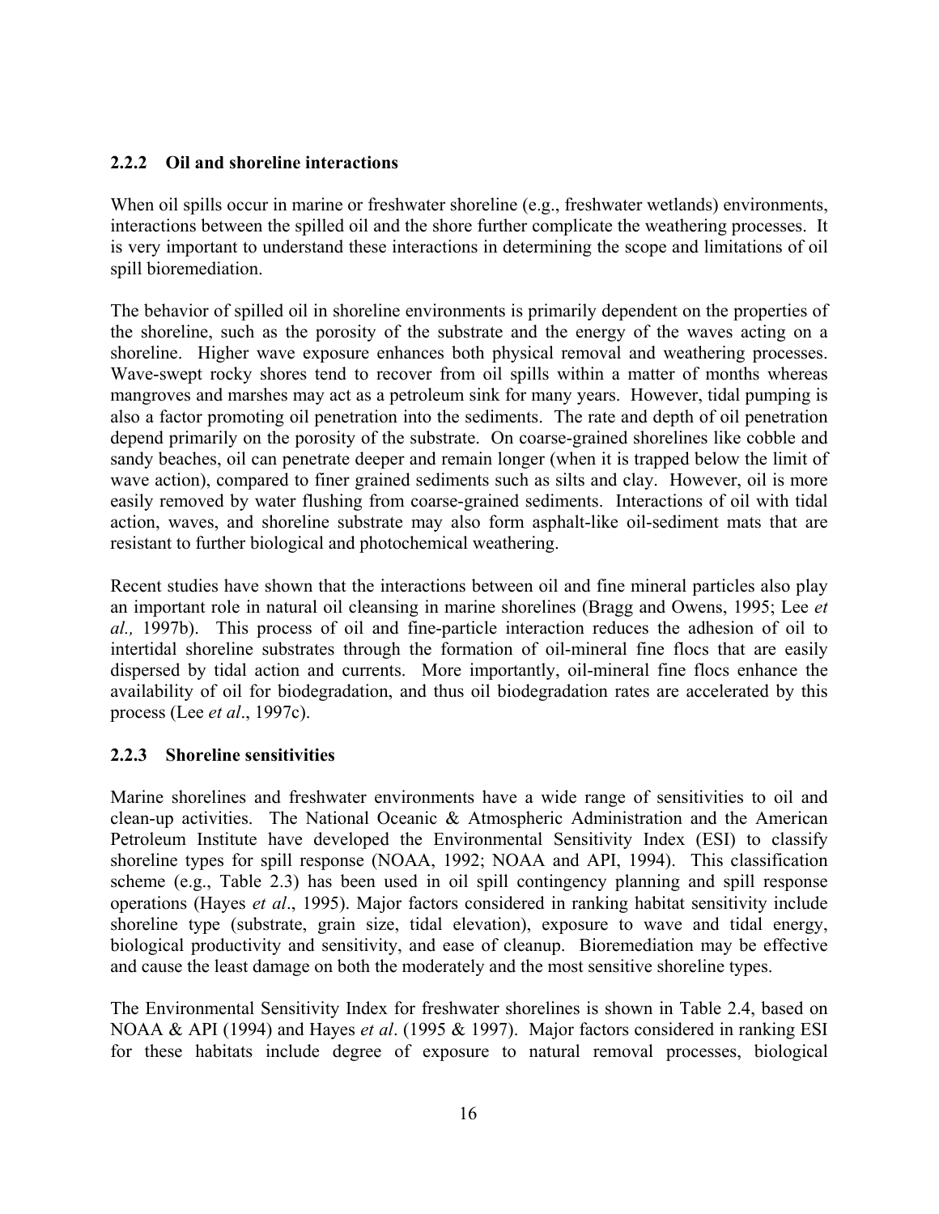### 2.2.2 Oil and shoreline interactions

When oil spills occur in marine or freshwater shoreline (e.g., freshwater wetlands) environments, interactions between the spilled oil and the shore further complicate the weathering processes. It is very important to understand these interactions in determining the scope and limitations of oil spill bioremediation.

The behavior of spilled oil in shoreline environments is primarily dependent on the properties of the shoreline, such as the porosity of the substrate and the energy of the waves acting on a shoreline. Higher wave exposure enhances both physical removal and weathering processes. Wave-swept rocky shores tend to recover from oil spills within a matter of months whereas mangroves and marshes may act as a petroleum sink for many years. However, tidal pumping is also a factor promoting oil penetration into the sediments. The rate and depth of oil penetration depend primarily on the porosity of the substrate. On coarse-grained shorelines like cobble and sandy beaches, oil can penetrate deeper and remain longer (when it is trapped below the limit of wave action), compared to finer grained sediments such as silts and clay. However, oil is more easily removed by water flushing from coarse-grained sediments. Interactions of oil with tidal action, waves, and shoreline substrate may also form asphalt-like oil-sediment mats that are resistant to further biological and photochemical weathering.

Recent studies have shown that the interactions between oil and fine mineral particles also play an important role in natural oil cleansing in marine shorelines (Bragg and Owens, 1995; Lee *et al.,* 1997b). This process of oil and fine-particle interaction reduces the adhesion of oil to intertidal shoreline substrates through the formation of oil-mineral fine flocs that are easily dispersed by tidal action and currents. More importantly, oil-mineral fine flocs enhance the availability of oil for biodegradation, and thus oil biodegradation rates are accelerated by this process (Lee *et al*., 1997c).

### 2.2.3 Shoreline sensitivities

Marine shorelines and freshwater environments have a wide range of sensitivities to oil and clean-up activities. The National Oceanic & Atmospheric Administration and the American Petroleum Institute have developed the Environmental Sensitivity Index (ESI) to classify shoreline types for spill response (NOAA, 1992; NOAA and API, 1994). This classification scheme (e.g., Table 2.3) has been used in oil spill contingency planning and spill response operations (Hayes *et al*., 1995). Major factors considered in ranking habitat sensitivity include shoreline type (substrate, grain size, tidal elevation), exposure to wave and tidal energy, biological productivity and sensitivity, and ease of cleanup. Bioremediation may be effective and cause the least damage on both the moderately and the most sensitive shoreline types.

The Environmental Sensitivity Index for freshwater shorelines is shown in Table 2.4, based on NOAA & API (1994) and Hayes *et al*. (1995 & 1997). Major factors considered in ranking ESI for these habitats include degree of exposure to natural removal processes, biological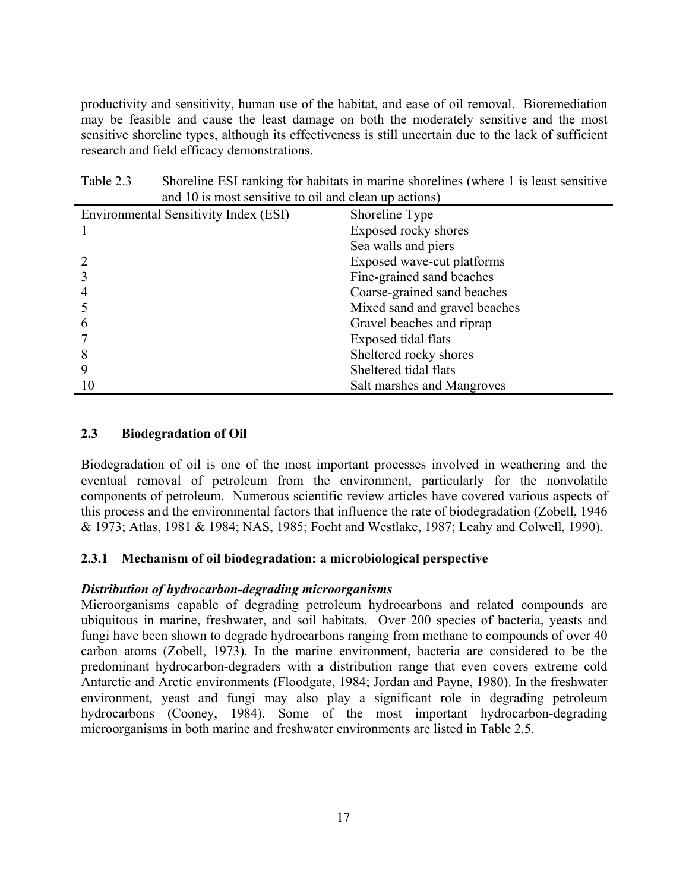productivity and sensitivity, human use of the habitat, and ease of oil removal. Bioremediation may be feasible and cause the least damage on both the moderately sensitive and the most sensitive shoreline types, although its effectiveness is still uncertain due to the lack of sufficient research and field efficacy demonstrations.

Table 2.3 Shoreline ESI ranking for habitats in marine shorelines (where 1 is least sensitive and 10 is most sensitive to oil and clean up actions)

| Environmental Sensitivity Index (ESI) | Shoreline Type |
| --- | --- |
| 1 | Exposed rocky shores |
| | Sea walls and piers |
| 2 | Exposed wave-cut platforms |
| 3 | Fine-grained sand beaches |
| 4 | Coarse-grained sand beaches |
| 5 | Mixed sand and gravel beaches |
| 6 | Gravel beaches and riprap |
| 7 | Exposed tidal flats |
| 8 | Sheltered rocky shores |
| 9 | Sheltered tidal flats |
| 10 | Salt marshes and Mangroves |

## 2.3 Biodegradation of Oil

Biodegradation of oil is one of the most important processes involved in weathering and the eventual removal of petroleum from the environment, particularly for the nonvolatile components of petroleum. Numerous scientific review articles have covered various aspects of this process and the environmental factors that influence the rate of biodegradation (Zobell, 1946 & 1973; Atlas, 1981 & 1984; NAS, 1985; Focht and Westlake, 1987; Leahy and Colwell, 1990).

### 2.3.1 Mechanism of oil biodegradation: a microbiological perspective

***Distribution of hydrocarbon-degrading microorganisms***

Microorganisms capable of degrading petroleum hydrocarbons and related compounds are ubiquitous in marine, freshwater, and soil habitats. Over 200 species of bacteria, yeasts and fungi have been shown to degrade hydrocarbons ranging from methane to compounds of over 40 carbon atoms (Zobell, 1973). In the marine environment, bacteria are considered to be the predominant hydrocarbon-degraders with a distribution range that even covers extreme cold Antarctic and Arctic environments (Floodgate, 1984; Jordan and Payne, 1980). In the freshwater environment, yeast and fungi may also play a significant role in degrading petroleum hydrocarbons (Cooney, 1984). Some of the most important hydrocarbon-degrading microorganisms in both marine and freshwater environments are listed in Table 2.5.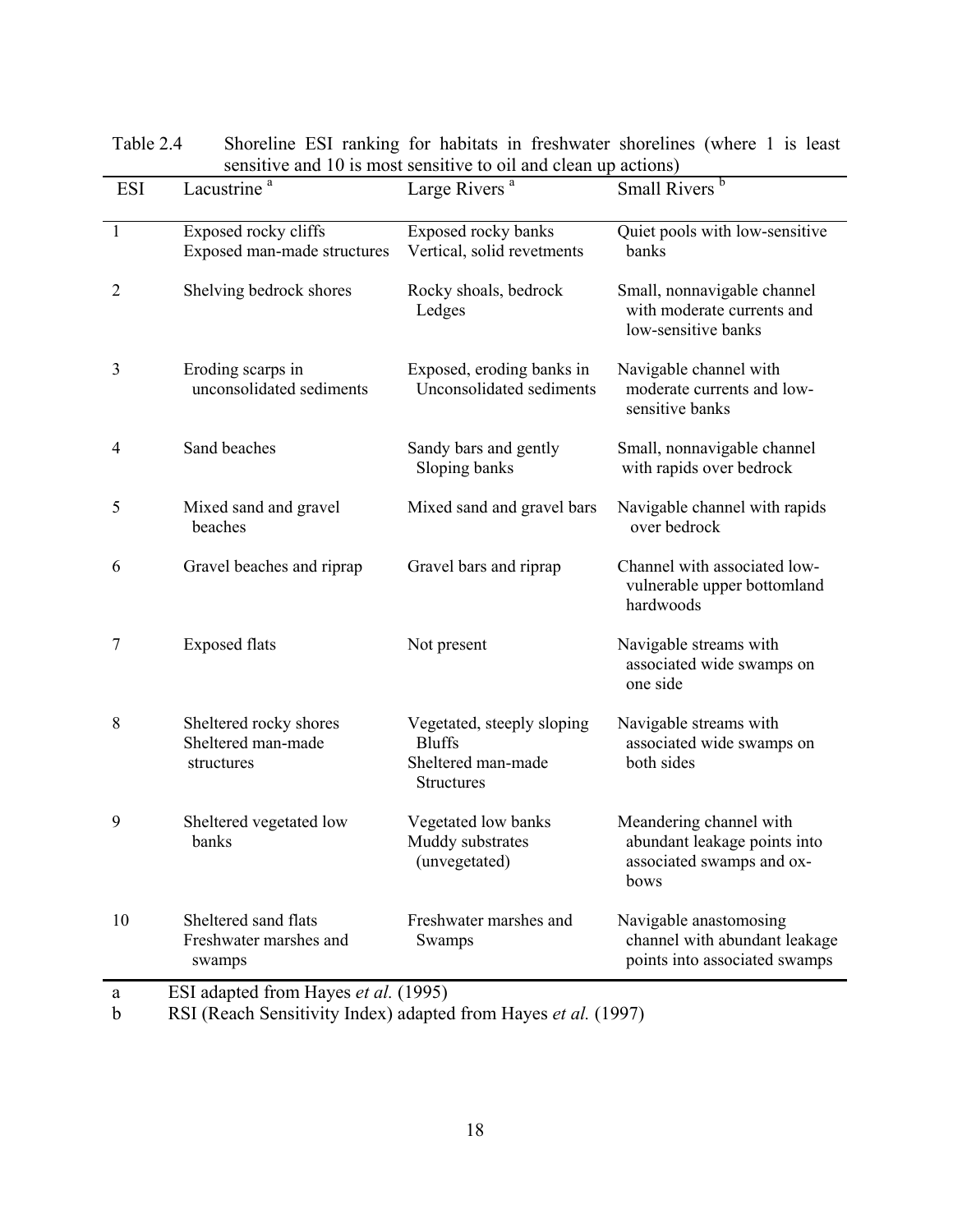Table 2.4 Shoreline ESI ranking for habitats in freshwater shorelines (where 1 is least sensitive and 10 is most sensitive to oil and clean up actions)

| ESI | Lacustrine [a] | Large Rivers [a] | Small Rivers [b] |
|---|---|---|---|
| 1 | Exposed rocky cliffs<br>Exposed man-made structures | Exposed rocky banks<br>Vertical, solid revetments | Quiet pools with low-sensitive banks |
| 2 | Shelving bedrock shores | Rocky shoals, bedrock Ledges | Small, nonnavigable channel with moderate currents and low-sensitive banks |
| 3 | Eroding scarps in unconsolidated sediments | Exposed, eroding banks in Unconsolidated sediments | Navigable channel with moderate currents and low-sensitive banks |
| 4 | Sand beaches | Sandy bars and gently Sloping banks | Small, nonnavigable channel with rapids over bedrock |
| 5 | Mixed sand and gravel beaches | Mixed sand and gravel bars | Navigable channel with rapids over bedrock |
| 6 | Gravel beaches and riprap | Gravel bars and riprap | Channel with associated low-vulnerable upper bottomland hardwoods |
| 7 | Exposed flats | Not present | Navigable streams with associated wide swamps on one side |
| 8 | Sheltered rocky shores<br>Sheltered man-made structures | Vegetated, steeply sloping Bluffs<br>Sheltered man-made Structures | Navigable streams with associated wide swamps on both sides |
| 9 | Sheltered vegetated low banks | Vegetated low banks<br>Muddy substrates (unvegetated) | Meandering channel with abundant leakage points into associated swamps and ox-bows |
| 10 | Sheltered sand flats<br>Freshwater marshes and swamps | Freshwater marshes and Swamps | Navigable anastomosing channel with abundant leakage points into associated swamps |

a ESI adapted from Hayes *et al.* (1995)

b RSI (Reach Sensitivity Index) adapted from Hayes *et al.* (1997)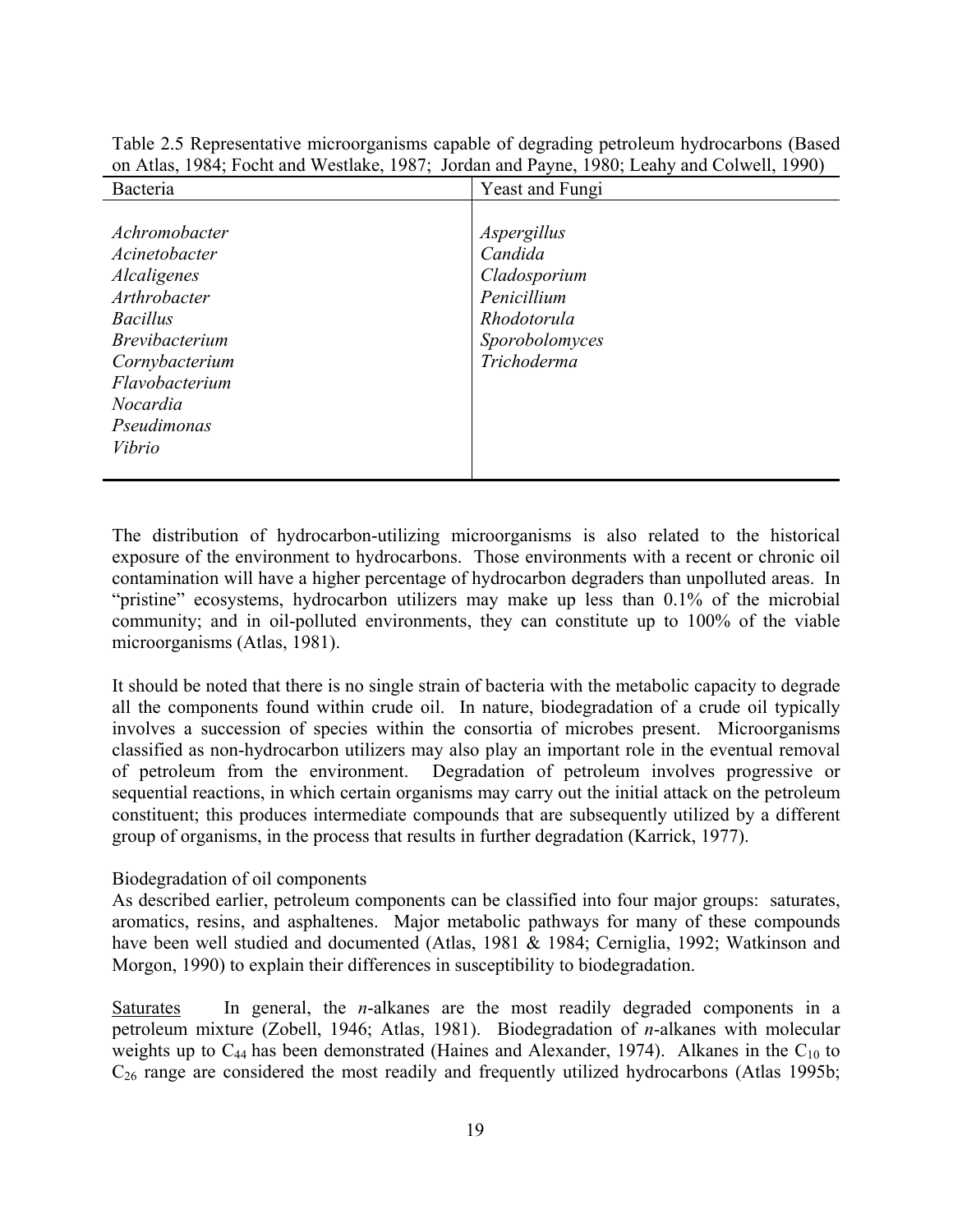Table 2.5 Representative microorganisms capable of degrading petroleum hydrocarbons (Based on Atlas, 1984; Focht and Westlake, 1987; Jordan and Payne, 1980; Leahy and Colwell, 1990)

| Bacteria | Yeast and Fungi |
|---|---|
| *Achromobacter* | *Aspergillus* |
| *Acinetobacter* | *Candida* |
| *Alcaligenes* | *Cladosporium* |
| *Arthrobacter* | *Penicillium* |
| *Bacillus* | *Rhodotorula* |
| *Brevibacterium* | *Sporobolomyces* |
| *Cornybacterium* | *Trichoderma* |
| *Flavobacterium* | |
| *Nocardia* | |
| *Pseudimonas* | |
| *Vibrio* | |

The distribution of hydrocarbon-utilizing microorganisms is also related to the historical exposure of the environment to hydrocarbons. Those environments with a recent or chronic oil contamination will have a higher percentage of hydrocarbon degraders than unpolluted areas. In "pristine" ecosystems, hydrocarbon utilizers may make up less than 0.1% of the microbial community; and in oil-polluted environments, they can constitute up to 100% of the viable microorganisms (Atlas, 1981).

It should be noted that there is no single strain of bacteria with the metabolic capacity to degrade all the components found within crude oil. In nature, biodegradation of a crude oil typically involves a succession of species within the consortia of microbes present. Microorganisms classified as non-hydrocarbon utilizers may also play an important role in the eventual removal of petroleum from the environment. Degradation of petroleum involves progressive or sequential reactions, in which certain organisms may carry out the initial attack on the petroleum constituent; this produces intermediate compounds that are subsequently utilized by a different group of organisms, in the process that results in further degradation (Karrick, 1977).

Biodegradation of oil components

As described earlier, petroleum components can be classified into four major groups: saturates, aromatics, resins, and asphaltenes. Major metabolic pathways for many of these compounds have been well studied and documented (Atlas, 1981 & 1984; Cerniglia, 1992; Watkinson and Morgon, 1990) to explain their differences in susceptibility to biodegradation.

Saturates In general, the *n*-alkanes are the most readily degraded components in a petroleum mixture (Zobell, 1946; Atlas, 1981). Biodegradation of *n*-alkanes with molecular weights up to $C_{44}$ has been demonstrated (Haines and Alexander, 1974). Alkanes in the $C_{10}$ to $C_{26}$ range are considered the most readily and frequently utilized hydrocarbons (Atlas 1995b;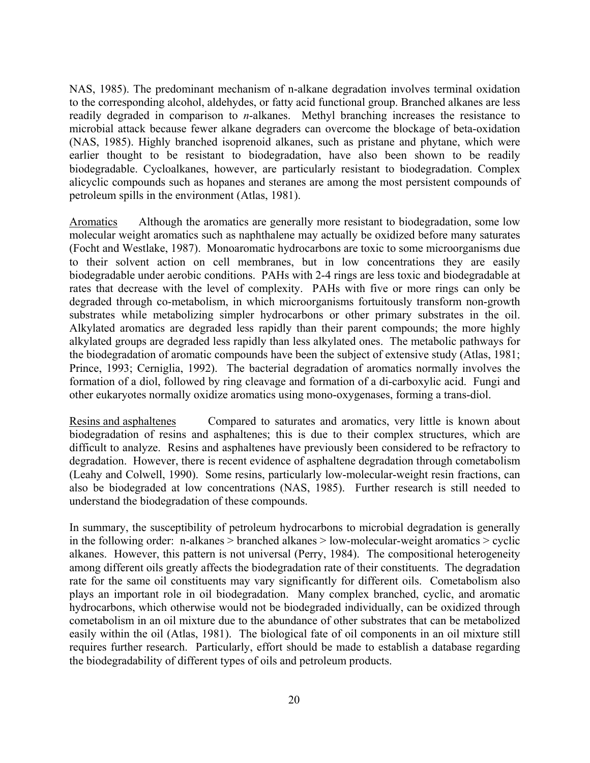NAS, 1985). The predominant mechanism of n-alkane degradation involves terminal oxidation to the corresponding alcohol, aldehydes, or fatty acid functional group. Branched alkanes are less readily degraded in comparison to *n*-alkanes. Methyl branching increases the resistance to microbial attack because fewer alkane degraders can overcome the blockage of beta-oxidation (NAS, 1985). Highly branched isoprenoid alkanes, such as pristane and phytane, which were earlier thought to be resistant to biodegradation, have also been shown to be readily biodegradable. Cycloalkanes, however, are particularly resistant to biodegradation. Complex alicyclic compounds such as hopanes and steranes are among the most persistent compounds of petroleum spills in the environment (Atlas, 1981).

<u>Aromatics</u> Although the aromatics are generally more resistant to biodegradation, some low molecular weight aromatics such as naphthalene may actually be oxidized before many saturates (Focht and Westlake, 1987). Monoaromatic hydrocarbons are toxic to some microorganisms due to their solvent action on cell membranes, but in low concentrations they are easily biodegradable under aerobic conditions. PAHs with 2-4 rings are less toxic and biodegradable at rates that decrease with the level of complexity. PAHs with five or more rings can only be degraded through co-metabolism, in which microorganisms fortuitously transform non-growth substrates while metabolizing simpler hydrocarbons or other primary substrates in the oil. Alkylated aromatics are degraded less rapidly than their parent compounds; the more highly alkylated groups are degraded less rapidly than less alkylated ones. The metabolic pathways for the biodegradation of aromatic compounds have been the subject of extensive study (Atlas, 1981; Prince, 1993; Cerniglia, 1992). The bacterial degradation of aromatics normally involves the formation of a diol, followed by ring cleavage and formation of a di-carboxylic acid. Fungi and other eukaryotes normally oxidize aromatics using mono-oxygenases, forming a trans-diol.

<u>Resins and asphaltenes</u> Compared to saturates and aromatics, very little is known about biodegradation of resins and asphaltenes; this is due to their complex structures, which are difficult to analyze. Resins and asphaltenes have previously been considered to be refractory to degradation. However, there is recent evidence of asphaltene degradation through cometabolism (Leahy and Colwell, 1990). Some resins, particularly low-molecular-weight resin fractions, can also be biodegraded at low concentrations (NAS, 1985). Further research is still needed to understand the biodegradation of these compounds.

In summary, the susceptibility of petroleum hydrocarbons to microbial degradation is generally in the following order: n-alkanes > branched alkanes > low-molecular-weight aromatics > cyclic alkanes. However, this pattern is not universal (Perry, 1984). The compositional heterogeneity among different oils greatly affects the biodegradation rate of their constituents. The degradation rate for the same oil constituents may vary significantly for different oils. Cometabolism also plays an important role in oil biodegradation. Many complex branched, cyclic, and aromatic hydrocarbons, which otherwise would not be biodegraded individually, can be oxidized through cometabolism in an oil mixture due to the abundance of other substrates that can be metabolized easily within the oil (Atlas, 1981). The biological fate of oil components in an oil mixture still requires further research. Particularly, effort should be made to establish a database regarding the biodegradability of different types of oils and petroleum products.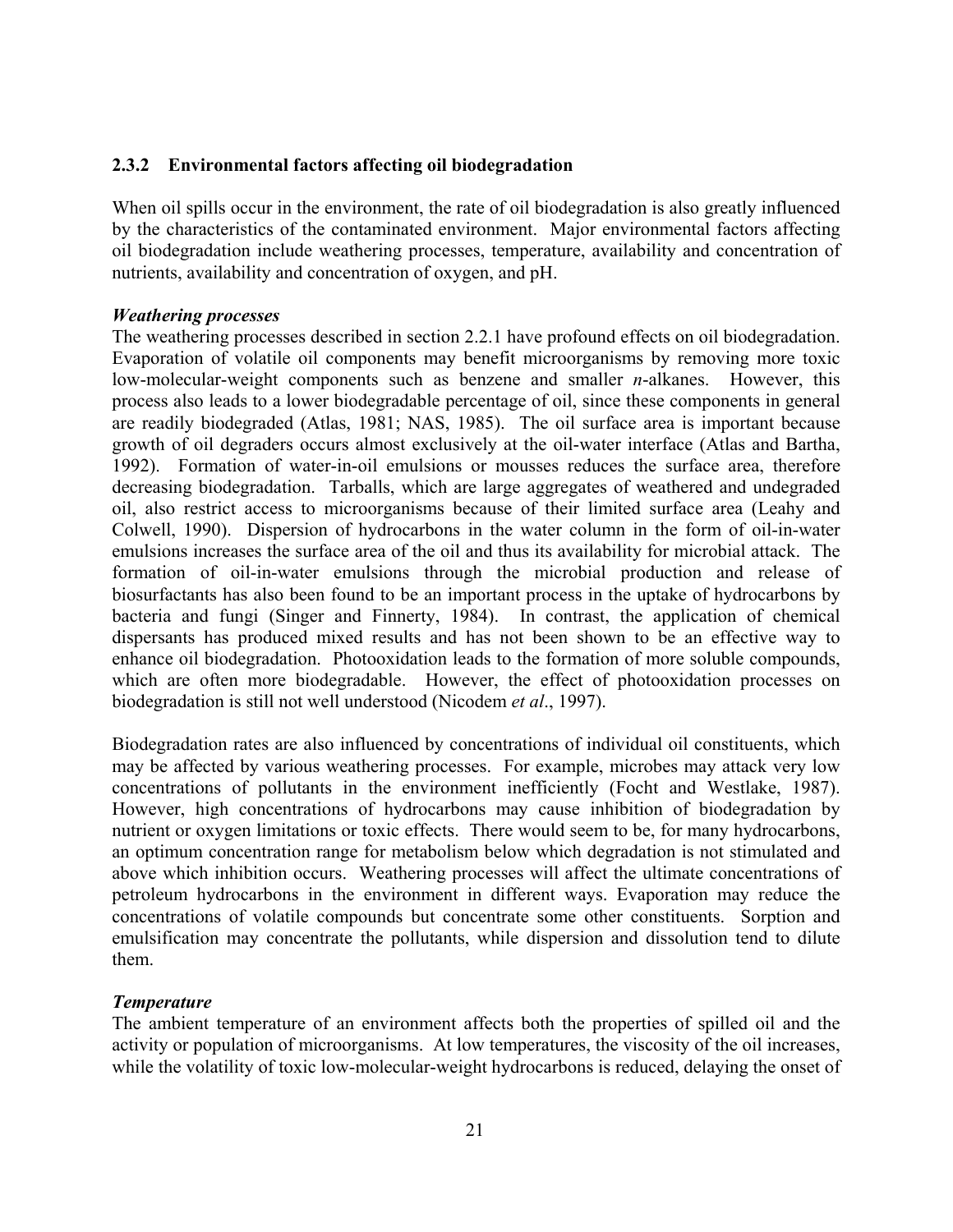### 2.3.2 Environmental factors affecting oil biodegradation

When oil spills occur in the environment, the rate of oil biodegradation is also greatly influenced by the characteristics of the contaminated environment. Major environmental factors affecting oil biodegradation include weathering processes, temperature, availability and concentration of nutrients, availability and concentration of oxygen, and pH.

***Weathering processes***

The weathering processes described in section 2.2.1 have profound effects on oil biodegradation. Evaporation of volatile oil components may benefit microorganisms by removing more toxic low-molecular-weight components such as benzene and smaller *n*-alkanes. However, this process also leads to a lower biodegradable percentage of oil, since these components in general are readily biodegraded (Atlas, 1981; NAS, 1985). The oil surface area is important because growth of oil degraders occurs almost exclusively at the oil-water interface (Atlas and Bartha, 1992). Formation of water-in-oil emulsions or mousses reduces the surface area, therefore decreasing biodegradation. Tarballs, which are large aggregates of weathered and undegraded oil, also restrict access to microorganisms because of their limited surface area (Leahy and Colwell, 1990). Dispersion of hydrocarbons in the water column in the form of oil-in-water emulsions increases the surface area of the oil and thus its availability for microbial attack. The formation of oil-in-water emulsions through the microbial production and release of biosurfactants has also been found to be an important process in the uptake of hydrocarbons by bacteria and fungi (Singer and Finnerty, 1984). In contrast, the application of chemical dispersants has produced mixed results and has not been shown to be an effective way to enhance oil biodegradation. Photooxidation leads to the formation of more soluble compounds, which are often more biodegradable. However, the effect of photooxidation processes on biodegradation is still not well understood (Nicodem *et al*., 1997).

Biodegradation rates are also influenced by concentrations of individual oil constituents, which may be affected by various weathering processes. For example, microbes may attack very low concentrations of pollutants in the environment inefficiently (Focht and Westlake, 1987). However, high concentrations of hydrocarbons may cause inhibition of biodegradation by nutrient or oxygen limitations or toxic effects. There would seem to be, for many hydrocarbons, an optimum concentration range for metabolism below which degradation is not stimulated and above which inhibition occurs. Weathering processes will affect the ultimate concentrations of petroleum hydrocarbons in the environment in different ways. Evaporation may reduce the concentrations of volatile compounds but concentrate some other constituents. Sorption and emulsification may concentrate the pollutants, while dispersion and dissolution tend to dilute them.

***Temperature***

The ambient temperature of an environment affects both the properties of spilled oil and the activity or population of microorganisms. At low temperatures, the viscosity of the oil increases, while the volatility of toxic low-molecular-weight hydrocarbons is reduced, delaying the onset of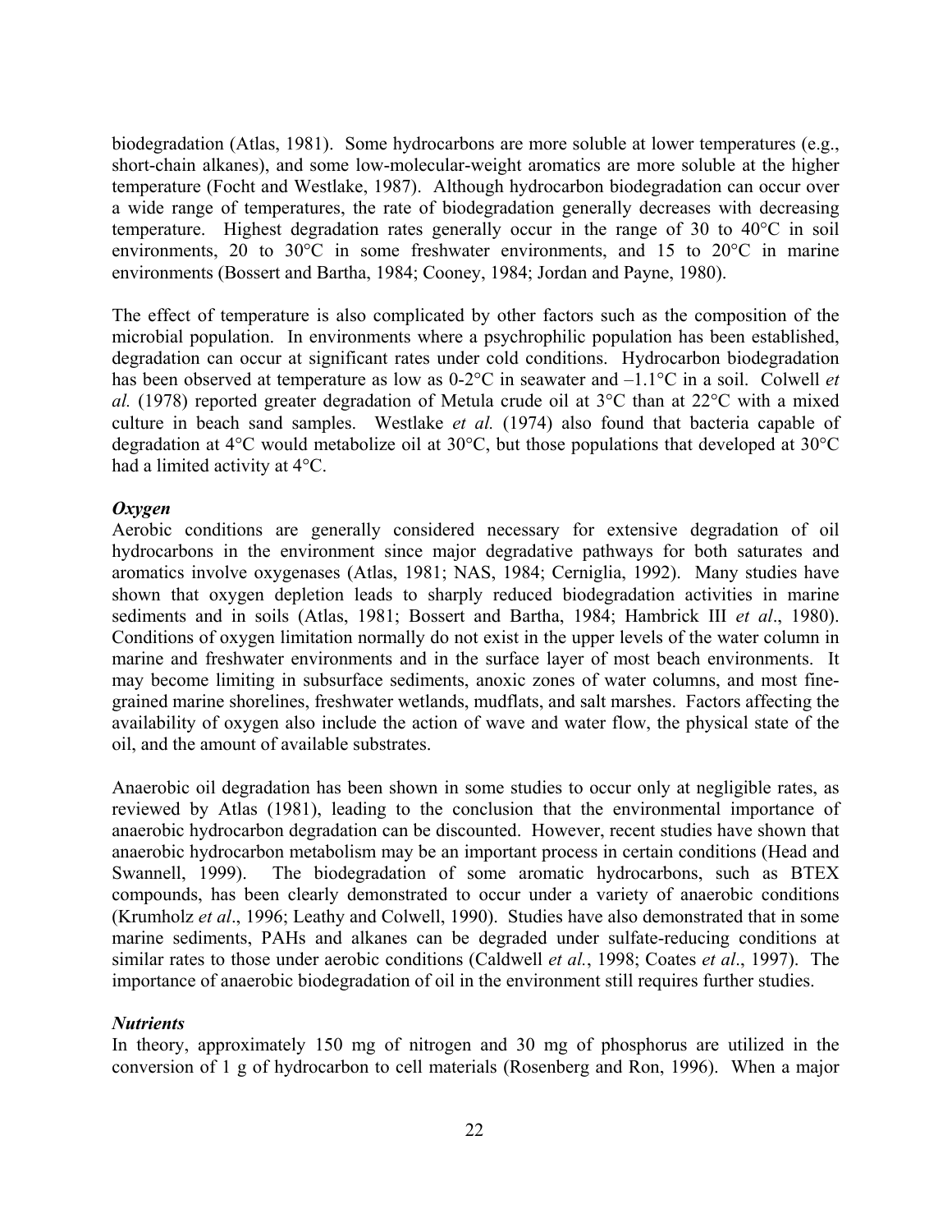biodegradation (Atlas, 1981). Some hydrocarbons are more soluble at lower temperatures (e.g., short-chain alkanes), and some low-molecular-weight aromatics are more soluble at the higher temperature (Focht and Westlake, 1987). Although hydrocarbon biodegradation can occur over a wide range of temperatures, the rate of biodegradation generally decreases with decreasing temperature. Highest degradation rates generally occur in the range of 30 to 40°C in soil environments, 20 to 30°C in some freshwater environments, and 15 to 20°C in marine environments (Bossert and Bartha, 1984; Cooney, 1984; Jordan and Payne, 1980).

The effect of temperature is also complicated by other factors such as the composition of the microbial population. In environments where a psychrophilic population has been established, degradation can occur at significant rates under cold conditions. Hydrocarbon biodegradation has been observed at temperature as low as 0-2°C in seawater and –1.1°C in a soil. Colwell *et al.* (1978) reported greater degradation of Metula crude oil at 3°C than at 22°C with a mixed culture in beach sand samples. Westlake *et al.* (1974) also found that bacteria capable of degradation at 4°C would metabolize oil at 30°C, but those populations that developed at 30°C had a limited activity at 4°C.

***Oxygen***

Aerobic conditions are generally considered necessary for extensive degradation of oil hydrocarbons in the environment since major degradative pathways for both saturates and aromatics involve oxygenases (Atlas, 1981; NAS, 1984; Cerniglia, 1992). Many studies have shown that oxygen depletion leads to sharply reduced biodegradation activities in marine sediments and in soils (Atlas, 1981; Bossert and Bartha, 1984; Hambrick III *et al*., 1980). Conditions of oxygen limitation normally do not exist in the upper levels of the water column in marine and freshwater environments and in the surface layer of most beach environments. It may become limiting in subsurface sediments, anoxic zones of water columns, and most fine-grained marine shorelines, freshwater wetlands, mudflats, and salt marshes. Factors affecting the availability of oxygen also include the action of wave and water flow, the physical state of the oil, and the amount of available substrates.

Anaerobic oil degradation has been shown in some studies to occur only at negligible rates, as reviewed by Atlas (1981), leading to the conclusion that the environmental importance of anaerobic hydrocarbon degradation can be discounted. However, recent studies have shown that anaerobic hydrocarbon metabolism may be an important process in certain conditions (Head and Swannell, 1999). The biodegradation of some aromatic hydrocarbons, such as BTEX compounds, has been clearly demonstrated to occur under a variety of anaerobic conditions (Krumholz *et al*., 1996; Leathy and Colwell, 1990). Studies have also demonstrated that in some marine sediments, PAHs and alkanes can be degraded under sulfate-reducing conditions at similar rates to those under aerobic conditions (Caldwell *et al.*, 1998; Coates *et al*., 1997). The importance of anaerobic biodegradation of oil in the environment still requires further studies.

***Nutrients***

In theory, approximately 150 mg of nitrogen and 30 mg of phosphorus are utilized in the conversion of 1 g of hydrocarbon to cell materials (Rosenberg and Ron, 1996). When a major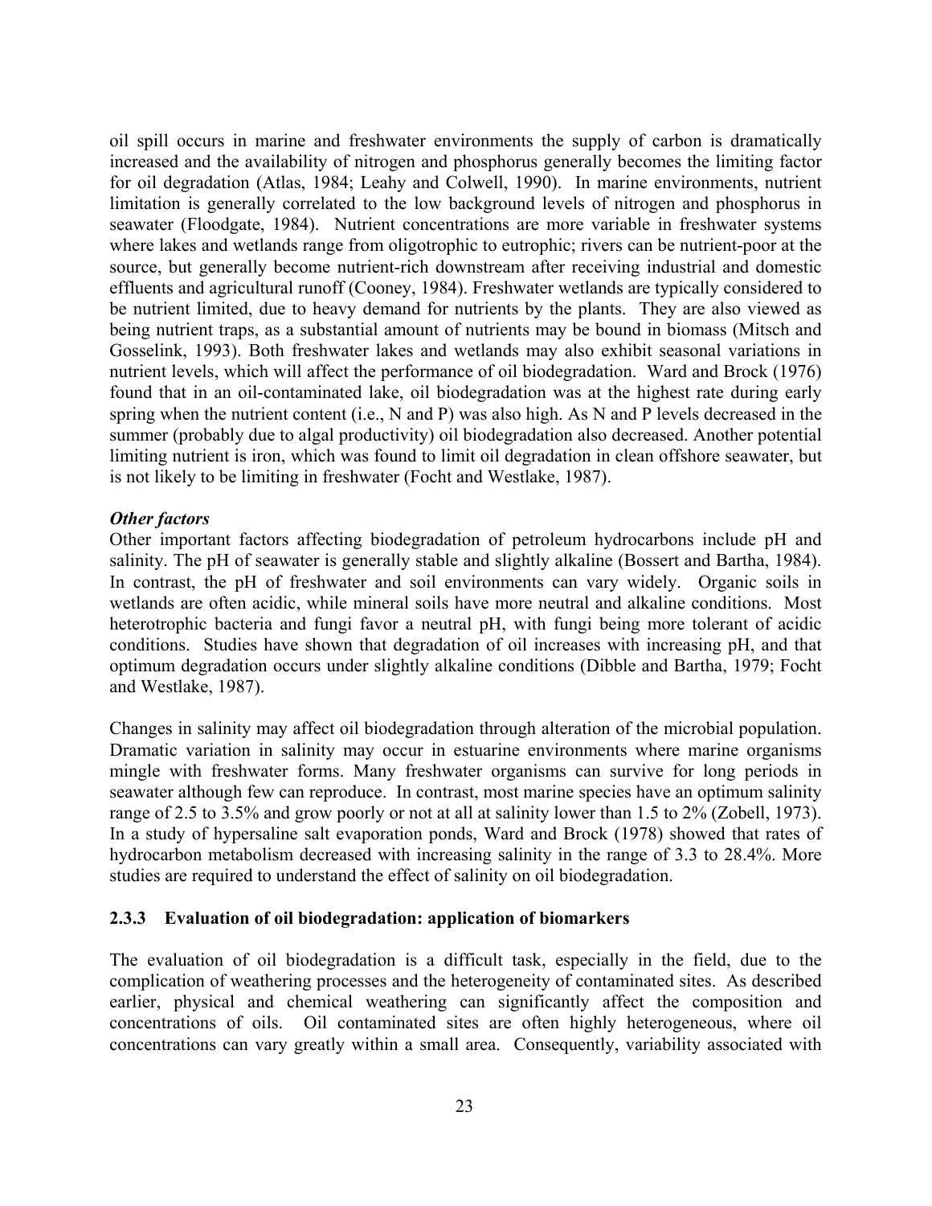oil spill occurs in marine and freshwater environments the supply of carbon is dramatically increased and the availability of nitrogen and phosphorus generally becomes the limiting factor for oil degradation (Atlas, 1984; Leahy and Colwell, 1990). In marine environments, nutrient limitation is generally correlated to the low background levels of nitrogen and phosphorus in seawater (Floodgate, 1984). Nutrient concentrations are more variable in freshwater systems where lakes and wetlands range from oligotrophic to eutrophic; rivers can be nutrient-poor at the source, but generally become nutrient-rich downstream after receiving industrial and domestic effluents and agricultural runoff (Cooney, 1984). Freshwater wetlands are typically considered to be nutrient limited, due to heavy demand for nutrients by the plants. They are also viewed as being nutrient traps, as a substantial amount of nutrients may be bound in biomass (Mitsch and Gosselink, 1993). Both freshwater lakes and wetlands may also exhibit seasonal variations in nutrient levels, which will affect the performance of oil biodegradation. Ward and Brock (1976) found that in an oil-contaminated lake, oil biodegradation was at the highest rate during early spring when the nutrient content (i.e., N and P) was also high. As N and P levels decreased in the summer (probably due to algal productivity) oil biodegradation also decreased. Another potential limiting nutrient is iron, which was found to limit oil degradation in clean offshore seawater, but is not likely to be limiting in freshwater (Focht and Westlake, 1987).

***Other factors***

Other important factors affecting biodegradation of petroleum hydrocarbons include pH and salinity. The pH of seawater is generally stable and slightly alkaline (Bossert and Bartha, 1984). In contrast, the pH of freshwater and soil environments can vary widely. Organic soils in wetlands are often acidic, while mineral soils have more neutral and alkaline conditions. Most heterotrophic bacteria and fungi favor a neutral pH, with fungi being more tolerant of acidic conditions. Studies have shown that degradation of oil increases with increasing pH, and that optimum degradation occurs under slightly alkaline conditions (Dibble and Bartha, 1979; Focht and Westlake, 1987).

Changes in salinity may affect oil biodegradation through alteration of the microbial population. Dramatic variation in salinity may occur in estuarine environments where marine organisms mingle with freshwater forms. Many freshwater organisms can survive for long periods in seawater although few can reproduce. In contrast, most marine species have an optimum salinity range of 2.5 to 3.5% and grow poorly or not at all at salinity lower than 1.5 to 2% (Zobell, 1973). In a study of hypersaline salt evaporation ponds, Ward and Brock (1978) showed that rates of hydrocarbon metabolism decreased with increasing salinity in the range of 3.3 to 28.4%. More studies are required to understand the effect of salinity on oil biodegradation.

### 2.3.3 Evaluation of oil biodegradation: application of biomarkers

The evaluation of oil biodegradation is a difficult task, especially in the field, due to the complication of weathering processes and the heterogeneity of contaminated sites. As described earlier, physical and chemical weathering can significantly affect the composition and concentrations of oils. Oil contaminated sites are often highly heterogeneous, where oil concentrations can vary greatly within a small area. Consequently, variability associated with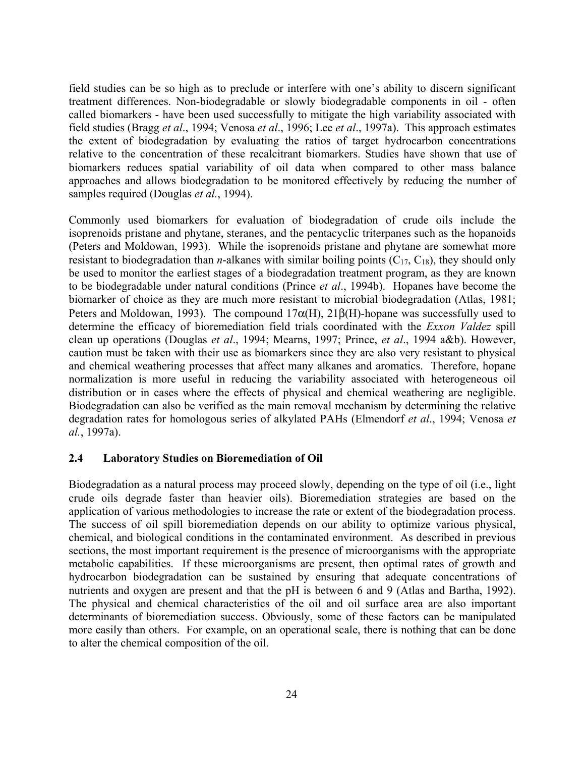field studies can be so high as to preclude or interfere with one's ability to discern significant treatment differences. Non-biodegradable or slowly biodegradable components in oil - often called biomarkers - have been used successfully to mitigate the high variability associated with field studies (Bragg *et al*., 1994; Venosa *et al*., 1996; Lee *et al*., 1997a). This approach estimates the extent of biodegradation by evaluating the ratios of target hydrocarbon concentrations relative to the concentration of these recalcitrant biomarkers. Studies have shown that use of biomarkers reduces spatial variability of oil data when compared to other mass balance approaches and allows biodegradation to be monitored effectively by reducing the number of samples required (Douglas *et al.*, 1994).

Commonly used biomarkers for evaluation of biodegradation of crude oils include the isoprenoids pristane and phytane, steranes, and the pentacyclic triterpanes such as the hopanoids (Peters and Moldowan, 1993). While the isoprenoids pristane and phytane are somewhat more resistant to biodegradation than *n*-alkanes with similar boiling points ($C_{17}$, $C_{18}$), they should only be used to monitor the earliest stages of a biodegradation treatment program, as they are known to be biodegradable under natural conditions (Prince *et al*., 1994b). Hopanes have become the biomarker of choice as they are much more resistant to microbial biodegradation (Atlas, 1981; Peters and Moldowan, 1993). The compound $17\alpha$(H), $21\beta$(H)-hopane was successfully used to determine the efficacy of bioremediation field trials coordinated with the *Exxon Valdez* spill clean up operations (Douglas *et al*., 1994; Mearns, 1997; Prince, *et al*., 1994 a&b). However, caution must be taken with their use as biomarkers since they are also very resistant to physical and chemical weathering processes that affect many alkanes and aromatics. Therefore, hopane normalization is more useful in reducing the variability associated with heterogeneous oil distribution or in cases where the effects of physical and chemical weathering are negligible. Biodegradation can also be verified as the main removal mechanism by determining the relative degradation rates for homologous series of alkylated PAHs (Elmendorf *et al*., 1994; Venosa *et al.*, 1997a).

## 2.4 Laboratory Studies on Bioremediation of Oil

Biodegradation as a natural process may proceed slowly, depending on the type of oil (i.e., light crude oils degrade faster than heavier oils). Bioremediation strategies are based on the application of various methodologies to increase the rate or extent of the biodegradation process. The success of oil spill bioremediation depends on our ability to optimize various physical, chemical, and biological conditions in the contaminated environment. As described in previous sections, the most important requirement is the presence of microorganisms with the appropriate metabolic capabilities. If these microorganisms are present, then optimal rates of growth and hydrocarbon biodegradation can be sustained by ensuring that adequate concentrations of nutrients and oxygen are present and that the pH is between 6 and 9 (Atlas and Bartha, 1992). The physical and chemical characteristics of the oil and oil surface area are also important determinants of bioremediation success. Obviously, some of these factors can be manipulated more easily than others. For example, on an operational scale, there is nothing that can be done to alter the chemical composition of the oil.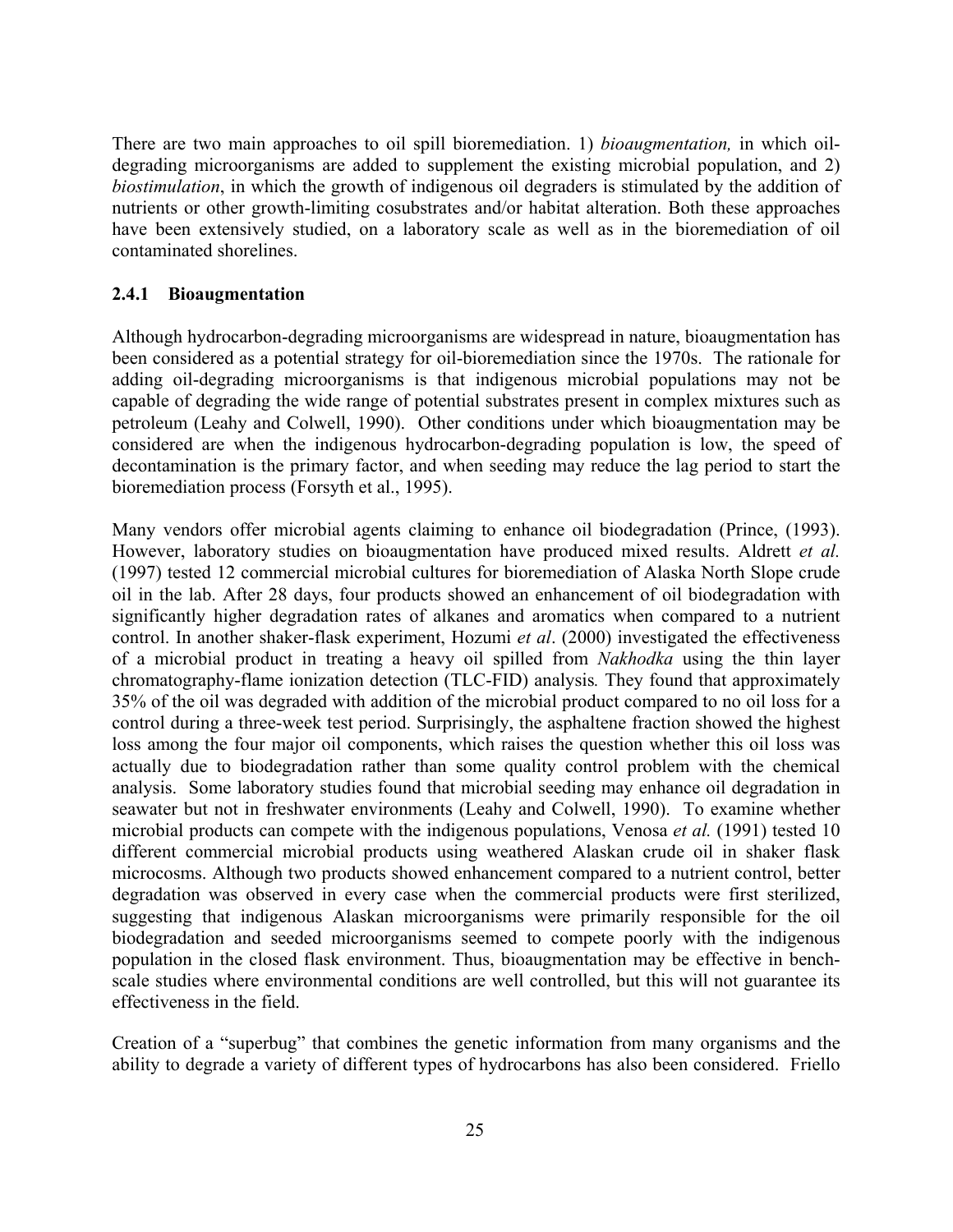There are two main approaches to oil spill bioremediation. 1) *bioaugmentation,* in which oil-degrading microorganisms are added to supplement the existing microbial population, and 2) *biostimulation*, in which the growth of indigenous oil degraders is stimulated by the addition of nutrients or other growth-limiting cosubstrates and/or habitat alteration. Both these approaches have been extensively studied, on a laboratory scale as well as in the bioremediation of oil contaminated shorelines.

### 2.4.1 Bioaugmentation

Although hydrocarbon-degrading microorganisms are widespread in nature, bioaugmentation has been considered as a potential strategy for oil-bioremediation since the 1970s. The rationale for adding oil-degrading microorganisms is that indigenous microbial populations may not be capable of degrading the wide range of potential substrates present in complex mixtures such as petroleum (Leahy and Colwell, 1990). Other conditions under which bioaugmentation may be considered are when the indigenous hydrocarbon-degrading population is low, the speed of decontamination is the primary factor, and when seeding may reduce the lag period to start the bioremediation process (Forsyth et al., 1995).

Many vendors offer microbial agents claiming to enhance oil biodegradation (Prince, (1993). However, laboratory studies on bioaugmentation have produced mixed results. Aldrett *et al.* (1997) tested 12 commercial microbial cultures for bioremediation of Alaska North Slope crude oil in the lab. After 28 days, four products showed an enhancement of oil biodegradation with significantly higher degradation rates of alkanes and aromatics when compared to a nutrient control. In another shaker-flask experiment, Hozumi *et al*. (2000) investigated the effectiveness of a microbial product in treating a heavy oil spilled from *Nakhodka* using the thin layer chromatography-flame ionization detection (TLC-FID) analysis*.* They found that approximately 35% of the oil was degraded with addition of the microbial product compared to no oil loss for a control during a three-week test period. Surprisingly, the asphaltene fraction showed the highest loss among the four major oil components, which raises the question whether this oil loss was actually due to biodegradation rather than some quality control problem with the chemical analysis. Some laboratory studies found that microbial seeding may enhance oil degradation in seawater but not in freshwater environments (Leahy and Colwell, 1990). To examine whether microbial products can compete with the indigenous populations, Venosa *et al.* (1991) tested 10 different commercial microbial products using weathered Alaskan crude oil in shaker flask microcosms. Although two products showed enhancement compared to a nutrient control, better degradation was observed in every case when the commercial products were first sterilized, suggesting that indigenous Alaskan microorganisms were primarily responsible for the oil biodegradation and seeded microorganisms seemed to compete poorly with the indigenous population in the closed flask environment. Thus, bioaugmentation may be effective in bench-scale studies where environmental conditions are well controlled, but this will not guarantee its effectiveness in the field.

Creation of a "superbug" that combines the genetic information from many organisms and the ability to degrade a variety of different types of hydrocarbons has also been considered. Friello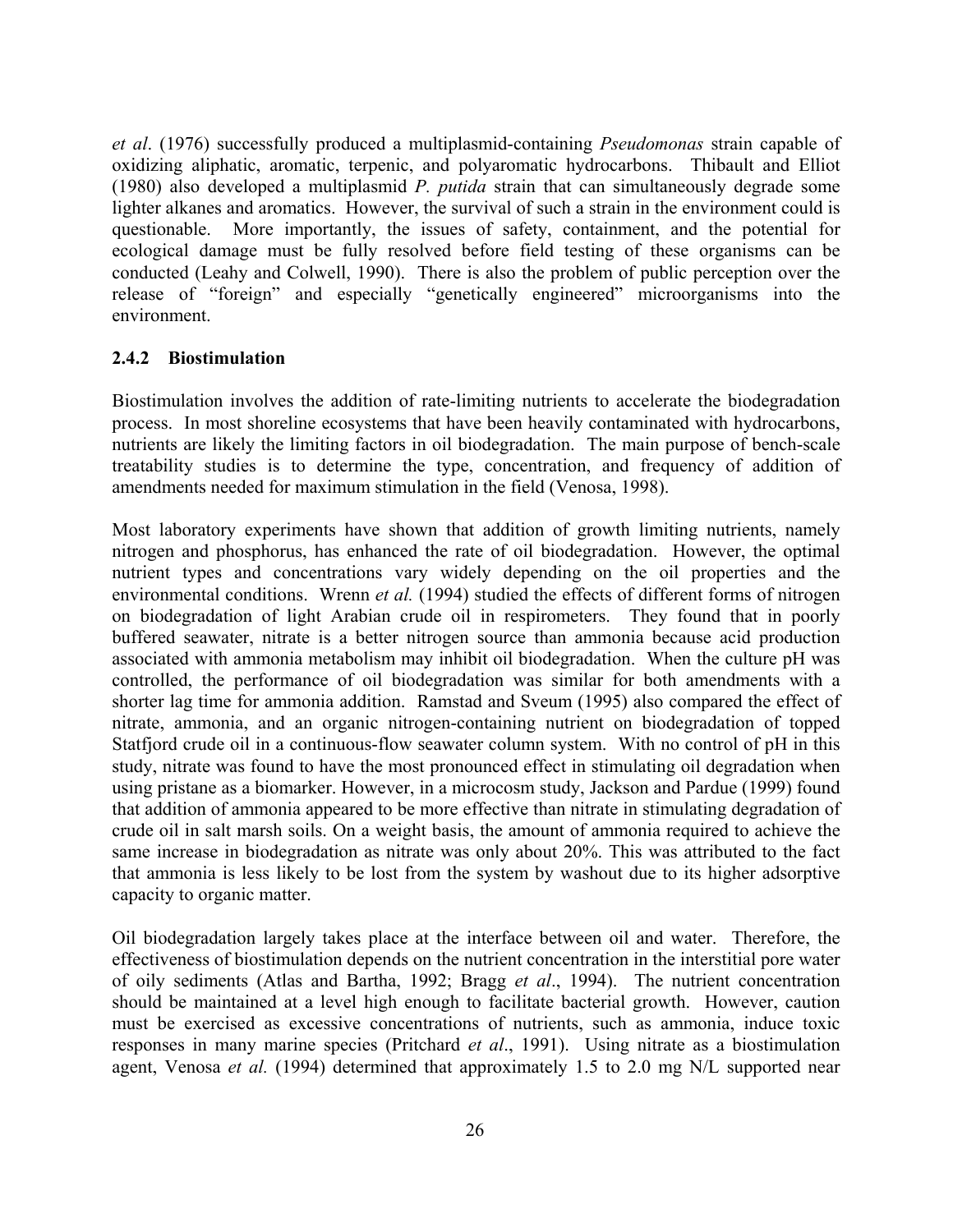*et al*. (1976) successfully produced a multiplasmid-containing *Pseudomonas* strain capable of oxidizing aliphatic, aromatic, terpenic, and polyaromatic hydrocarbons. Thibault and Elliot (1980) also developed a multiplasmid *P. putida* strain that can simultaneously degrade some lighter alkanes and aromatics. However, the survival of such a strain in the environment could is questionable. More importantly, the issues of safety, containment, and the potential for ecological damage must be fully resolved before field testing of these organisms can be conducted (Leahy and Colwell, 1990). There is also the problem of public perception over the release of "foreign" and especially "genetically engineered" microorganisms into the environment.

### 2.4.2 Biostimulation

Biostimulation involves the addition of rate-limiting nutrients to accelerate the biodegradation process. In most shoreline ecosystems that have been heavily contaminated with hydrocarbons, nutrients are likely the limiting factors in oil biodegradation. The main purpose of bench-scale treatability studies is to determine the type, concentration, and frequency of addition of amendments needed for maximum stimulation in the field (Venosa, 1998).

Most laboratory experiments have shown that addition of growth limiting nutrients, namely nitrogen and phosphorus, has enhanced the rate of oil biodegradation. However, the optimal nutrient types and concentrations vary widely depending on the oil properties and the environmental conditions. Wrenn *et al.* (1994) studied the effects of different forms of nitrogen on biodegradation of light Arabian crude oil in respirometers. They found that in poorly buffered seawater, nitrate is a better nitrogen source than ammonia because acid production associated with ammonia metabolism may inhibit oil biodegradation. When the culture pH was controlled, the performance of oil biodegradation was similar for both amendments with a shorter lag time for ammonia addition. Ramstad and Sveum (1995) also compared the effect of nitrate, ammonia, and an organic nitrogen-containing nutrient on biodegradation of topped Statfjord crude oil in a continuous-flow seawater column system. With no control of pH in this study, nitrate was found to have the most pronounced effect in stimulating oil degradation when using pristane as a biomarker. However, in a microcosm study, Jackson and Pardue (1999) found that addition of ammonia appeared to be more effective than nitrate in stimulating degradation of crude oil in salt marsh soils. On a weight basis, the amount of ammonia required to achieve the same increase in biodegradation as nitrate was only about 20%. This was attributed to the fact that ammonia is less likely to be lost from the system by washout due to its higher adsorptive capacity to organic matter.

Oil biodegradation largely takes place at the interface between oil and water. Therefore, the effectiveness of biostimulation depends on the nutrient concentration in the interstitial pore water of oily sediments (Atlas and Bartha, 1992; Bragg *et al*., 1994). The nutrient concentration should be maintained at a level high enough to facilitate bacterial growth. However, caution must be exercised as excessive concentrations of nutrients, such as ammonia, induce toxic responses in many marine species (Pritchard *et al*., 1991). Using nitrate as a biostimulation agent, Venosa *et al.* (1994) determined that approximately 1.5 to 2.0 mg N/L supported near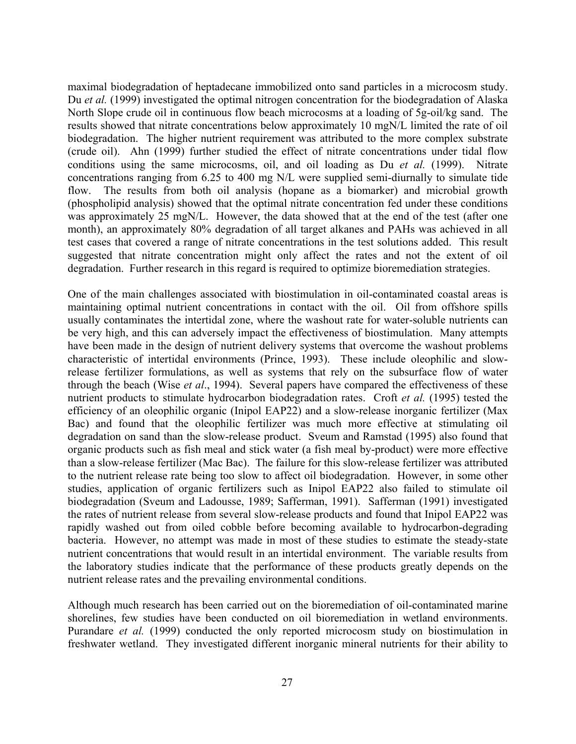maximal biodegradation of heptadecane immobilized onto sand particles in a microcosm study. Du *et al.* (1999) investigated the optimal nitrogen concentration for the biodegradation of Alaska North Slope crude oil in continuous flow beach microcosms at a loading of 5g-oil/kg sand. The results showed that nitrate concentrations below approximately 10 mgN/L limited the rate of oil biodegradation. The higher nutrient requirement was attributed to the more complex substrate (crude oil). Ahn (1999) further studied the effect of nitrate concentrations under tidal flow conditions using the same microcosms, oil, and oil loading as Du *et al.* (1999). Nitrate concentrations ranging from 6.25 to 400 mg N/L were supplied semi-diurnally to simulate tide flow. The results from both oil analysis (hopane as a biomarker) and microbial growth (phospholipid analysis) showed that the optimal nitrate concentration fed under these conditions was approximately 25 mgN/L. However, the data showed that at the end of the test (after one month), an approximately 80% degradation of all target alkanes and PAHs was achieved in all test cases that covered a range of nitrate concentrations in the test solutions added. This result suggested that nitrate concentration might only affect the rates and not the extent of oil degradation. Further research in this regard is required to optimize bioremediation strategies.

One of the main challenges associated with biostimulation in oil-contaminated coastal areas is maintaining optimal nutrient concentrations in contact with the oil. Oil from offshore spills usually contaminates the intertidal zone, where the washout rate for water-soluble nutrients can be very high, and this can adversely impact the effectiveness of biostimulation. Many attempts have been made in the design of nutrient delivery systems that overcome the washout problems characteristic of intertidal environments (Prince, 1993). These include oleophilic and slow-release fertilizer formulations, as well as systems that rely on the subsurface flow of water through the beach (Wise *et al*., 1994). Several papers have compared the effectiveness of these nutrient products to stimulate hydrocarbon biodegradation rates. Croft *et al.* (1995) tested the efficiency of an oleophilic organic (Inipol EAP22) and a slow-release inorganic fertilizer (Max Bac) and found that the oleophilic fertilizer was much more effective at stimulating oil degradation on sand than the slow-release product. Sveum and Ramstad (1995) also found that organic products such as fish meal and stick water (a fish meal by-product) were more effective than a slow-release fertilizer (Mac Bac). The failure for this slow-release fertilizer was attributed to the nutrient release rate being too slow to affect oil biodegradation. However, in some other studies, application of organic fertilizers such as Inipol EAP22 also failed to stimulate oil biodegradation (Sveum and Ladousse, 1989; Safferman, 1991). Safferman (1991) investigated the rates of nutrient release from several slow-release products and found that Inipol EAP22 was rapidly washed out from oiled cobble before becoming available to hydrocarbon-degrading bacteria. However, no attempt was made in most of these studies to estimate the steady-state nutrient concentrations that would result in an intertidal environment. The variable results from the laboratory studies indicate that the performance of these products greatly depends on the nutrient release rates and the prevailing environmental conditions.

Although much research has been carried out on the bioremediation of oil-contaminated marine shorelines, few studies have been conducted on oil bioremediation in wetland environments. Purandare *et al.* (1999) conducted the only reported microcosm study on biostimulation in freshwater wetland. They investigated different inorganic mineral nutrients for their ability to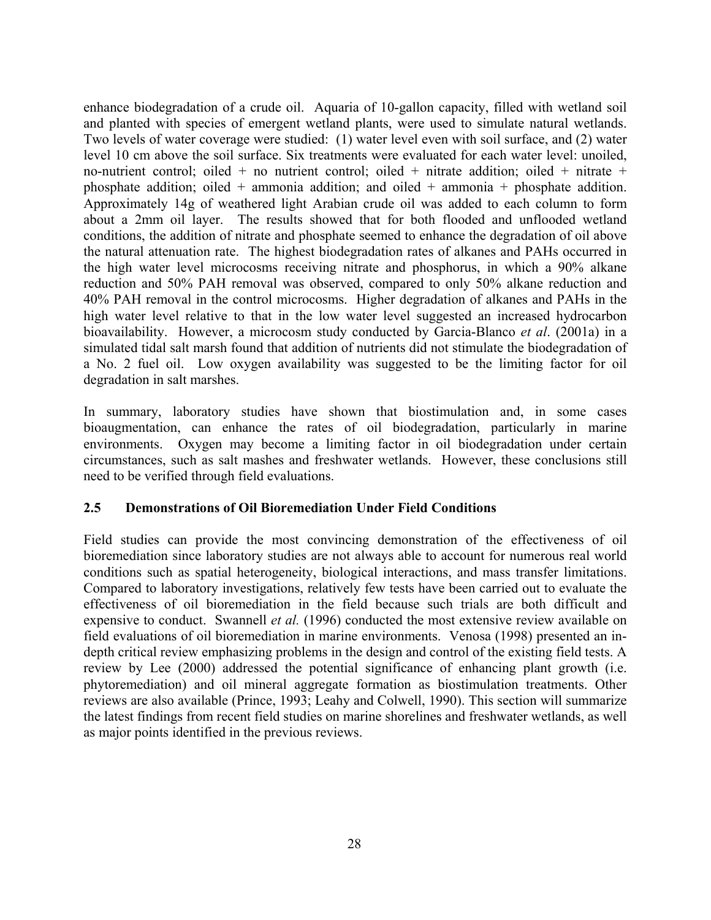enhance biodegradation of a crude oil. Aquaria of 10-gallon capacity, filled with wetland soil and planted with species of emergent wetland plants, were used to simulate natural wetlands. Two levels of water coverage were studied: (1) water level even with soil surface, and (2) water level 10 cm above the soil surface. Six treatments were evaluated for each water level: unoiled, no-nutrient control; oiled + no nutrient control; oiled + nitrate addition; oiled + nitrate + phosphate addition; oiled + ammonia addition; and oiled + ammonia + phosphate addition. Approximately 14g of weathered light Arabian crude oil was added to each column to form about a 2mm oil layer. The results showed that for both flooded and unflooded wetland conditions, the addition of nitrate and phosphate seemed to enhance the degradation of oil above the natural attenuation rate. The highest biodegradation rates of alkanes and PAHs occurred in the high water level microcosms receiving nitrate and phosphorus, in which a 90% alkane reduction and 50% PAH removal was observed, compared to only 50% alkane reduction and 40% PAH removal in the control microcosms. Higher degradation of alkanes and PAHs in the high water level relative to that in the low water level suggested an increased hydrocarbon bioavailability. However, a microcosm study conducted by Garcia-Blanco *et al*. (2001a) in a simulated tidal salt marsh found that addition of nutrients did not stimulate the biodegradation of a No. 2 fuel oil. Low oxygen availability was suggested to be the limiting factor for oil degradation in salt marshes.

In summary, laboratory studies have shown that biostimulation and, in some cases bioaugmentation, can enhance the rates of oil biodegradation, particularly in marine environments. Oxygen may become a limiting factor in oil biodegradation under certain circumstances, such as salt mashes and freshwater wetlands. However, these conclusions still need to be verified through field evaluations.

## 2.5 Demonstrations of Oil Bioremediation Under Field Conditions

Field studies can provide the most convincing demonstration of the effectiveness of oil bioremediation since laboratory studies are not always able to account for numerous real world conditions such as spatial heterogeneity, biological interactions, and mass transfer limitations. Compared to laboratory investigations, relatively few tests have been carried out to evaluate the effectiveness of oil bioremediation in the field because such trials are both difficult and expensive to conduct. Swannell *et al.* (1996) conducted the most extensive review available on field evaluations of oil bioremediation in marine environments. Venosa (1998) presented an in-depth critical review emphasizing problems in the design and control of the existing field tests. A review by Lee (2000) addressed the potential significance of enhancing plant growth (i.e. phytoremediation) and oil mineral aggregate formation as biostimulation treatments. Other reviews are also available (Prince, 1993; Leahy and Colwell, 1990). This section will summarize the latest findings from recent field studies on marine shorelines and freshwater wetlands, as well as major points identified in the previous reviews.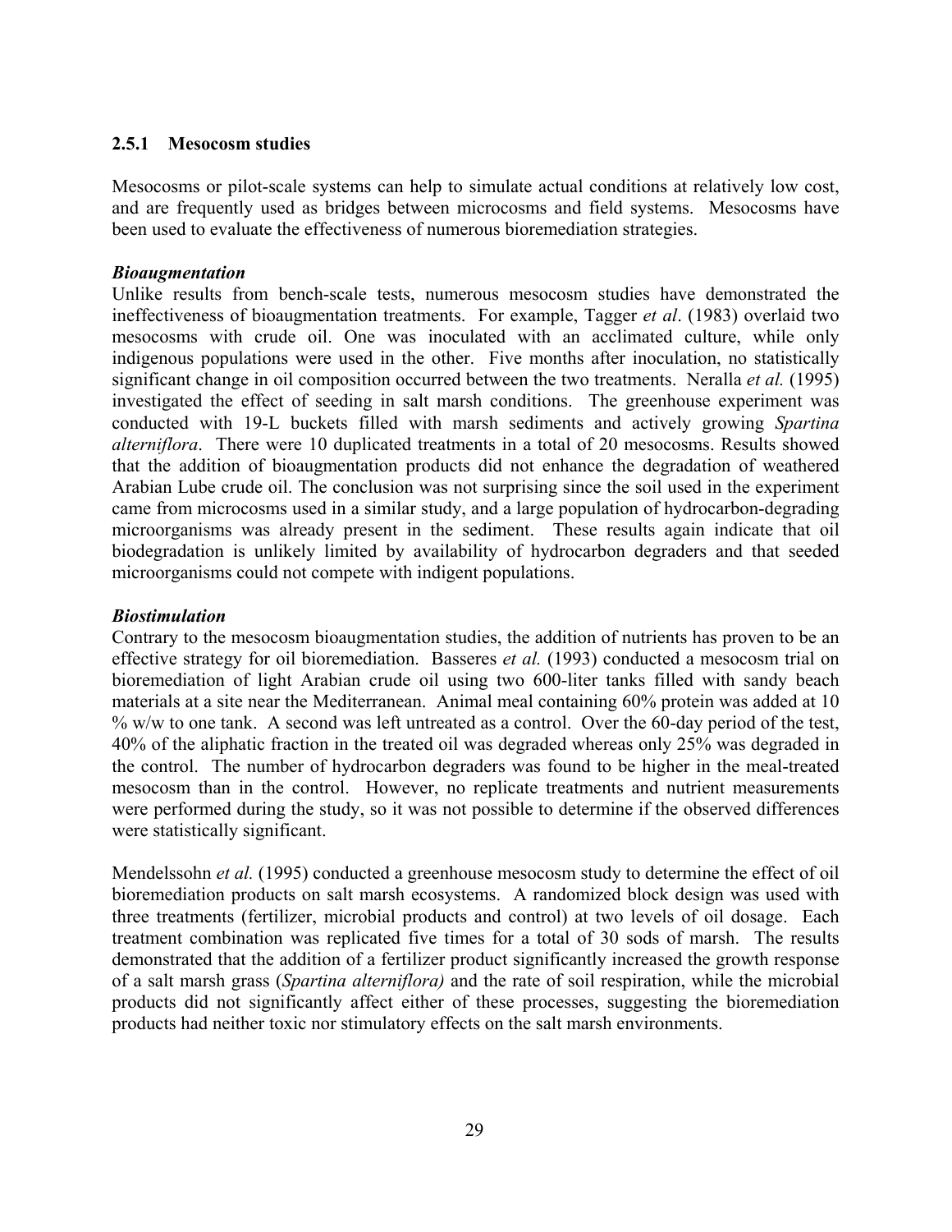### 2.5.1 Mesocosm studies

Mesocosms or pilot-scale systems can help to simulate actual conditions at relatively low cost, and are frequently used as bridges between microcosms and field systems. Mesocosms have been used to evaluate the effectiveness of numerous bioremediation strategies.

***Bioaugmentation***

Unlike results from bench-scale tests, numerous mesocosm studies have demonstrated the ineffectiveness of bioaugmentation treatments. For example, Tagger *et al*. (1983) overlaid two mesocosms with crude oil. One was inoculated with an acclimated culture, while only indigenous populations were used in the other. Five months after inoculation, no statistically significant change in oil composition occurred between the two treatments. Neralla *et al.* (1995) investigated the effect of seeding in salt marsh conditions. The greenhouse experiment was conducted with 19-L buckets filled with marsh sediments and actively growing *Spartina alterniflora*. There were 10 duplicated treatments in a total of 20 mesocosms. Results showed that the addition of bioaugmentation products did not enhance the degradation of weathered Arabian Lube crude oil. The conclusion was not surprising since the soil used in the experiment came from microcosms used in a similar study, and a large population of hydrocarbon-degrading microorganisms was already present in the sediment. These results again indicate that oil biodegradation is unlikely limited by availability of hydrocarbon degraders and that seeded microorganisms could not compete with indigent populations.

***Biostimulation***

Contrary to the mesocosm bioaugmentation studies, the addition of nutrients has proven to be an effective strategy for oil bioremediation. Basseres *et al.* (1993) conducted a mesocosm trial on bioremediation of light Arabian crude oil using two 600-liter tanks filled with sandy beach materials at a site near the Mediterranean. Animal meal containing 60% protein was added at 10 % w/w to one tank. A second was left untreated as a control. Over the 60-day period of the test, 40% of the aliphatic fraction in the treated oil was degraded whereas only 25% was degraded in the control. The number of hydrocarbon degraders was found to be higher in the meal-treated mesocosm than in the control. However, no replicate treatments and nutrient measurements were performed during the study, so it was not possible to determine if the observed differences were statistically significant.

Mendelssohn *et al.* (1995) conducted a greenhouse mesocosm study to determine the effect of oil bioremediation products on salt marsh ecosystems. A randomized block design was used with three treatments (fertilizer, microbial products and control) at two levels of oil dosage. Each treatment combination was replicated five times for a total of 30 sods of marsh. The results demonstrated that the addition of a fertilizer product significantly increased the growth response of a salt marsh grass (*Spartina alterniflora)* and the rate of soil respiration, while the microbial products did not significantly affect either of these processes, suggesting the bioremediation products had neither toxic nor stimulatory effects on the salt marsh environments.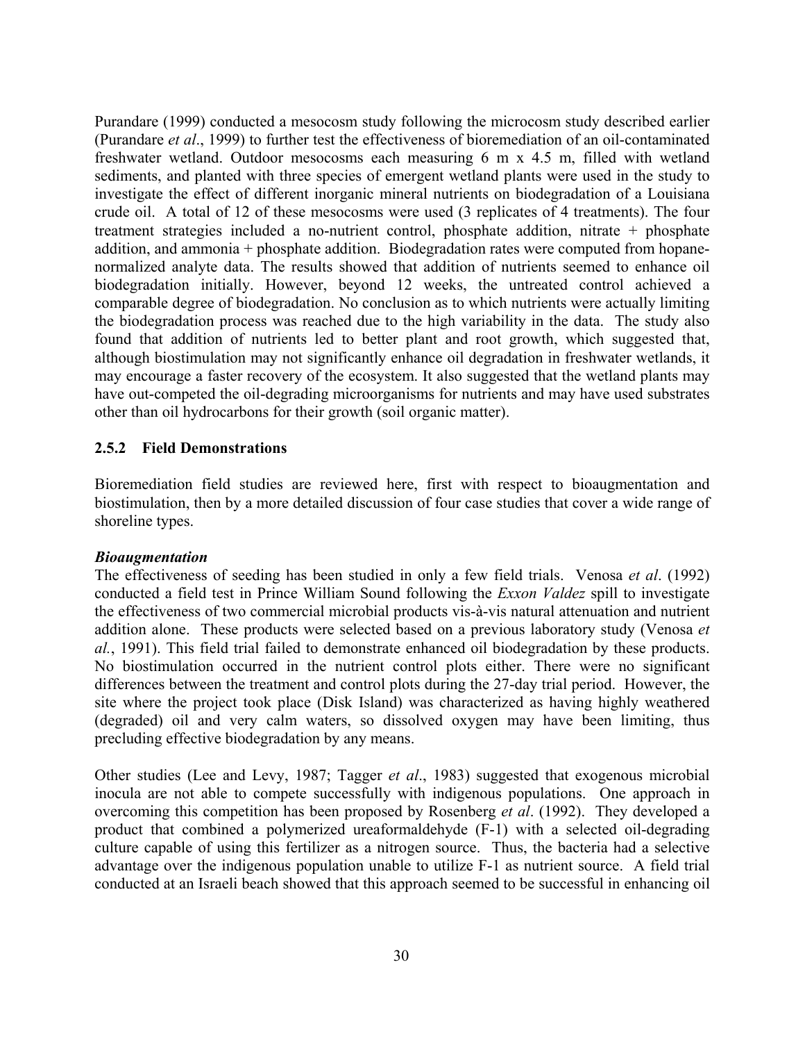Purandare (1999) conducted a mesocosm study following the microcosm study described earlier (Purandare *et al*., 1999) to further test the effectiveness of bioremediation of an oil-contaminated freshwater wetland. Outdoor mesocosms each measuring 6 m x 4.5 m, filled with wetland sediments, and planted with three species of emergent wetland plants were used in the study to investigate the effect of different inorganic mineral nutrients on biodegradation of a Louisiana crude oil. A total of 12 of these mesocosms were used (3 replicates of 4 treatments). The four treatment strategies included a no-nutrient control, phosphate addition, nitrate + phosphate addition, and ammonia + phosphate addition. Biodegradation rates were computed from hopane-normalized analyte data. The results showed that addition of nutrients seemed to enhance oil biodegradation initially. However, beyond 12 weeks, the untreated control achieved a comparable degree of biodegradation. No conclusion as to which nutrients were actually limiting the biodegradation process was reached due to the high variability in the data. The study also found that addition of nutrients led to better plant and root growth, which suggested that, although biostimulation may not significantly enhance oil degradation in freshwater wetlands, it may encourage a faster recovery of the ecosystem. It also suggested that the wetland plants may have out-competed the oil-degrading microorganisms for nutrients and may have used substrates other than oil hydrocarbons for their growth (soil organic matter).

### 2.5.2 Field Demonstrations

Bioremediation field studies are reviewed here, first with respect to bioaugmentation and biostimulation, then by a more detailed discussion of four case studies that cover a wide range of shoreline types.

***Bioaugmentation***

The effectiveness of seeding has been studied in only a few field trials. Venosa *et al*. (1992) conducted a field test in Prince William Sound following the *Exxon Valdez* spill to investigate the effectiveness of two commercial microbial products vis-à-vis natural attenuation and nutrient addition alone. These products were selected based on a previous laboratory study (Venosa *et al.*, 1991). This field trial failed to demonstrate enhanced oil biodegradation by these products. No biostimulation occurred in the nutrient control plots either. There were no significant differences between the treatment and control plots during the 27-day trial period. However, the site where the project took place (Disk Island) was characterized as having highly weathered (degraded) oil and very calm waters, so dissolved oxygen may have been limiting, thus precluding effective biodegradation by any means.

Other studies (Lee and Levy, 1987; Tagger *et al*., 1983) suggested that exogenous microbial inocula are not able to compete successfully with indigenous populations. One approach in overcoming this competition has been proposed by Rosenberg *et al*. (1992). They developed a product that combined a polymerized ureaformaldehyde (F-1) with a selected oil-degrading culture capable of using this fertilizer as a nitrogen source. Thus, the bacteria had a selective advantage over the indigenous population unable to utilize F-1 as nutrient source. A field trial conducted at an Israeli beach showed that this approach seemed to be successful in enhancing oil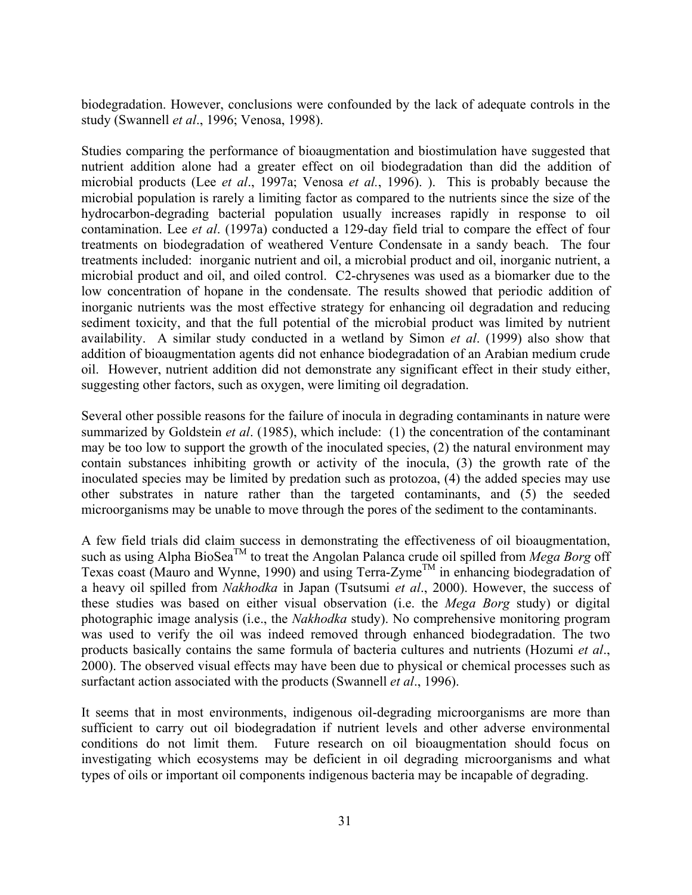biodegradation. However, conclusions were confounded by the lack of adequate controls in the study (Swannell *et al*., 1996; Venosa, 1998).

Studies comparing the performance of bioaugmentation and biostimulation have suggested that nutrient addition alone had a greater effect on oil biodegradation than did the addition of microbial products (Lee *et al*., 1997a; Venosa *et al.*, 1996). ). This is probably because the microbial population is rarely a limiting factor as compared to the nutrients since the size of the hydrocarbon-degrading bacterial population usually increases rapidly in response to oil contamination. Lee *et al*. (1997a) conducted a 129-day field trial to compare the effect of four treatments on biodegradation of weathered Venture Condensate in a sandy beach. The four treatments included: inorganic nutrient and oil, a microbial product and oil, inorganic nutrient, a microbial product and oil, and oiled control. C2-chrysenes was used as a biomarker due to the low concentration of hopane in the condensate. The results showed that periodic addition of inorganic nutrients was the most effective strategy for enhancing oil degradation and reducing sediment toxicity, and that the full potential of the microbial product was limited by nutrient availability. A similar study conducted in a wetland by Simon *et al*. (1999) also show that addition of bioaugmentation agents did not enhance biodegradation of an Arabian medium crude oil. However, nutrient addition did not demonstrate any significant effect in their study either, suggesting other factors, such as oxygen, were limiting oil degradation.

Several other possible reasons for the failure of inocula in degrading contaminants in nature were summarized by Goldstein *et al*. (1985), which include: (1) the concentration of the contaminant may be too low to support the growth of the inoculated species, (2) the natural environment may contain substances inhibiting growth or activity of the inocula, (3) the growth rate of the inoculated species may be limited by predation such as protozoa, (4) the added species may use other substrates in nature rather than the targeted contaminants, and (5) the seeded microorganisms may be unable to move through the pores of the sediment to the contaminants.

A few field trials did claim success in demonstrating the effectiveness of oil bioaugmentation, such as using Alpha BioSea™ to treat the Angolan Palanca crude oil spilled from *Mega Borg* off Texas coast (Mauro and Wynne, 1990) and using Terra-Zyme™ in enhancing biodegradation of a heavy oil spilled from *Nakhodka* in Japan (Tsutsumi *et al*., 2000). However, the success of these studies was based on either visual observation (i.e. the *Mega Borg* study) or digital photographic image analysis (i.e., the *Nakhodka* study). No comprehensive monitoring program was used to verify the oil was indeed removed through enhanced biodegradation. The two products basically contains the same formula of bacteria cultures and nutrients (Hozumi *et al*., 2000). The observed visual effects may have been due to physical or chemical processes such as surfactant action associated with the products (Swannell *et al*., 1996).

It seems that in most environments, indigenous oil-degrading microorganisms are more than sufficient to carry out oil biodegradation if nutrient levels and other adverse environmental conditions do not limit them. Future research on oil bioaugmentation should focus on investigating which ecosystems may be deficient in oil degrading microorganisms and what types of oils or important oil components indigenous bacteria may be incapable of degrading.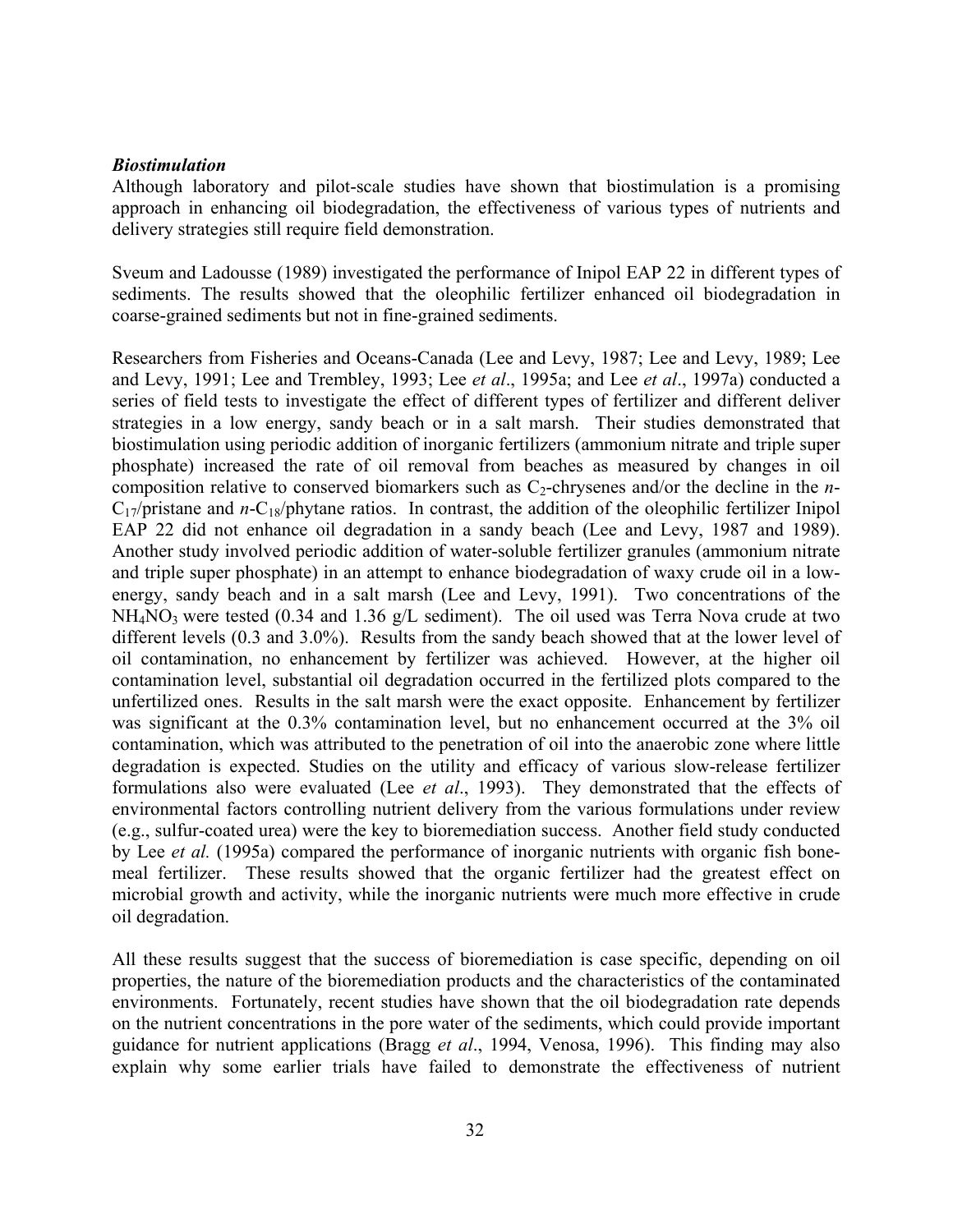***Biostimulation***

Although laboratory and pilot-scale studies have shown that biostimulation is a promising approach in enhancing oil biodegradation, the effectiveness of various types of nutrients and delivery strategies still require field demonstration.

Sveum and Ladousse (1989) investigated the performance of Inipol EAP 22 in different types of sediments. The results showed that the oleophilic fertilizer enhanced oil biodegradation in coarse-grained sediments but not in fine-grained sediments.

Researchers from Fisheries and Oceans-Canada (Lee and Levy, 1987; Lee and Levy, 1989; Lee and Levy, 1991; Lee and Trembley, 1993; Lee *et al*., 1995a; and Lee *et al*., 1997a) conducted a series of field tests to investigate the effect of different types of fertilizer and different deliver strategies in a low energy, sandy beach or in a salt marsh. Their studies demonstrated that biostimulation using periodic addition of inorganic fertilizers (ammonium nitrate and triple super phosphate) increased the rate of oil removal from beaches as measured by changes in oil composition relative to conserved biomarkers such as $C_2$-chrysenes and/or the decline in the $n$-$C_{17}$/pristane and $n$-$C_{18}$/phytane ratios. In contrast, the addition of the oleophilic fertilizer Inipol EAP 22 did not enhance oil degradation in a sandy beach (Lee and Levy, 1987 and 1989). Another study involved periodic addition of water-soluble fertilizer granules (ammonium nitrate and triple super phosphate) in an attempt to enhance biodegradation of waxy crude oil in a low-energy, sandy beach and in a salt marsh (Lee and Levy, 1991). Two concentrations of the $NH_4NO_3$ were tested (0.34 and 1.36 g/L sediment). The oil used was Terra Nova crude at two different levels (0.3 and 3.0%). Results from the sandy beach showed that at the lower level of oil contamination, no enhancement by fertilizer was achieved. However, at the higher oil contamination level, substantial oil degradation occurred in the fertilized plots compared to the unfertilized ones. Results in the salt marsh were the exact opposite. Enhancement by fertilizer was significant at the 0.3% contamination level, but no enhancement occurred at the 3% oil contamination, which was attributed to the penetration of oil into the anaerobic zone where little degradation is expected. Studies on the utility and efficacy of various slow-release fertilizer formulations also were evaluated (Lee *et al*., 1993). They demonstrated that the effects of environmental factors controlling nutrient delivery from the various formulations under review (e.g., sulfur-coated urea) were the key to bioremediation success. Another field study conducted by Lee *et al.* (1995a) compared the performance of inorganic nutrients with organic fish bone-meal fertilizer. These results showed that the organic fertilizer had the greatest effect on microbial growth and activity, while the inorganic nutrients were much more effective in crude oil degradation.

All these results suggest that the success of bioremediation is case specific, depending on oil properties, the nature of the bioremediation products and the characteristics of the contaminated environments. Fortunately, recent studies have shown that the oil biodegradation rate depends on the nutrient concentrations in the pore water of the sediments, which could provide important guidance for nutrient applications (Bragg *et al*., 1994, Venosa, 1996). This finding may also explain why some earlier trials have failed to demonstrate the effectiveness of nutrient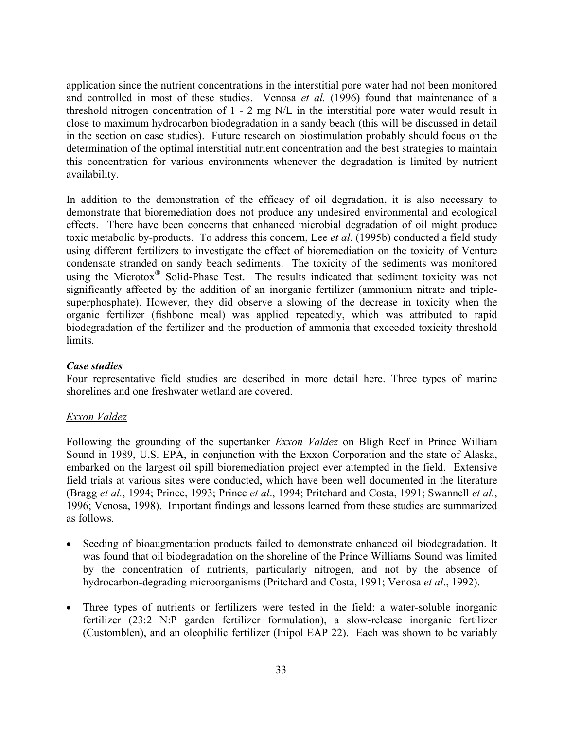application since the nutrient concentrations in the interstitial pore water had not been monitored and controlled in most of these studies. Venosa *et al.* (1996) found that maintenance of a threshold nitrogen concentration of 1 - 2 mg N/L in the interstitial pore water would result in close to maximum hydrocarbon biodegradation in a sandy beach (this will be discussed in detail in the section on case studies). Future research on biostimulation probably should focus on the determination of the optimal interstitial nutrient concentration and the best strategies to maintain this concentration for various environments whenever the degradation is limited by nutrient availability.

In addition to the demonstration of the efficacy of oil degradation, it is also necessary to demonstrate that bioremediation does not produce any undesired environmental and ecological effects. There have been concerns that enhanced microbial degradation of oil might produce toxic metabolic by-products. To address this concern, Lee *et al*. (1995b) conducted a field study using different fertilizers to investigate the effect of bioremediation on the toxicity of Venture condensate stranded on sandy beach sediments. The toxicity of the sediments was monitored using the Microtox® Solid-Phase Test. The results indicated that sediment toxicity was not significantly affected by the addition of an inorganic fertilizer (ammonium nitrate and triple-superphosphate). However, they did observe a slowing of the decrease in toxicity when the organic fertilizer (fishbone meal) was applied repeatedly, which was attributed to rapid biodegradation of the fertilizer and the production of ammonia that exceeded toxicity threshold limits.

***Case studies***

Four representative field studies are described in more detail here. Three types of marine shorelines and one freshwater wetland are covered.

<u>Exxon Valdez</u>

Following the grounding of the supertanker *Exxon Valdez* on Bligh Reef in Prince William Sound in 1989, U.S. EPA, in conjunction with the Exxon Corporation and the state of Alaska, embarked on the largest oil spill bioremediation project ever attempted in the field. Extensive field trials at various sites were conducted, which have been well documented in the literature (Bragg *et al.*, 1994; Prince, 1993; Prince *et al*., 1994; Pritchard and Costa, 1991; Swannell *et al.*, 1996; Venosa, 1998). Important findings and lessons learned from these studies are summarized as follows.

- Seeding of bioaugmentation products failed to demonstrate enhanced oil biodegradation. It was found that oil biodegradation on the shoreline of the Prince Williams Sound was limited by the concentration of nutrients, particularly nitrogen, and not by the absence of hydrocarbon-degrading microorganisms (Pritchard and Costa, 1991; Venosa *et al*., 1992).

- Three types of nutrients or fertilizers were tested in the field: a water-soluble inorganic fertilizer (23:2 N:P garden fertilizer formulation), a slow-release inorganic fertilizer (Customblen), and an oleophilic fertilizer (Inipol EAP 22). Each was shown to be variably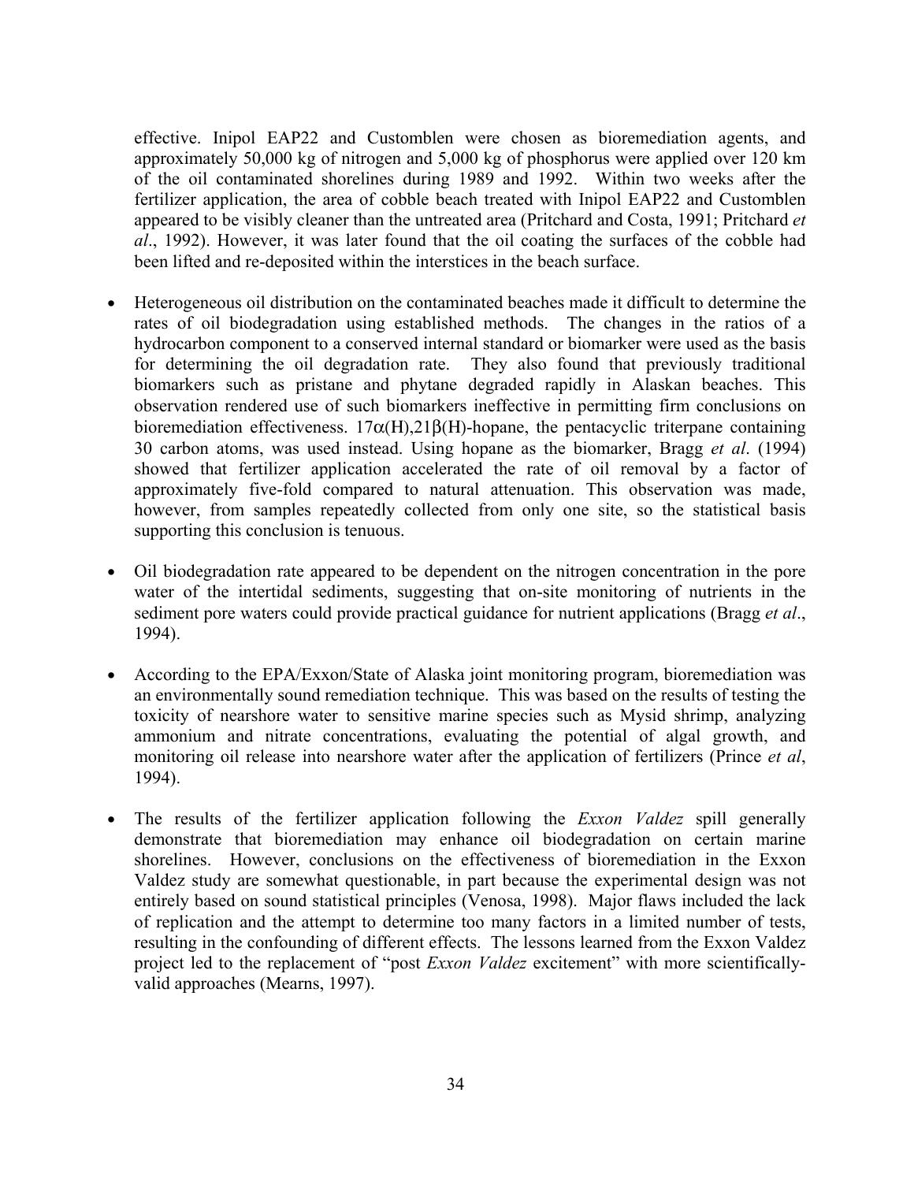effective. Inipol EAP22 and Customblen were chosen as bioremediation agents, and approximately 50,000 kg of nitrogen and 5,000 kg of phosphorus were applied over 120 km of the oil contaminated shorelines during 1989 and 1992. Within two weeks after the fertilizer application, the area of cobble beach treated with Inipol EAP22 and Customblen appeared to be visibly cleaner than the untreated area (Pritchard and Costa, 1991; Pritchard *et al*., 1992). However, it was later found that the oil coating the surfaces of the cobble had been lifted and re-deposited within the interstices in the beach surface.

- Heterogeneous oil distribution on the contaminated beaches made it difficult to determine the rates of oil biodegradation using established methods. The changes in the ratios of a hydrocarbon component to a conserved internal standard or biomarker were used as the basis for determining the oil degradation rate. They also found that previously traditional biomarkers such as pristane and phytane degraded rapidly in Alaskan beaches. This observation rendered use of such biomarkers ineffective in permitting firm conclusions on bioremediation effectiveness. $17\alpha(H),21\beta(H)$-hopane, the pentacyclic triterpane containing 30 carbon atoms, was used instead. Using hopane as the biomarker, Bragg *et al*. (1994) showed that fertilizer application accelerated the rate of oil removal by a factor of approximately five-fold compared to natural attenuation. This observation was made, however, from samples repeatedly collected from only one site, so the statistical basis supporting this conclusion is tenuous.

- Oil biodegradation rate appeared to be dependent on the nitrogen concentration in the pore water of the intertidal sediments, suggesting that on-site monitoring of nutrients in the sediment pore waters could provide practical guidance for nutrient applications (Bragg *et al*., 1994).

- According to the EPA/Exxon/State of Alaska joint monitoring program, bioremediation was an environmentally sound remediation technique. This was based on the results of testing the toxicity of nearshore water to sensitive marine species such as Mysid shrimp, analyzing ammonium and nitrate concentrations, evaluating the potential of algal growth, and monitoring oil release into nearshore water after the application of fertilizers (Prince *et al*, 1994).

- The results of the fertilizer application following the *Exxon Valdez* spill generally demonstrate that bioremediation may enhance oil biodegradation on certain marine shorelines. However, conclusions on the effectiveness of bioremediation in the Exxon Valdez study are somewhat questionable, in part because the experimental design was not entirely based on sound statistical principles (Venosa, 1998). Major flaws included the lack of replication and the attempt to determine too many factors in a limited number of tests, resulting in the confounding of different effects. The lessons learned from the Exxon Valdez project led to the replacement of "post *Exxon Valdez* excitement" with more scientifically-valid approaches (Mearns, 1997).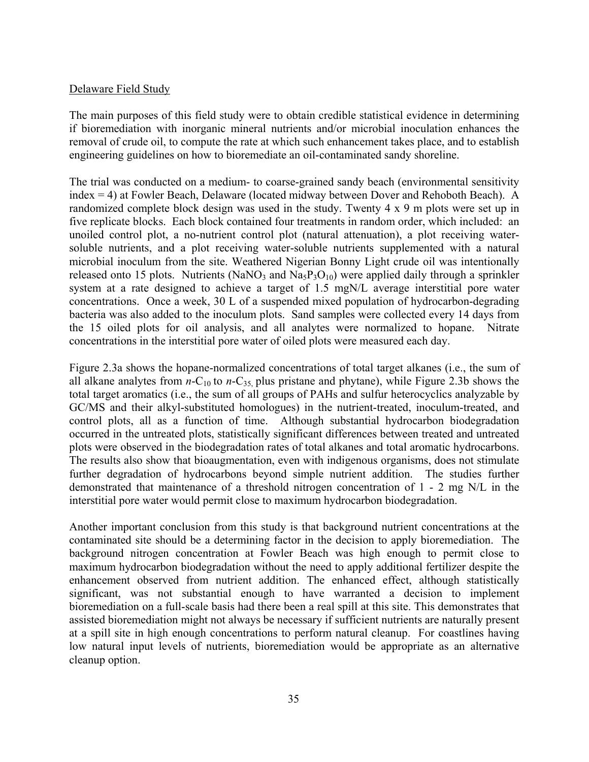Delaware Field Study

The main purposes of this field study were to obtain credible statistical evidence in determining if bioremediation with inorganic mineral nutrients and/or microbial inoculation enhances the removal of crude oil, to compute the rate at which such enhancement takes place, and to establish engineering guidelines on how to bioremediate an oil-contaminated sandy shoreline.

The trial was conducted on a medium- to coarse-grained sandy beach (environmental sensitivity index = 4) at Fowler Beach, Delaware (located midway between Dover and Rehoboth Beach). A randomized complete block design was used in the study. Twenty 4 x 9 m plots were set up in five replicate blocks. Each block contained four treatments in random order, which included: an unoiled control plot, a no-nutrient control plot (natural attenuation), a plot receiving water-soluble nutrients, and a plot receiving water-soluble nutrients supplemented with a natural microbial inoculum from the site. Weathered Nigerian Bonny Light crude oil was intentionally released onto 15 plots. Nutrients ($NaNO_3$ and $Na_5P_3O_{10}$) were applied daily through a sprinkler system at a rate designed to achieve a target of 1.5 mgN/L average interstitial pore water concentrations. Once a week, 30 L of a suspended mixed population of hydrocarbon-degrading bacteria was also added to the inoculum plots. Sand samples were collected every 14 days from the 15 oiled plots for oil analysis, and all analytes were normalized to hopane. Nitrate concentrations in the interstitial pore water of oiled plots were measured each day.

Figure 2.3a shows the hopane-normalized concentrations of total target alkanes (i.e., the sum of all alkane analytes from $n$-$C_{10}$ to $n$-$C_{35}$, plus pristane and phytane), while Figure 2.3b shows the total target aromatics (i.e., the sum of all groups of PAHs and sulfur heterocyclics analyzable by GC/MS and their alkyl-substituted homologues) in the nutrient-treated, inoculum-treated, and control plots, all as a function of time. Although substantial hydrocarbon biodegradation occurred in the untreated plots, statistically significant differences between treated and untreated plots were observed in the biodegradation rates of total alkanes and total aromatic hydrocarbons. The results also show that bioaugmentation, even with indigenous organisms, does not stimulate further degradation of hydrocarbons beyond simple nutrient addition. The studies further demonstrated that maintenance of a threshold nitrogen concentration of 1 - 2 mg N/L in the interstitial pore water would permit close to maximum hydrocarbon biodegradation.

Another important conclusion from this study is that background nutrient concentrations at the contaminated site should be a determining factor in the decision to apply bioremediation. The background nitrogen concentration at Fowler Beach was high enough to permit close to maximum hydrocarbon biodegradation without the need to apply additional fertilizer despite the enhancement observed from nutrient addition. The enhanced effect, although statistically significant, was not substantial enough to have warranted a decision to implement bioremediation on a full-scale basis had there been a real spill at this site. This demonstrates that assisted bioremediation might not always be necessary if sufficient nutrients are naturally present at a spill site in high enough concentrations to perform natural cleanup. For coastlines having low natural input levels of nutrients, bioremediation would be appropriate as an alternative cleanup option.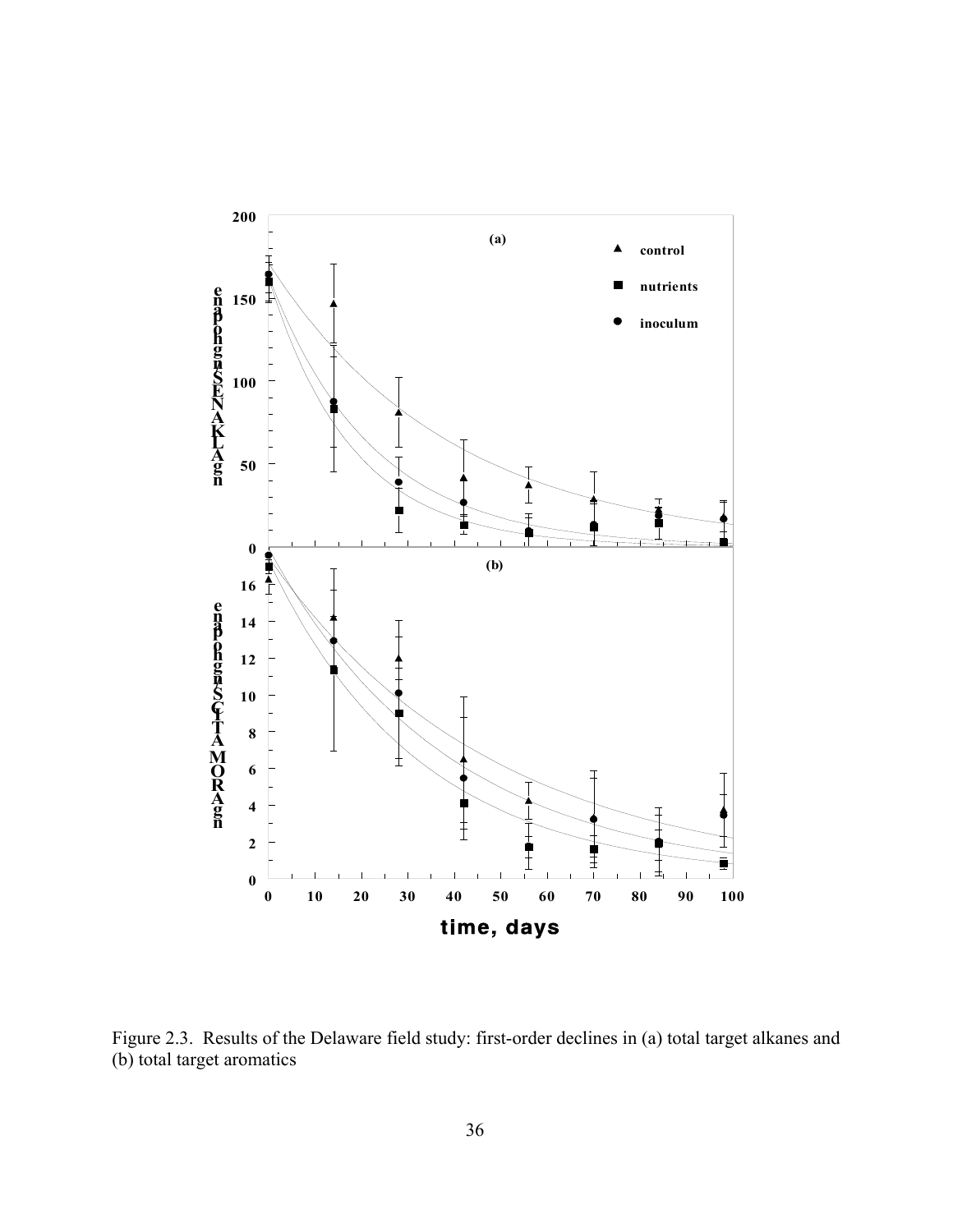Figure 2.3. Results of the Delaware field study: first-order declines in (a) total target alkanes and (b) total target aromatics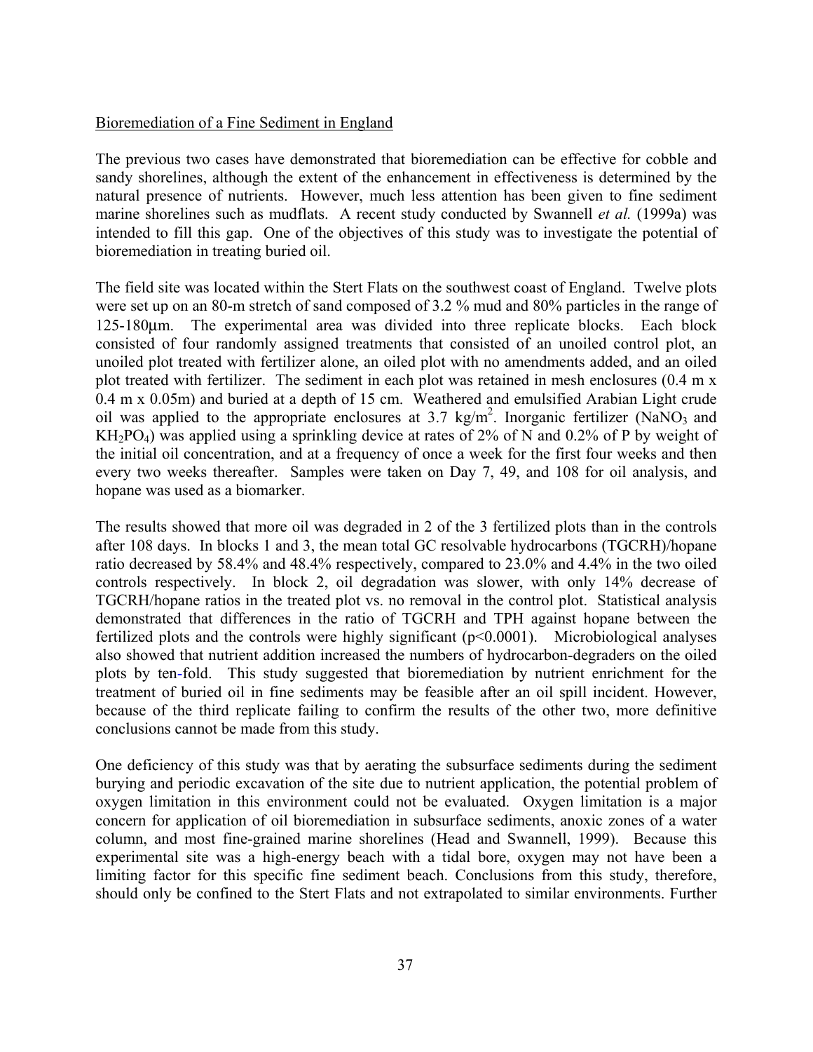## Bioremediation of a Fine Sediment in England

The previous two cases have demonstrated that bioremediation can be effective for cobble and sandy shorelines, although the extent of the enhancement in effectiveness is determined by the natural presence of nutrients. However, much less attention has been given to fine sediment marine shorelines such as mudflats. A recent study conducted by Swannell *et al.* (1999a) was intended to fill this gap. One of the objectives of this study was to investigate the potential of bioremediation in treating buried oil.

The field site was located within the Stert Flats on the southwest coast of England. Twelve plots were set up on an 80-m stretch of sand composed of 3.2 % mud and 80% particles in the range of 125-180μm. The experimental area was divided into three replicate blocks. Each block consisted of four randomly assigned treatments that consisted of an unoiled control plot, an unoiled plot treated with fertilizer alone, an oiled plot with no amendments added, and an oiled plot treated with fertilizer. The sediment in each plot was retained in mesh enclosures (0.4 m x 0.4 m x 0.05m) and buried at a depth of 15 cm. Weathered and emulsified Arabian Light crude oil was applied to the appropriate enclosures at 3.7 $kg/m^2$. Inorganic fertilizer ($NaNO_3$ and $KH_2PO_4$) was applied using a sprinkling device at rates of 2% of N and 0.2% of P by weight of the initial oil concentration, and at a frequency of once a week for the first four weeks and then every two weeks thereafter. Samples were taken on Day 7, 49, and 108 for oil analysis, and hopane was used as a biomarker.

The results showed that more oil was degraded in 2 of the 3 fertilized plots than in the controls after 108 days. In blocks 1 and 3, the mean total GC resolvable hydrocarbons (TGCRH)/hopane ratio decreased by 58.4% and 48.4% respectively, compared to 23.0% and 4.4% in the two oiled controls respectively. In block 2, oil degradation was slower, with only 14% decrease of TGCRH/hopane ratios in the treated plot vs. no removal in the control plot. Statistical analysis demonstrated that differences in the ratio of TGCRH and TPH against hopane between the fertilized plots and the controls were highly significant ($p<0.0001$). Microbiological analyses also showed that nutrient addition increased the numbers of hydrocarbon-degraders on the oiled plots by ten-fold. This study suggested that bioremediation by nutrient enrichment for the treatment of buried oil in fine sediments may be feasible after an oil spill incident. However, because of the third replicate failing to confirm the results of the other two, more definitive conclusions cannot be made from this study.

One deficiency of this study was that by aerating the subsurface sediments during the sediment burying and periodic excavation of the site due to nutrient application, the potential problem of oxygen limitation in this environment could not be evaluated. Oxygen limitation is a major concern for application of oil bioremediation in subsurface sediments, anoxic zones of a water column, and most fine-grained marine shorelines (Head and Swannell, 1999). Because this experimental site was a high-energy beach with a tidal bore, oxygen may not have been a limiting factor for this specific fine sediment beach. Conclusions from this study, therefore, should only be confined to the Stert Flats and not extrapolated to similar environments. Further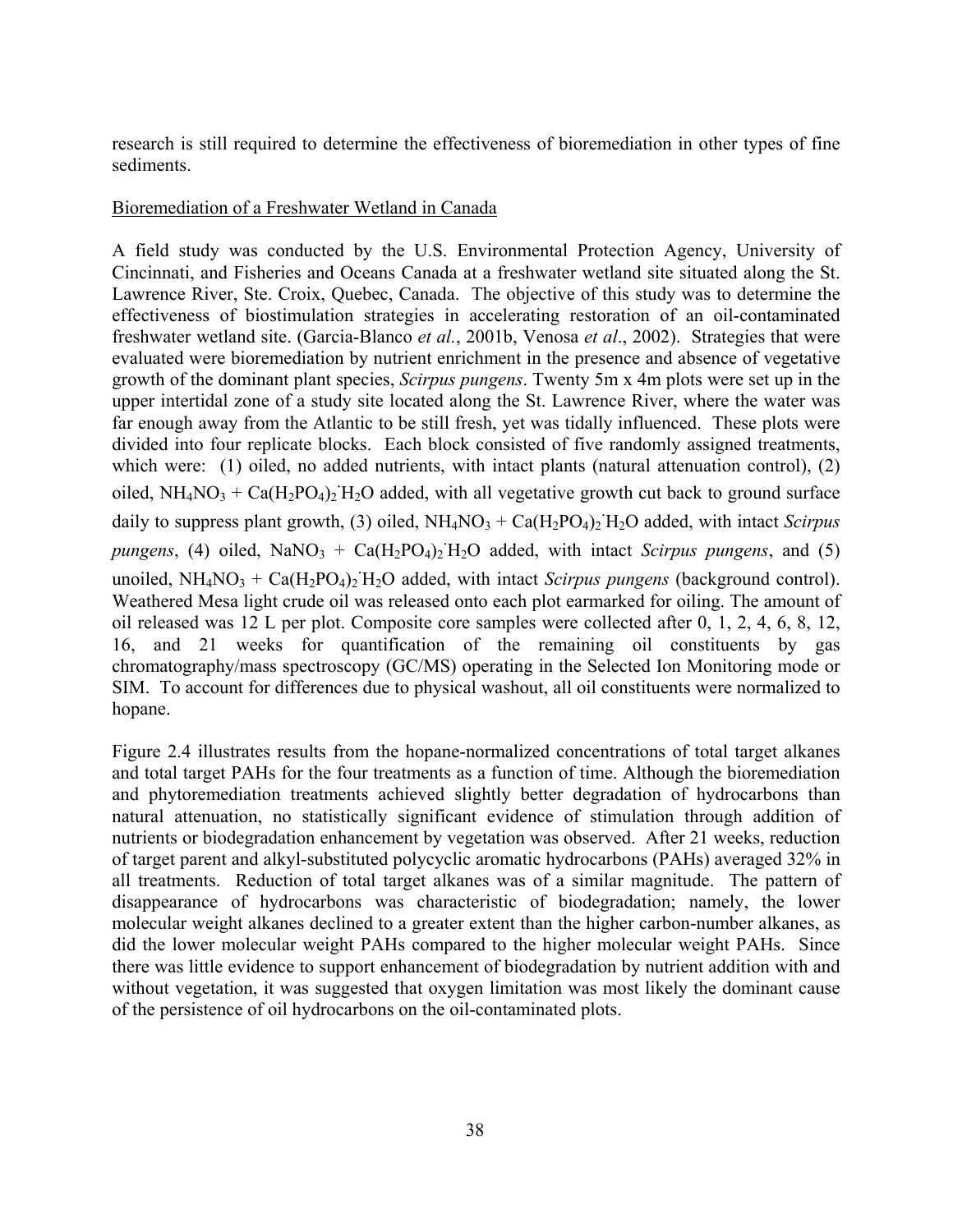research is still required to determine the effectiveness of bioremediation in other types of fine sediments.

Bioremediation of a Freshwater Wetland in Canada

A field study was conducted by the U.S. Environmental Protection Agency, University of Cincinnati, and Fisheries and Oceans Canada at a freshwater wetland site situated along the St. Lawrence River, Ste. Croix, Quebec, Canada. The objective of this study was to determine the effectiveness of biostimulation strategies in accelerating restoration of an oil-contaminated freshwater wetland site. (Garcia-Blanco *et al.*, 2001b, Venosa *et al*., 2002). Strategies that were evaluated were bioremediation by nutrient enrichment in the presence and absence of vegetative growth of the dominant plant species, *Scirpus pungens*. Twenty 5m x 4m plots were set up in the upper intertidal zone of a study site located along the St. Lawrence River, where the water was far enough away from the Atlantic to be still fresh, yet was tidally influenced. These plots were divided into four replicate blocks. Each block consisted of five randomly assigned treatments, which were: (1) oiled, no added nutrients, with intact plants (natural attenuation control), (2) oiled, $NH_4NO_3 + Ca(H_2PO_4)_2 \cdot H_2O$ added, with all vegetative growth cut back to ground surface daily to suppress plant growth, (3) oiled, $NH_4NO_3 + Ca(H_2PO_4)_2 \cdot H_2O$ added, with intact *Scirpus pungens*, (4) oiled, $NaNO_3 + Ca(H_2PO_4)_2 \cdot H_2O$ added, with intact *Scirpus pungens*, and (5) unoiled, $NH_4NO_3 + Ca(H_2PO_4)_2 \cdot H_2O$ added, with intact *Scirpus pungens* (background control). Weathered Mesa light crude oil was released onto each plot earmarked for oiling. The amount of oil released was 12 L per plot. Composite core samples were collected after 0, 1, 2, 4, 6, 8, 12, 16, and 21 weeks for quantification of the remaining oil constituents by gas chromatography/mass spectroscopy (GC/MS) operating in the Selected Ion Monitoring mode or SIM. To account for differences due to physical washout, all oil constituents were normalized to hopane.

Figure 2.4 illustrates results from the hopane-normalized concentrations of total target alkanes and total target PAHs for the four treatments as a function of time. Although the bioremediation and phytoremediation treatments achieved slightly better degradation of hydrocarbons than natural attenuation, no statistically significant evidence of stimulation through addition of nutrients or biodegradation enhancement by vegetation was observed. After 21 weeks, reduction of target parent and alkyl-substituted polycyclic aromatic hydrocarbons (PAHs) averaged 32% in all treatments. Reduction of total target alkanes was of a similar magnitude. The pattern of disappearance of hydrocarbons was characteristic of biodegradation; namely, the lower molecular weight alkanes declined to a greater extent than the higher carbon-number alkanes, as did the lower molecular weight PAHs compared to the higher molecular weight PAHs. Since there was little evidence to support enhancement of biodegradation by nutrient addition with and without vegetation, it was suggested that oxygen limitation was most likely the dominant cause of the persistence of oil hydrocarbons on the oil-contaminated plots.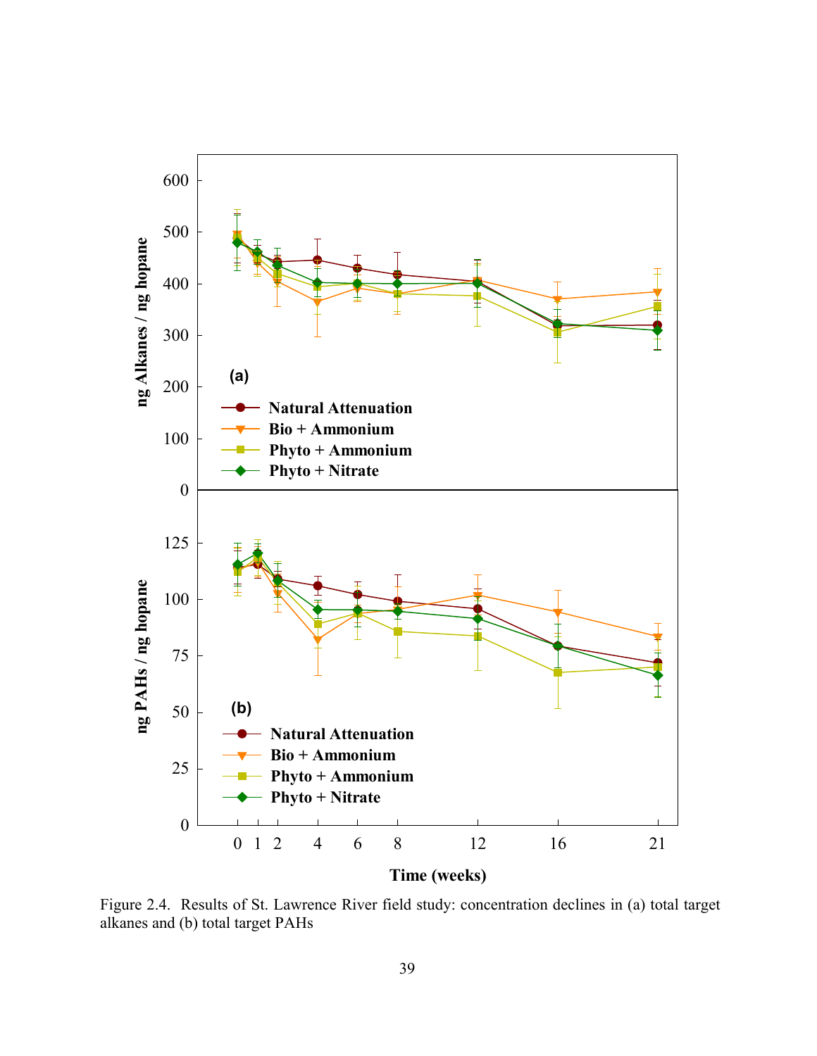Figure 2.4. Results of St. Lawrence River field study: concentration declines in (a) total target alkanes and (b) total target PAHs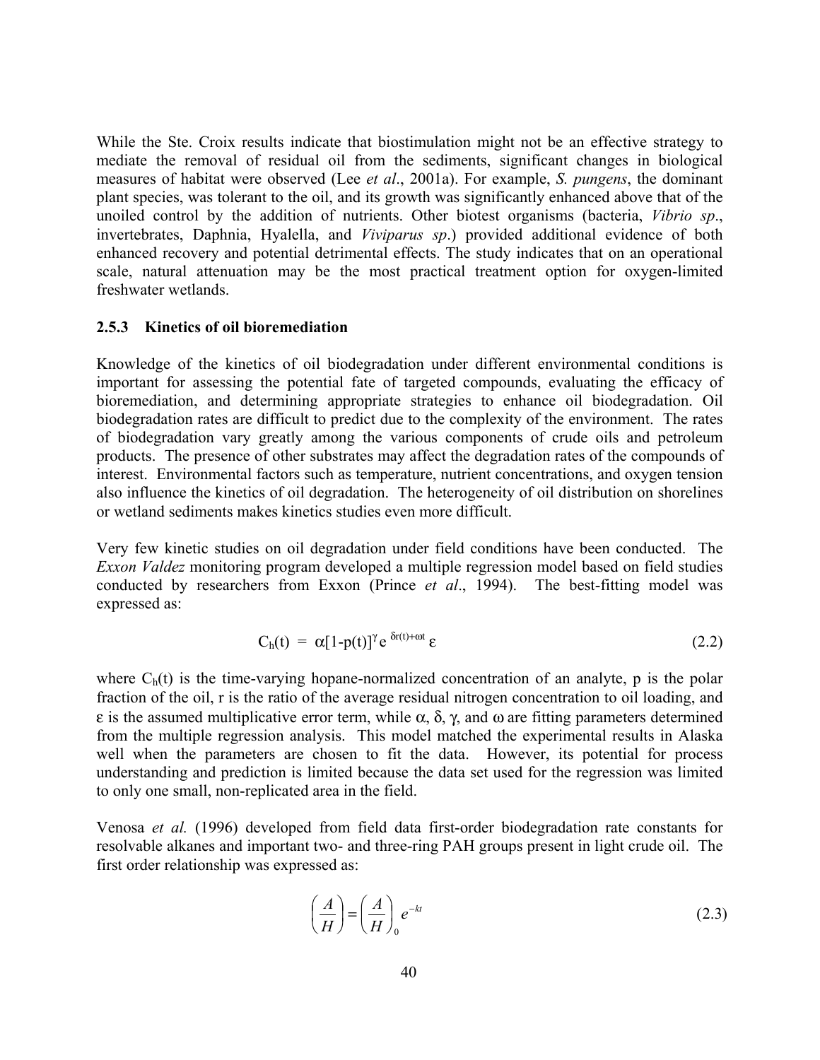While the Ste. Croix results indicate that biostimulation might not be an effective strategy to mediate the removal of residual oil from the sediments, significant changes in biological measures of habitat were observed (Lee *et al*., 2001a). For example, *S. pungens*, the dominant plant species, was tolerant to the oil, and its growth was significantly enhanced above that of the unoiled control by the addition of nutrients. Other biotest organisms (bacteria, *Vibrio sp*., invertebrates, Daphnia, Hyalella, and *Viviparus sp*.) provided additional evidence of both enhanced recovery and potential detrimental effects. The study indicates that on an operational scale, natural attenuation may be the most practical treatment option for oxygen-limited freshwater wetlands.

### 2.5.3 Kinetics of oil bioremediation

Knowledge of the kinetics of oil biodegradation under different environmental conditions is important for assessing the potential fate of targeted compounds, evaluating the efficacy of bioremediation, and determining appropriate strategies to enhance oil biodegradation. Oil biodegradation rates are difficult to predict due to the complexity of the environment. The rates of biodegradation vary greatly among the various components of crude oils and petroleum products. The presence of other substrates may affect the degradation rates of the compounds of interest. Environmental factors such as temperature, nutrient concentrations, and oxygen tension also influence the kinetics of oil degradation. The heterogeneity of oil distribution on shorelines or wetland sediments makes kinetics studies even more difficult.

Very few kinetic studies on oil degradation under field conditions have been conducted. The *Exxon Valdez* monitoring program developed a multiple regression model based on field studies conducted by researchers from Exxon (Prince *et al*., 1994). The best-fitting model was expressed as:

$$C_h(t) = \alpha[1-p(t)]^{\gamma} e^{\delta r(t)+\omega t} \varepsilon \tag{2.2}$$

where $C_h(t)$ is the time-varying hopane-normalized concentration of an analyte, p is the polar fraction of the oil, r is the ratio of the average residual nitrogen concentration to oil loading, and $\varepsilon$ is the assumed multiplicative error term, while $\alpha$, $\delta$, $\gamma$, and $\omega$ are fitting parameters determined from the multiple regression analysis. This model matched the experimental results in Alaska well when the parameters are chosen to fit the data. However, its potential for process understanding and prediction is limited because the data set used for the regression was limited to only one small, non-replicated area in the field.

Venosa *et al.* (1996) developed from field data first-order biodegradation rate constants for resolvable alkanes and important two- and three-ring PAH groups present in light crude oil. The first order relationship was expressed as:

$$\left(\frac{A}{H}\right) = \left(\frac{A}{H}\right)_0 e^{-kt} \tag{2.3}$$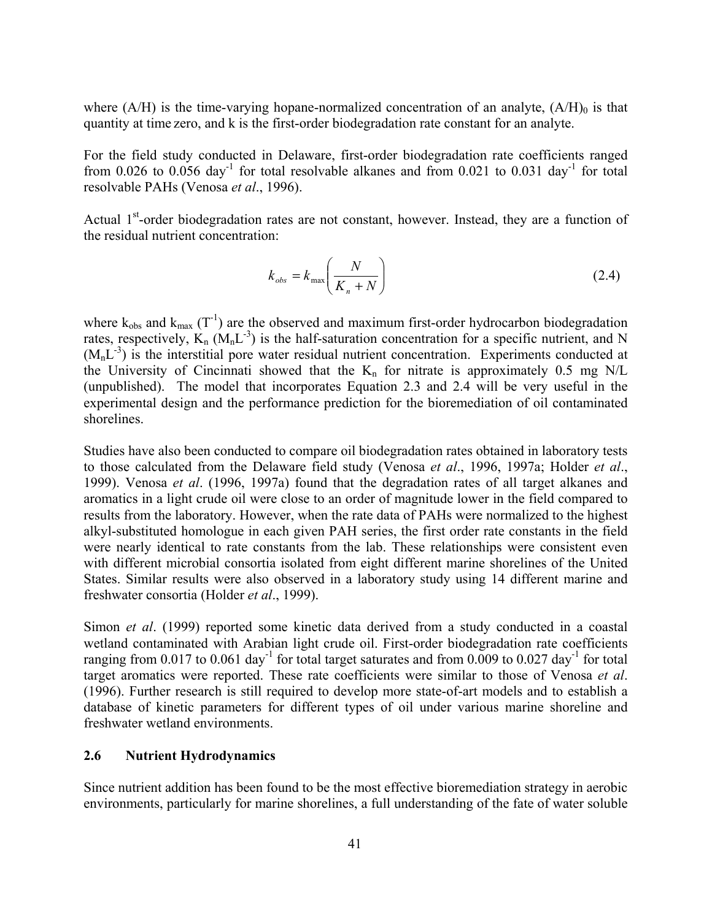where (A/H) is the time-varying hopane-normalized concentration of an analyte, $(A/H)_0$ is that quantity at time zero, and k is the first-order biodegradation rate constant for an analyte.

For the field study conducted in Delaware, first-order biodegradation rate coefficients ranged from 0.026 to 0.056 day$^{-1}$ for total resolvable alkanes and from 0.021 to 0.031 day$^{-1}$ for total resolvable PAHs (Venosa *et al*., 1996).

Actual 1$^{st}$-order biodegradation rates are not constant, however. Instead, they are a function of the residual nutrient concentration:

$$k_{obs} = k_{max}\left(\frac{N}{K_n + N}\right) \tag{2.4}$$

where $k_{obs}$ and $k_{max}$ ($T^{-1}$) are the observed and maximum first-order hydrocarbon biodegradation rates, respectively, $K_n$ ($M_nL^{-3}$) is the half-saturation concentration for a specific nutrient, and N ($M_nL^{-3}$) is the interstitial pore water residual nutrient concentration. Experiments conducted at the University of Cincinnati showed that the $K_n$ for nitrate is approximately 0.5 mg N/L (unpublished). The model that incorporates Equation 2.3 and 2.4 will be very useful in the experimental design and the performance prediction for the bioremediation of oil contaminated shorelines.

Studies have also been conducted to compare oil biodegradation rates obtained in laboratory tests to those calculated from the Delaware field study (Venosa *et al*., 1996, 1997a; Holder *et al*., 1999). Venosa *et al*. (1996, 1997a) found that the degradation rates of all target alkanes and aromatics in a light crude oil were close to an order of magnitude lower in the field compared to results from the laboratory. However, when the rate data of PAHs were normalized to the highest alkyl-substituted homologue in each given PAH series, the first order rate constants in the field were nearly identical to rate constants from the lab. These relationships were consistent even with different microbial consortia isolated from eight different marine shorelines of the United States. Similar results were also observed in a laboratory study using 14 different marine and freshwater consortia (Holder *et al*., 1999).

Simon *et al*. (1999) reported some kinetic data derived from a study conducted in a coastal wetland contaminated with Arabian light crude oil. First-order biodegradation rate coefficients ranging from 0.017 to 0.061 day$^{-1}$ for total target saturates and from 0.009 to 0.027 day$^{-1}$ for total target aromatics were reported. These rate coefficients were similar to those of Venosa *et al*. (1996). Further research is still required to develop more state-of-art models and to establish a database of kinetic parameters for different types of oil under various marine shoreline and freshwater wetland environments.

## 2.6 Nutrient Hydrodynamics

Since nutrient addition has been found to be the most effective bioremediation strategy in aerobic environments, particularly for marine shorelines, a full understanding of the fate of water soluble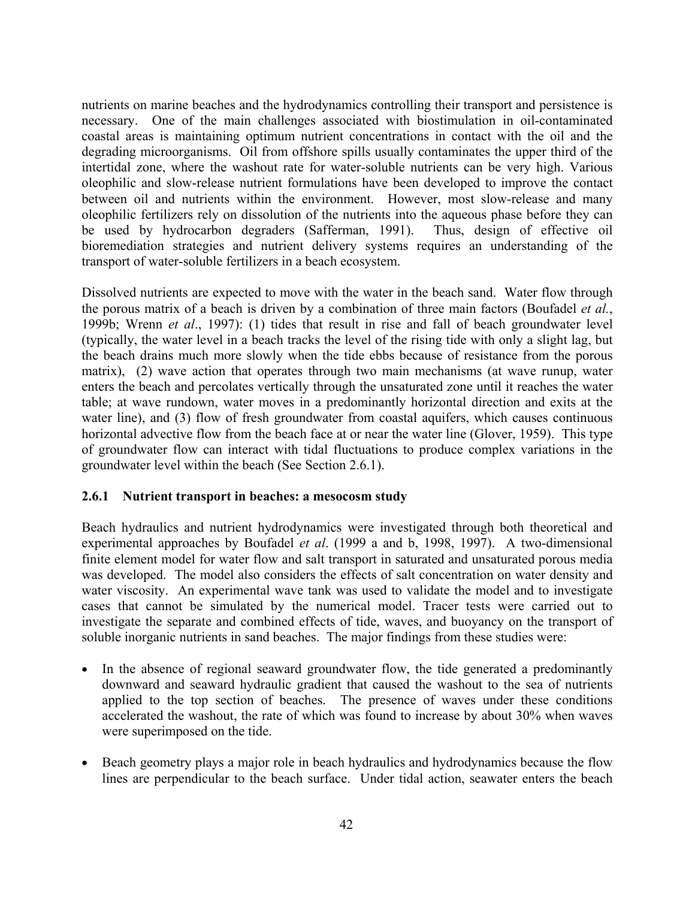nutrients on marine beaches and the hydrodynamics controlling their transport and persistence is necessary. One of the main challenges associated with biostimulation in oil-contaminated coastal areas is maintaining optimum nutrient concentrations in contact with the oil and the degrading microorganisms. Oil from offshore spills usually contaminates the upper third of the intertidal zone, where the washout rate for water-soluble nutrients can be very high. Various oleophilic and slow-release nutrient formulations have been developed to improve the contact between oil and nutrients within the environment. However, most slow-release and many oleophilic fertilizers rely on dissolution of the nutrients into the aqueous phase before they can be used by hydrocarbon degraders (Safferman, 1991). Thus, design of effective oil bioremediation strategies and nutrient delivery systems requires an understanding of the transport of water-soluble fertilizers in a beach ecosystem.

Dissolved nutrients are expected to move with the water in the beach sand. Water flow through the porous matrix of a beach is driven by a combination of three main factors (Boufadel *et al.*, 1999b; Wrenn *et al*., 1997): (1) tides that result in rise and fall of beach groundwater level (typically, the water level in a beach tracks the level of the rising tide with only a slight lag, but the beach drains much more slowly when the tide ebbs because of resistance from the porous matrix), (2) wave action that operates through two main mechanisms (at wave runup, water enters the beach and percolates vertically through the unsaturated zone until it reaches the water table; at wave rundown, water moves in a predominantly horizontal direction and exits at the water line), and (3) flow of fresh groundwater from coastal aquifers, which causes continuous horizontal advective flow from the beach face at or near the water line (Glover, 1959). This type of groundwater flow can interact with tidal fluctuations to produce complex variations in the groundwater level within the beach (See Section 2.6.1).

### 2.6.1 Nutrient transport in beaches: a mesocosm study

Beach hydraulics and nutrient hydrodynamics were investigated through both theoretical and experimental approaches by Boufadel *et al*. (1999 a and b, 1998, 1997). A two-dimensional finite element model for water flow and salt transport in saturated and unsaturated porous media was developed. The model also considers the effects of salt concentration on water density and water viscosity. An experimental wave tank was used to validate the model and to investigate cases that cannot be simulated by the numerical model. Tracer tests were carried out to investigate the separate and combined effects of tide, waves, and buoyancy on the transport of soluble inorganic nutrients in sand beaches. The major findings from these studies were:

- In the absence of regional seaward groundwater flow, the tide generated a predominantly downward and seaward hydraulic gradient that caused the washout to the sea of nutrients applied to the top section of beaches. The presence of waves under these conditions accelerated the washout, the rate of which was found to increase by about 30% when waves were superimposed on the tide.

- Beach geometry plays a major role in beach hydraulics and hydrodynamics because the flow lines are perpendicular to the beach surface. Under tidal action, seawater enters the beach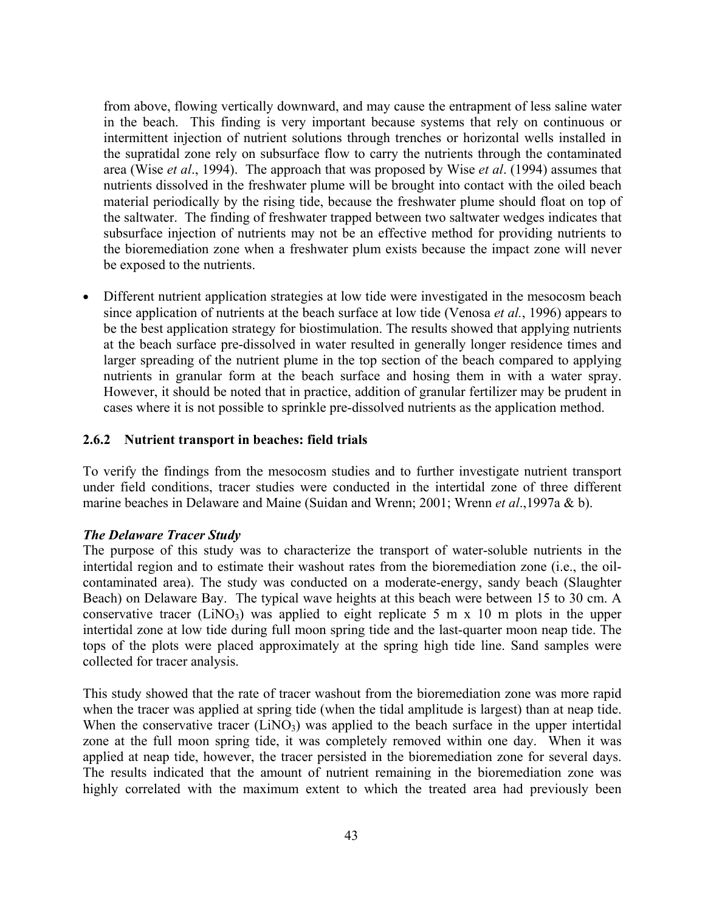from above, flowing vertically downward, and may cause the entrapment of less saline water in the beach. This finding is very important because systems that rely on continuous or intermittent injection of nutrient solutions through trenches or horizontal wells installed in the supratidal zone rely on subsurface flow to carry the nutrients through the contaminated area (Wise *et al*., 1994). The approach that was proposed by Wise *et al*. (1994) assumes that nutrients dissolved in the freshwater plume will be brought into contact with the oiled beach material periodically by the rising tide, because the freshwater plume should float on top of the saltwater. The finding of freshwater trapped between two saltwater wedges indicates that subsurface injection of nutrients may not be an effective method for providing nutrients to the bioremediation zone when a freshwater plum exists because the impact zone will never be exposed to the nutrients.

- Different nutrient application strategies at low tide were investigated in the mesocosm beach since application of nutrients at the beach surface at low tide (Venosa *et al.*, 1996) appears to be the best application strategy for biostimulation. The results showed that applying nutrients at the beach surface pre-dissolved in water resulted in generally longer residence times and larger spreading of the nutrient plume in the top section of the beach compared to applying nutrients in granular form at the beach surface and hosing them in with a water spray. However, it should be noted that in practice, addition of granular fertilizer may be prudent in cases where it is not possible to sprinkle pre-dissolved nutrients as the application method.

### 2.6.2 Nutrient transport in beaches: field trials

To verify the findings from the mesocosm studies and to further investigate nutrient transport under field conditions, tracer studies were conducted in the intertidal zone of three different marine beaches in Delaware and Maine (Suidan and Wrenn; 2001; Wrenn *et al*.,1997a & b).

***The Delaware Tracer Study***

The purpose of this study was to characterize the transport of water-soluble nutrients in the intertidal region and to estimate their washout rates from the bioremediation zone (i.e., the oil-contaminated area). The study was conducted on a moderate-energy, sandy beach (Slaughter Beach) on Delaware Bay. The typical wave heights at this beach were between 15 to 30 cm. A conservative tracer ($LiNO_3$) was applied to eight replicate 5 m x 10 m plots in the upper intertidal zone at low tide during full moon spring tide and the last-quarter moon neap tide. The tops of the plots were placed approximately at the spring high tide line. Sand samples were collected for tracer analysis.

This study showed that the rate of tracer washout from the bioremediation zone was more rapid when the tracer was applied at spring tide (when the tidal amplitude is largest) than at neap tide. When the conservative tracer ($LiNO_3$) was applied to the beach surface in the upper intertidal zone at the full moon spring tide, it was completely removed within one day. When it was applied at neap tide, however, the tracer persisted in the bioremediation zone for several days. The results indicated that the amount of nutrient remaining in the bioremediation zone was highly correlated with the maximum extent to which the treated area had previously been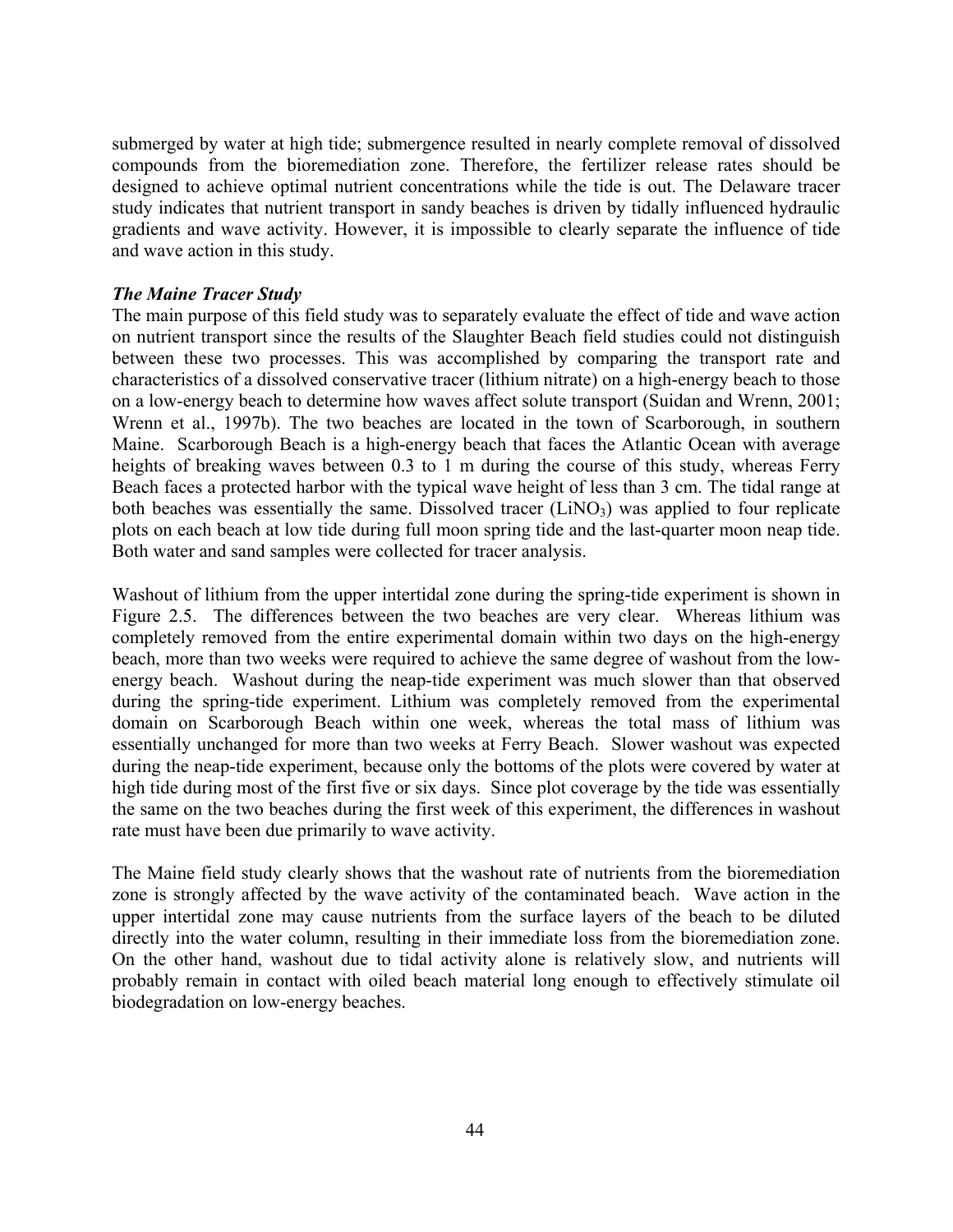submerged by water at high tide; submergence resulted in nearly complete removal of dissolved compounds from the bioremediation zone. Therefore, the fertilizer release rates should be designed to achieve optimal nutrient concentrations while the tide is out. The Delaware tracer study indicates that nutrient transport in sandy beaches is driven by tidally influenced hydraulic gradients and wave activity. However, it is impossible to clearly separate the influence of tide and wave action in this study.

***The Maine Tracer Study***

The main purpose of this field study was to separately evaluate the effect of tide and wave action on nutrient transport since the results of the Slaughter Beach field studies could not distinguish between these two processes. This was accomplished by comparing the transport rate and characteristics of a dissolved conservative tracer (lithium nitrate) on a high-energy beach to those on a low-energy beach to determine how waves affect solute transport (Suidan and Wrenn, 2001; Wrenn et al., 1997b). The two beaches are located in the town of Scarborough, in southern Maine. Scarborough Beach is a high-energy beach that faces the Atlantic Ocean with average heights of breaking waves between 0.3 to 1 m during the course of this study, whereas Ferry Beach faces a protected harbor with the typical wave height of less than 3 cm. The tidal range at both beaches was essentially the same. Dissolved tracer ($LiNO_3$) was applied to four replicate plots on each beach at low tide during full moon spring tide and the last-quarter moon neap tide. Both water and sand samples were collected for tracer analysis.

Washout of lithium from the upper intertidal zone during the spring-tide experiment is shown in Figure 2.5. The differences between the two beaches are very clear. Whereas lithium was completely removed from the entire experimental domain within two days on the high-energy beach, more than two weeks were required to achieve the same degree of washout from the low-energy beach. Washout during the neap-tide experiment was much slower than that observed during the spring-tide experiment. Lithium was completely removed from the experimental domain on Scarborough Beach within one week, whereas the total mass of lithium was essentially unchanged for more than two weeks at Ferry Beach. Slower washout was expected during the neap-tide experiment, because only the bottoms of the plots were covered by water at high tide during most of the first five or six days. Since plot coverage by the tide was essentially the same on the two beaches during the first week of this experiment, the differences in washout rate must have been due primarily to wave activity.

The Maine field study clearly shows that the washout rate of nutrients from the bioremediation zone is strongly affected by the wave activity of the contaminated beach. Wave action in the upper intertidal zone may cause nutrients from the surface layers of the beach to be diluted directly into the water column, resulting in their immediate loss from the bioremediation zone. On the other hand, washout due to tidal activity alone is relatively slow, and nutrients will probably remain in contact with oiled beach material long enough to effectively stimulate oil biodegradation on low-energy beaches.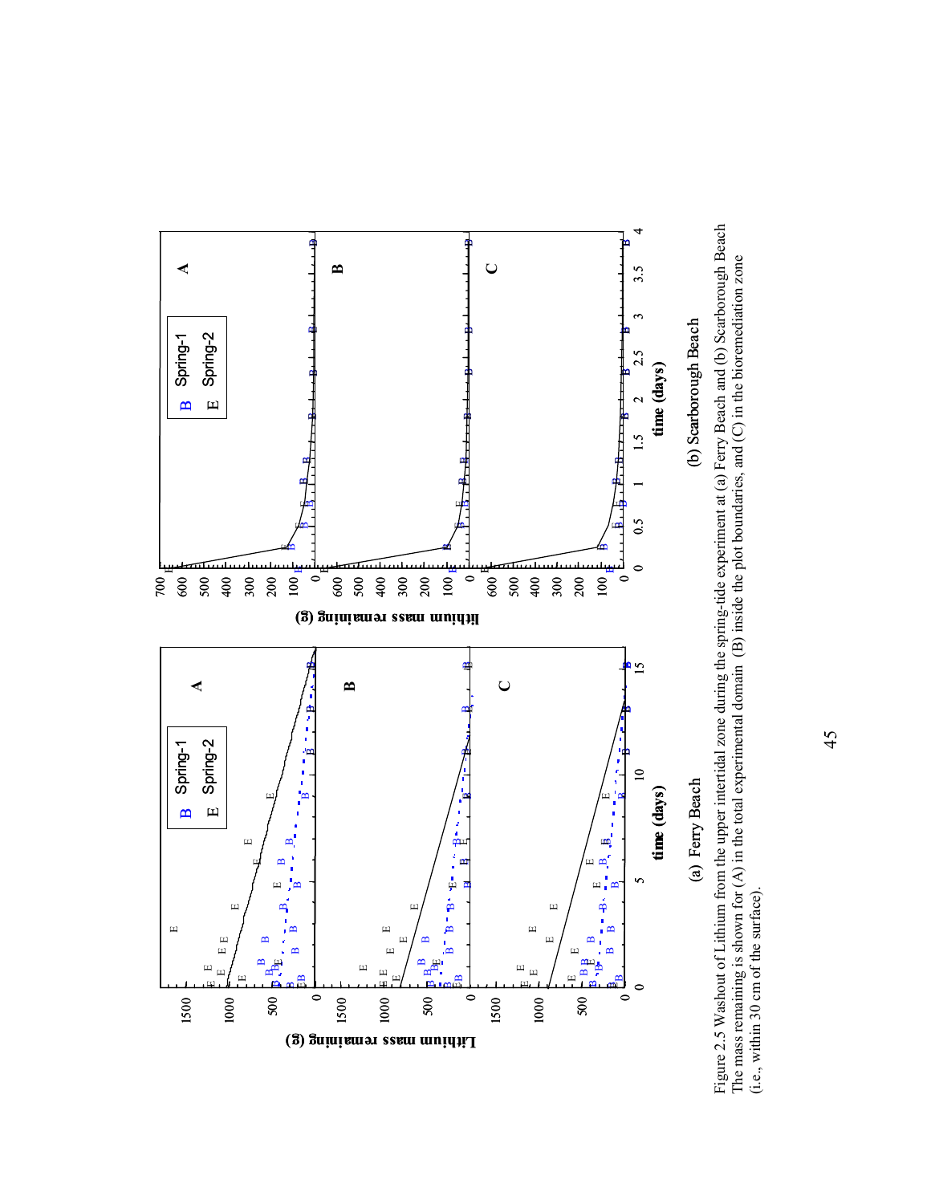Figure 2.5 Washout of Lithium from the upper intertidal zone during the spring-tide experiment at (a) Ferry Beach and (b) Scarborough Beach The mass remaining is shown for (A) in the total experimental domain (B) inside the plot boundaries, and (C) in the bioremediation zone (i.e., within 30 cm of the surface).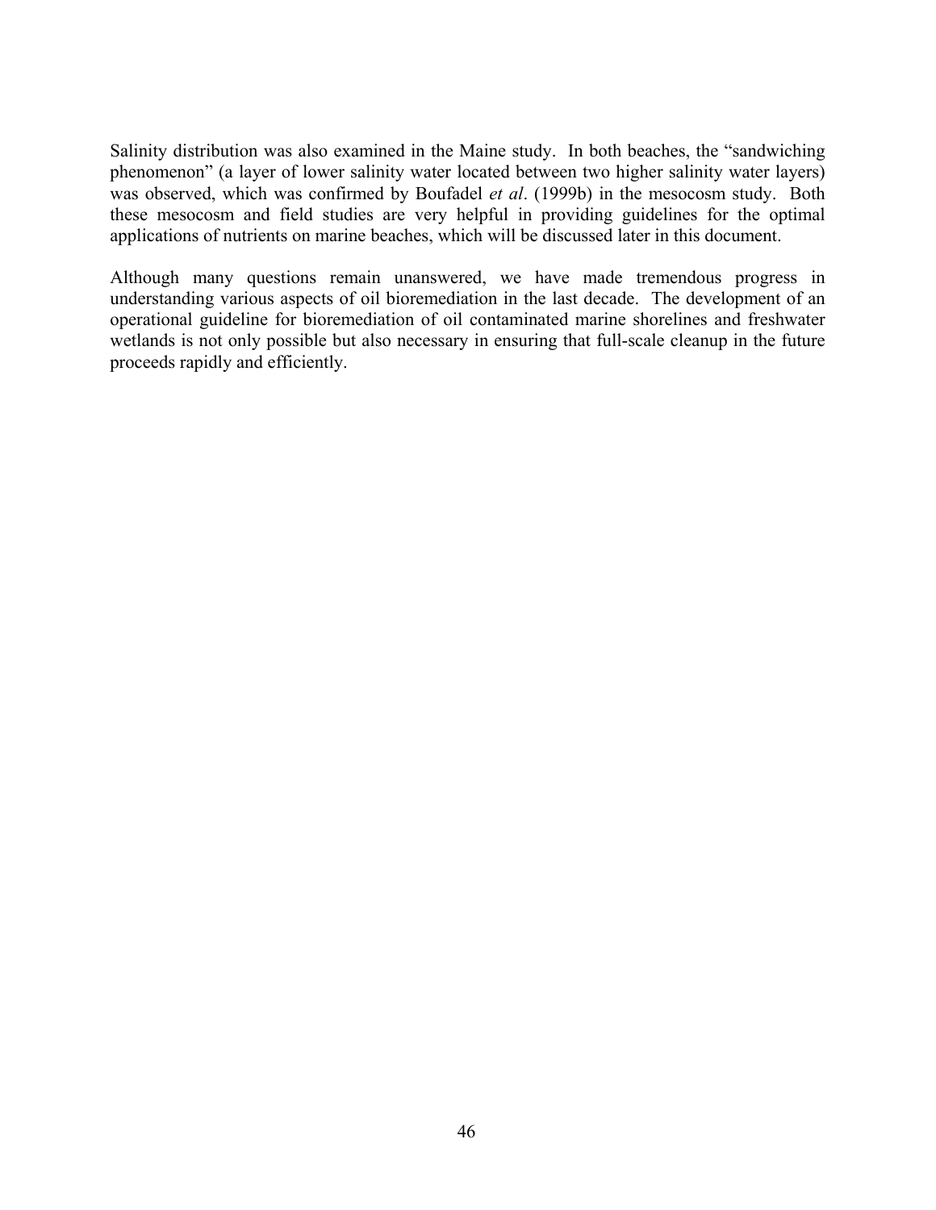Salinity distribution was also examined in the Maine study. In both beaches, the "sandwiching phenomenon" (a layer of lower salinity water located between two higher salinity water layers) was observed, which was confirmed by Boufadel *et al*. (1999b) in the mesocosm study. Both these mesocosm and field studies are very helpful in providing guidelines for the optimal applications of nutrients on marine beaches, which will be discussed later in this document.

Although many questions remain unanswered, we have made tremendous progress in understanding various aspects of oil bioremediation in the last decade. The development of an operational guideline for bioremediation of oil contaminated marine shorelines and freshwater wetlands is not only possible but also necessary in ensuring that full-scale cleanup in the future proceeds rapidly and efficiently.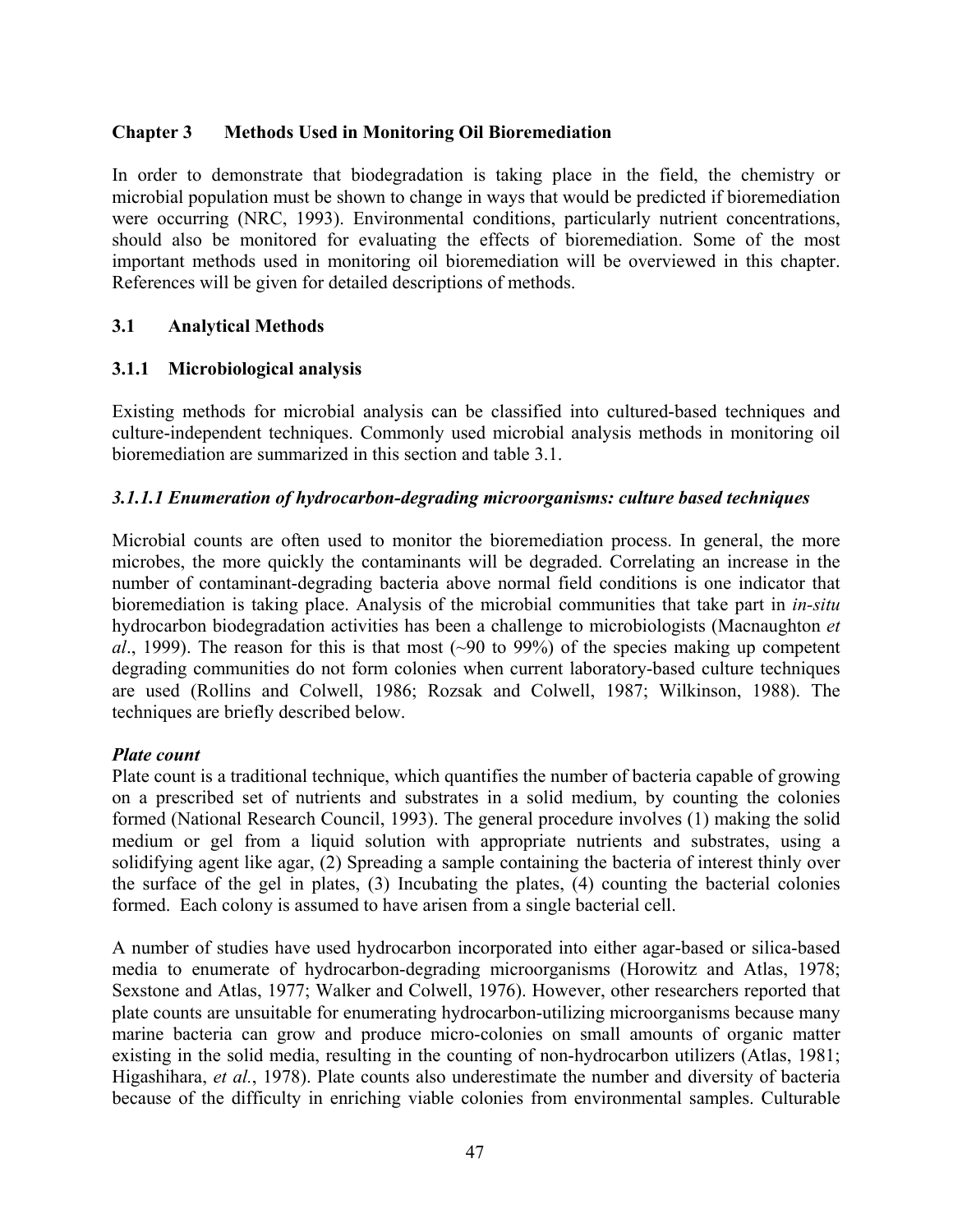## Chapter 3 Methods Used in Monitoring Oil Bioremediation

In order to demonstrate that biodegradation is taking place in the field, the chemistry or microbial population must be shown to change in ways that would be predicted if bioremediation were occurring (NRC, 1993). Environmental conditions, particularly nutrient concentrations, should also be monitored for evaluating the effects of bioremediation. Some of the most important methods used in monitoring oil bioremediation will be overviewed in this chapter. References will be given for detailed descriptions of methods.

### 3.1 Analytical Methods

#### 3.1.1 Microbiological analysis

Existing methods for microbial analysis can be classified into cultured-based techniques and culture-independent techniques. Commonly used microbial analysis methods in monitoring oil bioremediation are summarized in this section and table 3.1.

##### *3.1.1.1 Enumeration of hydrocarbon-degrading microorganisms: culture based techniques*

Microbial counts are often used to monitor the bioremediation process. In general, the more microbes, the more quickly the contaminants will be degraded. Correlating an increase in the number of contaminant-degrading bacteria above normal field conditions is one indicator that bioremediation is taking place. Analysis of the microbial communities that take part in *in-situ* hydrocarbon biodegradation activities has been a challenge to microbiologists (Macnaughton *et al*., 1999). The reason for this is that most (~90 to 99%) of the species making up competent degrading communities do not form colonies when current laboratory-based culture techniques are used (Rollins and Colwell, 1986; Rozsak and Colwell, 1987; Wilkinson, 1988). The techniques are briefly described below.

***Plate count***

Plate count is a traditional technique, which quantifies the number of bacteria capable of growing on a prescribed set of nutrients and substrates in a solid medium, by counting the colonies formed (National Research Council, 1993). The general procedure involves (1) making the solid medium or gel from a liquid solution with appropriate nutrients and substrates, using a solidifying agent like agar, (2) Spreading a sample containing the bacteria of interest thinly over the surface of the gel in plates, (3) Incubating the plates, (4) counting the bacterial colonies formed. Each colony is assumed to have arisen from a single bacterial cell.

A number of studies have used hydrocarbon incorporated into either agar-based or silica-based media to enumerate of hydrocarbon-degrading microorganisms (Horowitz and Atlas, 1978; Sexstone and Atlas, 1977; Walker and Colwell, 1976). However, other researchers reported that plate counts are unsuitable for enumerating hydrocarbon-utilizing microorganisms because many marine bacteria can grow and produce micro-colonies on small amounts of organic matter existing in the solid media, resulting in the counting of non-hydrocarbon utilizers (Atlas, 1981; Higashihara, *et al.*, 1978). Plate counts also underestimate the number and diversity of bacteria because of the difficulty in enriching viable colonies from environmental samples. Culturable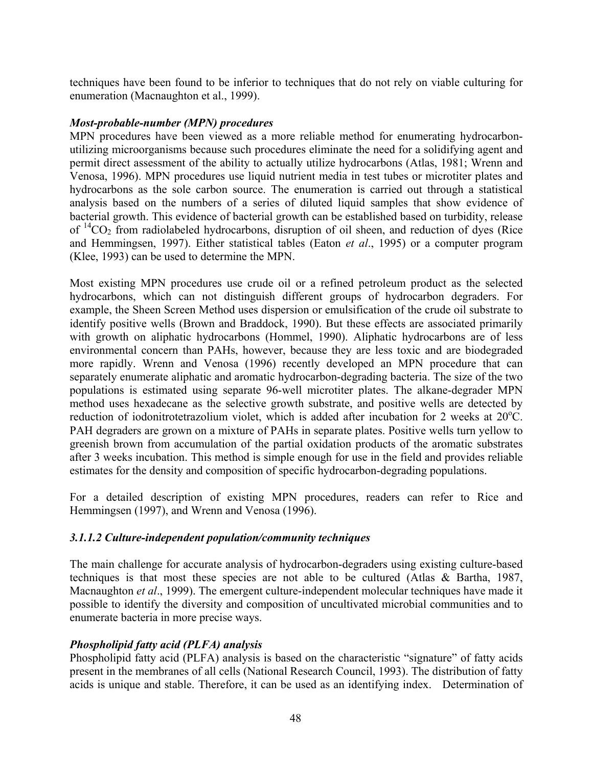techniques have been found to be inferior to techniques that do not rely on viable culturing for enumeration (Macnaughton et al., 1999).

***Most-probable-number (MPN) procedures***

MPN procedures have been viewed as a more reliable method for enumerating hydrocarbon-utilizing microorganisms because such procedures eliminate the need for a solidifying agent and permit direct assessment of the ability to actually utilize hydrocarbons (Atlas, 1981; Wrenn and Venosa, 1996). MPN procedures use liquid nutrient media in test tubes or microtiter plates and hydrocarbons as the sole carbon source. The enumeration is carried out through a statistical analysis based on the numbers of a series of diluted liquid samples that show evidence of bacterial growth. This evidence of bacterial growth can be established based on turbidity, release of $^{14}CO_2$ from radiolabeled hydrocarbons, disruption of oil sheen, and reduction of dyes (Rice and Hemmingsen, 1997). Either statistical tables (Eaton *et al*., 1995) or a computer program (Klee, 1993) can be used to determine the MPN.

Most existing MPN procedures use crude oil or a refined petroleum product as the selected hydrocarbons, which can not distinguish different groups of hydrocarbon degraders. For example, the Sheen Screen Method uses dispersion or emulsification of the crude oil substrate to identify positive wells (Brown and Braddock, 1990). But these effects are associated primarily with growth on aliphatic hydrocarbons (Hommel, 1990). Aliphatic hydrocarbons are of less environmental concern than PAHs, however, because they are less toxic and are biodegraded more rapidly. Wrenn and Venosa (1996) recently developed an MPN procedure that can separately enumerate aliphatic and aromatic hydrocarbon-degrading bacteria. The size of the two populations is estimated using separate 96-well microtiter plates. The alkane-degrader MPN method uses hexadecane as the selective growth substrate, and positive wells are detected by reduction of iodonitrotetrazolium violet, which is added after incubation for 2 weeks at 20$^{o}$C. PAH degraders are grown on a mixture of PAHs in separate plates. Positive wells turn yellow to greenish brown from accumulation of the partial oxidation products of the aromatic substrates after 3 weeks incubation. This method is simple enough for use in the field and provides reliable estimates for the density and composition of specific hydrocarbon-degrading populations.

For a detailed description of existing MPN procedures, readers can refer to Rice and Hemmingsen (1997), and Wrenn and Venosa (1996).

#### *3.1.1.2 Culture-independent population/community techniques*

The main challenge for accurate analysis of hydrocarbon-degraders using existing culture-based techniques is that most these species are not able to be cultured (Atlas & Bartha, 1987, Macnaughton *et al*., 1999). The emergent culture-independent molecular techniques have made it possible to identify the diversity and composition of uncultivated microbial communities and to enumerate bacteria in more precise ways.

***Phospholipid fatty acid (PLFA) analysis***

Phospholipid fatty acid (PLFA) analysis is based on the characteristic "signature" of fatty acids present in the membranes of all cells (National Research Council, 1993). The distribution of fatty acids is unique and stable. Therefore, it can be used as an identifying index. Determination of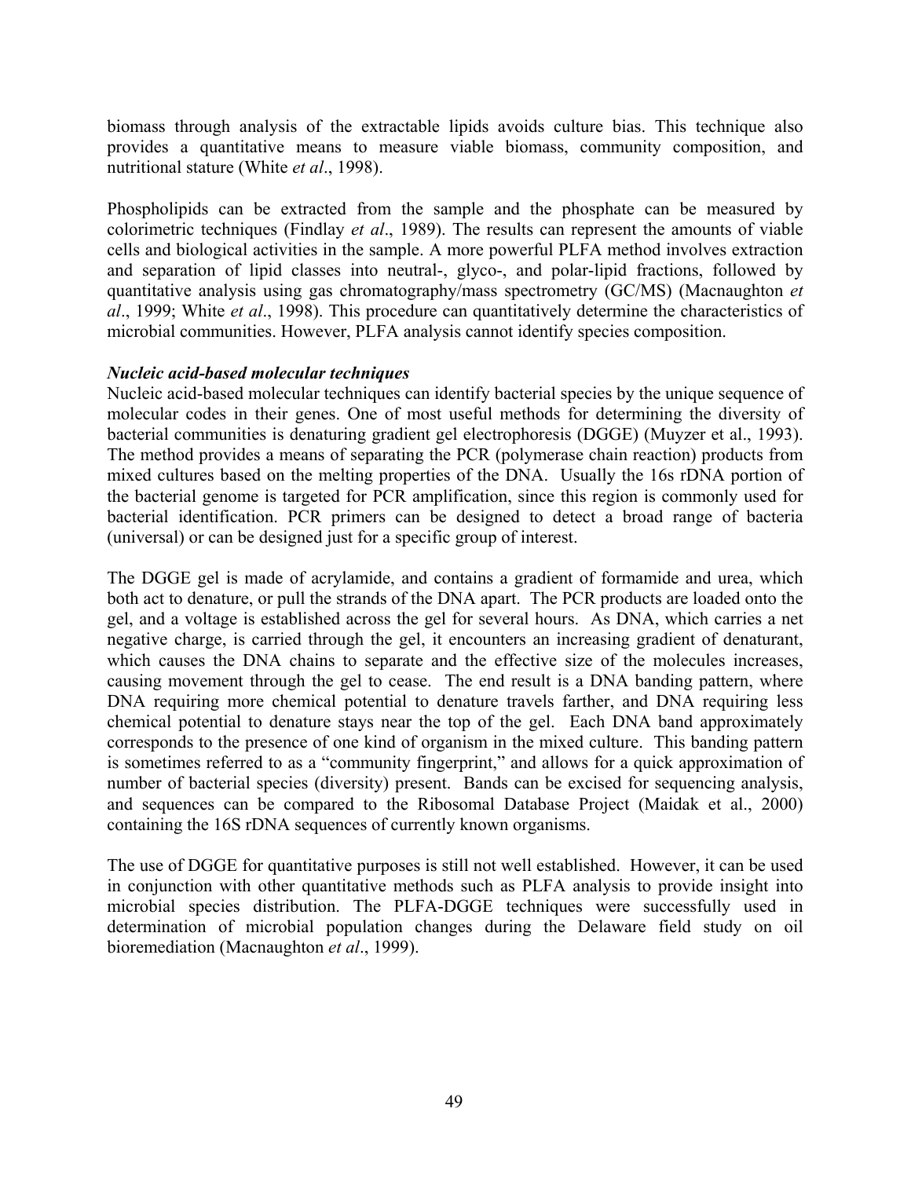biomass through analysis of the extractable lipids avoids culture bias. This technique also provides a quantitative means to measure viable biomass, community composition, and nutritional stature (White *et al*., 1998).

Phospholipids can be extracted from the sample and the phosphate can be measured by colorimetric techniques (Findlay *et al*., 1989). The results can represent the amounts of viable cells and biological activities in the sample. A more powerful PLFA method involves extraction and separation of lipid classes into neutral-, glyco-, and polar-lipid fractions, followed by quantitative analysis using gas chromatography/mass spectrometry (GC/MS) (Macnaughton *et al*., 1999; White *et al*., 1998). This procedure can quantitatively determine the characteristics of microbial communities. However, PLFA analysis cannot identify species composition.

***Nucleic acid-based molecular techniques***

Nucleic acid-based molecular techniques can identify bacterial species by the unique sequence of molecular codes in their genes. One of most useful methods for determining the diversity of bacterial communities is denaturing gradient gel electrophoresis (DGGE) (Muyzer et al., 1993). The method provides a means of separating the PCR (polymerase chain reaction) products from mixed cultures based on the melting properties of the DNA. Usually the 16s rDNA portion of the bacterial genome is targeted for PCR amplification, since this region is commonly used for bacterial identification. PCR primers can be designed to detect a broad range of bacteria (universal) or can be designed just for a specific group of interest.

The DGGE gel is made of acrylamide, and contains a gradient of formamide and urea, which both act to denature, or pull the strands of the DNA apart. The PCR products are loaded onto the gel, and a voltage is established across the gel for several hours. As DNA, which carries a net negative charge, is carried through the gel, it encounters an increasing gradient of denaturant, which causes the DNA chains to separate and the effective size of the molecules increases, causing movement through the gel to cease. The end result is a DNA banding pattern, where DNA requiring more chemical potential to denature travels farther, and DNA requiring less chemical potential to denature stays near the top of the gel. Each DNA band approximately corresponds to the presence of one kind of organism in the mixed culture. This banding pattern is sometimes referred to as a "community fingerprint," and allows for a quick approximation of number of bacterial species (diversity) present. Bands can be excised for sequencing analysis, and sequences can be compared to the Ribosomal Database Project (Maidak et al., 2000) containing the 16S rDNA sequences of currently known organisms.

The use of DGGE for quantitative purposes is still not well established. However, it can be used in conjunction with other quantitative methods such as PLFA analysis to provide insight into microbial species distribution. The PLFA-DGGE techniques were successfully used in determination of microbial population changes during the Delaware field study on oil bioremediation (Macnaughton *et al*., 1999).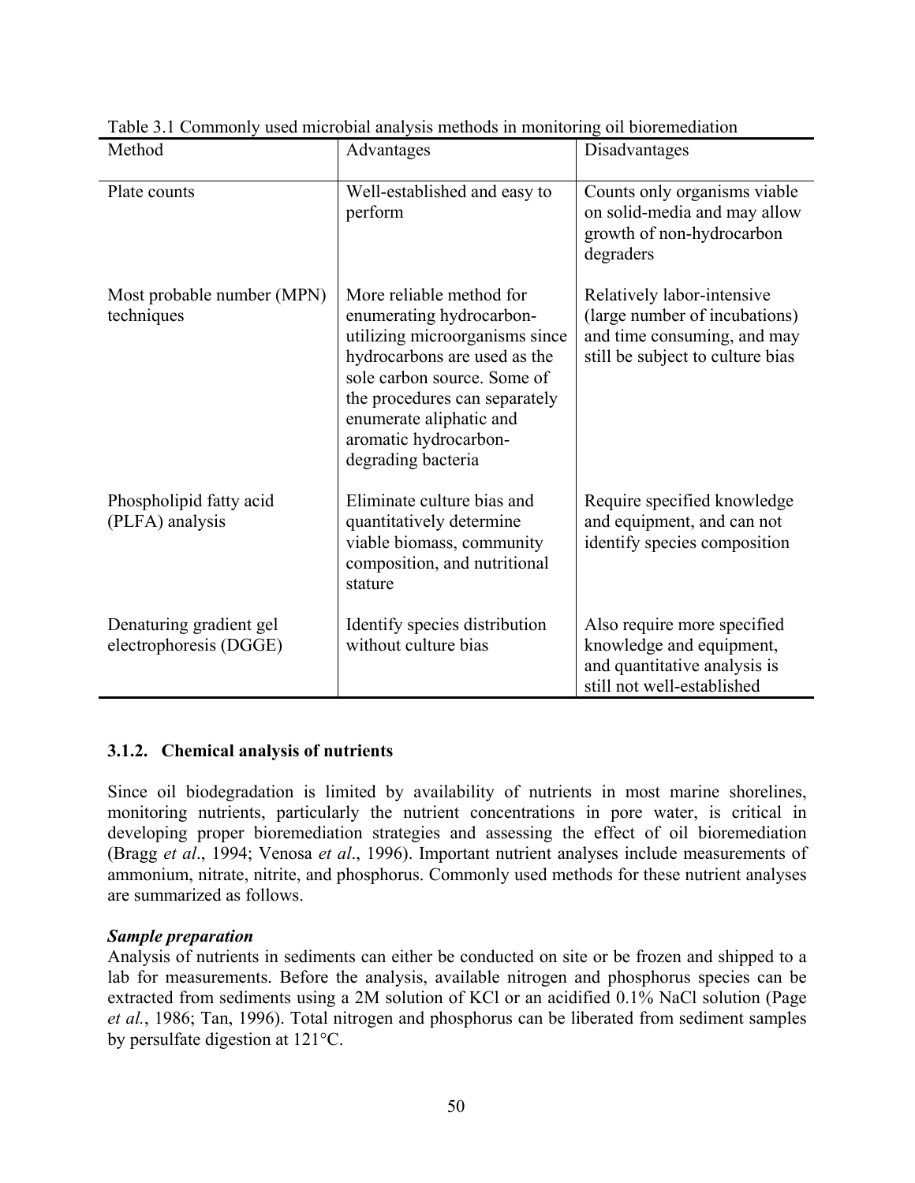Table 3.1 Commonly used microbial analysis methods in monitoring oil bioremediation

| Method | Advantages | Disadvantages |
|---|---|---|
| Plate counts | Well-established and easy to perform | Counts only organisms viable on solid-media and may allow growth of non-hydrocarbon degraders |
| Most probable number (MPN) techniques | More reliable method for enumerating hydrocarbon-utilizing microorganisms since hydrocarbons are used as the sole carbon source. Some of the procedures can separately enumerate aliphatic and aromatic hydrocarbon-degrading bacteria | Relatively labor-intensive (large number of incubations) and time consuming, and may still be subject to culture bias |
| Phospholipid fatty acid (PLFA) analysis | Eliminate culture bias and quantitatively determine viable biomass, community composition, and nutritional stature | Require specified knowledge and equipment, and can not identify species composition |
| Denaturing gradient gel electrophoresis (DGGE) | Identify species distribution without culture bias | Also require more specified knowledge and equipment, and quantitative analysis is still not well-established |

### 3.1.2. Chemical analysis of nutrients

Since oil biodegradation is limited by availability of nutrients in most marine shorelines, monitoring nutrients, particularly the nutrient concentrations in pore water, is critical in developing proper bioremediation strategies and assessing the effect of oil bioremediation (Bragg *et al*., 1994; Venosa *et al*., 1996). Important nutrient analyses include measurements of ammonium, nitrate, nitrite, and phosphorus. Commonly used methods for these nutrient analyses are summarized as follows.

***Sample preparation***

Analysis of nutrients in sediments can either be conducted on site or be frozen and shipped to a lab for measurements. Before the analysis, available nitrogen and phosphorus species can be extracted from sediments using a 2M solution of KCl or an acidified 0.1% NaCl solution (Page *et al.*, 1986; Tan, 1996). Total nitrogen and phosphorus can be liberated from sediment samples by persulfate digestion at 121°C.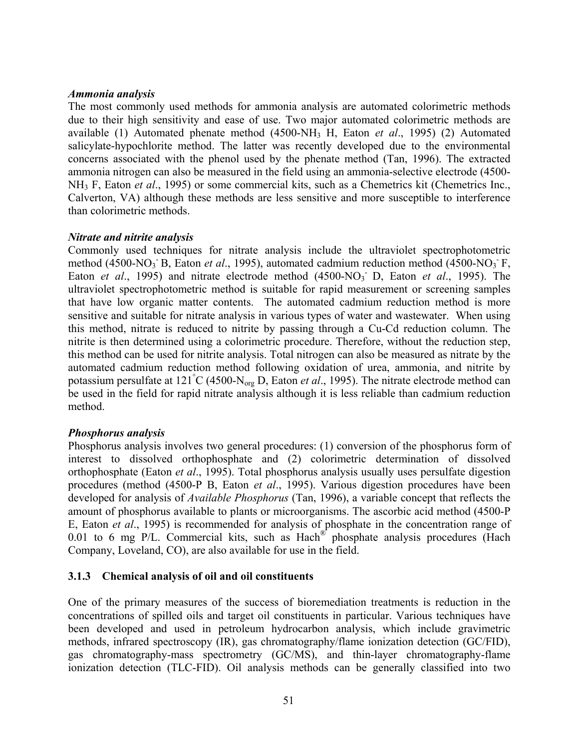***Ammonia analysis***

The most commonly used methods for ammonia analysis are automated colorimetric methods due to their high sensitivity and ease of use. Two major automated colorimetric methods are available (1) Automated phenate method (4500-$NH_3$ H, Eaton *et al*., 1995) (2) Automated salicylate-hypochlorite method. The latter was recently developed due to the environmental concerns associated with the phenol used by the phenate method (Tan, 1996). The extracted ammonia nitrogen can also be measured in the field using an ammonia-selective electrode (4500-$NH_3$ F, Eaton *et al*., 1995) or some commercial kits, such as a Chemetrics kit (Chemetrics Inc., Calverton, VA) although these methods are less sensitive and more susceptible to interference than colorimetric methods.

***Nitrate and nitrite analysis***

Commonly used techniques for nitrate analysis include the ultraviolet spectrophotometric method (4500-$NO_3^-$ B, Eaton *et al*., 1995), automated cadmium reduction method (4500-$NO_3^-$ F, Eaton *et al*., 1995) and nitrate electrode method (4500-$NO_3^-$ D, Eaton *et al*., 1995). The ultraviolet spectrophotometric method is suitable for rapid measurement or screening samples that have low organic matter contents. The automated cadmium reduction method is more sensitive and suitable for nitrate analysis in various types of water and wastewater. When using this method, nitrate is reduced to nitrite by passing through a Cu-Cd reduction column. The nitrite is then determined using a colorimetric procedure. Therefore, without the reduction step, this method can be used for nitrite analysis. Total nitrogen can also be measured as nitrate by the automated cadmium reduction method following oxidation of urea, ammonia, and nitrite by potassium persulfate at 121°C (4500-$N_{org}$ D, Eaton *et al*., 1995). The nitrate electrode method can be used in the field for rapid nitrate analysis although it is less reliable than cadmium reduction method.

***Phosphorus analysis***

Phosphorus analysis involves two general procedures: (1) conversion of the phosphorus form of interest to dissolved orthophosphate and (2) colorimetric determination of dissolved orthophosphate (Eaton *et al*., 1995). Total phosphorus analysis usually uses persulfate digestion procedures (method (4500-P B, Eaton *et al*., 1995). Various digestion procedures have been developed for analysis of *Available Phosphorus* (Tan, 1996), a variable concept that reflects the amount of phosphorus available to plants or microorganisms. The ascorbic acid method (4500-P E, Eaton *et al*., 1995) is recommended for analysis of phosphate in the concentration range of 0.01 to 6 mg P/L. Commercial kits, such as Hach® phosphate analysis procedures (Hach Company, Loveland, CO), are also available for use in the field.

### 3.1.3 Chemical analysis of oil and oil constituents

One of the primary measures of the success of bioremediation treatments is reduction in the concentrations of spilled oils and target oil constituents in particular. Various techniques have been developed and used in petroleum hydrocarbon analysis, which include gravimetric methods, infrared spectroscopy (IR), gas chromatography/flame ionization detection (GC/FID), gas chromatography-mass spectrometry (GC/MS), and thin-layer chromatography-flame ionization detection (TLC-FID). Oil analysis methods can be generally classified into two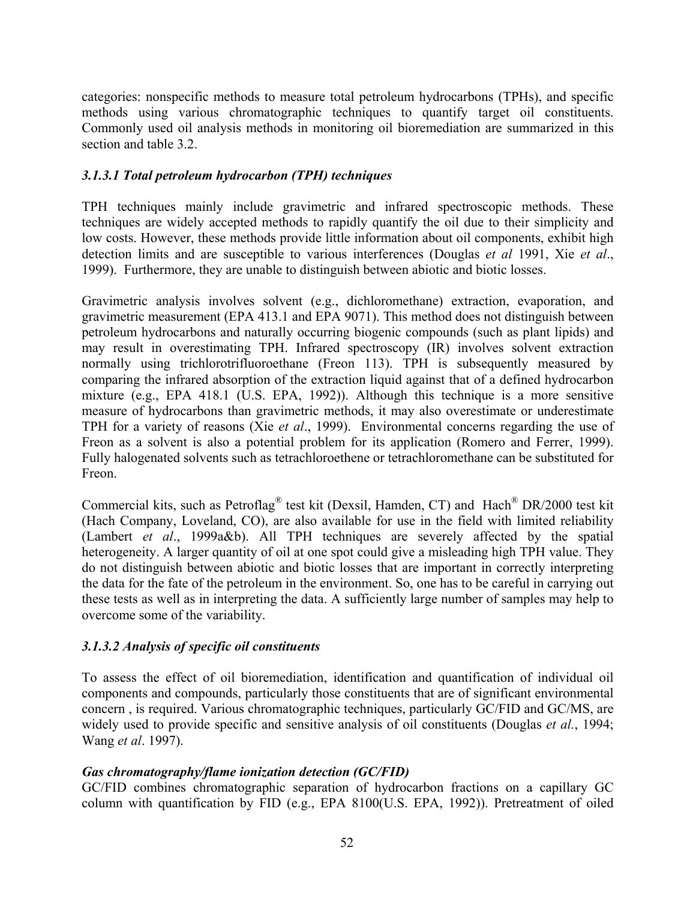categories: nonspecific methods to measure total petroleum hydrocarbons (TPHs), and specific methods using various chromatographic techniques to quantify target oil constituents. Commonly used oil analysis methods in monitoring oil bioremediation are summarized in this section and table 3.2.

### *3.1.3.1 Total petroleum hydrocarbon (TPH) techniques*

TPH techniques mainly include gravimetric and infrared spectroscopic methods. These techniques are widely accepted methods to rapidly quantify the oil due to their simplicity and low costs. However, these methods provide little information about oil components, exhibit high detection limits and are susceptible to various interferences (Douglas *et al* 1991, Xie *et al*., 1999). Furthermore, they are unable to distinguish between abiotic and biotic losses.

Gravimetric analysis involves solvent (e.g., dichloromethane) extraction, evaporation, and gravimetric measurement (EPA 413.1 and EPA 9071). This method does not distinguish between petroleum hydrocarbons and naturally occurring biogenic compounds (such as plant lipids) and may result in overestimating TPH. Infrared spectroscopy (IR) involves solvent extraction normally using trichlorotrifluoroethane (Freon 113). TPH is subsequently measured by comparing the infrared absorption of the extraction liquid against that of a defined hydrocarbon mixture (e.g., EPA 418.1 (U.S. EPA, 1992)). Although this technique is a more sensitive measure of hydrocarbons than gravimetric methods, it may also overestimate or underestimate TPH for a variety of reasons (Xie *et al*., 1999). Environmental concerns regarding the use of Freon as a solvent is also a potential problem for its application (Romero and Ferrer, 1999). Fully halogenated solvents such as tetrachloroethene or tetrachloromethane can be substituted for Freon.

Commercial kits, such as Petroflag® test kit (Dexsil, Hamden, CT) and Hach® DR/2000 test kit (Hach Company, Loveland, CO), are also available for use in the field with limited reliability (Lambert *et al*., 1999a&b). All TPH techniques are severely affected by the spatial heterogeneity. A larger quantity of oil at one spot could give a misleading high TPH value. They do not distinguish between abiotic and biotic losses that are important in correctly interpreting the data for the fate of the petroleum in the environment. So, one has to be careful in carrying out these tests as well as in interpreting the data. A sufficiently large number of samples may help to overcome some of the variability.

### *3.1.3.2 Analysis of specific oil constituents*

To assess the effect of oil bioremediation, identification and quantification of individual oil components and compounds, particularly those constituents that are of significant environmental concern , is required. Various chromatographic techniques, particularly GC/FID and GC/MS, are widely used to provide specific and sensitive analysis of oil constituents (Douglas *et al.*, 1994; Wang *et al*. 1997).

***Gas chromatography/flame ionization detection (GC/FID)***

GC/FID combines chromatographic separation of hydrocarbon fractions on a capillary GC column with quantification by FID (e.g., EPA 8100(U.S. EPA, 1992)). Pretreatment of oiled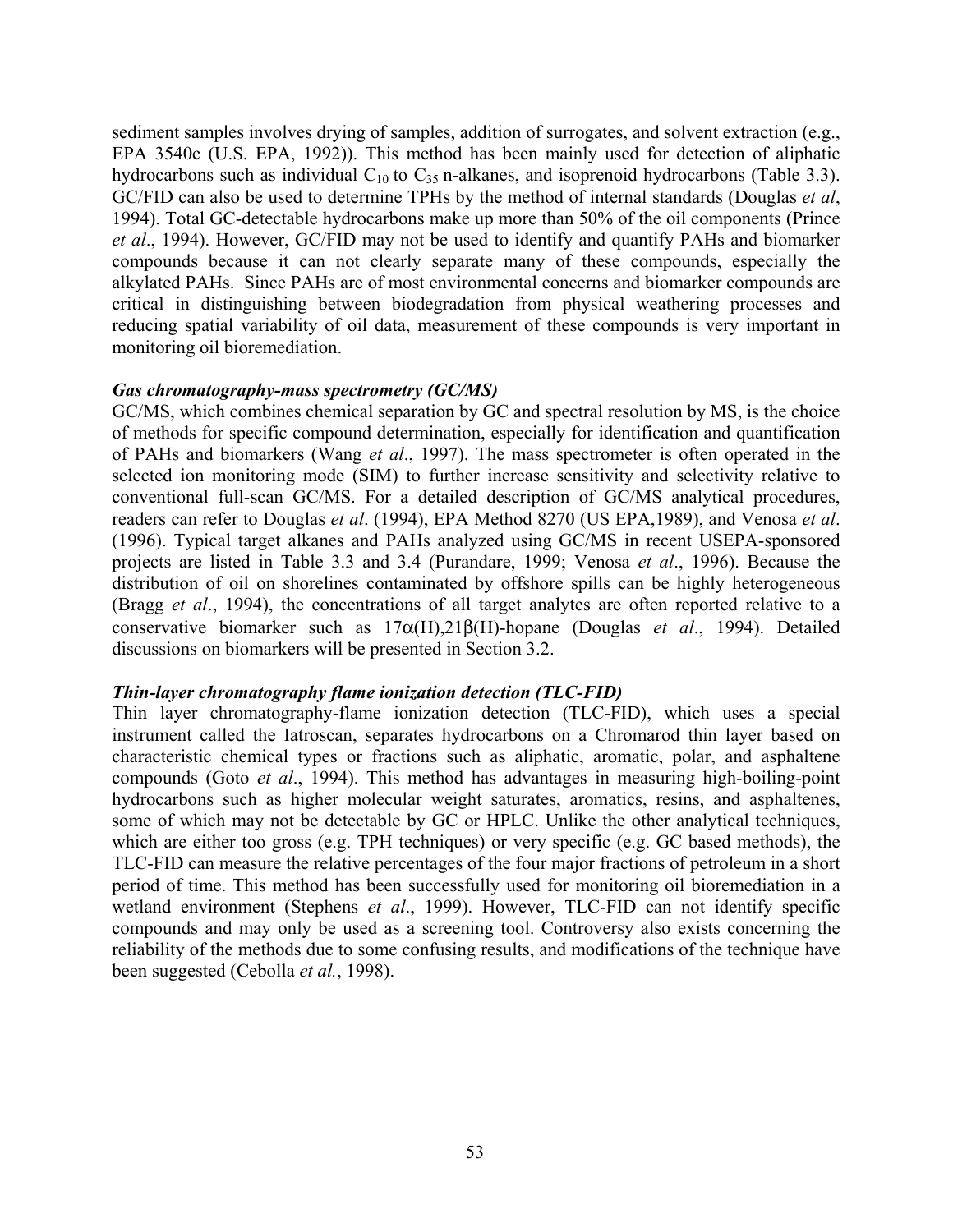sediment samples involves drying of samples, addition of surrogates, and solvent extraction (e.g., EPA 3540c (U.S. EPA, 1992)). This method has been mainly used for detection of aliphatic hydrocarbons such as individual $C_{10}$ to $C_{35}$ n-alkanes, and isoprenoid hydrocarbons (Table 3.3). GC/FID can also be used to determine TPHs by the method of internal standards (Douglas *et al*, 1994). Total GC-detectable hydrocarbons make up more than 50% of the oil components (Prince *et al*., 1994). However, GC/FID may not be used to identify and quantify PAHs and biomarker compounds because it can not clearly separate many of these compounds, especially the alkylated PAHs. Since PAHs are of most environmental concerns and biomarker compounds are critical in distinguishing between biodegradation from physical weathering processes and reducing spatial variability of oil data, measurement of these compounds is very important in monitoring oil bioremediation.

***Gas chromatography-mass spectrometry (GC/MS)***

GC/MS, which combines chemical separation by GC and spectral resolution by MS, is the choice of methods for specific compound determination, especially for identification and quantification of PAHs and biomarkers (Wang *et al*., 1997). The mass spectrometer is often operated in the selected ion monitoring mode (SIM) to further increase sensitivity and selectivity relative to conventional full-scan GC/MS. For a detailed description of GC/MS analytical procedures, readers can refer to Douglas *et al*. (1994), EPA Method 8270 (US EPA,1989), and Venosa *et al*. (1996). Typical target alkanes and PAHs analyzed using GC/MS in recent USEPA-sponsored projects are listed in Table 3.3 and 3.4 (Purandare, 1999; Venosa *et al*., 1996). Because the distribution of oil on shorelines contaminated by offshore spills can be highly heterogeneous (Bragg *et al*., 1994), the concentrations of all target analytes are often reported relative to a conservative biomarker such as 17$\alpha$(H),21$\beta$(H)-hopane (Douglas *et al*., 1994). Detailed discussions on biomarkers will be presented in Section 3.2.

***Thin-layer chromatography flame ionization detection (TLC-FID)***

Thin layer chromatography-flame ionization detection (TLC-FID), which uses a special instrument called the Iatroscan, separates hydrocarbons on a Chromarod thin layer based on characteristic chemical types or fractions such as aliphatic, aromatic, polar, and asphaltene compounds (Goto *et al*., 1994). This method has advantages in measuring high-boiling-point hydrocarbons such as higher molecular weight saturates, aromatics, resins, and asphaltenes, some of which may not be detectable by GC or HPLC. Unlike the other analytical techniques, which are either too gross (e.g. TPH techniques) or very specific (e.g. GC based methods), the TLC-FID can measure the relative percentages of the four major fractions of petroleum in a short period of time. This method has been successfully used for monitoring oil bioremediation in a wetland environment (Stephens *et al*., 1999). However, TLC-FID can not identify specific compounds and may only be used as a screening tool. Controversy also exists concerning the reliability of the methods due to some confusing results, and modifications of the technique have been suggested (Cebolla *et al.*, 1998).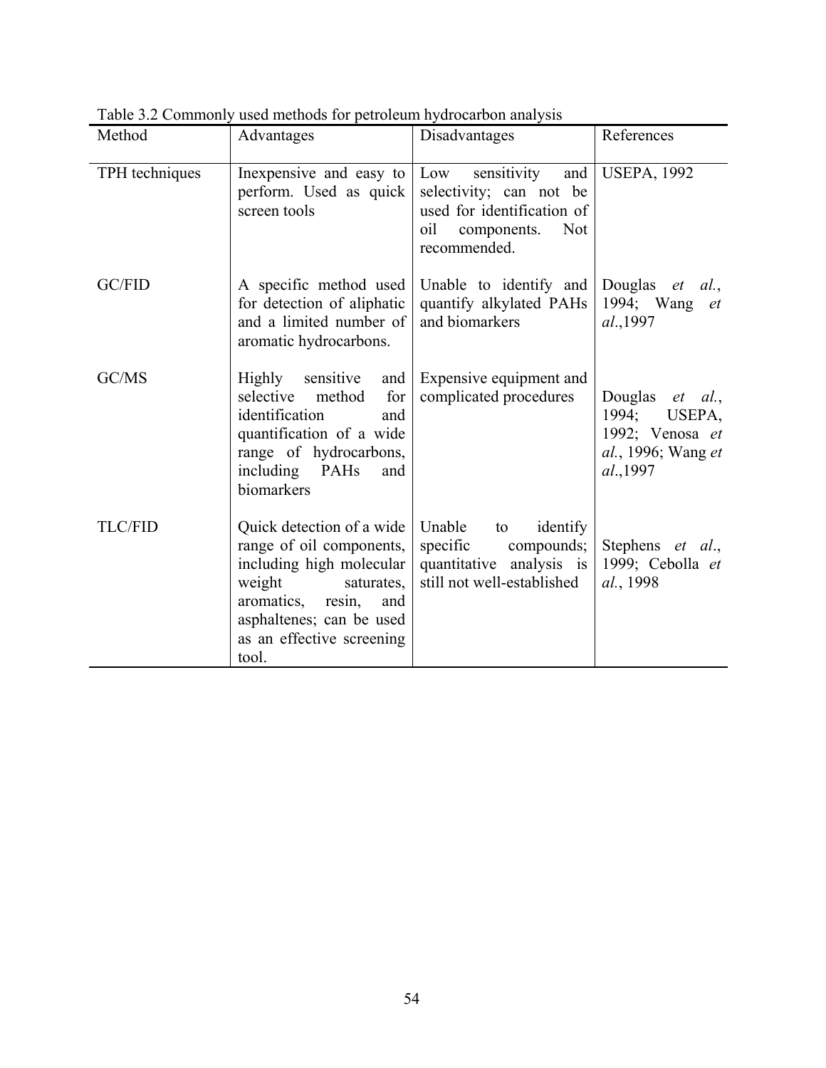Table 3.2 Commonly used methods for petroleum hydrocarbon analysis

| Method | Advantages | Disadvantages | References |
|---|---|---|---|
| TPH techniques | Inexpensive and easy to perform. Used as quick screen tools | Low sensitivity and selectivity; can not be used for identification of oil components. Not recommended. | USEPA, 1992 |
| GC/FID | A specific method used for detection of aliphatic and a limited number of aromatic hydrocarbons. | Unable to identify and quantify alkylated PAHs and biomarkers | Douglas *et al.*, 1994; Wang *et al.*,1997 |
| GC/MS | Highly sensitive and selective method for identification and quantification of a wide range of hydrocarbons, including PAHs and biomarkers | Expensive equipment and complicated procedures | Douglas *et al.*, 1994; USEPA, 1992; Venosa *et al.*, 1996; Wang *et al.*,1997 |
| TLC/FID | Quick detection of a wide range of oil components, including high molecular weight saturates, aromatics, resin, and asphaltenes; can be used as an effective screening tool. | Unable to identify specific compounds; quantitative analysis is still not well-established | Stephens *et al*., 1999; Cebolla *et al.*, 1998 |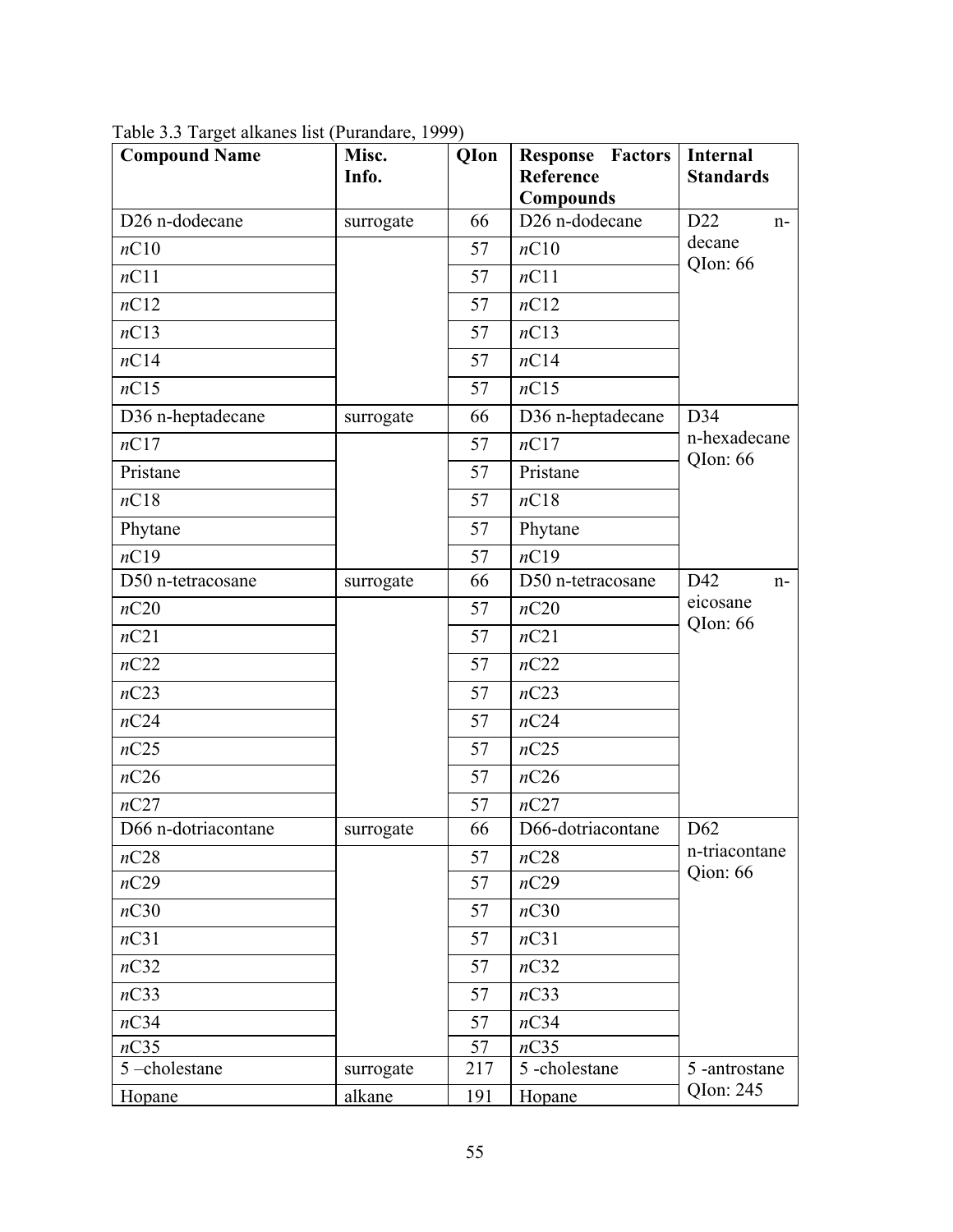Table 3.3 Target alkanes list (Purandare, 1999)

| **Compound Name** | **Misc. Info.** | **QIon** | **Response Factors Reference Compounds** | **Internal Standards** |
|---|---|---|---|---|
| D26 n-dodecane | surrogate | 66 | D26 n-dodecane | D22 n-decane QIon: 66 |
| *n*C10 | | 57 | *n*C10 | |
| *n*C11 | | 57 | *n*C11 | |
| *n*C12 | | 57 | *n*C12 | |
| *n*C13 | | 57 | *n*C13 | |
| *n*C14 | | 57 | *n*C14 | |
| *n*C15 | | 57 | *n*C15 | |
| D36 n-heptadecane | surrogate | 66 | D36 n-heptadecane | D34 n-hexadecane QIon: 66 |
| *n*C17 | | 57 | *n*C17 | |
| Pristane | | 57 | Pristane | |
| *n*C18 | | 57 | *n*C18 | |
| Phytane | | 57 | Phytane | |
| *n*C19 | | 57 | *n*C19 | |
| D50 n-tetracosane | surrogate | 66 | D50 n-tetracosane | D42 n-eicosane QIon: 66 |
| *n*C20 | | 57 | *n*C20 | |
| *n*C21 | | 57 | *n*C21 | |
| *n*C22 | | 57 | *n*C22 | |
| *n*C23 | | 57 | *n*C23 | |
| *n*C24 | | 57 | *n*C24 | |
| *n*C25 | | 57 | *n*C25 | |
| *n*C26 | | 57 | *n*C26 | |
| *n*C27 | | 57 | *n*C27 | |
| D66 n-dotriacontane | surrogate | 66 | D66-dotriacontane | D62 n-triacontane Qion: 66 |
| *n*C28 | | 57 | *n*C28 | |
| *n*C29 | | 57 | *n*C29 | |
| *n*C30 | | 57 | *n*C30 | |
| *n*C31 | | 57 | *n*C31 | |
| *n*C32 | | 57 | *n*C32 | |
| *n*C33 | | 57 | *n*C33 | |
| *n*C34 | | 57 | *n*C34 | |
| *n*C35 | | 57 | *n*C35 | |
| 5 –cholestane | surrogate | 217 | 5 -cholestane | 5 -antrostane QIon: 245 |
| Hopane | alkane | 191 | Hopane | |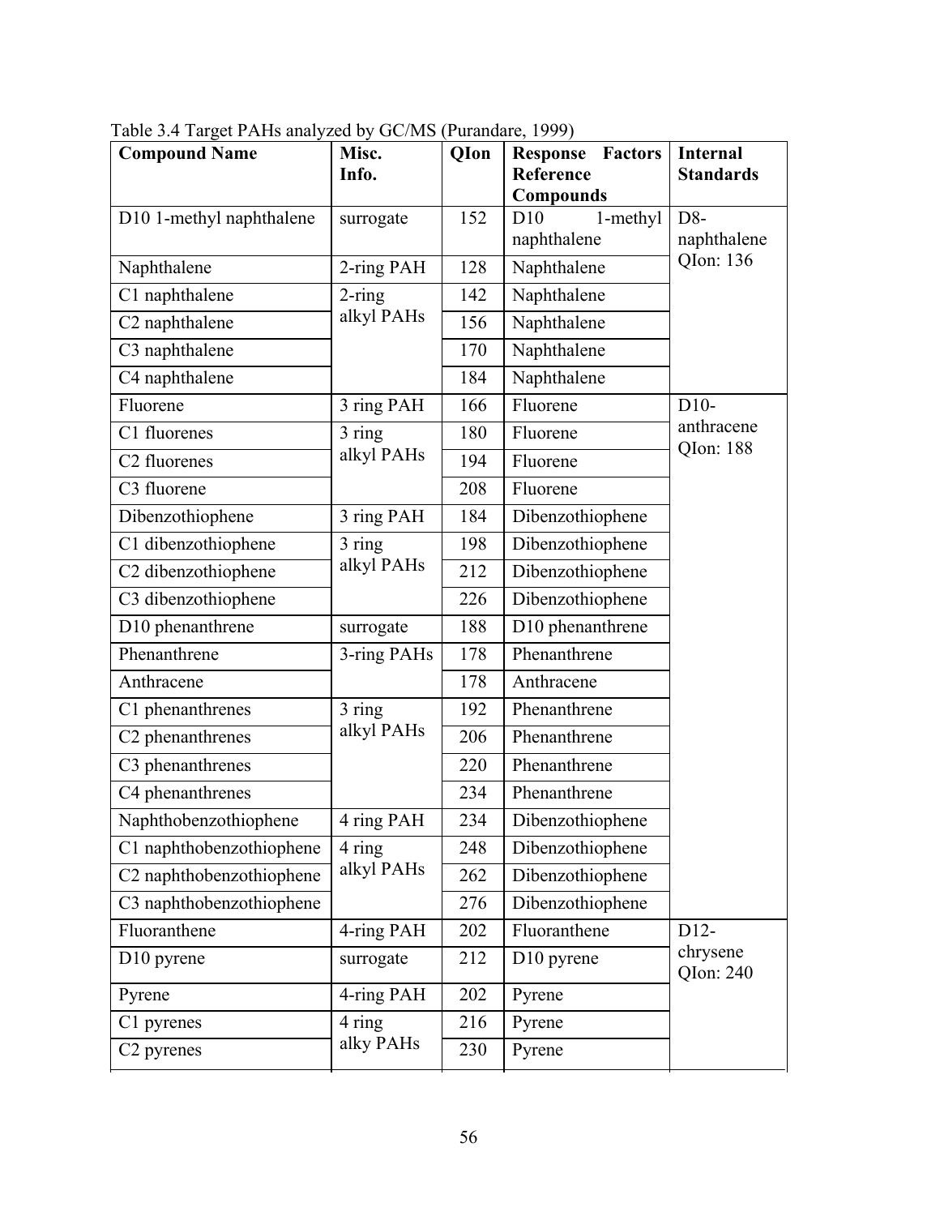Table 3.4 Target PAHs analyzed by GC/MS (Purandare, 1999)

| Compound Name | Misc. Info. | QIon | Response Factors Reference Compounds | Internal Standards |
|---|---|---|---|---|
| D10 1-methyl naphthalene | surrogate | 152 | D10 1-methyl naphthalene | D8-naphthalene QIon: 136 |
| Naphthalene | 2-ring PAH | 128 | Naphthalene | |
| C1 naphthalene | 2-ring alkyl PAHs | 142 | Naphthalene | |
| C2 naphthalene | | 156 | Naphthalene | |
| C3 naphthalene | | 170 | Naphthalene | |
| C4 naphthalene | | 184 | Naphthalene | |
| Fluorene | 3 ring PAH | 166 | Fluorene | D10-anthracene QIon: 188 |
| C1 fluorenes | 3 ring alkyl PAHs | 180 | Fluorene | |
| C2 fluorenes | | 194 | Fluorene | |
| C3 fluorene | | 208 | Fluorene | |
| Dibenzothiophene | 3 ring PAH | 184 | Dibenzothiophene | |
| C1 dibenzothiophene | 3 ring alkyl PAHs | 198 | Dibenzothiophene | |
| C2 dibenzothiophene | | 212 | Dibenzothiophene | |
| C3 dibenzothiophene | | 226 | Dibenzothiophene | |
| D10 phenanthrene | surrogate | 188 | D10 phenanthrene | |
| Phenanthrene | 3-ring PAHs | 178 | Phenanthrene | |
| Anthracene | | 178 | Anthracene | |
| C1 phenanthrenes | 3 ring alkyl PAHs | 192 | Phenanthrene | |
| C2 phenanthrenes | | 206 | Phenanthrene | |
| C3 phenanthrenes | | 220 | Phenanthrene | |
| C4 phenanthrenes | | 234 | Phenanthrene | |
| Naphthobenzothiophene | 4 ring PAH | 234 | Dibenzothiophene | |
| C1 naphthobenzothiophene | 4 ring alkyl PAHs | 248 | Dibenzothiophene | |
| C2 naphthobenzothiophene | | 262 | Dibenzothiophene | |
| C3 naphthobenzothiophene | | 276 | Dibenzothiophene | |
| Fluoranthene | 4-ring PAH | 202 | Fluoranthene | D12-chrysene QIon: 240 |
| D10 pyrene | surrogate | 212 | D10 pyrene | |
| Pyrene | 4-ring PAH | 202 | Pyrene | |
| C1 pyrenes | 4 ring alky PAHs | 216 | Pyrene | |
| C2 pyrenes | | 230 | Pyrene | |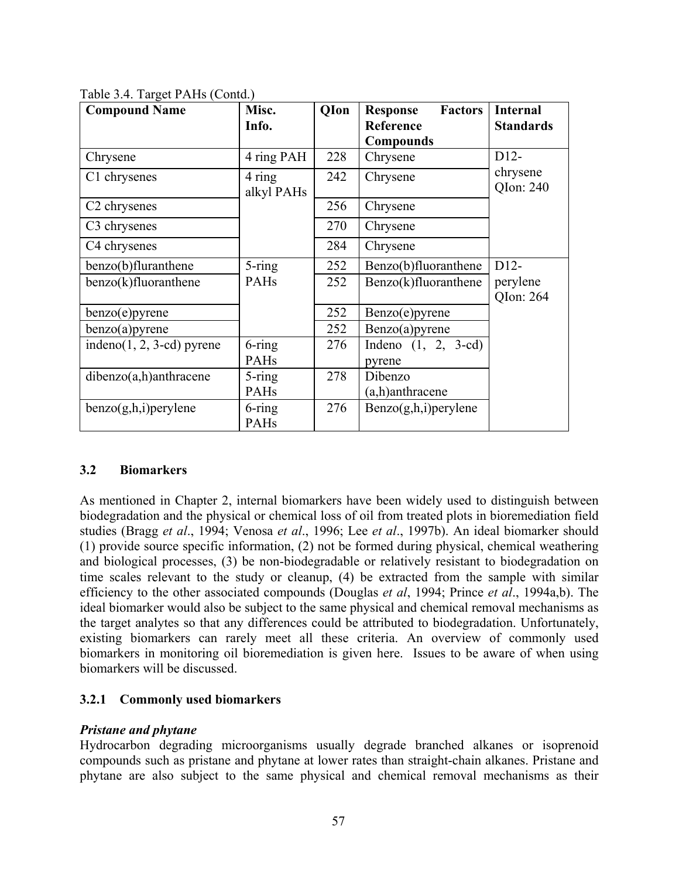Table 3.4. Target PAHs (Contd.)

| Compound Name | Misc. Info. | QIon | Response Factors Reference Compounds | Internal Standards |
|---|---|---|---|---|
| Chrysene | 4 ring PAH | 228 | Chrysene | D12-chrysene QIon: 240 |
| C1 chrysenes | 4 ring alkyl PAHs | 242 | Chrysene | |
| C2 chrysenes | | 256 | Chrysene | |
| C3 chrysenes | | 270 | Chrysene | |
| C4 chrysenes | | 284 | Chrysene | |
| benzo(b)fluranthene | 5-ring PAHs | 252 | Benzo(b)fluoranthene | D12-perylene QIon: 264 |
| benzo(k)fluoranthene | | 252 | Benzo(k)fluoranthene | |
| benzo(e)pyrene | | 252 | Benzo(e)pyrene | |
| benzo(a)pyrene | | 252 | Benzo(a)pyrene | |
| indeno(1, 2, 3-cd) pyrene | 6-ring PAHs | 276 | Indeno (1, 2, 3-cd) pyrene | |
| dibenzo(a,h)anthracene | 5-ring PAHs | 278 | Dibenzo (a,h)anthracene | |
| benzo(g,h,i)perylene | 6-ring PAHs | 276 | Benzo(g,h,i)perylene | |

## 3.2 Biomarkers

As mentioned in Chapter 2, internal biomarkers have been widely used to distinguish between biodegradation and the physical or chemical loss of oil from treated plots in bioremediation field studies (Bragg *et al*., 1994; Venosa *et al*., 1996; Lee *et al*., 1997b). An ideal biomarker should (1) provide source specific information, (2) not be formed during physical, chemical weathering and biological processes, (3) be non-biodegradable or relatively resistant to biodegradation on time scales relevant to the study or cleanup, (4) be extracted from the sample with similar efficiency to the other associated compounds (Douglas *et al*, 1994; Prince *et al*., 1994a,b). The ideal biomarker would also be subject to the same physical and chemical removal mechanisms as the target analytes so that any differences could be attributed to biodegradation. Unfortunately, existing biomarkers can rarely meet all these criteria. An overview of commonly used biomarkers in monitoring oil bioremediation is given here. Issues to be aware of when using biomarkers will be discussed.

### 3.2.1 Commonly used biomarkers

***Pristane and phytane***

Hydrocarbon degrading microorganisms usually degrade branched alkanes or isoprenoid compounds such as pristane and phytane at lower rates than straight-chain alkanes. Pristane and phytane are also subject to the same physical and chemical removal mechanisms as their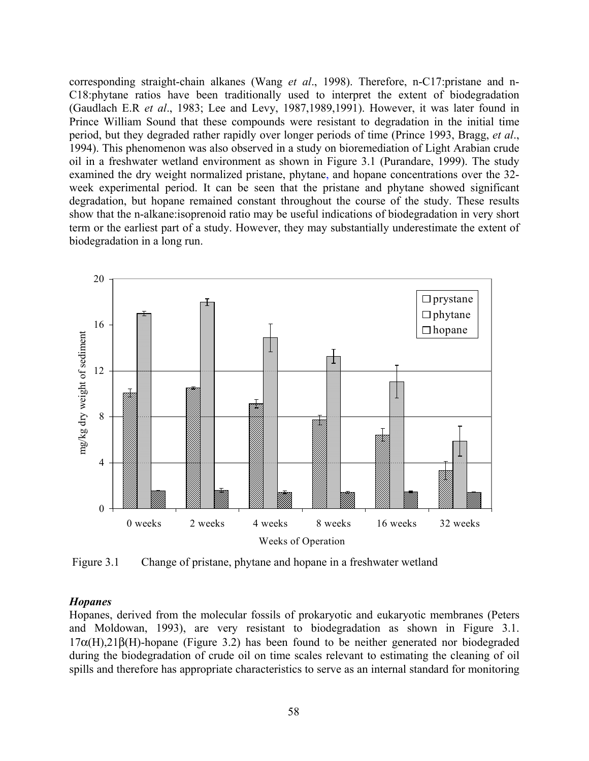corresponding straight-chain alkanes (Wang *et al*., 1998). Therefore, n-C17:pristane and n-C18:phytane ratios have been traditionally used to interpret the extent of biodegradation (Gaudlach E.R *et al*., 1983; Lee and Levy, 1987,1989,1991). However, it was later found in Prince William Sound that these compounds were resistant to degradation in the initial time period, but they degraded rather rapidly over longer periods of time (Prince 1993, Bragg, *et al*., 1994). This phenomenon was also observed in a study on bioremediation of Light Arabian crude oil in a freshwater wetland environment as shown in Figure 3.1 (Purandare, 1999). The study examined the dry weight normalized pristane, phytane, and hopane concentrations over the 32-week experimental period. It can be seen that the pristane and phytane showed significant degradation, but hopane remained constant throughout the course of the study. These results show that the n-alkane:isoprenoid ratio may be useful indications of biodegradation in very short term or the earliest part of a study. However, they may substantially underestimate the extent of biodegradation in a long run.

Figure 3.1 Change of pristane, phytane and hopane in a freshwater wetland

### *Hopanes*

Hopanes, derived from the molecular fossils of prokaryotic and eukaryotic membranes (Peters and Moldowan, 1993), are very resistant to biodegradation as shown in Figure 3.1. $17\alpha(H),21\beta(H)$-hopane (Figure 3.2) has been found to be neither generated nor biodegraded during the biodegradation of crude oil on time scales relevant to estimating the cleaning of oil spills and therefore has appropriate characteristics to serve as an internal standard for monitoring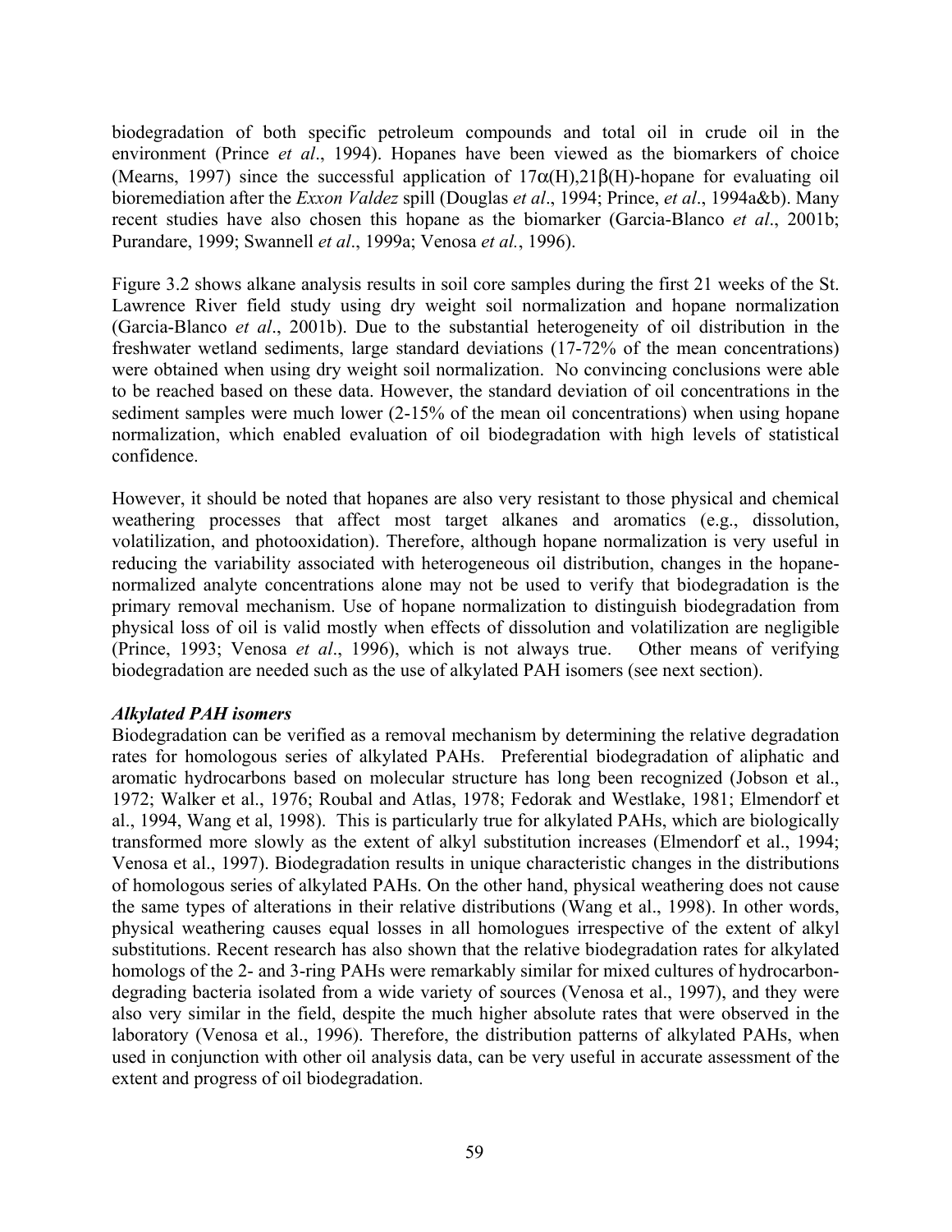biodegradation of both specific petroleum compounds and total oil in crude oil in the environment (Prince *et al*., 1994). Hopanes have been viewed as the biomarkers of choice (Mearns, 1997) since the successful application of 17α(H),21β(H)-hopane for evaluating oil bioremediation after the *Exxon Valdez* spill (Douglas *et al*., 1994; Prince, *et al*., 1994a&b). Many recent studies have also chosen this hopane as the biomarker (Garcia-Blanco *et al*., 2001b; Purandare, 1999; Swannell *et al*., 1999a; Venosa *et al.*, 1996).

Figure 3.2 shows alkane analysis results in soil core samples during the first 21 weeks of the St. Lawrence River field study using dry weight soil normalization and hopane normalization (Garcia-Blanco *et al*., 2001b). Due to the substantial heterogeneity of oil distribution in the freshwater wetland sediments, large standard deviations (17-72% of the mean concentrations) were obtained when using dry weight soil normalization. No convincing conclusions were able to be reached based on these data. However, the standard deviation of oil concentrations in the sediment samples were much lower (2-15% of the mean oil concentrations) when using hopane normalization, which enabled evaluation of oil biodegradation with high levels of statistical confidence.

However, it should be noted that hopanes are also very resistant to those physical and chemical weathering processes that affect most target alkanes and aromatics (e.g., dissolution, volatilization, and photooxidation). Therefore, although hopane normalization is very useful in reducing the variability associated with heterogeneous oil distribution, changes in the hopane-normalized analyte concentrations alone may not be used to verify that biodegradation is the primary removal mechanism. Use of hopane normalization to distinguish biodegradation from physical loss of oil is valid mostly when effects of dissolution and volatilization are negligible (Prince, 1993; Venosa *et al*., 1996), which is not always true. Other means of verifying biodegradation are needed such as the use of alkylated PAH isomers (see next section).

***Alkylated PAH isomers***

Biodegradation can be verified as a removal mechanism by determining the relative degradation rates for homologous series of alkylated PAHs. Preferential biodegradation of aliphatic and aromatic hydrocarbons based on molecular structure has long been recognized (Jobson et al., 1972; Walker et al., 1976; Roubal and Atlas, 1978; Fedorak and Westlake, 1981; Elmendorf et al., 1994, Wang et al, 1998). This is particularly true for alkylated PAHs, which are biologically transformed more slowly as the extent of alkyl substitution increases (Elmendorf et al., 1994; Venosa et al., 1997). Biodegradation results in unique characteristic changes in the distributions of homologous series of alkylated PAHs. On the other hand, physical weathering does not cause the same types of alterations in their relative distributions (Wang et al., 1998). In other words, physical weathering causes equal losses in all homologues irrespective of the extent of alkyl substitutions. Recent research has also shown that the relative biodegradation rates for alkylated homologs of the 2- and 3-ring PAHs were remarkably similar for mixed cultures of hydrocarbon-degrading bacteria isolated from a wide variety of sources (Venosa et al., 1997), and they were also very similar in the field, despite the much higher absolute rates that were observed in the laboratory (Venosa et al., 1996). Therefore, the distribution patterns of alkylated PAHs, when used in conjunction with other oil analysis data, can be very useful in accurate assessment of the extent and progress of oil biodegradation.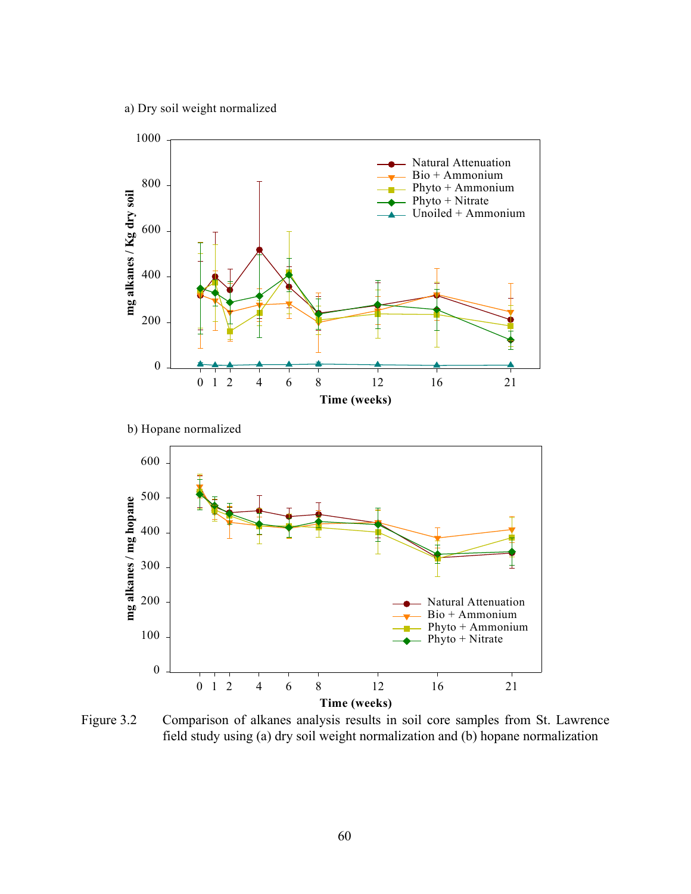a) Dry soil weight normalized

b) Hopane normalized

Figure 3.2 Comparison of alkanes analysis results in soil core samples from St. Lawrence field study using (a) dry soil weight normalization and (b) hopane normalization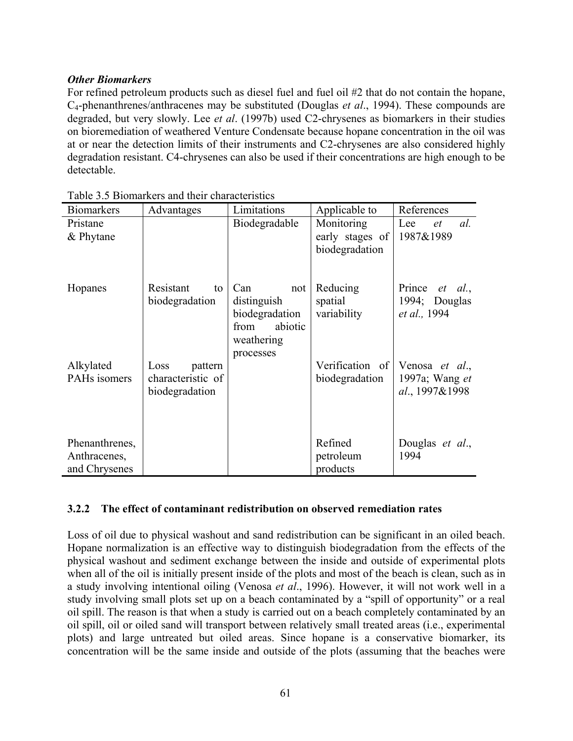***Other Biomarkers***

For refined petroleum products such as diesel fuel and fuel oil #2 that do not contain the hopane, $C_4$-phenanthrenes/anthracenes may be substituted (Douglas *et al*., 1994). These compounds are degraded, but very slowly. Lee *et al*. (1997b) used C2-chrysenes as biomarkers in their studies on bioremediation of weathered Venture Condensate because hopane concentration in the oil was at or near the detection limits of their instruments and C2-chrysenes are also considered highly degradation resistant. C4-chrysenes can also be used if their concentrations are high enough to be detectable.

Table 3.5 Biomarkers and their characteristics

| Biomarkers | Advantages | Limitations | Applicable to | References |
|---|---|---|---|---|
| Pristane & Phytane | | Biodegradable | Monitoring early stages of biodegradation | Lee *et al.* 1987&1989 |
| Hopanes | Resistant to biodegradation | Can not distinguish biodegradation from abiotic weathering processes | Reducing spatial variability | Prince *et al.*, 1994; Douglas *et al.,* 1994 |
| Alkylated PAHs isomers | Loss pattern characteristic of biodegradation | | Verification of biodegradation | Venosa *et al*., 1997a; Wang *et al*., 1997&1998 |
| Phenanthrenes, Anthracenes, and Chrysenes | | | Refined petroleum products | Douglas *et al*., 1994 |

### 3.2.2 The effect of contaminant redistribution on observed remediation rates

Loss of oil due to physical washout and sand redistribution can be significant in an oiled beach. Hopane normalization is an effective way to distinguish biodegradation from the effects of the physical washout and sediment exchange between the inside and outside of experimental plots when all of the oil is initially present inside of the plots and most of the beach is clean, such as in a study involving intentional oiling (Venosa *et al*., 1996). However, it will not work well in a study involving small plots set up on a beach contaminated by a "spill of opportunity" or a real oil spill. The reason is that when a study is carried out on a beach completely contaminated by an oil spill, oil or oiled sand will transport between relatively small treated areas (i.e., experimental plots) and large untreated but oiled areas. Since hopane is a conservative biomarker, its concentration will be the same inside and outside of the plots (assuming that the beaches were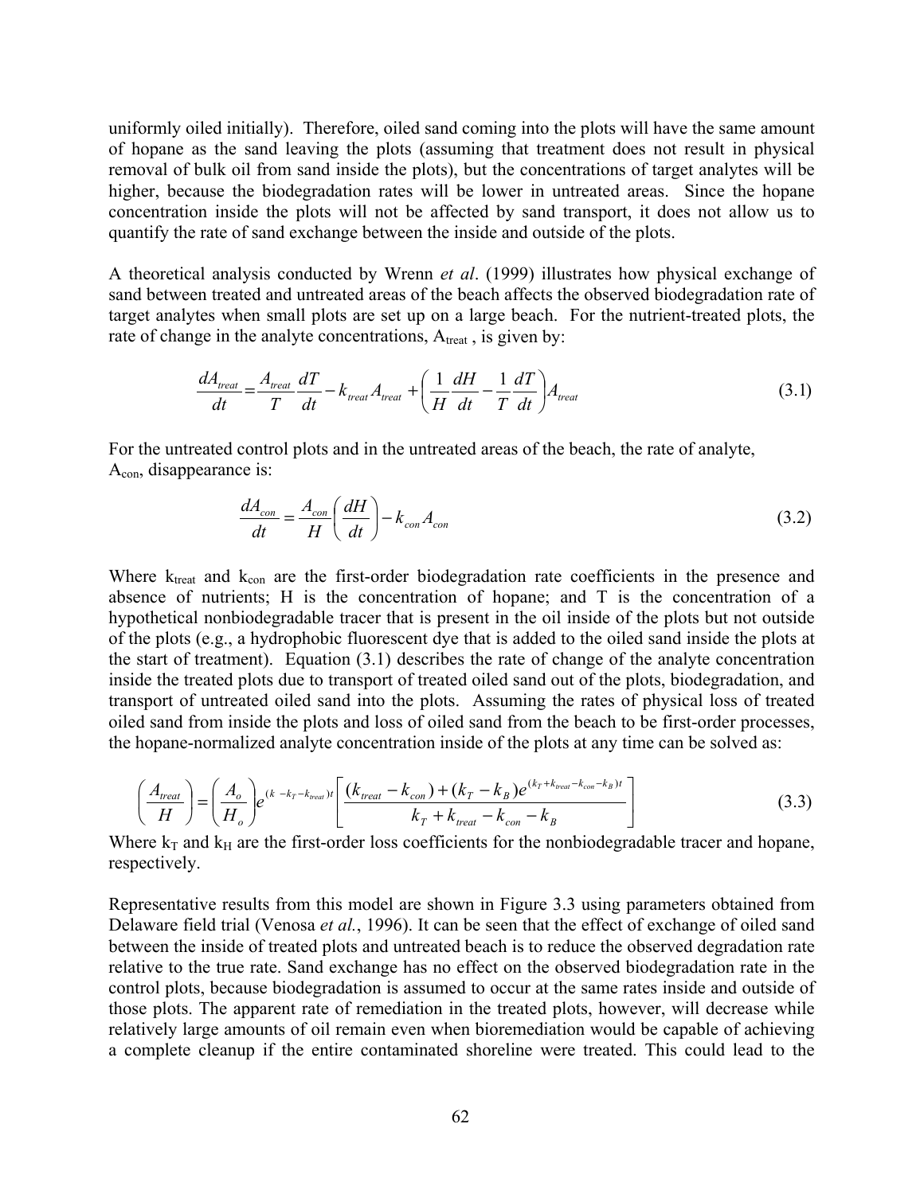uniformly oiled initially). Therefore, oiled sand coming into the plots will have the same amount of hopane as the sand leaving the plots (assuming that treatment does not result in physical removal of bulk oil from sand inside the plots), but the concentrations of target analytes will be higher, because the biodegradation rates will be lower in untreated areas. Since the hopane concentration inside the plots will not be affected by sand transport, it does not allow us to quantify the rate of sand exchange between the inside and outside of the plots.

A theoretical analysis conducted by Wrenn *et al*. (1999) illustrates how physical exchange of sand between treated and untreated areas of the beach affects the observed biodegradation rate of target analytes when small plots are set up on a large beach. For the nutrient-treated plots, the rate of change in the analyte concentrations, $A_{treat}$ , is given by:

$$\frac{dA_{treat}}{dt} = \frac{A_{treat}}{T}\frac{dT}{dt} - k_{treat}A_{treat} + \left(\frac{1}{H}\frac{dH}{dt} - \frac{1}{T}\frac{dT}{dt}\right)A_{treat} \tag{3.1}$$

For the untreated control plots and in the untreated areas of the beach, the rate of analyte, $A_{con}$, disappearance is:

$$\frac{dA_{con}}{dt} = \frac{A_{con}}{H}\left(\frac{dH}{dt}\right) - k_{con}A_{con} \tag{3.2}$$

Where $k_{treat}$ and $k_{con}$ are the first-order biodegradation rate coefficients in the presence and absence of nutrients; H is the concentration of hopane; and T is the concentration of a hypothetical nonbiodegradable tracer that is present in the oil inside of the plots but not outside of the plots (e.g., a hydrophobic fluorescent dye that is added to the oiled sand inside the plots at the start of treatment). Equation (3.1) describes the rate of change of the analyte concentration inside the treated plots due to transport of treated oiled sand out of the plots, biodegradation, and transport of untreated oiled sand into the plots. Assuming the rates of physical loss of treated oiled sand from inside the plots and loss of oiled sand from the beach to be first-order processes, the hopane-normalized analyte concentration inside of the plots at any time can be solved as:

$$\left(\frac{A_{treat}}{H}\right) = \left(\frac{A_o}{H_o}\right)e^{(k\ -k_T-k_{treat})t}\left[\frac{(k_{treat}-k_{con}) + (k_T - k_B)e^{(k_T+k_{treat}-k_{con}-k_B)t}}{k_T + k_{treat} - k_{con} - k_B}\right] \tag{3.3}$$

Where $k_T$ and $k_H$ are the first-order loss coefficients for the nonbiodegradable tracer and hopane, respectively.

Representative results from this model are shown in Figure 3.3 using parameters obtained from Delaware field trial (Venosa *et al.*, 1996). It can be seen that the effect of exchange of oiled sand between the inside of treated plots and untreated beach is to reduce the observed degradation rate relative to the true rate. Sand exchange has no effect on the observed biodegradation rate in the control plots, because biodegradation is assumed to occur at the same rates inside and outside of those plots. The apparent rate of remediation in the treated plots, however, will decrease while relatively large amounts of oil remain even when bioremediation would be capable of achieving a complete cleanup if the entire contaminated shoreline were treated. This could lead to the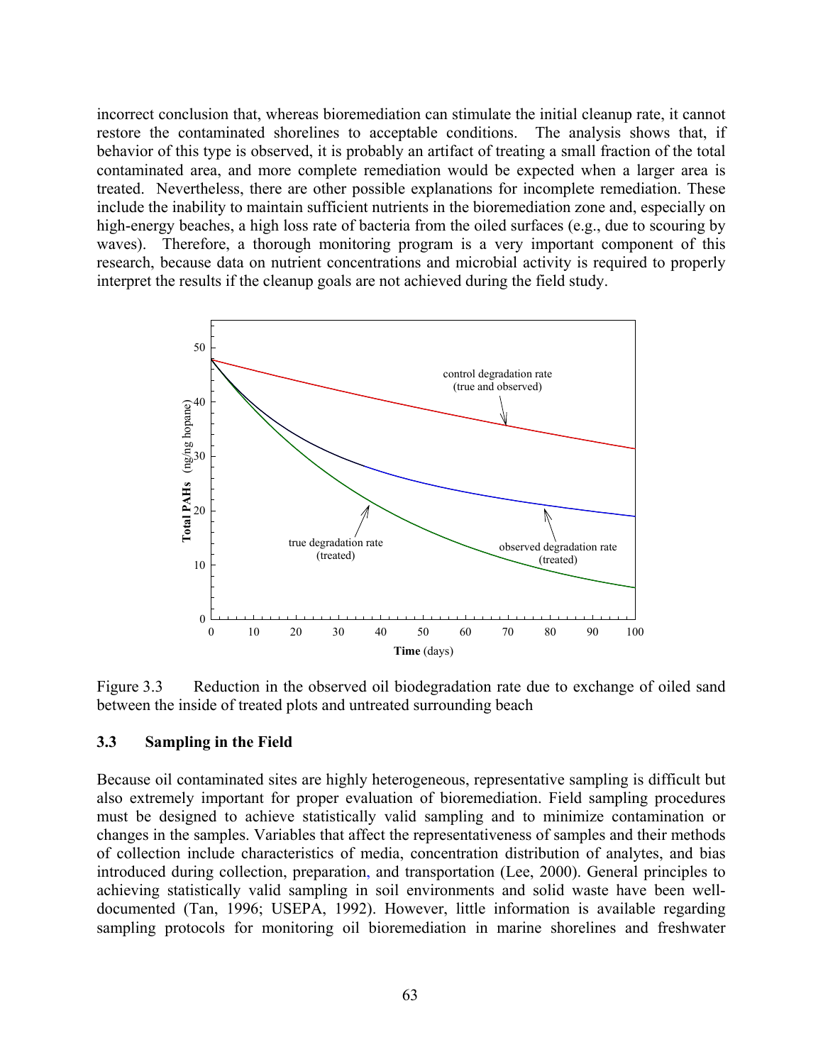incorrect conclusion that, whereas bioremediation can stimulate the initial cleanup rate, it cannot restore the contaminated shorelines to acceptable conditions. The analysis shows that, if behavior of this type is observed, it is probably an artifact of treating a small fraction of the total contaminated area, and more complete remediation would be expected when a larger area is treated. Nevertheless, there are other possible explanations for incomplete remediation. These include the inability to maintain sufficient nutrients in the bioremediation zone and, especially on high-energy beaches, a high loss rate of bacteria from the oiled surfaces (e.g., due to scouring by waves). Therefore, a thorough monitoring program is a very important component of this research, because data on nutrient concentrations and microbial activity is required to properly interpret the results if the cleanup goals are not achieved during the field study.

Figure 3.3 Reduction in the observed oil biodegradation rate due to exchange of oiled sand between the inside of treated plots and untreated surrounding beach

### 3.3 Sampling in the Field

Because oil contaminated sites are highly heterogeneous, representative sampling is difficult but also extremely important for proper evaluation of bioremediation. Field sampling procedures must be designed to achieve statistically valid sampling and to minimize contamination or changes in the samples. Variables that affect the representativeness of samples and their methods of collection include characteristics of media, concentration distribution of analytes, and bias introduced during collection, preparation, and transportation (Lee, 2000). General principles to achieving statistically valid sampling in soil environments and solid waste have been well-documented (Tan, 1996; USEPA, 1992). However, little information is available regarding sampling protocols for monitoring oil bioremediation in marine shorelines and freshwater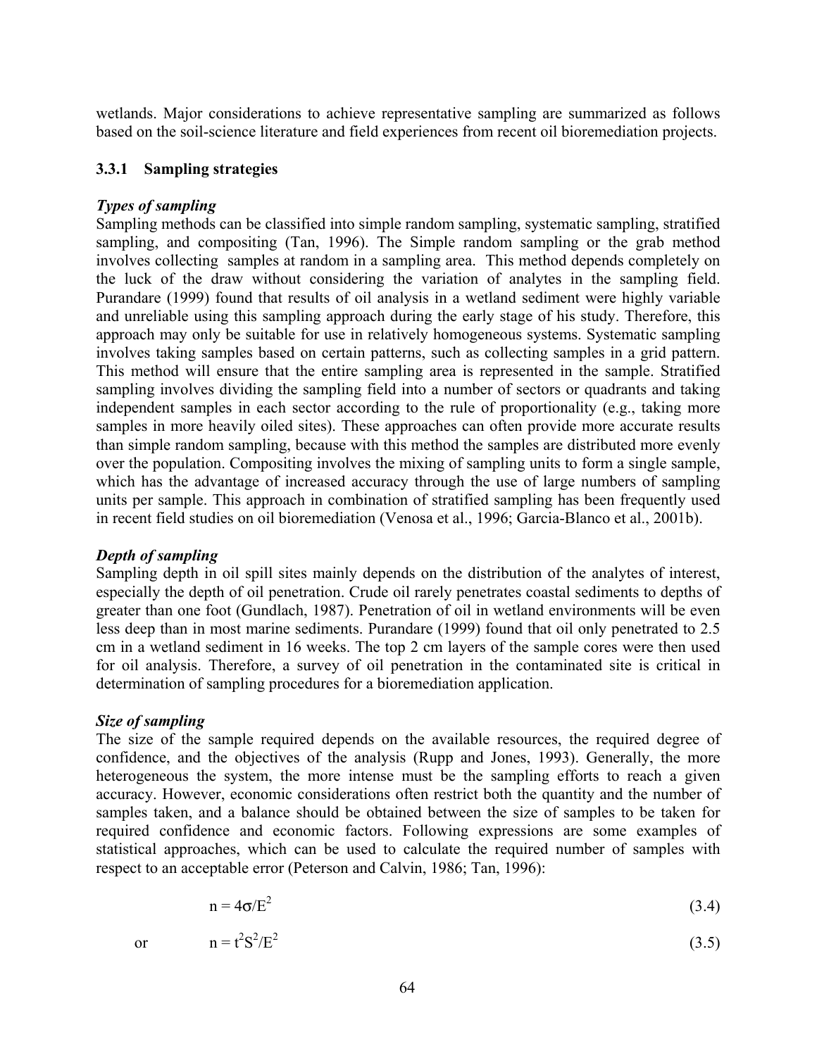wetlands. Major considerations to achieve representative sampling are summarized as follows based on the soil-science literature and field experiences from recent oil bioremediation projects.

### 3.3.1 Sampling strategies

***Types of sampling***

Sampling methods can be classified into simple random sampling, systematic sampling, stratified sampling, and compositing (Tan, 1996). The Simple random sampling or the grab method involves collecting samples at random in a sampling area. This method depends completely on the luck of the draw without considering the variation of analytes in the sampling field. Purandare (1999) found that results of oil analysis in a wetland sediment were highly variable and unreliable using this sampling approach during the early stage of his study. Therefore, this approach may only be suitable for use in relatively homogeneous systems. Systematic sampling involves taking samples based on certain patterns, such as collecting samples in a grid pattern. This method will ensure that the entire sampling area is represented in the sample. Stratified sampling involves dividing the sampling field into a number of sectors or quadrants and taking independent samples in each sector according to the rule of proportionality (e.g., taking more samples in more heavily oiled sites). These approaches can often provide more accurate results than simple random sampling, because with this method the samples are distributed more evenly over the population. Compositing involves the mixing of sampling units to form a single sample, which has the advantage of increased accuracy through the use of large numbers of sampling units per sample. This approach in combination of stratified sampling has been frequently used in recent field studies on oil bioremediation (Venosa et al., 1996; Garcia-Blanco et al., 2001b).

***Depth of sampling***

Sampling depth in oil spill sites mainly depends on the distribution of the analytes of interest, especially the depth of oil penetration. Crude oil rarely penetrates coastal sediments to depths of greater than one foot (Gundlach, 1987). Penetration of oil in wetland environments will be even less deep than in most marine sediments. Purandare (1999) found that oil only penetrated to 2.5 cm in a wetland sediment in 16 weeks. The top 2 cm layers of the sample cores were then used for oil analysis. Therefore, a survey of oil penetration in the contaminated site is critical in determination of sampling procedures for a bioremediation application.

***Size of sampling***

The size of the sample required depends on the available resources, the required degree of confidence, and the objectives of the analysis (Rupp and Jones, 1993). Generally, the more heterogeneous the system, the more intense must be the sampling efforts to reach a given accuracy. However, economic considerations often restrict both the quantity and the number of samples taken, and a balance should be obtained between the size of samples to be taken for required confidence and economic factors. Following expressions are examples of statistical approaches, which can be used to calculate the required number of samples with respect to an acceptable error (Peterson and Calvin, 1986; Tan, 1996):

$$n = 4\sigma/E^2 \tag{3.4}$$

or

$$n = t^2S^2/E^2 \tag{3.5}$$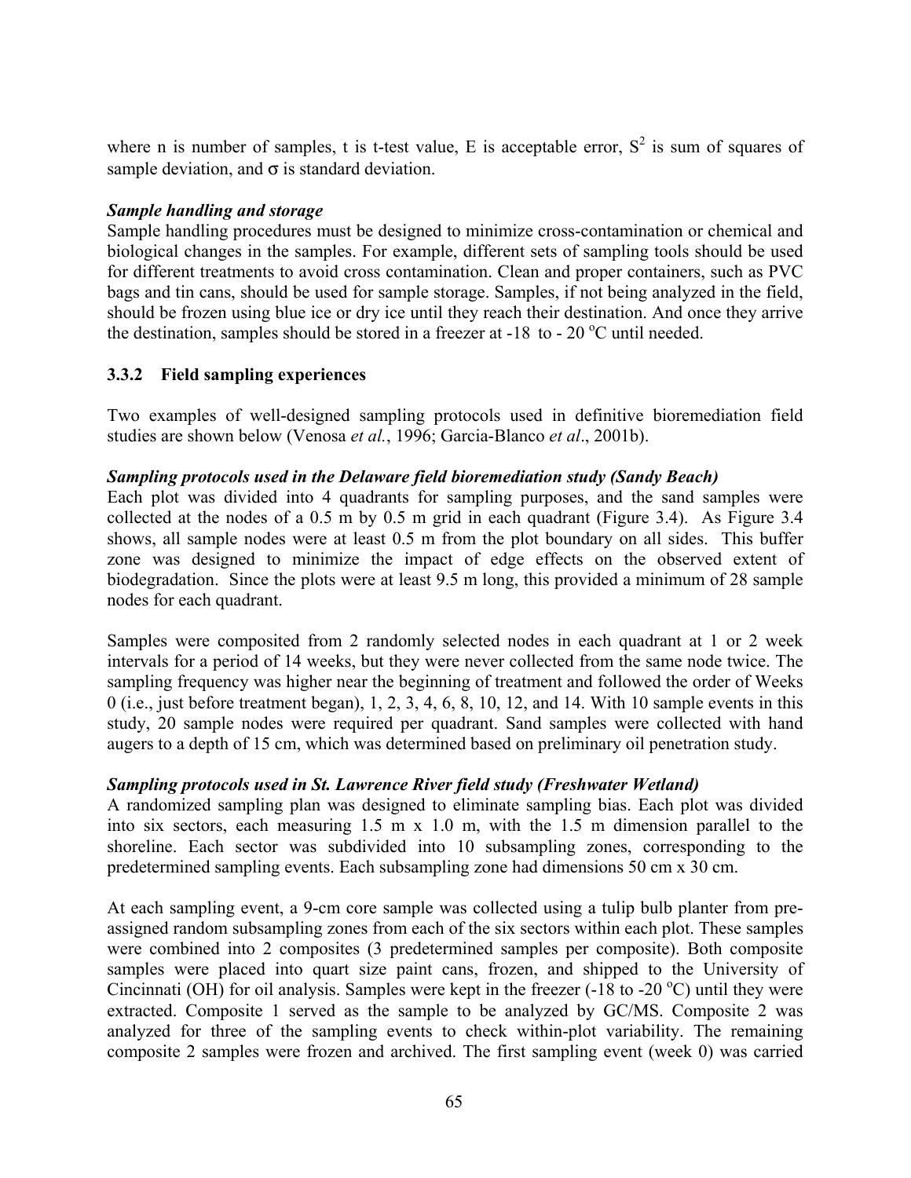where n is number of samples, t is t-test value, E is acceptable error, $S^2$ is sum of squares of sample deviation, and $\sigma$ is standard deviation.

***Sample handling and storage***

Sample handling procedures must be designed to minimize cross-contamination or chemical and biological changes in the samples. For example, different sets of sampling tools should be used for different treatments to avoid cross contamination. Clean and proper containers, such as PVC bags and tin cans, should be used for sample storage. Samples, if not being analyzed in the field, should be frozen using blue ice or dry ice until they reach their destination. And once they arrive the destination, samples should be stored in a freezer at -18 to - 20 $^{o}$C until needed.

### 3.3.2 Field sampling experiences

Two examples of well-designed sampling protocols used in definitive bioremediation field studies are shown below (Venosa *et al.*, 1996; Garcia-Blanco *et al*., 2001b).

***Sampling protocols used in the Delaware field bioremediation study (Sandy Beach)***

Each plot was divided into 4 quadrants for sampling purposes, and the sand samples were collected at the nodes of a 0.5 m by 0.5 m grid in each quadrant (Figure 3.4). As Figure 3.4 shows, all sample nodes were at least 0.5 m from the plot boundary on all sides. This buffer zone was designed to minimize the impact of edge effects on the observed extent of biodegradation. Since the plots were at least 9.5 m long, this provided a minimum of 28 sample nodes for each quadrant.

Samples were composited from 2 randomly selected nodes in each quadrant at 1 or 2 week intervals for a period of 14 weeks, but they were never collected from the same node twice. The sampling frequency was higher near the beginning of treatment and followed the order of Weeks 0 (i.e., just before treatment began), 1, 2, 3, 4, 6, 8, 10, 12, and 14. With 10 sample events in this study, 20 sample nodes were required per quadrant. Sand samples were collected with hand augers to a depth of 15 cm, which was determined based on preliminary oil penetration study.

***Sampling protocols used in St. Lawrence River field study (Freshwater Wetland)***

A randomized sampling plan was designed to eliminate sampling bias. Each plot was divided into six sectors, each measuring 1.5 m x 1.0 m, with the 1.5 m dimension parallel to the shoreline. Each sector was subdivided into 10 subsampling zones, corresponding to the predetermined sampling events. Each subsampling zone had dimensions 50 cm x 30 cm.

At each sampling event, a 9-cm core sample was collected using a tulip bulb planter from pre-assigned random subsampling zones from each of the six sectors within each plot. These samples were combined into 2 composites (3 predetermined samples per composite). Both composite samples were placed into quart size paint cans, frozen, and shipped to the University of Cincinnati (OH) for oil analysis. Samples were kept in the freezer (-18 to -20 $^{o}$C) until they were extracted. Composite 1 served as the sample to be analyzed by GC/MS. Composite 2 was analyzed for three of the sampling events to check within-plot variability. The remaining composite 2 samples were frozen and archived. The first sampling event (week 0) was carried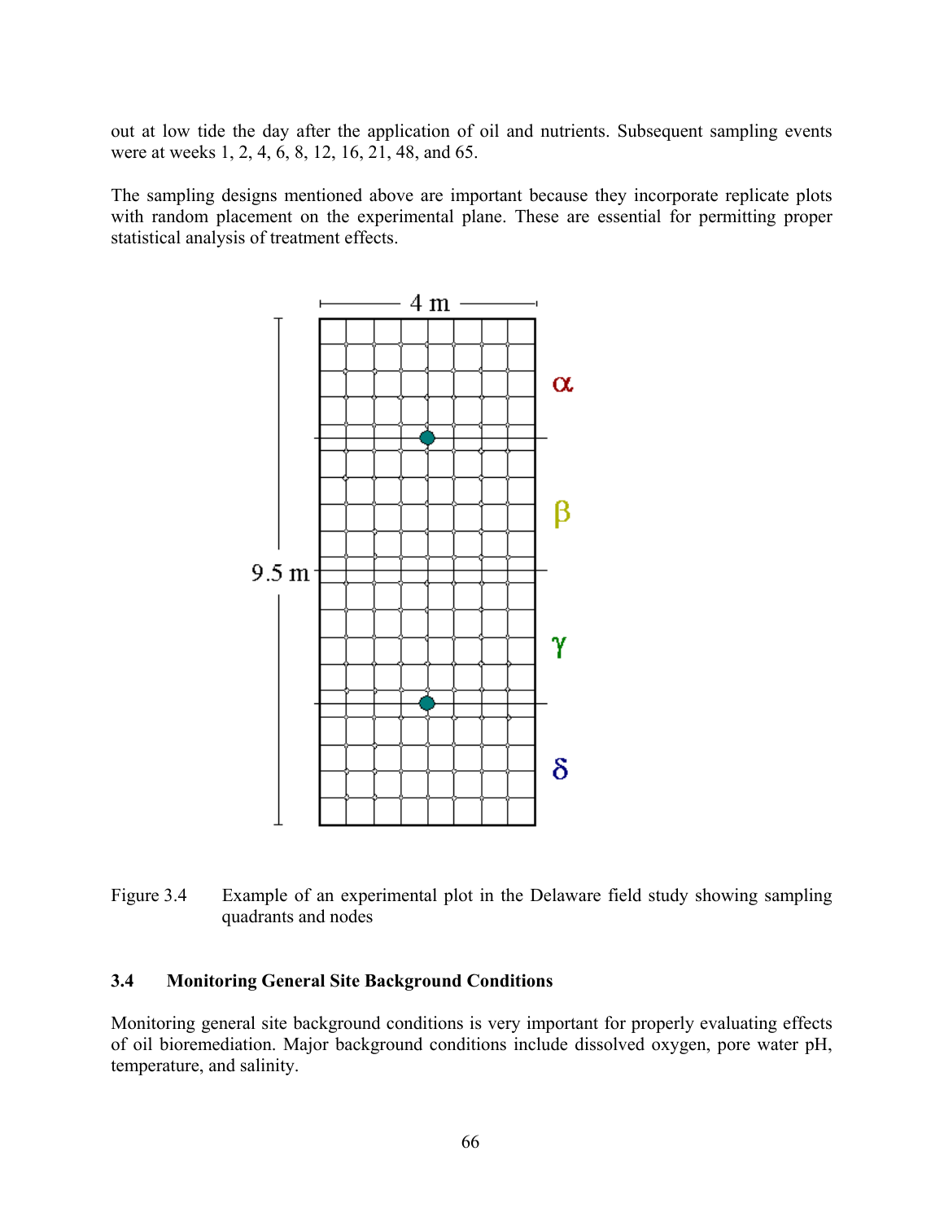out at low tide the day after the application of oil and nutrients. Subsequent sampling events were at weeks 1, 2, 4, 6, 8, 12, 16, 21, 48, and 65.

The sampling designs mentioned above are important because they incorporate replicate plots with random placement on the experimental plane. These are essential for permitting proper statistical analysis of treatment effects.

Figure 3.4 Example of an experimental plot in the Delaware field study showing sampling quadrants and nodes

### 3.4 Monitoring General Site Background Conditions

Monitoring general site background conditions is very important for properly evaluating effects of oil bioremediation. Major background conditions include dissolved oxygen, pore water pH, temperature, and salinity.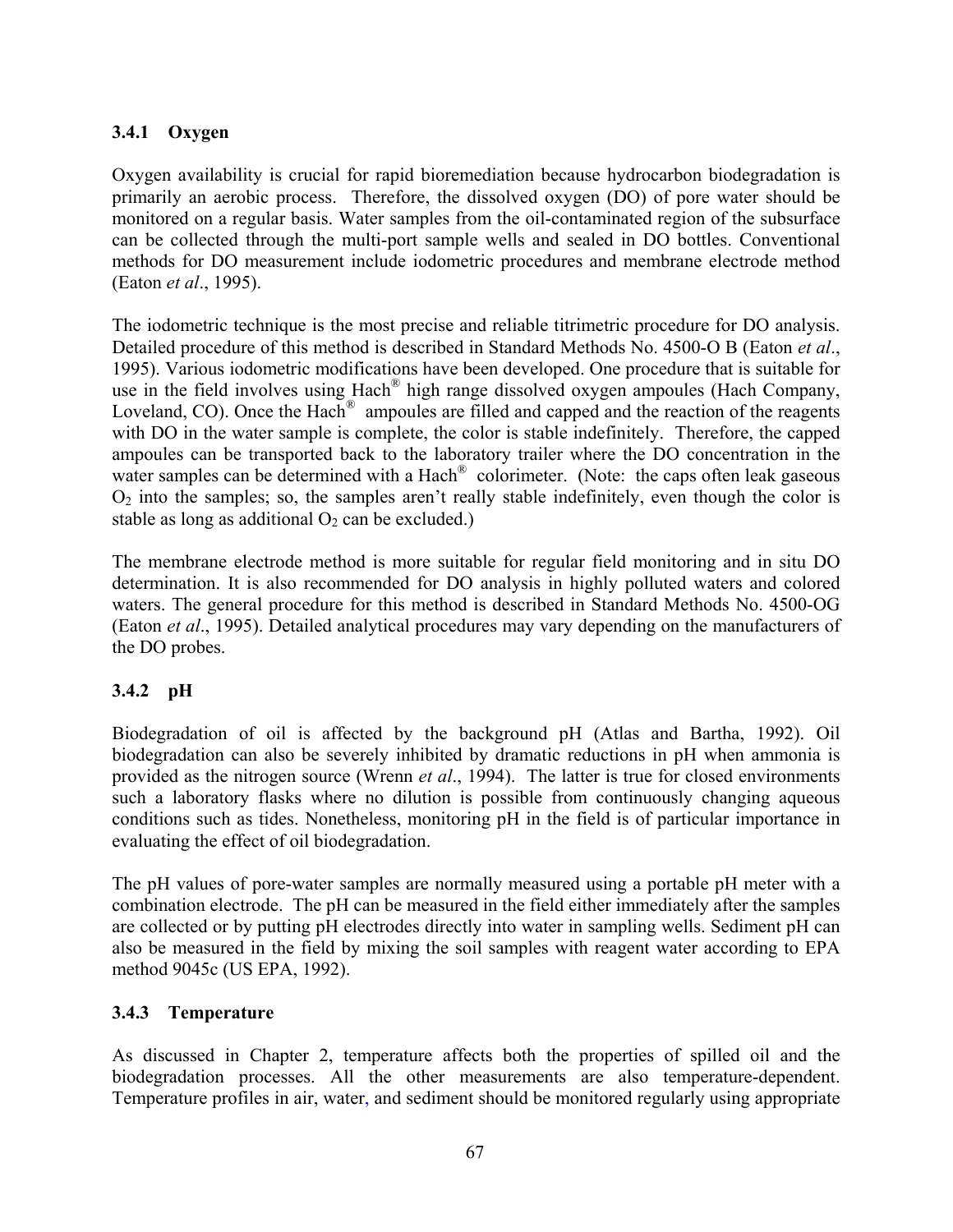### 3.4.1 Oxygen

Oxygen availability is crucial for rapid bioremediation because hydrocarbon biodegradation is primarily an aerobic process. Therefore, the dissolved oxygen (DO) of pore water should be monitored on a regular basis. Water samples from the oil-contaminated region of the subsurface can be collected through the multi-port sample wells and sealed in DO bottles. Conventional methods for DO measurement include iodometric procedures and membrane electrode method (Eaton *et al*., 1995).

The iodometric technique is the most precise and reliable titrimetric procedure for DO analysis. Detailed procedure of this method is described in Standard Methods No. 4500-O B (Eaton *et al*., 1995). Various iodometric modifications have been developed. One procedure that is suitable for use in the field involves using Hach® high range dissolved oxygen ampoules (Hach Company, Loveland, CO). Once the Hach® ampoules are filled and capped and the reaction of the reagents with DO in the water sample is complete, the color is stable indefinitely. Therefore, the capped ampoules can be transported back to the laboratory trailer where the DO concentration in the water samples can be determined with a Hach® colorimeter. (Note: the caps often leak gaseous $O_2$ into the samples; so, the samples aren't really stable indefinitely, even though the color is stable as long as additional $O_2$ can be excluded.)

The membrane electrode method is more suitable for regular field monitoring and in situ DO determination. It is also recommended for DO analysis in highly polluted waters and colored waters. The general procedure for this method is described in Standard Methods No. 4500-OG (Eaton *et al*., 1995). Detailed analytical procedures may vary depending on the manufacturers of the DO probes.

### 3.4.2 pH

Biodegradation of oil is affected by the background pH (Atlas and Bartha, 1992). Oil biodegradation can also be severely inhibited by dramatic reductions in pH when ammonia is provided as the nitrogen source (Wrenn *et al*., 1994). The latter is true for closed environments such a laboratory flasks where no dilution is possible from continuously changing aqueous conditions such as tides. Nonetheless, monitoring pH in the field is of particular importance in evaluating the effect of oil biodegradation.

The pH values of pore-water samples are normally measured using a portable pH meter with a combination electrode. The pH can be measured in the field either immediately after the samples are collected or by putting pH electrodes directly into water in sampling wells. Sediment pH can also be measured in the field by mixing the soil samples with reagent water according to EPA method 9045c (US EPA, 1992).

### 3.4.3 Temperature

As discussed in Chapter 2, temperature affects both the properties of spilled oil and the biodegradation processes. All the other measurements are also temperature-dependent. Temperature profiles in air, water, and sediment should be monitored regularly using appropriate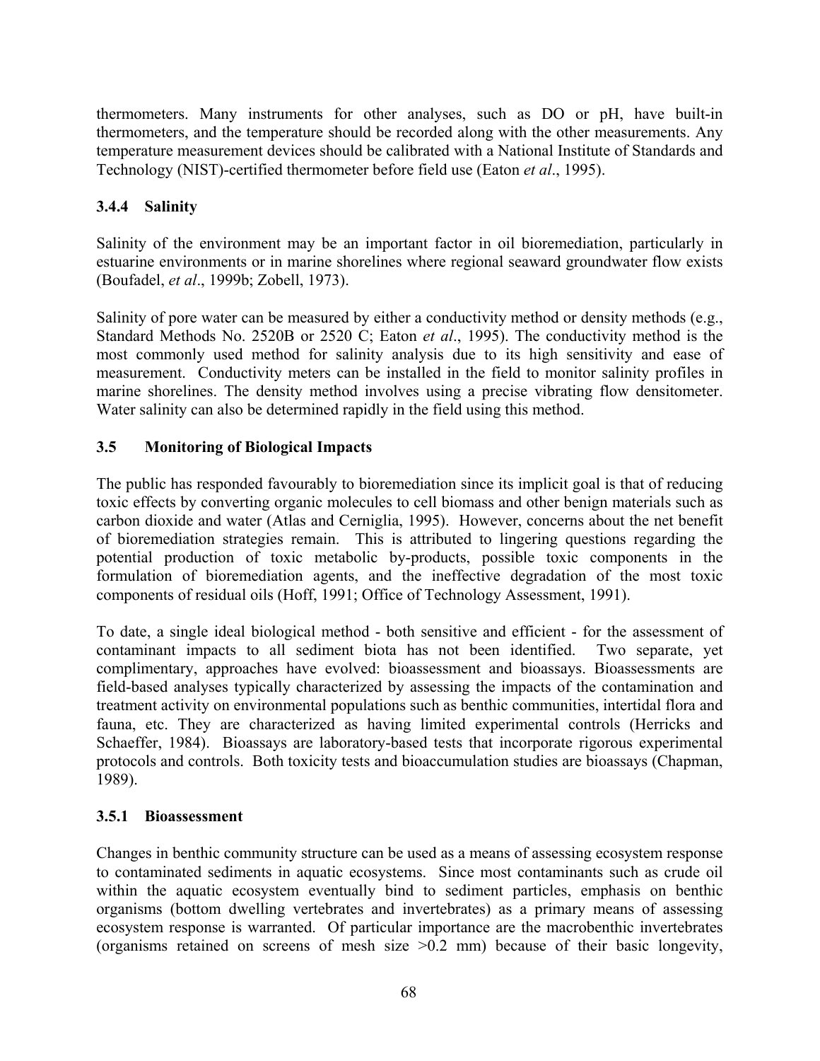thermometers. Many instruments for other analyses, such as DO or pH, have built-in thermometers, and the temperature should be recorded along with the other measurements. Any temperature measurement devices should be calibrated with a National Institute of Standards and Technology (NIST)-certified thermometer before field use (Eaton *et al*., 1995).

### 3.4.4 Salinity

Salinity of the environment may be an important factor in oil bioremediation, particularly in estuarine environments or in marine shorelines where regional seaward groundwater flow exists (Boufadel, *et al*., 1999b; Zobell, 1973).

Salinity of pore water can be measured by either a conductivity method or density methods (e.g., Standard Methods No. 2520B or 2520 C; Eaton *et al*., 1995). The conductivity method is the most commonly used method for salinity analysis due to its high sensitivity and ease of measurement. Conductivity meters can be installed in the field to monitor salinity profiles in marine shorelines. The density method involves using a precise vibrating flow densitometer. Water salinity can also be determined rapidly in the field using this method.

## 3.5 Monitoring of Biological Impacts

The public has responded favourably to bioremediation since its implicit goal is that of reducing toxic effects by converting organic molecules to cell biomass and other benign materials such as carbon dioxide and water (Atlas and Cerniglia, 1995). However, concerns about the net benefit of bioremediation strategies remain. This is attributed to lingering questions regarding the potential production of toxic metabolic by-products, possible toxic components in the formulation of bioremediation agents, and the ineffective degradation of the most toxic components of residual oils (Hoff, 1991; Office of Technology Assessment, 1991).

To date, a single ideal biological method - both sensitive and efficient - for the assessment of contaminant impacts to all sediment biota has not been identified. Two separate, yet complimentary, approaches have evolved: bioassessment and bioassays. Bioassessments are field-based analyses typically characterized by assessing the impacts of the contamination and treatment activity on environmental populations such as benthic communities, intertidal flora and fauna, etc. They are characterized as having limited experimental controls (Herricks and Schaeffer, 1984). Bioassays are laboratory-based tests that incorporate rigorous experimental protocols and controls. Both toxicity tests and bioaccumulation studies are bioassays (Chapman, 1989).

### 3.5.1 Bioassessment

Changes in benthic community structure can be used as a means of assessing ecosystem response to contaminated sediments in aquatic ecosystems. Since most contaminants such as crude oil within the aquatic ecosystem eventually bind to sediment particles, emphasis on benthic organisms (bottom dwelling vertebrates and invertebrates) as a primary means of assessing ecosystem response is warranted. Of particular importance are the macrobenthic invertebrates (organisms retained on screens of mesh size >0.2 mm) because of their basic longevity,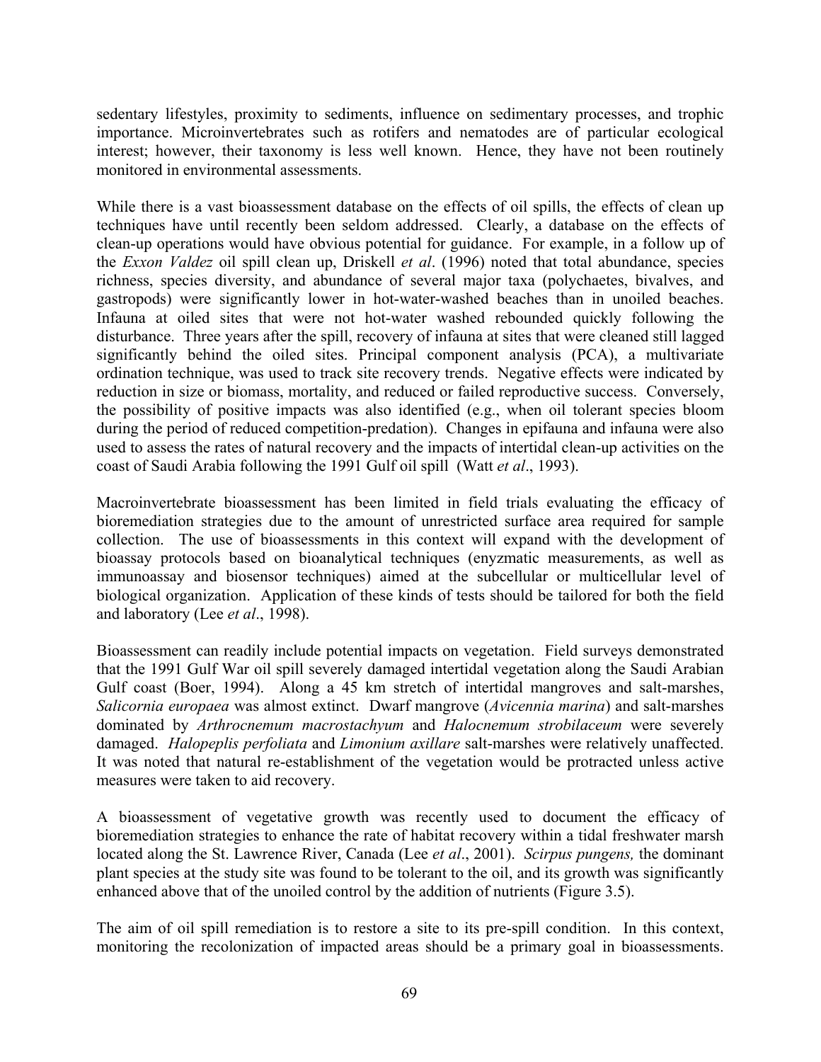sedentary lifestyles, proximity to sediments, influence on sedimentary processes, and trophic importance. Microinvertebrates such as rotifers and nematodes are of particular ecological interest; however, their taxonomy is less well known. Hence, they have not been routinely monitored in environmental assessments.

While there is a vast bioassessment database on the effects of oil spills, the effects of clean up techniques have until recently been seldom addressed. Clearly, a database on the effects of clean-up operations would have obvious potential for guidance. For example, in a follow up of the *Exxon Valdez* oil spill clean up, Driskell *et al*. (1996) noted that total abundance, species richness, species diversity, and abundance of several major taxa (polychaetes, bivalves, and gastropods) were significantly lower in hot-water-washed beaches than in unoiled beaches. Infauna at oiled sites that were not hot-water washed rebounded quickly following the disturbance. Three years after the spill, recovery of infauna at sites that were cleaned still lagged significantly behind the oiled sites. Principal component analysis (PCA), a multivariate ordination technique, was used to track site recovery trends. Negative effects were indicated by reduction in size or biomass, mortality, and reduced or failed reproductive success. Conversely, the possibility of positive impacts was also identified (e.g., when oil tolerant species bloom during the period of reduced competition-predation). Changes in epifauna and infauna were also used to assess the rates of natural recovery and the impacts of intertidal clean-up activities on the coast of Saudi Arabia following the 1991 Gulf oil spill (Watt *et al*., 1993).

Macroinvertebrate bioassessment has been limited in field trials evaluating the efficacy of bioremediation strategies due to the amount of unrestricted surface area required for sample collection. The use of bioassessments in this context will expand with the development of bioassay protocols based on bioanalytical techniques (enyzmatic measurements, as well as immunoassay and biosensor techniques) aimed at the subcellular or multicellular level of biological organization. Application of these kinds of tests should be tailored for both the field and laboratory (Lee *et al*., 1998).

Bioassessment can readily include potential impacts on vegetation. Field surveys demonstrated that the 1991 Gulf War oil spill severely damaged intertidal vegetation along the Saudi Arabian Gulf coast (Boer, 1994). Along a 45 km stretch of intertidal mangroves and salt-marshes, *Salicornia europaea* was almost extinct. Dwarf mangrove (*Avicennia marina*) and salt-marshes dominated by *Arthrocnemum macrostachyum* and *Halocnemum strobilaceum* were severely damaged. *Halopeplis perfoliata* and *Limonium axillare* salt-marshes were relatively unaffected. It was noted that natural re-establishment of the vegetation would be protracted unless active measures were taken to aid recovery.

A bioassessment of vegetative growth was recently used to document the efficacy of bioremediation strategies to enhance the rate of habitat recovery within a tidal freshwater marsh located along the St. Lawrence River, Canada (Lee *et al*., 2001). *Scirpus pungens,* the dominant plant species at the study site was found to be tolerant to the oil, and its growth was significantly enhanced above that of the unoiled control by the addition of nutrients (Figure 3.5).

The aim of oil spill remediation is to restore a site to its pre-spill condition. In this context, monitoring the recolonization of impacted areas should be a primary goal in bioassessments.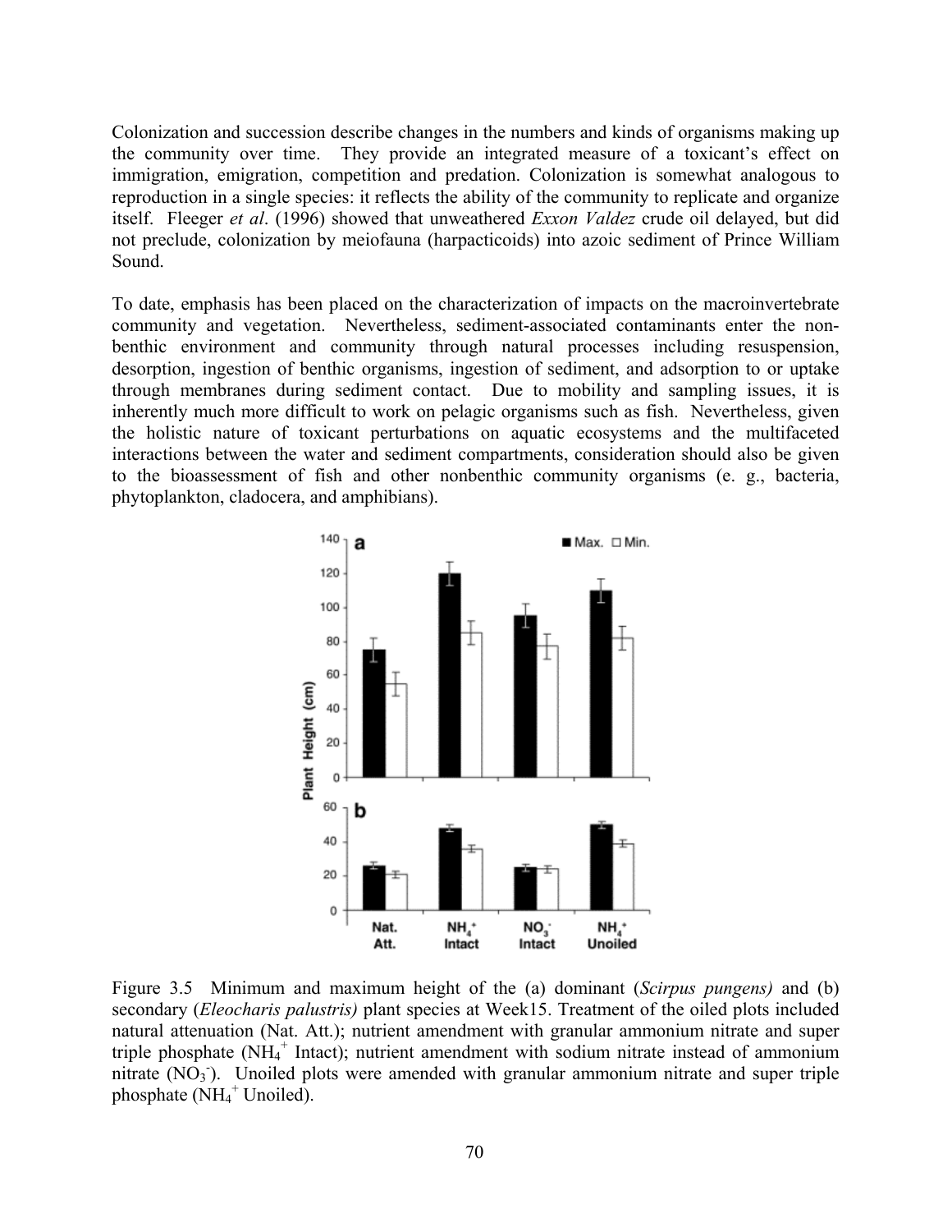Colonization and succession describe changes in the numbers and kinds of organisms making up the community over time. They provide an integrated measure of a toxicant's effect on immigration, emigration, competition and predation. Colonization is somewhat analogous to reproduction in a single species: it reflects the ability of the community to replicate and organize itself. Fleeger *et al*. (1996) showed that unweathered *Exxon Valdez* crude oil delayed, but did not preclude, colonization by meiofauna (harpacticoids) into azoic sediment of Prince William Sound.

To date, emphasis has been placed on the characterization of impacts on the macroinvertebrate community and vegetation. Nevertheless, sediment-associated contaminants enter the non-benthic environment and community through natural processes including resuspension, desorption, ingestion of benthic organisms, ingestion of sediment, and adsorption to or uptake through membranes during sediment contact. Due to mobility and sampling issues, it is inherently much more difficult to work on pelagic organisms such as fish. Nevertheless, given the holistic nature of toxicant perturbations on aquatic ecosystems and the multifaceted interactions between the water and sediment compartments, consideration should also be given to the bioassessment of fish and other nonbenthic community organisms (e. g., bacteria, phytoplankton, cladocera, and amphibians).

Figure 3.5 Minimum and maximum height of the (a) dominant (*Scirpus pungens)* and (b) secondary (*Eleocharis palustris)* plant species at Week15. Treatment of the oiled plots included natural attenuation (Nat. Att.); nutrient amendment with granular ammonium nitrate and super triple phosphate ($NH_4^+$ Intact); nutrient amendment with sodium nitrate instead of ammonium nitrate ($NO_3^-$). Unoiled plots were amended with granular ammonium nitrate and super triple phosphate ($NH_4^+$ Unoiled).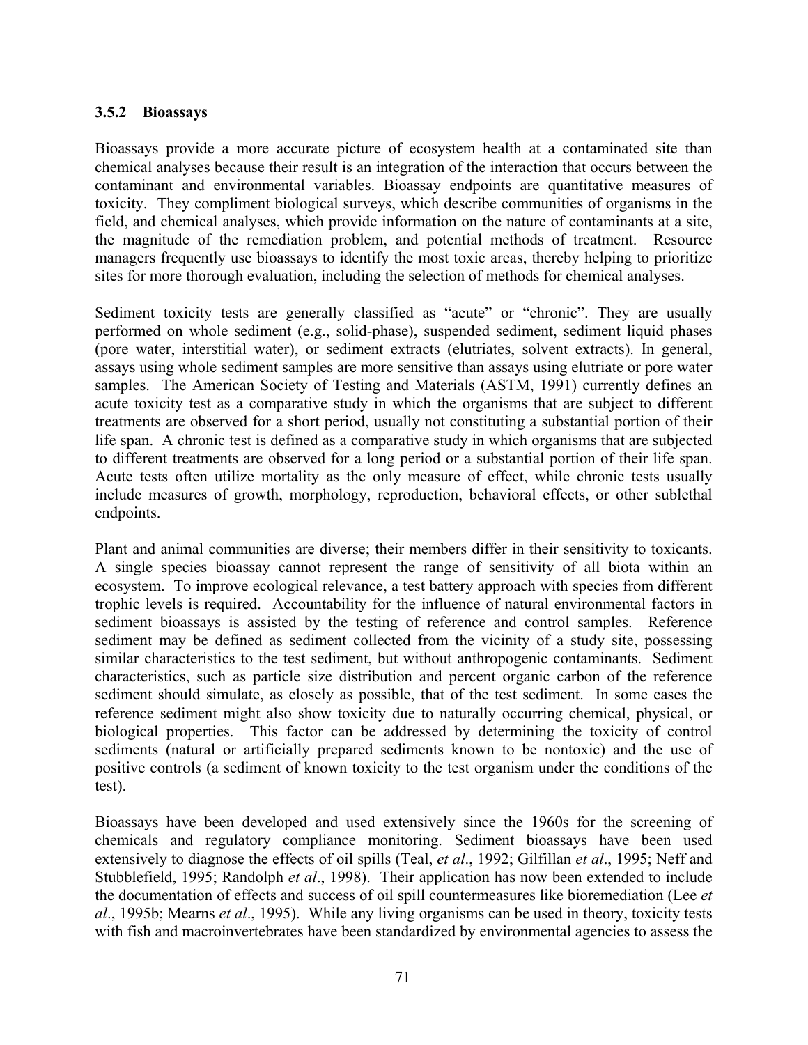### 3.5.2 Bioassays

Bioassays provide a more accurate picture of ecosystem health at a contaminated site than chemical analyses because their result is an integration of the interaction that occurs between the contaminant and environmental variables. Bioassay endpoints are quantitative measures of toxicity. They compliment biological surveys, which describe communities of organisms in the field, and chemical analyses, which provide information on the nature of contaminants at a site, the magnitude of the remediation problem, and potential methods of treatment. Resource managers frequently use bioassays to identify the most toxic areas, thereby helping to prioritize sites for more thorough evaluation, including the selection of methods for chemical analyses.

Sediment toxicity tests are generally classified as "acute" or "chronic". They are usually performed on whole sediment (e.g., solid-phase), suspended sediment, sediment liquid phases (pore water, interstitial water), or sediment extracts (elutriates, solvent extracts). In general, assays using whole sediment samples are more sensitive than assays using elutriate or pore water samples. The American Society of Testing and Materials (ASTM, 1991) currently defines an acute toxicity test as a comparative study in which the organisms that are subject to different treatments are observed for a short period, usually not constituting a substantial portion of their life span. A chronic test is defined as a comparative study in which organisms that are subjected to different treatments are observed for a long period or a substantial portion of their life span. Acute tests often utilize mortality as the only measure of effect, while chronic tests usually include measures of growth, morphology, reproduction, behavioral effects, or other sublethal endpoints.

Plant and animal communities are diverse; their members differ in their sensitivity to toxicants. A single species bioassay cannot represent the range of sensitivity of all biota within an ecosystem. To improve ecological relevance, a test battery approach with species from different trophic levels is required. Accountability for the influence of natural environmental factors in sediment bioassays is assisted by the testing of reference and control samples. Reference sediment may be defined as sediment collected from the vicinity of a study site, possessing similar characteristics to the test sediment, but without anthropogenic contaminants. Sediment characteristics, such as particle size distribution and percent organic carbon of the reference sediment should simulate, as closely as possible, that of the test sediment. In some cases the reference sediment might also show toxicity due to naturally occurring chemical, physical, or biological properties. This factor can be addressed by determining the toxicity of control sediments (natural or artificially prepared sediments known to be nontoxic) and the use of positive controls (a sediment of known toxicity to the test organism under the conditions of the test).

Bioassays have been developed and used extensively since the 1960s for the screening of chemicals and regulatory compliance monitoring. Sediment bioassays have been used extensively to diagnose the effects of oil spills (Teal, *et al*., 1992; Gilfillan *et al*., 1995; Neff and Stubblefield, 1995; Randolph *et al*., 1998). Their application has now been extended to include the documentation of effects and success of oil spill countermeasures like bioremediation (Lee *et al*., 1995b; Mearns *et al*., 1995). While any living organisms can be used in theory, toxicity tests with fish and macroinvertebrates have been standardized by environmental agencies to assess the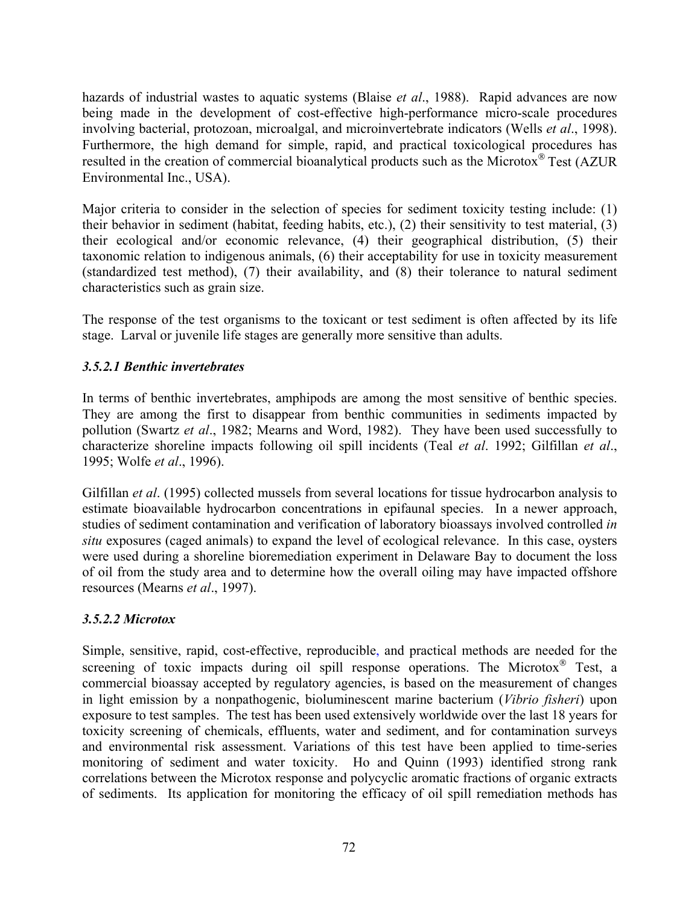hazards of industrial wastes to aquatic systems (Blaise *et al*., 1988). Rapid advances are now being made in the development of cost-effective high-performance micro-scale procedures involving bacterial, protozoan, microalgal, and microinvertebrate indicators (Wells *et al*., 1998). Furthermore, the high demand for simple, rapid, and practical toxicological procedures has resulted in the creation of commercial bioanalytical products such as the Microtox® Test (AZUR Environmental Inc., USA).

Major criteria to consider in the selection of species for sediment toxicity testing include: (1) their behavior in sediment (habitat, feeding habits, etc.), (2) their sensitivity to test material, (3) their ecological and/or economic relevance, (4) their geographical distribution, (5) their taxonomic relation to indigenous animals, (6) their acceptability for use in toxicity measurement (standardized test method), (7) their availability, and (8) their tolerance to natural sediment characteristics such as grain size.

The response of the test organisms to the toxicant or test sediment is often affected by its life stage. Larval or juvenile life stages are generally more sensitive than adults.

#### *3.5.2.1 Benthic invertebrates*

In terms of benthic invertebrates, amphipods are among the most sensitive of benthic species. They are among the first to disappear from benthic communities in sediments impacted by pollution (Swartz *et al*., 1982; Mearns and Word, 1982). They have been used successfully to characterize shoreline impacts following oil spill incidents (Teal *et al*. 1992; Gilfillan *et al*., 1995; Wolfe *et al*., 1996).

Gilfillan *et al*. (1995) collected mussels from several locations for tissue hydrocarbon analysis to estimate bioavailable hydrocarbon concentrations in epifaunal species. In a newer approach, studies of sediment contamination and verification of laboratory bioassays involved controlled *in situ* exposures (caged animals) to expand the level of ecological relevance. In this case, oysters were used during a shoreline bioremediation experiment in Delaware Bay to document the loss of oil from the study area and to determine how the overall oiling may have impacted offshore resources (Mearns *et al*., 1997).

#### *3.5.2.2 Microtox*

Simple, sensitive, rapid, cost-effective, reproducible, and practical methods are needed for the screening of toxic impacts during oil spill response operations. The Microtox® Test, a commercial bioassay accepted by regulatory agencies, is based on the measurement of changes in light emission by a nonpathogenic, bioluminescent marine bacterium (*Vibrio fisheri*) upon exposure to test samples. The test has been used extensively worldwide over the last 18 years for toxicity screening of chemicals, effluents, water and sediment, and for contamination surveys and environmental risk assessment. Variations of this test have been applied to time-series monitoring of sediment and water toxicity. Ho and Quinn (1993) identified strong rank correlations between the Microtox response and polycyclic aromatic fractions of organic extracts of sediments. Its application for monitoring the efficacy of oil spill remediation methods has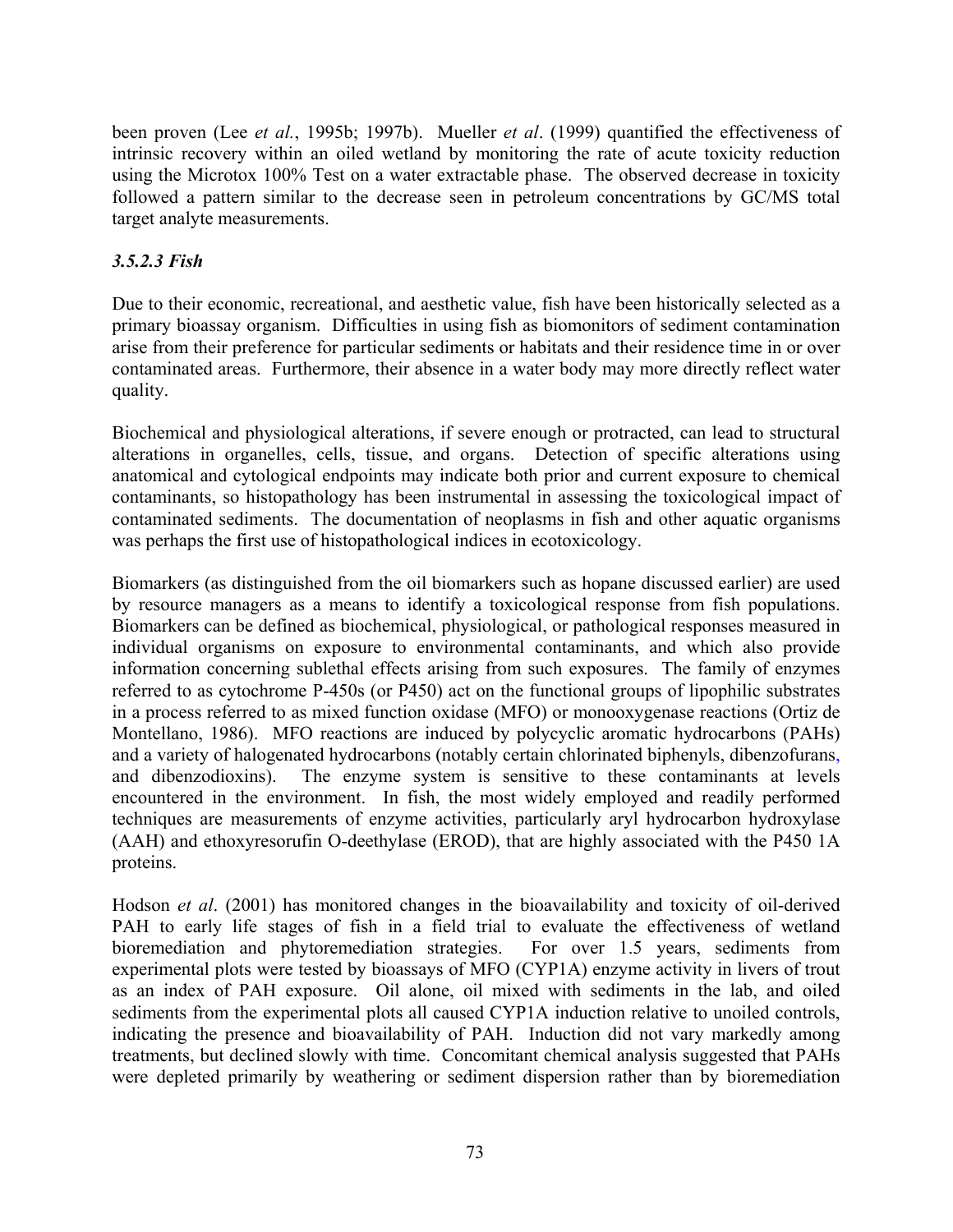been proven (Lee *et al.*, 1995b; 1997b). Mueller *et al*. (1999) quantified the effectiveness of intrinsic recovery within an oiled wetland by monitoring the rate of acute toxicity reduction using the Microtox 100% Test on a water extractable phase. The observed decrease in toxicity followed a pattern similar to the decrease seen in petroleum concentrations by GC/MS total target analyte measurements.

### *3.5.2.3 Fish*

Due to their economic, recreational, and aesthetic value, fish have been historically selected as a primary bioassay organism. Difficulties in using fish as biomonitors of sediment contamination arise from their preference for particular sediments or habitats and their residence time in or over contaminated areas. Furthermore, their absence in a water body may more directly reflect water quality.

Biochemical and physiological alterations, if severe enough or protracted, can lead to structural alterations in organelles, cells, tissue, and organs. Detection of specific alterations using anatomical and cytological endpoints may indicate both prior and current exposure to chemical contaminants, so histopathology has been instrumental in assessing the toxicological impact of contaminated sediments. The documentation of neoplasms in fish and other aquatic organisms was perhaps the first use of histopathological indices in ecotoxicology.

Biomarkers (as distinguished from the oil biomarkers such as hopane discussed earlier) are used by resource managers as a means to identify a toxicological response from fish populations. Biomarkers can be defined as biochemical, physiological, or pathological responses measured in individual organisms on exposure to environmental contaminants, and which also provide information concerning sublethal effects arising from such exposures. The family of enzymes referred to as cytochrome P-450s (or P450) act on the functional groups of lipophilic substrates in a process referred to as mixed function oxidase (MFO) or monooxygenase reactions (Ortiz de Montellano, 1986). MFO reactions are induced by polycyclic aromatic hydrocarbons (PAHs) and a variety of halogenated hydrocarbons (notably certain chlorinated biphenyls, dibenzofurans, and dibenzodioxins). The enzyme system is sensitive to these contaminants at levels encountered in the environment. In fish, the most widely employed and readily performed techniques are measurements of enzyme activities, particularly aryl hydrocarbon hydroxylase (AAH) and ethoxyresorufin O-deethylase (EROD), that are highly associated with the P450 1A proteins.

Hodson *et al*. (2001) has monitored changes in the bioavailability and toxicity of oil-derived PAH to early life stages of fish in a field trial to evaluate the effectiveness of wetland bioremediation and phytoremediation strategies. For over 1.5 years, sediments from experimental plots were tested by bioassays of MFO (CYP1A) enzyme activity in livers of trout as an index of PAH exposure. Oil alone, oil mixed with sediments in the lab, and oiled sediments from the experimental plots all caused CYP1A induction relative to unoiled controls, indicating the presence and bioavailability of PAH. Induction did not vary markedly among treatments, but declined slowly with time. Concomitant chemical analysis suggested that PAHs were depleted primarily by weathering or sediment dispersion rather than by bioremediation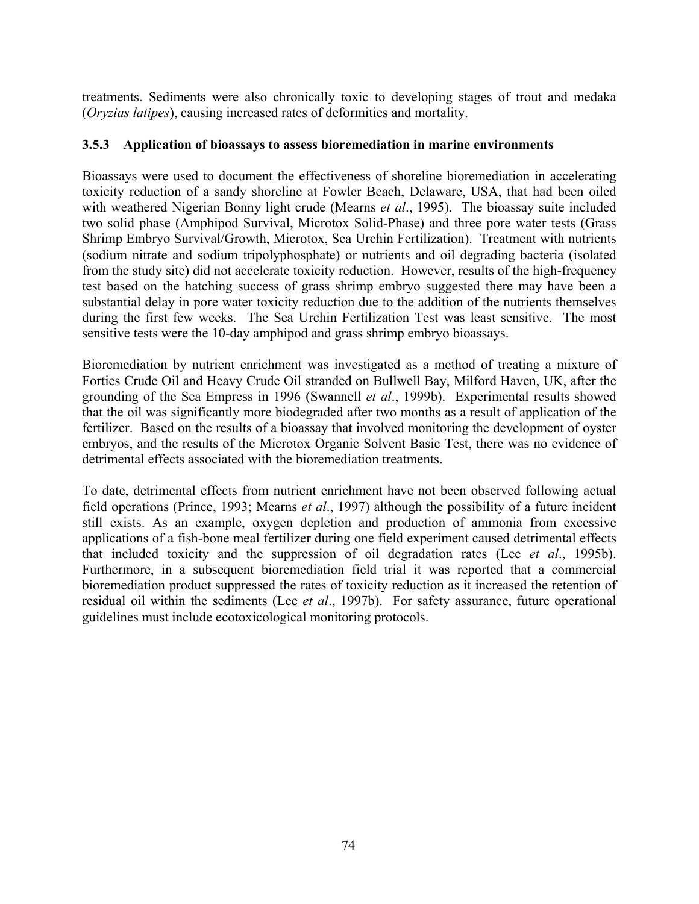treatments. Sediments were also chronically toxic to developing stages of trout and medaka (*Oryzias latipes*), causing increased rates of deformities and mortality.

### 3.5.3 Application of bioassays to assess bioremediation in marine environments

Bioassays were used to document the effectiveness of shoreline bioremediation in accelerating toxicity reduction of a sandy shoreline at Fowler Beach, Delaware, USA, that had been oiled with weathered Nigerian Bonny light crude (Mearns *et al*., 1995). The bioassay suite included two solid phase (Amphipod Survival, Microtox Solid-Phase) and three pore water tests (Grass Shrimp Embryo Survival/Growth, Microtox, Sea Urchin Fertilization). Treatment with nutrients (sodium nitrate and sodium tripolyphosphate) or nutrients and oil degrading bacteria (isolated from the study site) did not accelerate toxicity reduction. However, results of the high-frequency test based on the hatching success of grass shrimp embryo suggested there may have been a substantial delay in pore water toxicity reduction due to the addition of the nutrients themselves during the first few weeks. The Sea Urchin Fertilization Test was least sensitive. The most sensitive tests were the 10-day amphipod and grass shrimp embryo bioassays.

Bioremediation by nutrient enrichment was investigated as a method of treating a mixture of Forties Crude Oil and Heavy Crude Oil stranded on Bullwell Bay, Milford Haven, UK, after the grounding of the Sea Empress in 1996 (Swannell *et al*., 1999b). Experimental results showed that the oil was significantly more biodegraded after two months as a result of application of the fertilizer. Based on the results of a bioassay that involved monitoring the development of oyster embryos, and the results of the Microtox Organic Solvent Basic Test, there was no evidence of detrimental effects associated with the bioremediation treatments.

To date, detrimental effects from nutrient enrichment have not been observed following actual field operations (Prince, 1993; Mearns *et al*., 1997) although the possibility of a future incident still exists. As an example, oxygen depletion and production of ammonia from excessive applications of a fish-bone meal fertilizer during one field experiment caused detrimental effects that included toxicity and the suppression of oil degradation rates (Lee *et al*., 1995b). Furthermore, in a subsequent bioremediation field trial it was reported that a commercial bioremediation product suppressed the rates of toxicity reduction as it increased the retention of residual oil within the sediments (Lee *et al*., 1997b). For safety assurance, future operational guidelines must include ecotoxicological monitoring protocols.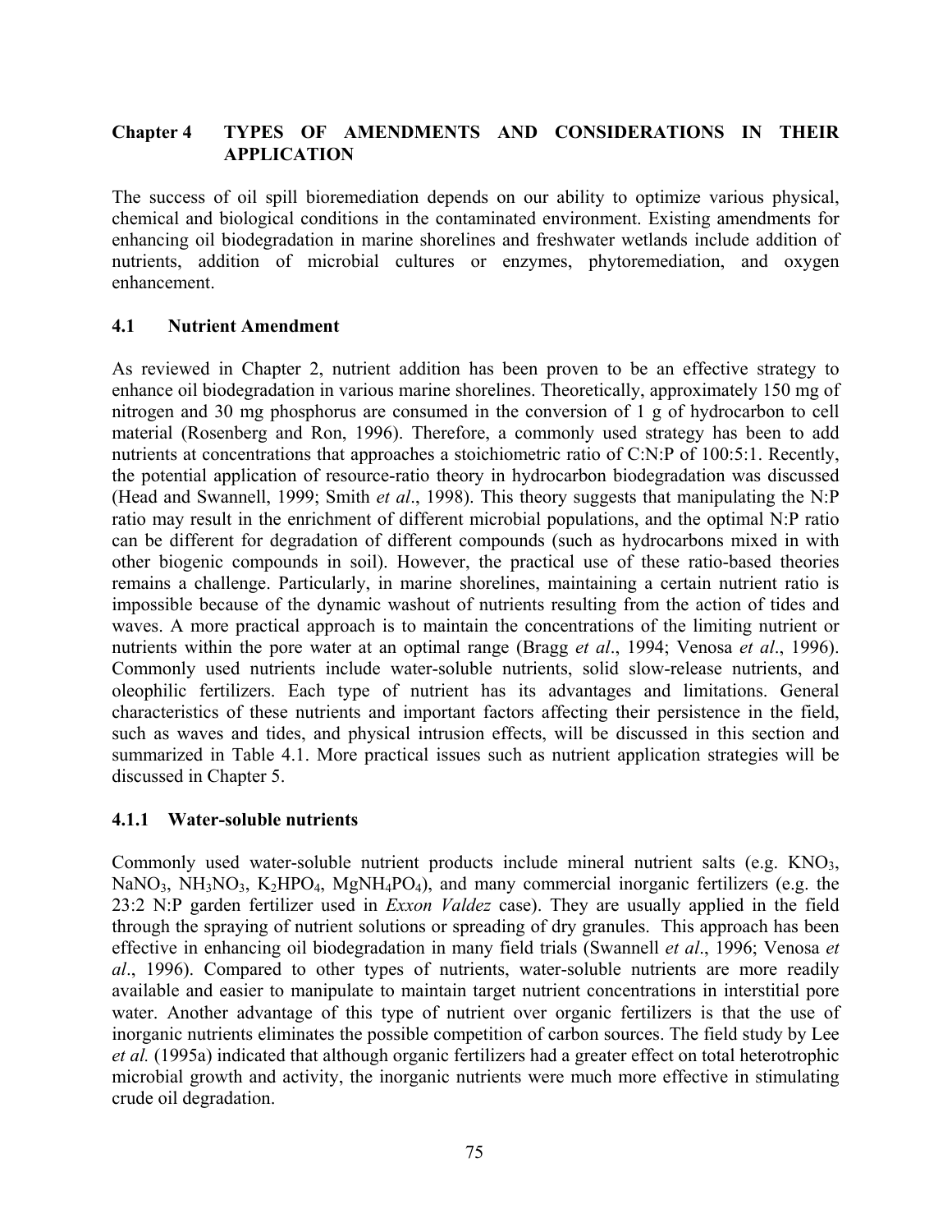## Chapter 4 TYPES OF AMENDMENTS AND CONSIDERATIONS IN THEIR APPLICATION

The success of oil spill bioremediation depends on our ability to optimize various physical, chemical and biological conditions in the contaminated environment. Existing amendments for enhancing oil biodegradation in marine shorelines and freshwater wetlands include addition of nutrients, addition of microbial cultures or enzymes, phytoremediation, and oxygen enhancement.

### 4.1 Nutrient Amendment

As reviewed in Chapter 2, nutrient addition has been proven to be an effective strategy to enhance oil biodegradation in various marine shorelines. Theoretically, approximately 150 mg of nitrogen and 30 mg phosphorus are consumed in the conversion of 1 g of hydrocarbon to cell material (Rosenberg and Ron, 1996). Therefore, a commonly used strategy has been to add nutrients at concentrations that approaches a stoichiometric ratio of C:N:P of 100:5:1. Recently, the potential application of resource-ratio theory in hydrocarbon biodegradation was discussed (Head and Swannell, 1999; Smith *et al*., 1998). This theory suggests that manipulating the N:P ratio may result in the enrichment of different microbial populations, and the optimal N:P ratio can be different for degradation of different compounds (such as hydrocarbons mixed in with other biogenic compounds in soil). However, the practical use of these ratio-based theories remains a challenge. Particularly, in marine shorelines, maintaining a certain nutrient ratio is impossible because of the dynamic washout of nutrients resulting from the action of tides and waves. A more practical approach is to maintain the concentrations of the limiting nutrient or nutrients within the pore water at an optimal range (Bragg *et al*., 1994; Venosa *et al*., 1996). Commonly used nutrients include water-soluble nutrients, solid slow-release nutrients, and oleophilic fertilizers. Each type of nutrient has its advantages and limitations. General characteristics of these nutrients and important factors affecting their persistence in the field, such as waves and tides, and physical intrusion effects, will be discussed in this section and summarized in Table 4.1. More practical issues such as nutrient application strategies will be discussed in Chapter 5.

#### 4.1.1 Water-soluble nutrients

Commonly used water-soluble nutrient products include mineral nutrient salts (e.g. $KNO_3$, $NaNO_3$, $NH_3NO_3$, $K_2HPO_4$, $MgNH_4PO_4$), and many commercial inorganic fertilizers (e.g. the 23:2 N:P garden fertilizer used in *Exxon Valdez* case). They are usually applied in the field through the spraying of nutrient solutions or spreading of dry granules. This approach has been effective in enhancing oil biodegradation in many field trials (Swannell *et al*., 1996; Venosa *et al*., 1996). Compared to other types of nutrients, water-soluble nutrients are more readily available and easier to manipulate to maintain target nutrient concentrations in interstitial pore water. Another advantage of this type of nutrient over organic fertilizers is that the use of inorganic nutrients eliminates the possible competition of carbon sources. The field study by Lee *et al.* (1995a) indicated that although organic fertilizers had a greater effect on total heterotrophic microbial growth and activity, the inorganic nutrients were much more effective in stimulating crude oil degradation.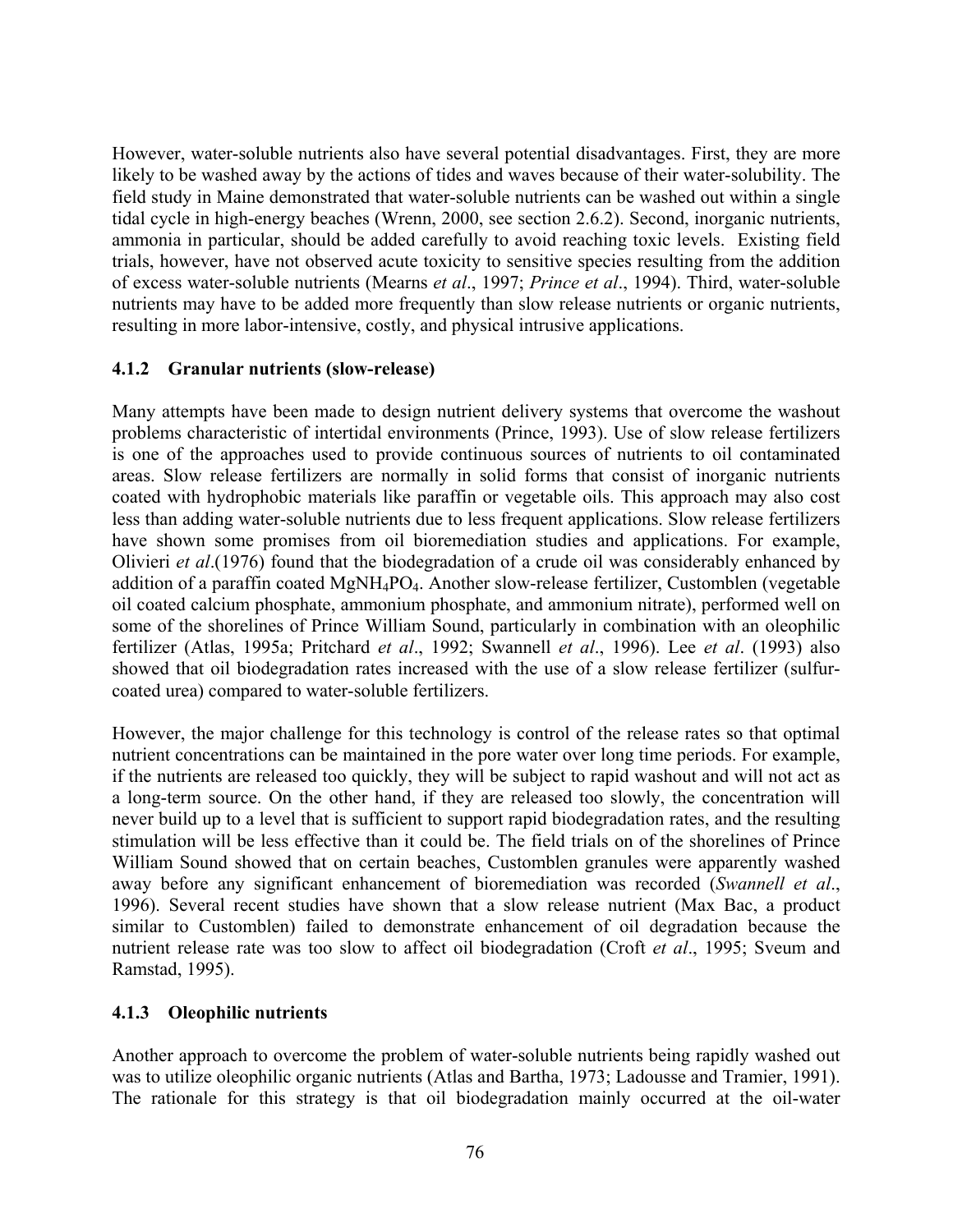However, water-soluble nutrients also have several potential disadvantages. First, they are more likely to be washed away by the actions of tides and waves because of their water-solubility. The field study in Maine demonstrated that water-soluble nutrients can be washed out within a single tidal cycle in high-energy beaches (Wrenn, 2000, see section 2.6.2). Second, inorganic nutrients, ammonia in particular, should be added carefully to avoid reaching toxic levels. Existing field trials, however, have not observed acute toxicity to sensitive species resulting from the addition of excess water-soluble nutrients (Mearns *et al*., 1997; *Prince et al*., 1994). Third, water-soluble nutrients may have to be added more frequently than slow release nutrients or organic nutrients, resulting in more labor-intensive, costly, and physical intrusive applications.

### 4.1.2 Granular nutrients (slow-release)

Many attempts have been made to design nutrient delivery systems that overcome the washout problems characteristic of intertidal environments (Prince, 1993). Use of slow release fertilizers is one of the approaches used to provide continuous sources of nutrients to oil contaminated areas. Slow release fertilizers are normally in solid forms that consist of inorganic nutrients coated with hydrophobic materials like paraffin or vegetable oils. This approach may also cost less than adding water-soluble nutrients due to less frequent applications. Slow release fertilizers have shown some promises from oil bioremediation studies and applications. For example, Olivieri *et al*.(1976) found that the biodegradation of a crude oil was considerably enhanced by addition of a paraffin coated $MgNH_4PO_4$. Another slow-release fertilizer, Customblen (vegetable oil coated calcium phosphate, ammonium phosphate, and ammonium nitrate), performed well on some of the shorelines of Prince William Sound, particularly in combination with an oleophilic fertilizer (Atlas, 1995a; Pritchard *et al*., 1992; Swannell *et al*., 1996). Lee *et al*. (1993) also showed that oil biodegradation rates increased with the use of a slow release fertilizer (sulfur-coated urea) compared to water-soluble fertilizers.

However, the major challenge for this technology is control of the release rates so that optimal nutrient concentrations can be maintained in the pore water over long time periods. For example, if the nutrients are released too quickly, they will be subject to rapid washout and will not act as a long-term source. On the other hand, if they are released too slowly, the concentration will never build up to a level that is sufficient to support rapid biodegradation rates, and the resulting stimulation will be less effective than it could be. The field trials on of the shorelines of Prince William Sound showed that on certain beaches, Customblen granules were apparently washed away before any significant enhancement of bioremediation was recorded (*Swannell et al*., 1996). Several recent studies have shown that a slow release nutrient (Max Bac, a product similar to Customblen) failed to demonstrate enhancement of oil degradation because the nutrient release rate was too slow to affect oil biodegradation (Croft *et al*., 1995; Sveum and Ramstad, 1995).

### 4.1.3 Oleophilic nutrients

Another approach to overcome the problem of water-soluble nutrients being rapidly washed out was to utilize oleophilic organic nutrients (Atlas and Bartha, 1973; Ladousse and Tramier, 1991). The rationale for this strategy is that oil biodegradation mainly occurred at the oil-water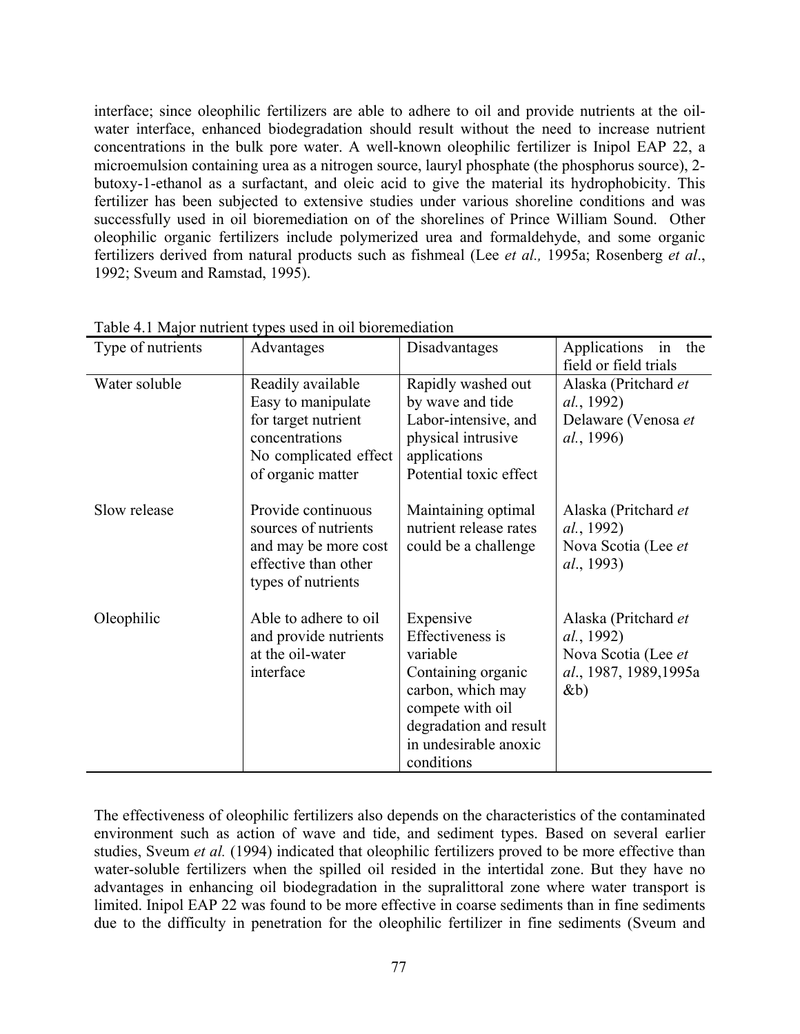interface; since oleophilic fertilizers are able to adhere to oil and provide nutrients at the oil-water interface, enhanced biodegradation should result without the need to increase nutrient concentrations in the bulk pore water. A well-known oleophilic fertilizer is Inipol EAP 22, a microemulsion containing urea as a nitrogen source, lauryl phosphate (the phosphorus source), 2-butoxy-1-ethanol as a surfactant, and oleic acid to give the material its hydrophobicity. This fertilizer has been subjected to extensive studies under various shoreline conditions and was successfully used in oil bioremediation on of the shorelines of Prince William Sound. Other oleophilic organic fertilizers include polymerized urea and formaldehyde, and some organic fertilizers derived from natural products such as fishmeal (Lee *et al.,* 1995a; Rosenberg *et al*., 1992; Sveum and Ramstad, 1995).

Table 4.1 Major nutrient types used in oil bioremediation

| Type of nutrients | Advantages | Disadvantages | Applications in the field or field trials |
|---|---|---|---|
| Water soluble | Readily available<br>Easy to manipulate for target nutrient concentrations<br>No complicated effect of organic matter | Rapidly washed out by wave and tide<br>Labor-intensive, and physical intrusive applications<br>Potential toxic effect | Alaska (Pritchard *et al.*, 1992)<br>Delaware (Venosa *et al.*, 1996) |
| Slow release | Provide continuous sources of nutrients and may be more cost effective than other types of nutrients | Maintaining optimal nutrient release rates could be a challenge | Alaska (Pritchard *et al.*, 1992)<br>Nova Scotia (Lee *et al*., 1993) |
| Oleophilic | Able to adhere to oil and provide nutrients at the oil-water interface | Expensive<br>Effectiveness is variable<br>Containing organic carbon, which may compete with oil degradation and result in undesirable anoxic conditions | Alaska (Pritchard *et al.*, 1992)<br>Nova Scotia (Lee *et al*., 1987, 1989,1995a &b) |

The effectiveness of oleophilic fertilizers also depends on the characteristics of the contaminated environment such as action of wave and tide, and sediment types. Based on several earlier studies, Sveum *et al.* (1994) indicated that oleophilic fertilizers proved to be more effective than water-soluble fertilizers when the spilled oil resided in the intertidal zone. But they have no advantages in enhancing oil biodegradation in the supralittoral zone where water transport is limited. Inipol EAP 22 was found to be more effective in coarse sediments than in fine sediments due to the difficulty in penetration for the oleophilic fertilizer in fine sediments (Sveum and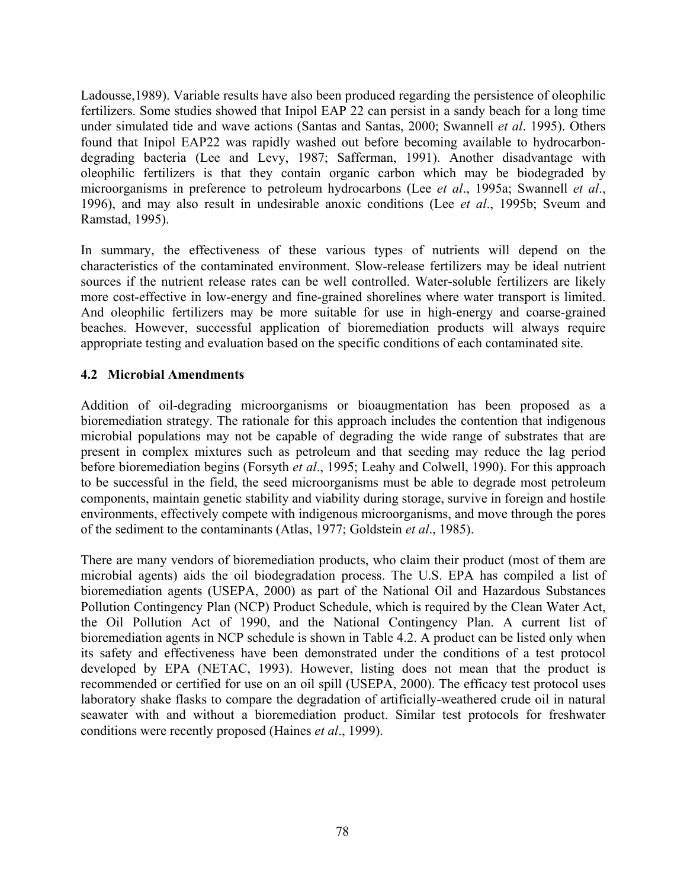Ladousse,1989). Variable results have also been produced regarding the persistence of oleophilic fertilizers. Some studies showed that Inipol EAP 22 can persist in a sandy beach for a long time under simulated tide and wave actions (Santas and Santas, 2000; Swannell *et al*. 1995). Others found that Inipol EAP22 was rapidly washed out before becoming available to hydrocarbon-degrading bacteria (Lee and Levy, 1987; Safferman, 1991). Another disadvantage with oleophilic fertilizers is that they contain organic carbon which may be biodegraded by microorganisms in preference to petroleum hydrocarbons (Lee *et al*., 1995a; Swannell *et al*., 1996), and may also result in undesirable anoxic conditions (Lee *et al*., 1995b; Sveum and Ramstad, 1995).

In summary, the effectiveness of these various types of nutrients will depend on the characteristics of the contaminated environment. Slow-release fertilizers may be ideal nutrient sources if the nutrient release rates can be well controlled. Water-soluble fertilizers are likely more cost-effective in low-energy and fine-grained shorelines where water transport is limited. And oleophilic fertilizers may be more suitable for use in high-energy and coarse-grained beaches. However, successful application of bioremediation products will always require appropriate testing and evaluation based on the specific conditions of each contaminated site.

### 4.2 Microbial Amendments

Addition of oil-degrading microorganisms or bioaugmentation has been proposed as a bioremediation strategy. The rationale for this approach includes the contention that indigenous microbial populations may not be capable of degrading the wide range of substrates that are present in complex mixtures such as petroleum and that seeding may reduce the lag period before bioremediation begins (Forsyth *et al*., 1995; Leahy and Colwell, 1990). For this approach to be successful in the field, the seed microorganisms must be able to degrade most petroleum components, maintain genetic stability and viability during storage, survive in foreign and hostile environments, effectively compete with indigenous microorganisms, and move through the pores of the sediment to the contaminants (Atlas, 1977; Goldstein *et al*., 1985).

There are many vendors of bioremediation products, who claim their product (most of them are microbial agents) aids the oil biodegradation process. The U.S. EPA has compiled a list of bioremediation agents (USEPA, 2000) as part of the National Oil and Hazardous Substances Pollution Contingency Plan (NCP) Product Schedule, which is required by the Clean Water Act, the Oil Pollution Act of 1990, and the National Contingency Plan. A current list of bioremediation agents in NCP schedule is shown in Table 4.2. A product can be listed only when its safety and effectiveness have been demonstrated under the conditions of a test protocol developed by EPA (NETAC, 1993). However, listing does not mean that the product is recommended or certified for use on an oil spill (USEPA, 2000). The efficacy test protocol uses laboratory shake flasks to compare the degradation of artificially-weathered crude oil in natural seawater with and without a bioremediation product. Similar test protocols for freshwater conditions were recently proposed (Haines *et al*., 1999).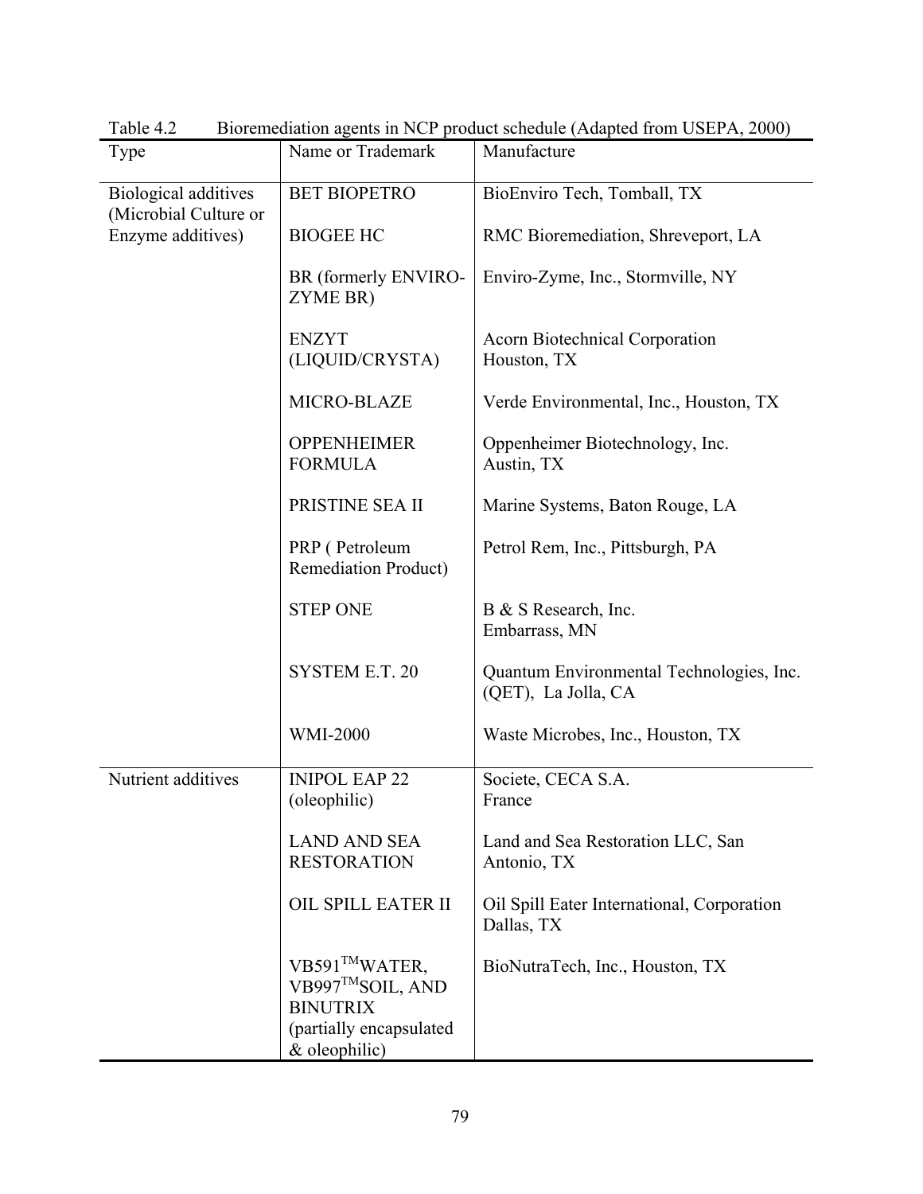Table 4.2 Bioremediation agents in NCP product schedule (Adapted from USEPA, 2000)

| Type | Name or Trademark | Manufacture |
|---|---|---|
| Biological additives (Microbial Culture or Enzyme additives) | BET BIOPETRO | BioEnviro Tech, Tomball, TX |
| | BIOGEE HC | RMC Bioremediation, Shreveport, LA |
| | BR (formerly ENVIRO-ZYME BR) | Enviro-Zyme, Inc., Stormville, NY |
| | ENZYT (LIQUID/CRYSTA) | Acorn Biotechnical Corporation Houston, TX |
| | MICRO-BLAZE | Verde Environmental, Inc., Houston, TX |
| | OPPENHEIMER FORMULA | Oppenheimer Biotechnology, Inc. Austin, TX |
| | PRISTINE SEA II | Marine Systems, Baton Rouge, LA |
| | PRP ( Petroleum Remediation Product) | Petrol Rem, Inc., Pittsburgh, PA |
| | STEP ONE | B & S Research, Inc. Embarrass, MN |
| | SYSTEM E.T. 20 | Quantum Environmental Technologies, Inc. (QET), La Jolla, CA |
| | WMI-2000 | Waste Microbes, Inc., Houston, TX |
| Nutrient additives | INIPOL EAP 22 (oleophilic) | Societe, CECA S.A. France |
| | LAND AND SEA RESTORATION | Land and Sea Restoration LLC, San Antonio, TX |
| | OIL SPILL EATER II | Oil Spill Eater International, Corporation Dallas, TX |
| | VB591™WATER, VB997™SOIL, AND BINUTRIX (partially encapsulated & oleophilic) | BioNutraTech, Inc., Houston, TX |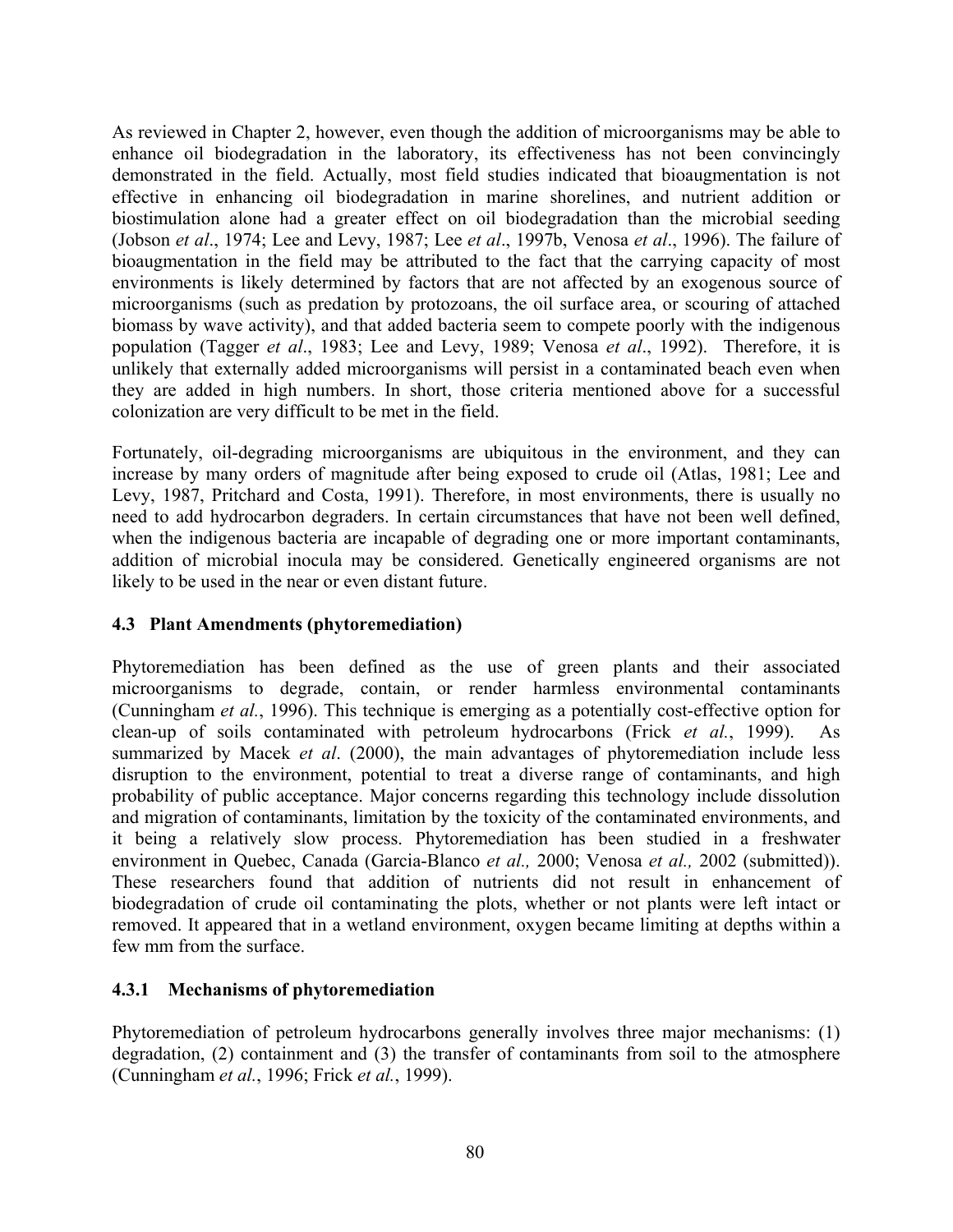As reviewed in Chapter 2, however, even though the addition of microorganisms may be able to enhance oil biodegradation in the laboratory, its effectiveness has not been convincingly demonstrated in the field. Actually, most field studies indicated that bioaugmentation is not effective in enhancing oil biodegradation in marine shorelines, and nutrient addition or biostimulation alone had a greater effect on oil biodegradation than the microbial seeding (Jobson *et al*., 1974; Lee and Levy, 1987; Lee *et al*., 1997b, Venosa *et al*., 1996). The failure of bioaugmentation in the field may be attributed to the fact that the carrying capacity of most environments is likely determined by factors that are not affected by an exogenous source of microorganisms (such as predation by protozoans, the oil surface area, or scouring of attached biomass by wave activity), and that added bacteria seem to compete poorly with the indigenous population (Tagger *et al*., 1983; Lee and Levy, 1989; Venosa *et al*., 1992). Therefore, it is unlikely that externally added microorganisms will persist in a contaminated beach even when they are added in high numbers. In short, those criteria mentioned above for a successful colonization are very difficult to be met in the field.

Fortunately, oil-degrading microorganisms are ubiquitous in the environment, and they can increase by many orders of magnitude after being exposed to crude oil (Atlas, 1981; Lee and Levy, 1987, Pritchard and Costa, 1991). Therefore, in most environments, there is usually no need to add hydrocarbon degraders. In certain circumstances that have not been well defined, when the indigenous bacteria are incapable of degrading one or more important contaminants, addition of microbial inocula may be considered. Genetically engineered organisms are not likely to be used in the near or even distant future.

### 4.3 Plant Amendments (phytoremediation)

Phytoremediation has been defined as the use of green plants and their associated microorganisms to degrade, contain, or render harmless environmental contaminants (Cunningham *et al.*, 1996). This technique is emerging as a potentially cost-effective option for clean-up of soils contaminated with petroleum hydrocarbons (Frick *et al.*, 1999). As summarized by Macek *et al*. (2000), the main advantages of phytoremediation include less disruption to the environment, potential to treat a diverse range of contaminants, and high probability of public acceptance. Major concerns regarding this technology include dissolution and migration of contaminants, limitation by the toxicity of the contaminated environments, and it being a relatively slow process. Phytoremediation has been studied in a freshwater environment in Quebec, Canada (Garcia-Blanco *et al.,* 2000; Venosa *et al.,* 2002 (submitted)). These researchers found that addition of nutrients did not result in enhancement of biodegradation of crude oil contaminating the plots, whether or not plants were left intact or removed. It appeared that in a wetland environment, oxygen became limiting at depths within a few mm from the surface.

#### 4.3.1 Mechanisms of phytoremediation

Phytoremediation of petroleum hydrocarbons generally involves three major mechanisms: (1) degradation, (2) containment and (3) the transfer of contaminants from soil to the atmosphere (Cunningham *et al.*, 1996; Frick *et al.*, 1999).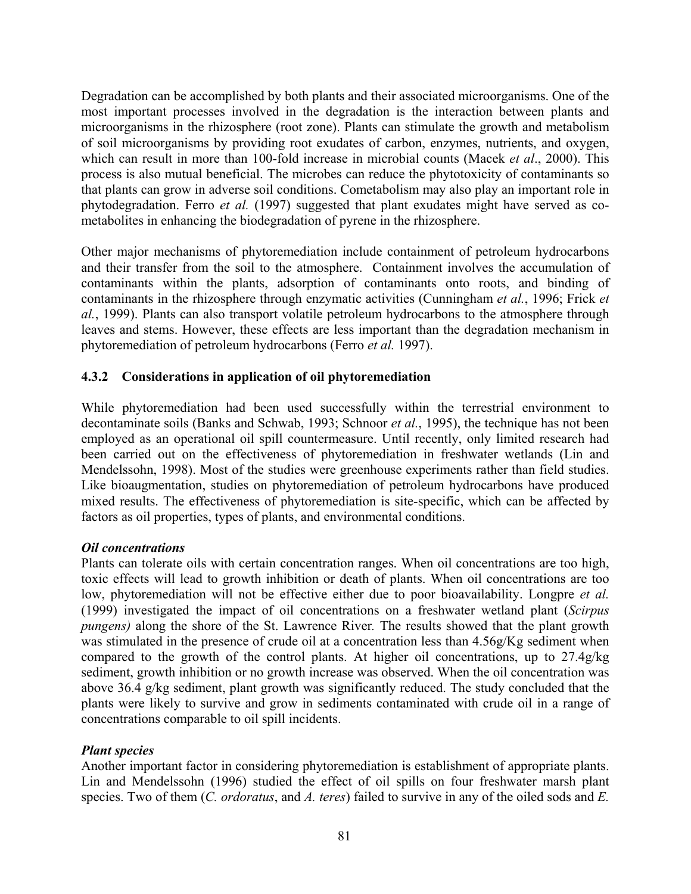Degradation can be accomplished by both plants and their associated microorganisms. One of the most important processes involved in the degradation is the interaction between plants and microorganisms in the rhizosphere (root zone). Plants can stimulate the growth and metabolism of soil microorganisms by providing root exudates of carbon, enzymes, nutrients, and oxygen, which can result in more than 100-fold increase in microbial counts (Macek *et al*., 2000). This process is also mutual beneficial. The microbes can reduce the phytotoxicity of contaminants so that plants can grow in adverse soil conditions. Cometabolism may also play an important role in phytodegradation. Ferro *et al.* (1997) suggested that plant exudates might have served as co-metabolites in enhancing the biodegradation of pyrene in the rhizosphere.

Other major mechanisms of phytoremediation include containment of petroleum hydrocarbons and their transfer from the soil to the atmosphere. Containment involves the accumulation of contaminants within the plants, adsorption of contaminants onto roots, and binding of contaminants in the rhizosphere through enzymatic activities (Cunningham *et al.*, 1996; Frick *et al.*, 1999). Plants can also transport volatile petroleum hydrocarbons to the atmosphere through leaves and stems. However, these effects are less important than the degradation mechanism in phytoremediation of petroleum hydrocarbons (Ferro *et al.* 1997).

### 4.3.2 Considerations in application of oil phytoremediation

While phytoremediation had been used successfully within the terrestrial environment to decontaminate soils (Banks and Schwab, 1993; Schnoor *et al.*, 1995), the technique has not been employed as an operational oil spill countermeasure. Until recently, only limited research had been carried out on the effectiveness of phytoremediation in freshwater wetlands (Lin and Mendelssohn, 1998). Most of the studies were greenhouse experiments rather than field studies. Like bioaugmentation, studies on phytoremediation of petroleum hydrocarbons have produced mixed results. The effectiveness of phytoremediation is site-specific, which can be affected by factors as oil properties, types of plants, and environmental conditions.

***Oil concentrations***

Plants can tolerate oils with certain concentration ranges. When oil concentrations are too high, toxic effects will lead to growth inhibition or death of plants. When oil concentrations are too low, phytoremediation will not be effective either due to poor bioavailability. Longpre *et al.* (1999) investigated the impact of oil concentrations on a freshwater wetland plant (*Scirpus pungens)* along the shore of the St. Lawrence River. The results showed that the plant growth was stimulated in the presence of crude oil at a concentration less than 4.56g/Kg sediment when compared to the growth of the control plants. At higher oil concentrations, up to 27.4g/kg sediment, growth inhibition or no growth increase was observed. When the oil concentration was above 36.4 g/kg sediment, plant growth was significantly reduced. The study concluded that the plants were likely to survive and grow in sediments contaminated with crude oil in a range of concentrations comparable to oil spill incidents.

***Plant species***

Another important factor in considering phytoremediation is establishment of appropriate plants. Lin and Mendelssohn (1996) studied the effect of oil spills on four freshwater marsh plant species. Two of them (*C. ordoratus*, and *A. teres*) failed to survive in any of the oiled sods and *E.*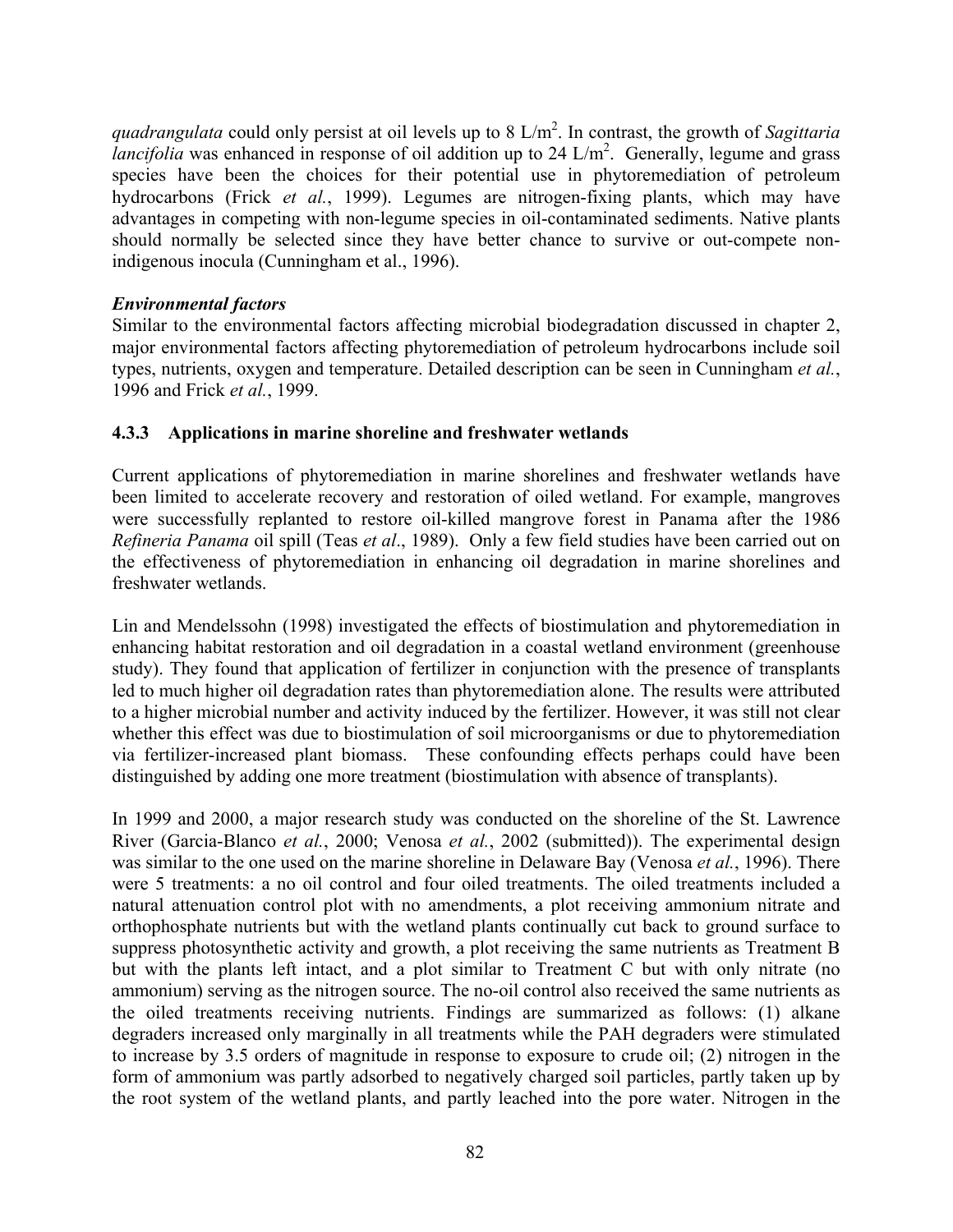*quadrangulata* could only persist at oil levels up to 8 L/m$^2$. In contrast, the growth of *Sagittaria lancifolia* was enhanced in response of oil addition up to 24 L/m$^2$. Generally, legume and grass species have been the choices for their potential use in phytoremediation of petroleum hydrocarbons (Frick *et al.*, 1999). Legumes are nitrogen-fixing plants, which may have advantages in competing with non-legume species in oil-contaminated sediments. Native plants should normally be selected since they have better chance to survive or out-compete non-indigenous inocula (Cunningham et al., 1996).

#### *Environmental factors*

Similar to the environmental factors affecting microbial biodegradation discussed in chapter 2, major environmental factors affecting phytoremediation of petroleum hydrocarbons include soil types, nutrients, oxygen and temperature. Detailed description can be seen in Cunningham *et al.*, 1996 and Frick *et al.*, 1999.

### 4.3.3 Applications in marine shoreline and freshwater wetlands

Current applications of phytoremediation in marine shorelines and freshwater wetlands have been limited to accelerate recovery and restoration of oiled wetland. For example, mangroves were successfully replanted to restore oil-killed mangrove forest in Panama after the 1986 *Refineria Panama* oil spill (Teas *et al*., 1989). Only a few field studies have been carried out on the effectiveness of phytoremediation in enhancing oil degradation in marine shorelines and freshwater wetlands.

Lin and Mendelssohn (1998) investigated the effects of biostimulation and phytoremediation in enhancing habitat restoration and oil degradation in a coastal wetland environment (greenhouse study). They found that application of fertilizer in conjunction with the presence of transplants led to much higher oil degradation rates than phytoremediation alone. The results were attributed to a higher microbial number and activity induced by the fertilizer. However, it was still not clear whether this effect was due to biostimulation of soil microorganisms or due to phytoremediation via fertilizer-increased plant biomass. These confounding effects perhaps could have been distinguished by adding one more treatment (biostimulation with absence of transplants).

In 1999 and 2000, a major research study was conducted on the shoreline of the St. Lawrence River (Garcia-Blanco *et al.*, 2000; Venosa *et al.*, 2002 (submitted)). The experimental design was similar to the one used on the marine shoreline in Delaware Bay (Venosa *et al.*, 1996). There were 5 treatments: a no oil control and four oiled treatments. The oiled treatments included a natural attenuation control plot with no amendments, a plot receiving ammonium nitrate and orthophosphate nutrients but with the wetland plants continually cut back to ground surface to suppress photosynthetic activity and growth, a plot receiving the same nutrients as Treatment B but with the plants left intact, and a plot similar to Treatment C but with only nitrate (no ammonium) serving as the nitrogen source. The no-oil control also received the same nutrients as the oiled treatments receiving nutrients. Findings are summarized as follows: (1) alkane degraders increased only marginally in all treatments while the PAH degraders were stimulated to increase by 3.5 orders of magnitude in response to exposure to crude oil; (2) nitrogen in the form of ammonium was partly adsorbed to negatively charged soil particles, partly taken up by the root system of the wetland plants, and partly leached into the pore water. Nitrogen in the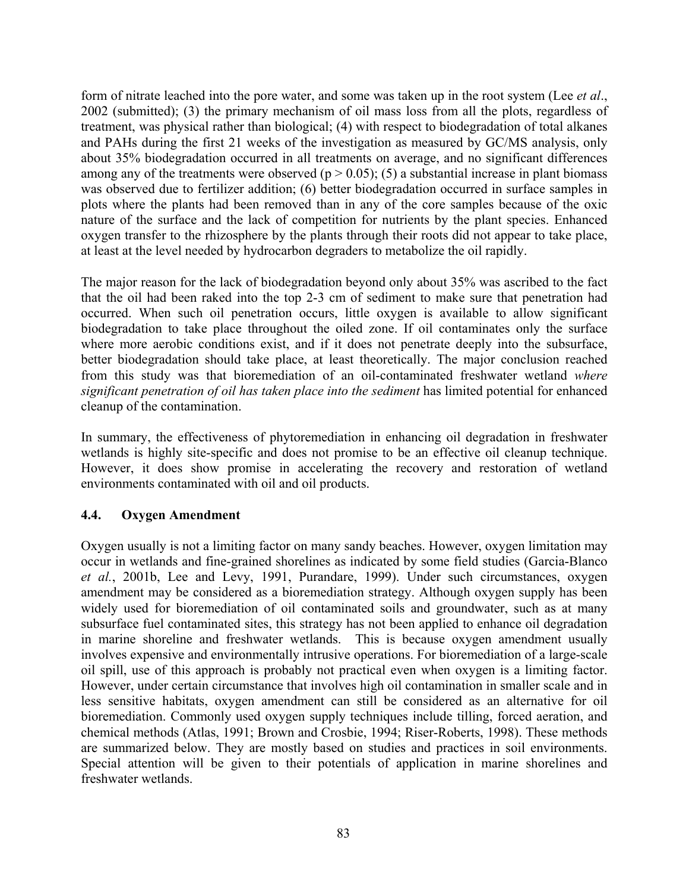form of nitrate leached into the pore water, and some was taken up in the root system (Lee *et al*., 2002 (submitted); (3) the primary mechanism of oil mass loss from all the plots, regardless of treatment, was physical rather than biological; (4) with respect to biodegradation of total alkanes and PAHs during the first 21 weeks of the investigation as measured by GC/MS analysis, only about 35% biodegradation occurred in all treatments on average, and no significant differences among any of the treatments were observed ($p > 0.05$); (5) a substantial increase in plant biomass was observed due to fertilizer addition; (6) better biodegradation occurred in surface samples in plots where the plants had been removed than in any of the core samples because of the oxic nature of the surface and the lack of competition for nutrients by the plant species. Enhanced oxygen transfer to the rhizosphere by the plants through their roots did not appear to take place, at least at the level needed by hydrocarbon degraders to metabolize the oil rapidly.

The major reason for the lack of biodegradation beyond only about 35% was ascribed to the fact that the oil had been raked into the top 2-3 cm of sediment to make sure that penetration had occurred. When such oil penetration occurs, little oxygen is available to allow significant biodegradation to take place throughout the oiled zone. If oil contaminates only the surface where more aerobic conditions exist, and if it does not penetrate deeply into the subsurface, better biodegradation should take place, at least theoretically. The major conclusion reached from this study was that bioremediation of an oil-contaminated freshwater wetland *where significant penetration of oil has taken place into the sediment* has limited potential for enhanced cleanup of the contamination.

In summary, the effectiveness of phytoremediation in enhancing oil degradation in freshwater wetlands is highly site-specific and does not promise to be an effective oil cleanup technique. However, it does show promise in accelerating the recovery and restoration of wetland environments contaminated with oil and oil products.

### 4.4. Oxygen Amendment

Oxygen usually is not a limiting factor on many sandy beaches. However, oxygen limitation may occur in wetlands and fine-grained shorelines as indicated by some field studies (Garcia-Blanco *et al.*, 2001b, Lee and Levy, 1991, Purandare, 1999). Under such circumstances, oxygen amendment may be considered as a bioremediation strategy. Although oxygen supply has been widely used for bioremediation of oil contaminated soils and groundwater, such as at many subsurface fuel contaminated sites, this strategy has not been applied to enhance oil degradation in marine shoreline and freshwater wetlands. This is because oxygen amendment usually involves expensive and environmentally intrusive operations. For bioremediation of a large-scale oil spill, use of this approach is probably not practical even when oxygen is a limiting factor. However, under certain circumstance that involves high oil contamination in smaller scale and in less sensitive habitats, oxygen amendment can still be considered as an alternative for oil bioremediation. Commonly used oxygen supply techniques include tilling, forced aeration, and chemical methods (Atlas, 1991; Brown and Crosbie, 1994; Riser-Roberts, 1998). These methods are summarized below. They are mostly based on studies and practices in soil environments. Special attention will be given to their potentials of application in marine shorelines and freshwater wetlands.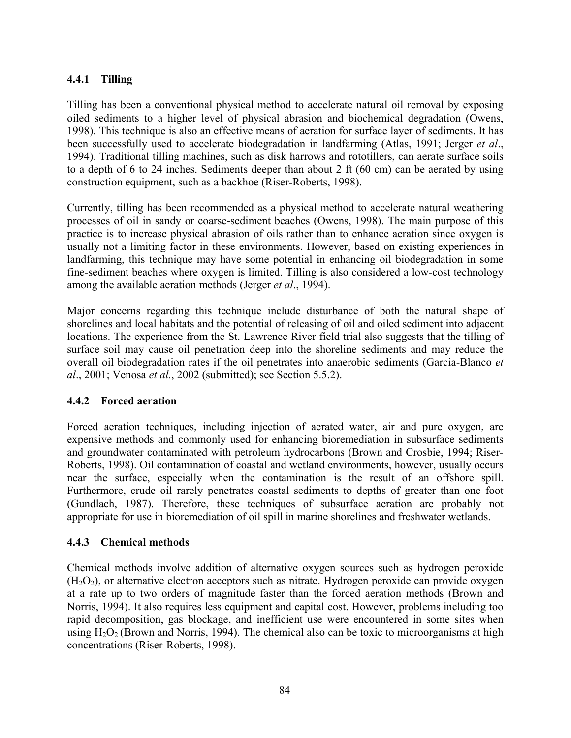### 4.4.1 Tilling

Tilling has been a conventional physical method to accelerate natural oil removal by exposing oiled sediments to a higher level of physical abrasion and biochemical degradation (Owens, 1998). This technique is also an effective means of aeration for surface layer of sediments. It has been successfully used to accelerate biodegradation in landfarming (Atlas, 1991; Jerger *et al*., 1994). Traditional tilling machines, such as disk harrows and rototillers, can aerate surface soils to a depth of 6 to 24 inches. Sediments deeper than about 2 ft (60 cm) can be aerated by using construction equipment, such as a backhoe (Riser-Roberts, 1998).

Currently, tilling has been recommended as a physical method to accelerate natural weathering processes of oil in sandy or coarse-sediment beaches (Owens, 1998). The main purpose of this practice is to increase physical abrasion of oils rather than to enhance aeration since oxygen is usually not a limiting factor in these environments. However, based on existing experiences in landfarming, this technique may have some potential in enhancing oil biodegradation in some fine-sediment beaches where oxygen is limited. Tilling is also considered a low-cost technology among the available aeration methods (Jerger *et al*., 1994).

Major concerns regarding this technique include disturbance of both the natural shape of shorelines and local habitats and the potential of releasing of oil and oiled sediment into adjacent locations. The experience from the St. Lawrence River field trial also suggests that the tilling of surface soil may cause oil penetration deep into the shoreline sediments and may reduce the overall oil biodegradation rates if the oil penetrates into anaerobic sediments (Garcia-Blanco *et al*., 2001; Venosa *et al.*, 2002 (submitted); see Section 5.5.2).

### 4.4.2 Forced aeration

Forced aeration techniques, including injection of aerated water, air and pure oxygen, are expensive methods and commonly used for enhancing bioremediation in subsurface sediments and groundwater contaminated with petroleum hydrocarbons (Brown and Crosbie, 1994; Riser-Roberts, 1998). Oil contamination of coastal and wetland environments, however, usually occurs near the surface, especially when the contamination is the result of an offshore spill. Furthermore, crude oil rarely penetrates coastal sediments to depths of greater than one foot (Gundlach, 1987). Therefore, these techniques of subsurface aeration are probably not appropriate for use in bioremediation of oil spill in marine shorelines and freshwater wetlands.

### 4.4.3 Chemical methods

Chemical methods involve addition of alternative oxygen sources such as hydrogen peroxide ($H_2O_2$), or alternative electron acceptors such as nitrate. Hydrogen peroxide can provide oxygen at a rate up to two orders of magnitude faster than the forced aeration methods (Brown and Norris, 1994). It also requires less equipment and capital cost. However, problems including too rapid decomposition, gas blockage, and inefficient use were encountered in some sites when using $H_2O_2$ (Brown and Norris, 1994). The chemical also can be toxic to microorganisms at high concentrations (Riser-Roberts, 1998).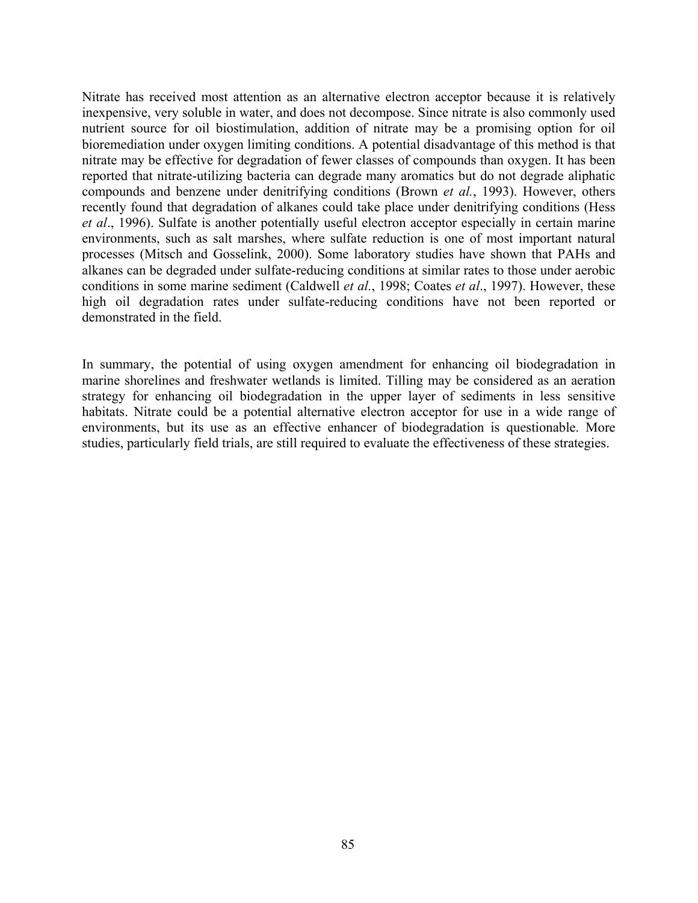Nitrate has received most attention as an alternative electron acceptor because it is relatively inexpensive, very soluble in water, and does not decompose. Since nitrate is also commonly used nutrient source for oil biostimulation, addition of nitrate may be a promising option for oil bioremediation under oxygen limiting conditions. A potential disadvantage of this method is that nitrate may be effective for degradation of fewer classes of compounds than oxygen. It has been reported that nitrate-utilizing bacteria can degrade many aromatics but do not degrade aliphatic compounds and benzene under denitrifying conditions (Brown *et al.*, 1993). However, others recently found that degradation of alkanes could take place under denitrifying conditions (Hess *et al*., 1996). Sulfate is another potentially useful electron acceptor especially in certain marine environments, such as salt marshes, where sulfate reduction is one of most important natural processes (Mitsch and Gosselink, 2000). Some laboratory studies have shown that PAHs and alkanes can be degraded under sulfate-reducing conditions at similar rates to those under aerobic conditions in some marine sediment (Caldwell *et al.*, 1998; Coates *et al*., 1997). However, these high oil degradation rates under sulfate-reducing conditions have not been reported or demonstrated in the field.

In summary, the potential of using oxygen amendment for enhancing oil biodegradation in marine shorelines and freshwater wetlands is limited. Tilling may be considered as an aeration strategy for enhancing oil biodegradation in the upper layer of sediments in less sensitive habitats. Nitrate could be a potential alternative electron acceptor for use in a wide range of environments, but its use as an effective enhancer of biodegradation is questionable. More studies, particularly field trials, are still required to evaluate the effectiveness of these strategies.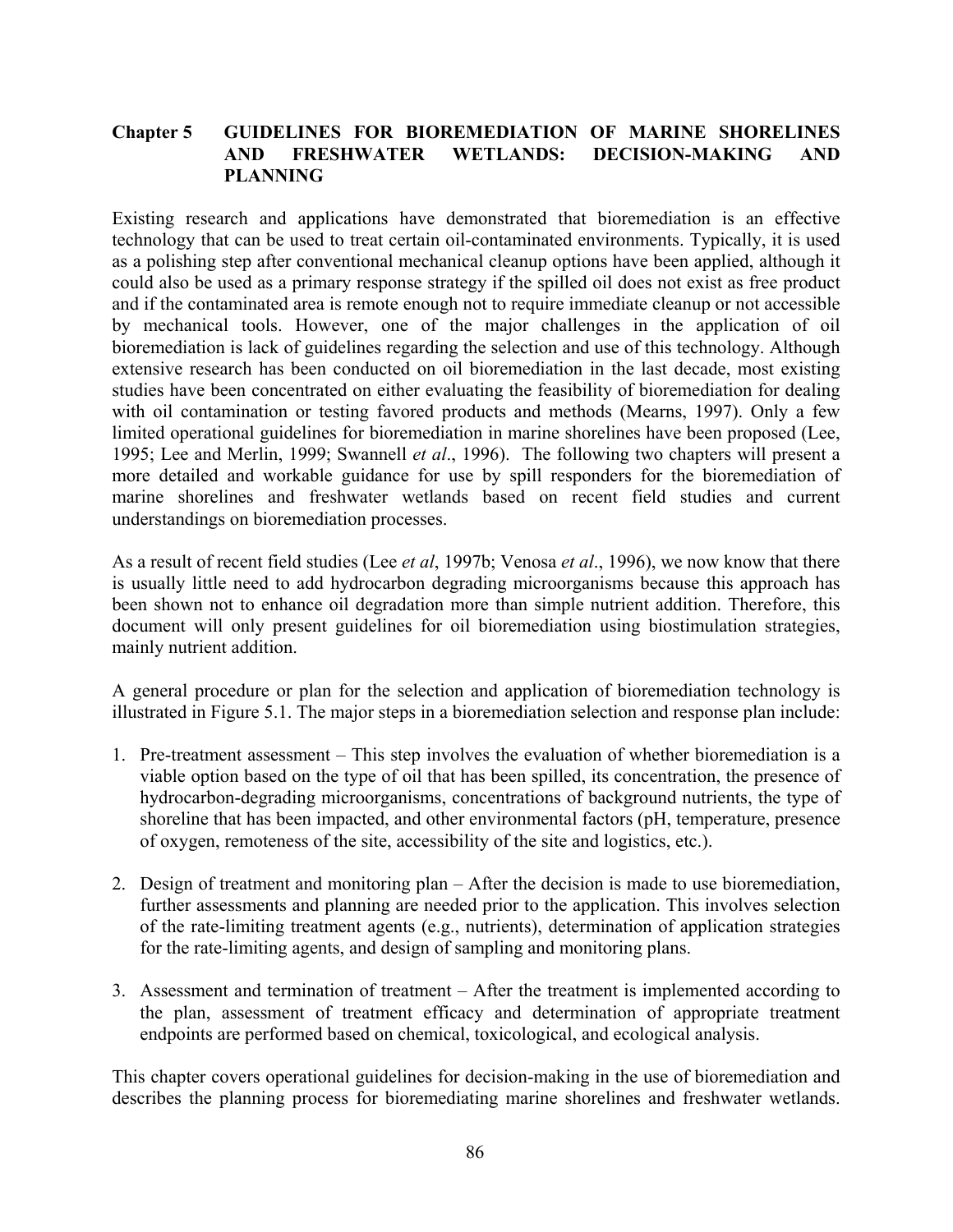# Chapter 5 GUIDELINES FOR BIOREMEDIATION OF MARINE SHORELINES AND FRESHWATER WETLANDS: DECISION-MAKING AND PLANNING

Existing research and applications have demonstrated that bioremediation is an effective technology that can be used to treat certain oil-contaminated environments. Typically, it is used as a polishing step after conventional mechanical cleanup options have been applied, although it could also be used as a primary response strategy if the spilled oil does not exist as free product and if the contaminated area is remote enough not to require immediate cleanup or not accessible by mechanical tools. However, one of the major challenges in the application of oil bioremediation is lack of guidelines regarding the selection and use of this technology. Although extensive research has been conducted on oil bioremediation in the last decade, most existing studies have been concentrated on either evaluating the feasibility of bioremediation for dealing with oil contamination or testing favored products and methods (Mearns, 1997). Only a few limited operational guidelines for bioremediation in marine shorelines have been proposed (Lee, 1995; Lee and Merlin, 1999; Swannell *et al*., 1996). The following two chapters will present a more detailed and workable guidance for use by spill responders for the bioremediation of marine shorelines and freshwater wetlands based on recent field studies and current understandings on bioremediation processes.

As a result of recent field studies (Lee *et al*, 1997b; Venosa *et al*., 1996), we now know that there is usually little need to add hydrocarbon degrading microorganisms because this approach has been shown not to enhance oil degradation more than simple nutrient addition. Therefore, this document will only present guidelines for oil bioremediation using biostimulation strategies, mainly nutrient addition.

A general procedure or plan for the selection and application of bioremediation technology is illustrated in Figure 5.1. The major steps in a bioremediation selection and response plan include:

1. Pre-treatment assessment – This step involves the evaluation of whether bioremediation is a viable option based on the type of oil that has been spilled, its concentration, the presence of hydrocarbon-degrading microorganisms, concentrations of background nutrients, the type of shoreline that has been impacted, and other environmental factors (pH, temperature, presence of oxygen, remoteness of the site, accessibility of the site and logistics, etc.).

2. Design of treatment and monitoring plan – After the decision is made to use bioremediation, further assessments and planning are needed prior to the application. This involves selection of the rate-limiting treatment agents (e.g., nutrients), determination of application strategies for the rate-limiting agents, and design of sampling and monitoring plans.

3. Assessment and termination of treatment – After the treatment is implemented according to the plan, assessment of treatment efficacy and determination of appropriate treatment endpoints are performed based on chemical, toxicological, and ecological analysis.

This chapter covers operational guidelines for decision-making in the use of bioremediation and describes the planning process for bioremediating marine shorelines and freshwater wetlands.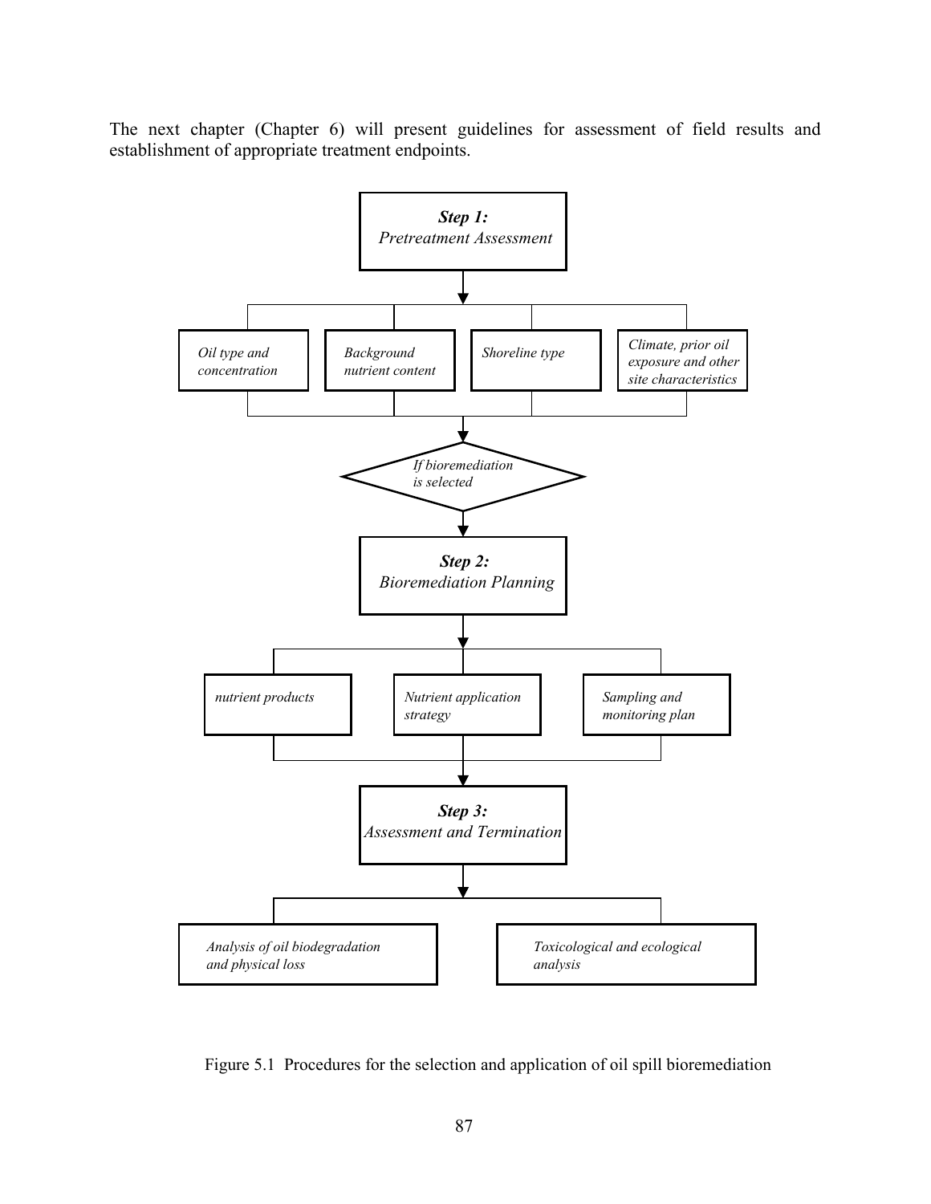The next chapter (Chapter 6) will present guidelines for assessment of field results and establishment of appropriate treatment endpoints.

**Step 1:** *Pretreatment Assessment*

- *Oil type and concentration*
- *Background nutrient content*
- *Shoreline type*
- *Climate, prior oil exposure and other site characteristics*

*If bioremediation is selected*

**Step 2:** *Bioremediation Planning*

- *nutrient products*
- *Nutrient application strategy*
- *Sampling and monitoring plan*

**Step 3:** *Assessment and Termination*

- *Analysis of oil biodegradation and physical loss*
- *Toxicological and ecological analysis*

Figure 5.1 Procedures for the selection and application of oil spill bioremediation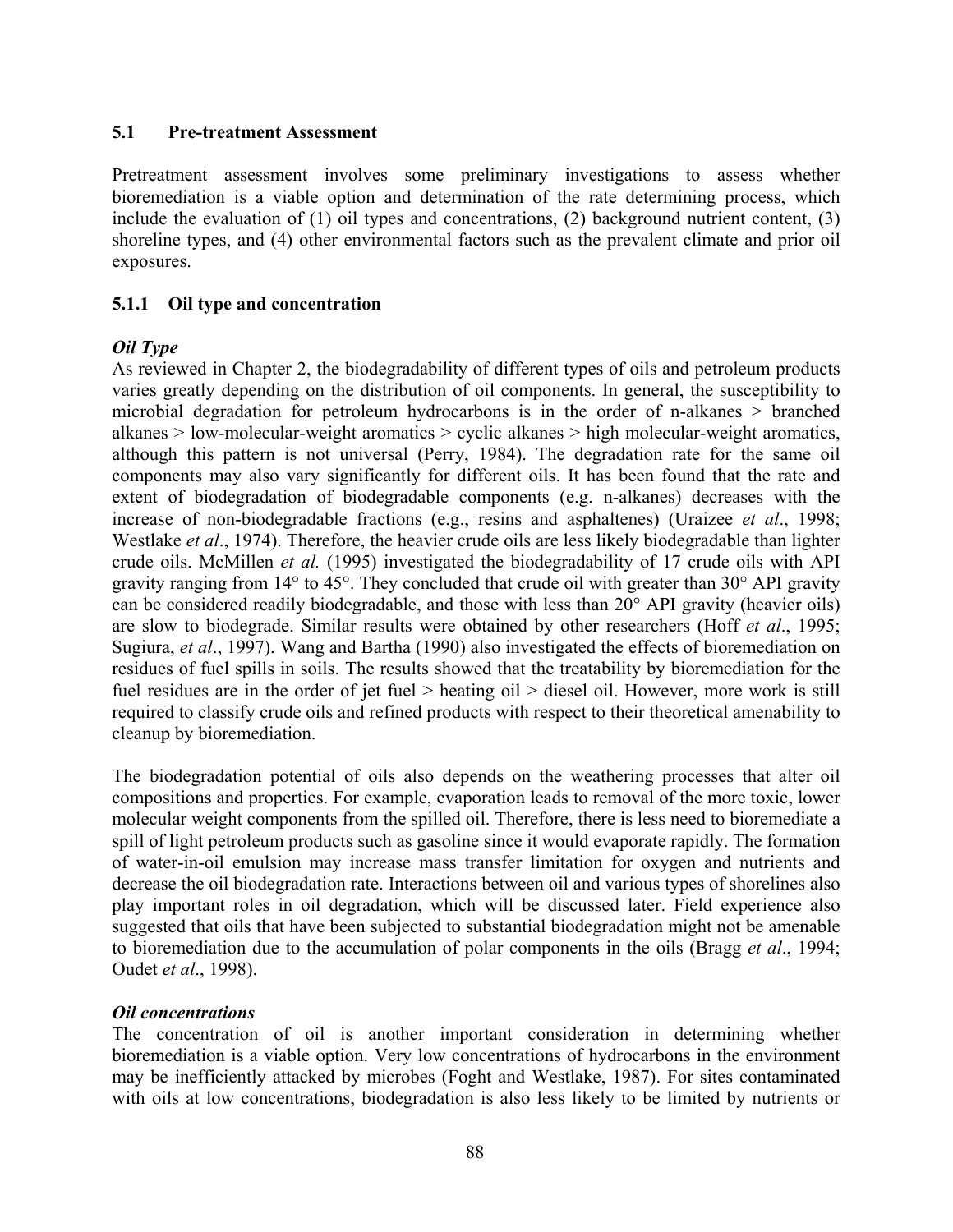## 5.1 Pre-treatment Assessment

Pretreatment assessment involves some preliminary investigations to assess whether bioremediation is a viable option and determination of the rate determining process, which include the evaluation of (1) oil types and concentrations, (2) background nutrient content, (3) shoreline types, and (4) other environmental factors such as the prevalent climate and prior oil exposures.

### 5.1.1 Oil type and concentration

***Oil Type***

As reviewed in Chapter 2, the biodegradability of different types of oils and petroleum products varies greatly depending on the distribution of oil components. In general, the susceptibility to microbial degradation for petroleum hydrocarbons is in the order of n-alkanes > branched alkanes > low-molecular-weight aromatics > cyclic alkanes > high molecular-weight aromatics, although this pattern is not universal (Perry, 1984). The degradation rate for the same oil components may also vary significantly for different oils. It has been found that the rate and extent of biodegradation of biodegradable components (e.g. n-alkanes) decreases with the increase of non-biodegradable fractions (e.g., resins and asphaltenes) (Uraizee *et al*., 1998; Westlake *et al*., 1974). Therefore, the heavier crude oils are less likely biodegradable than lighter crude oils. McMillen *et al.* (1995) investigated the biodegradability of 17 crude oils with API gravity ranging from 14° to 45°. They concluded that crude oil with greater than 30° API gravity can be considered readily biodegradable, and those with less than 20° API gravity (heavier oils) are slow to biodegrade. Similar results were obtained by other researchers (Hoff *et al*., 1995; Sugiura, *et al*., 1997). Wang and Bartha (1990) also investigated the effects of bioremediation on residues of fuel spills in soils. The results showed that the treatability by bioremediation for the fuel residues are in the order of jet fuel > heating oil > diesel oil. However, more work is still required to classify crude oils and refined products with respect to their theoretical amenability to cleanup by bioremediation.

The biodegradation potential of oils also depends on the weathering processes that alter oil compositions and properties. For example, evaporation leads to removal of the more toxic, lower molecular weight components from the spilled oil. Therefore, there is less need to bioremediate a spill of light petroleum products such as gasoline since it would evaporate rapidly. The formation of water-in-oil emulsion may increase mass transfer limitation for oxygen and nutrients and decrease the oil biodegradation rate. Interactions between oil and various types of shorelines also play important roles in oil degradation, which will be discussed later. Field experience also suggested that oils that have been subjected to substantial biodegradation might not be amenable to bioremediation due to the accumulation of polar components in the oils (Bragg *et al*., 1994; Oudet *et al*., 1998).

***Oil concentrations***

The concentration of oil is another important consideration in determining whether bioremediation is a viable option. Very low concentrations of hydrocarbons in the environment may be inefficiently attacked by microbes (Foght and Westlake, 1987). For sites contaminated with oils at low concentrations, biodegradation is also less likely to be limited by nutrients or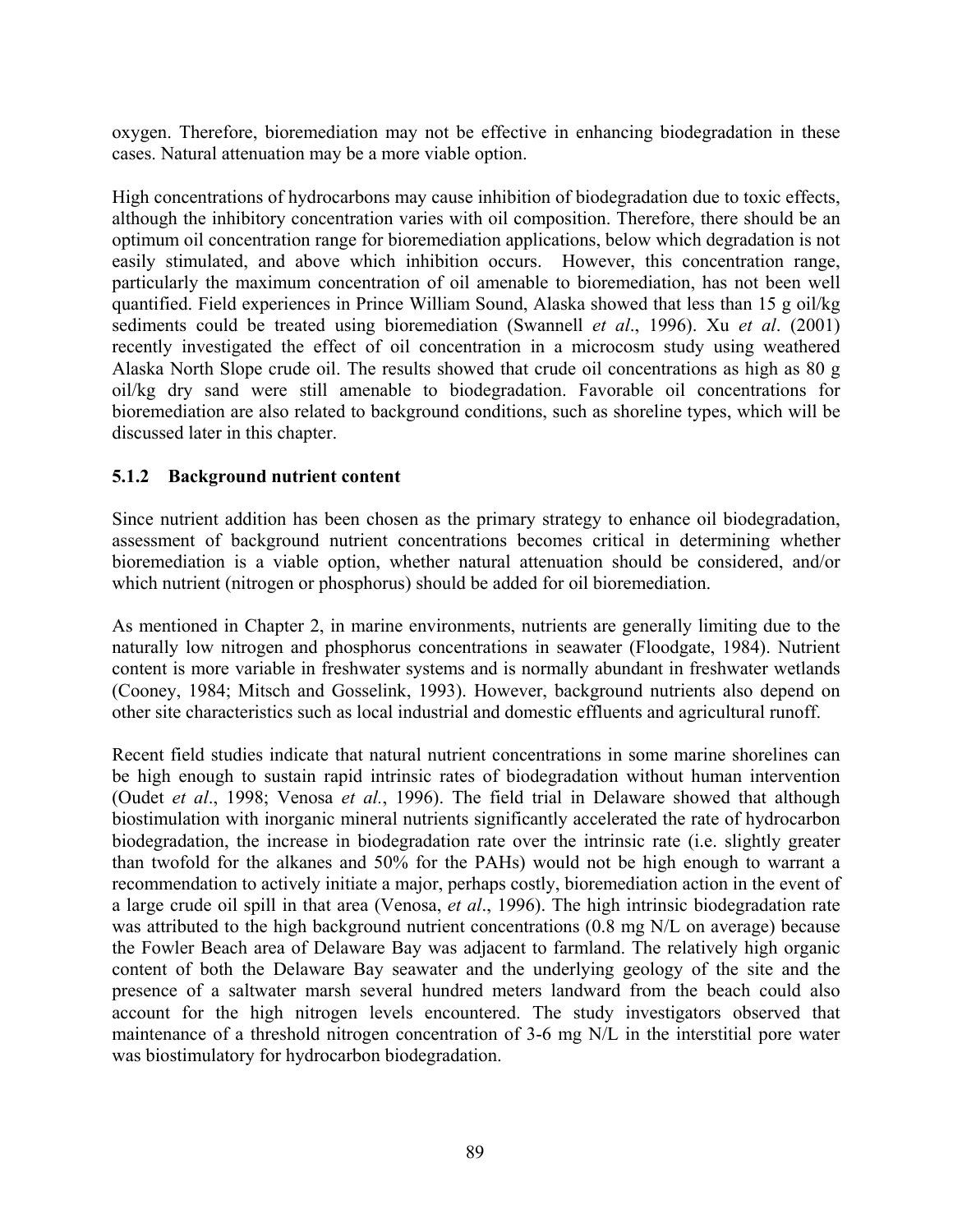oxygen. Therefore, bioremediation may not be effective in enhancing biodegradation in these cases. Natural attenuation may be a more viable option.

High concentrations of hydrocarbons may cause inhibition of biodegradation due to toxic effects, although the inhibitory concentration varies with oil composition. Therefore, there should be an optimum oil concentration range for bioremediation applications, below which degradation is not easily stimulated, and above which inhibition occurs. However, this concentration range, particularly the maximum concentration of oil amenable to bioremediation, has not been well quantified. Field experiences in Prince William Sound, Alaska showed that less than 15 g oil/kg sediments could be treated using bioremediation (Swannell *et al*., 1996). Xu *et al*. (2001) recently investigated the effect of oil concentration in a microcosm study using weathered Alaska North Slope crude oil. The results showed that crude oil concentrations as high as 80 g oil/kg dry sand were still amenable to biodegradation. Favorable oil concentrations for bioremediation are also related to background conditions, such as shoreline types, which will be discussed later in this chapter.

### 5.1.2 Background nutrient content

Since nutrient addition has been chosen as the primary strategy to enhance oil biodegradation, assessment of background nutrient concentrations becomes critical in determining whether bioremediation is a viable option, whether natural attenuation should be considered, and/or which nutrient (nitrogen or phosphorus) should be added for oil bioremediation.

As mentioned in Chapter 2, in marine environments, nutrients are generally limiting due to the naturally low nitrogen and phosphorus concentrations in seawater (Floodgate, 1984). Nutrient content is more variable in freshwater systems and is normally abundant in freshwater wetlands (Cooney, 1984; Mitsch and Gosselink, 1993). However, background nutrients also depend on other site characteristics such as local industrial and domestic effluents and agricultural runoff.

Recent field studies indicate that natural nutrient concentrations in some marine shorelines can be high enough to sustain rapid intrinsic rates of biodegradation without human intervention (Oudet *et al*., 1998; Venosa *et al.*, 1996). The field trial in Delaware showed that although biostimulation with inorganic mineral nutrients significantly accelerated the rate of hydrocarbon biodegradation, the increase in biodegradation rate over the intrinsic rate (i.e. slightly greater than twofold for the alkanes and 50% for the PAHs) would not be high enough to warrant a recommendation to actively initiate a major, perhaps costly, bioremediation action in the event of a large crude oil spill in that area (Venosa, *et al*., 1996). The high intrinsic biodegradation rate was attributed to the high background nutrient concentrations (0.8 mg N/L on average) because the Fowler Beach area of Delaware Bay was adjacent to farmland. The relatively high organic content of both the Delaware Bay seawater and the underlying geology of the site and the presence of a saltwater marsh several hundred meters landward from the beach could also account for the high nitrogen levels encountered. The study investigators observed that maintenance of a threshold nitrogen concentration of 3-6 mg N/L in the interstitial pore water was biostimulatory for hydrocarbon biodegradation.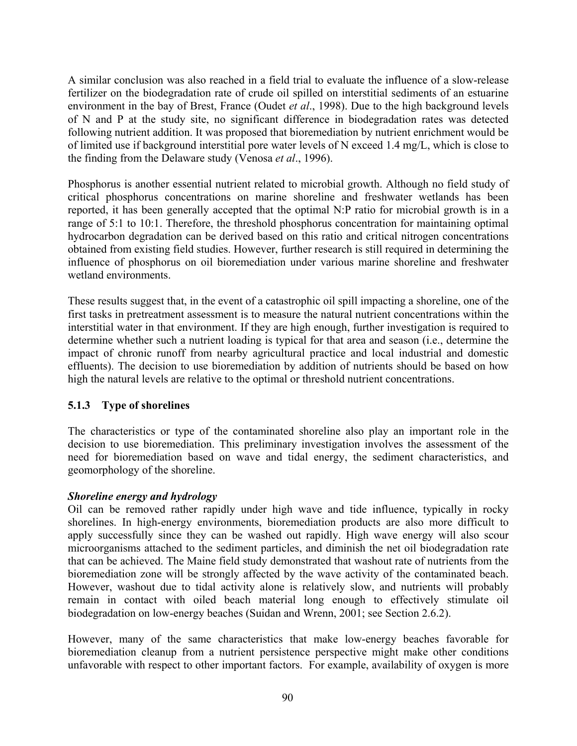A similar conclusion was also reached in a field trial to evaluate the influence of a slow-release fertilizer on the biodegradation rate of crude oil spilled on interstitial sediments of an estuarine environment in the bay of Brest, France (Oudet *et al*., 1998). Due to the high background levels of N and P at the study site, no significant difference in biodegradation rates was detected following nutrient addition. It was proposed that bioremediation by nutrient enrichment would be of limited use if background interstitial pore water levels of N exceed 1.4 mg/L, which is close to the finding from the Delaware study (Venosa *et al*., 1996).

Phosphorus is another essential nutrient related to microbial growth. Although no field study of critical phosphorus concentrations on marine shoreline and freshwater wetlands has been reported, it has been generally accepted that the optimal N:P ratio for microbial growth is in a range of 5:1 to 10:1. Therefore, the threshold phosphorus concentration for maintaining optimal hydrocarbon degradation can be derived based on this ratio and critical nitrogen concentrations obtained from existing field studies. However, further research is still required in determining the influence of phosphorus on oil bioremediation under various marine shoreline and freshwater wetland environments.

These results suggest that, in the event of a catastrophic oil spill impacting a shoreline, one of the first tasks in pretreatment assessment is to measure the natural nutrient concentrations within the interstitial water in that environment. If they are high enough, further investigation is required to determine whether such a nutrient loading is typical for that area and season (i.e., determine the impact of chronic runoff from nearby agricultural practice and local industrial and domestic effluents). The decision to use bioremediation by addition of nutrients should be based on how high the natural levels are relative to the optimal or threshold nutrient concentrations.

### 5.1.3 Type of shorelines

The characteristics or type of the contaminated shoreline also play an important role in the decision to use bioremediation. This preliminary investigation involves the assessment of the need for bioremediation based on wave and tidal energy, the sediment characteristics, and geomorphology of the shoreline.

***Shoreline energy and hydrology***

Oil can be removed rather rapidly under high wave and tide influence, typically in rocky shorelines. In high-energy environments, bioremediation products are also more difficult to apply successfully since they can be washed out rapidly. High wave energy will also scour microorganisms attached to the sediment particles, and diminish the net oil biodegradation rate that can be achieved. The Maine field study demonstrated that washout rate of nutrients from the bioremediation zone will be strongly affected by the wave activity of the contaminated beach. However, washout due to tidal activity alone is relatively slow, and nutrients will probably remain in contact with oiled beach material long enough to effectively stimulate oil biodegradation on low-energy beaches (Suidan and Wrenn, 2001; see Section 2.6.2).

However, many of the same characteristics that make low-energy beaches favorable for bioremediation cleanup from a nutrient persistence perspective might make other conditions unfavorable with respect to other important factors. For example, availability of oxygen is more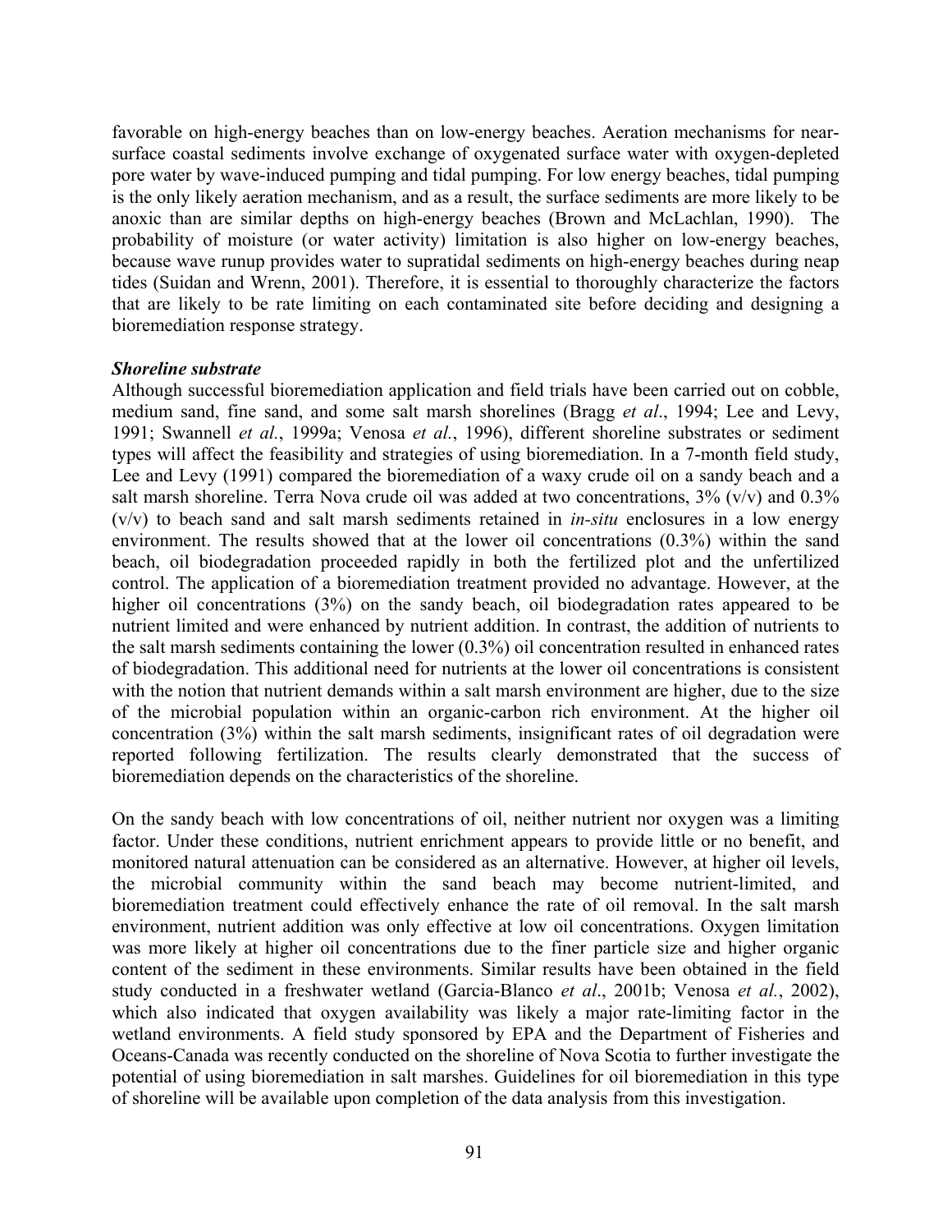favorable on high-energy beaches than on low-energy beaches. Aeration mechanisms for near-surface coastal sediments involve exchange of oxygenated surface water with oxygen-depleted pore water by wave-induced pumping and tidal pumping. For low energy beaches, tidal pumping is the only likely aeration mechanism, and as a result, the surface sediments are more likely to be anoxic than are similar depths on high-energy beaches (Brown and McLachlan, 1990). The probability of moisture (or water activity) limitation is also higher on low-energy beaches, because wave runup provides water to supratidal sediments on high-energy beaches during neap tides (Suidan and Wrenn, 2001). Therefore, it is essential to thoroughly characterize the factors that are likely to be rate limiting on each contaminated site before deciding and designing a bioremediation response strategy.

***Shoreline substrate***

Although successful bioremediation application and field trials have been carried out on cobble, medium sand, fine sand, and some salt marsh shorelines (Bragg *et al*., 1994; Lee and Levy, 1991; Swannell *et al.*, 1999a; Venosa *et al.*, 1996), different shoreline substrates or sediment types will affect the feasibility and strategies of using bioremediation. In a 7-month field study, Lee and Levy (1991) compared the bioremediation of a waxy crude oil on a sandy beach and a salt marsh shoreline. Terra Nova crude oil was added at two concentrations, 3% (v/v) and 0.3% (v/v) to beach sand and salt marsh sediments retained in *in-situ* enclosures in a low energy environment. The results showed that at the lower oil concentrations (0.3%) within the sand beach, oil biodegradation proceeded rapidly in both the fertilized plot and the unfertilized control. The application of a bioremediation treatment provided no advantage. However, at the higher oil concentrations (3%) on the sandy beach, oil biodegradation rates appeared to be nutrient limited and were enhanced by nutrient addition. In contrast, the addition of nutrients to the salt marsh sediments containing the lower (0.3%) oil concentration resulted in enhanced rates of biodegradation. This additional need for nutrients at the lower oil concentrations is consistent with the notion that nutrient demands within a salt marsh environment are higher, due to the size of the microbial population within an organic-carbon rich environment. At the higher oil concentration (3%) within the salt marsh sediments, insignificant rates of oil degradation were reported following fertilization. The results clearly demonstrated that the success of bioremediation depends on the characteristics of the shoreline.

On the sandy beach with low concentrations of oil, neither nutrient nor oxygen was a limiting factor. Under these conditions, nutrient enrichment appears to provide little or no benefit, and monitored natural attenuation can be considered as an alternative. However, at higher oil levels, the microbial community within the sand beach may become nutrient-limited, and bioremediation treatment could effectively enhance the rate of oil removal. In the salt marsh environment, nutrient addition was only effective at low oil concentrations. Oxygen limitation was more likely at higher oil concentrations due to the finer particle size and higher organic content of the sediment in these environments. Similar results have been obtained in the field study conducted in a freshwater wetland (Garcia-Blanco *et al*., 2001b; Venosa *et al.*, 2002), which also indicated that oxygen availability was likely a major rate-limiting factor in the wetland environments. A field study sponsored by EPA and the Department of Fisheries and Oceans-Canada was recently conducted on the shoreline of Nova Scotia to further investigate the potential of using bioremediation in salt marshes. Guidelines for oil bioremediation in this type of shoreline will be available upon completion of the data analysis from this investigation.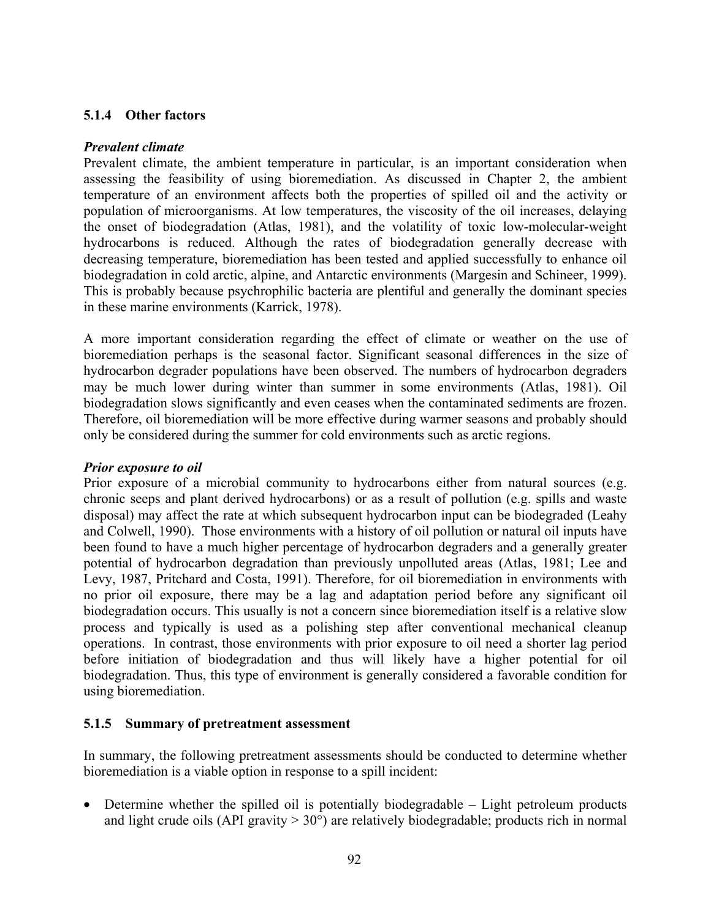### 5.1.4 Other factors

***Prevalent climate***

Prevalent climate, the ambient temperature in particular, is an important consideration when assessing the feasibility of using bioremediation. As discussed in Chapter 2, the ambient temperature of an environment affects both the properties of spilled oil and the activity or population of microorganisms. At low temperatures, the viscosity of the oil increases, delaying the onset of biodegradation (Atlas, 1981), and the volatility of toxic low-molecular-weight hydrocarbons is reduced. Although the rates of biodegradation generally decrease with decreasing temperature, bioremediation has been tested and applied successfully to enhance oil biodegradation in cold arctic, alpine, and Antarctic environments (Margesin and Schineer, 1999). This is probably because psychrophilic bacteria are plentiful and generally the dominant species in these marine environments (Karrick, 1978).

A more important consideration regarding the effect of climate or weather on the use of bioremediation perhaps is the seasonal factor. Significant seasonal differences in the size of hydrocarbon degrader populations have been observed. The numbers of hydrocarbon degraders may be much lower during winter than summer in some environments (Atlas, 1981). Oil biodegradation slows significantly and even ceases when the contaminated sediments are frozen. Therefore, oil bioremediation will be more effective during warmer seasons and probably should only be considered during the summer for cold environments such as arctic regions.

***Prior exposure to oil***

Prior exposure of a microbial community to hydrocarbons either from natural sources (e.g. chronic seeps and plant derived hydrocarbons) or as a result of pollution (e.g. spills and waste disposal) may affect the rate at which subsequent hydrocarbon input can be biodegraded (Leahy and Colwell, 1990). Those environments with a history of oil pollution or natural oil inputs have been found to have a much higher percentage of hydrocarbon degraders and a generally greater potential of hydrocarbon degradation than previously unpolluted areas (Atlas, 1981; Lee and Levy, 1987, Pritchard and Costa, 1991). Therefore, for oil bioremediation in environments with no prior oil exposure, there may be a lag and adaptation period before any significant oil biodegradation occurs. This usually is not a concern since bioremediation itself is a relative slow process and typically is used as a polishing step after conventional mechanical cleanup operations. In contrast, those environments with prior exposure to oil need a shorter lag period before initiation of biodegradation and thus will likely have a higher potential for oil biodegradation. Thus, this type of environment is generally considered a favorable condition for using bioremediation.

### 5.1.5 Summary of pretreatment assessment

In summary, the following pretreatment assessments should be conducted to determine whether bioremediation is a viable option in response to a spill incident:

- Determine whether the spilled oil is potentially biodegradable – Light petroleum products and light crude oils (API gravity > 30°) are relatively biodegradable; products rich in normal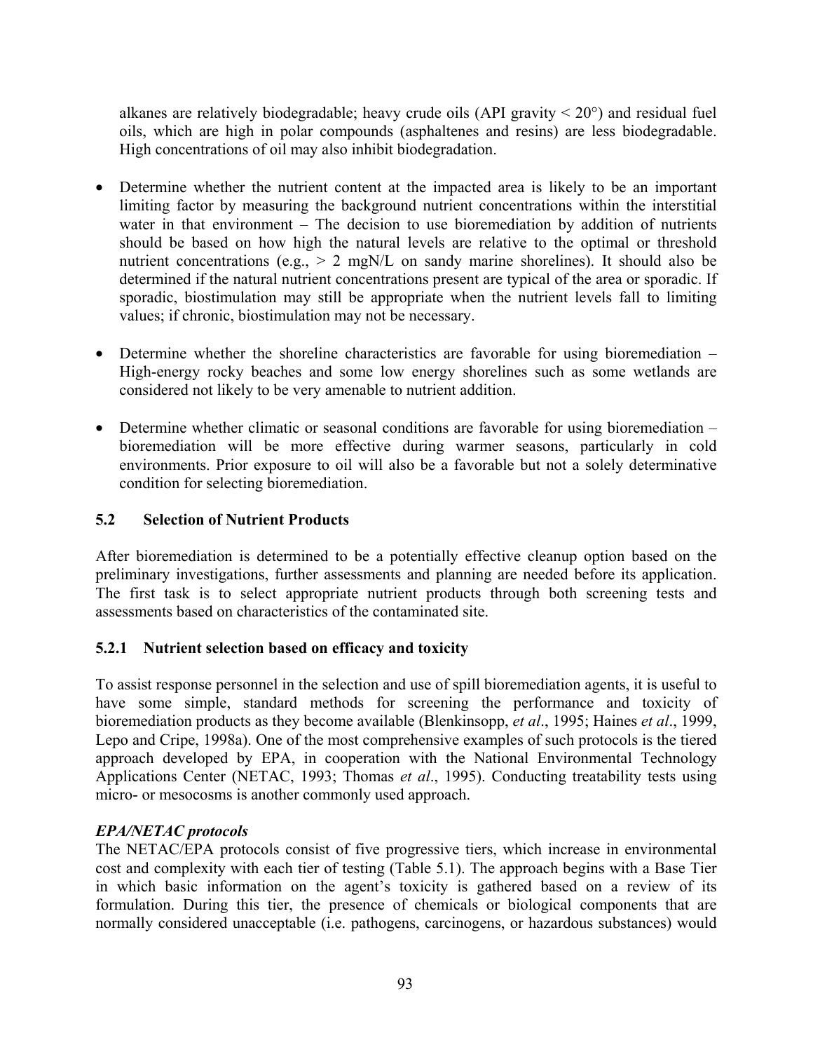alkanes are relatively biodegradable; heavy crude oils (API gravity < 20°) and residual fuel oils, which are high in polar compounds (asphaltenes and resins) are less biodegradable. High concentrations of oil may also inhibit biodegradation.

- Determine whether the nutrient content at the impacted area is likely to be an important limiting factor by measuring the background nutrient concentrations within the interstitial water in that environment – The decision to use bioremediation by addition of nutrients should be based on how high the natural levels are relative to the optimal or threshold nutrient concentrations (e.g., > 2 mgN/L on sandy marine shorelines). It should also be determined if the natural nutrient concentrations present are typical of the area or sporadic. If sporadic, biostimulation may still be appropriate when the nutrient levels fall to limiting values; if chronic, biostimulation may not be necessary.

- Determine whether the shoreline characteristics are favorable for using bioremediation – High-energy rocky beaches and some low energy shorelines such as some wetlands are considered not likely to be very amenable to nutrient addition.

- Determine whether climatic or seasonal conditions are favorable for using bioremediation – bioremediation will be more effective during warmer seasons, particularly in cold environments. Prior exposure to oil will also be a favorable but not a solely determinative condition for selecting bioremediation.

## 5.2 Selection of Nutrient Products

After bioremediation is determined to be a potentially effective cleanup option based on the preliminary investigations, further assessments and planning are needed before its application. The first task is to select appropriate nutrient products through both screening tests and assessments based on characteristics of the contaminated site.

### 5.2.1 Nutrient selection based on efficacy and toxicity

To assist response personnel in the selection and use of spill bioremediation agents, it is useful to have some simple, standard methods for screening the performance and toxicity of bioremediation products as they become available (Blenkinsopp, *et al*., 1995; Haines *et al*., 1999, Lepo and Cripe, 1998a). One of the most comprehensive examples of such protocols is the tiered approach developed by EPA, in cooperation with the National Environmental Technology Applications Center (NETAC, 1993; Thomas *et al*., 1995). Conducting treatability tests using micro- or mesocosms is another commonly used approach.

***EPA/NETAC protocols***

The NETAC/EPA protocols consist of five progressive tiers, which increase in environmental cost and complexity with each tier of testing (Table 5.1). The approach begins with a Base Tier in which basic information on the agent's toxicity is gathered based on a review of its formulation. During this tier, the presence of chemicals or biological components that are normally considered unacceptable (i.e. pathogens, carcinogens, or hazardous substances) would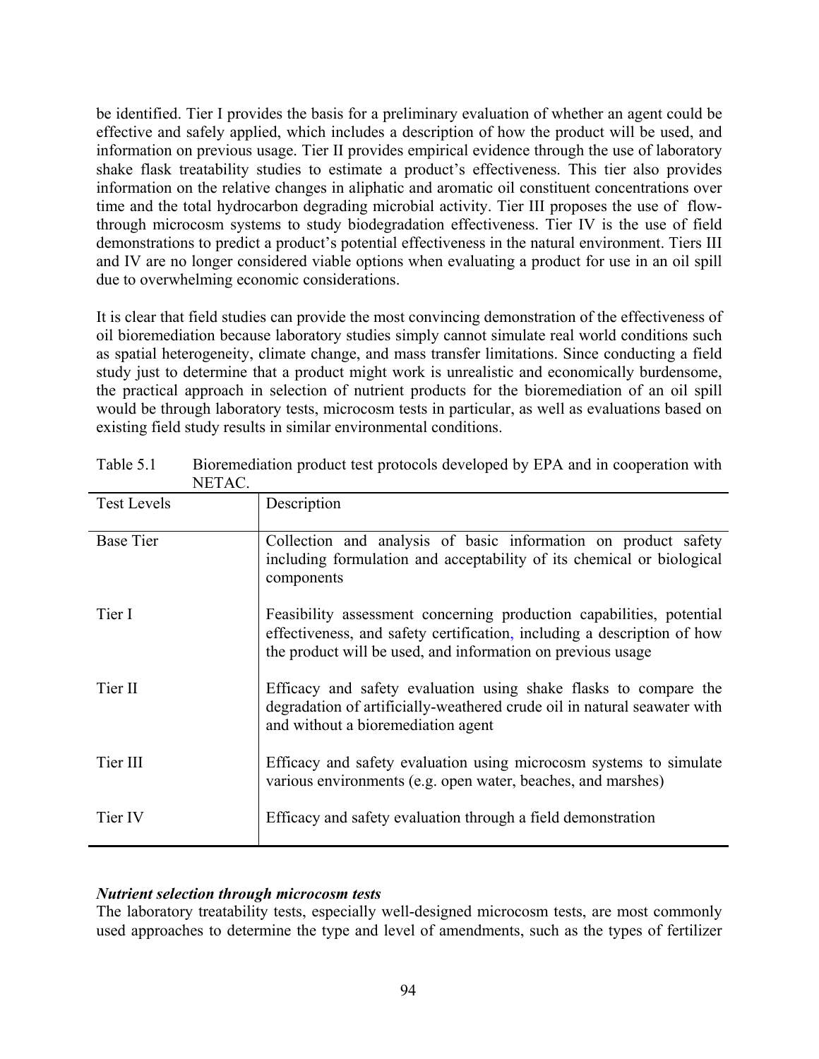be identified. Tier I provides the basis for a preliminary evaluation of whether an agent could be effective and safely applied, which includes a description of how the product will be used, and information on previous usage. Tier II provides empirical evidence through the use of laboratory shake flask treatability studies to estimate a product's effectiveness. This tier also provides information on the relative changes in aliphatic and aromatic oil constituent concentrations over time and the total hydrocarbon degrading microbial activity. Tier III proposes the use of flow-through microcosm systems to study biodegradation effectiveness. Tier IV is the use of field demonstrations to predict a product's potential effectiveness in the natural environment. Tiers III and IV are no longer considered viable options when evaluating a product for use in an oil spill due to overwhelming economic considerations.

It is clear that field studies can provide the most convincing demonstration of the effectiveness of oil bioremediation because laboratory studies simply cannot simulate real world conditions such as spatial heterogeneity, climate change, and mass transfer limitations. Since conducting a field study just to determine that a product might work is unrealistic and economically burdensome, the practical approach in selection of nutrient products for the bioremediation of an oil spill would be through laboratory tests, microcosm tests in particular, as well as evaluations based on existing field study results in similar environmental conditions.

Table 5.1 Bioremediation product test protocols developed by EPA and in cooperation with NETAC.

| Test Levels | Description |
|---|---|
| Base Tier | Collection and analysis of basic information on product safety including formulation and acceptability of its chemical or biological components |
| Tier I | Feasibility assessment concerning production capabilities, potential effectiveness, and safety certification, including a description of how the product will be used, and information on previous usage |
| Tier II | Efficacy and safety evaluation using shake flasks to compare the degradation of artificially-weathered crude oil in natural seawater with and without a bioremediation agent |
| Tier III | Efficacy and safety evaluation using microcosm systems to simulate various environments (e.g. open water, beaches, and marshes) |
| Tier IV | Efficacy and safety evaluation through a field demonstration |

***Nutrient selection through microcosm tests***

The laboratory treatability tests, especially well-designed microcosm tests, are most commonly used approaches to determine the type and level of amendments, such as the types of fertilizer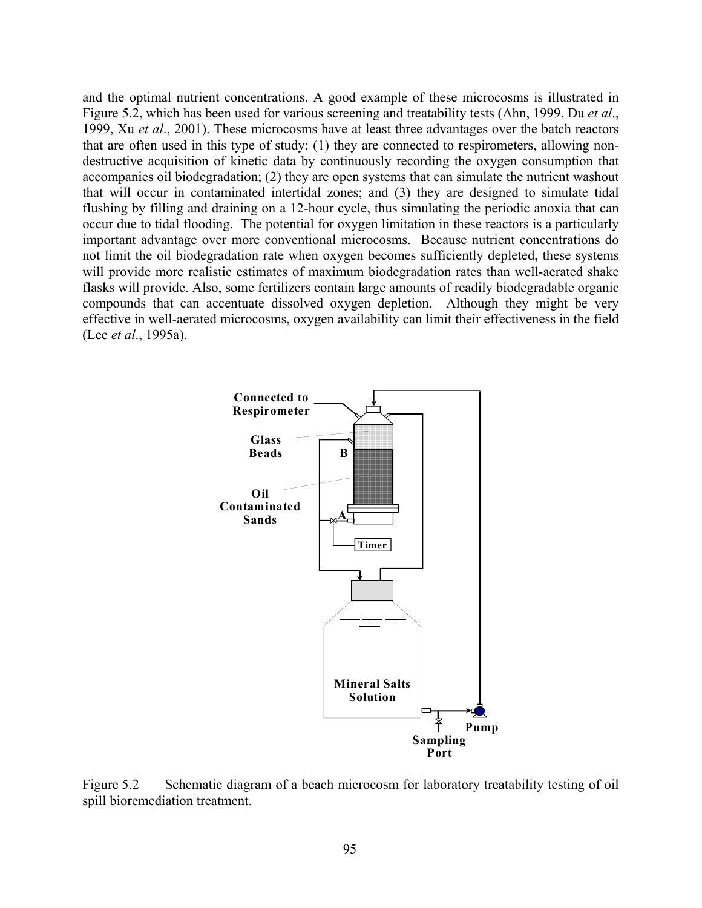and the optimal nutrient concentrations. A good example of these microcosms is illustrated in Figure 5.2, which has been used for various screening and treatability tests (Ahn, 1999, Du *et al*., 1999, Xu *et al*., 2001). These microcosms have at least three advantages over the batch reactors that are often used in this type of study: (1) they are connected to respirometers, allowing non-destructive acquisition of kinetic data by continuously recording the oxygen consumption that accompanies oil biodegradation; (2) they are open systems that can simulate the nutrient washout that will occur in contaminated intertidal zones; and (3) they are designed to simulate tidal flushing by filling and draining on a 12-hour cycle, thus simulating the periodic anoxia that can occur due to tidal flooding. The potential for oxygen limitation in these reactors is a particularly important advantage over more conventional microcosms. Because nutrient concentrations do not limit the oil biodegradation rate when oxygen becomes sufficiently depleted, these systems will provide more realistic estimates of maximum biodegradation rates than well-aerated shake flasks will provide. Also, some fertilizers contain large amounts of readily biodegradable organic compounds that can accentuate dissolved oxygen depletion. Although they might be very effective in well-aerated microcosms, oxygen availability can limit their effectiveness in the field (Lee *et al*., 1995a).

Figure 5.2 Schematic diagram of a beach microcosm for laboratory treatability testing of oil spill bioremediation treatment.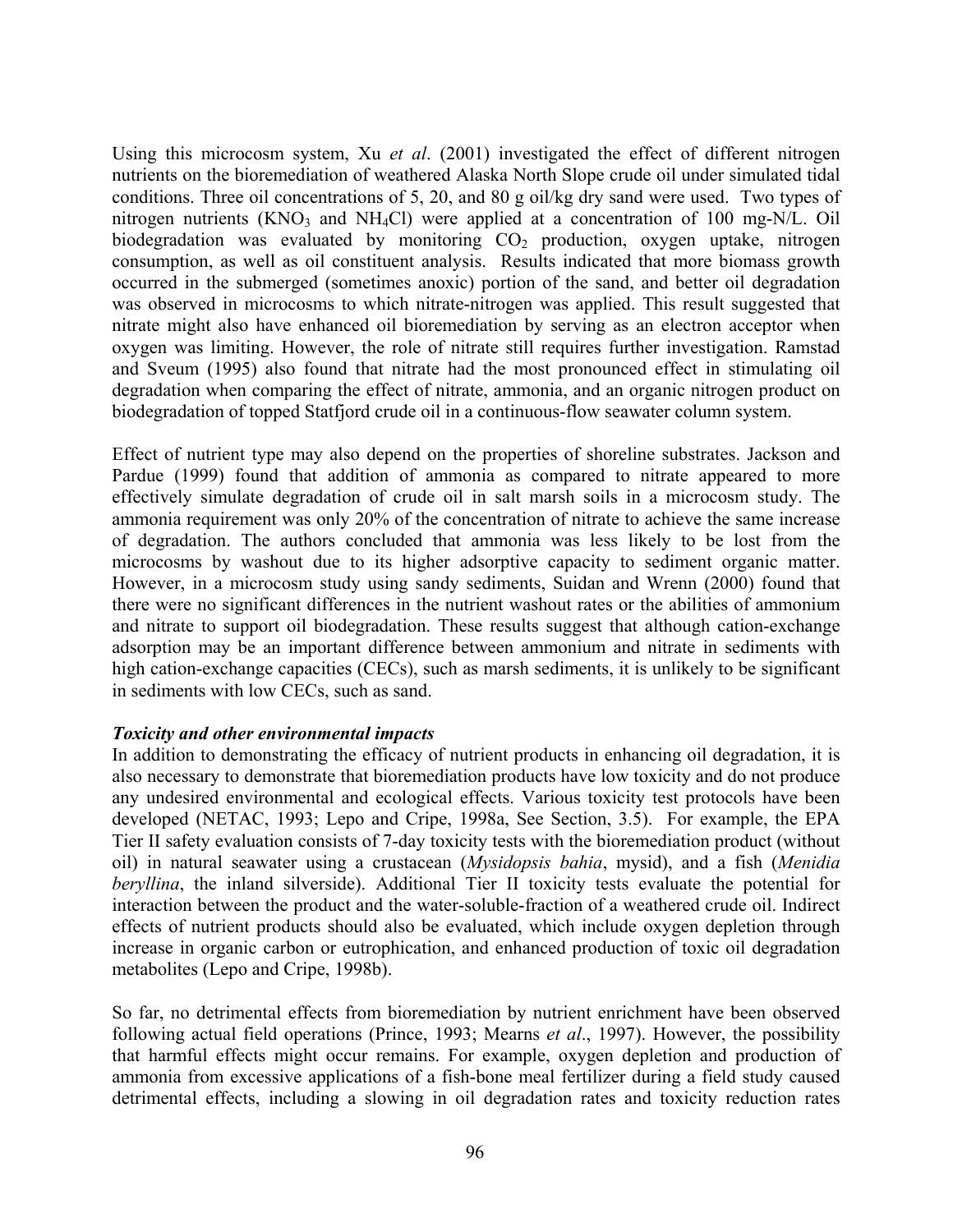Using this microcosm system, Xu *et al*. (2001) investigated the effect of different nitrogen nutrients on the bioremediation of weathered Alaska North Slope crude oil under simulated tidal conditions. Three oil concentrations of 5, 20, and 80 g oil/kg dry sand were used. Two types of nitrogen nutrients ($KNO_3$ and $NH_4Cl$) were applied at a concentration of 100 mg-N/L. Oil biodegradation was evaluated by monitoring $CO_2$ production, oxygen uptake, nitrogen consumption, as well as oil constituent analysis. Results indicated that more biomass growth occurred in the submerged (sometimes anoxic) portion of the sand, and better oil degradation was observed in microcosms to which nitrate-nitrogen was applied. This result suggested that nitrate might also have enhanced oil bioremediation by serving as an electron acceptor when oxygen was limiting. However, the role of nitrate still requires further investigation. Ramstad and Sveum (1995) also found that nitrate had the most pronounced effect in stimulating oil degradation when comparing the effect of nitrate, ammonia, and an organic nitrogen product on biodegradation of topped Statfjord crude oil in a continuous-flow seawater column system.

Effect of nutrient type may also depend on the properties of shoreline substrates. Jackson and Pardue (1999) found that addition of ammonia as compared to nitrate appeared to more effectively simulate degradation of crude oil in salt marsh soils in a microcosm study. The ammonia requirement was only 20% of the concentration of nitrate to achieve the same increase of degradation. The authors concluded that ammonia was less likely to be lost from the microcosms by washout due to its higher adsorptive capacity to sediment organic matter. However, in a microcosm study using sandy sediments, Suidan and Wrenn (2000) found that there were no significant differences in the nutrient washout rates or the abilities of ammonium and nitrate to support oil biodegradation. These results suggest that although cation-exchange adsorption may be an important difference between ammonium and nitrate in sediments with high cation-exchange capacities (CECs), such as marsh sediments, it is unlikely to be significant in sediments with low CECs, such as sand.

***Toxicity and other environmental impacts***

In addition to demonstrating the efficacy of nutrient products in enhancing oil degradation, it is also necessary to demonstrate that bioremediation products have low toxicity and do not produce any undesired environmental and ecological effects. Various toxicity test protocols have been developed (NETAC, 1993; Lepo and Cripe, 1998a, See Section, 3.5). For example, the EPA Tier II safety evaluation consists of 7-day toxicity tests with the bioremediation product (without oil) in natural seawater using a crustacean (*Mysidopsis bahia*, mysid), and a fish (*Menidia beryllina*, the inland silverside). Additional Tier II toxicity tests evaluate the potential for interaction between the product and the water-soluble-fraction of a weathered crude oil. Indirect effects of nutrient products should also be evaluated, which include oxygen depletion through increase in organic carbon or eutrophication, and enhanced production of toxic oil degradation metabolites (Lepo and Cripe, 1998b).

So far, no detrimental effects from bioremediation by nutrient enrichment have been observed following actual field operations (Prince, 1993; Mearns *et al*., 1997). However, the possibility that harmful effects might occur remains. For example, oxygen depletion and production of ammonia from excessive applications of a fish-bone meal fertilizer during a field study caused detrimental effects, including a slowing in oil degradation rates and toxicity reduction rates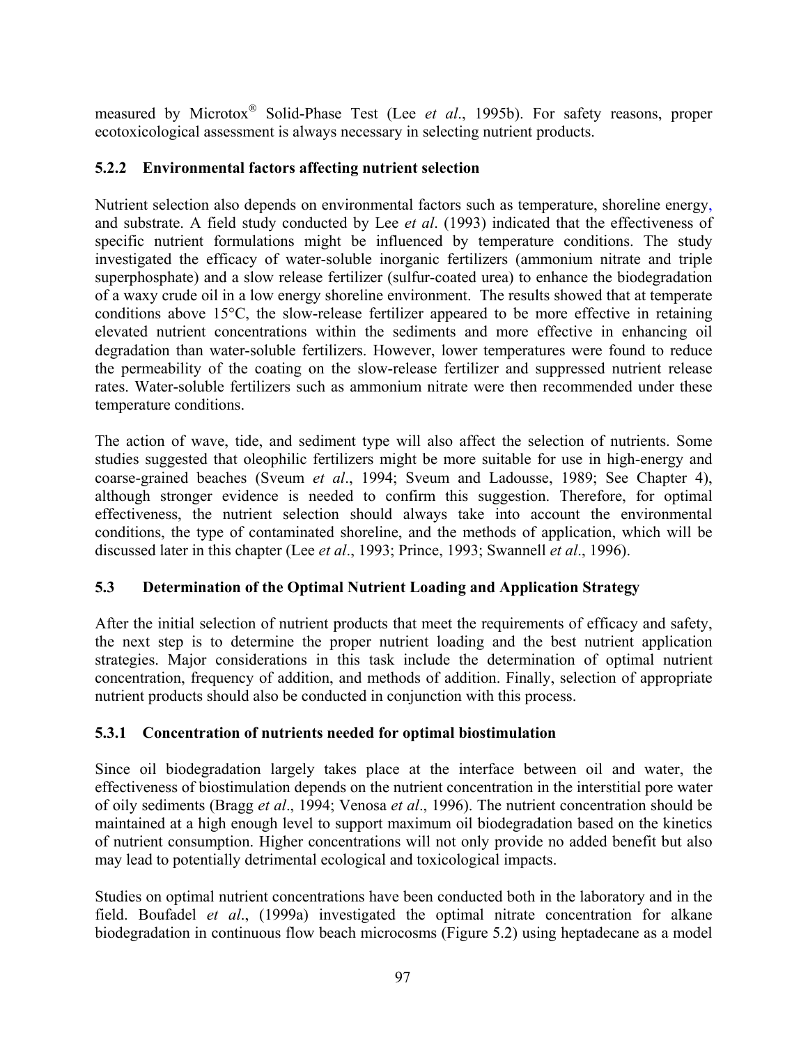measured by Microtox® Solid-Phase Test (Lee *et al*., 1995b). For safety reasons, proper ecotoxicological assessment is always necessary in selecting nutrient products.

### 5.2.2 Environmental factors affecting nutrient selection

Nutrient selection also depends on environmental factors such as temperature, shoreline energy, and substrate. A field study conducted by Lee *et al*. (1993) indicated that the effectiveness of specific nutrient formulations might be influenced by temperature conditions. The study investigated the efficacy of water-soluble inorganic fertilizers (ammonium nitrate and triple superphosphate) and a slow release fertilizer (sulfur-coated urea) to enhance the biodegradation of a waxy crude oil in a low energy shoreline environment. The results showed that at temperate conditions above 15°C, the slow-release fertilizer appeared to be more effective in retaining elevated nutrient concentrations within the sediments and more effective in enhancing oil degradation than water-soluble fertilizers. However, lower temperatures were found to reduce the permeability of the coating on the slow-release fertilizer and suppressed nutrient release rates. Water-soluble fertilizers such as ammonium nitrate were then recommended under these temperature conditions.

The action of wave, tide, and sediment type will also affect the selection of nutrients. Some studies suggested that oleophilic fertilizers might be more suitable for use in high-energy and coarse-grained beaches (Sveum *et al*., 1994; Sveum and Ladousse, 1989; See Chapter 4), although stronger evidence is needed to confirm this suggestion. Therefore, for optimal effectiveness, the nutrient selection should always take into account the environmental conditions, the type of contaminated shoreline, and the methods of application, which will be discussed later in this chapter (Lee *et al*., 1993; Prince, 1993; Swannell *et al*., 1996).

## 5.3 Determination of the Optimal Nutrient Loading and Application Strategy

After the initial selection of nutrient products that meet the requirements of efficacy and safety, the next step is to determine the proper nutrient loading and the best nutrient application strategies. Major considerations in this task include the determination of optimal nutrient concentration, frequency of addition, and methods of addition. Finally, selection of appropriate nutrient products should also be conducted in conjunction with this process.

### 5.3.1 Concentration of nutrients needed for optimal biostimulation

Since oil biodegradation largely takes place at the interface between oil and water, the effectiveness of biostimulation depends on the nutrient concentration in the interstitial pore water of oily sediments (Bragg *et al*., 1994; Venosa *et al*., 1996). The nutrient concentration should be maintained at a high enough level to support maximum oil biodegradation based on the kinetics of nutrient consumption. Higher concentrations will not only provide no added benefit but also may lead to potentially detrimental ecological and toxicological impacts.

Studies on optimal nutrient concentrations have been conducted both in the laboratory and in the field. Boufadel *et al*., (1999a) investigated the optimal nitrate concentration for alkane biodegradation in continuous flow beach microcosms (Figure 5.2) using heptadecane as a model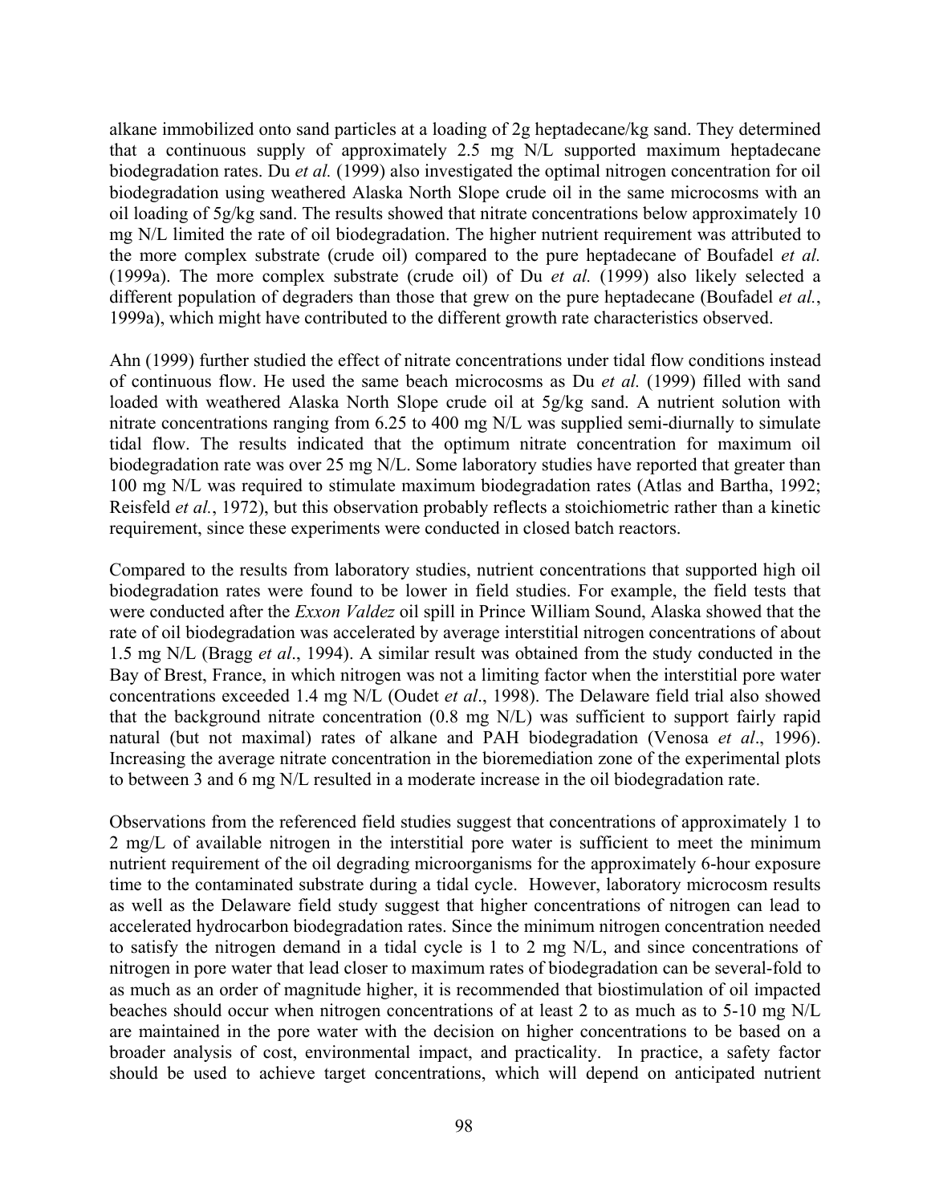alkane immobilized onto sand particles at a loading of 2g heptadecane/kg sand. They determined that a continuous supply of approximately 2.5 mg N/L supported maximum heptadecane biodegradation rates. Du *et al.* (1999) also investigated the optimal nitrogen concentration for oil biodegradation using weathered Alaska North Slope crude oil in the same microcosms with an oil loading of 5g/kg sand. The results showed that nitrate concentrations below approximately 10 mg N/L limited the rate of oil biodegradation. The higher nutrient requirement was attributed to the more complex substrate (crude oil) compared to the pure heptadecane of Boufadel *et al.* (1999a). The more complex substrate (crude oil) of Du *et al.* (1999) also likely selected a different population of degraders than those that grew on the pure heptadecane (Boufadel *et al.*, 1999a), which might have contributed to the different growth rate characteristics observed.

Ahn (1999) further studied the effect of nitrate concentrations under tidal flow conditions instead of continuous flow. He used the same beach microcosms as Du *et al.* (1999) filled with sand loaded with weathered Alaska North Slope crude oil at 5g/kg sand. A nutrient solution with nitrate concentrations ranging from 6.25 to 400 mg N/L was supplied semi-diurnally to simulate tidal flow. The results indicated that the optimum nitrate concentration for maximum oil biodegradation rate was over 25 mg N/L. Some laboratory studies have reported that greater than 100 mg N/L was required to stimulate maximum biodegradation rates (Atlas and Bartha, 1992; Reisfeld *et al.*, 1972), but this observation probably reflects a stoichiometric rather than a kinetic requirement, since these experiments were conducted in closed batch reactors.

Compared to the results from laboratory studies, nutrient concentrations that supported high oil biodegradation rates were found to be lower in field studies. For example, the field tests that were conducted after the *Exxon Valdez* oil spill in Prince William Sound, Alaska showed that the rate of oil biodegradation was accelerated by average interstitial nitrogen concentrations of about 1.5 mg N/L (Bragg *et al*., 1994). A similar result was obtained from the study conducted in the Bay of Brest, France, in which nitrogen was not a limiting factor when the interstitial pore water concentrations exceeded 1.4 mg N/L (Oudet *et al*., 1998). The Delaware field trial also showed that the background nitrate concentration (0.8 mg N/L) was sufficient to support fairly rapid natural (but not maximal) rates of alkane and PAH biodegradation (Venosa *et al*., 1996). Increasing the average nitrate concentration in the bioremediation zone of the experimental plots to between 3 and 6 mg N/L resulted in a moderate increase in the oil biodegradation rate.

Observations from the referenced field studies suggest that concentrations of approximately 1 to 2 mg/L of available nitrogen in the interstitial pore water is sufficient to meet the minimum nutrient requirement of the oil degrading microorganisms for the approximately 6-hour exposure time to the contaminated substrate during a tidal cycle. However, laboratory microcosm results as well as the Delaware field study suggest that higher concentrations of nitrogen can lead to accelerated hydrocarbon biodegradation rates. Since the minimum nitrogen concentration needed to satisfy the nitrogen demand in a tidal cycle is 1 to 2 mg N/L, and since concentrations of nitrogen in pore water that lead closer to maximum rates of biodegradation can be several-fold to as much as an order of magnitude higher, it is recommended that biostimulation of oil impacted beaches should occur when nitrogen concentrations of at least 2 to as much as to 5-10 mg N/L are maintained in the pore water with the decision on higher concentrations to be based on a broader analysis of cost, environmental impact, and practicality. In practice, a safety factor should be used to achieve target concentrations, which will depend on anticipated nutrient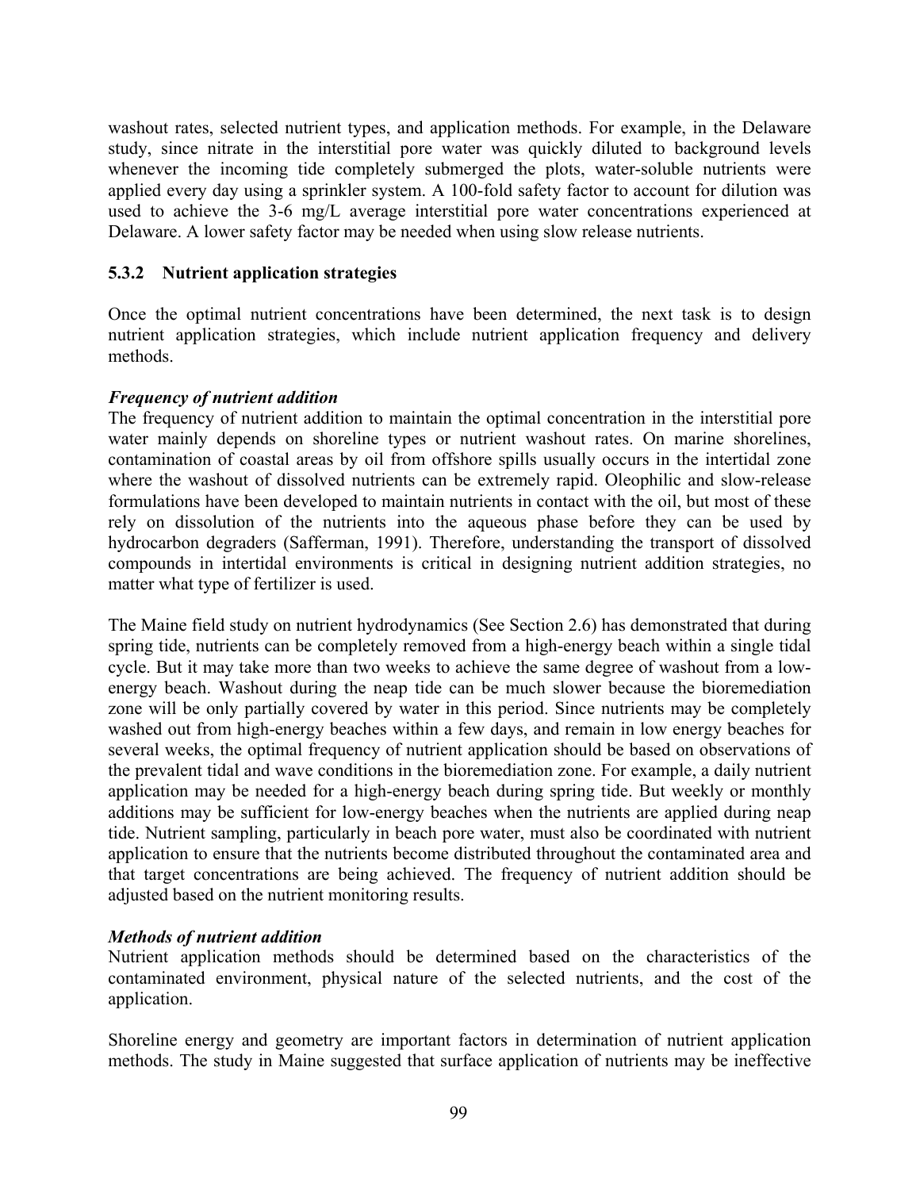washout rates, selected nutrient types, and application methods. For example, in the Delaware study, since nitrate in the interstitial pore water was quickly diluted to background levels whenever the incoming tide completely submerged the plots, water-soluble nutrients were applied every day using a sprinkler system. A 100-fold safety factor to account for dilution was used to achieve the 3-6 mg/L average interstitial pore water concentrations experienced at Delaware. A lower safety factor may be needed when using slow release nutrients.

### 5.3.2 Nutrient application strategies

Once the optimal nutrient concentrations have been determined, the next task is to design nutrient application strategies, which include nutrient application frequency and delivery methods.

***Frequency of nutrient addition***

The frequency of nutrient addition to maintain the optimal concentration in the interstitial pore water mainly depends on shoreline types or nutrient washout rates. On marine shorelines, contamination of coastal areas by oil from offshore spills usually occurs in the intertidal zone where the washout of dissolved nutrients can be extremely rapid. Oleophilic and slow-release formulations have been developed to maintain nutrients in contact with the oil, but most of these rely on dissolution of the nutrients into the aqueous phase before they can be used by hydrocarbon degraders (Safferman, 1991). Therefore, understanding the transport of dissolved compounds in intertidal environments is critical in designing nutrient addition strategies, no matter what type of fertilizer is used.

The Maine field study on nutrient hydrodynamics (See Section 2.6) has demonstrated that during spring tide, nutrients can be completely removed from a high-energy beach within a single tidal cycle. But it may take more than two weeks to achieve the same degree of washout from a low-energy beach. Washout during the neap tide can be much slower because the bioremediation zone will be only partially covered by water in this period. Since nutrients may be completely washed out from high-energy beaches within a few days, and remain in low energy beaches for several weeks, the optimal frequency of nutrient application should be based on observations of the prevalent tidal and wave conditions in the bioremediation zone. For example, a daily nutrient application may be needed for a high-energy beach during spring tide. But weekly or monthly additions may be sufficient for low-energy beaches when the nutrients are applied during neap tide. Nutrient sampling, particularly in beach pore water, must also be coordinated with nutrient application to ensure that the nutrients become distributed throughout the contaminated area and that target concentrations are being achieved. The frequency of nutrient addition should be adjusted based on the nutrient monitoring results.

***Methods of nutrient addition***

Nutrient application methods should be determined based on the characteristics of the contaminated environment, physical nature of the selected nutrients, and the cost of the application.

Shoreline energy and geometry are important factors in determination of nutrient application methods. The study in Maine suggested that surface application of nutrients may be ineffective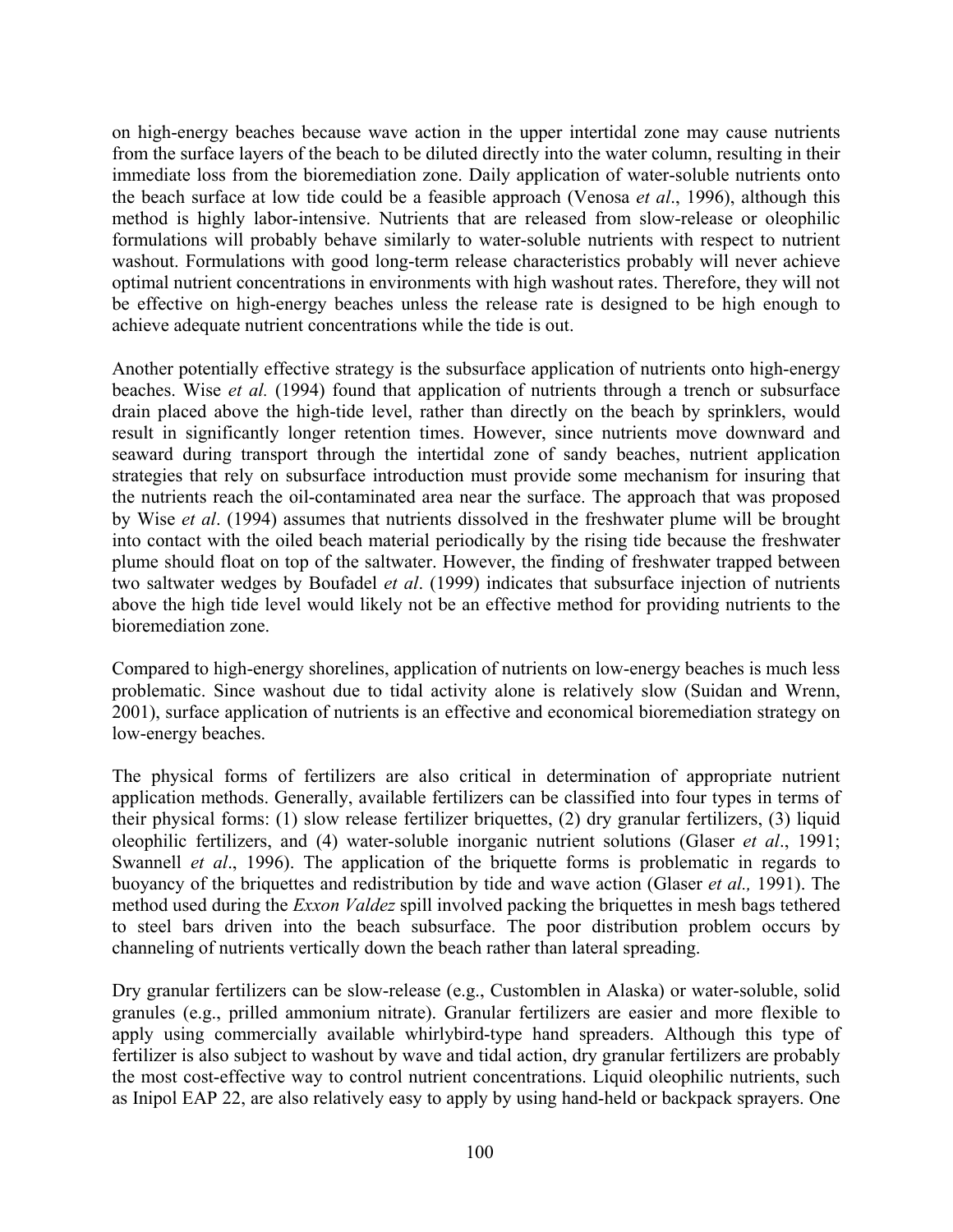on high-energy beaches because wave action in the upper intertidal zone may cause nutrients from the surface layers of the beach to be diluted directly into the water column, resulting in their immediate loss from the bioremediation zone. Daily application of water-soluble nutrients onto the beach surface at low tide could be a feasible approach (Venosa *et al*., 1996), although this method is highly labor-intensive. Nutrients that are released from slow-release or oleophilic formulations will probably behave similarly to water-soluble nutrients with respect to nutrient washout. Formulations with good long-term release characteristics probably will never achieve optimal nutrient concentrations in environments with high washout rates. Therefore, they will not be effective on high-energy beaches unless the release rate is designed to be high enough to achieve adequate nutrient concentrations while the tide is out.

Another potentially effective strategy is the subsurface application of nutrients onto high-energy beaches. Wise *et al.* (1994) found that application of nutrients through a trench or subsurface drain placed above the high-tide level, rather than directly on the beach by sprinklers, would result in significantly longer retention times. However, since nutrients move downward and seaward during transport through the intertidal zone of sandy beaches, nutrient application strategies that rely on subsurface introduction must provide some mechanism for insuring that the nutrients reach the oil-contaminated area near the surface. The approach that was proposed by Wise *et al*. (1994) assumes that nutrients dissolved in the freshwater plume will be brought into contact with the oiled beach material periodically by the rising tide because the freshwater plume should float on top of the saltwater. However, the finding of freshwater trapped between two saltwater wedges by Boufadel *et al*. (1999) indicates that subsurface injection of nutrients above the high tide level would likely not be an effective method for providing nutrients to the bioremediation zone.

Compared to high-energy shorelines, application of nutrients on low-energy beaches is much less problematic. Since washout due to tidal activity alone is relatively slow (Suidan and Wrenn, 2001), surface application of nutrients is an effective and economical bioremediation strategy on low-energy beaches.

The physical forms of fertilizers are also critical in determination of appropriate nutrient application methods. Generally, available fertilizers can be classified into four types in terms of their physical forms: (1) slow release fertilizer briquettes, (2) dry granular fertilizers, (3) liquid oleophilic fertilizers, and (4) water-soluble inorganic nutrient solutions (Glaser *et al*., 1991; Swannell *et al*., 1996). The application of the briquette forms is problematic in regards to buoyancy of the briquettes and redistribution by tide and wave action (Glaser *et al.,* 1991). The method used during the *Exxon Valdez* spill involved packing the briquettes in mesh bags tethered to steel bars driven into the beach subsurface. The poor distribution problem occurs by channeling of nutrients vertically down the beach rather than lateral spreading.

Dry granular fertilizers can be slow-release (e.g., Customblen in Alaska) or water-soluble, solid granules (e.g., prilled ammonium nitrate). Granular fertilizers are easier and more flexible to apply using commercially available whirlybird-type hand spreaders. Although this type of fertilizer is also subject to washout by wave and tidal action, dry granular fertilizers are probably the most cost-effective way to control nutrient concentrations. Liquid oleophilic nutrients, such as Inipol EAP 22, are also relatively easy to apply by using hand-held or backpack sprayers. One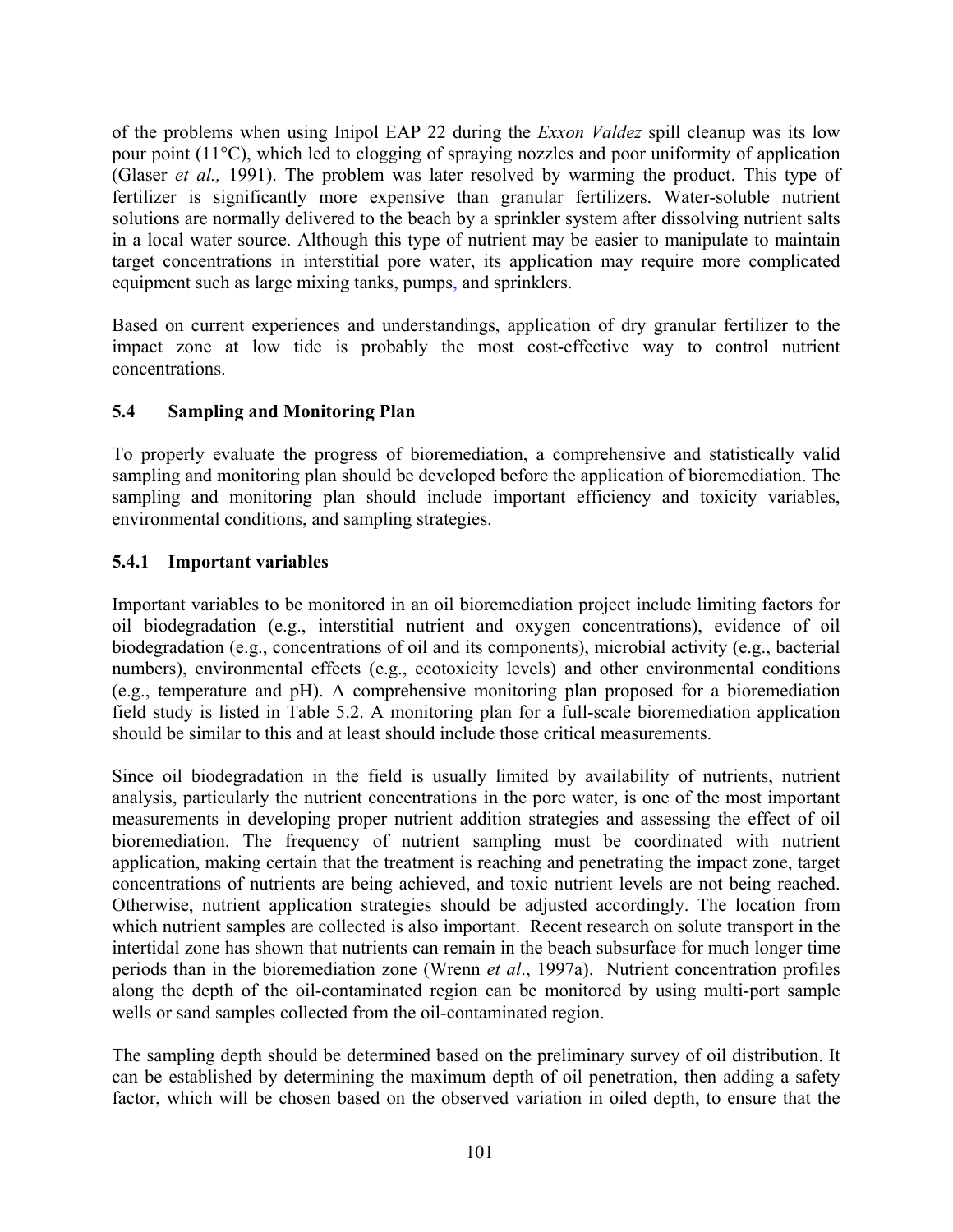of the problems when using Inipol EAP 22 during the *Exxon Valdez* spill cleanup was its low pour point (11°C), which led to clogging of spraying nozzles and poor uniformity of application (Glaser *et al.,* 1991). The problem was later resolved by warming the product. This type of fertilizer is significantly more expensive than granular fertilizers. Water-soluble nutrient solutions are normally delivered to the beach by a sprinkler system after dissolving nutrient salts in a local water source. Although this type of nutrient may be easier to manipulate to maintain target concentrations in interstitial pore water, its application may require more complicated equipment such as large mixing tanks, pumps, and sprinklers.

Based on current experiences and understandings, application of dry granular fertilizer to the impact zone at low tide is probably the most cost-effective way to control nutrient concentrations.

### 5.4 Sampling and Monitoring Plan

To properly evaluate the progress of bioremediation, a comprehensive and statistically valid sampling and monitoring plan should be developed before the application of bioremediation. The sampling and monitoring plan should include important efficiency and toxicity variables, environmental conditions, and sampling strategies.

#### 5.4.1 Important variables

Important variables to be monitored in an oil bioremediation project include limiting factors for oil biodegradation (e.g., interstitial nutrient and oxygen concentrations), evidence of oil biodegradation (e.g., concentrations of oil and its components), microbial activity (e.g., bacterial numbers), environmental effects (e.g., ecotoxicity levels) and other environmental conditions (e.g., temperature and pH). A comprehensive monitoring plan proposed for a bioremediation field study is listed in Table 5.2. A monitoring plan for a full-scale bioremediation application should be similar to this and at least should include those critical measurements.

Since oil biodegradation in the field is usually limited by availability of nutrients, nutrient analysis, particularly the nutrient concentrations in the pore water, is one of the most important measurements in developing proper nutrient addition strategies and assessing the effect of oil bioremediation. The frequency of nutrient sampling must be coordinated with nutrient application, making certain that the treatment is reaching and penetrating the impact zone, target concentrations of nutrients are being achieved, and toxic nutrient levels are not being reached. Otherwise, nutrient application strategies should be adjusted accordingly. The location from which nutrient samples are collected is also important. Recent research on solute transport in the intertidal zone has shown that nutrients can remain in the beach subsurface for much longer time periods than in the bioremediation zone (Wrenn *et al*., 1997a). Nutrient concentration profiles along the depth of the oil-contaminated region can be monitored by using multi-port sample wells or sand samples collected from the oil-contaminated region.

The sampling depth should be determined based on the preliminary survey of oil distribution. It can be established by determining the maximum depth of oil penetration, then adding a safety factor, which will be chosen based on the observed variation in oiled depth, to ensure that the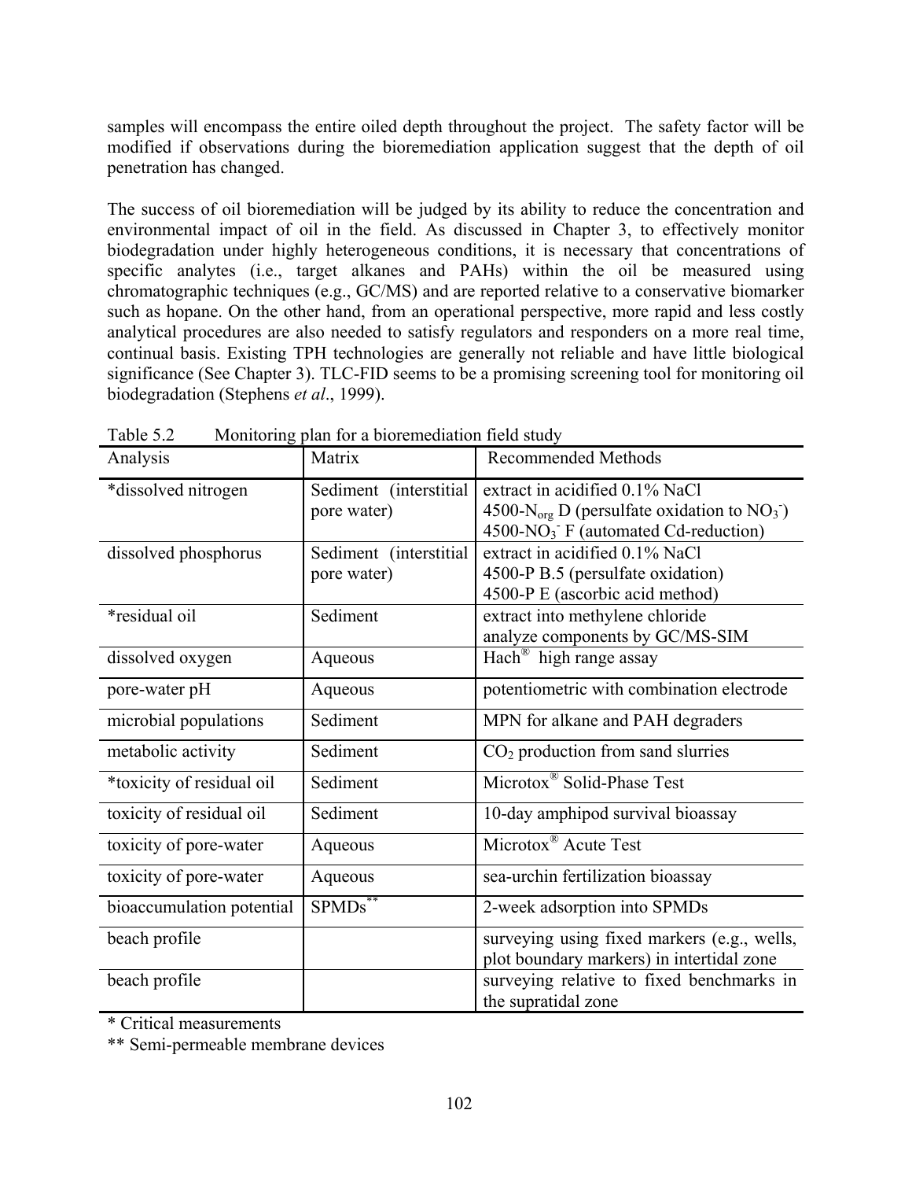samples will encompass the entire oiled depth throughout the project. The safety factor will be modified if observations during the bioremediation application suggest that the depth of oil penetration has changed.

The success of oil bioremediation will be judged by its ability to reduce the concentration and environmental impact of oil in the field. As discussed in Chapter 3, to effectively monitor biodegradation under highly heterogeneous conditions, it is necessary that concentrations of specific analytes (i.e., target alkanes and PAHs) within the oil be measured using chromatographic techniques (e.g., GC/MS) and are reported relative to a conservative biomarker such as hopane. On the other hand, from an operational perspective, more rapid and less costly analytical procedures are also needed to satisfy regulators and responders on a more real time, continual basis. Existing TPH technologies are generally not reliable and have little biological significance (See Chapter 3). TLC-FID seems to be a promising screening tool for monitoring oil biodegradation (Stephens *et al*., 1999).

Table 5.2 Monitoring plan for a bioremediation field study

| Analysis | Matrix | Recommended Methods |
|---|---|---|
| *dissolved nitrogen | Sediment (interstitial pore water) | extract in acidified 0.1% NaCl<br>4500-$N_{org}$ D (persulfate oxidation to $NO_3^-$)<br>4500-$NO_3^-$ F (automated Cd-reduction) |
| dissolved phosphorus | Sediment (interstitial pore water) | extract in acidified 0.1% NaCl<br>4500-P B.5 (persulfate oxidation)<br>4500-P E (ascorbic acid method) |
| *residual oil | Sediment | extract into methylene chloride<br>analyze components by GC/MS-SIM |
| dissolved oxygen | Aqueous | Hach® high range assay |
| pore-water pH | Aqueous | potentiometric with combination electrode |
| microbial populations | Sediment | MPN for alkane and PAH degraders |
| metabolic activity | Sediment | $CO_2$ production from sand slurries |
| *toxicity of residual oil | Sediment | Microtox® Solid-Phase Test |
| toxicity of residual oil | Sediment | 10-day amphipod survival bioassay |
| toxicity of pore-water | Aqueous | Microtox® Acute Test |
| toxicity of pore-water | Aqueous | sea-urchin fertilization bioassay |
| bioaccumulation potential | SPMDs** | 2-week adsorption into SPMDs |
| beach profile | | surveying using fixed markers (e.g., wells, plot boundary markers) in intertidal zone |
| beach profile | | surveying relative to fixed benchmarks in the supratidal zone |

\* Critical measurements

** Semi-permeable membrane devices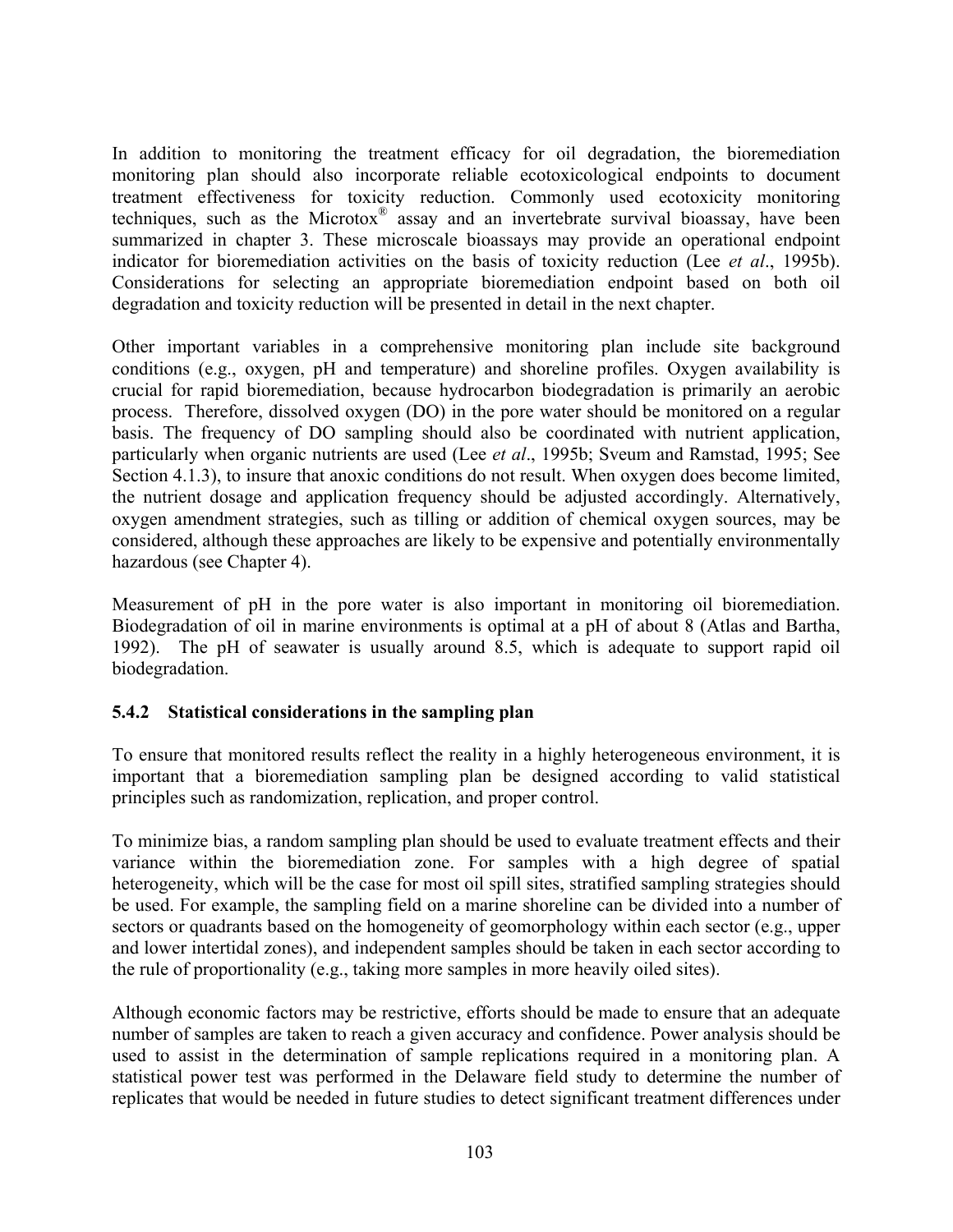In addition to monitoring the treatment efficacy for oil degradation, the bioremediation monitoring plan should also incorporate reliable ecotoxicological endpoints to document treatment effectiveness for toxicity reduction. Commonly used ecotoxicity monitoring techniques, such as the Microtox® assay and an invertebrate survival bioassay, have been summarized in chapter 3. These microscale bioassays may provide an operational endpoint indicator for bioremediation activities on the basis of toxicity reduction (Lee *et al*., 1995b). Considerations for selecting an appropriate bioremediation endpoint based on both oil degradation and toxicity reduction will be presented in detail in the next chapter.

Other important variables in a comprehensive monitoring plan include site background conditions (e.g., oxygen, pH and temperature) and shoreline profiles. Oxygen availability is crucial for rapid bioremediation, because hydrocarbon biodegradation is primarily an aerobic process. Therefore, dissolved oxygen (DO) in the pore water should be monitored on a regular basis. The frequency of DO sampling should also be coordinated with nutrient application, particularly when organic nutrients are used (Lee *et al*., 1995b; Sveum and Ramstad, 1995; See Section 4.1.3), to insure that anoxic conditions do not result. When oxygen does become limited, the nutrient dosage and application frequency should be adjusted accordingly. Alternatively, oxygen amendment strategies, such as tilling or addition of chemical oxygen sources, may be considered, although these approaches are likely to be expensive and potentially environmentally hazardous (see Chapter 4).

Measurement of pH in the pore water is also important in monitoring oil bioremediation. Biodegradation of oil in marine environments is optimal at a pH of about 8 (Atlas and Bartha, 1992). The pH of seawater is usually around 8.5, which is adequate to support rapid oil biodegradation.

### 5.4.2 Statistical considerations in the sampling plan

To ensure that monitored results reflect the reality in a highly heterogeneous environment, it is important that a bioremediation sampling plan be designed according to valid statistical principles such as randomization, replication, and proper control.

To minimize bias, a random sampling plan should be used to evaluate treatment effects and their variance within the bioremediation zone. For samples with a high degree of spatial heterogeneity, which will be the case for most oil spill sites, stratified sampling strategies should be used. For example, the sampling field on a marine shoreline can be divided into a number of sectors or quadrants based on the homogeneity of geomorphology within each sector (e.g., upper and lower intertidal zones), and independent samples should be taken in each sector according to the rule of proportionality (e.g., taking more samples in more heavily oiled sites).

Although economic factors may be restrictive, efforts should be made to ensure that an adequate number of samples are taken to reach a given accuracy and confidence. Power analysis should be used to assist in the determination of sample replications required in a monitoring plan. A statistical power test was performed in the Delaware field study to determine the number of replicates that would be needed in future studies to detect significant treatment differences under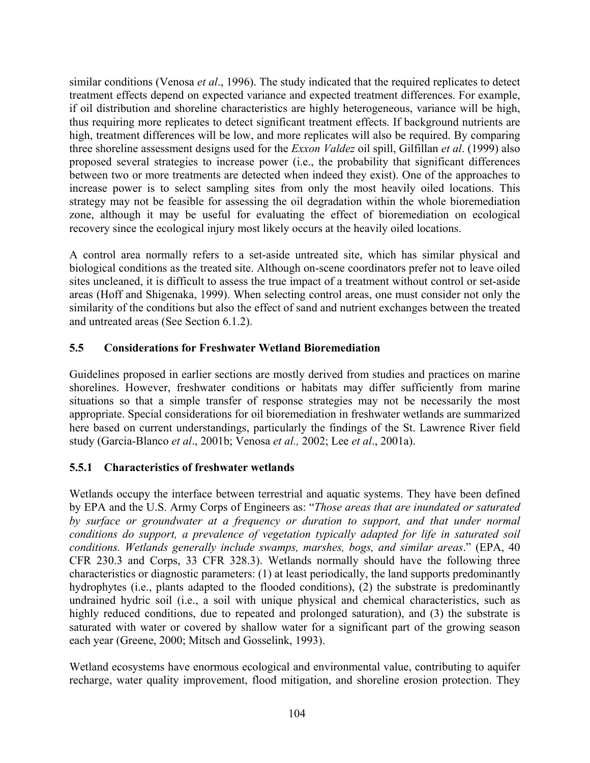similar conditions (Venosa *et al*., 1996). The study indicated that the required replicates to detect treatment effects depend on expected variance and expected treatment differences. For example, if oil distribution and shoreline characteristics are highly heterogeneous, variance will be high, thus requiring more replicates to detect significant treatment effects. If background nutrients are high, treatment differences will be low, and more replicates will also be required. By comparing three shoreline assessment designs used for the *Exxon Valdez* oil spill, Gilfillan *et al*. (1999) also proposed several strategies to increase power (i.e., the probability that significant differences between two or more treatments are detected when indeed they exist). One of the approaches to increase power is to select sampling sites from only the most heavily oiled locations. This strategy may not be feasible for assessing the oil degradation within the whole bioremediation zone, although it may be useful for evaluating the effect of bioremediation on ecological recovery since the ecological injury most likely occurs at the heavily oiled locations.

A control area normally refers to a set-aside untreated site, which has similar physical and biological conditions as the treated site. Although on-scene coordinators prefer not to leave oiled sites uncleaned, it is difficult to assess the true impact of a treatment without control or set-aside areas (Hoff and Shigenaka, 1999). When selecting control areas, one must consider not only the similarity of the conditions but also the effect of sand and nutrient exchanges between the treated and untreated areas (See Section 6.1.2).

## 5.5 Considerations for Freshwater Wetland Bioremediation

Guidelines proposed in earlier sections are mostly derived from studies and practices on marine shorelines. However, freshwater conditions or habitats may differ sufficiently from marine situations so that a simple transfer of response strategies may not be necessarily the most appropriate. Special considerations for oil bioremediation in freshwater wetlands are summarized here based on current understandings, particularly the findings of the St. Lawrence River field study (Garcia-Blanco *et al*., 2001b; Venosa *et al.,* 2002; Lee *et al*., 2001a).

### 5.5.1 Characteristics of freshwater wetlands

Wetlands occupy the interface between terrestrial and aquatic systems. They have been defined by EPA and the U.S. Army Corps of Engineers as: "*Those areas that are inundated or saturated by surface or groundwater at a frequency or duration to support, and that under normal conditions do support, a prevalence of vegetation typically adapted for life in saturated soil conditions. Wetlands generally include swamps, marshes, bogs, and similar areas*." (EPA, 40 CFR 230.3 and Corps, 33 CFR 328.3). Wetlands normally should have the following three characteristics or diagnostic parameters: (1) at least periodically, the land supports predominantly hydrophytes (i.e., plants adapted to the flooded conditions), (2) the substrate is predominantly undrained hydric soil (i.e., a soil with unique physical and chemical characteristics, such as highly reduced conditions, due to repeated and prolonged saturation), and (3) the substrate is saturated with water or covered by shallow water for a significant part of the growing season each year (Greene, 2000; Mitsch and Gosselink, 1993).

Wetland ecosystems have enormous ecological and environmental value, contributing to aquifer recharge, water quality improvement, flood mitigation, and shoreline erosion protection. They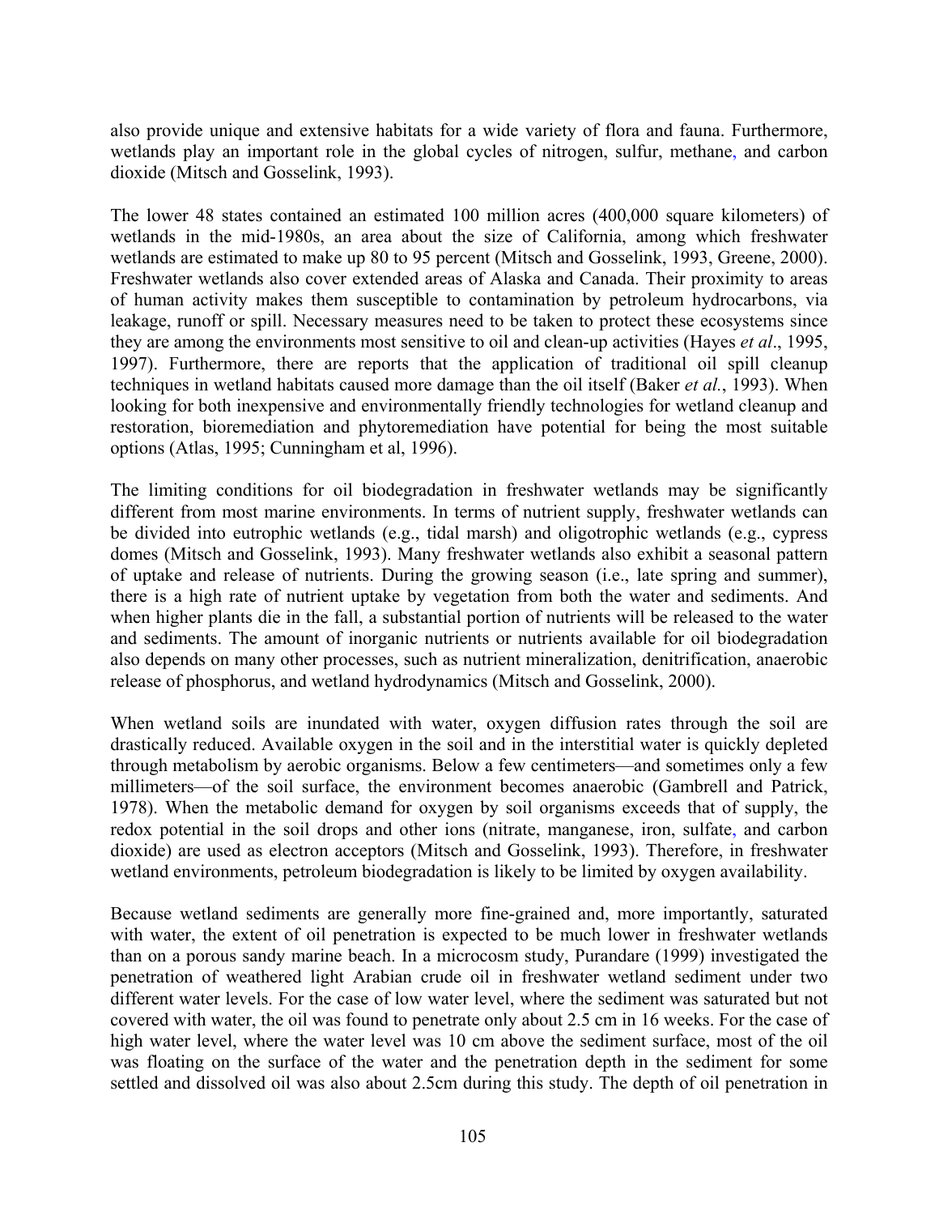also provide unique and extensive habitats for a wide variety of flora and fauna. Furthermore, wetlands play an important role in the global cycles of nitrogen, sulfur, methane, and carbon dioxide (Mitsch and Gosselink, 1993).

The lower 48 states contained an estimated 100 million acres (400,000 square kilometers) of wetlands in the mid-1980s, an area about the size of California, among which freshwater wetlands are estimated to make up 80 to 95 percent (Mitsch and Gosselink, 1993, Greene, 2000). Freshwater wetlands also cover extended areas of Alaska and Canada. Their proximity to areas of human activity makes them susceptible to contamination by petroleum hydrocarbons, via leakage, runoff or spill. Necessary measures need to be taken to protect these ecosystems since they are among the environments most sensitive to oil and clean-up activities (Hayes *et al*., 1995, 1997). Furthermore, there are reports that the application of traditional oil spill cleanup techniques in wetland habitats caused more damage than the oil itself (Baker *et al.*, 1993). When looking for both inexpensive and environmentally friendly technologies for wetland cleanup and restoration, bioremediation and phytoremediation have potential for being the most suitable options (Atlas, 1995; Cunningham et al, 1996).

The limiting conditions for oil biodegradation in freshwater wetlands may be significantly different from most marine environments. In terms of nutrient supply, freshwater wetlands can be divided into eutrophic wetlands (e.g., tidal marsh) and oligotrophic wetlands (e.g., cypress domes (Mitsch and Gosselink, 1993). Many freshwater wetlands also exhibit a seasonal pattern of uptake and release of nutrients. During the growing season (i.e., late spring and summer), there is a high rate of nutrient uptake by vegetation from both the water and sediments. And when higher plants die in the fall, a substantial portion of nutrients will be released to the water and sediments. The amount of inorganic nutrients or nutrients available for oil biodegradation also depends on many other processes, such as nutrient mineralization, denitrification, anaerobic release of phosphorus, and wetland hydrodynamics (Mitsch and Gosselink, 2000).

When wetland soils are inundated with water, oxygen diffusion rates through the soil are drastically reduced. Available oxygen in the soil and in the interstitial water is quickly depleted through metabolism by aerobic organisms. Below a few centimeters—and sometimes only a few millimeters—of the soil surface, the environment becomes anaerobic (Gambrell and Patrick, 1978). When the metabolic demand for oxygen by soil organisms exceeds that of supply, the redox potential in the soil drops and other ions (nitrate, manganese, iron, sulfate, and carbon dioxide) are used as electron acceptors (Mitsch and Gosselink, 1993). Therefore, in freshwater wetland environments, petroleum biodegradation is likely to be limited by oxygen availability.

Because wetland sediments are generally more fine-grained and, more importantly, saturated with water, the extent of oil penetration is expected to be much lower in freshwater wetlands than on a porous sandy marine beach. In a microcosm study, Purandare (1999) investigated the penetration of weathered light Arabian crude oil in freshwater wetland sediment under two different water levels. For the case of low water level, where the sediment was saturated but not covered with water, the oil was found to penetrate only about 2.5 cm in 16 weeks. For the case of high water level, where the water level was 10 cm above the sediment surface, most of the oil was floating on the surface of the water and the penetration depth in the sediment for some settled and dissolved oil was also about 2.5cm during this study. The depth of oil penetration in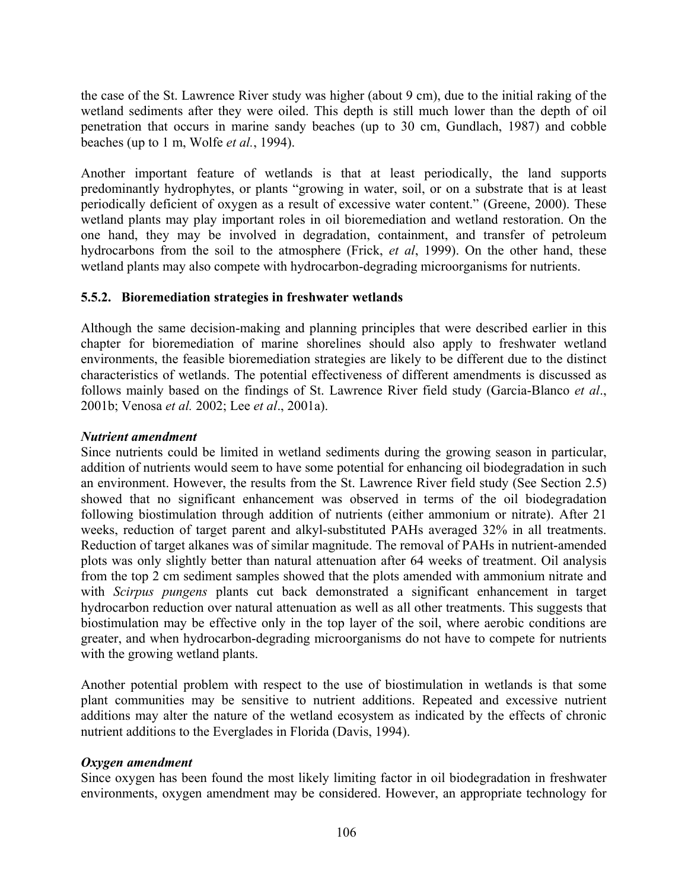the case of the St. Lawrence River study was higher (about 9 cm), due to the initial raking of the wetland sediments after they were oiled. This depth is still much lower than the depth of oil penetration that occurs in marine sandy beaches (up to 30 cm, Gundlach, 1987) and cobble beaches (up to 1 m, Wolfe *et al.*, 1994).

Another important feature of wetlands is that at least periodically, the land supports predominantly hydrophytes, or plants "growing in water, soil, or on a substrate that is at least periodically deficient of oxygen as a result of excessive water content." (Greene, 2000). These wetland plants may play important roles in oil bioremediation and wetland restoration. On the one hand, they may be involved in degradation, containment, and transfer of petroleum hydrocarbons from the soil to the atmosphere (Frick, *et al*, 1999). On the other hand, these wetland plants may also compete with hydrocarbon-degrading microorganisms for nutrients.

### 5.5.2. Bioremediation strategies in freshwater wetlands

Although the same decision-making and planning principles that were described earlier in this chapter for bioremediation of marine shorelines should also apply to freshwater wetland environments, the feasible bioremediation strategies are likely to be different due to the distinct characteristics of wetlands. The potential effectiveness of different amendments is discussed as follows mainly based on the findings of St. Lawrence River field study (Garcia-Blanco *et al*., 2001b; Venosa *et al.* 2002; Lee *et al*., 2001a).

***Nutrient amendment***

Since nutrients could be limited in wetland sediments during the growing season in particular, addition of nutrients would seem to have some potential for enhancing oil biodegradation in such an environment. However, the results from the St. Lawrence River field study (See Section 2.5) showed that no significant enhancement was observed in terms of the oil biodegradation following biostimulation through addition of nutrients (either ammonium or nitrate). After 21 weeks, reduction of target parent and alkyl-substituted PAHs averaged 32% in all treatments. Reduction of target alkanes was of similar magnitude. The removal of PAHs in nutrient-amended plots was only slightly better than natural attenuation after 64 weeks of treatment. Oil analysis from the top 2 cm sediment samples showed that the plots amended with ammonium nitrate and with *Scirpus pungens* plants cut back demonstrated a significant enhancement in target hydrocarbon reduction over natural attenuation as well as all other treatments. This suggests that biostimulation may be effective only in the top layer of the soil, where aerobic conditions are greater, and when hydrocarbon-degrading microorganisms do not have to compete for nutrients with the growing wetland plants.

Another potential problem with respect to the use of biostimulation in wetlands is that some plant communities may be sensitive to nutrient additions. Repeated and excessive nutrient additions may alter the nature of the wetland ecosystem as indicated by the effects of chronic nutrient additions to the Everglades in Florida (Davis, 1994).

***Oxygen amendment***

Since oxygen has been found the most likely limiting factor in oil biodegradation in freshwater environments, oxygen amendment may be considered. However, an appropriate technology for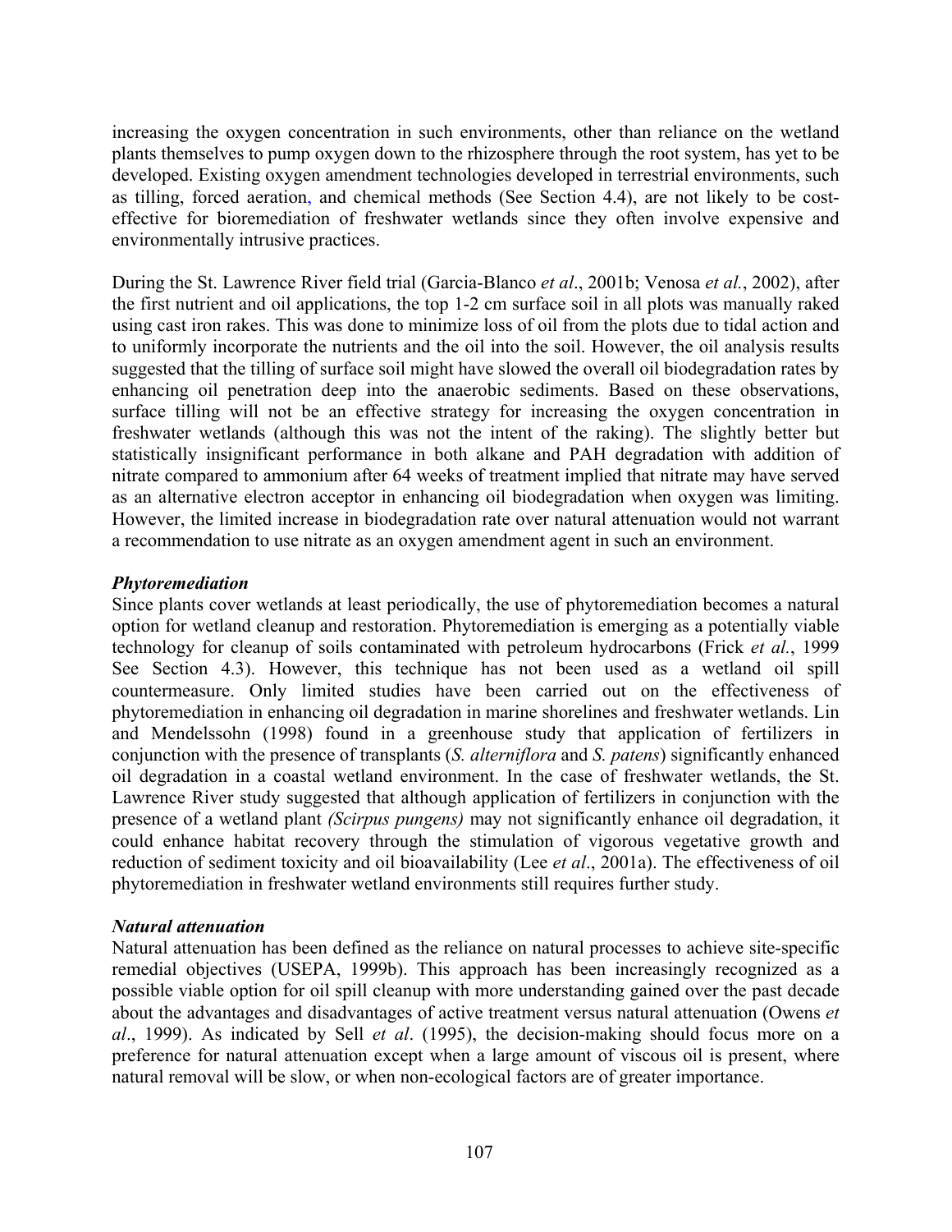increasing the oxygen concentration in such environments, other than reliance on the wetland plants themselves to pump oxygen down to the rhizosphere through the root system, has yet to be developed. Existing oxygen amendment technologies developed in terrestrial environments, such as tilling, forced aeration, and chemical methods (See Section 4.4), are not likely to be cost-effective for bioremediation of freshwater wetlands since they often involve expensive and environmentally intrusive practices.

During the St. Lawrence River field trial (Garcia-Blanco *et al*., 2001b; Venosa *et al.*, 2002), after the first nutrient and oil applications, the top 1-2 cm surface soil in all plots was manually raked using cast iron rakes. This was done to minimize loss of oil from the plots due to tidal action and to uniformly incorporate the nutrients and the oil into the soil. However, the oil analysis results suggested that the tilling of surface soil might have slowed the overall oil biodegradation rates by enhancing oil penetration deep into the anaerobic sediments. Based on these observations, surface tilling will not be an effective strategy for increasing the oxygen concentration in freshwater wetlands (although this was not the intent of the raking). The slightly better but statistically insignificant performance in both alkane and PAH degradation with addition of nitrate compared to ammonium after 64 weeks of treatment implied that nitrate may have served as an alternative electron acceptor in enhancing oil biodegradation when oxygen was limiting. However, the limited increase in biodegradation rate over natural attenuation would not warrant a recommendation to use nitrate as an oxygen amendment agent in such an environment.

***Phytoremediation***

Since plants cover wetlands at least periodically, the use of phytoremediation becomes a natural option for wetland cleanup and restoration. Phytoremediation is emerging as a potentially viable technology for cleanup of soils contaminated with petroleum hydrocarbons (Frick *et al.*, 1999 See Section 4.3). However, this technique has not been used as a wetland oil spill countermeasure. Only limited studies have been carried out on the effectiveness of phytoremediation in enhancing oil degradation in marine shorelines and freshwater wetlands. Lin and Mendelssohn (1998) found in a greenhouse study that application of fertilizers in conjunction with the presence of transplants (*S. alterniflora* and *S. patens*) significantly enhanced oil degradation in a coastal wetland environment. In the case of freshwater wetlands, the St. Lawrence River study suggested that although application of fertilizers in conjunction with the presence of a wetland plant *(Scirpus pungens)* may not significantly enhance oil degradation, it could enhance habitat recovery through the stimulation of vigorous vegetative growth and reduction of sediment toxicity and oil bioavailability (Lee *et al*., 2001a). The effectiveness of oil phytoremediation in freshwater wetland environments still requires further study.

***Natural attenuation***

Natural attenuation has been defined as the reliance on natural processes to achieve site-specific remedial objectives (USEPA, 1999b). This approach has been increasingly recognized as a possible viable option for oil spill cleanup with more understanding gained over the past decade about the advantages and disadvantages of active treatment versus natural attenuation (Owens *et al*., 1999). As indicated by Sell *et al*. (1995), the decision-making should focus more on a preference for natural attenuation except when a large amount of viscous oil is present, where natural removal will be slow, or when non-ecological factors are of greater importance.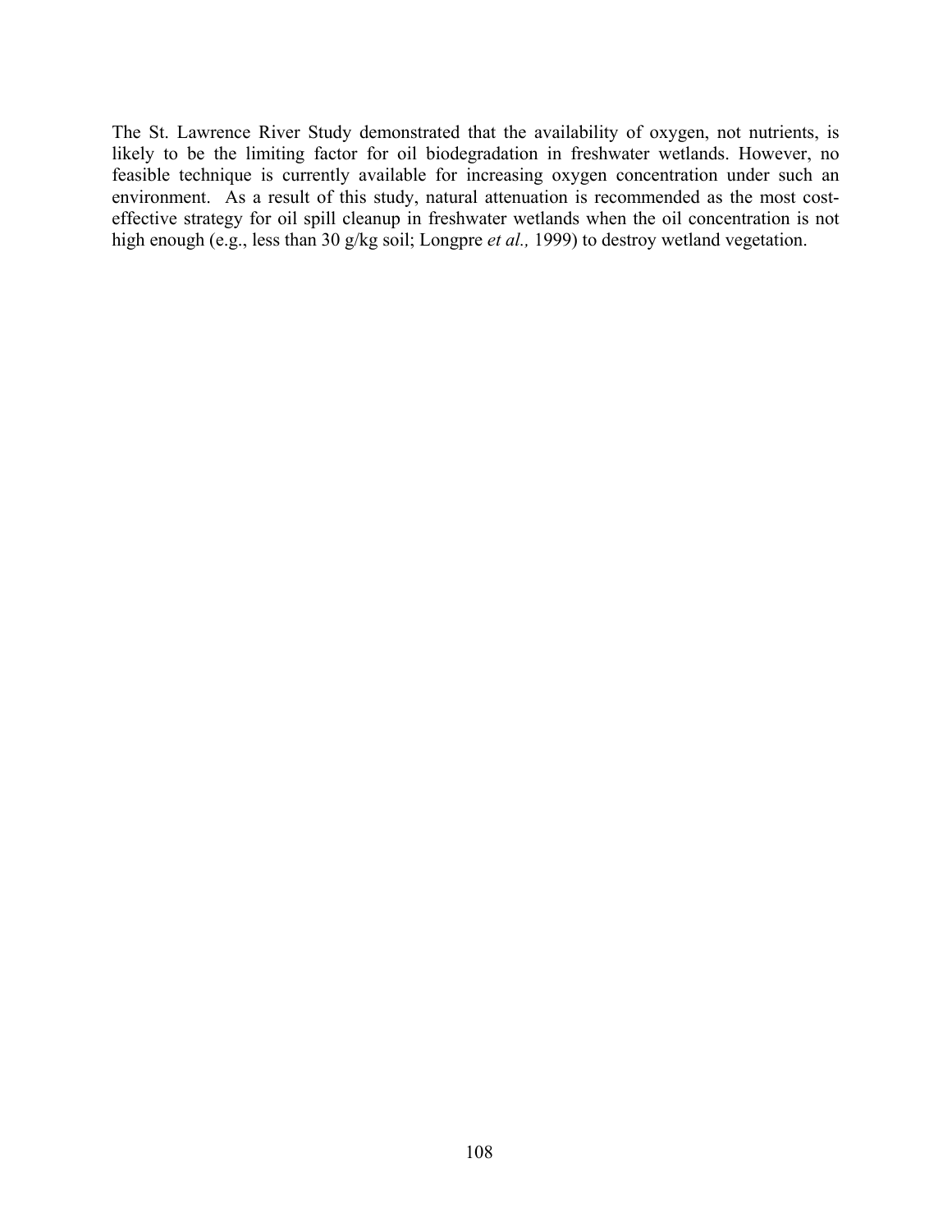The St. Lawrence River Study demonstrated that the availability of oxygen, not nutrients, is likely to be the limiting factor for oil biodegradation in freshwater wetlands. However, no feasible technique is currently available for increasing oxygen concentration under such an environment. As a result of this study, natural attenuation is recommended as the most cost-effective strategy for oil spill cleanup in freshwater wetlands when the oil concentration is not high enough (e.g., less than 30 g/kg soil; Longpre *et al.,* 1999) to destroy wetland vegetation.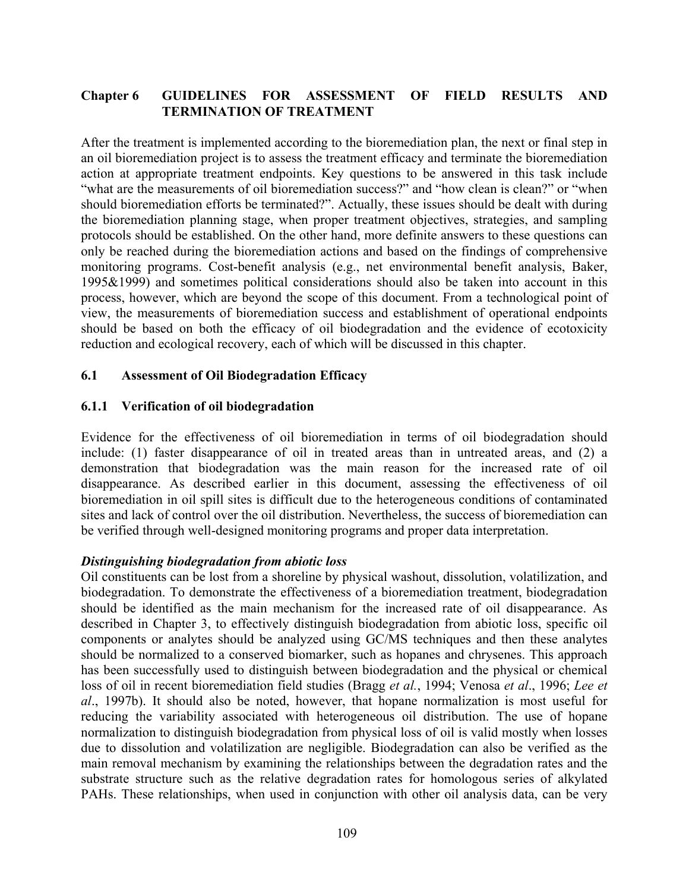## Chapter 6 GUIDELINES FOR ASSESSMENT OF FIELD RESULTS AND TERMINATION OF TREATMENT

After the treatment is implemented according to the bioremediation plan, the next or final step in an oil bioremediation project is to assess the treatment efficacy and terminate the bioremediation action at appropriate treatment endpoints. Key questions to be answered in this task include "what are the measurements of oil bioremediation success?" and "how clean is clean?" or "when should bioremediation efforts be terminated?". Actually, these issues should be dealt with during the bioremediation planning stage, when proper treatment objectives, strategies, and sampling protocols should be established. On the other hand, more definite answers to these questions can only be reached during the bioremediation actions and based on the findings of comprehensive monitoring programs. Cost-benefit analysis (e.g., net environmental benefit analysis, Baker, 1995&1999) and sometimes political considerations should also be taken into account in this process, however, which are beyond the scope of this document. From a technological point of view, the measurements of bioremediation success and establishment of operational endpoints should be based on both the efficacy of oil biodegradation and the evidence of ecotoxicity reduction and ecological recovery, each of which will be discussed in this chapter.

### 6.1 Assessment of Oil Biodegradation Efficacy

#### 6.1.1 Verification of oil biodegradation

Evidence for the effectiveness of oil bioremediation in terms of oil biodegradation should include: (1) faster disappearance of oil in treated areas than in untreated areas, and (2) a demonstration that biodegradation was the main reason for the increased rate of oil disappearance. As described earlier in this document, assessing the effectiveness of oil bioremediation in oil spill sites is difficult due to the heterogeneous conditions of contaminated sites and lack of control over the oil distribution. Nevertheless, the success of bioremediation can be verified through well-designed monitoring programs and proper data interpretation.

***Distinguishing biodegradation from abiotic loss***

Oil constituents can be lost from a shoreline by physical washout, dissolution, volatilization, and biodegradation. To demonstrate the effectiveness of a bioremediation treatment, biodegradation should be identified as the main mechanism for the increased rate of oil disappearance. As described in Chapter 3, to effectively distinguish biodegradation from abiotic loss, specific oil components or analytes should be analyzed using GC/MS techniques and then these analytes should be normalized to a conserved biomarker, such as hopanes and chrysenes. This approach has been successfully used to distinguish between biodegradation and the physical or chemical loss of oil in recent bioremediation field studies (Bragg *et al.*, 1994; Venosa *et al*., 1996; *Lee et al*., 1997b). It should also be noted, however, that hopane normalization is most useful for reducing the variability associated with heterogeneous oil distribution. The use of hopane normalization to distinguish biodegradation from physical loss of oil is valid mostly when losses due to dissolution and volatilization are negligible. Biodegradation can also be verified as the main removal mechanism by examining the relationships between the degradation rates and the substrate structure such as the relative degradation rates for homologous series of alkylated PAHs. These relationships, when used in conjunction with other oil analysis data, can be very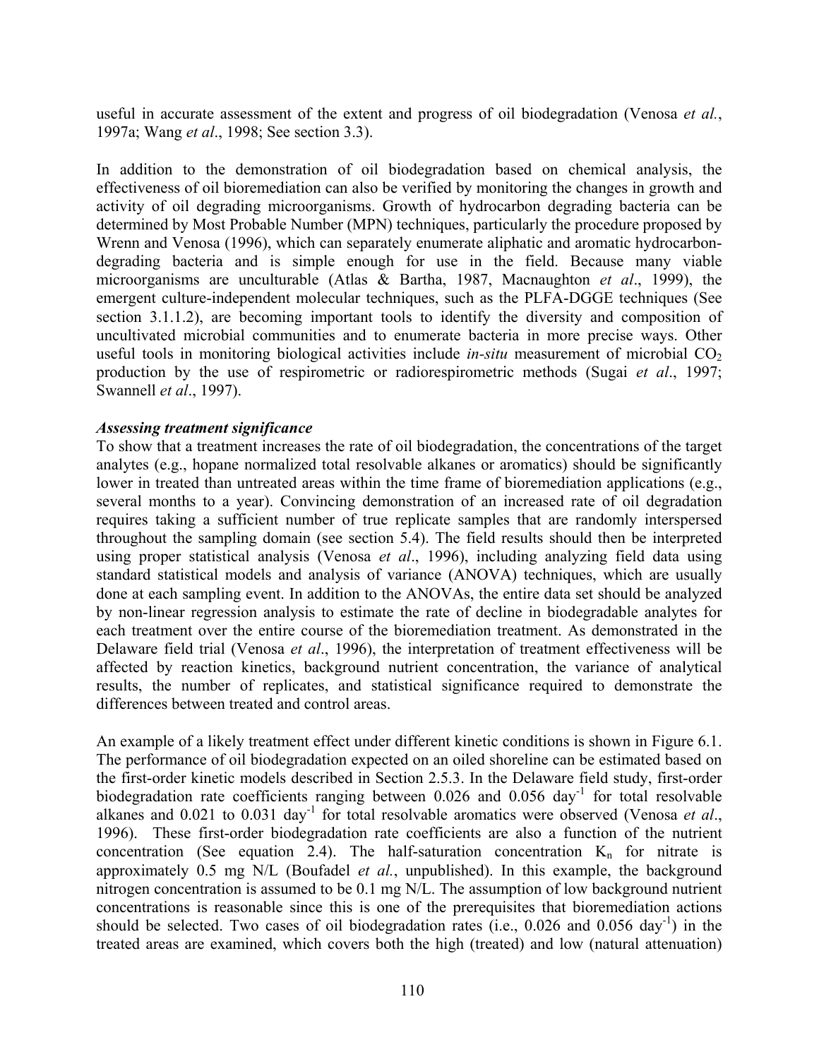useful in accurate assessment of the extent and progress of oil biodegradation (Venosa *et al.*, 1997a; Wang *et al*., 1998; See section 3.3).

In addition to the demonstration of oil biodegradation based on chemical analysis, the effectiveness of oil bioremediation can also be verified by monitoring the changes in growth and activity of oil degrading microorganisms. Growth of hydrocarbon degrading bacteria can be determined by Most Probable Number (MPN) techniques, particularly the procedure proposed by Wrenn and Venosa (1996), which can separately enumerate aliphatic and aromatic hydrocarbon-degrading bacteria and is simple enough for use in the field. Because many viable microorganisms are unculturable (Atlas & Bartha, 1987, Macnaughton *et al*., 1999), the emergent culture-independent molecular techniques, such as the PLFA-DGGE techniques (See section 3.1.1.2), are becoming important tools to identify the diversity and composition of uncultivated microbial communities and to enumerate bacteria in more precise ways. Other useful tools in monitoring biological activities include *in-situ* measurement of microbial $CO_2$ production by the use of respirometric or radiorespirometric methods (Sugai *et al*., 1997; Swannell *et al*., 1997).

***Assessing treatment significance***

To show that a treatment increases the rate of oil biodegradation, the concentrations of the target analytes (e.g., hopane normalized total resolvable alkanes or aromatics) should be significantly lower in treated than untreated areas within the time frame of bioremediation applications (e.g., several months to a year). Convincing demonstration of an increased rate of oil degradation requires taking a sufficient number of true replicate samples that are randomly interspersed throughout the sampling domain (see section 5.4). The field results should then be interpreted using proper statistical analysis (Venosa *et al*., 1996), including analyzing field data using standard statistical models and analysis of variance (ANOVA) techniques, which are usually done at each sampling event. In addition to the ANOVAs, the entire data set should be analyzed by non-linear regression analysis to estimate the rate of decline in biodegradable analytes for each treatment over the entire course of the bioremediation treatment. As demonstrated in the Delaware field trial (Venosa *et al*., 1996), the interpretation of treatment effectiveness will be affected by reaction kinetics, background nutrient concentration, the variance of analytical results, the number of replicates, and statistical significance required to demonstrate the differences between treated and control areas.

An example of a likely treatment effect under different kinetic conditions is shown in Figure 6.1. The performance of oil biodegradation expected on an oiled shoreline can be estimated based on the first-order kinetic models described in Section 2.5.3. In the Delaware field study, first-order biodegradation rate coefficients ranging between 0.026 and 0.056 $day^{-1}$ for total resolvable alkanes and 0.021 to 0.031 $day^{-1}$ for total resolvable aromatics were observed (Venosa *et al*., 1996). These first-order biodegradation rate coefficients are also a function of the nutrient concentration (See equation 2.4). The half-saturation concentration $K_n$ for nitrate is approximately 0.5 mg N/L (Boufadel *et al.*, unpublished). In this example, the background nitrogen concentration is assumed to be 0.1 mg N/L. The assumption of low background nutrient concentrations is reasonable since this is one of the prerequisites that bioremediation actions should be selected. Two cases of oil biodegradation rates (i.e., 0.026 and 0.056 $day^{-1}$) in the treated areas are examined, which covers both the high (treated) and low (natural attenuation)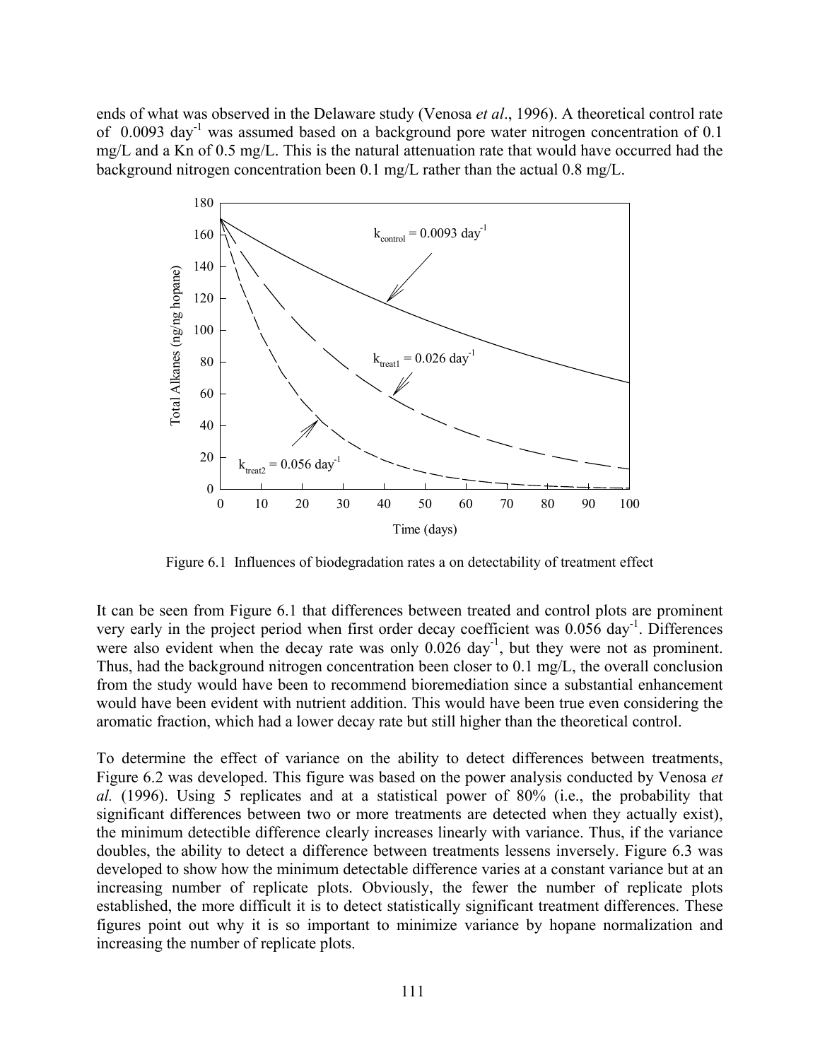ends of what was observed in the Delaware study (Venosa *et al*., 1996). A theoretical control rate of $0.0093\ \text{day}^{-1}$ was assumed based on a background pore water nitrogen concentration of 0.1 mg/L and a Kn of 0.5 mg/L. This is the natural attenuation rate that would have occurred had the background nitrogen concentration been 0.1 mg/L rather than the actual 0.8 mg/L.

Figure 6.1 Influences of biodegradation rates a on detectability of treatment effect

It can be seen from Figure 6.1 that differences between treated and control plots are prominent very early in the project period when first order decay coefficient was $0.056\ \text{day}^{-1}$. Differences were also evident when the decay rate was only $0.026\ \text{day}^{-1}$, but they were not as prominent. Thus, had the background nitrogen concentration been closer to 0.1 mg/L, the overall conclusion from the study would have been to recommend bioremediation since a substantial enhancement would have been evident with nutrient addition. This would have been true even considering the aromatic fraction, which had a lower decay rate but still higher than the theoretical control.

To determine the effect of variance on the ability to detect differences between treatments, Figure 6.2 was developed. This figure was based on the power analysis conducted by Venosa *et al.* (1996). Using 5 replicates and at a statistical power of 80% (i.e., the probability that significant differences between two or more treatments are detected when they actually exist), the minimum detectible difference clearly increases linearly with variance. Thus, if the variance doubles, the ability to detect a difference between treatments lessens inversely. Figure 6.3 was developed to show how the minimum detectable difference varies at a constant variance but at an increasing number of replicate plots. Obviously, the fewer the number of replicate plots established, the more difficult it is to detect statistically significant treatment differences. These figures point out why it is so important to minimize variance by hopane normalization and increasing the number of replicate plots.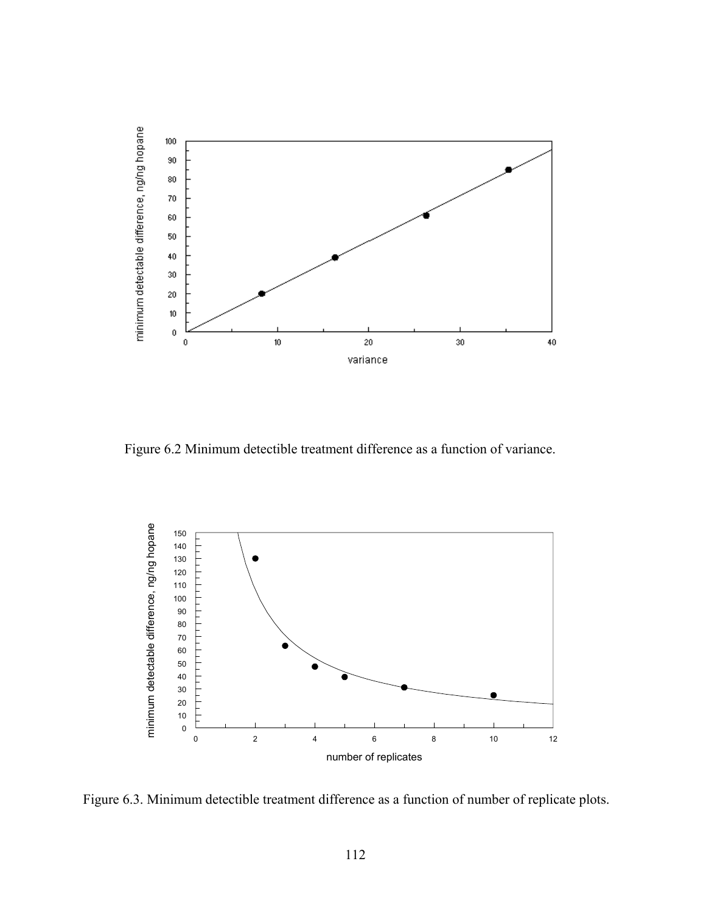Figure 6.2 Minimum detectible treatment difference as a function of variance.

Figure 6.3. Minimum detectible treatment difference as a function of number of replicate plots.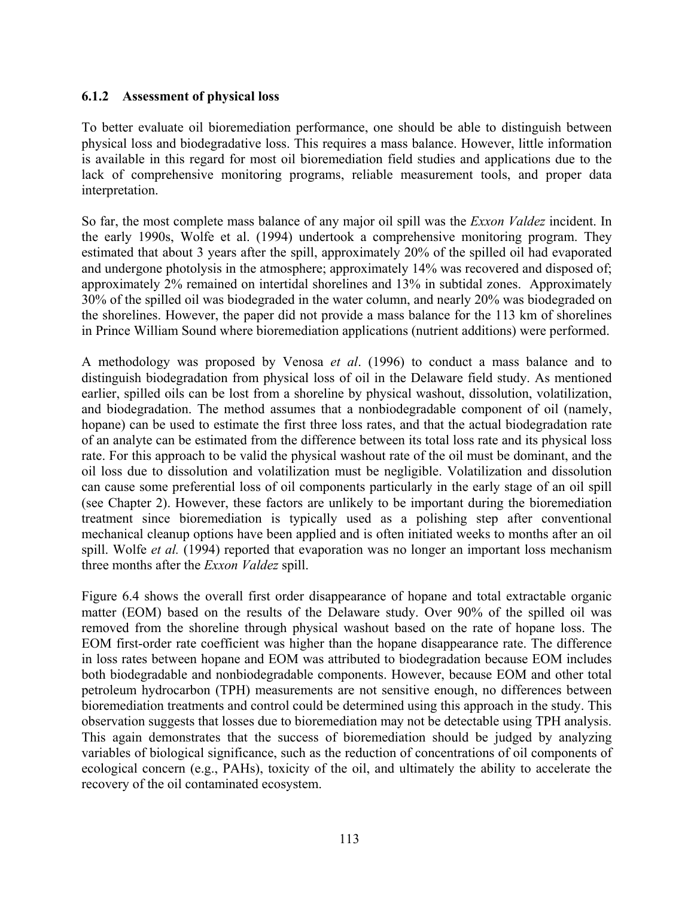### 6.1.2 Assessment of physical loss

To better evaluate oil bioremediation performance, one should be able to distinguish between physical loss and biodegradative loss. This requires a mass balance. However, little information is available in this regard for most oil bioremediation field studies and applications due to the lack of comprehensive monitoring programs, reliable measurement tools, and proper data interpretation.

So far, the most complete mass balance of any major oil spill was the *Exxon Valdez* incident. In the early 1990s, Wolfe et al. (1994) undertook a comprehensive monitoring program. They estimated that about 3 years after the spill, approximately 20% of the spilled oil had evaporated and undergone photolysis in the atmosphere; approximately 14% was recovered and disposed of; approximately 2% remained on intertidal shorelines and 13% in subtidal zones. Approximately 30% of the spilled oil was biodegraded in the water column, and nearly 20% was biodegraded on the shorelines. However, the paper did not provide a mass balance for the 113 km of shorelines in Prince William Sound where bioremediation applications (nutrient additions) were performed.

A methodology was proposed by Venosa *et al*. (1996) to conduct a mass balance and to distinguish biodegradation from physical loss of oil in the Delaware field study. As mentioned earlier, spilled oils can be lost from a shoreline by physical washout, dissolution, volatilization, and biodegradation. The method assumes that a nonbiodegradable component of oil (namely, hopane) can be used to estimate the first three loss rates, and that the actual biodegradation rate of an analyte can be estimated from the difference between its total loss rate and its physical loss rate. For this approach to be valid the physical washout rate of the oil must be dominant, and the oil loss due to dissolution and volatilization must be negligible. Volatilization and dissolution can cause some preferential loss of oil components particularly in the early stage of an oil spill (see Chapter 2). However, these factors are unlikely to be important during the bioremediation treatment since bioremediation is typically used as a polishing step after conventional mechanical cleanup options have been applied and is often initiated weeks to months after an oil spill. Wolfe *et al.* (1994) reported that evaporation was no longer an important loss mechanism three months after the *Exxon Valdez* spill.

Figure 6.4 shows the overall first order disappearance of hopane and total extractable organic matter (EOM) based on the results of the Delaware study. Over 90% of the spilled oil was removed from the shoreline through physical washout based on the rate of hopane loss. The EOM first-order rate coefficient was higher than the hopane disappearance rate. The difference in loss rates between hopane and EOM was attributed to biodegradation because EOM includes both biodegradable and nonbiodegradable components. However, because EOM and other total petroleum hydrocarbon (TPH) measurements are not sensitive enough, no differences between bioremediation treatments and control could be determined using this approach in the study. This observation suggests that losses due to bioremediation may not be detectable using TPH analysis. This again demonstrates that the success of bioremediation should be judged by analyzing variables of biological significance, such as the reduction of concentrations of oil components of ecological concern (e.g., PAHs), toxicity of the oil, and ultimately the ability to accelerate the recovery of the oil contaminated ecosystem.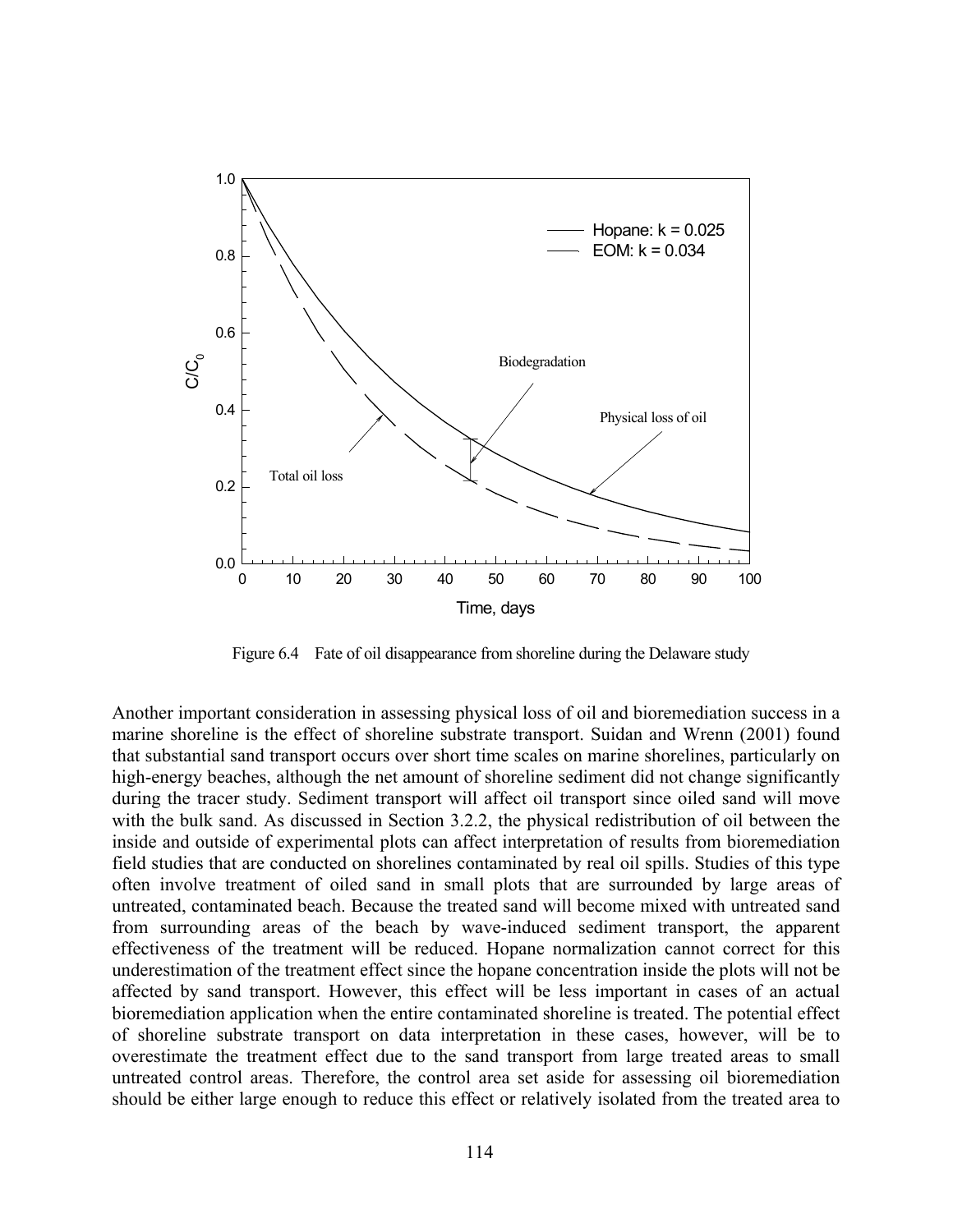Figure 6.4 Fate of oil disappearance from shoreline during the Delaware study

Another important consideration in assessing physical loss of oil and bioremediation success in a marine shoreline is the effect of shoreline substrate transport. Suidan and Wrenn (2001) found that substantial sand transport occurs over short time scales on marine shorelines, particularly on high-energy beaches, although the net amount of shoreline sediment did not change significantly during the tracer study. Sediment transport will affect oil transport since oiled sand will move with the bulk sand. As discussed in Section 3.2.2, the physical redistribution of oil between the inside and outside of experimental plots can affect interpretation of results from bioremediation field studies that are conducted on shorelines contaminated by real oil spills. Studies of this type often involve treatment of oiled sand in small plots that are surrounded by large areas of untreated, contaminated beach. Because the treated sand will become mixed with untreated sand from surrounding areas of the beach by wave-induced sediment transport, the apparent effectiveness of the treatment will be reduced. Hopane normalization cannot correct for this underestimation of the treatment effect since the hopane concentration inside the plots will not be affected by sand transport. However, this effect will be less important in cases of an actual bioremediation application when the entire contaminated shoreline is treated. The potential effect of shoreline substrate transport on data interpretation in these cases, however, will be to overestimate the treatment effect due to the sand transport from large treated areas to small untreated control areas. Therefore, the control area set aside for assessing oil bioremediation should be either large enough to reduce this effect or relatively isolated from the treated area to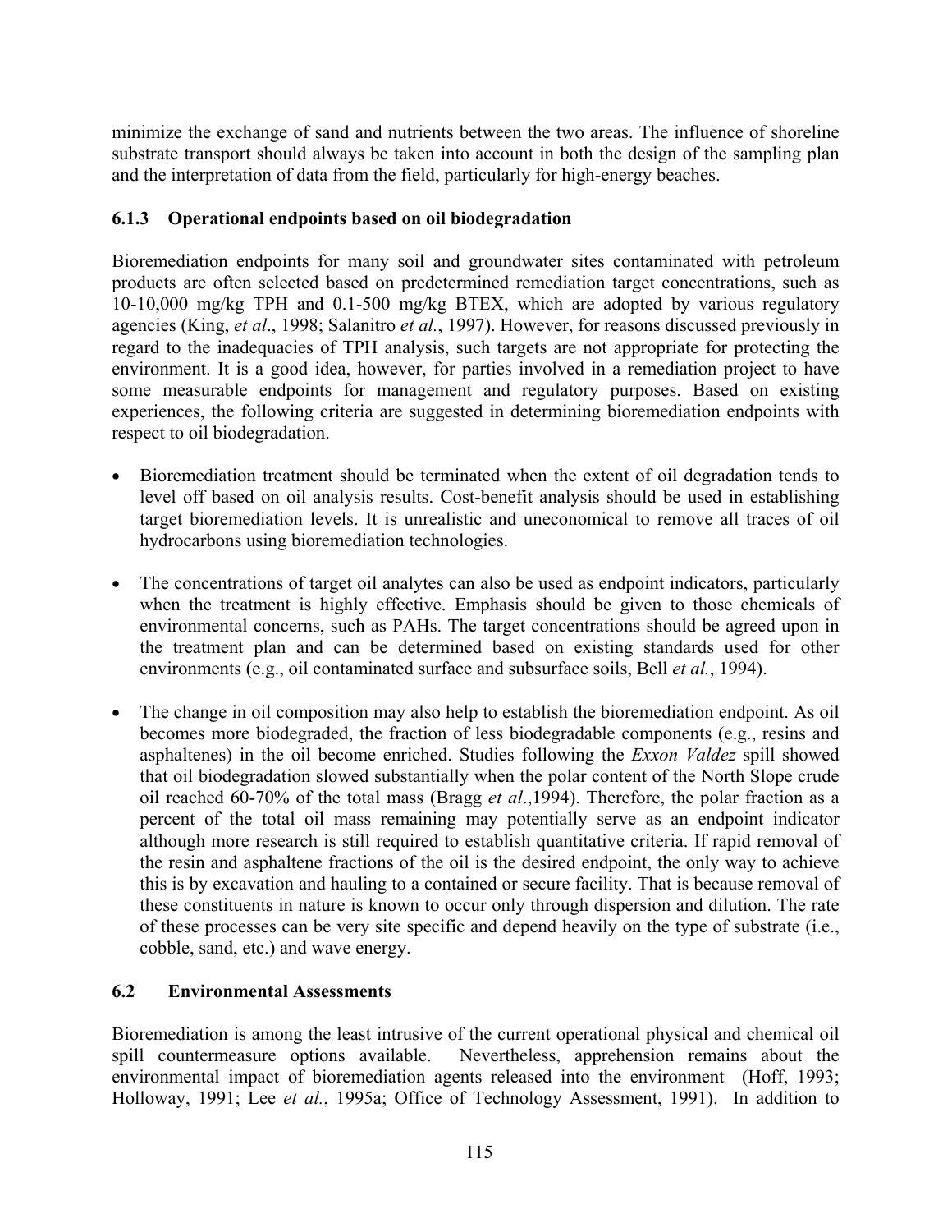minimize the exchange of sand and nutrients between the two areas. The influence of shoreline substrate transport should always be taken into account in both the design of the sampling plan and the interpretation of data from the field, particularly for high-energy beaches.

### 6.1.3 Operational endpoints based on oil biodegradation

Bioremediation endpoints for many soil and groundwater sites contaminated with petroleum products are often selected based on predetermined remediation target concentrations, such as 10-10,000 mg/kg TPH and 0.1-500 mg/kg BTEX, which are adopted by various regulatory agencies (King, *et al*., 1998; Salanitro *et al.*, 1997). However, for reasons discussed previously in regard to the inadequacies of TPH analysis, such targets are not appropriate for protecting the environment. It is a good idea, however, for parties involved in a remediation project to have some measurable endpoints for management and regulatory purposes. Based on existing experiences, the following criteria are suggested in determining bioremediation endpoints with respect to oil biodegradation.

- Bioremediation treatment should be terminated when the extent of oil degradation tends to level off based on oil analysis results. Cost-benefit analysis should be used in establishing target bioremediation levels. It is unrealistic and uneconomical to remove all traces of oil hydrocarbons using bioremediation technologies.

- The concentrations of target oil analytes can also be used as endpoint indicators, particularly when the treatment is highly effective. Emphasis should be given to those chemicals of environmental concerns, such as PAHs. The target concentrations should be agreed upon in the treatment plan and can be determined based on existing standards used for other environments (e.g., oil contaminated surface and subsurface soils, Bell *et al.*, 1994).

- The change in oil composition may also help to establish the bioremediation endpoint. As oil becomes more biodegraded, the fraction of less biodegradable components (e.g., resins and asphaltenes) in the oil become enriched. Studies following the *Exxon Valdez* spill showed that oil biodegradation slowed substantially when the polar content of the North Slope crude oil reached 60-70% of the total mass (Bragg *et al*.,1994). Therefore, the polar fraction as a percent of the total oil mass remaining may potentially serve as an endpoint indicator although more research is still required to establish quantitative criteria. If rapid removal of the resin and asphaltene fractions of the oil is the desired endpoint, the only way to achieve this is by excavation and hauling to a contained or secure facility. That is because removal of these constituents in nature is known to occur only through dispersion and dilution. The rate of these processes can be very site specific and depend heavily on the type of substrate (i.e., cobble, sand, etc.) and wave energy.

## 6.2 Environmental Assessments

Bioremediation is among the least intrusive of the current operational physical and chemical oil spill countermeasure options available. Nevertheless, apprehension remains about the environmental impact of bioremediation agents released into the environment (Hoff, 1993; Holloway, 1991; Lee *et al.*, 1995a; Office of Technology Assessment, 1991). In addition to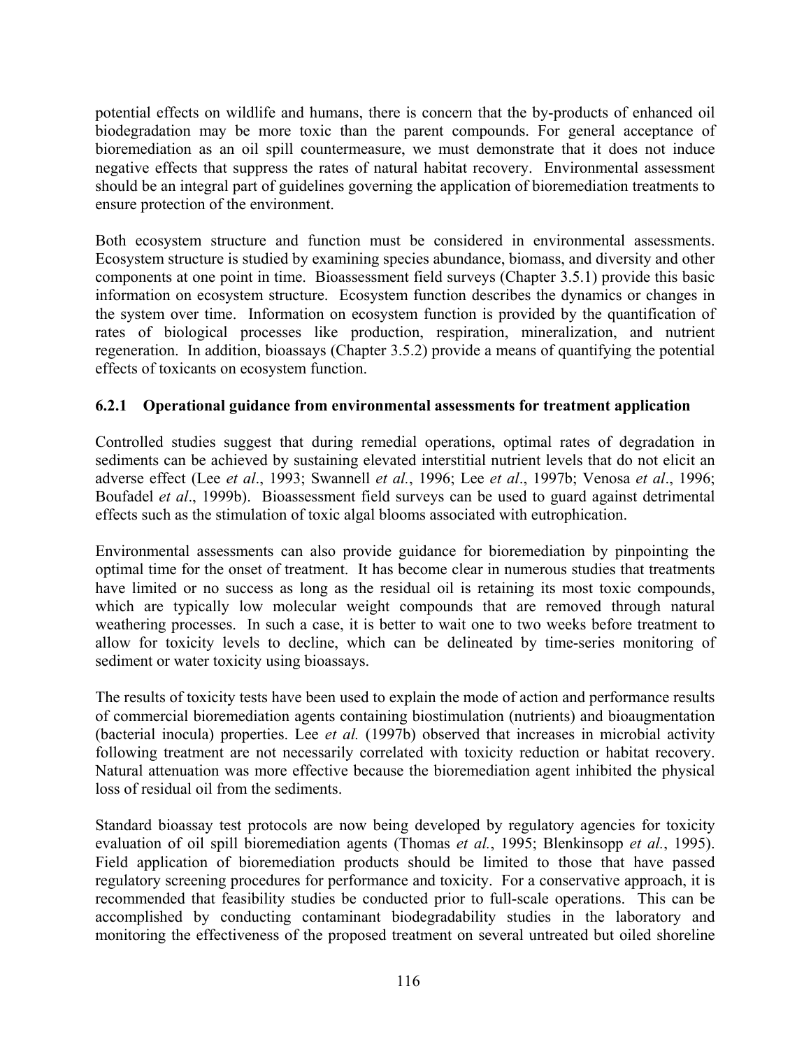potential effects on wildlife and humans, there is concern that the by-products of enhanced oil biodegradation may be more toxic than the parent compounds. For general acceptance of bioremediation as an oil spill countermeasure, we must demonstrate that it does not induce negative effects that suppress the rates of natural habitat recovery. Environmental assessment should be an integral part of guidelines governing the application of bioremediation treatments to ensure protection of the environment.

Both ecosystem structure and function must be considered in environmental assessments. Ecosystem structure is studied by examining species abundance, biomass, and diversity and other components at one point in time. Bioassessment field surveys (Chapter 3.5.1) provide this basic information on ecosystem structure. Ecosystem function describes the dynamics or changes in the system over time. Information on ecosystem function is provided by the quantification of rates of biological processes like production, respiration, mineralization, and nutrient regeneration. In addition, bioassays (Chapter 3.5.2) provide a means of quantifying the potential effects of toxicants on ecosystem function.

### 6.2.1 Operational guidance from environmental assessments for treatment application

Controlled studies suggest that during remedial operations, optimal rates of degradation in sediments can be achieved by sustaining elevated interstitial nutrient levels that do not elicit an adverse effect (Lee *et al*., 1993; Swannell *et al.*, 1996; Lee *et al*., 1997b; Venosa *et al*., 1996; Boufadel *et al*., 1999b). Bioassessment field surveys can be used to guard against detrimental effects such as the stimulation of toxic algal blooms associated with eutrophication.

Environmental assessments can also provide guidance for bioremediation by pinpointing the optimal time for the onset of treatment. It has become clear in numerous studies that treatments have limited or no success as long as the residual oil is retaining its most toxic compounds, which are typically low molecular weight compounds that are removed through natural weathering processes. In such a case, it is better to wait one to two weeks before treatment to allow for toxicity levels to decline, which can be delineated by time-series monitoring of sediment or water toxicity using bioassays.

The results of toxicity tests have been used to explain the mode of action and performance results of commercial bioremediation agents containing biostimulation (nutrients) and bioaugmentation (bacterial inocula) properties. Lee *et al.* (1997b) observed that increases in microbial activity following treatment are not necessarily correlated with toxicity reduction or habitat recovery. Natural attenuation was more effective because the bioremediation agent inhibited the physical loss of residual oil from the sediments.

Standard bioassay test protocols are now being developed by regulatory agencies for toxicity evaluation of oil spill bioremediation agents (Thomas *et al.*, 1995; Blenkinsopp *et al.*, 1995). Field application of bioremediation products should be limited to those that have passed regulatory screening procedures for performance and toxicity. For a conservative approach, it is recommended that feasibility studies be conducted prior to full-scale operations. This can be accomplished by conducting contaminant biodegradability studies in the laboratory and monitoring the effectiveness of the proposed treatment on several untreated but oiled shoreline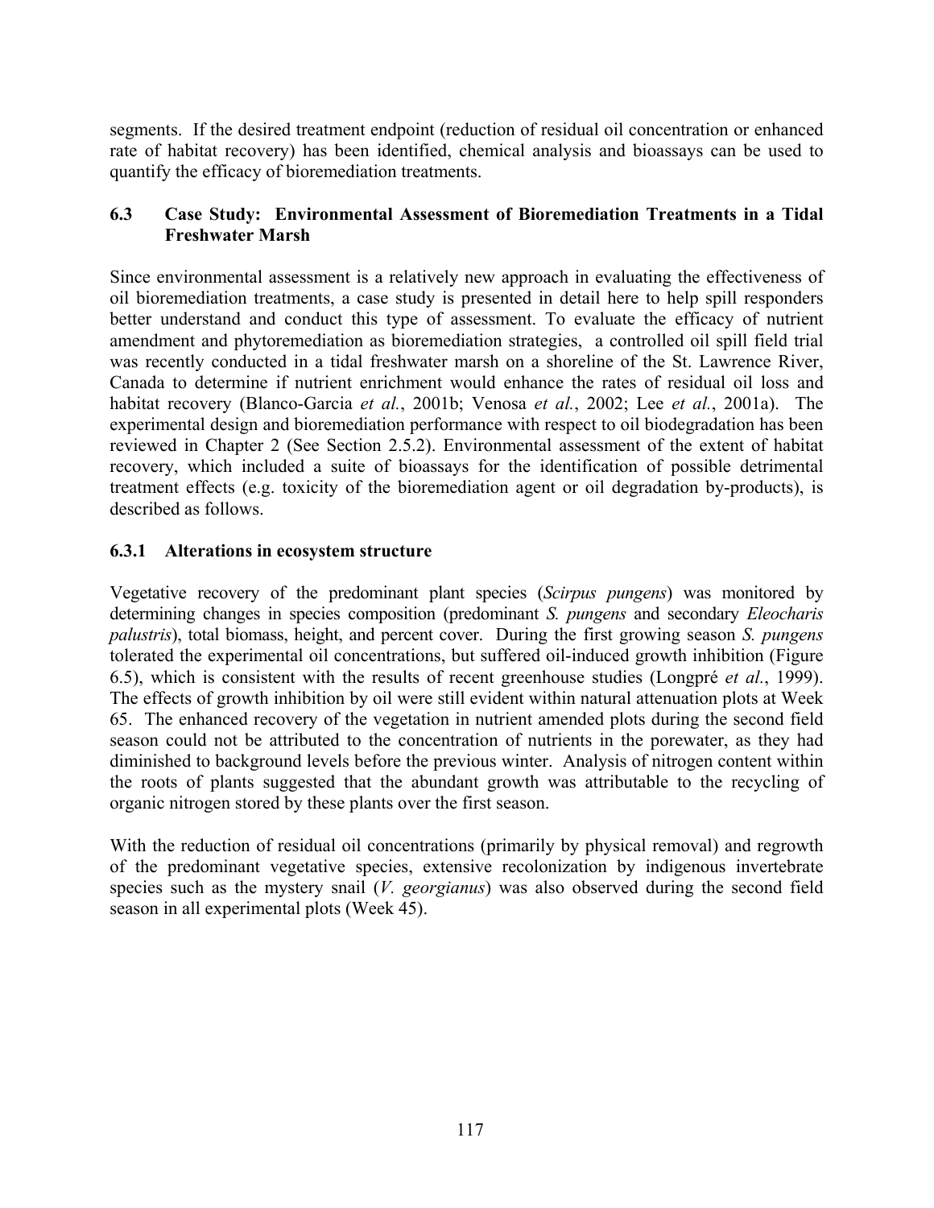segments. If the desired treatment endpoint (reduction of residual oil concentration or enhanced rate of habitat recovery) has been identified, chemical analysis and bioassays can be used to quantify the efficacy of bioremediation treatments.

### 6.3 Case Study: Environmental Assessment of Bioremediation Treatments in a Tidal Freshwater Marsh

Since environmental assessment is a relatively new approach in evaluating the effectiveness of oil bioremediation treatments, a case study is presented in detail here to help spill responders better understand and conduct this type of assessment. To evaluate the efficacy of nutrient amendment and phytoremediation as bioremediation strategies, a controlled oil spill field trial was recently conducted in a tidal freshwater marsh on a shoreline of the St. Lawrence River, Canada to determine if nutrient enrichment would enhance the rates of residual oil loss and habitat recovery (Blanco-Garcia *et al.*, 2001b; Venosa *et al.*, 2002; Lee *et al.*, 2001a). The experimental design and bioremediation performance with respect to oil biodegradation has been reviewed in Chapter 2 (See Section 2.5.2). Environmental assessment of the extent of habitat recovery, which included a suite of bioassays for the identification of possible detrimental treatment effects (e.g. toxicity of the bioremediation agent or oil degradation by-products), is described as follows.

#### 6.3.1 Alterations in ecosystem structure

Vegetative recovery of the predominant plant species (*Scirpus pungens*) was monitored by determining changes in species composition (predominant *S. pungens* and secondary *Eleocharis palustris*), total biomass, height, and percent cover. During the first growing season *S. pungens* tolerated the experimental oil concentrations, but suffered oil-induced growth inhibition (Figure 6.5), which is consistent with the results of recent greenhouse studies (Longpré *et al.*, 1999). The effects of growth inhibition by oil were still evident within natural attenuation plots at Week 65. The enhanced recovery of the vegetation in nutrient amended plots during the second field season could not be attributed to the concentration of nutrients in the porewater, as they had diminished to background levels before the previous winter. Analysis of nitrogen content within the roots of plants suggested that the abundant growth was attributable to the recycling of organic nitrogen stored by these plants over the first season.

With the reduction of residual oil concentrations (primarily by physical removal) and regrowth of the predominant vegetative species, extensive recolonization by indigenous invertebrate species such as the mystery snail (*V. georgianus*) was also observed during the second field season in all experimental plots (Week 45).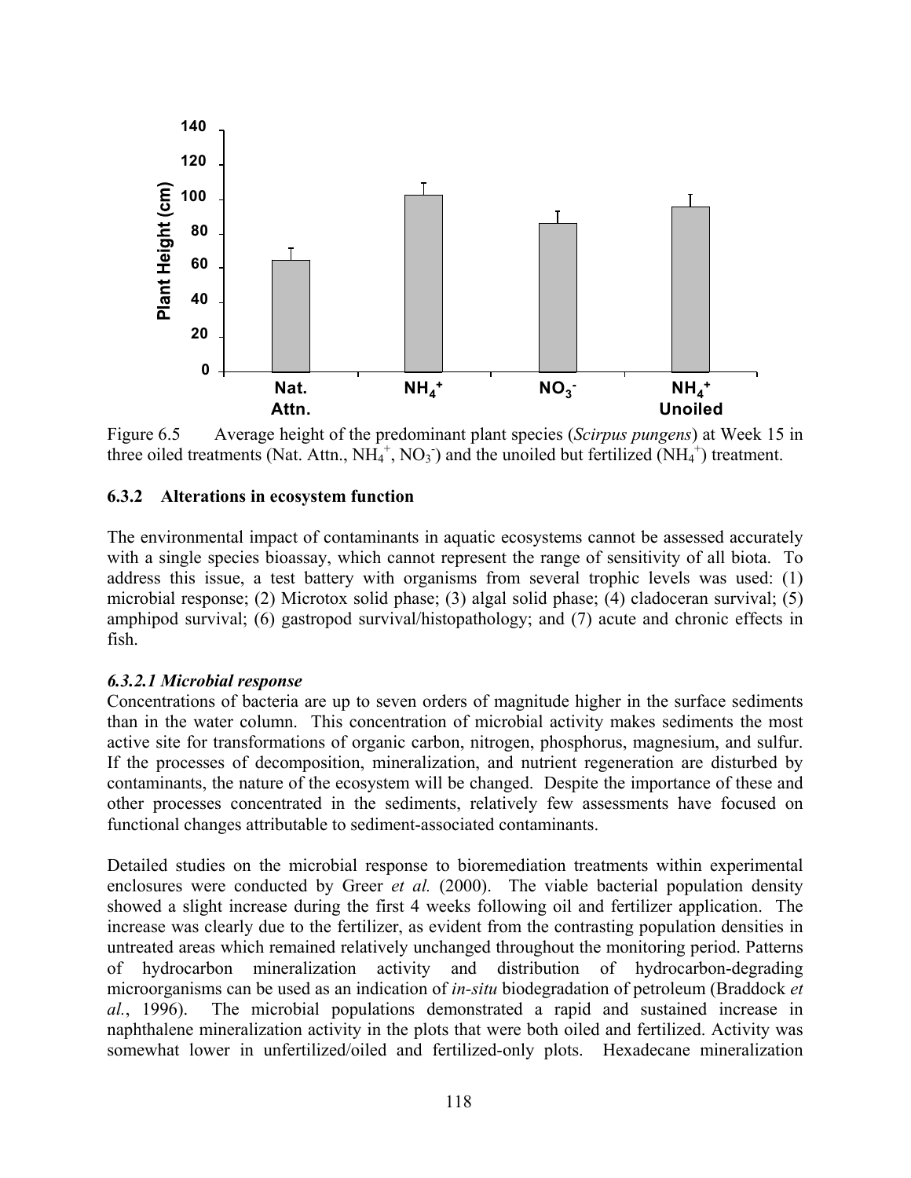Figure 6.5 Average height of the predominant plant species (*Scirpus pungens*) at Week 15 in three oiled treatments (Nat. Attn., $NH_4^+$, $NO_3^-$) and the unoiled but fertilized ($NH_4^+$) treatment.

### 6.3.2 Alterations in ecosystem function

The environmental impact of contaminants in aquatic ecosystems cannot be assessed accurately with a single species bioassay, which cannot represent the range of sensitivity of all biota. To address this issue, a test battery with organisms from several trophic levels was used: (1) microbial response; (2) Microtox solid phase; (3) algal solid phase; (4) cladoceran survival; (5) amphipod survival; (6) gastropod survival/histopathology; and (7) acute and chronic effects in fish.

#### *6.3.2.1 Microbial response*

Concentrations of bacteria are up to seven orders of magnitude higher in the surface sediments than in the water column. This concentration of microbial activity makes sediments the most active site for transformations of organic carbon, nitrogen, phosphorus, magnesium, and sulfur. If the processes of decomposition, mineralization, and nutrient regeneration are disturbed by contaminants, the nature of the ecosystem will be changed. Despite the importance of these and other processes concentrated in the sediments, relatively few assessments have focused on functional changes attributable to sediment-associated contaminants.

Detailed studies on the microbial response to bioremediation treatments within experimental enclosures were conducted by Greer *et al.* (2000). The viable bacterial population density showed a slight increase during the first 4 weeks following oil and fertilizer application. The increase was clearly due to the fertilizer, as evident from the contrasting population densities in untreated areas which remained relatively unchanged throughout the monitoring period. Patterns of hydrocarbon mineralization activity and distribution of hydrocarbon-degrading microorganisms can be used as an indication of *in-situ* biodegradation of petroleum (Braddock *et al.*, 1996). The microbial populations demonstrated a rapid and sustained increase in naphthalene mineralization activity in the plots that were both oiled and fertilized. Activity was somewhat lower in unfertilized/oiled and fertilized-only plots. Hexadecane mineralization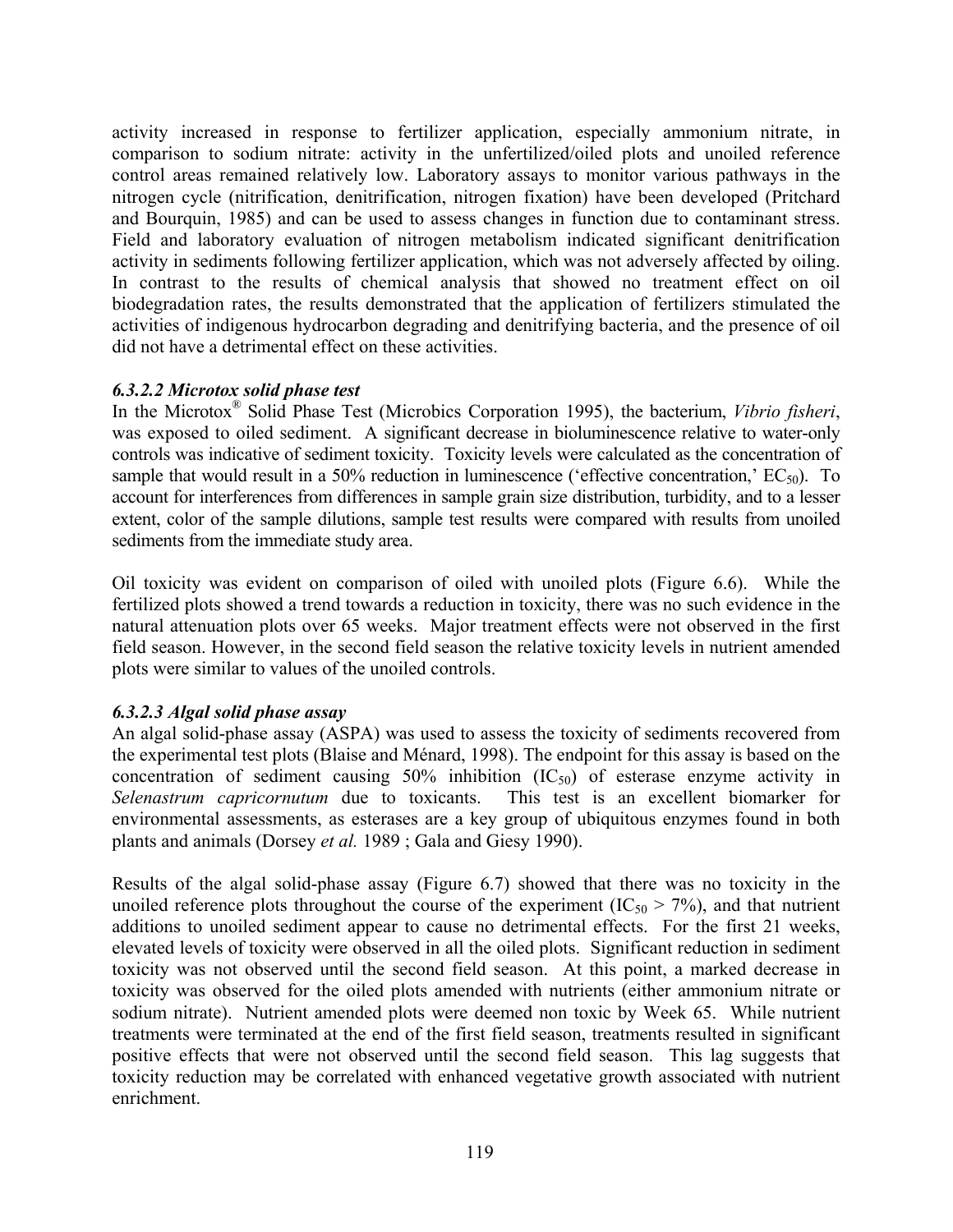activity increased in response to fertilizer application, especially ammonium nitrate, in comparison to sodium nitrate: activity in the unfertilized/oiled plots and unoiled reference control areas remained relatively low. Laboratory assays to monitor various pathways in the nitrogen cycle (nitrification, denitrification, nitrogen fixation) have been developed (Pritchard and Bourquin, 1985) and can be used to assess changes in function due to contaminant stress. Field and laboratory evaluation of nitrogen metabolism indicated significant denitrification activity in sediments following fertilizer application, which was not adversely affected by oiling. In contrast to the results of chemical analysis that showed no treatment effect on oil biodegradation rates, the results demonstrated that the application of fertilizers stimulated the activities of indigenous hydrocarbon degrading and denitrifying bacteria, and the presence of oil did not have a detrimental effect on these activities.

#### *6.3.2.2 Microtox solid phase test*

In the Microtox® Solid Phase Test (Microbics Corporation 1995), the bacterium, *Vibrio fisheri*, was exposed to oiled sediment. A significant decrease in bioluminescence relative to water-only controls was indicative of sediment toxicity. Toxicity levels were calculated as the concentration of sample that would result in a 50% reduction in luminescence ('effective concentration,' $EC_{50}$). To account for interferences from differences in sample grain size distribution, turbidity, and to a lesser extent, color of the sample dilutions, sample test results were compared with results from unoiled sediments from the immediate study area.

Oil toxicity was evident on comparison of oiled with unoiled plots (Figure 6.6). While the fertilized plots showed a trend towards a reduction in toxicity, there was no such evidence in the natural attenuation plots over 65 weeks. Major treatment effects were not observed in the first field season. However, in the second field season the relative toxicity levels in nutrient amended plots were similar to values of the unoiled controls.

#### *6.3.2.3 Algal solid phase assay*

An algal solid-phase assay (ASPA) was used to assess the toxicity of sediments recovered from the experimental test plots (Blaise and Ménard, 1998). The endpoint for this assay is based on the concentration of sediment causing 50% inhibition ($IC_{50}$) of esterase enzyme activity in *Selenastrum capricornutum* due to toxicants. This test is an excellent biomarker for environmental assessments, as esterases are a key group of ubiquitous enzymes found in both plants and animals (Dorsey *et al.* 1989 ; Gala and Giesy 1990).

Results of the algal solid-phase assay (Figure 6.7) showed that there was no toxicity in the unoiled reference plots throughout the course of the experiment ($IC_{50} > 7\%$), and that nutrient additions to unoiled sediment appear to cause no detrimental effects. For the first 21 weeks, elevated levels of toxicity were observed in all the oiled plots. Significant reduction in sediment toxicity was not observed until the second field season. At this point, a marked decrease in toxicity was observed for the oiled plots amended with nutrients (either ammonium nitrate or sodium nitrate). Nutrient amended plots were deemed non toxic by Week 65. While nutrient treatments were terminated at the end of the first field season, treatments resulted in significant positive effects that were not observed until the second field season. This lag suggests that toxicity reduction may be correlated with enhanced vegetative growth associated with nutrient enrichment.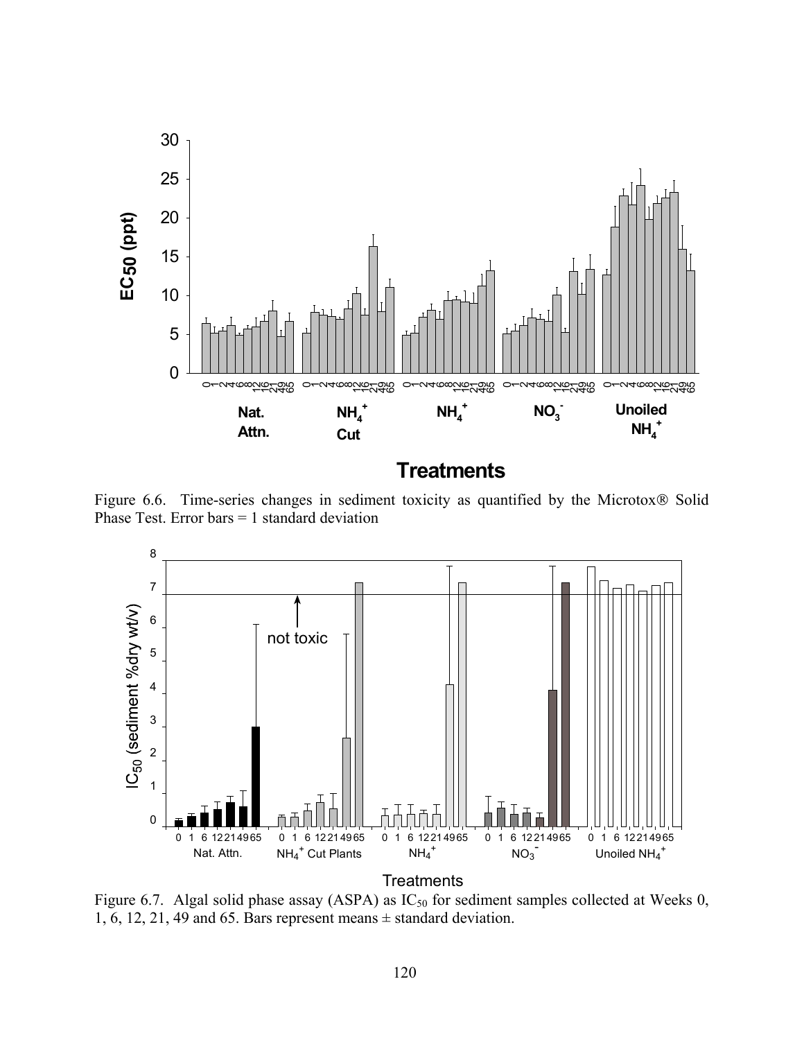Figure 6.6. Time-series changes in sediment toxicity as quantified by the Microtox® Solid Phase Test. Error bars = 1 standard deviation

Figure 6.7. Algal solid phase assay (ASPA) as $IC_{50}$ for sediment samples collected at Weeks 0, 1, 6, 12, 21, 49 and 65. Bars represent means ± standard deviation.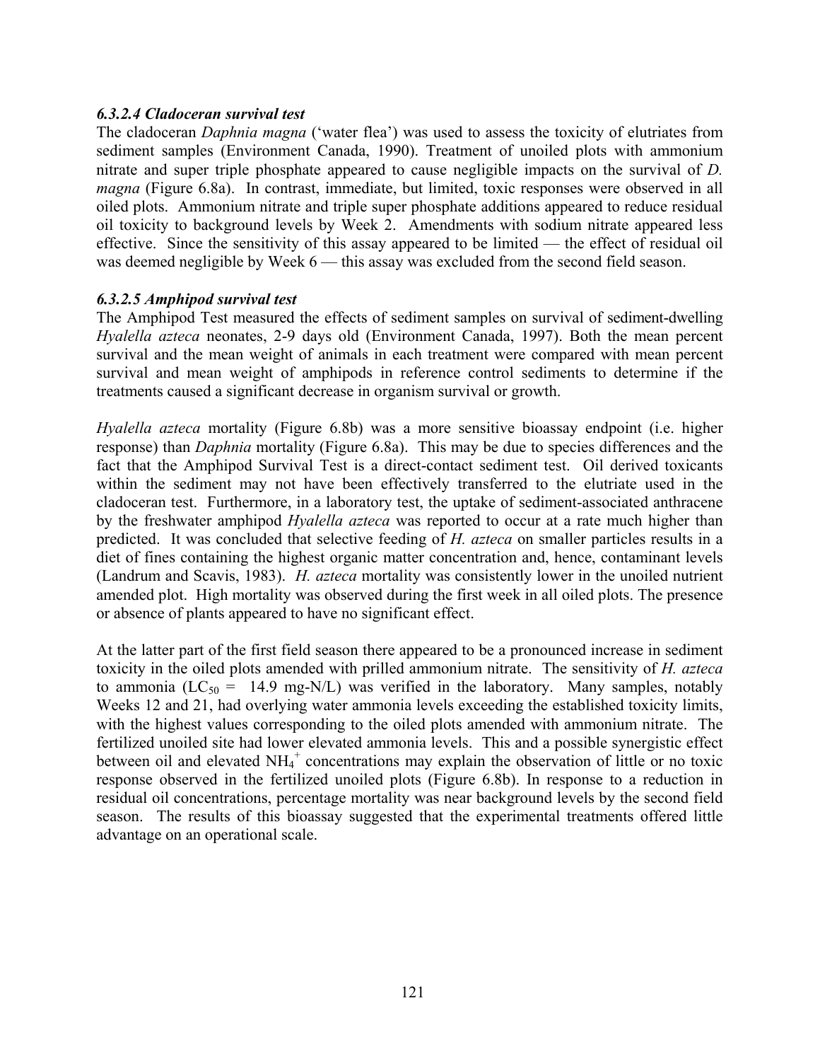#### *6.3.2.4 Cladoceran survival test*

The cladoceran *Daphnia magna* ('water flea') was used to assess the toxicity of elutriates from sediment samples (Environment Canada, 1990). Treatment of unoiled plots with ammonium nitrate and super triple phosphate appeared to cause negligible impacts on the survival of *D. magna* (Figure 6.8a). In contrast, immediate, but limited, toxic responses were observed in all oiled plots. Ammonium nitrate and triple super phosphate additions appeared to reduce residual oil toxicity to background levels by Week 2. Amendments with sodium nitrate appeared less effective. Since the sensitivity of this assay appeared to be limited — the effect of residual oil was deemed negligible by Week 6 — this assay was excluded from the second field season.

#### *6.3.2.5 Amphipod survival test*

The Amphipod Test measured the effects of sediment samples on survival of sediment-dwelling *Hyalella azteca* neonates, 2-9 days old (Environment Canada, 1997). Both the mean percent survival and the mean weight of animals in each treatment were compared with mean percent survival and mean weight of amphipods in reference control sediments to determine if the treatments caused a significant decrease in organism survival or growth.

*Hyalella azteca* mortality (Figure 6.8b) was a more sensitive bioassay endpoint (i.e. higher response) than *Daphnia* mortality (Figure 6.8a). This may be due to species differences and the fact that the Amphipod Survival Test is a direct-contact sediment test. Oil derived toxicants within the sediment may not have been effectively transferred to the elutriate used in the cladoceran test. Furthermore, in a laboratory test, the uptake of sediment-associated anthracene by the freshwater amphipod *Hyalella azteca* was reported to occur at a rate much higher than predicted. It was concluded that selective feeding of *H. azteca* on smaller particles results in a diet of fines containing the highest organic matter concentration and, hence, contaminant levels (Landrum and Scavis, 1983). *H. azteca* mortality was consistently lower in the unoiled nutrient amended plot. High mortality was observed during the first week in all oiled plots. The presence or absence of plants appeared to have no significant effect.

At the latter part of the first field season there appeared to be a pronounced increase in sediment toxicity in the oiled plots amended with prilled ammonium nitrate. The sensitivity of *H. azteca* to ammonia ($LC_{50}$ = 14.9 mg-N/L) was verified in the laboratory. Many samples, notably Weeks 12 and 21, had overlying water ammonia levels exceeding the established toxicity limits, with the highest values corresponding to the oiled plots amended with ammonium nitrate. The fertilized unoiled site had lower elevated ammonia levels. This and a possible synergistic effect between oil and elevated $NH_4^+$ concentrations may explain the observation of little or no toxic response observed in the fertilized unoiled plots (Figure 6.8b). In response to a reduction in residual oil concentrations, percentage mortality was near background levels by the second field season. The results of this bioassay suggested that the experimental treatments offered little advantage on an operational scale.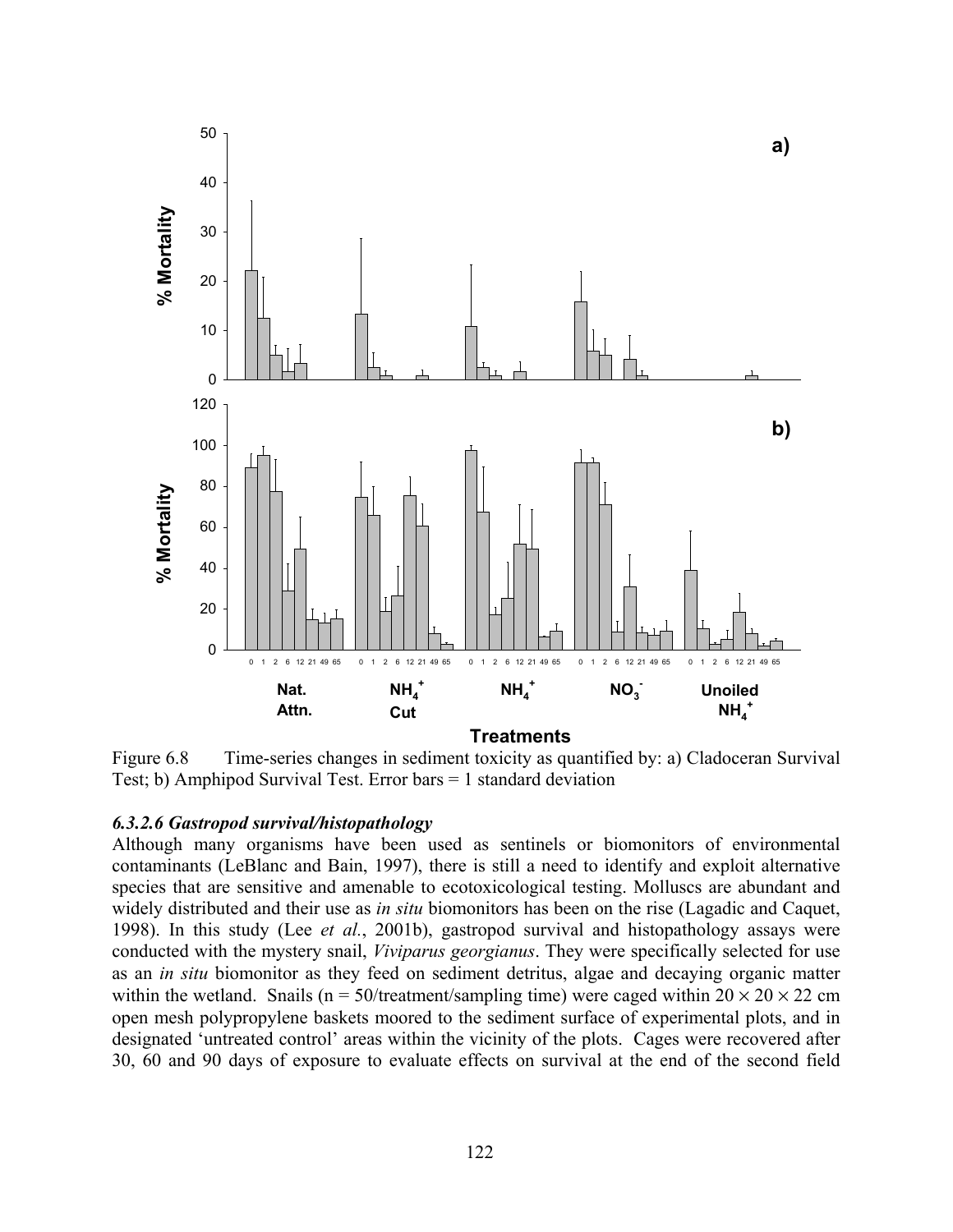Figure 6.8 Time-series changes in sediment toxicity as quantified by: a) Cladoceran Survival Test; b) Amphipod Survival Test. Error bars = 1 standard deviation

### *6.3.2.6 Gastropod survival/histopathology*

Although many organisms have been used as sentinels or biomonitors of environmental contaminants (LeBlanc and Bain, 1997), there is still a need to identify and exploit alternative species that are sensitive and amenable to ecotoxicological testing. Molluscs are abundant and widely distributed and their use as *in situ* biomonitors has been on the rise (Lagadic and Caquet, 1998). In this study (Lee *et al.*, 2001b), gastropod survival and histopathology assays were conducted with the mystery snail, *Viviparus georgianus*. They were specifically selected for use as an *in situ* biomonitor as they feed on sediment detritus, algae and decaying organic matter within the wetland. Snails (n = 50/treatment/sampling time) were caged within $20 \times 20 \times 22$ cm open mesh polypropylene baskets moored to the sediment surface of experimental plots, and in designated 'untreated control' areas within the vicinity of the plots. Cages were recovered after 30, 60 and 90 days of exposure to evaluate effects on survival at the end of the second field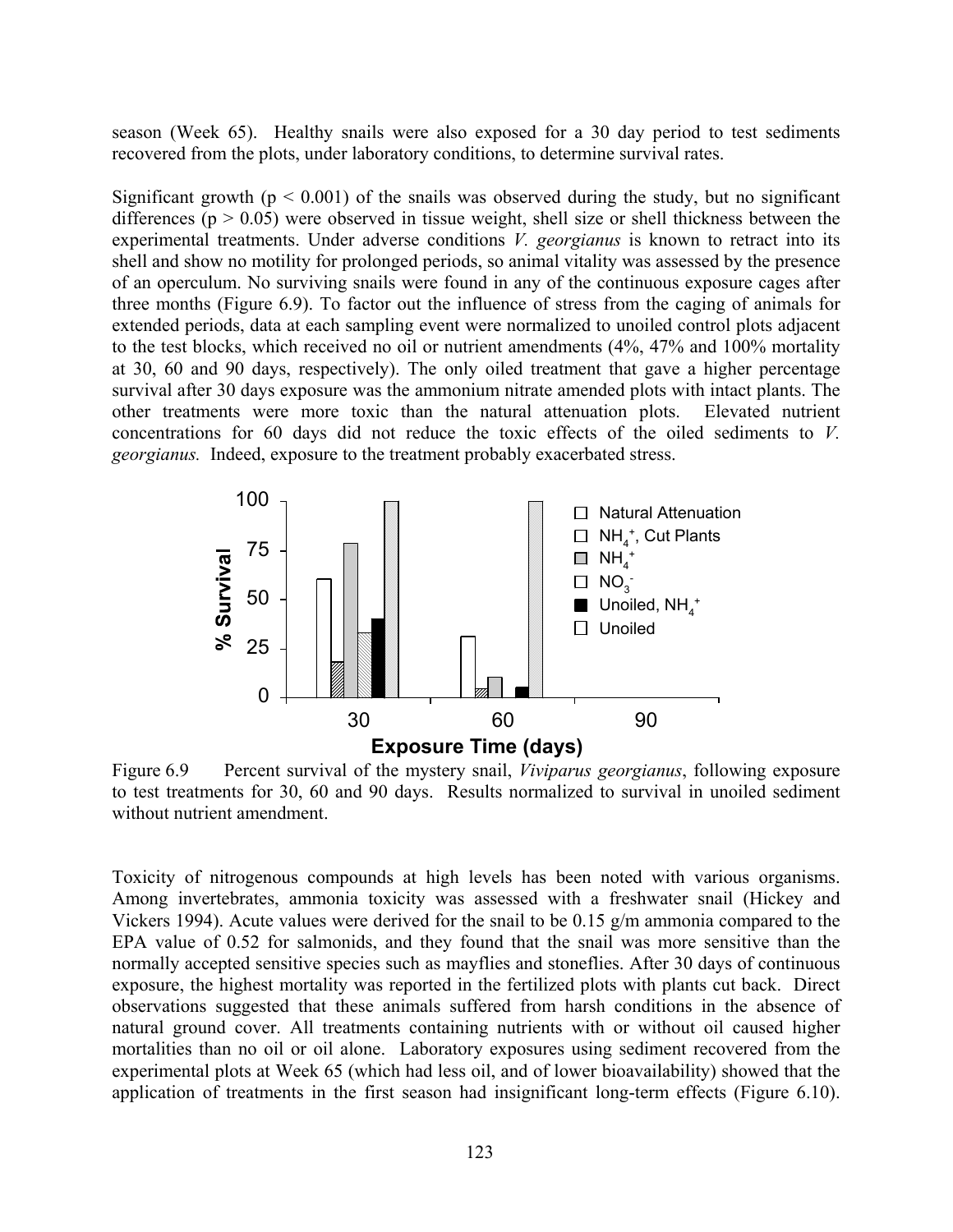season (Week 65). Healthy snails were also exposed for a 30 day period to test sediments recovered from the plots, under laboratory conditions, to determine survival rates.

Significant growth ($p < 0.001$) of the snails was observed during the study, but no significant differences ($p > 0.05$) were observed in tissue weight, shell size or shell thickness between the experimental treatments. Under adverse conditions *V. georgianus* is known to retract into its shell and show no motility for prolonged periods, so animal vitality was assessed by the presence of an operculum. No surviving snails were found in any of the continuous exposure cages after three months (Figure 6.9). To factor out the influence of stress from the caging of animals for extended periods, data at each sampling event were normalized to unoiled control plots adjacent to the test blocks, which received no oil or nutrient amendments (4%, 47% and 100% mortality at 30, 60 and 90 days, respectively). The only oiled treatment that gave a higher percentage survival after 30 days exposure was the ammonium nitrate amended plots with intact plants. The other treatments were more toxic than the natural attenuation plots. Elevated nutrient concentrations for 60 days did not reduce the toxic effects of the oiled sediments to *V. georgianus.* Indeed, exposure to the treatment probably exacerbated stress.

Figure 6.9 Percent survival of the mystery snail, *Viviparus georgianus*, following exposure to test treatments for 30, 60 and 90 days. Results normalized to survival in unoiled sediment without nutrient amendment.

Toxicity of nitrogenous compounds at high levels has been noted with various organisms. Among invertebrates, ammonia toxicity was assessed with a freshwater snail (Hickey and Vickers 1994). Acute values were derived for the snail to be 0.15 g/m ammonia compared to the EPA value of 0.52 for salmonids, and they found that the snail was more sensitive than the normally accepted sensitive species such as mayflies and stoneflies. After 30 days of continuous exposure, the highest mortality was reported in the fertilized plots with plants cut back. Direct observations suggested that these animals suffered from harsh conditions in the absence of natural ground cover. All treatments containing nutrients with or without oil caused higher mortalities than no oil or oil alone. Laboratory exposures using sediment recovered from the experimental plots at Week 65 (which had less oil, and of lower bioavailability) showed that the application of treatments in the first season had insignificant long-term effects (Figure 6.10).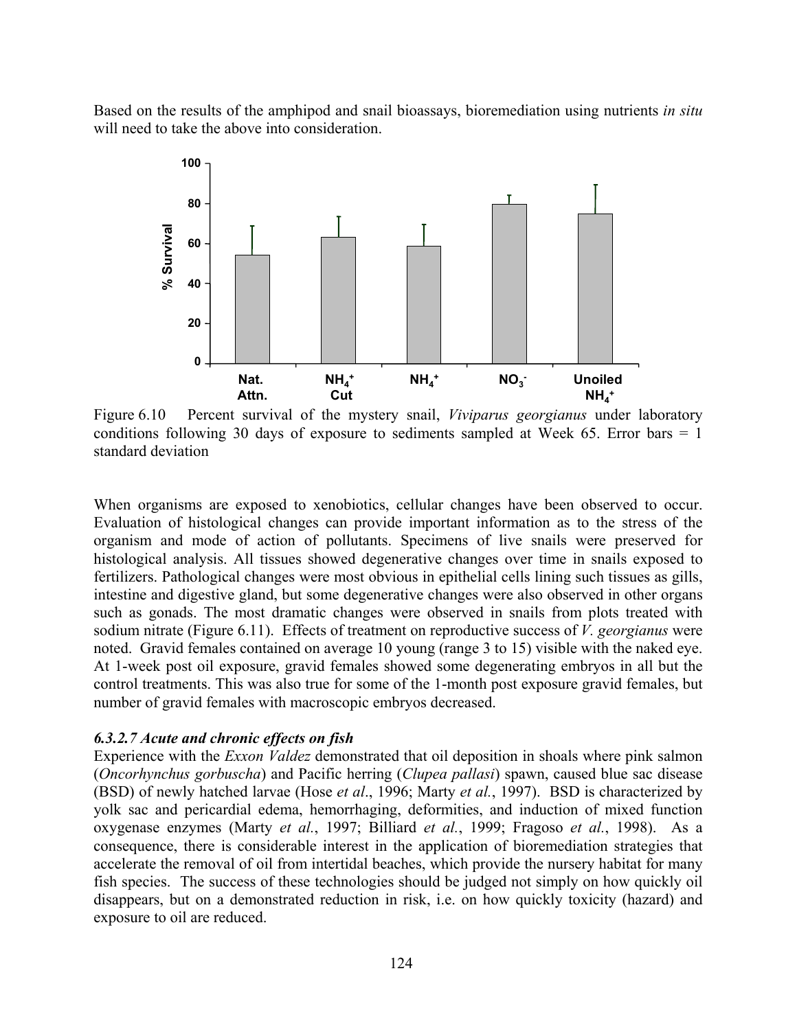Based on the results of the amphipod and snail bioassays, bioremediation using nutrients *in situ* will need to take the above into consideration.

Figure 6.10 Percent survival of the mystery snail, *Viviparus georgianus* under laboratory conditions following 30 days of exposure to sediments sampled at Week 65. Error bars = 1 standard deviation

When organisms are exposed to xenobiotics, cellular changes have been observed to occur. Evaluation of histological changes can provide important information as to the stress of the organism and mode of action of pollutants. Specimens of live snails were preserved for histological analysis. All tissues showed degenerative changes over time in snails exposed to fertilizers. Pathological changes were most obvious in epithelial cells lining such tissues as gills, intestine and digestive gland, but some degenerative changes were also observed in other organs such as gonads. The most dramatic changes were observed in snails from plots treated with sodium nitrate (Figure 6.11). Effects of treatment on reproductive success of *V. georgianus* were noted. Gravid females contained on average 10 young (range 3 to 15) visible with the naked eye. At 1-week post oil exposure, gravid females showed some degenerating embryos in all but the control treatments. This was also true for some of the 1-month post exposure gravid females, but number of gravid females with macroscopic embryos decreased.

#### *6.3.2.7 Acute and chronic effects on fish*

Experience with the *Exxon Valdez* demonstrated that oil deposition in shoals where pink salmon (*Oncorhynchus gorbuscha*) and Pacific herring (*Clupea pallasi*) spawn, caused blue sac disease (BSD) of newly hatched larvae (Hose *et al*., 1996; Marty *et al.*, 1997). BSD is characterized by yolk sac and pericardial edema, hemorrhaging, deformities, and induction of mixed function oxygenase enzymes (Marty *et al.*, 1997; Billiard *et al.*, 1999; Fragoso *et al.*, 1998). As a consequence, there is considerable interest in the application of bioremediation strategies that accelerate the removal of oil from intertidal beaches, which provide the nursery habitat for many fish species. The success of these technologies should be judged not simply on how quickly oil disappears, but on a demonstrated reduction in risk, i.e. on how quickly toxicity (hazard) and exposure to oil are reduced.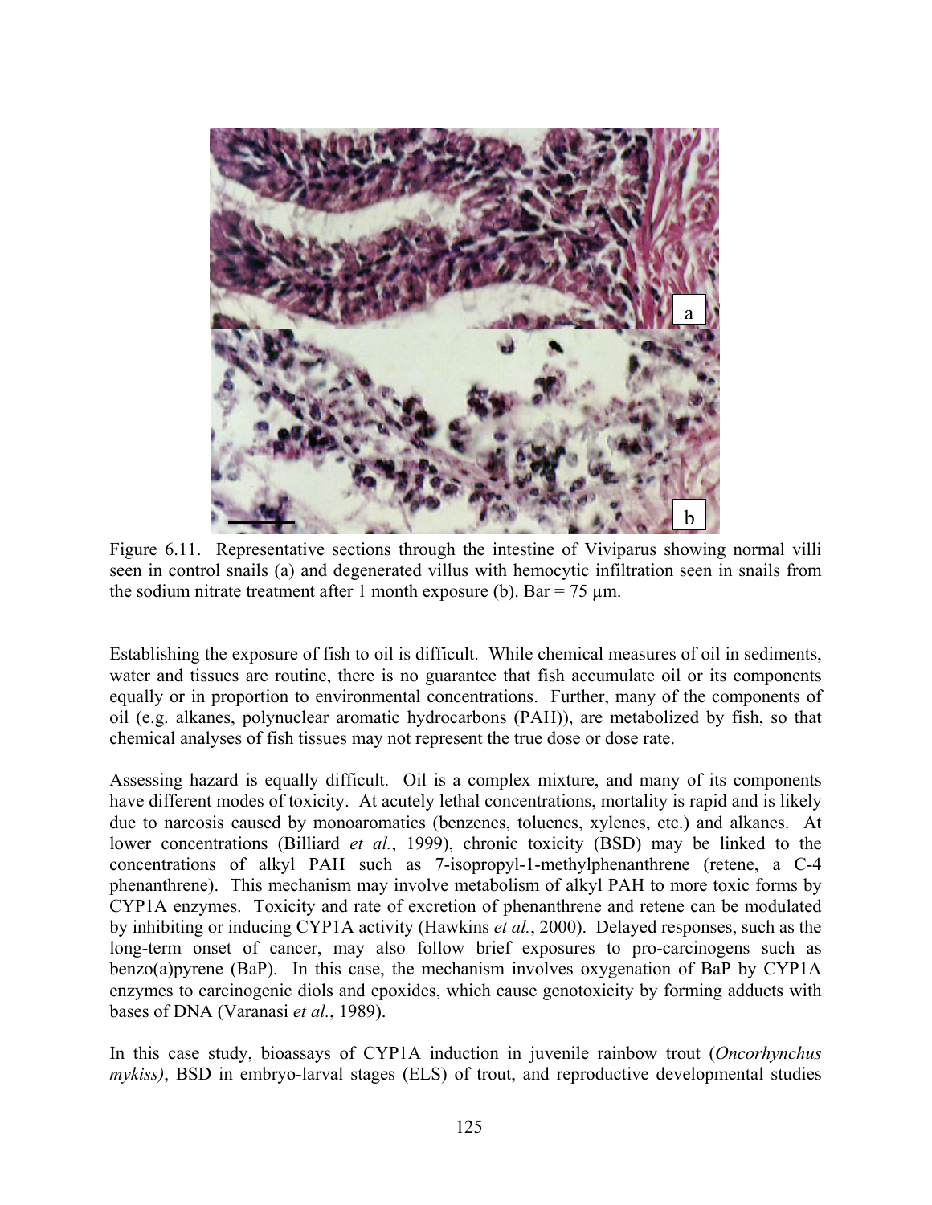Figure 6.11. Representative sections through the intestine of Viviparus showing normal villi seen in control snails (a) and degenerated villus with hemocytic infiltration seen in snails from the sodium nitrate treatment after 1 month exposure (b). Bar = 75 µm.

Establishing the exposure of fish to oil is difficult. While chemical measures of oil in sediments, water and tissues are routine, there is no guarantee that fish accumulate oil or its components equally or in proportion to environmental concentrations. Further, many of the components of oil (e.g. alkanes, polynuclear aromatic hydrocarbons (PAH)), are metabolized by fish, so that chemical analyses of fish tissues may not represent the true dose or dose rate.

Assessing hazard is equally difficult. Oil is a complex mixture, and many of its components have different modes of toxicity. At acutely lethal concentrations, mortality is rapid and is likely due to narcosis caused by monoaromatics (benzenes, toluenes, xylenes, etc.) and alkanes. At lower concentrations (Billiard *et al.*, 1999), chronic toxicity (BSD) may be linked to the concentrations of alkyl PAH such as 7-isopropyl-1-methylphenanthrene (retene, a C-4 phenanthrene). This mechanism may involve metabolism of alkyl PAH to more toxic forms by CYP1A enzymes. Toxicity and rate of excretion of phenanthrene and retene can be modulated by inhibiting or inducing CYP1A activity (Hawkins *et al.*, 2000). Delayed responses, such as the long-term onset of cancer, may also follow brief exposures to pro-carcinogens such as benzo(a)pyrene (BaP). In this case, the mechanism involves oxygenation of BaP by CYP1A enzymes to carcinogenic diols and epoxides, which cause genotoxicity by forming adducts with bases of DNA (Varanasi *et al.*, 1989).

In this case study, bioassays of CYP1A induction in juvenile rainbow trout (*Oncorhynchus mykiss)*, BSD in embryo-larval stages (ELS) of trout, and reproductive developmental studies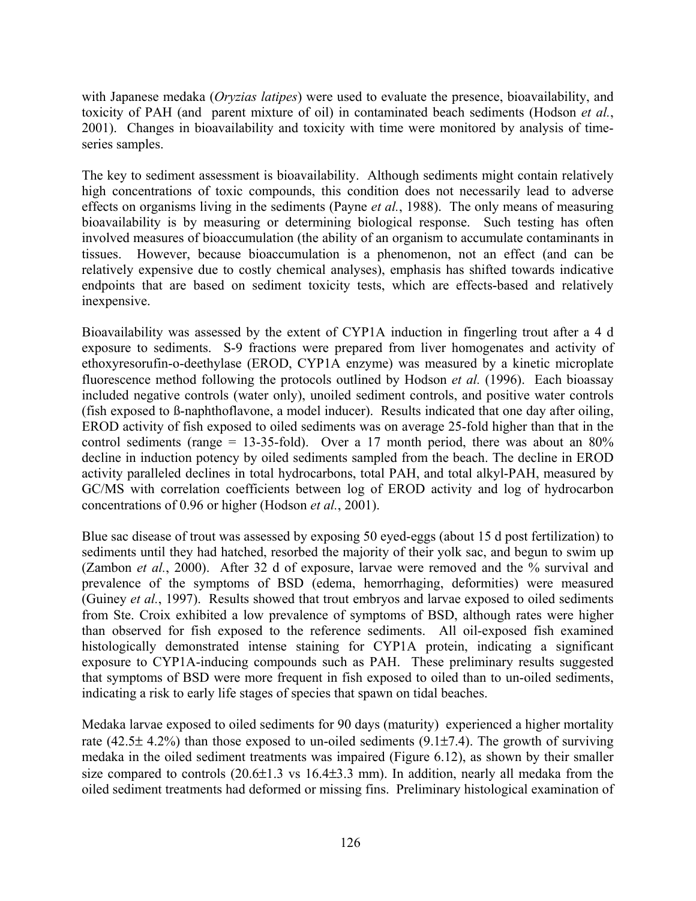with Japanese medaka (*Oryzias latipes*) were used to evaluate the presence, bioavailability, and toxicity of PAH (and parent mixture of oil) in contaminated beach sediments (Hodson *et al.*, 2001). Changes in bioavailability and toxicity with time were monitored by analysis of time-series samples.

The key to sediment assessment is bioavailability. Although sediments might contain relatively high concentrations of toxic compounds, this condition does not necessarily lead to adverse effects on organisms living in the sediments (Payne *et al.*, 1988). The only means of measuring bioavailability is by measuring or determining biological response. Such testing has often involved measures of bioaccumulation (the ability of an organism to accumulate contaminants in tissues. However, because bioaccumulation is a phenomenon, not an effect (and can be relatively expensive due to costly chemical analyses), emphasis has shifted towards indicative endpoints that are based on sediment toxicity tests, which are effects-based and relatively inexpensive.

Bioavailability was assessed by the extent of CYP1A induction in fingerling trout after a 4 d exposure to sediments. S-9 fractions were prepared from liver homogenates and activity of ethoxyresorufin-o-deethylase (EROD, CYP1A enzyme) was measured by a kinetic microplate fluorescence method following the protocols outlined by Hodson *et al.* (1996). Each bioassay included negative controls (water only), unoiled sediment controls, and positive water controls (fish exposed to ß-naphthoflavone, a model inducer). Results indicated that one day after oiling, EROD activity of fish exposed to oiled sediments was on average 25-fold higher than that in the control sediments (range = 13-35-fold). Over a 17 month period, there was about an 80% decline in induction potency by oiled sediments sampled from the beach. The decline in EROD activity paralleled declines in total hydrocarbons, total PAH, and total alkyl-PAH, measured by GC/MS with correlation coefficients between log of EROD activity and log of hydrocarbon concentrations of 0.96 or higher (Hodson *et al.*, 2001).

Blue sac disease of trout was assessed by exposing 50 eyed-eggs (about 15 d post fertilization) to sediments until they had hatched, resorbed the majority of their yolk sac, and begun to swim up (Zambon *et al.*, 2000). After 32 d of exposure, larvae were removed and the % survival and prevalence of the symptoms of BSD (edema, hemorrhaging, deformities) were measured (Guiney *et al.*, 1997). Results showed that trout embryos and larvae exposed to oiled sediments from Ste. Croix exhibited a low prevalence of symptoms of BSD, although rates were higher than observed for fish exposed to the reference sediments. All oil-exposed fish examined histologically demonstrated intense staining for CYP1A protein, indicating a significant exposure to CYP1A-inducing compounds such as PAH. These preliminary results suggested that symptoms of BSD were more frequent in fish exposed to oiled than to un-oiled sediments, indicating a risk to early life stages of species that spawn on tidal beaches.

Medaka larvae exposed to oiled sediments for 90 days (maturity) experienced a higher mortality rate ($42.5\pm 4.2\%$) than those exposed to un-oiled sediments ($9.1\pm7.4$). The growth of surviving medaka in the oiled sediment treatments was impaired (Figure 6.12), as shown by their smaller size compared to controls ($20.6\pm1.3$ vs $16.4\pm3.3$ mm). In addition, nearly all medaka from the oiled sediment treatments had deformed or missing fins. Preliminary histological examination of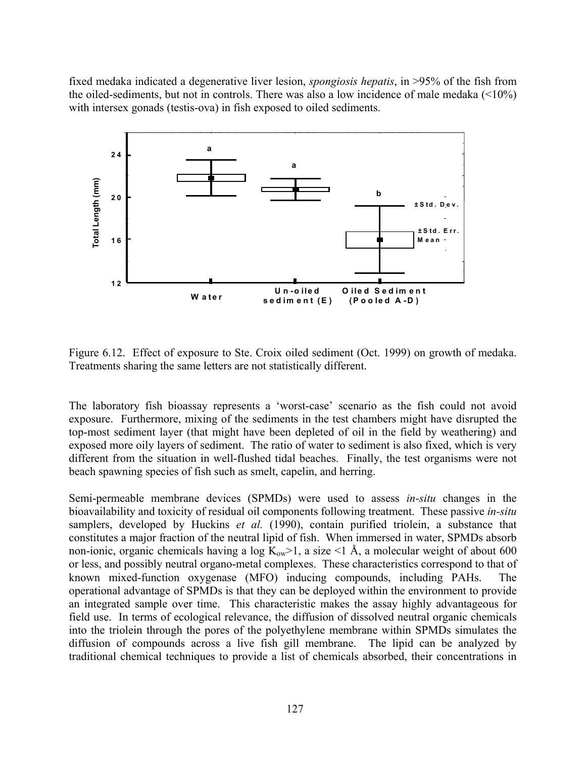fixed medaka indicated a degenerative liver lesion, *spongiosis hepatis*, in >95% of the fish from the oiled-sediments, but not in controls. There was also a low incidence of male medaka (<10%) with intersex gonads (testis-ova) in fish exposed to oiled sediments.

Figure 6.12. Effect of exposure to Ste. Croix oiled sediment (Oct. 1999) on growth of medaka. Treatments sharing the same letters are not statistically different.

The laboratory fish bioassay represents a 'worst-case' scenario as the fish could not avoid exposure. Furthermore, mixing of the sediments in the test chambers might have disrupted the top-most sediment layer (that might have been depleted of oil in the field by weathering) and exposed more oily layers of sediment. The ratio of water to sediment is also fixed, which is very different from the situation in well-flushed tidal beaches. Finally, the test organisms were not beach spawning species of fish such as smelt, capelin, and herring.

Semi-permeable membrane devices (SPMDs) were used to assess *in-situ* changes in the bioavailability and toxicity of residual oil components following treatment. These passive *in-situ* samplers, developed by Huckins *et al.* (1990), contain purified triolein, a substance that constitutes a major fraction of the neutral lipid of fish. When immersed in water, SPMDs absorb non-ionic, organic chemicals having a log $K_{ow}$>1, a size <1 Å, a molecular weight of about 600 or less, and possibly neutral organo-metal complexes. These characteristics correspond to that of known mixed-function oxygenase (MFO) inducing compounds, including PAHs. The operational advantage of SPMDs is that they can be deployed within the environment to provide an integrated sample over time. This characteristic makes the assay highly advantageous for field use. In terms of ecological relevance, the diffusion of dissolved neutral organic chemicals into the triolein through the pores of the polyethylene membrane within SPMDs simulates the diffusion of compounds across a live fish gill membrane. The lipid can be analyzed by traditional chemical techniques to provide a list of chemicals absorbed, their concentrations in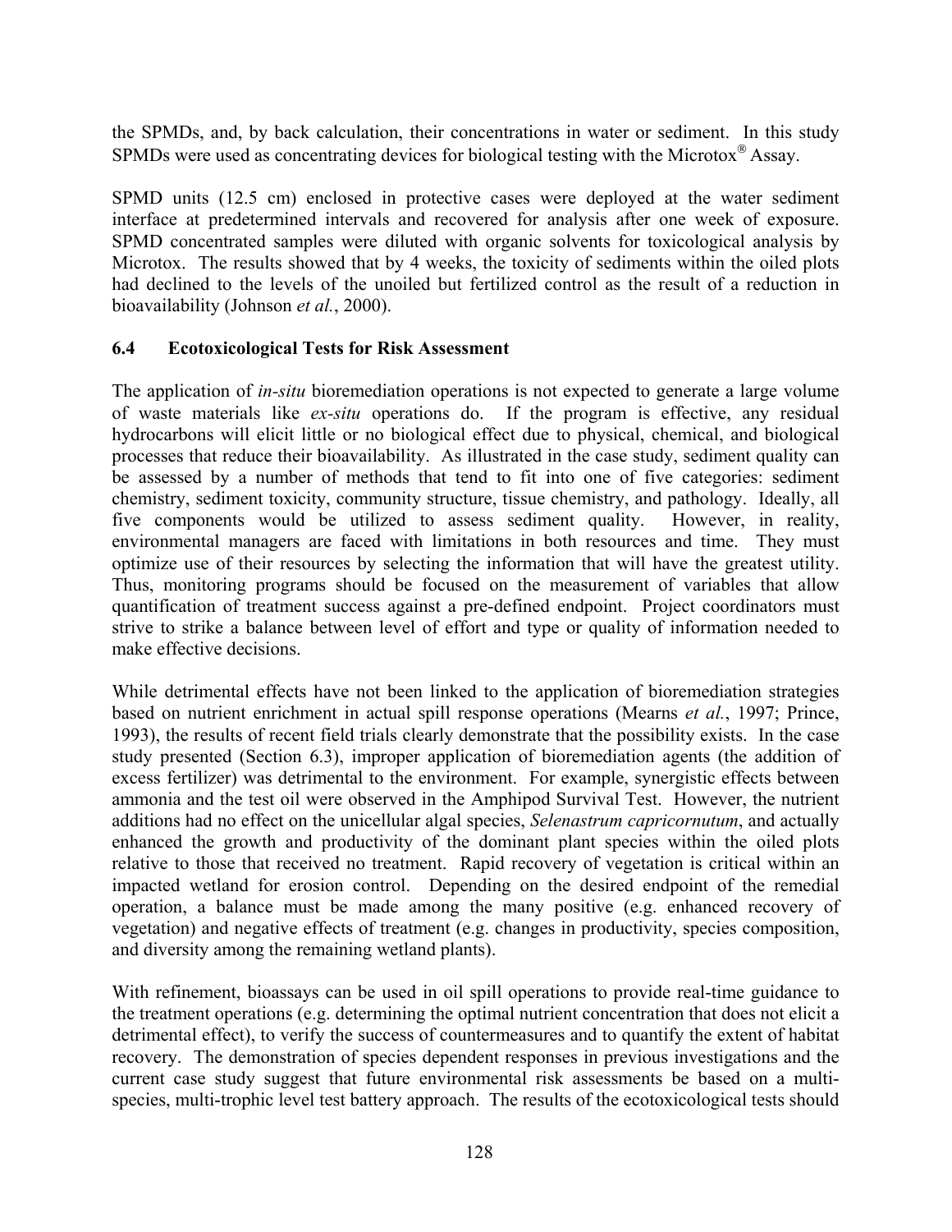the SPMDs, and, by back calculation, their concentrations in water or sediment. In this study SPMDs were used as concentrating devices for biological testing with the Microtox® Assay.

SPMD units (12.5 cm) enclosed in protective cases were deployed at the water sediment interface at predetermined intervals and recovered for analysis after one week of exposure. SPMD concentrated samples were diluted with organic solvents for toxicological analysis by Microtox. The results showed that by 4 weeks, the toxicity of sediments within the oiled plots had declined to the levels of the unoiled but fertilized control as the result of a reduction in bioavailability (Johnson *et al.*, 2000).

### 6.4 Ecotoxicological Tests for Risk Assessment

The application of *in-situ* bioremediation operations is not expected to generate a large volume of waste materials like *ex-situ* operations do. If the program is effective, any residual hydrocarbons will elicit little or no biological effect due to physical, chemical, and biological processes that reduce their bioavailability. As illustrated in the case study, sediment quality can be assessed by a number of methods that tend to fit into one of five categories: sediment chemistry, sediment toxicity, community structure, tissue chemistry, and pathology. Ideally, all five components would be utilized to assess sediment quality. However, in reality, environmental managers are faced with limitations in both resources and time. They must optimize use of their resources by selecting the information that will have the greatest utility. Thus, monitoring programs should be focused on the measurement of variables that allow quantification of treatment success against a pre-defined endpoint. Project coordinators must strive to strike a balance between level of effort and type or quality of information needed to make effective decisions.

While detrimental effects have not been linked to the application of bioremediation strategies based on nutrient enrichment in actual spill response operations (Mearns *et al.*, 1997; Prince, 1993), the results of recent field trials clearly demonstrate that the possibility exists. In the case study presented (Section 6.3), improper application of bioremediation agents (the addition of excess fertilizer) was detrimental to the environment. For example, synergistic effects between ammonia and the test oil were observed in the Amphipod Survival Test. However, the nutrient additions had no effect on the unicellular algal species, *Selenastrum capricornutum*, and actually enhanced the growth and productivity of the dominant plant species within the oiled plots relative to those that received no treatment. Rapid recovery of vegetation is critical within an impacted wetland for erosion control. Depending on the desired endpoint of the remedial operation, a balance must be made among the many positive (e.g. enhanced recovery of vegetation) and negative effects of treatment (e.g. changes in productivity, species composition, and diversity among the remaining wetland plants).

With refinement, bioassays can be used in oil spill operations to provide real-time guidance to the treatment operations (e.g. determining the optimal nutrient concentration that does not elicit a detrimental effect), to verify the success of countermeasures and to quantify the extent of habitat recovery. The demonstration of species dependent responses in previous investigations and the current case study suggest that future environmental risk assessments be based on a multi-species, multi-trophic level test battery approach. The results of the ecotoxicological tests should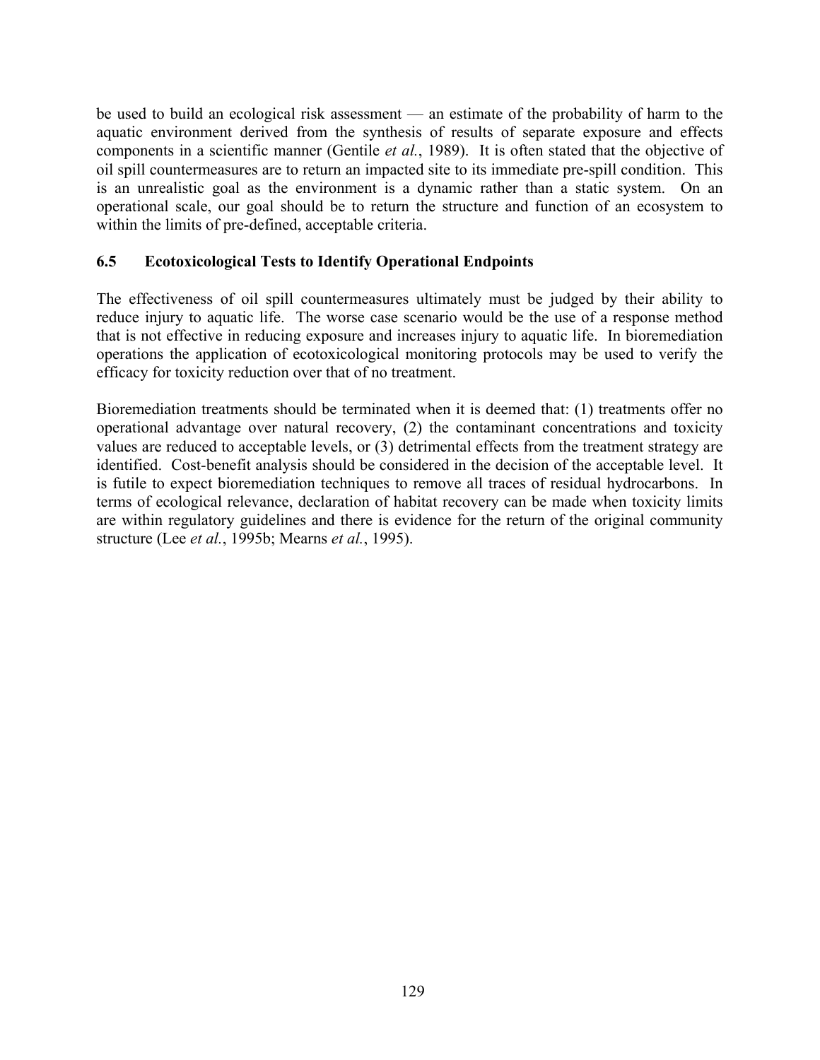be used to build an ecological risk assessment — an estimate of the probability of harm to the aquatic environment derived from the synthesis of results of separate exposure and effects components in a scientific manner (Gentile *et al.*, 1989). It is often stated that the objective of oil spill countermeasures are to return an impacted site to its immediate pre-spill condition. This is an unrealistic goal as the environment is a dynamic rather than a static system. On an operational scale, our goal should be to return the structure and function of an ecosystem to within the limits of pre-defined, acceptable criteria.

### 6.5 Ecotoxicological Tests to Identify Operational Endpoints

The effectiveness of oil spill countermeasures ultimately must be judged by their ability to reduce injury to aquatic life. The worse case scenario would be the use of a response method that is not effective in reducing exposure and increases injury to aquatic life. In bioremediation operations the application of ecotoxicological monitoring protocols may be used to verify the efficacy for toxicity reduction over that of no treatment.

Bioremediation treatments should be terminated when it is deemed that: (1) treatments offer no operational advantage over natural recovery, (2) the contaminant concentrations and toxicity values are reduced to acceptable levels, or (3) detrimental effects from the treatment strategy are identified. Cost-benefit analysis should be considered in the decision of the acceptable level. It is futile to expect bioremediation techniques to remove all traces of residual hydrocarbons. In terms of ecological relevance, declaration of habitat recovery can be made when toxicity limits are within regulatory guidelines and there is evidence for the return of the original community structure (Lee *et al.*, 1995b; Mearns *et al.*, 1995).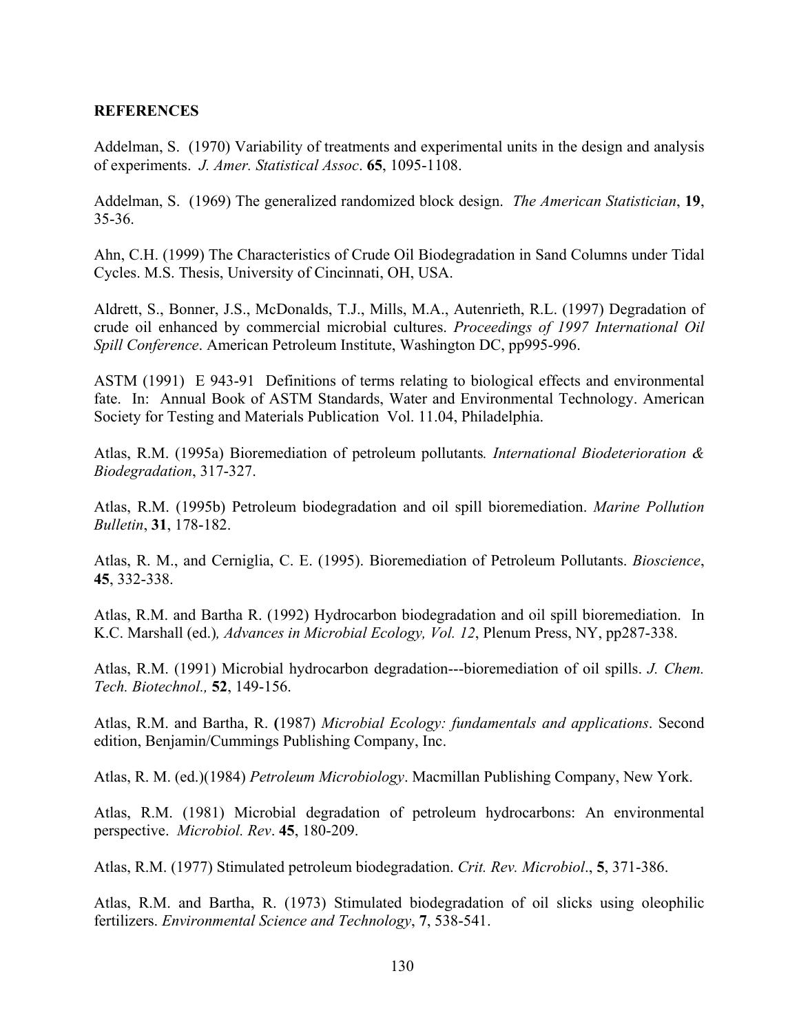**REFERENCES**

Addelman, S. (1970) Variability of treatments and experimental units in the design and analysis of experiments. *J. Amer. Statistical Assoc*. **65**, 1095-1108.

Addelman, S. (1969) The generalized randomized block design. *The American Statistician*, **19**, 35-36.

Ahn, C.H. (1999) The Characteristics of Crude Oil Biodegradation in Sand Columns under Tidal Cycles. M.S. Thesis, University of Cincinnati, OH, USA.

Aldrett, S., Bonner, J.S., McDonalds, T.J., Mills, M.A., Autenrieth, R.L. (1997) Degradation of crude oil enhanced by commercial microbial cultures. *Proceedings of 1997 International Oil Spill Conference*. American Petroleum Institute, Washington DC, pp995-996.

ASTM (1991) E 943-91 Definitions of terms relating to biological effects and environmental fate. In: Annual Book of ASTM Standards, Water and Environmental Technology. American Society for Testing and Materials Publication Vol. 11.04, Philadelphia.

Atlas, R.M. (1995a) Bioremediation of petroleum pollutants*. International Biodeterioration & Biodegradation*, 317-327.

Atlas, R.M. (1995b) Petroleum biodegradation and oil spill bioremediation. *Marine Pollution Bulletin*, **31**, 178-182.

Atlas, R. M., and Cerniglia, C. E. (1995). Bioremediation of Petroleum Pollutants. *Bioscience*, **45**, 332-338.

Atlas, R.M. and Bartha R. (1992) Hydrocarbon biodegradation and oil spill bioremediation. In K.C. Marshall (ed.)*, Advances in Microbial Ecology, Vol. 12*, Plenum Press, NY, pp287-338.

Atlas, R.M. (1991) Microbial hydrocarbon degradation---bioremediation of oil spills. *J. Chem. Tech. Biotechnol.,* **52**, 149-156.

Atlas, R.M. and Bartha, R. **(**1987) *Microbial Ecology: fundamentals and applications*. Second edition, Benjamin/Cummings Publishing Company, Inc.

Atlas, R. M. (ed.)(1984) *Petroleum Microbiology*. Macmillan Publishing Company, New York.

Atlas, R.M. (1981) Microbial degradation of petroleum hydrocarbons: An environmental perspective. *Microbiol. Rev*. **45**, 180-209.

Atlas, R.M. (1977) Stimulated petroleum biodegradation. *Crit. Rev. Microbiol*., **5**, 371-386.

Atlas, R.M. and Bartha, R. (1973) Stimulated biodegradation of oil slicks using oleophilic fertilizers. *Environmental Science and Technology*, **7**, 538-541.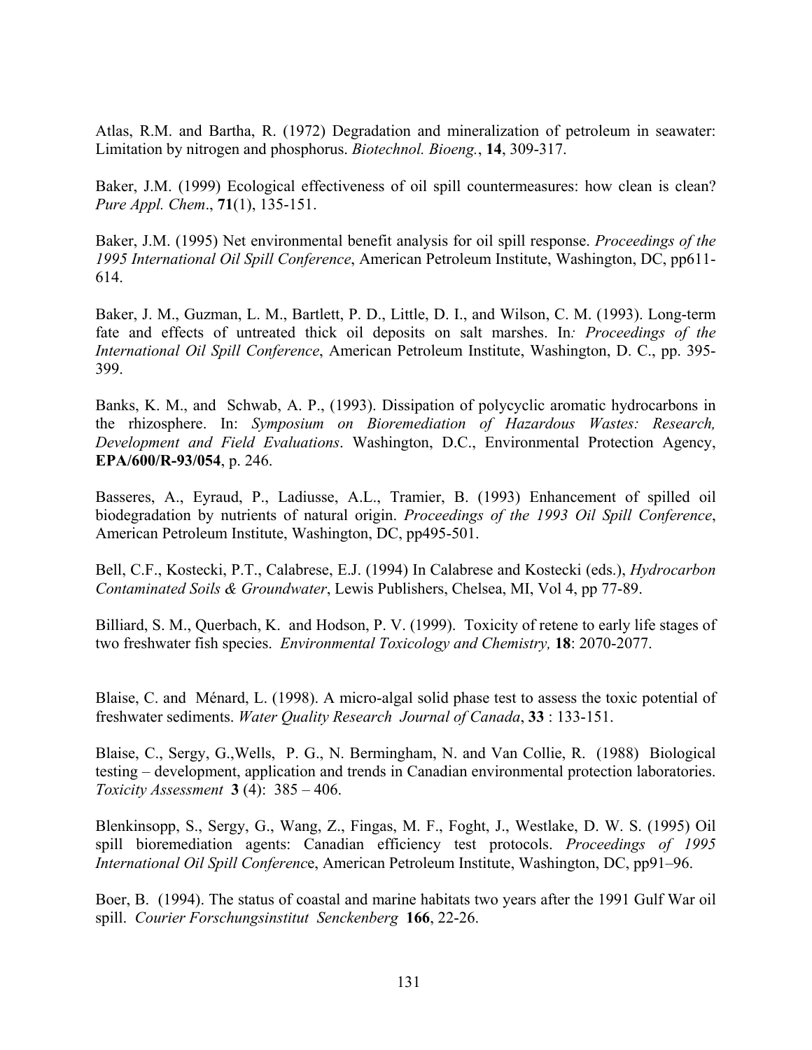Atlas, R.M. and Bartha, R. (1972) Degradation and mineralization of petroleum in seawater: Limitation by nitrogen and phosphorus. *Biotechnol. Bioeng.*, **14**, 309-317.

Baker, J.M. (1999) Ecological effectiveness of oil spill countermeasures: how clean is clean? *Pure Appl. Chem*., **71**(1), 135-151.

Baker, J.M. (1995) Net environmental benefit analysis for oil spill response. *Proceedings of the 1995 International Oil Spill Conference*, American Petroleum Institute, Washington, DC, pp611-614.

Baker, J. M., Guzman, L. M., Bartlett, P. D., Little, D. I., and Wilson, C. M. (1993). Long-term fate and effects of untreated thick oil deposits on salt marshes. In*: Proceedings of the International Oil Spill Conference*, American Petroleum Institute, Washington, D. C., pp. 395-399.

Banks, K. M., and Schwab, A. P., (1993). Dissipation of polycyclic aromatic hydrocarbons in the rhizosphere. In: *Symposium on Bioremediation of Hazardous Wastes: Research, Development and Field Evaluations*. Washington, D.C., Environmental Protection Agency, **EPA/600/R-93/054**, p. 246.

Basseres, A., Eyraud, P., Ladiusse, A.L., Tramier, B. (1993) Enhancement of spilled oil biodegradation by nutrients of natural origin. *Proceedings of the 1993 Oil Spill Conference*, American Petroleum Institute, Washington, DC, pp495-501.

Bell, C.F., Kostecki, P.T., Calabrese, E.J. (1994) In Calabrese and Kostecki (eds.), *Hydrocarbon Contaminated Soils & Groundwater*, Lewis Publishers, Chelsea, MI, Vol 4, pp 77-89.

Billiard, S. M., Querbach, K. and Hodson, P. V. (1999). Toxicity of retene to early life stages of two freshwater fish species. *Environmental Toxicology and Chemistry,* **18**: 2070-2077.

Blaise, C. and Ménard, L. (1998). A micro-algal solid phase test to assess the toxic potential of freshwater sediments. *Water Quality Research Journal of Canada*, **33** : 133-151.

Blaise, C., Sergy, G.,Wells, P. G., N. Bermingham, N. and Van Collie, R. (1988) Biological testing – development, application and trends in Canadian environmental protection laboratories. *Toxicity Assessment* **3** (4): 385 – 406.

Blenkinsopp, S., Sergy, G., Wang, Z., Fingas, M. F., Foght, J., Westlake, D. W. S. (1995) Oil spill bioremediation agents: Canadian efficiency test protocols. *Proceedings of 1995 International Oil Spill Conferenc*e, American Petroleum Institute, Washington, DC, pp91–96.

Boer, B. (1994). The status of coastal and marine habitats two years after the 1991 Gulf War oil spill. *Courier Forschungsinstitut Senckenberg* **166**, 22-26.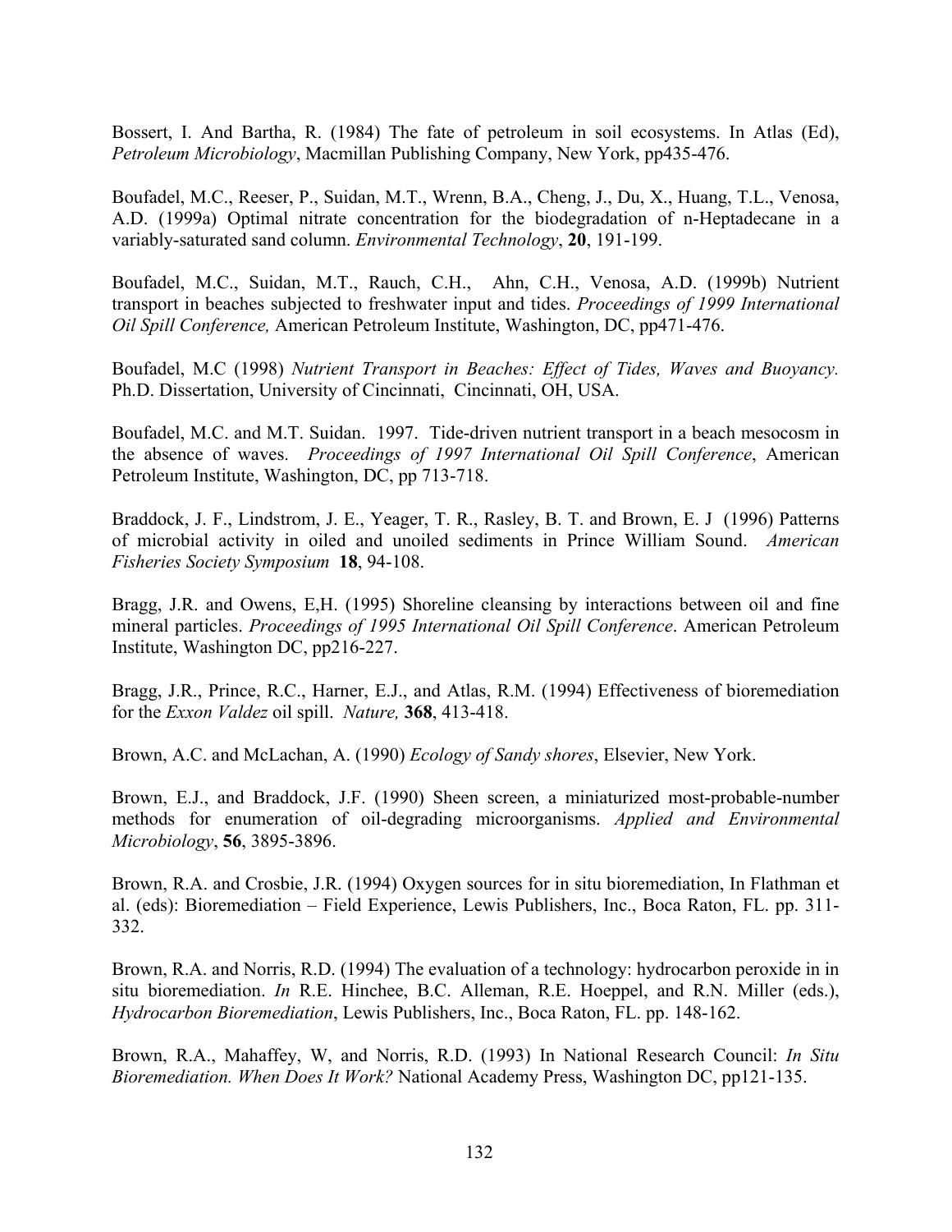Bossert, I. And Bartha, R. (1984) The fate of petroleum in soil ecosystems. In Atlas (Ed), *Petroleum Microbiology*, Macmillan Publishing Company, New York, pp435-476.

Boufadel, M.C., Reeser, P., Suidan, M.T., Wrenn, B.A., Cheng, J., Du, X., Huang, T.L., Venosa, A.D. (1999a) Optimal nitrate concentration for the biodegradation of n-Heptadecane in a variably-saturated sand column. *Environmental Technology*, **20**, 191-199.

Boufadel, M.C., Suidan, M.T., Rauch, C.H., Ahn, C.H., Venosa, A.D. (1999b) Nutrient transport in beaches subjected to freshwater input and tides. *Proceedings of 1999 International Oil Spill Conference,* American Petroleum Institute, Washington, DC, pp471-476.

Boufadel, M.C (1998) *Nutrient Transport in Beaches: Effect of Tides, Waves and Buoyancy.* Ph.D. Dissertation, University of Cincinnati, Cincinnati, OH, USA.

Boufadel, M.C. and M.T. Suidan. 1997. Tide-driven nutrient transport in a beach mesocosm in the absence of waves. *Proceedings of 1997 International Oil Spill Conference*, American Petroleum Institute, Washington, DC, pp 713-718.

Braddock, J. F., Lindstrom, J. E., Yeager, T. R., Rasley, B. T. and Brown, E. J (1996) Patterns of microbial activity in oiled and unoiled sediments in Prince William Sound. *American Fisheries Society Symposium* **18**, 94-108.

Bragg, J.R. and Owens, E,H. (1995) Shoreline cleansing by interactions between oil and fine mineral particles. *Proceedings of 1995 International Oil Spill Conference*. American Petroleum Institute, Washington DC, pp216-227.

Bragg, J.R., Prince, R.C., Harner, E.J., and Atlas, R.M. (1994) Effectiveness of bioremediation for the *Exxon Valdez* oil spill. *Nature,* **368**, 413-418.

Brown, A.C. and McLachan, A. (1990) *Ecology of Sandy shores*, Elsevier, New York.

Brown, E.J., and Braddock, J.F. (1990) Sheen screen, a miniaturized most-probable-number methods for enumeration of oil-degrading microorganisms. *Applied and Environmental Microbiology*, **56**, 3895-3896.

Brown, R.A. and Crosbie, J.R. (1994) Oxygen sources for in situ bioremediation, In Flathman et al. (eds): Bioremediation – Field Experience, Lewis Publishers, Inc., Boca Raton, FL. pp. 311-332.

Brown, R.A. and Norris, R.D. (1994) The evaluation of a technology: hydrocarbon peroxide in in situ bioremediation. *In* R.E. Hinchee, B.C. Alleman, R.E. Hoeppel, and R.N. Miller (eds.), *Hydrocarbon Bioremediation*, Lewis Publishers, Inc., Boca Raton, FL. pp. 148-162.

Brown, R.A., Mahaffey, W, and Norris, R.D. (1993) In National Research Council: *In Situ Bioremediation. When Does It Work?* National Academy Press, Washington DC, pp121-135.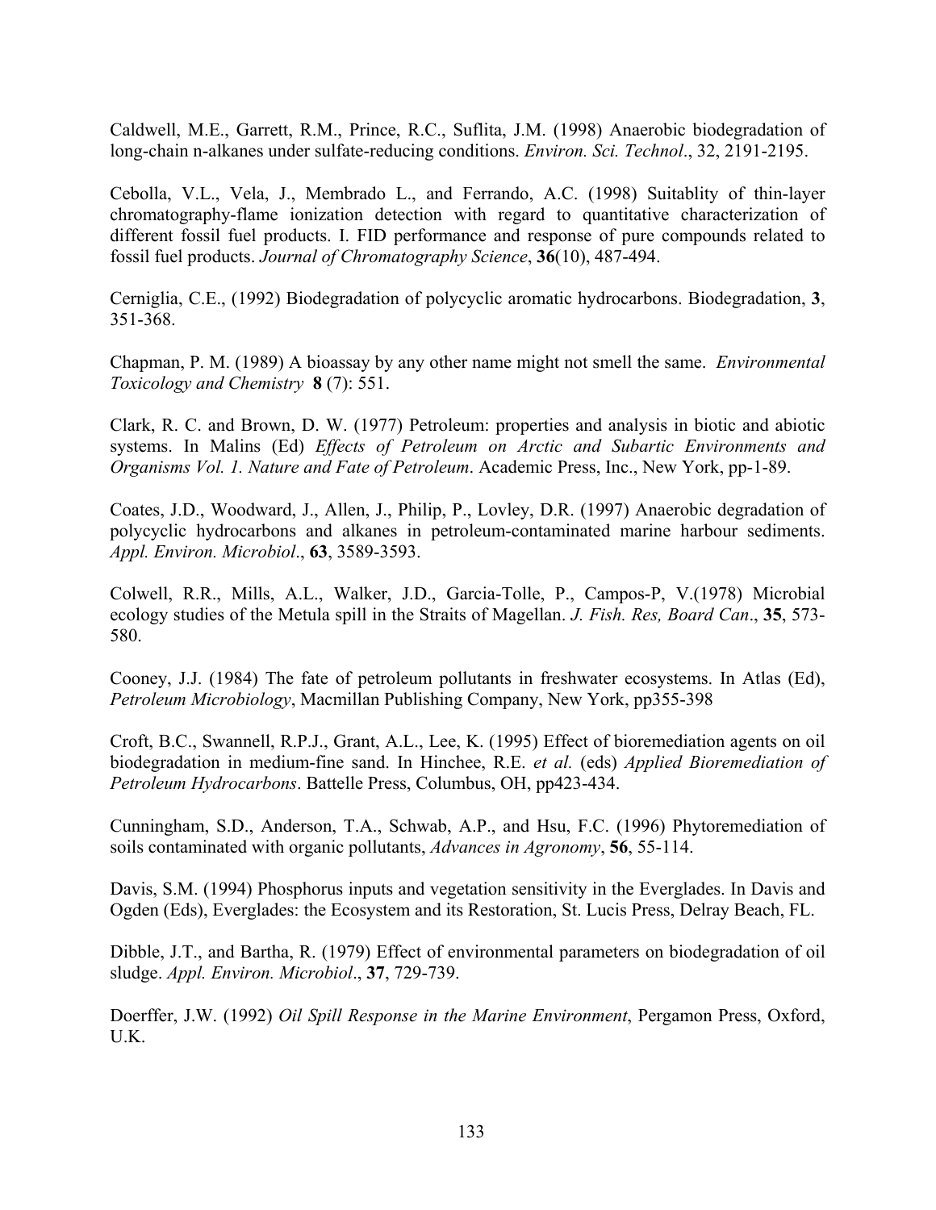Caldwell, M.E., Garrett, R.M., Prince, R.C., Suflita, J.M. (1998) Anaerobic biodegradation of long-chain n-alkanes under sulfate-reducing conditions. *Environ. Sci. Technol*., 32, 2191-2195.

Cebolla, V.L., Vela, J., Membrado L., and Ferrando, A.C. (1998) Suitablity of thin-layer chromatography-flame ionization detection with regard to quantitative characterization of different fossil fuel products. I. FID performance and response of pure compounds related to fossil fuel products. *Journal of Chromatography Science*, **36**(10), 487-494.

Cerniglia, C.E., (1992) Biodegradation of polycyclic aromatic hydrocarbons. Biodegradation, **3**, 351-368.

Chapman, P. M. (1989) A bioassay by any other name might not smell the same. *Environmental Toxicology and Chemistry* **8** (7): 551.

Clark, R. C. and Brown, D. W. (1977) Petroleum: properties and analysis in biotic and abiotic systems. In Malins (Ed) *Effects of Petroleum on Arctic and Subartic Environments and Organisms Vol. 1. Nature and Fate of Petroleum*. Academic Press, Inc., New York, pp-1-89.

Coates, J.D., Woodward, J., Allen, J., Philip, P., Lovley, D.R. (1997) Anaerobic degradation of polycyclic hydrocarbons and alkanes in petroleum-contaminated marine harbour sediments. *Appl. Environ. Microbiol*., **63**, 3589-3593.

Colwell, R.R., Mills, A.L., Walker, J.D., Garcia-Tolle, P., Campos-P, V.(1978) Microbial ecology studies of the Metula spill in the Straits of Magellan. *J. Fish. Res, Board Can*., **35**, 573-580.

Cooney, J.J. (1984) The fate of petroleum pollutants in freshwater ecosystems. In Atlas (Ed), *Petroleum Microbiology*, Macmillan Publishing Company, New York, pp355-398

Croft, B.C., Swannell, R.P.J., Grant, A.L., Lee, K. (1995) Effect of bioremediation agents on oil biodegradation in medium-fine sand. In Hinchee, R.E. *et al.* (eds) *Applied Bioremediation of Petroleum Hydrocarbons*. Battelle Press, Columbus, OH, pp423-434.

Cunningham, S.D., Anderson, T.A., Schwab, A.P., and Hsu, F.C. (1996) Phytoremediation of soils contaminated with organic pollutants, *Advances in Agronomy*, **56**, 55-114.

Davis, S.M. (1994) Phosphorus inputs and vegetation sensitivity in the Everglades. In Davis and Ogden (Eds), Everglades: the Ecosystem and its Restoration, St. Lucis Press, Delray Beach, FL.

Dibble, J.T., and Bartha, R. (1979) Effect of environmental parameters on biodegradation of oil sludge. *Appl. Environ. Microbiol*., **37**, 729-739.

Doerffer, J.W. (1992) *Oil Spill Response in the Marine Environment*, Pergamon Press, Oxford, U.K.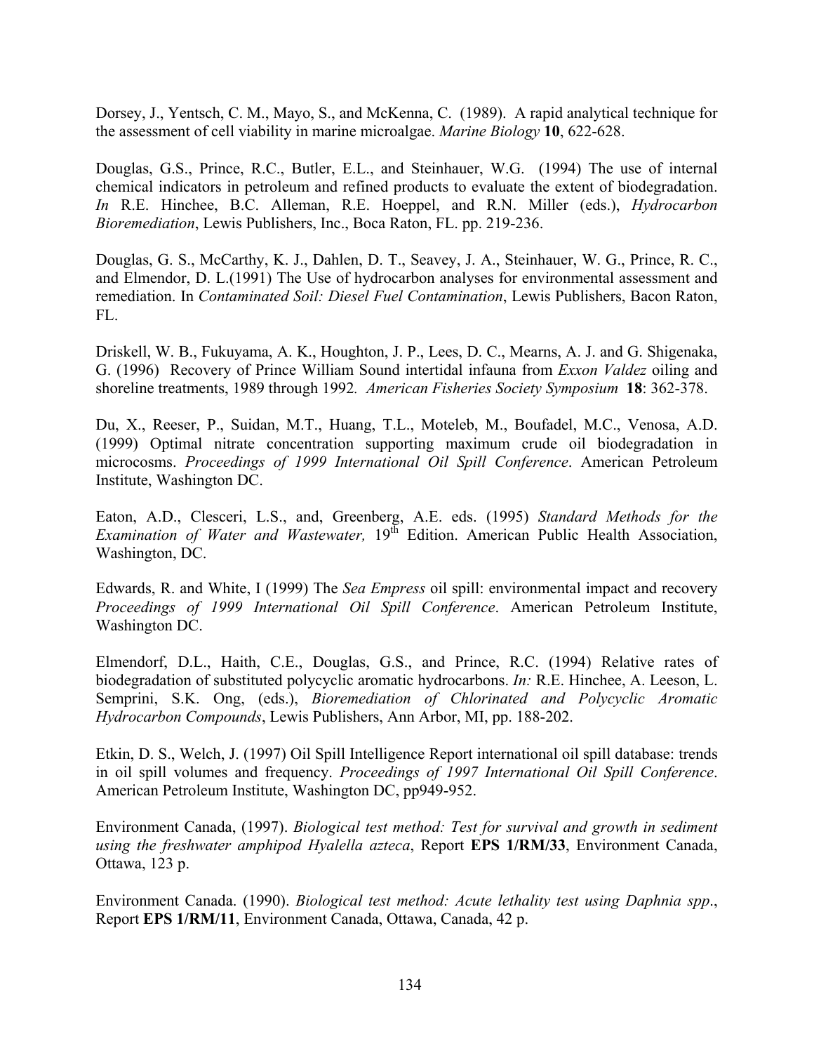Dorsey, J., Yentsch, C. M., Mayo, S., and McKenna, C. (1989). A rapid analytical technique for the assessment of cell viability in marine microalgae. *Marine Biology* **10**, 622-628.

Douglas, G.S., Prince, R.C., Butler, E.L., and Steinhauer, W.G. (1994) The use of internal chemical indicators in petroleum and refined products to evaluate the extent of biodegradation. *In* R.E. Hinchee, B.C. Alleman, R.E. Hoeppel, and R.N. Miller (eds.), *Hydrocarbon Bioremediation*, Lewis Publishers, Inc., Boca Raton, FL. pp. 219-236.

Douglas, G. S., McCarthy, K. J., Dahlen, D. T., Seavey, J. A., Steinhauer, W. G., Prince, R. C., and Elmendor, D. L.(1991) The Use of hydrocarbon analyses for environmental assessment and remediation. In *Contaminated Soil: Diesel Fuel Contamination*, Lewis Publishers, Bacon Raton, FL.

Driskell, W. B., Fukuyama, A. K., Houghton, J. P., Lees, D. C., Mearns, A. J. and G. Shigenaka, G. (1996) Recovery of Prince William Sound intertidal infauna from *Exxon Valdez* oiling and shoreline treatments, 1989 through 1992*. American Fisheries Society Symposium* **18**: 362-378.

Du, X., Reeser, P., Suidan, M.T., Huang, T.L., Moteleb, M., Boufadel, M.C., Venosa, A.D. (1999) Optimal nitrate concentration supporting maximum crude oil biodegradation in microcosms. *Proceedings of 1999 International Oil Spill Conference*. American Petroleum Institute, Washington DC.

Eaton, A.D., Clesceri, L.S., and, Greenberg, A.E. eds. (1995) *Standard Methods for the Examination of Water and Wastewater,* 19th Edition. American Public Health Association, Washington, DC.

Edwards, R. and White, I (1999) The *Sea Empress* oil spill: environmental impact and recovery *Proceedings of 1999 International Oil Spill Conference*. American Petroleum Institute, Washington DC.

Elmendorf, D.L., Haith, C.E., Douglas, G.S., and Prince, R.C. (1994) Relative rates of biodegradation of substituted polycyclic aromatic hydrocarbons. *In:* R.E. Hinchee, A. Leeson, L. Semprini, S.K. Ong, (eds.), *Bioremediation of Chlorinated and Polycyclic Aromatic Hydrocarbon Compounds*, Lewis Publishers, Ann Arbor, MI, pp. 188-202.

Etkin, D. S., Welch, J. (1997) Oil Spill Intelligence Report international oil spill database: trends in oil spill volumes and frequency. *Proceedings of 1997 International Oil Spill Conference*. American Petroleum Institute, Washington DC, pp949-952.

Environment Canada, (1997). *Biological test method: Test for survival and growth in sediment using the freshwater amphipod Hyalella azteca*, Report **EPS 1/RM/33**, Environment Canada, Ottawa, 123 p.

Environment Canada. (1990). *Biological test method: Acute lethality test using Daphnia spp*., Report **EPS 1/RM/11**, Environment Canada, Ottawa, Canada, 42 p.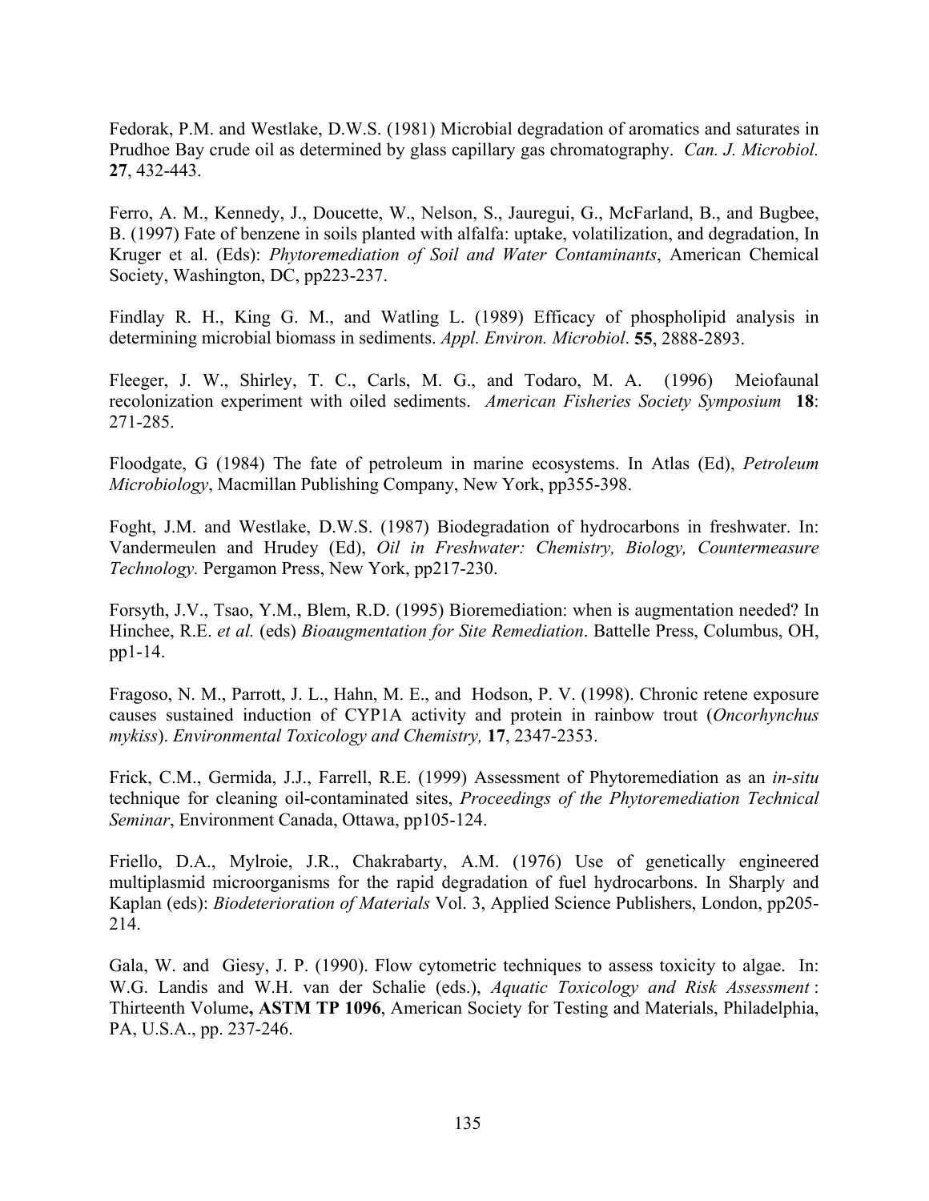Fedorak, P.M. and Westlake, D.W.S. (1981) Microbial degradation of aromatics and saturates in Prudhoe Bay crude oil as determined by glass capillary gas chromatography. *Can. J. Microbiol.* **27**, 432-443.

Ferro, A. M., Kennedy, J., Doucette, W., Nelson, S., Jauregui, G., McFarland, B., and Bugbee, B. (1997) Fate of benzene in soils planted with alfalfa: uptake, volatilization, and degradation, In Kruger et al. (Eds): *Phytoremediation of Soil and Water Contaminants*, American Chemical Society, Washington, DC, pp223-237.

Findlay R. H., King G. M., and Watling L. (1989) Efficacy of phospholipid analysis in determining microbial biomass in sediments. *Appl. Environ. Microbiol*. **55**, 2888-2893.

Fleeger, J. W., Shirley, T. C., Carls, M. G., and Todaro, M. A. (1996) Meiofaunal recolonization experiment with oiled sediments. *American Fisheries Society Symposium* **18**: 271-285.

Floodgate, G (1984) The fate of petroleum in marine ecosystems. In Atlas (Ed), *Petroleum Microbiology*, Macmillan Publishing Company, New York, pp355-398.

Foght, J.M. and Westlake, D.W.S. (1987) Biodegradation of hydrocarbons in freshwater. In: Vandermeulen and Hrudey (Ed), *Oil in Freshwater: Chemistry, Biology, Countermeasure Technology.* Pergamon Press, New York, pp217-230.

Forsyth, J.V., Tsao, Y.M., Blem, R.D. (1995) Bioremediation: when is augmentation needed? In Hinchee, R.E. *et al.* (eds) *Bioaugmentation for Site Remediation*. Battelle Press, Columbus, OH, pp1-14.

Fragoso, N. M., Parrott, J. L., Hahn, M. E., and Hodson, P. V. (1998). Chronic retene exposure causes sustained induction of CYP1A activity and protein in rainbow trout (*Oncorhynchus mykiss*). *Environmental Toxicology and Chemistry,* **17**, 2347-2353.

Frick, C.M., Germida, J.J., Farrell, R.E. (1999) Assessment of Phytoremediation as an *in-situ* technique for cleaning oil-contaminated sites, *Proceedings of the Phytoremediation Technical Seminar*, Environment Canada, Ottawa, pp105-124.

Friello, D.A., Mylroie, J.R., Chakrabarty, A.M. (1976) Use of genetically engineered multiplasmid microorganisms for the rapid degradation of fuel hydrocarbons. In Sharply and Kaplan (eds): *Biodeterioration of Materials* Vol. 3, Applied Science Publishers, London, pp205-214.

Gala, W. and Giesy, J. P. (1990). Flow cytometric techniques to assess toxicity to algae. In: W.G. Landis and W.H. van der Schalie (eds.), *Aquatic Toxicology and Risk Assessment* : Thirteenth Volume**, ASTM TP 1096**, American Society for Testing and Materials, Philadelphia, PA, U.S.A., pp. 237-246.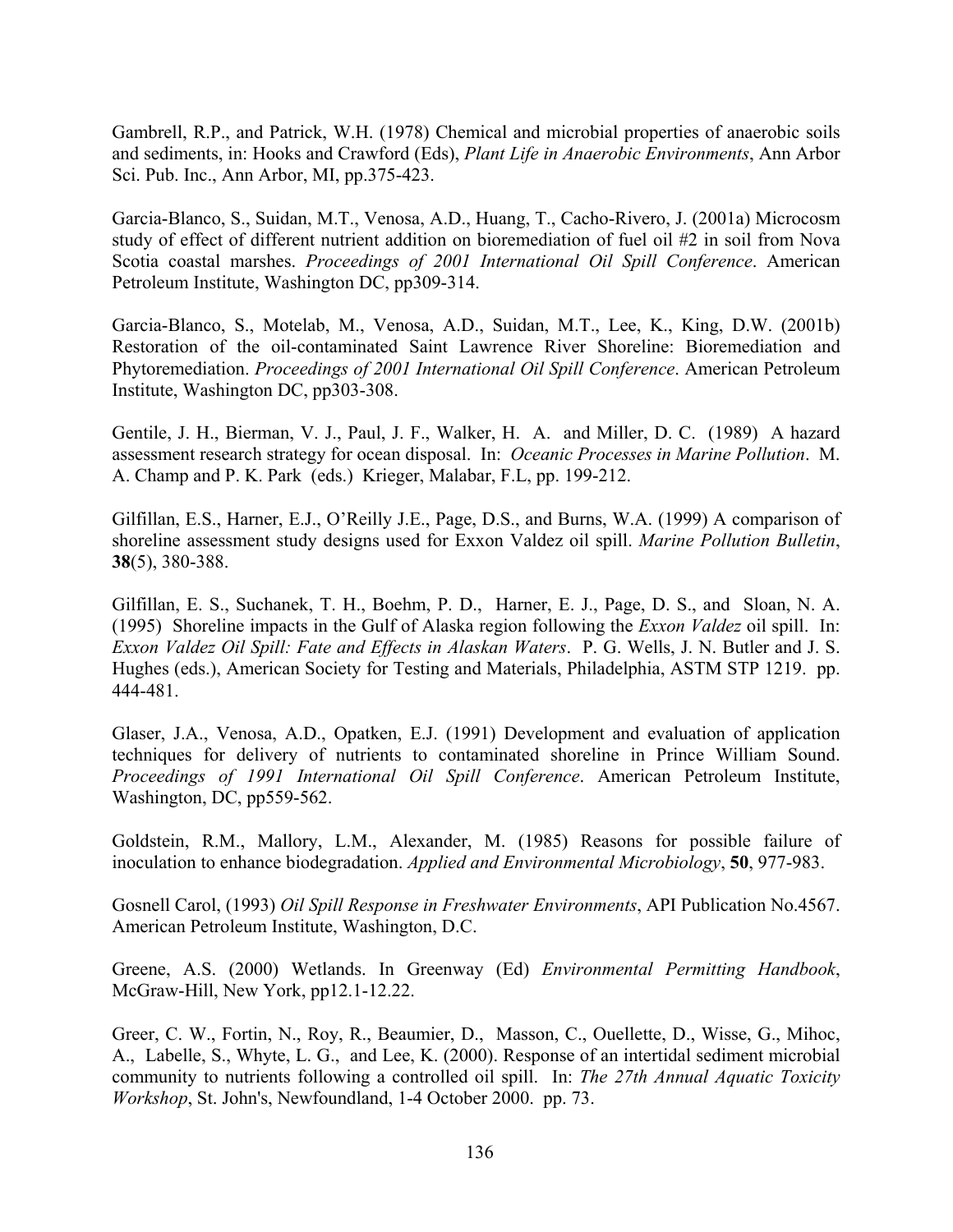Gambrell, R.P., and Patrick, W.H. (1978) Chemical and microbial properties of anaerobic soils and sediments, in: Hooks and Crawford (Eds), *Plant Life in Anaerobic Environments*, Ann Arbor Sci. Pub. Inc., Ann Arbor, MI, pp.375-423.

Garcia-Blanco, S., Suidan, M.T., Venosa, A.D., Huang, T., Cacho-Rivero, J. (2001a) Microcosm study of effect of different nutrient addition on bioremediation of fuel oil #2 in soil from Nova Scotia coastal marshes. *Proceedings of 2001 International Oil Spill Conference*. American Petroleum Institute, Washington DC, pp309-314.

Garcia-Blanco, S., Motelab, M., Venosa, A.D., Suidan, M.T., Lee, K., King, D.W. (2001b) Restoration of the oil-contaminated Saint Lawrence River Shoreline: Bioremediation and Phytoremediation. *Proceedings of 2001 International Oil Spill Conference*. American Petroleum Institute, Washington DC, pp303-308.

Gentile, J. H., Bierman, V. J., Paul, J. F., Walker, H. A. and Miller, D. C. (1989) A hazard assessment research strategy for ocean disposal. In: *Oceanic Processes in Marine Pollution*. M. A. Champ and P. K. Park (eds.) Krieger, Malabar, F.L, pp. 199-212.

Gilfillan, E.S., Harner, E.J., O'Reilly J.E., Page, D.S., and Burns, W.A. (1999) A comparison of shoreline assessment study designs used for Exxon Valdez oil spill. *Marine Pollution Bulletin*, **38**(5), 380-388.

Gilfillan, E. S., Suchanek, T. H., Boehm, P. D., Harner, E. J., Page, D. S., and Sloan, N. A. (1995) Shoreline impacts in the Gulf of Alaska region following the *Exxon Valdez* oil spill. In: *Exxon Valdez Oil Spill: Fate and Effects in Alaskan Waters*. P. G. Wells, J. N. Butler and J. S. Hughes (eds.), American Society for Testing and Materials, Philadelphia, ASTM STP 1219. pp. 444-481.

Glaser, J.A., Venosa, A.D., Opatken, E.J. (1991) Development and evaluation of application techniques for delivery of nutrients to contaminated shoreline in Prince William Sound. *Proceedings of 1991 International Oil Spill Conference*. American Petroleum Institute, Washington, DC, pp559-562.

Goldstein, R.M., Mallory, L.M., Alexander, M. (1985) Reasons for possible failure of inoculation to enhance biodegradation. *Applied and Environmental Microbiology*, **50**, 977-983.

Gosnell Carol, (1993) *Oil Spill Response in Freshwater Environments*, API Publication No.4567. American Petroleum Institute, Washington, D.C.

Greene, A.S. (2000) Wetlands. In Greenway (Ed) *Environmental Permitting Handbook*, McGraw-Hill, New York, pp12.1-12.22.

Greer, C. W., Fortin, N., Roy, R., Beaumier, D., Masson, C., Ouellette, D., Wisse, G., Mihoc, A., Labelle, S., Whyte, L. G., and Lee, K. (2000). Response of an intertidal sediment microbial community to nutrients following a controlled oil spill. In: *The 27th Annual Aquatic Toxicity Workshop*, St. John's, Newfoundland, 1-4 October 2000. pp. 73.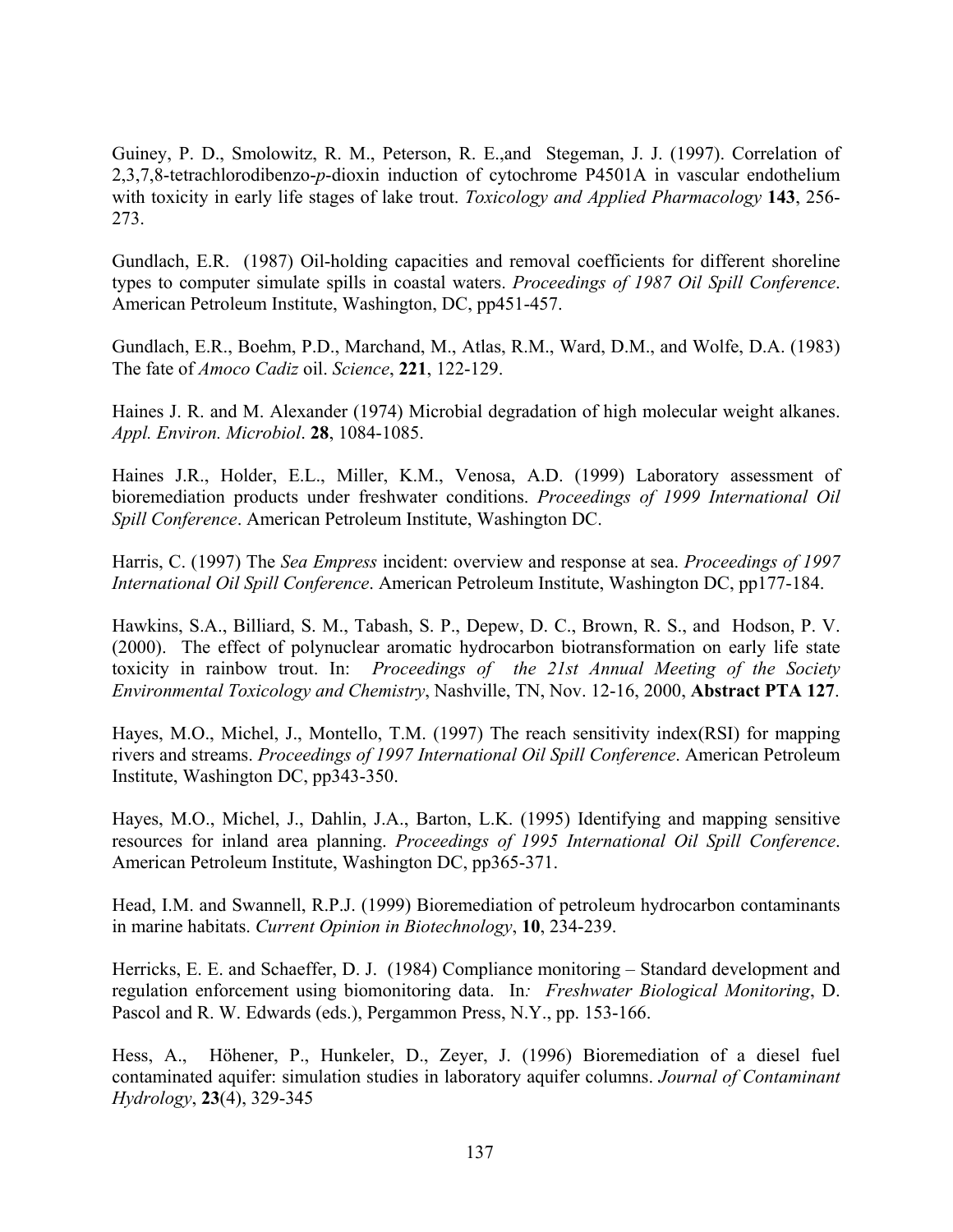Guiney, P. D., Smolowitz, R. M., Peterson, R. E.,and Stegeman, J. J. (1997). Correlation of 2,3,7,8-tetrachlorodibenzo-*p*-dioxin induction of cytochrome P4501A in vascular endothelium with toxicity in early life stages of lake trout. *Toxicology and Applied Pharmacology* **143**, 256-273.

Gundlach, E.R. (1987) Oil-holding capacities and removal coefficients for different shoreline types to computer simulate spills in coastal waters. *Proceedings of 1987 Oil Spill Conference*. American Petroleum Institute, Washington, DC, pp451-457.

Gundlach, E.R., Boehm, P.D., Marchand, M., Atlas, R.M., Ward, D.M., and Wolfe, D.A. (1983) The fate of *Amoco Cadiz* oil. *Science*, **221**, 122-129.

Haines J. R. and M. Alexander (1974) Microbial degradation of high molecular weight alkanes. *Appl. Environ. Microbiol*. **28**, 1084-1085.

Haines J.R., Holder, E.L., Miller, K.M., Venosa, A.D. (1999) Laboratory assessment of bioremediation products under freshwater conditions. *Proceedings of 1999 International Oil Spill Conference*. American Petroleum Institute, Washington DC.

Harris, C. (1997) The *Sea Empress* incident: overview and response at sea. *Proceedings of 1997 International Oil Spill Conference*. American Petroleum Institute, Washington DC, pp177-184.

Hawkins, S.A., Billiard, S. M., Tabash, S. P., Depew, D. C., Brown, R. S., and Hodson, P. V. (2000). The effect of polynuclear aromatic hydrocarbon biotransformation on early life state toxicity in rainbow trout. In: *Proceedings of the 21st Annual Meeting of the Society Environmental Toxicology and Chemistry*, Nashville, TN, Nov. 12-16, 2000, **Abstract PTA 127**.

Hayes, M.O., Michel, J., Montello, T.M. (1997) The reach sensitivity index(RSI) for mapping rivers and streams. *Proceedings of 1997 International Oil Spill Conference*. American Petroleum Institute, Washington DC, pp343-350.

Hayes, M.O., Michel, J., Dahlin, J.A., Barton, L.K. (1995) Identifying and mapping sensitive resources for inland area planning. *Proceedings of 1995 International Oil Spill Conference*. American Petroleum Institute, Washington DC, pp365-371.

Head, I.M. and Swannell, R.P.J. (1999) Bioremediation of petroleum hydrocarbon contaminants in marine habitats. *Current Opinion in Biotechnology*, **10**, 234-239.

Herricks, E. E. and Schaeffer, D. J. (1984) Compliance monitoring – Standard development and regulation enforcement using biomonitoring data. In*: Freshwater Biological Monitoring*, D. Pascol and R. W. Edwards (eds.), Pergammon Press, N.Y., pp. 153-166.

Hess, A., Höhener, P., Hunkeler, D., Zeyer, J. (1996) Bioremediation of a diesel fuel contaminated aquifer: simulation studies in laboratory aquifer columns. *Journal of Contaminant Hydrology*, **23**(4), 329-345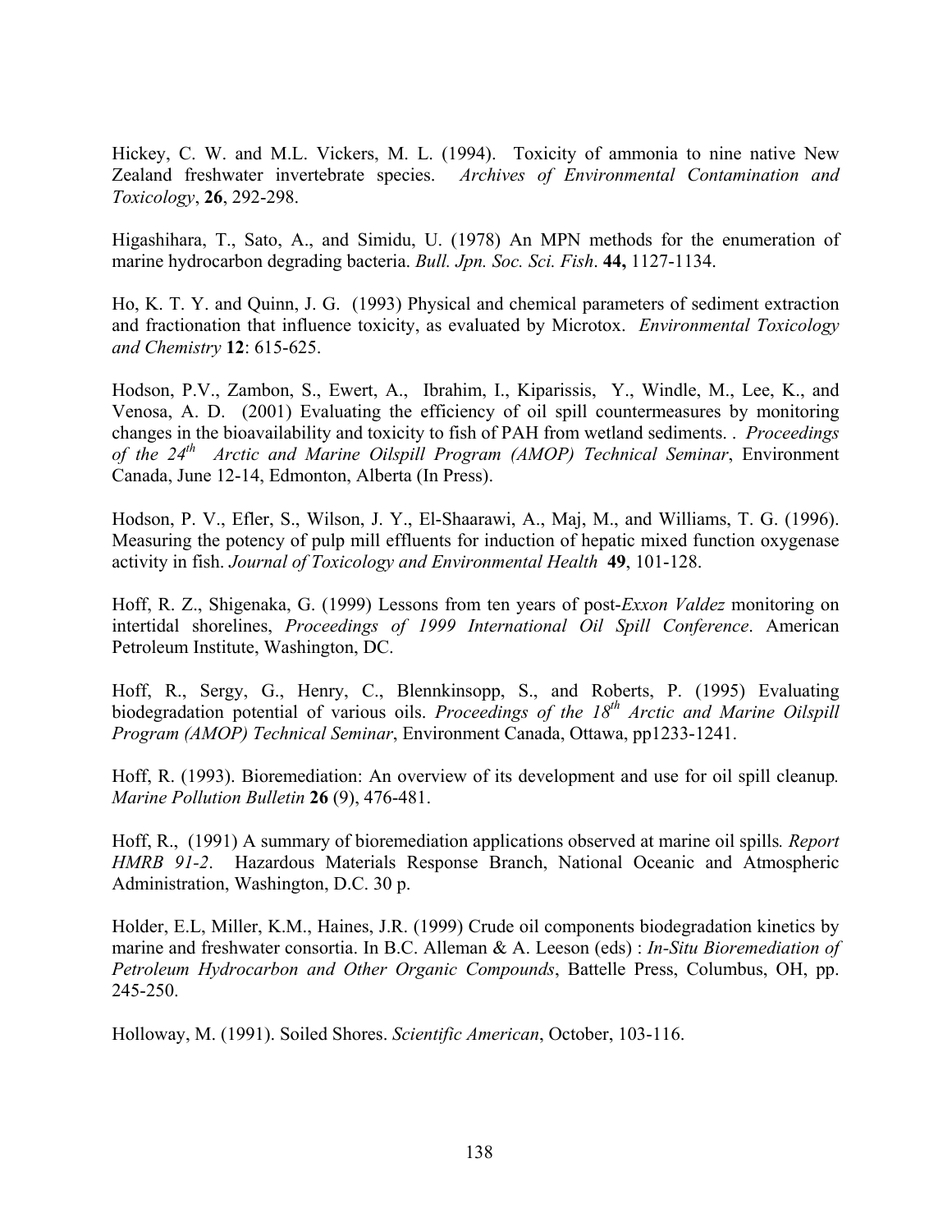Hickey, C. W. and M.L. Vickers, M. L. (1994). Toxicity of ammonia to nine native New Zealand freshwater invertebrate species. *Archives of Environmental Contamination and Toxicology*, **26**, 292-298.

Higashihara, T., Sato, A., and Simidu, U. (1978) An MPN methods for the enumeration of marine hydrocarbon degrading bacteria. *Bull. Jpn. Soc. Sci. Fish*. **44,** 1127-1134.

Ho, K. T. Y. and Quinn, J. G. (1993) Physical and chemical parameters of sediment extraction and fractionation that influence toxicity, as evaluated by Microtox. *Environmental Toxicology and Chemistry* **12**: 615-625.

Hodson, P.V., Zambon, S., Ewert, A., Ibrahim, I., Kiparissis, Y., Windle, M., Lee, K., and Venosa, A. D. (2001) Evaluating the efficiency of oil spill countermeasures by monitoring changes in the bioavailability and toxicity to fish of PAH from wetland sediments. . *Proceedings of the 24th Arctic and Marine Oilspill Program (AMOP) Technical Seminar*, Environment Canada, June 12-14, Edmonton, Alberta (In Press).

Hodson, P. V., Efler, S., Wilson, J. Y., El-Shaarawi, A., Maj, M., and Williams, T. G. (1996). Measuring the potency of pulp mill effluents for induction of hepatic mixed function oxygenase activity in fish. *Journal of Toxicology and Environmental Health* **49**, 101-128.

Hoff, R. Z., Shigenaka, G. (1999) Lessons from ten years of post-*Exxon Valdez* monitoring on intertidal shorelines, *Proceedings of 1999 International Oil Spill Conference*. American Petroleum Institute, Washington, DC.

Hoff, R., Sergy, G., Henry, C., Blennkinsopp, S., and Roberts, P. (1995) Evaluating biodegradation potential of various oils. *Proceedings of the 18th Arctic and Marine Oilspill Program (AMOP) Technical Seminar*, Environment Canada, Ottawa, pp1233-1241.

Hoff, R. (1993). Bioremediation: An overview of its development and use for oil spill cleanup*. Marine Pollution Bulletin* **26** (9), 476-481.

Hoff, R., (1991) A summary of bioremediation applications observed at marine oil spills*. Report HMRB 91-2*. Hazardous Materials Response Branch, National Oceanic and Atmospheric Administration, Washington, D.C. 30 p.

Holder, E.L, Miller, K.M., Haines, J.R. (1999) Crude oil components biodegradation kinetics by marine and freshwater consortia. In B.C. Alleman & A. Leeson (eds) : *In-Situ Bioremediation of Petroleum Hydrocarbon and Other Organic Compounds*, Battelle Press, Columbus, OH, pp. 245-250.

Holloway, M. (1991). Soiled Shores. *Scientific American*, October, 103-116.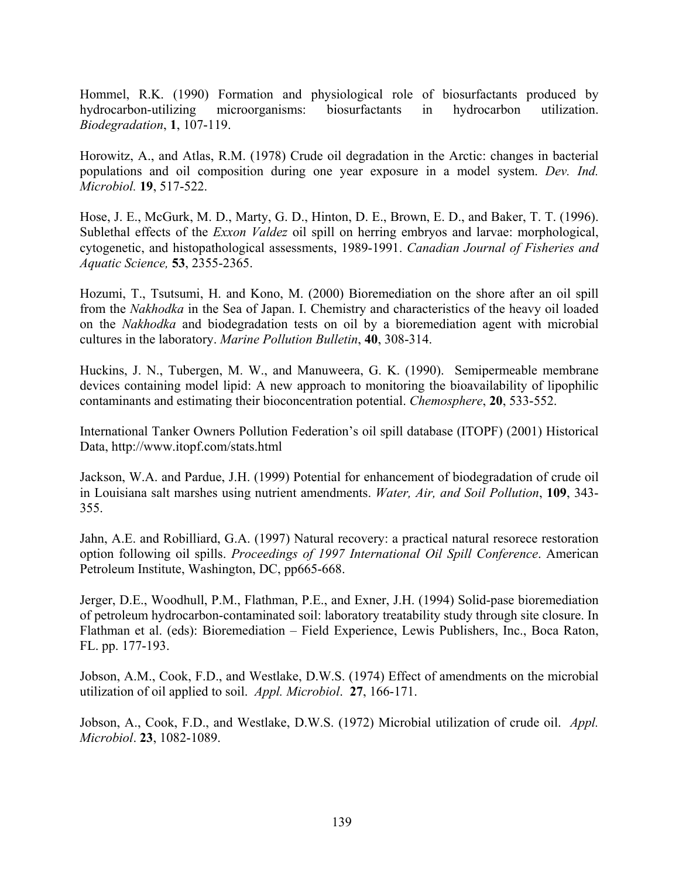Hommel, R.K. (1990) Formation and physiological role of biosurfactants produced by hydrocarbon-utilizing microorganisms: biosurfactants in hydrocarbon utilization. *Biodegradation*, **1**, 107-119.

Horowitz, A., and Atlas, R.M. (1978) Crude oil degradation in the Arctic: changes in bacterial populations and oil composition during one year exposure in a model system. *Dev. Ind. Microbiol.* **19**, 517-522.

Hose, J. E., McGurk, M. D., Marty, G. D., Hinton, D. E., Brown, E. D., and Baker, T. T. (1996). Sublethal effects of the *Exxon Valdez* oil spill on herring embryos and larvae: morphological, cytogenetic, and histopathological assessments, 1989-1991. *Canadian Journal of Fisheries and Aquatic Science,* **53**, 2355-2365.

Hozumi, T., Tsutsumi, H. and Kono, M. (2000) Bioremediation on the shore after an oil spill from the *Nakhodka* in the Sea of Japan. I. Chemistry and characteristics of the heavy oil loaded on the *Nakhodka* and biodegradation tests on oil by a bioremediation agent with microbial cultures in the laboratory. *Marine Pollution Bulletin*, **40**, 308-314.

Huckins, J. N., Tubergen, M. W., and Manuweera, G. K. (1990). Semipermeable membrane devices containing model lipid: A new approach to monitoring the bioavailability of lipophilic contaminants and estimating their bioconcentration potential. *Chemosphere*, **20**, 533-552.

International Tanker Owners Pollution Federation's oil spill database (ITOPF) (2001) Historical Data, http://www.itopf.com/stats.html

Jackson, W.A. and Pardue, J.H. (1999) Potential for enhancement of biodegradation of crude oil in Louisiana salt marshes using nutrient amendments. *Water, Air, and Soil Pollution*, **109**, 343-355.

Jahn, A.E. and Robilliard, G.A. (1997) Natural recovery: a practical natural resorece restoration option following oil spills. *Proceedings of 1997 International Oil Spill Conference*. American Petroleum Institute, Washington, DC, pp665-668.

Jerger, D.E., Woodhull, P.M., Flathman, P.E., and Exner, J.H. (1994) Solid-pase bioremediation of petroleum hydrocarbon-contaminated soil: laboratory treatability study through site closure. In Flathman et al. (eds): Bioremediation – Field Experience, Lewis Publishers, Inc., Boca Raton, FL. pp. 177-193.

Jobson, A.M., Cook, F.D., and Westlake, D.W.S. (1974) Effect of amendments on the microbial utilization of oil applied to soil. *Appl. Microbiol*. **27**, 166-171.

Jobson, A., Cook, F.D., and Westlake, D.W.S. (1972) Microbial utilization of crude oil. *Appl. Microbiol*. **23**, 1082-1089.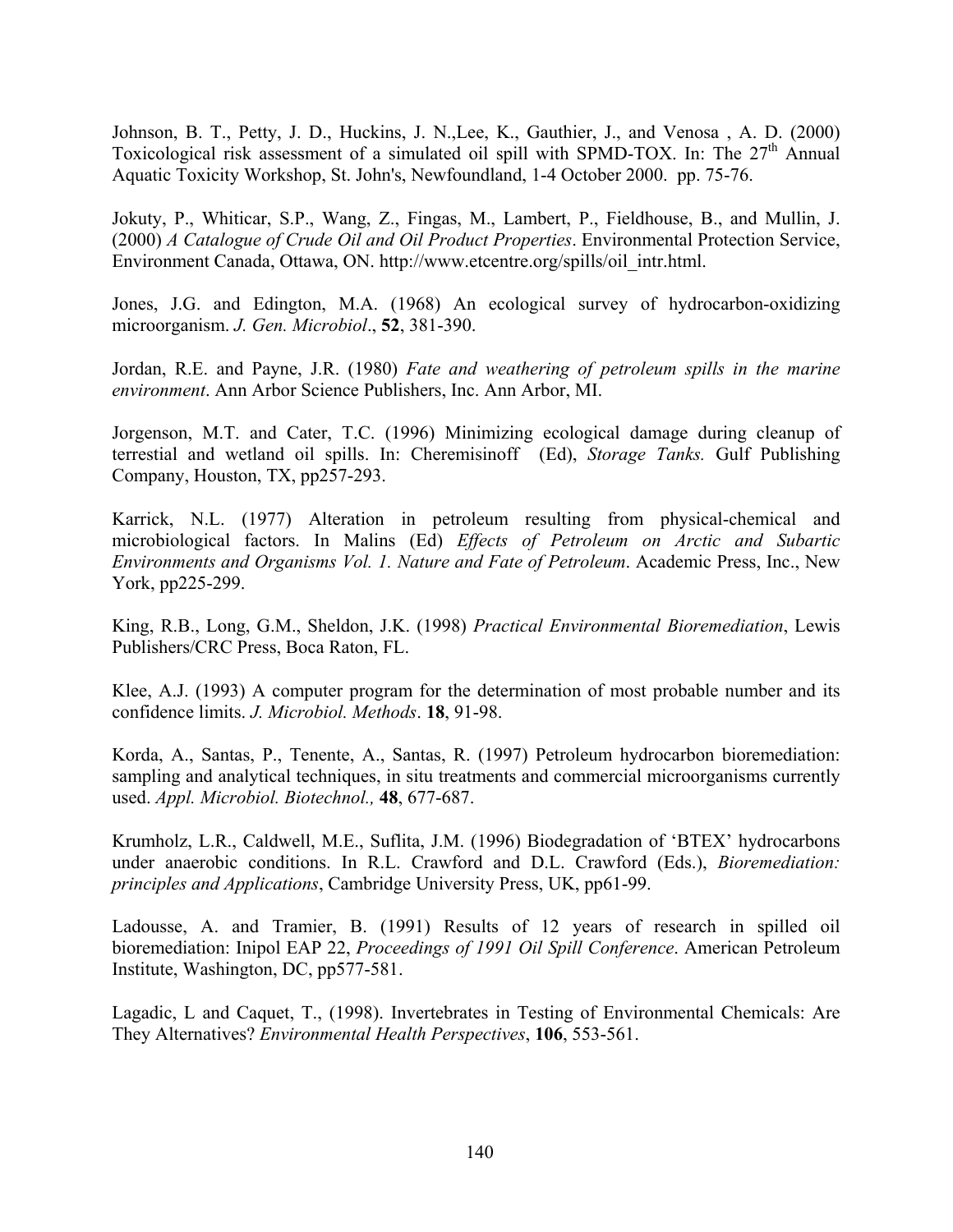Johnson, B. T., Petty, J. D., Huckins, J. N.,Lee, K., Gauthier, J., and Venosa , A. D. (2000) Toxicological risk assessment of a simulated oil spill with SPMD-TOX. In: The 27th Annual Aquatic Toxicity Workshop, St. John's, Newfoundland, 1-4 October 2000. pp. 75-76.

Jokuty, P., Whiticar, S.P., Wang, Z., Fingas, M., Lambert, P., Fieldhouse, B., and Mullin, J. (2000) *A Catalogue of Crude Oil and Oil Product Properties*. Environmental Protection Service, Environment Canada, Ottawa, ON. http://www.etcentre.org/spills/oil_intr.html.

Jones, J.G. and Edington, M.A. (1968) An ecological survey of hydrocarbon-oxidizing microorganism. *J. Gen. Microbiol*., **52**, 381-390.

Jordan, R.E. and Payne, J.R. (1980) *Fate and weathering of petroleum spills in the marine environment*. Ann Arbor Science Publishers, Inc. Ann Arbor, MI.

Jorgenson, M.T. and Cater, T.C. (1996) Minimizing ecological damage during cleanup of terrestial and wetland oil spills. In: Cheremisinoff (Ed), *Storage Tanks.* Gulf Publishing Company, Houston, TX, pp257-293.

Karrick, N.L. (1977) Alteration in petroleum resulting from physical-chemical and microbiological factors. In Malins (Ed) *Effects of Petroleum on Arctic and Subartic Environments and Organisms Vol. 1. Nature and Fate of Petroleum*. Academic Press, Inc., New York, pp225-299.

King, R.B., Long, G.M., Sheldon, J.K. (1998) *Practical Environmental Bioremediation*, Lewis Publishers/CRC Press, Boca Raton, FL.

Klee, A.J. (1993) A computer program for the determination of most probable number and its confidence limits. *J. Microbiol. Methods*. **18**, 91-98.

Korda, A., Santas, P., Tenente, A., Santas, R. (1997) Petroleum hydrocarbon bioremediation: sampling and analytical techniques, in situ treatments and commercial microorganisms currently used. *Appl. Microbiol. Biotechnol.,* **48**, 677-687.

Krumholz, L.R., Caldwell, M.E., Suflita, J.M. (1996) Biodegradation of 'BTEX' hydrocarbons under anaerobic conditions. In R.L. Crawford and D.L. Crawford (Eds.), *Bioremediation: principles and Applications*, Cambridge University Press, UK, pp61-99.

Ladousse, A. and Tramier, B. (1991) Results of 12 years of research in spilled oil bioremediation: Inipol EAP 22, *Proceedings of 1991 Oil Spill Conference*. American Petroleum Institute, Washington, DC, pp577-581.

Lagadic, L and Caquet, T., (1998). Invertebrates in Testing of Environmental Chemicals: Are They Alternatives? *Environmental Health Perspectives*, **106**, 553-561.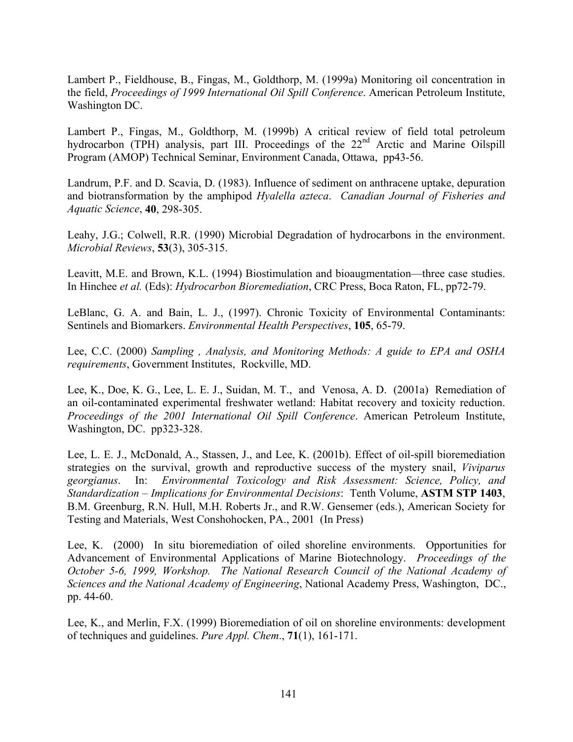Lambert P., Fieldhouse, B., Fingas, M., Goldthorp, M. (1999a) Monitoring oil concentration in the field, *Proceedings of 1999 International Oil Spill Conference*. American Petroleum Institute, Washington DC.

Lambert P., Fingas, M., Goldthorp, M. (1999b) A critical review of field total petroleum hydrocarbon (TPH) analysis, part III. Proceedings of the 22nd Arctic and Marine Oilspill Program (AMOP) Technical Seminar, Environment Canada, Ottawa, pp43-56.

Landrum, P.F. and D. Scavia, D. (1983). Influence of sediment on anthracene uptake, depuration and biotransformation by the amphipod *Hyalella azteca*. *Canadian Journal of Fisheries and Aquatic Science*, **40**, 298-305.

Leahy, J.G.; Colwell, R.R. (1990) Microbial Degradation of hydrocarbons in the environment. *Microbial Reviews*, **53**(3), 305-315.

Leavitt, M.E. and Brown, K.L. (1994) Biostimulation and bioaugmentation—three case studies. In Hinchee *et al.* (Eds): *Hydrocarbon Bioremediation*, CRC Press, Boca Raton, FL, pp72-79.

LeBlanc, G. A. and Bain, L. J., (1997). Chronic Toxicity of Environmental Contaminants: Sentinels and Biomarkers. *Environmental Health Perspectives*, **105**, 65-79.

Lee, C.C. (2000) *Sampling , Analysis, and Monitoring Methods: A guide to EPA and OSHA requirements*, Government Institutes, Rockville, MD.

Lee, K., Doe, K. G., Lee, L. E. J., Suidan, M. T., and Venosa, A. D. (2001a) Remediation of an oil-contaminated experimental freshwater wetland: Habitat recovery and toxicity reduction. *Proceedings of the 2001 International Oil Spill Conference*. American Petroleum Institute, Washington, DC. pp323-328.

Lee, L. E. J., McDonald, A., Stassen, J., and Lee, K. (2001b). Effect of oil-spill bioremediation strategies on the survival, growth and reproductive success of the mystery snail, *Viviparus georgianus*. In: *Environmental Toxicology and Risk Assessment: Science, Policy, and Standardization – Implications for Environmental Decisions*: Tenth Volume, **ASTM STP 1403**, B.M. Greenburg, R.N. Hull, M.H. Roberts Jr., and R.W. Gensemer (eds.), American Society for Testing and Materials, West Conshohocken, PA., 2001 (In Press)

Lee, K. (2000) In situ bioremediation of oiled shoreline environments. Opportunities for Advancement of Environmental Applications of Marine Biotechnology. *Proceedings of the October 5-6, 1999, Workshop. The National Research Council of the National Academy of Sciences and the National Academy of Engineering*, National Academy Press, Washington, DC., pp. 44-60.

Lee, K., and Merlin, F.X. (1999) Bioremediation of oil on shoreline environments: development of techniques and guidelines. *Pure Appl. Chem*., **71**(1), 161-171.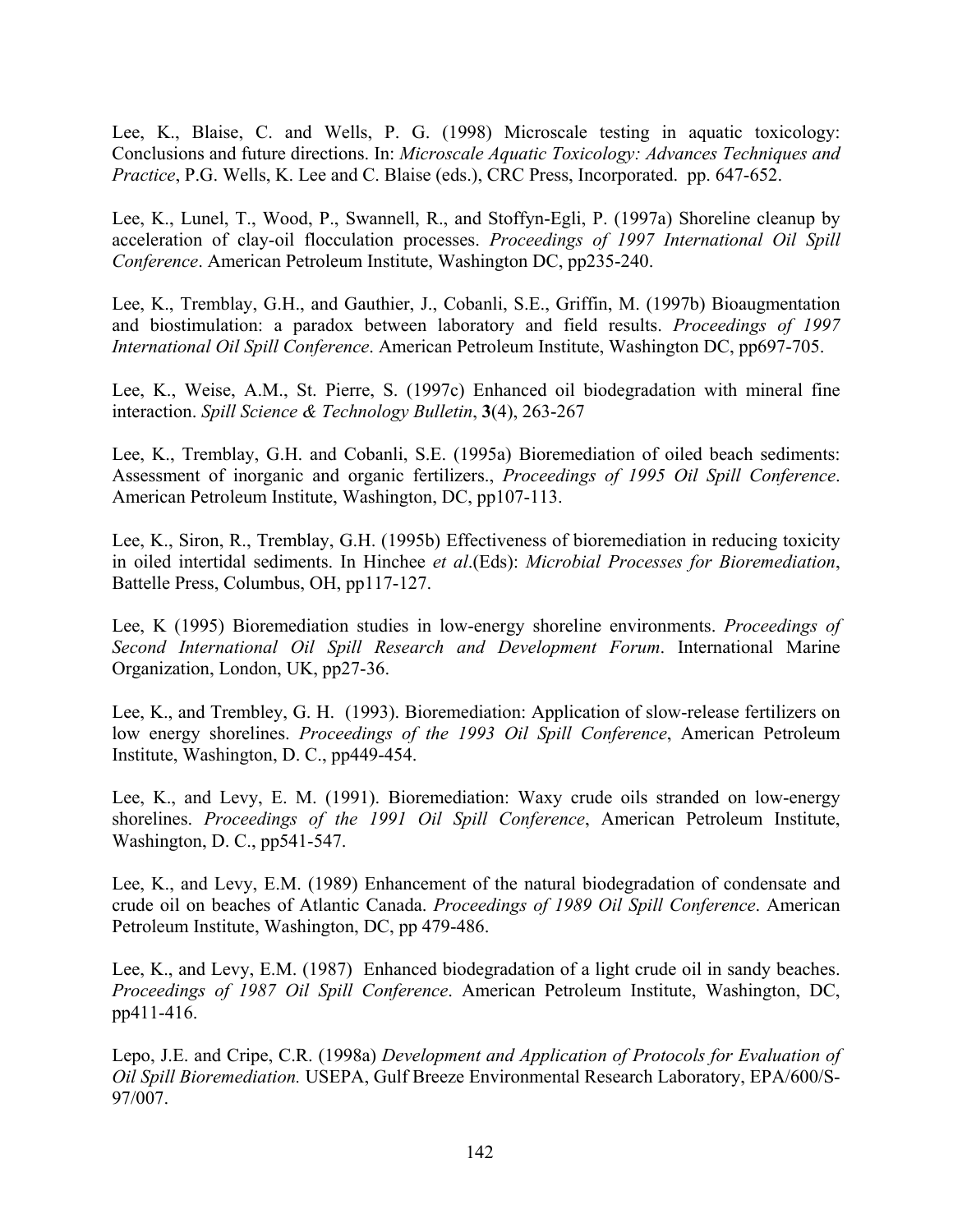Lee, K., Blaise, C. and Wells, P. G. (1998) Microscale testing in aquatic toxicology: Conclusions and future directions. In: *Microscale Aquatic Toxicology: Advances Techniques and Practice*, P.G. Wells, K. Lee and C. Blaise (eds.), CRC Press, Incorporated. pp. 647-652.

Lee, K., Lunel, T., Wood, P., Swannell, R., and Stoffyn-Egli, P. (1997a) Shoreline cleanup by acceleration of clay-oil flocculation processes. *Proceedings of 1997 International Oil Spill Conference*. American Petroleum Institute, Washington DC, pp235-240.

Lee, K., Tremblay, G.H., and Gauthier, J., Cobanli, S.E., Griffin, M. (1997b) Bioaugmentation and biostimulation: a paradox between laboratory and field results. *Proceedings of 1997 International Oil Spill Conference*. American Petroleum Institute, Washington DC, pp697-705.

Lee, K., Weise, A.M., St. Pierre, S. (1997c) Enhanced oil biodegradation with mineral fine interaction. *Spill Science & Technology Bulletin*, **3**(4), 263-267

Lee, K., Tremblay, G.H. and Cobanli, S.E. (1995a) Bioremediation of oiled beach sediments: Assessment of inorganic and organic fertilizers., *Proceedings of 1995 Oil Spill Conference*. American Petroleum Institute, Washington, DC, pp107-113.

Lee, K., Siron, R., Tremblay, G.H. (1995b) Effectiveness of bioremediation in reducing toxicity in oiled intertidal sediments. In Hinchee *et al*.(Eds): *Microbial Processes for Bioremediation*, Battelle Press, Columbus, OH, pp117-127.

Lee, K (1995) Bioremediation studies in low-energy shoreline environments. *Proceedings of Second International Oil Spill Research and Development Forum*. International Marine Organization, London, UK, pp27-36.

Lee, K., and Trembley, G. H. (1993). Bioremediation: Application of slow-release fertilizers on low energy shorelines. *Proceedings of the 1993 Oil Spill Conference*, American Petroleum Institute, Washington, D. C., pp449-454.

Lee, K., and Levy, E. M. (1991). Bioremediation: Waxy crude oils stranded on low-energy shorelines. *Proceedings of the 1991 Oil Spill Conference*, American Petroleum Institute, Washington, D. C., pp541-547.

Lee, K., and Levy, E.M. (1989) Enhancement of the natural biodegradation of condensate and crude oil on beaches of Atlantic Canada. *Proceedings of 1989 Oil Spill Conference*. American Petroleum Institute, Washington, DC, pp 479-486.

Lee, K., and Levy, E.M. (1987) Enhanced biodegradation of a light crude oil in sandy beaches. *Proceedings of 1987 Oil Spill Conference*. American Petroleum Institute, Washington, DC, pp411-416.

Lepo, J.E. and Cripe, C.R. (1998a) *Development and Application of Protocols for Evaluation of Oil Spill Bioremediation.* USEPA, Gulf Breeze Environmental Research Laboratory, EPA/600/S-97/007.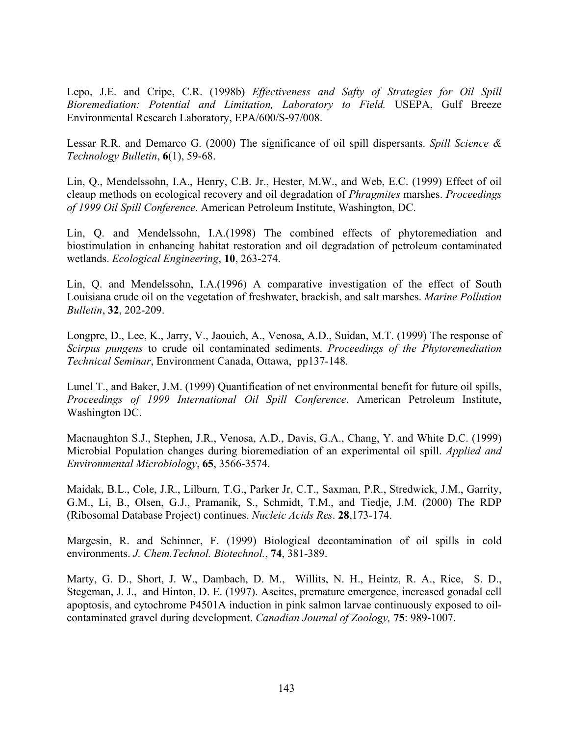Lepo, J.E. and Cripe, C.R. (1998b) *Effectiveness and Safty of Strategies for Oil Spill Bioremediation: Potential and Limitation, Laboratory to Field.* USEPA, Gulf Breeze Environmental Research Laboratory, EPA/600/S-97/008.

Lessar R.R. and Demarco G. (2000) The significance of oil spill dispersants. *Spill Science & Technology Bulletin*, **6**(1), 59-68.

Lin, Q., Mendelssohn, I.A., Henry, C.B. Jr., Hester, M.W., and Web, E.C. (1999) Effect of oil cleaup methods on ecological recovery and oil degradation of *Phragmites* marshes. *Proceedings of 1999 Oil Spill Conference*. American Petroleum Institute, Washington, DC.

Lin, Q. and Mendelssohn, I.A.(1998) The combined effects of phytoremediation and biostimulation in enhancing habitat restoration and oil degradation of petroleum contaminated wetlands. *Ecological Engineering*, **10**, 263-274.

Lin, Q. and Mendelssohn, I.A.(1996) A comparative investigation of the effect of South Louisiana crude oil on the vegetation of freshwater, brackish, and salt marshes. *Marine Pollution Bulletin*, **32**, 202-209.

Longpre, D., Lee, K., Jarry, V., Jaouich, A., Venosa, A.D., Suidan, M.T. (1999) The response of *Scirpus pungens* to crude oil contaminated sediments. *Proceedings of the Phytoremediation Technical Seminar*, Environment Canada, Ottawa, pp137-148.

Lunel T., and Baker, J.M. (1999) Quantification of net environmental benefit for future oil spills, *Proceedings of 1999 International Oil Spill Conference*. American Petroleum Institute, Washington DC.

Macnaughton S.J., Stephen, J.R., Venosa, A.D., Davis, G.A., Chang, Y. and White D.C. (1999) Microbial Population changes during bioremediation of an experimental oil spill. *Applied and Environmental Microbiology*, **65**, 3566-3574.

Maidak, B.L., Cole, J.R., Lilburn, T.G., Parker Jr, C.T., Saxman, P.R., Stredwick, J.M., Garrity, G.M., Li, B., Olsen, G.J., Pramanik, S., Schmidt, T.M., and Tiedje, J.M. (2000) The RDP (Ribosomal Database Project) continues. *Nucleic Acids Res*. **28**,173-174.

Margesin, R. and Schinner, F. (1999) Biological decontamination of oil spills in cold environments. *J. Chem.Technol. Biotechnol.*, **74**, 381-389.

Marty, G. D., Short, J. W., Dambach, D. M., Willits, N. H., Heintz, R. A., Rice, S. D., Stegeman, J. J., and Hinton, D. E. (1997). Ascites, premature emergence, increased gonadal cell apoptosis, and cytochrome P4501A induction in pink salmon larvae continuously exposed to oil-contaminated gravel during development. *Canadian Journal of Zoology,* **75**: 989-1007.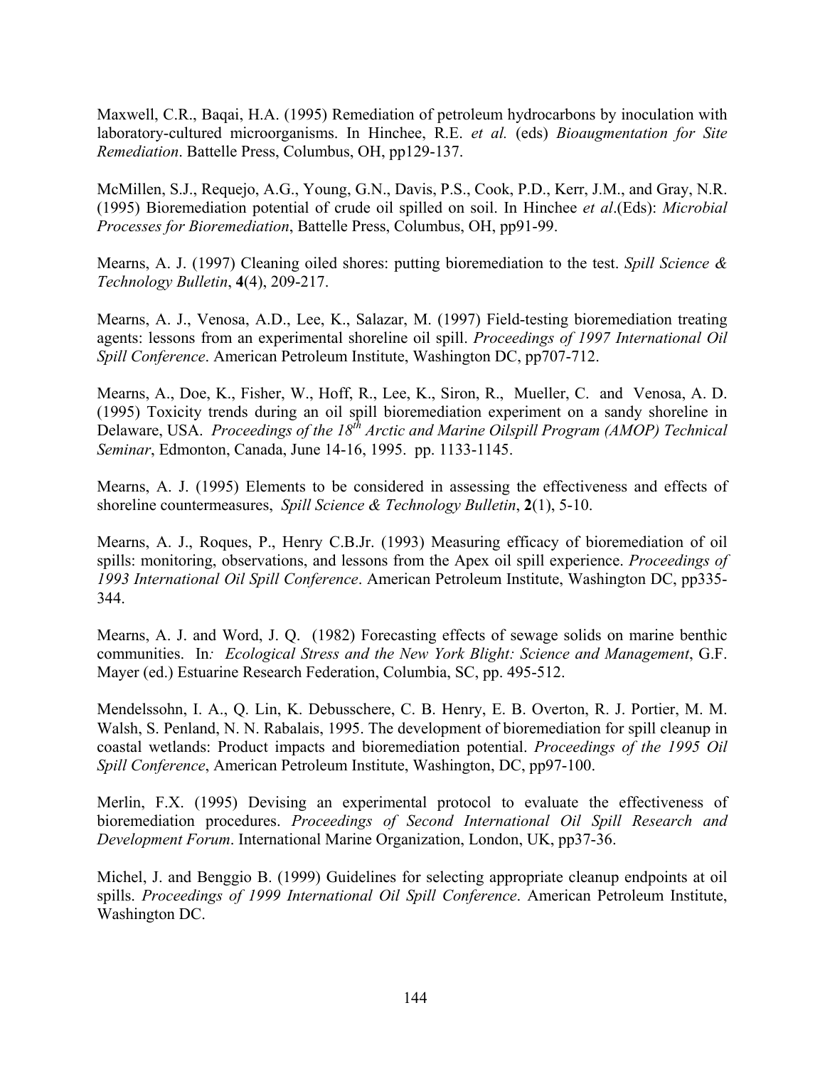Maxwell, C.R., Baqai, H.A. (1995) Remediation of petroleum hydrocarbons by inoculation with laboratory-cultured microorganisms. In Hinchee, R.E. *et al.* (eds) *Bioaugmentation for Site Remediation*. Battelle Press, Columbus, OH, pp129-137.

McMillen, S.J., Requejo, A.G., Young, G.N., Davis, P.S., Cook, P.D., Kerr, J.M., and Gray, N.R. (1995) Bioremediation potential of crude oil spilled on soil. In Hinchee *et al*.(Eds): *Microbial Processes for Bioremediation*, Battelle Press, Columbus, OH, pp91-99.

Mearns, A. J. (1997) Cleaning oiled shores: putting bioremediation to the test. *Spill Science & Technology Bulletin*, **4**(4), 209-217.

Mearns, A. J., Venosa, A.D., Lee, K., Salazar, M. (1997) Field-testing bioremediation treating agents: lessons from an experimental shoreline oil spill. *Proceedings of 1997 International Oil Spill Conference*. American Petroleum Institute, Washington DC, pp707-712.

Mearns, A., Doe, K., Fisher, W., Hoff, R., Lee, K., Siron, R., Mueller, C. and Venosa, A. D. (1995) Toxicity trends during an oil spill bioremediation experiment on a sandy shoreline in Delaware, USA. *Proceedings of the 18th Arctic and Marine Oilspill Program (AMOP) Technical Seminar*, Edmonton, Canada, June 14-16, 1995. pp. 1133-1145.

Mearns, A. J. (1995) Elements to be considered in assessing the effectiveness and effects of shoreline countermeasures, *Spill Science & Technology Bulletin*, **2**(1), 5-10.

Mearns, A. J., Roques, P., Henry C.B.Jr. (1993) Measuring efficacy of bioremediation of oil spills: monitoring, observations, and lessons from the Apex oil spill experience. *Proceedings of 1993 International Oil Spill Conference*. American Petroleum Institute, Washington DC, pp335-344.

Mearns, A. J. and Word, J. Q. (1982) Forecasting effects of sewage solids on marine benthic communities. In*: Ecological Stress and the New York Blight: Science and Management*, G.F. Mayer (ed.) Estuarine Research Federation, Columbia, SC, pp. 495-512.

Mendelssohn, I. A., Q. Lin, K. Debusschere, C. B. Henry, E. B. Overton, R. J. Portier, M. M. Walsh, S. Penland, N. N. Rabalais, 1995. The development of bioremediation for spill cleanup in coastal wetlands: Product impacts and bioremediation potential. *Proceedings of the 1995 Oil Spill Conference*, American Petroleum Institute, Washington, DC, pp97-100.

Merlin, F.X. (1995) Devising an experimental protocol to evaluate the effectiveness of bioremediation procedures. *Proceedings of Second International Oil Spill Research and Development Forum*. International Marine Organization, London, UK, pp37-36.

Michel, J. and Benggio B. (1999) Guidelines for selecting appropriate cleanup endpoints at oil spills. *Proceedings of 1999 International Oil Spill Conference*. American Petroleum Institute, Washington DC.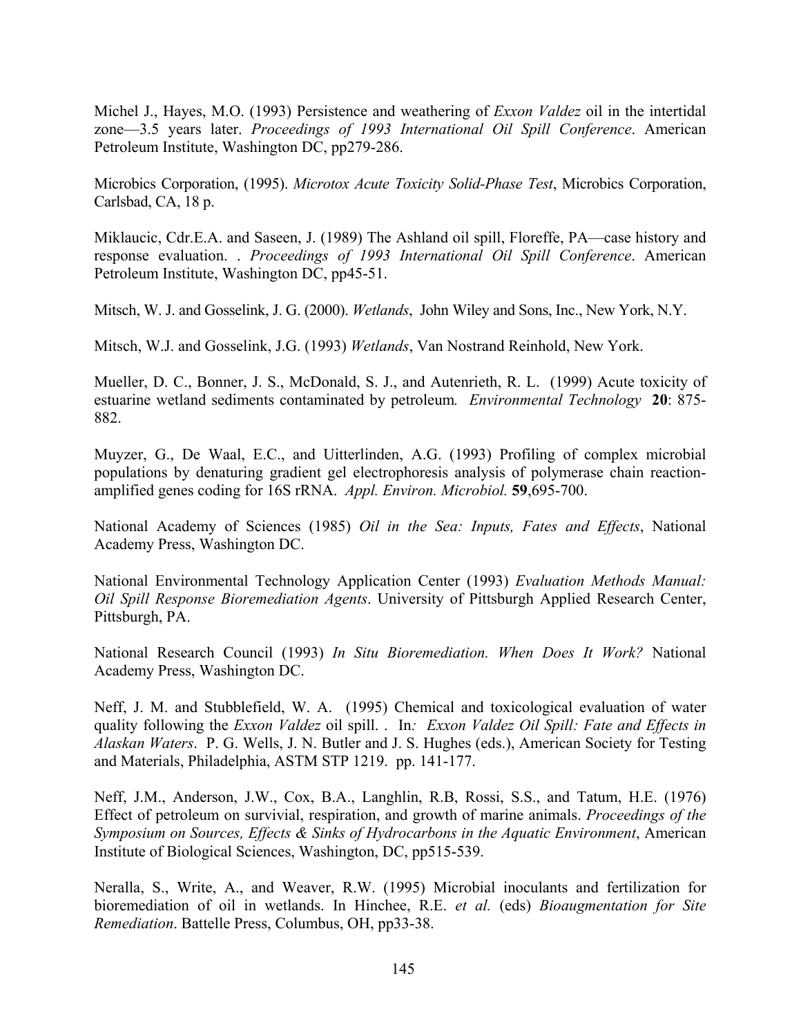Michel J., Hayes, M.O. (1993) Persistence and weathering of *Exxon Valdez* oil in the intertidal zone—3.5 years later. *Proceedings of 1993 International Oil Spill Conference*. American Petroleum Institute, Washington DC, pp279-286.

Microbics Corporation, (1995). *Microtox Acute Toxicity Solid-Phase Test*, Microbics Corporation, Carlsbad, CA, 18 p.

Miklaucic, Cdr.E.A. and Saseen, J. (1989) The Ashland oil spill, Floreffe, PA—case history and response evaluation. . *Proceedings of 1993 International Oil Spill Conference*. American Petroleum Institute, Washington DC, pp45-51.

Mitsch, W. J. and Gosselink, J. G. (2000). *Wetlands*, John Wiley and Sons, Inc., New York, N.Y.

Mitsch, W.J. and Gosselink, J.G. (1993) *Wetlands*, Van Nostrand Reinhold, New York.

Mueller, D. C., Bonner, J. S., McDonald, S. J., and Autenrieth, R. L. (1999) Acute toxicity of estuarine wetland sediments contaminated by petroleum*. Environmental Technology* **20**: 875-882.

Muyzer, G., De Waal, E.C., and Uitterlinden, A.G. (1993) Profiling of complex microbial populations by denaturing gradient gel electrophoresis analysis of polymerase chain reaction-amplified genes coding for 16S rRNA. *Appl. Environ. Microbiol.* **59**,695-700.

National Academy of Sciences (1985) *Oil in the Sea: Inputs, Fates and Effects*, National Academy Press, Washington DC.

National Environmental Technology Application Center (1993) *Evaluation Methods Manual: Oil Spill Response Bioremediation Agents*. University of Pittsburgh Applied Research Center, Pittsburgh, PA.

National Research Council (1993) *In Situ Bioremediation. When Does It Work?* National Academy Press, Washington DC.

Neff, J. M. and Stubblefield, W. A. (1995) Chemical and toxicological evaluation of water quality following the *Exxon Valdez* oil spill. . In*: Exxon Valdez Oil Spill: Fate and Effects in Alaskan Waters*. P. G. Wells, J. N. Butler and J. S. Hughes (eds.), American Society for Testing and Materials, Philadelphia, ASTM STP 1219. pp. 141-177.

Neff, J.M., Anderson, J.W., Cox, B.A., Langhlin, R.B, Rossi, S.S., and Tatum, H.E. (1976) Effect of petroleum on survivial, respiration, and growth of marine animals. *Proceedings of the Symposium on Sources, Effects & Sinks of Hydrocarbons in the Aquatic Environment*, American Institute of Biological Sciences, Washington, DC, pp515-539.

Neralla, S., Write, A., and Weaver, R.W. (1995) Microbial inoculants and fertilization for bioremediation of oil in wetlands. In Hinchee, R.E. *et al.* (eds) *Bioaugmentation for Site Remediation*. Battelle Press, Columbus, OH, pp33-38.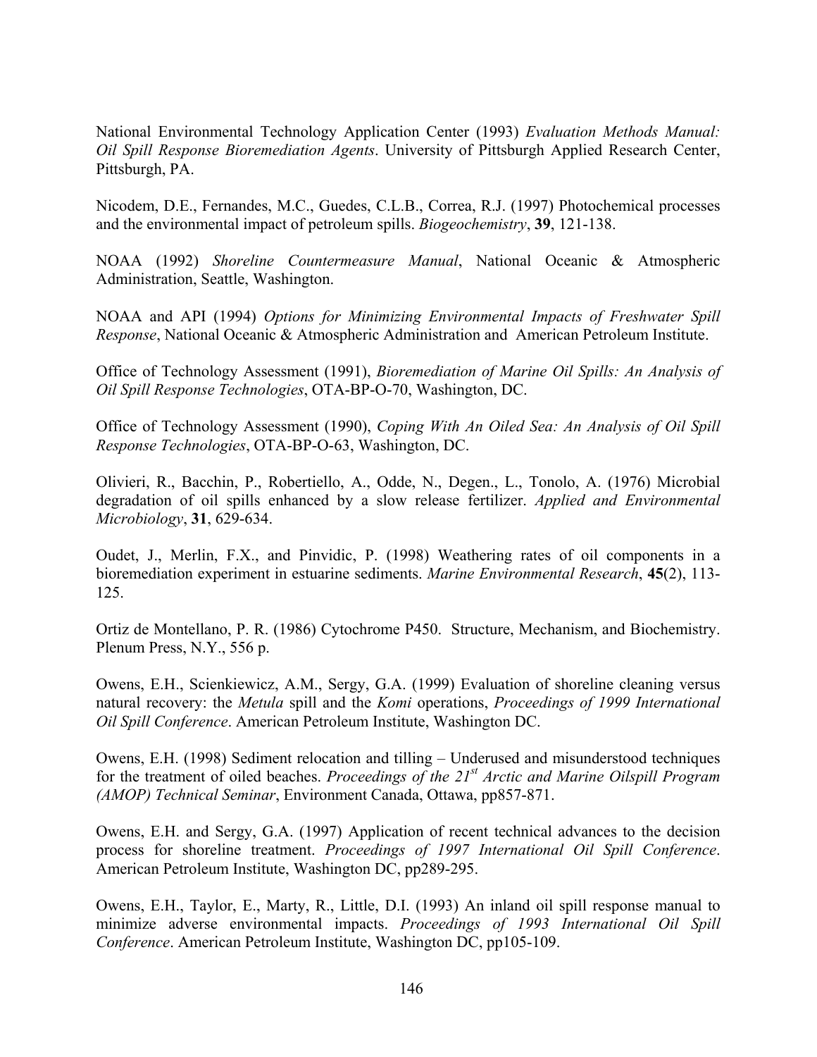National Environmental Technology Application Center (1993) *Evaluation Methods Manual: Oil Spill Response Bioremediation Agents*. University of Pittsburgh Applied Research Center, Pittsburgh, PA.

Nicodem, D.E., Fernandes, M.C., Guedes, C.L.B., Correa, R.J. (1997) Photochemical processes and the environmental impact of petroleum spills. *Biogeochemistry*, **39**, 121-138.

NOAA (1992) *Shoreline Countermeasure Manual*, National Oceanic & Atmospheric Administration, Seattle, Washington.

NOAA and API (1994) *Options for Minimizing Environmental Impacts of Freshwater Spill Response*, National Oceanic & Atmospheric Administration and American Petroleum Institute.

Office of Technology Assessment (1991), *Bioremediation of Marine Oil Spills: An Analysis of Oil Spill Response Technologies*, OTA-BP-O-70, Washington, DC.

Office of Technology Assessment (1990), *Coping With An Oiled Sea: An Analysis of Oil Spill Response Technologies*, OTA-BP-O-63, Washington, DC.

Olivieri, R., Bacchin, P., Robertiello, A., Odde, N., Degen., L., Tonolo, A. (1976) Microbial degradation of oil spills enhanced by a slow release fertilizer. *Applied and Environmental Microbiology*, **31**, 629-634.

Oudet, J., Merlin, F.X., and Pinvidic, P. (1998) Weathering rates of oil components in a bioremediation experiment in estuarine sediments. *Marine Environmental Research*, **45**(2), 113-125.

Ortiz de Montellano, P. R. (1986) Cytochrome P450. Structure, Mechanism, and Biochemistry. Plenum Press, N.Y., 556 p.

Owens, E.H., Scienkiewicz, A.M., Sergy, G.A. (1999) Evaluation of shoreline cleaning versus natural recovery: the *Metula* spill and the *Komi* operations, *Proceedings of 1999 International Oil Spill Conference*. American Petroleum Institute, Washington DC.

Owens, E.H. (1998) Sediment relocation and tilling – Underused and misunderstood techniques for the treatment of oiled beaches. *Proceedings of the 21st Arctic and Marine Oilspill Program (AMOP) Technical Seminar*, Environment Canada, Ottawa, pp857-871.

Owens, E.H. and Sergy, G.A. (1997) Application of recent technical advances to the decision process for shoreline treatment. *Proceedings of 1997 International Oil Spill Conference*. American Petroleum Institute, Washington DC, pp289-295.

Owens, E.H., Taylor, E., Marty, R., Little, D.I. (1993) An inland oil spill response manual to minimize adverse environmental impacts. *Proceedings of 1993 International Oil Spill Conference*. American Petroleum Institute, Washington DC, pp105-109.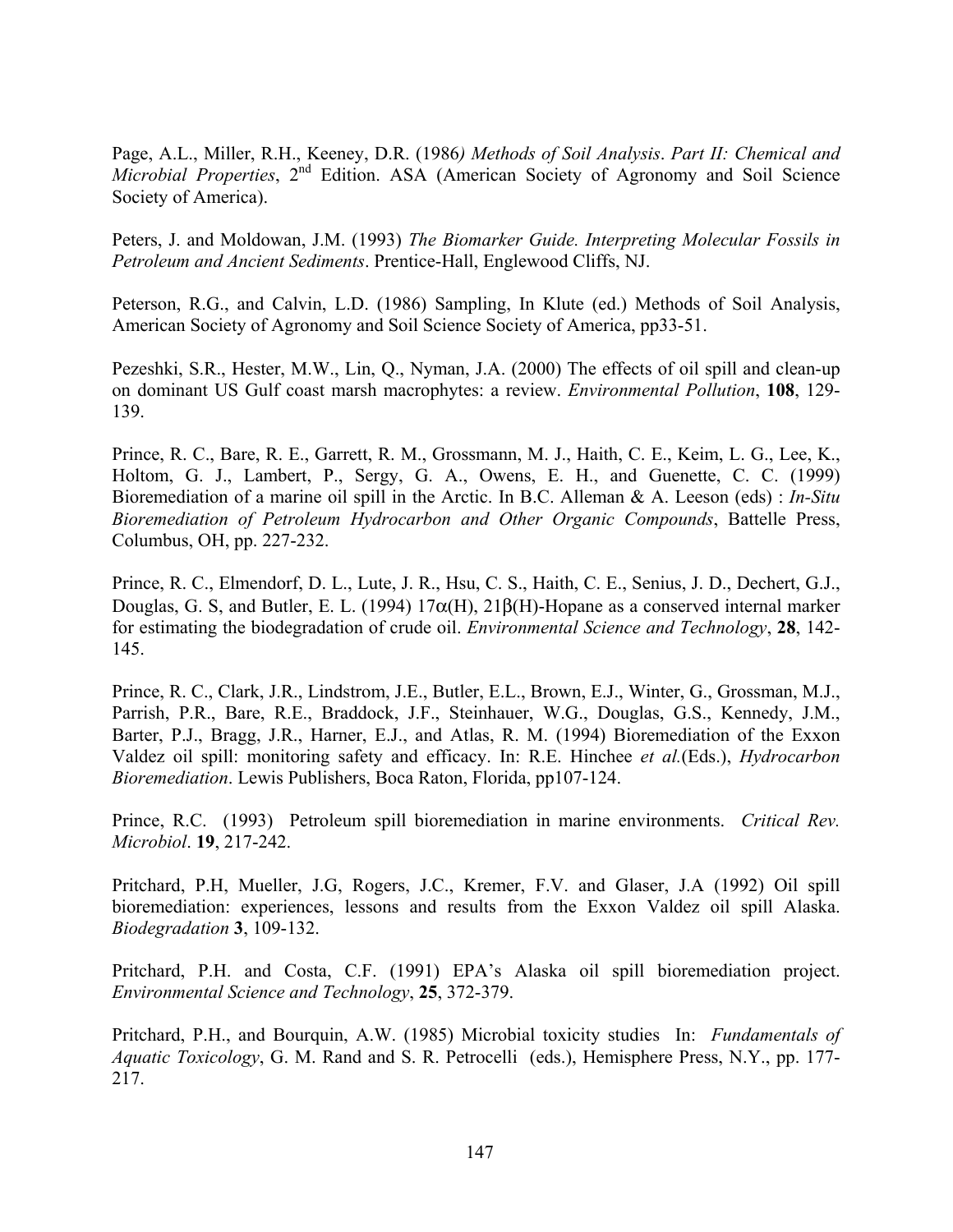Page, A.L., Miller, R.H., Keeney, D.R. (1986*) Methods of Soil Analysis*. *Part II: Chemical and Microbial Properties*, 2nd Edition. ASA (American Society of Agronomy and Soil Science Society of America).

Peters, J. and Moldowan, J.M. (1993) *The Biomarker Guide. Interpreting Molecular Fossils in Petroleum and Ancient Sediments*. Prentice-Hall, Englewood Cliffs, NJ.

Peterson, R.G., and Calvin, L.D. (1986) Sampling, In Klute (ed.) Methods of Soil Analysis, American Society of Agronomy and Soil Science Society of America, pp33-51.

Pezeshki, S.R., Hester, M.W., Lin, Q., Nyman, J.A. (2000) The effects of oil spill and clean-up on dominant US Gulf coast marsh macrophytes: a review. *Environmental Pollution*, **108**, 129-139.

Prince, R. C., Bare, R. E., Garrett, R. M., Grossmann, M. J., Haith, C. E., Keim, L. G., Lee, K., Holtom, G. J., Lambert, P., Sergy, G. A., Owens, E. H., and Guenette, C. C. (1999) Bioremediation of a marine oil spill in the Arctic. In B.C. Alleman & A. Leeson (eds) : *In-Situ Bioremediation of Petroleum Hydrocarbon and Other Organic Compounds*, Battelle Press, Columbus, OH, pp. 227-232.

Prince, R. C., Elmendorf, D. L., Lute, J. R., Hsu, C. S., Haith, C. E., Senius, J. D., Dechert, G.J., Douglas, G. S, and Butler, E. L. (1994) 17α(H), 21β(H)-Hopane as a conserved internal marker for estimating the biodegradation of crude oil. *Environmental Science and Technology*, **28**, 142-145.

Prince, R. C., Clark, J.R., Lindstrom, J.E., Butler, E.L., Brown, E.J., Winter, G., Grossman, M.J., Parrish, P.R., Bare, R.E., Braddock, J.F., Steinhauer, W.G., Douglas, G.S., Kennedy, J.M., Barter, P.J., Bragg, J.R., Harner, E.J., and Atlas, R. M. (1994) Bioremediation of the Exxon Valdez oil spill: monitoring safety and efficacy. In: R.E. Hinchee *et al.*(Eds.), *Hydrocarbon Bioremediation*. Lewis Publishers, Boca Raton, Florida, pp107-124.

Prince, R.C. (1993) Petroleum spill bioremediation in marine environments. *Critical Rev. Microbiol*. **19**, 217-242.

Pritchard, P.H, Mueller, J.G, Rogers, J.C., Kremer, F.V. and Glaser, J.A (1992) Oil spill bioremediation: experiences, lessons and results from the Exxon Valdez oil spill Alaska. *Biodegradation* **3**, 109-132.

Pritchard, P.H. and Costa, C.F. (1991) EPA's Alaska oil spill bioremediation project. *Environmental Science and Technology*, **25**, 372-379.

Pritchard, P.H., and Bourquin, A.W. (1985) Microbial toxicity studies In: *Fundamentals of Aquatic Toxicology*, G. M. Rand and S. R. Petrocelli (eds.), Hemisphere Press, N.Y., pp. 177-217.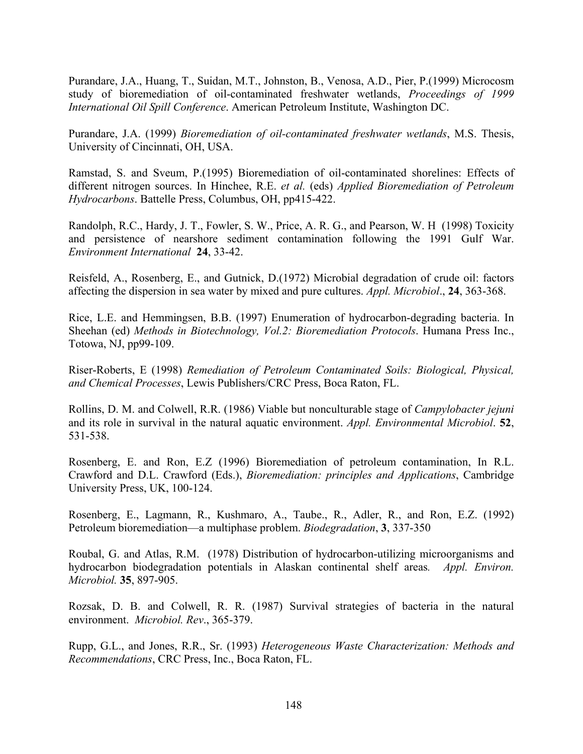Purandare, J.A., Huang, T., Suidan, M.T., Johnston, B., Venosa, A.D., Pier, P.(1999) Microcosm study of bioremediation of oil-contaminated freshwater wetlands, *Proceedings of 1999 International Oil Spill Conference*. American Petroleum Institute, Washington DC.

Purandare, J.A. (1999) *Bioremediation of oil-contaminated freshwater wetlands*, M.S. Thesis, University of Cincinnati, OH, USA.

Ramstad, S. and Sveum, P.(1995) Bioremediation of oil-contaminated shorelines: Effects of different nitrogen sources. In Hinchee, R.E. *et al.* (eds) *Applied Bioremediation of Petroleum Hydrocarbons*. Battelle Press, Columbus, OH, pp415-422.

Randolph, R.C., Hardy, J. T., Fowler, S. W., Price, A. R. G., and Pearson, W. H (1998) Toxicity and persistence of nearshore sediment contamination following the 1991 Gulf War. *Environment International* **24**, 33-42.

Reisfeld, A., Rosenberg, E., and Gutnick, D.(1972) Microbial degradation of crude oil: factors affecting the dispersion in sea water by mixed and pure cultures. *Appl. Microbiol*., **24**, 363-368.

Rice, L.E. and Hemmingsen, B.B. (1997) Enumeration of hydrocarbon-degrading bacteria. In Sheehan (ed) *Methods in Biotechnology, Vol.2: Bioremediation Protocols*. Humana Press Inc., Totowa, NJ, pp99-109.

Riser-Roberts, E (1998) *Remediation of Petroleum Contaminated Soils: Biological, Physical, and Chemical Processes*, Lewis Publishers/CRC Press, Boca Raton, FL.

Rollins, D. M. and Colwell, R.R. (1986) Viable but nonculturable stage of *Campylobacter jejuni* and its role in survival in the natural aquatic environment. *Appl. Environmental Microbiol*. **52**, 531-538.

Rosenberg, E. and Ron, E.Z (1996) Bioremediation of petroleum contamination, In R.L. Crawford and D.L. Crawford (Eds.), *Bioremediation: principles and Applications*, Cambridge University Press, UK, 100-124.

Rosenberg, E., Lagmann, R., Kushmaro, A., Taube., R., Adler, R., and Ron, E.Z. (1992) Petroleum bioremediation—a multiphase problem. *Biodegradation*, **3**, 337-350

Roubal, G. and Atlas, R.M. (1978) Distribution of hydrocarbon-utilizing microorganisms and hydrocarbon biodegradation potentials in Alaskan continental shelf areas*. Appl. Environ. Microbiol.* **35**, 897-905.

Rozsak, D. B. and Colwell, R. R. (1987) Survival strategies of bacteria in the natural environment. *Microbiol. Rev*., 365-379.

Rupp, G.L., and Jones, R.R., Sr. (1993) *Heterogeneous Waste Characterization: Methods and Recommendations*, CRC Press, Inc., Boca Raton, FL.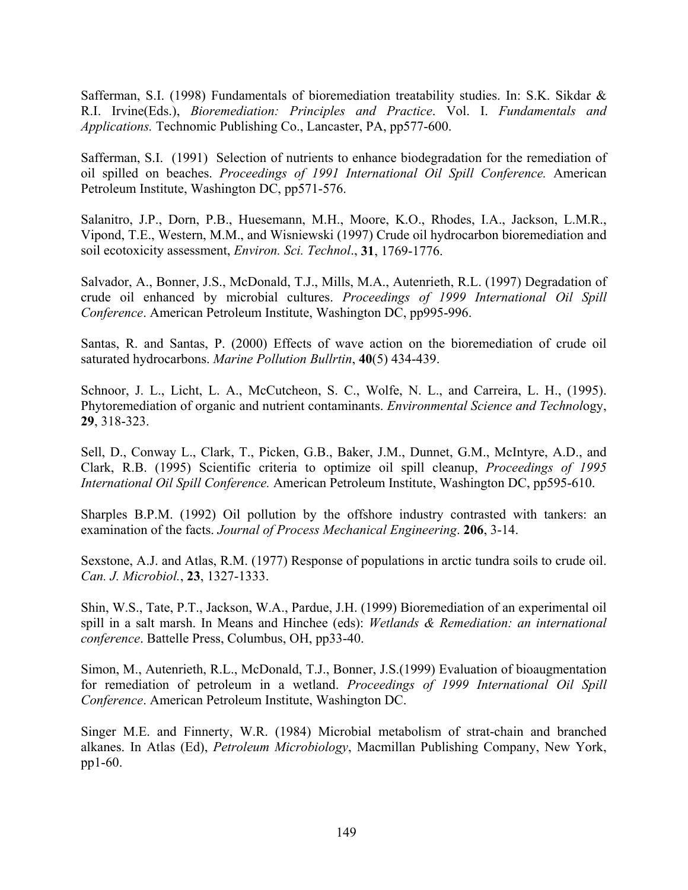Safferman, S.I. (1998) Fundamentals of bioremediation treatability studies. In: S.K. Sikdar & R.I. Irvine(Eds.), *Bioremediation: Principles and Practice*. Vol. I. *Fundamentals and Applications.* Technomic Publishing Co., Lancaster, PA, pp577-600.

Safferman, S.I. (1991) Selection of nutrients to enhance biodegradation for the remediation of oil spilled on beaches. *Proceedings of 1991 International Oil Spill Conference.* American Petroleum Institute, Washington DC, pp571-576.

Salanitro, J.P., Dorn, P.B., Huesemann, M.H., Moore, K.O., Rhodes, I.A., Jackson, L.M.R., Vipond, T.E., Western, M.M., and Wisniewski (1997) Crude oil hydrocarbon bioremediation and soil ecotoxicity assessment, *Environ. Sci. Technol*., **31**, 1769-1776.

Salvador, A., Bonner, J.S., McDonald, T.J., Mills, M.A., Autenrieth, R.L. (1997) Degradation of crude oil enhanced by microbial cultures. *Proceedings of 1999 International Oil Spill Conference*. American Petroleum Institute, Washington DC, pp995-996.

Santas, R. and Santas, P. (2000) Effects of wave action on the bioremediation of crude oil saturated hydrocarbons. *Marine Pollution Bullrtin*, **40**(5) 434-439.

Schnoor, J. L., Licht, L. A., McCutcheon, S. C., Wolfe, N. L., and Carreira, L. H., (1995). Phytoremediation of organic and nutrient contaminants. *Environmental Science and Technol*ogy, **29**, 318-323.

Sell, D., Conway L., Clark, T., Picken, G.B., Baker, J.M., Dunnet, G.M., McIntyre, A.D., and Clark, R.B. (1995) Scientific criteria to optimize oil spill cleanup, *Proceedings of 1995 International Oil Spill Conference.* American Petroleum Institute, Washington DC, pp595-610.

Sharples B.P.M. (1992) Oil pollution by the offshore industry contrasted with tankers: an examination of the facts. *Journal of Process Mechanical Engineering*. **206**, 3-14.

Sexstone, A.J. and Atlas, R.M. (1977) Response of populations in arctic tundra soils to crude oil. *Can. J. Microbiol.*, **23**, 1327-1333.

Shin, W.S., Tate, P.T., Jackson, W.A., Pardue, J.H. (1999) Bioremediation of an experimental oil spill in a salt marsh. In Means and Hinchee (eds): *Wetlands & Remediation: an international conference*. Battelle Press, Columbus, OH, pp33-40.

Simon, M., Autenrieth, R.L., McDonald, T.J., Bonner, J.S.(1999) Evaluation of bioaugmentation for remediation of petroleum in a wetland. *Proceedings of 1999 International Oil Spill Conference*. American Petroleum Institute, Washington DC.

Singer M.E. and Finnerty, W.R. (1984) Microbial metabolism of strat-chain and branched alkanes. In Atlas (Ed), *Petroleum Microbiology*, Macmillan Publishing Company, New York, pp1-60.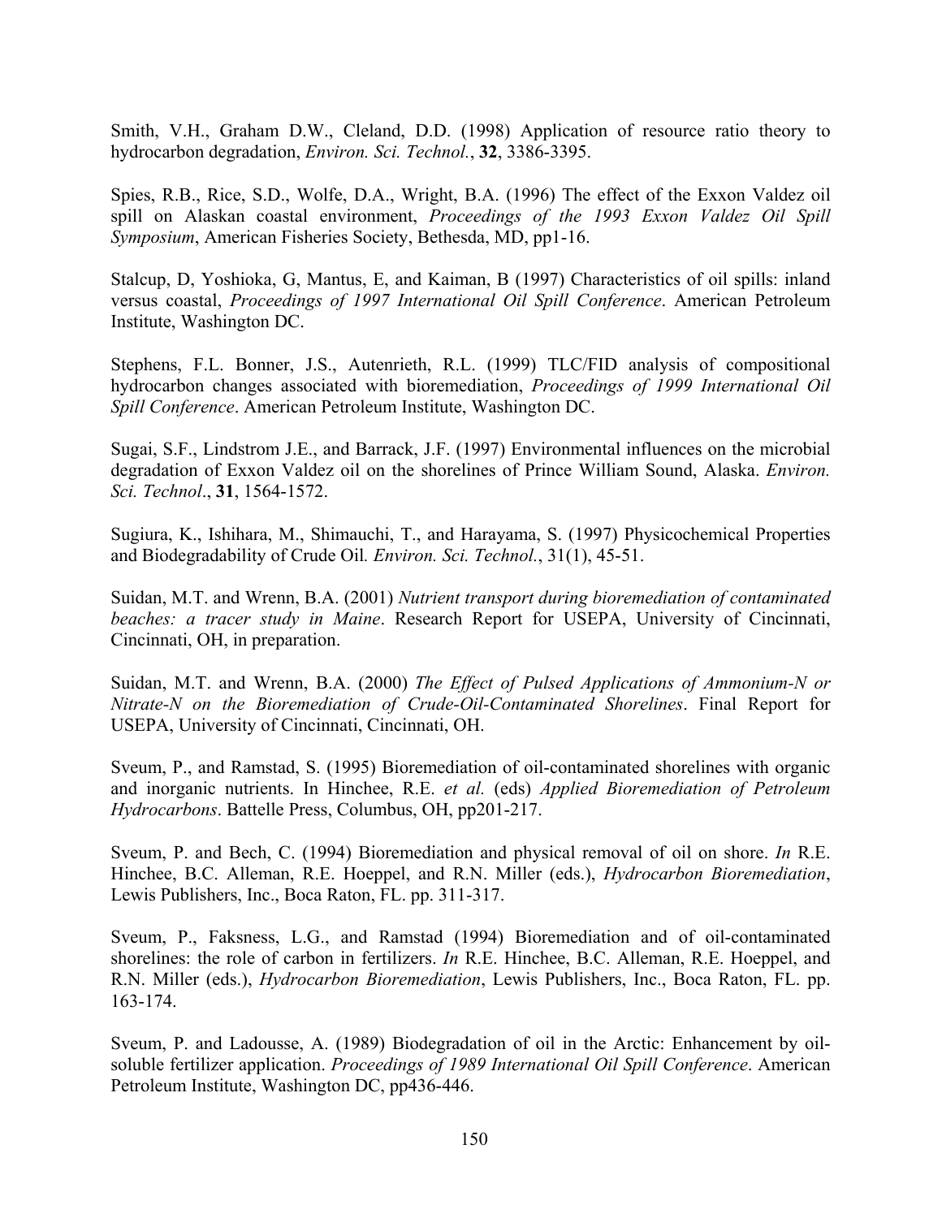Smith, V.H., Graham D.W., Cleland, D.D. (1998) Application of resource ratio theory to hydrocarbon degradation, *Environ. Sci. Technol.*, **32**, 3386-3395.

Spies, R.B., Rice, S.D., Wolfe, D.A., Wright, B.A. (1996) The effect of the Exxon Valdez oil spill on Alaskan coastal environment, *Proceedings of the 1993 Exxon Valdez Oil Spill Symposium*, American Fisheries Society, Bethesda, MD, pp1-16.

Stalcup, D, Yoshioka, G, Mantus, E, and Kaiman, B (1997) Characteristics of oil spills: inland versus coastal, *Proceedings of 1997 International Oil Spill Conference*. American Petroleum Institute, Washington DC.

Stephens, F.L. Bonner, J.S., Autenrieth, R.L. (1999) TLC/FID analysis of compositional hydrocarbon changes associated with bioremediation, *Proceedings of 1999 International Oil Spill Conference*. American Petroleum Institute, Washington DC.

Sugai, S.F., Lindstrom J.E., and Barrack, J.F. (1997) Environmental influences on the microbial degradation of Exxon Valdez oil on the shorelines of Prince William Sound, Alaska. *Environ. Sci. Technol*., **31**, 1564-1572.

Sugiura, K., Ishihara, M., Shimauchi, T., and Harayama, S. (1997) Physicochemical Properties and Biodegradability of Crude Oil. *Environ. Sci. Technol.*, 31(1), 45-51.

Suidan, M.T. and Wrenn, B.A. (2001) *Nutrient transport during bioremediation of contaminated beaches: a tracer study in Maine*. Research Report for USEPA, University of Cincinnati, Cincinnati, OH, in preparation.

Suidan, M.T. and Wrenn, B.A. (2000) *The Effect of Pulsed Applications of Ammonium-N or Nitrate-N on the Bioremediation of Crude-Oil-Contaminated Shorelines*. Final Report for USEPA, University of Cincinnati, Cincinnati, OH.

Sveum, P., and Ramstad, S. (1995) Bioremediation of oil-contaminated shorelines with organic and inorganic nutrients. In Hinchee, R.E. *et al.* (eds) *Applied Bioremediation of Petroleum Hydrocarbons*. Battelle Press, Columbus, OH, pp201-217.

Sveum, P. and Bech, C. (1994) Bioremediation and physical removal of oil on shore. *In* R.E. Hinchee, B.C. Alleman, R.E. Hoeppel, and R.N. Miller (eds.), *Hydrocarbon Bioremediation*, Lewis Publishers, Inc., Boca Raton, FL. pp. 311-317.

Sveum, P., Faksness, L.G., and Ramstad (1994) Bioremediation and of oil-contaminated shorelines: the role of carbon in fertilizers. *In* R.E. Hinchee, B.C. Alleman, R.E. Hoeppel, and R.N. Miller (eds.), *Hydrocarbon Bioremediation*, Lewis Publishers, Inc., Boca Raton, FL. pp. 163-174.

Sveum, P. and Ladousse, A. (1989) Biodegradation of oil in the Arctic: Enhancement by oil-soluble fertilizer application. *Proceedings of 1989 International Oil Spill Conference*. American Petroleum Institute, Washington DC, pp436-446.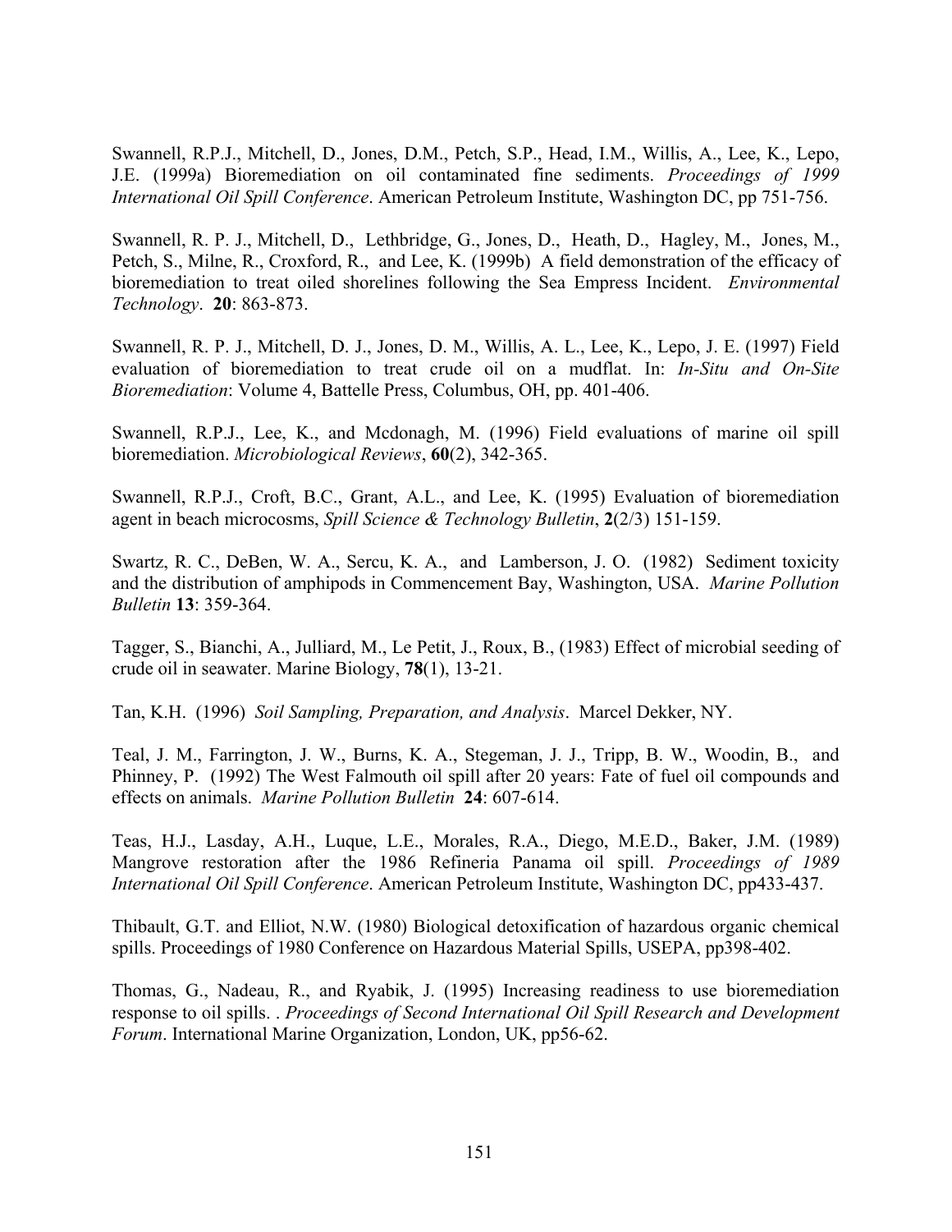Swannell, R.P.J., Mitchell, D., Jones, D.M., Petch, S.P., Head, I.M., Willis, A., Lee, K., Lepo, J.E. (1999a) Bioremediation on oil contaminated fine sediments. *Proceedings of 1999 International Oil Spill Conference*. American Petroleum Institute, Washington DC, pp 751-756.

Swannell, R. P. J., Mitchell, D., Lethbridge, G., Jones, D., Heath, D., Hagley, M., Jones, M., Petch, S., Milne, R., Croxford, R., and Lee, K. (1999b) A field demonstration of the efficacy of bioremediation to treat oiled shorelines following the Sea Empress Incident. *Environmental Technology*. **20**: 863-873.

Swannell, R. P. J., Mitchell, D. J., Jones, D. M., Willis, A. L., Lee, K., Lepo, J. E. (1997) Field evaluation of bioremediation to treat crude oil on a mudflat. In: *In-Situ and On-Site Bioremediation*: Volume 4, Battelle Press, Columbus, OH, pp. 401-406.

Swannell, R.P.J., Lee, K., and Mcdonagh, M. (1996) Field evaluations of marine oil spill bioremediation. *Microbiological Reviews*, **60**(2), 342-365.

Swannell, R.P.J., Croft, B.C., Grant, A.L., and Lee, K. (1995) Evaluation of bioremediation agent in beach microcosms, *Spill Science & Technology Bulletin*, **2**(2/3) 151-159.

Swartz, R. C., DeBen, W. A., Sercu, K. A., and Lamberson, J. O. (1982) Sediment toxicity and the distribution of amphipods in Commencement Bay, Washington, USA. *Marine Pollution Bulletin* **13**: 359-364.

Tagger, S., Bianchi, A., Julliard, M., Le Petit, J., Roux, B., (1983) Effect of microbial seeding of crude oil in seawater. Marine Biology, **78**(1), 13-21.

Tan, K.H. (1996) *Soil Sampling, Preparation, and Analysis*. Marcel Dekker, NY.

Teal, J. M., Farrington, J. W., Burns, K. A., Stegeman, J. J., Tripp, B. W., Woodin, B., and Phinney, P. (1992) The West Falmouth oil spill after 20 years: Fate of fuel oil compounds and effects on animals. *Marine Pollution Bulletin* **24**: 607-614.

Teas, H.J., Lasday, A.H., Luque, L.E., Morales, R.A., Diego, M.E.D., Baker, J.M. (1989) Mangrove restoration after the 1986 Refineria Panama oil spill. *Proceedings of 1989 International Oil Spill Conference*. American Petroleum Institute, Washington DC, pp433-437.

Thibault, G.T. and Elliot, N.W. (1980) Biological detoxification of hazardous organic chemical spills. Proceedings of 1980 Conference on Hazardous Material Spills, USEPA, pp398-402.

Thomas, G., Nadeau, R., and Ryabik, J. (1995) Increasing readiness to use bioremediation response to oil spills. . *Proceedings of Second International Oil Spill Research and Development Forum*. International Marine Organization, London, UK, pp56-62.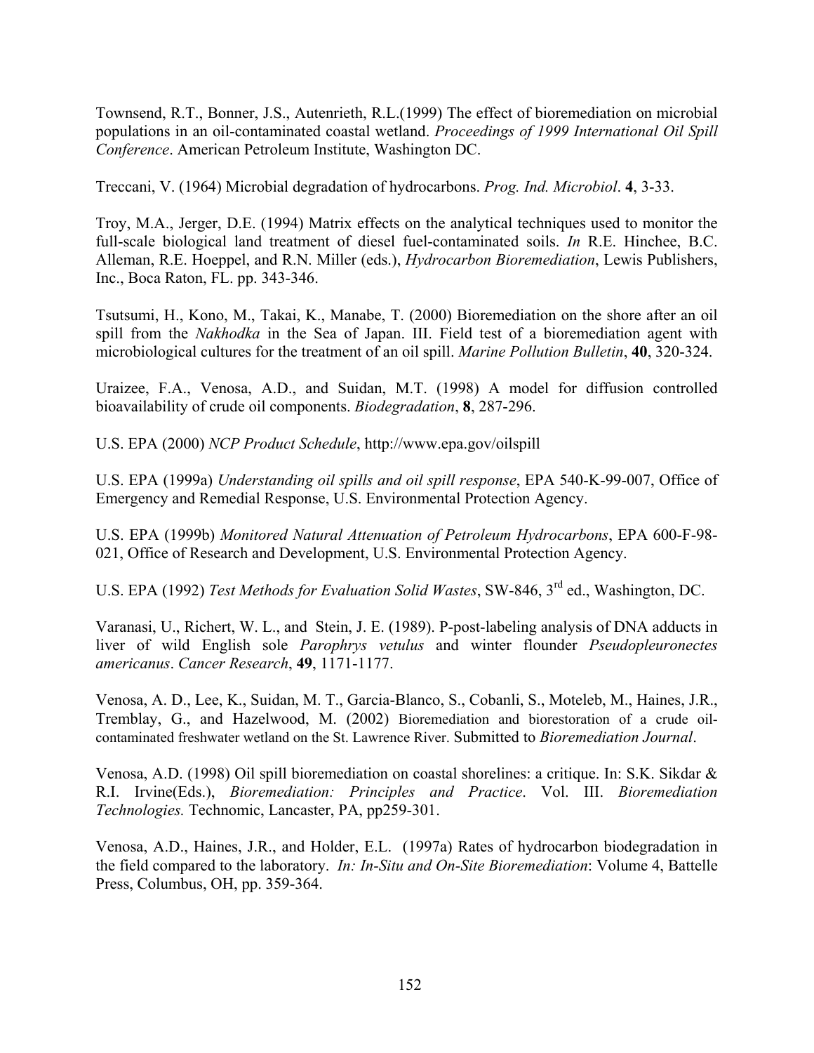Townsend, R.T., Bonner, J.S., Autenrieth, R.L.(1999) The effect of bioremediation on microbial populations in an oil-contaminated coastal wetland. *Proceedings of 1999 International Oil Spill Conference*. American Petroleum Institute, Washington DC.

Treccani, V. (1964) Microbial degradation of hydrocarbons. *Prog. Ind. Microbiol*. **4**, 3-33.

Troy, M.A., Jerger, D.E. (1994) Matrix effects on the analytical techniques used to monitor the full-scale biological land treatment of diesel fuel-contaminated soils. *In* R.E. Hinchee, B.C. Alleman, R.E. Hoeppel, and R.N. Miller (eds.), *Hydrocarbon Bioremediation*, Lewis Publishers, Inc., Boca Raton, FL. pp. 343-346.

Tsutsumi, H., Kono, M., Takai, K., Manabe, T. (2000) Bioremediation on the shore after an oil spill from the *Nakhodka* in the Sea of Japan. III. Field test of a bioremediation agent with microbiological cultures for the treatment of an oil spill. *Marine Pollution Bulletin*, **40**, 320-324.

Uraizee, F.A., Venosa, A.D., and Suidan, M.T. (1998) A model for diffusion controlled bioavailability of crude oil components. *Biodegradation*, **8**, 287-296.

U.S. EPA (2000) *NCP Product Schedule*, http://www.epa.gov/oilspill

U.S. EPA (1999a) *Understanding oil spills and oil spill response*, EPA 540-K-99-007, Office of Emergency and Remedial Response, U.S. Environmental Protection Agency.

U.S. EPA (1999b) *Monitored Natural Attenuation of Petroleum Hydrocarbons*, EPA 600-F-98-021, Office of Research and Development, U.S. Environmental Protection Agency.

U.S. EPA (1992) *Test Methods for Evaluation Solid Wastes*, SW-846, 3rd ed., Washington, DC.

Varanasi, U., Richert, W. L., and Stein, J. E. (1989). P-post-labeling analysis of DNA adducts in liver of wild English sole *Parophrys vetulus* and winter flounder *Pseudopleuronectes americanus*. *Cancer Research*, **49**, 1171-1177.

Venosa, A. D., Lee, K., Suidan, M. T., Garcia-Blanco, S., Cobanli, S., Moteleb, M., Haines, J.R., Tremblay, G., and Hazelwood, M. (2002) Bioremediation and biorestoration of a crude oil-contaminated freshwater wetland on the St. Lawrence River. Submitted to *Bioremediation Journal*.

Venosa, A.D. (1998) Oil spill bioremediation on coastal shorelines: a critique. In: S.K. Sikdar & R.I. Irvine(Eds.), *Bioremediation: Principles and Practice*. Vol. III. *Bioremediation Technologies.* Technomic, Lancaster, PA, pp259-301.

Venosa, A.D., Haines, J.R., and Holder, E.L. (1997a) Rates of hydrocarbon biodegradation in the field compared to the laboratory. *In: In-Situ and On-Site Bioremediation*: Volume 4, Battelle Press, Columbus, OH, pp. 359-364.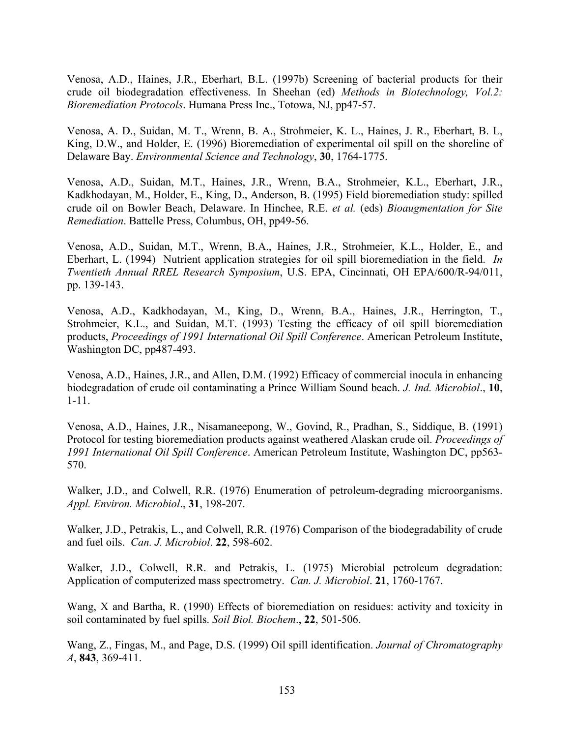Venosa, A.D., Haines, J.R., Eberhart, B.L. (1997b) Screening of bacterial products for their crude oil biodegradation effectiveness. In Sheehan (ed) *Methods in Biotechnology, Vol.2: Bioremediation Protocols*. Humana Press Inc., Totowa, NJ, pp47-57.

Venosa, A. D., Suidan, M. T., Wrenn, B. A., Strohmeier, K. L., Haines, J. R., Eberhart, B. L, King, D.W., and Holder, E. (1996) Bioremediation of experimental oil spill on the shoreline of Delaware Bay. *Environmental Science and Technology*, **30**, 1764-1775.

Venosa, A.D., Suidan, M.T., Haines, J.R., Wrenn, B.A., Strohmeier, K.L., Eberhart, J.R., Kadkhodayan, M., Holder, E., King, D., Anderson, B. (1995) Field bioremediation study: spilled crude oil on Bowler Beach, Delaware. In Hinchee, R.E. *et al.* (eds) *Bioaugmentation for Site Remediation*. Battelle Press, Columbus, OH, pp49-56.

Venosa, A.D., Suidan, M.T., Wrenn, B.A., Haines, J.R., Strohmeier, K.L., Holder, E., and Eberhart, L. (1994) Nutrient application strategies for oil spill bioremediation in the field. *In Twentieth Annual RREL Research Symposium*, U.S. EPA, Cincinnati, OH EPA/600/R-94/011, pp. 139-143.

Venosa, A.D., Kadkhodayan, M., King, D., Wrenn, B.A., Haines, J.R., Herrington, T., Strohmeier, K.L., and Suidan, M.T. (1993) Testing the efficacy of oil spill bioremediation products, *Proceedings of 1991 International Oil Spill Conference*. American Petroleum Institute, Washington DC, pp487-493.

Venosa, A.D., Haines, J.R., and Allen, D.M. (1992) Efficacy of commercial inocula in enhancing biodegradation of crude oil contaminating a Prince William Sound beach. *J. Ind. Microbiol*., **10**, 1-11.

Venosa, A.D., Haines, J.R., Nisamaneepong, W., Govind, R., Pradhan, S., Siddique, B. (1991) Protocol for testing bioremediation products against weathered Alaskan crude oil. *Proceedings of 1991 International Oil Spill Conference*. American Petroleum Institute, Washington DC, pp563-570.

Walker, J.D., and Colwell, R.R. (1976) Enumeration of petroleum-degrading microorganisms. *Appl. Environ. Microbiol*., **31**, 198-207.

Walker, J.D., Petrakis, L., and Colwell, R.R. (1976) Comparison of the biodegradability of crude and fuel oils. *Can. J. Microbiol*. **22**, 598-602.

Walker, J.D., Colwell, R.R. and Petrakis, L. (1975) Microbial petroleum degradation: Application of computerized mass spectrometry. *Can. J. Microbiol*. **21**, 1760-1767.

Wang, X and Bartha, R. (1990) Effects of bioremediation on residues: activity and toxicity in soil contaminated by fuel spills. *Soil Biol. Biochem*., **22**, 501-506.

Wang, Z., Fingas, M., and Page, D.S. (1999) Oil spill identification. *Journal of Chromatography A*, **843**, 369-411.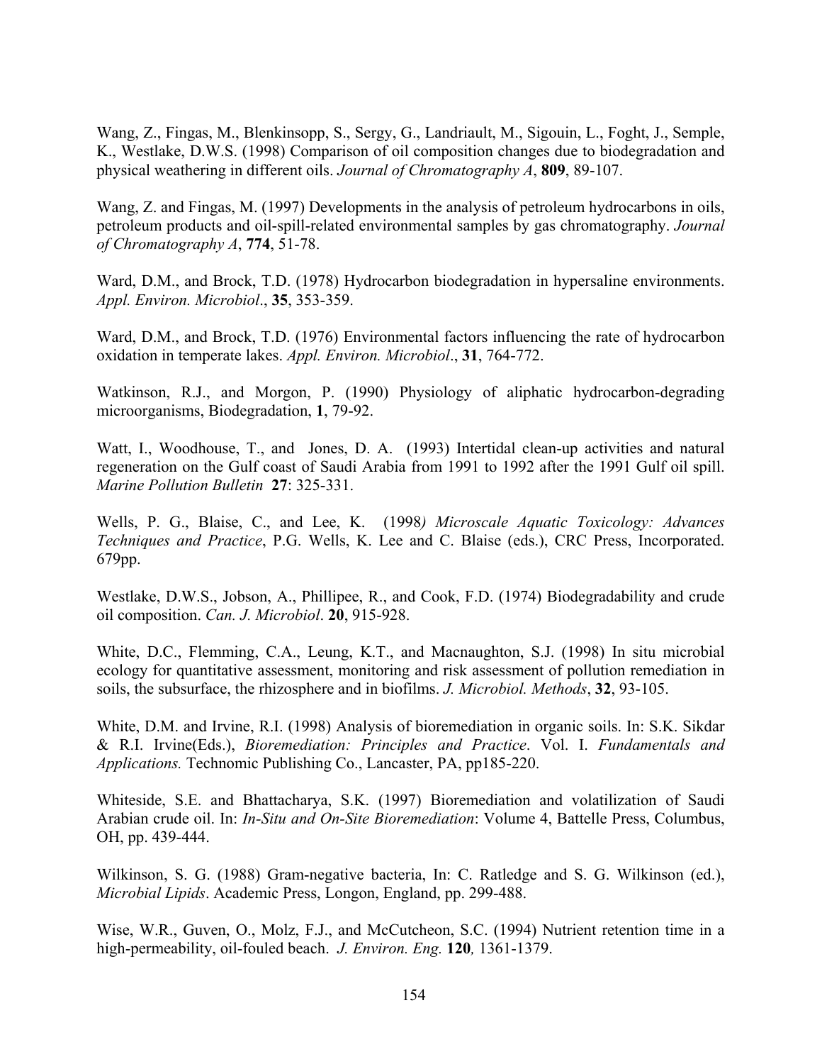Wang, Z., Fingas, M., Blenkinsopp, S., Sergy, G., Landriault, M., Sigouin, L., Foght, J., Semple, K., Westlake, D.W.S. (1998) Comparison of oil composition changes due to biodegradation and physical weathering in different oils. *Journal of Chromatography A*, **809**, 89-107.

Wang, Z. and Fingas, M. (1997) Developments in the analysis of petroleum hydrocarbons in oils, petroleum products and oil-spill-related environmental samples by gas chromatography. *Journal of Chromatography A*, **774**, 51-78.

Ward, D.M., and Brock, T.D. (1978) Hydrocarbon biodegradation in hypersaline environments. *Appl. Environ. Microbiol*., **35**, 353-359.

Ward, D.M., and Brock, T.D. (1976) Environmental factors influencing the rate of hydrocarbon oxidation in temperate lakes. *Appl. Environ. Microbiol*., **31**, 764-772.

Watkinson, R.J., and Morgon, P. (1990) Physiology of aliphatic hydrocarbon-degrading microorganisms, Biodegradation, **1**, 79-92.

Watt, I., Woodhouse, T., and Jones, D. A. (1993) Intertidal clean-up activities and natural regeneration on the Gulf coast of Saudi Arabia from 1991 to 1992 after the 1991 Gulf oil spill. *Marine Pollution Bulletin* **27**: 325-331.

Wells, P. G., Blaise, C., and Lee, K. (1998*) Microscale Aquatic Toxicology: Advances Techniques and Practice*, P.G. Wells, K. Lee and C. Blaise (eds.), CRC Press, Incorporated. 679pp.

Westlake, D.W.S., Jobson, A., Phillipee, R., and Cook, F.D. (1974) Biodegradability and crude oil composition. *Can. J. Microbiol*. **20**, 915-928.

White, D.C., Flemming, C.A., Leung, K.T., and Macnaughton, S.J. (1998) In situ microbial ecology for quantitative assessment, monitoring and risk assessment of pollution remediation in soils, the subsurface, the rhizosphere and in biofilms. *J. Microbiol. Methods*, **32**, 93-105.

White, D.M. and Irvine, R.I. (1998) Analysis of bioremediation in organic soils. In: S.K. Sikdar & R.I. Irvine(Eds.), *Bioremediation: Principles and Practice*. Vol. I. *Fundamentals and Applications.* Technomic Publishing Co., Lancaster, PA, pp185-220.

Whiteside, S.E. and Bhattacharya, S.K. (1997) Bioremediation and volatilization of Saudi Arabian crude oil. In: *In-Situ and On-Site Bioremediation*: Volume 4, Battelle Press, Columbus, OH, pp. 439-444.

Wilkinson, S. G. (1988) Gram-negative bacteria, In: C. Ratledge and S. G. Wilkinson (ed.), *Microbial Lipids*. Academic Press, Longon, England, pp. 299-488.

Wise, W.R., Guven, O., Molz, F.J., and McCutcheon, S.C. (1994) Nutrient retention time in a high-permeability, oil-fouled beach. *J. Environ. Eng.* **120***,* 1361-1379.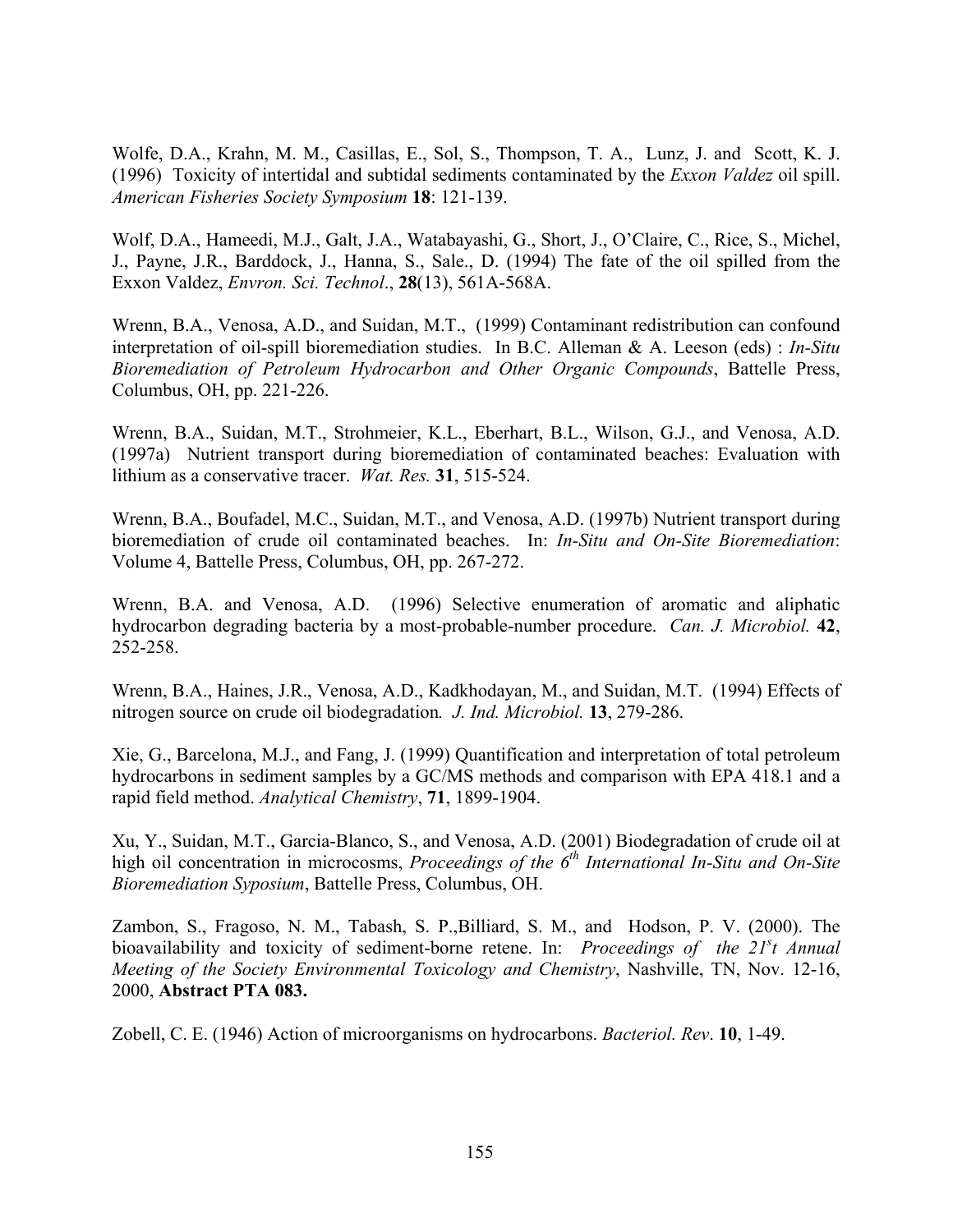Wolfe, D.A., Krahn, M. M., Casillas, E., Sol, S., Thompson, T. A., Lunz, J. and Scott, K. J. (1996) Toxicity of intertidal and subtidal sediments contaminated by the *Exxon Valdez* oil spill. *American Fisheries Society Symposium* **18**: 121-139.

Wolf, D.A., Hameedi, M.J., Galt, J.A., Watabayashi, G., Short, J., O'Claire, C., Rice, S., Michel, J., Payne, J.R., Barddock, J., Hanna, S., Sale., D. (1994) The fate of the oil spilled from the Exxon Valdez, *Envron. Sci. Technol*., **28**(13), 561A-568A.

Wrenn, B.A., Venosa, A.D., and Suidan, M.T., (1999) Contaminant redistribution can confound interpretation of oil-spill bioremediation studies. In B.C. Alleman & A. Leeson (eds) : *In-Situ Bioremediation of Petroleum Hydrocarbon and Other Organic Compounds*, Battelle Press, Columbus, OH, pp. 221-226.

Wrenn, B.A., Suidan, M.T., Strohmeier, K.L., Eberhart, B.L., Wilson, G.J., and Venosa, A.D. (1997a) Nutrient transport during bioremediation of contaminated beaches: Evaluation with lithium as a conservative tracer. *Wat. Res.* **31**, 515-524.

Wrenn, B.A., Boufadel, M.C., Suidan, M.T., and Venosa, A.D. (1997b) Nutrient transport during bioremediation of crude oil contaminated beaches. In: *In-Situ and On-Site Bioremediation*: Volume 4, Battelle Press, Columbus, OH, pp. 267-272.

Wrenn, B.A. and Venosa, A.D. (1996) Selective enumeration of aromatic and aliphatic hydrocarbon degrading bacteria by a most-probable-number procedure. *Can. J. Microbiol.* **42**, 252-258.

Wrenn, B.A., Haines, J.R., Venosa, A.D., Kadkhodayan, M., and Suidan, M.T. (1994) Effects of nitrogen source on crude oil biodegradation*. J. Ind. Microbiol.* **13**, 279-286.

Xie, G., Barcelona, M.J., and Fang, J. (1999) Quantification and interpretation of total petroleum hydrocarbons in sediment samples by a GC/MS methods and comparison with EPA 418.1 and a rapid field method. *Analytical Chemistry*, **71**, 1899-1904.

Xu, Y., Suidan, M.T., Garcia-Blanco, S., and Venosa, A.D. (2001) Biodegradation of crude oil at high oil concentration in microcosms, *Proceedings of the 6th International In-Situ and On-Site Bioremediation Syposium*, Battelle Press, Columbus, OH.

Zambon, S., Fragoso, N. M., Tabash, S. P.,Billiard, S. M., and Hodson, P. V. (2000). The bioavailability and toxicity of sediment-borne retene. In: *Proceedings of the 21st Annual Meeting of the Society Environmental Toxicology and Chemistry*, Nashville, TN, Nov. 12-16, 2000, **Abstract PTA 083.**

Zobell, C. E. (1946) Action of microorganisms on hydrocarbons. *Bacteriol. Rev*. **10**, 1-49.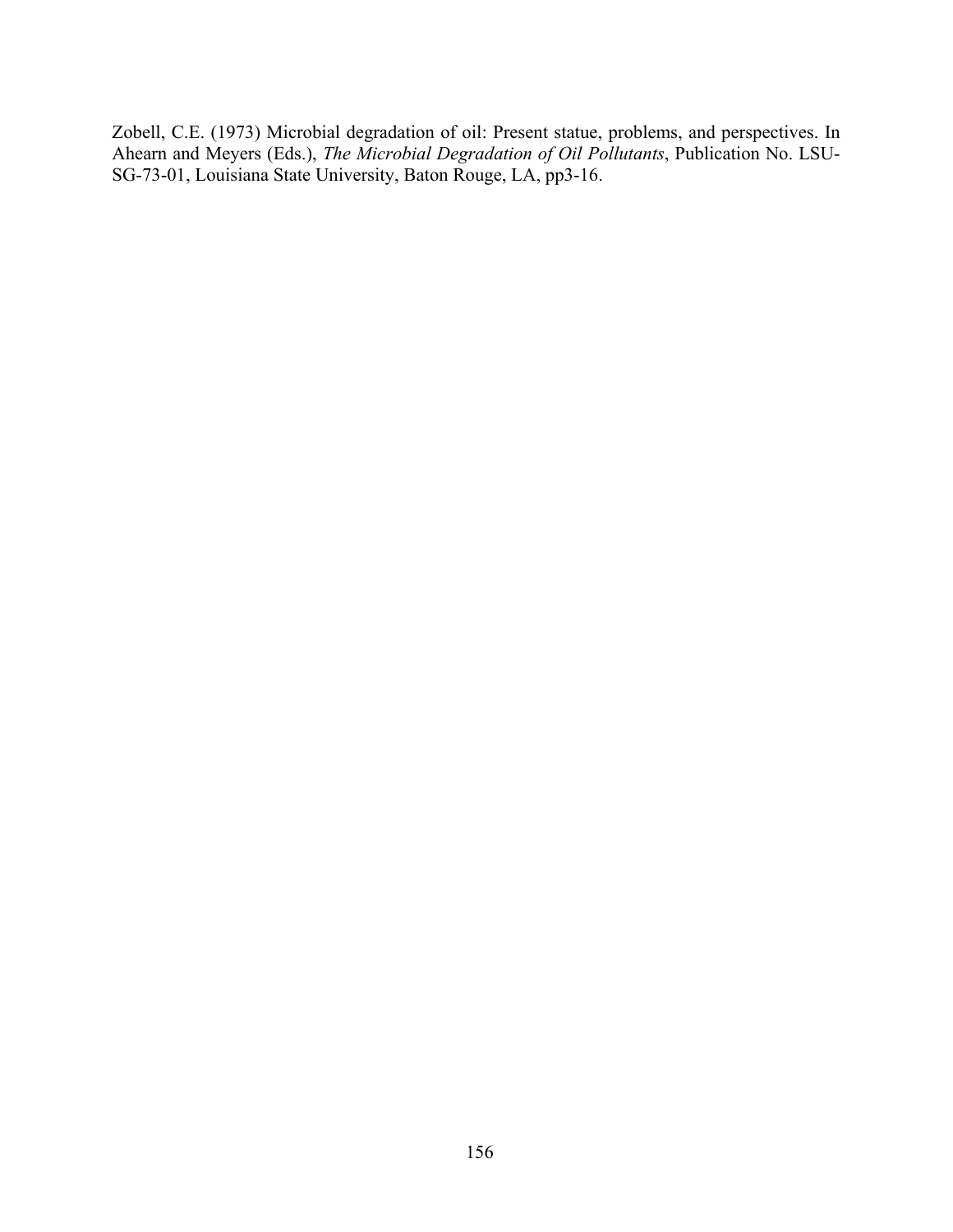Zobell, C.E. (1973) Microbial degradation of oil: Present statue, problems, and perspectives. In Ahearn and Meyers (Eds.), *The Microbial Degradation of Oil Pollutants*, Publication No. LSU-SG-73-01, Louisiana State University, Baton Rouge, LA, pp3-16.